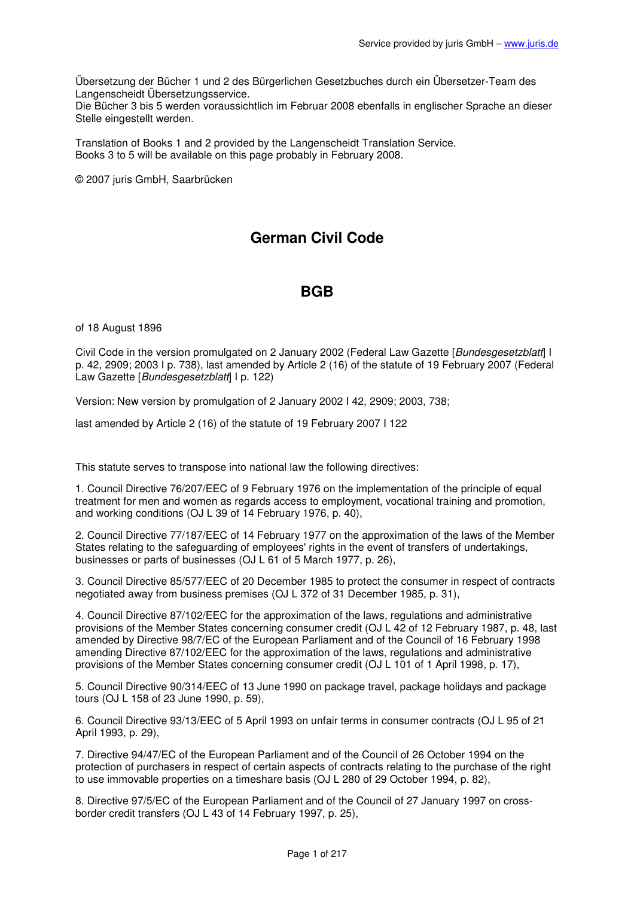Übersetzung der Bücher 1 und 2 des Bürgerlichen Gesetzbuches durch ein Übersetzer-Team des Langenscheidt Übersetzungsservice.
Die Bücher 3 bis 5 werden voraussichtlich im Februar 2008 ebenfalls in englischer Sprache an dieser Stelle eingestellt werden.

Translation of Books 1 and 2 provided by the Langenscheidt Translation Service.
Books 3 to 5 will be available on this page probably in February 2008.

© 2007 juris GmbH, Saarbrücken

# German Civil Code

# BGB

of 18 August 1896

Civil Code in the version promulgated on 2 January 2002 (Federal Law Gazette [*Bundesgesetzblatt*] I p. 42, 2909; 2003 I p. 738), last amended by Article 2 (16) of the statute of 19 February 2007 (Federal Law Gazette [*Bundesgesetzblatt*] I p. 122)

Version: New version by promulgation of 2 January 2002 I 42, 2909; 2003, 738;

last amended by Article 2 (16) of the statute of 19 February 2007 I 122

This statute serves to transpose into national law the following directives:

1. Council Directive 76/207/EEC of 9 February 1976 on the implementation of the principle of equal treatment for men and women as regards access to employment, vocational training and promotion, and working conditions (OJ L 39 of 14 February 1976, p. 40),

2. Council Directive 77/187/EEC of 14 February 1977 on the approximation of the laws of the Member States relating to the safeguarding of employees' rights in the event of transfers of undertakings, businesses or parts of businesses (OJ L 61 of 5 March 1977, p. 26),

3. Council Directive 85/577/EEC of 20 December 1985 to protect the consumer in respect of contracts negotiated away from business premises (OJ L 372 of 31 December 1985, p. 31),

4. Council Directive 87/102/EEC for the approximation of the laws, regulations and administrative provisions of the Member States concerning consumer credit (OJ L 42 of 12 February 1987, p. 48, last amended by Directive 98/7/EC of the European Parliament and of the Council of 16 February 1998 amending Directive 87/102/EEC for the approximation of the laws, regulations and administrative provisions of the Member States concerning consumer credit (OJ L 101 of 1 April 1998, p. 17),

5. Council Directive 90/314/EEC of 13 June 1990 on package travel, package holidays and package tours (OJ L 158 of 23 June 1990, p. 59),

6. Council Directive 93/13/EEC of 5 April 1993 on unfair terms in consumer contracts (OJ L 95 of 21 April 1993, p. 29),

7. Directive 94/47/EC of the European Parliament and of the Council of 26 October 1994 on the protection of purchasers in respect of certain aspects of contracts relating to the purchase of the right to use immovable properties on a timeshare basis (OJ L 280 of 29 October 1994, p. 82),

8. Directive 97/5/EC of the European Parliament and of the Council of 27 January 1997 on cross-border credit transfers (OJ L 43 of 14 February 1997, p. 25),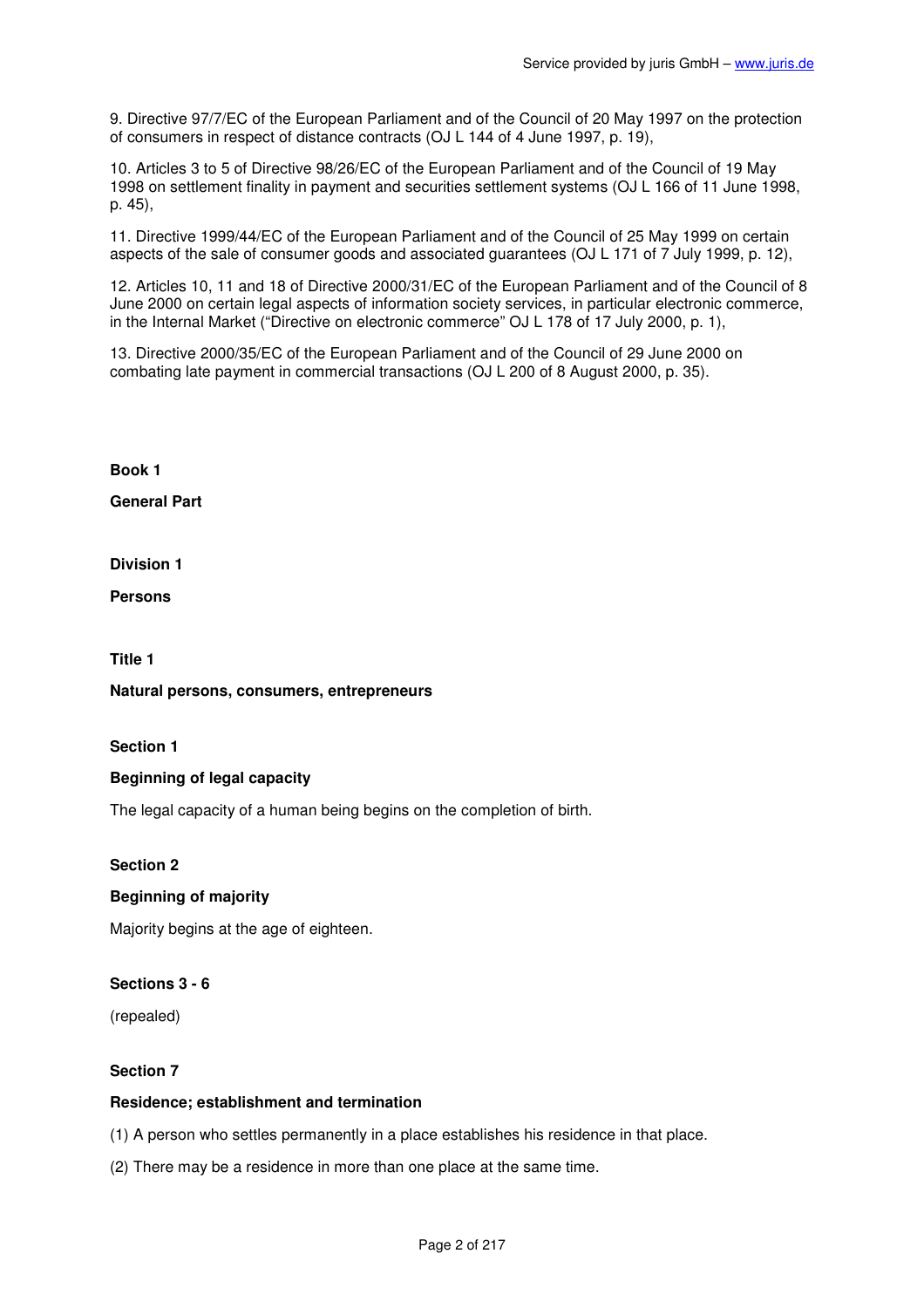9. Directive 97/7/EC of the European Parliament and of the Council of 20 May 1997 on the protection of consumers in respect of distance contracts (OJ L 144 of 4 June 1997, p. 19),

10. Articles 3 to 5 of Directive 98/26/EC of the European Parliament and of the Council of 19 May 1998 on settlement finality in payment and securities settlement systems (OJ L 166 of 11 June 1998, p. 45),

11. Directive 1999/44/EC of the European Parliament and of the Council of 25 May 1999 on certain aspects of the sale of consumer goods and associated guarantees (OJ L 171 of 7 July 1999, p. 12),

12. Articles 10, 11 and 18 of Directive 2000/31/EC of the European Parliament and of the Council of 8 June 2000 on certain legal aspects of information society services, in particular electronic commerce, in the Internal Market ("Directive on electronic commerce" OJ L 178 of 17 July 2000, p. 1),

13. Directive 2000/35/EC of the European Parliament and of the Council of 29 June 2000 on combating late payment in commercial transactions (OJ L 200 of 8 August 2000, p. 35).

# Book 1

# General Part

## Division 1

## Persons

### Title 1

### Natural persons, consumers, entrepreneurs

#### Section 1

#### Beginning of legal capacity

The legal capacity of a human being begins on the completion of birth.

#### Section 2

#### Beginning of majority

Majority begins at the age of eighteen.

#### Sections 3 - 6

(repealed)

#### Section 7

#### Residence; establishment and termination

(1) A person who settles permanently in a place establishes his residence in that place.

(2) There may be a residence in more than one place at the same time.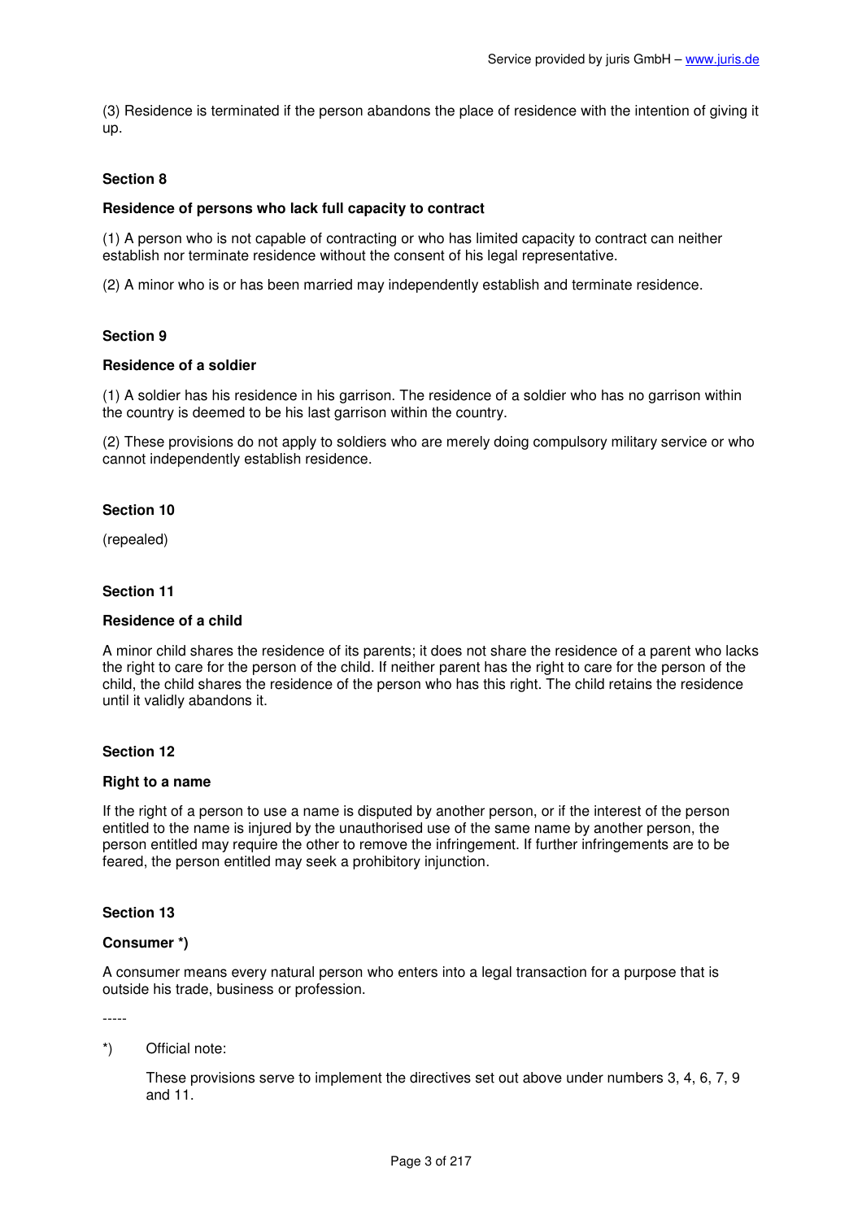(3) Residence is terminated if the person abandons the place of residence with the intention of giving it up.

### Section 8

**Residence of persons who lack full capacity to contract**

(1) A person who is not capable of contracting or who has limited capacity to contract can neither establish nor terminate residence without the consent of his legal representative.

(2) A minor who is or has been married may independently establish and terminate residence.

### Section 9

**Residence of a soldier**

(1) A soldier has his residence in his garrison. The residence of a soldier who has no garrison within the country is deemed to be his last garrison within the country.

(2) These provisions do not apply to soldiers who are merely doing compulsory military service or who cannot independently establish residence.

### Section 10

(repealed)

### Section 11

**Residence of a child**

A minor child shares the residence of its parents; it does not share the residence of a parent who lacks the right to care for the person of the child. If neither parent has the right to care for the person of the child, the child shares the residence of the person who has this right. The child retains the residence until it validly abandons it.

### Section 12

**Right to a name**

If the right of a person to use a name is disputed by another person, or if the interest of the person entitled to the name is injured by the unauthorised use of the same name by another person, the person entitled may require the other to remove the infringement. If further infringements are to be feared, the person entitled may seek a prohibitory injunction.

### Section 13

**Consumer *)**

A consumer means every natural person who enters into a legal transaction for a purpose that is outside his trade, business or profession.

-----

*) Official note:

These provisions serve to implement the directives set out above under numbers 3, 4, 6, 7, 9 and 11.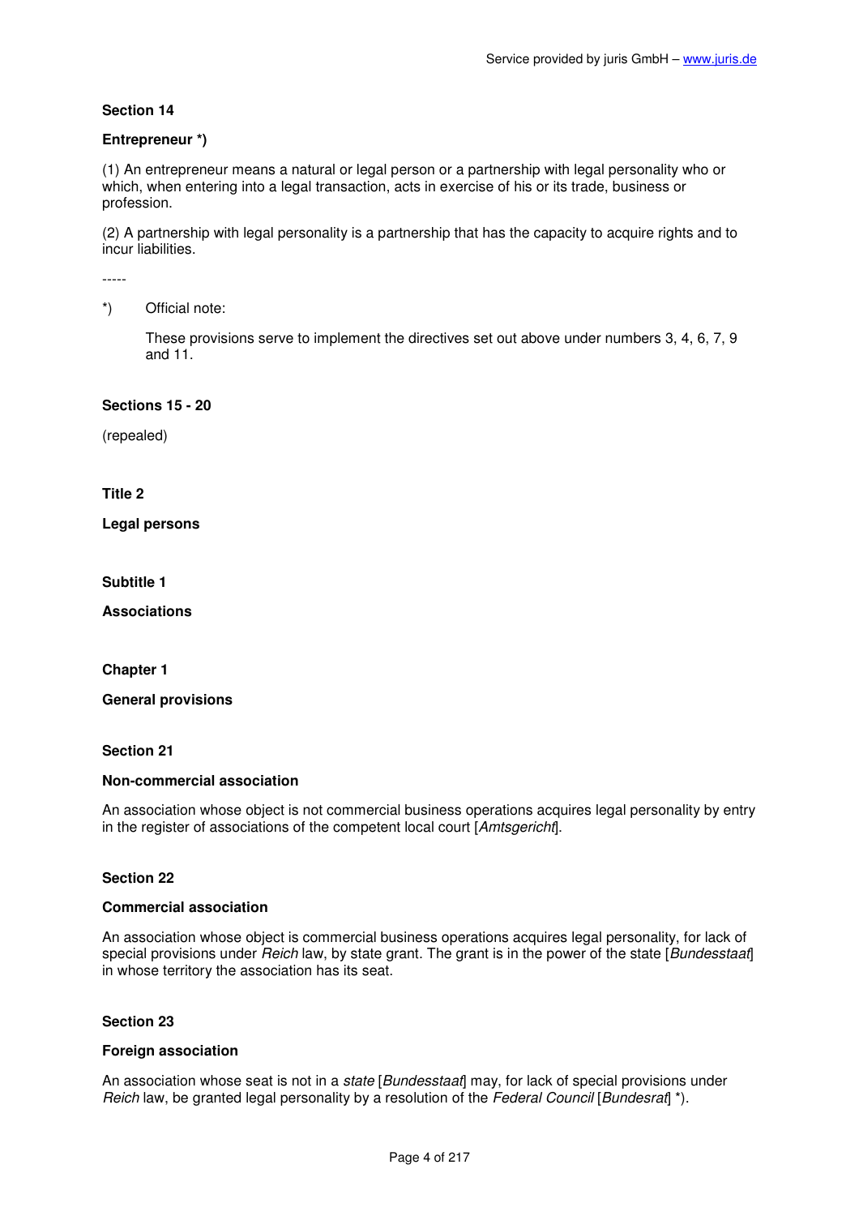**Section 14**

**Entrepreneur *)**

(1) An entrepreneur means a natural or legal person or a partnership with legal personality who or which, when entering into a legal transaction, acts in exercise of his or its trade, business or profession.

(2) A partnership with legal personality is a partnership that has the capacity to acquire rights and to incur liabilities.

-----

*) Official note:

These provisions serve to implement the directives set out above under numbers 3, 4, 6, 7, 9 and 11.

**Sections 15 - 20**

(repealed)

**Title 2**

**Legal persons**

**Subtitle 1**

**Associations**

**Chapter 1**

**General provisions**

**Section 21**

**Non-commercial association**

An association whose object is not commercial business operations acquires legal personality by entry in the register of associations of the competent local court [*Amtsgericht*].

**Section 22**

**Commercial association**

An association whose object is commercial business operations acquires legal personality, for lack of special provisions under *Reich* law, by state grant. The grant is in the power of the state [*Bundesstaat*] in whose territory the association has its seat.

**Section 23**

**Foreign association**

An association whose seat is not in a *state* [*Bundesstaat*] may, for lack of special provisions under *Reich* law, be granted legal personality by a resolution of the *Federal Council* [*Bundesrat*] *).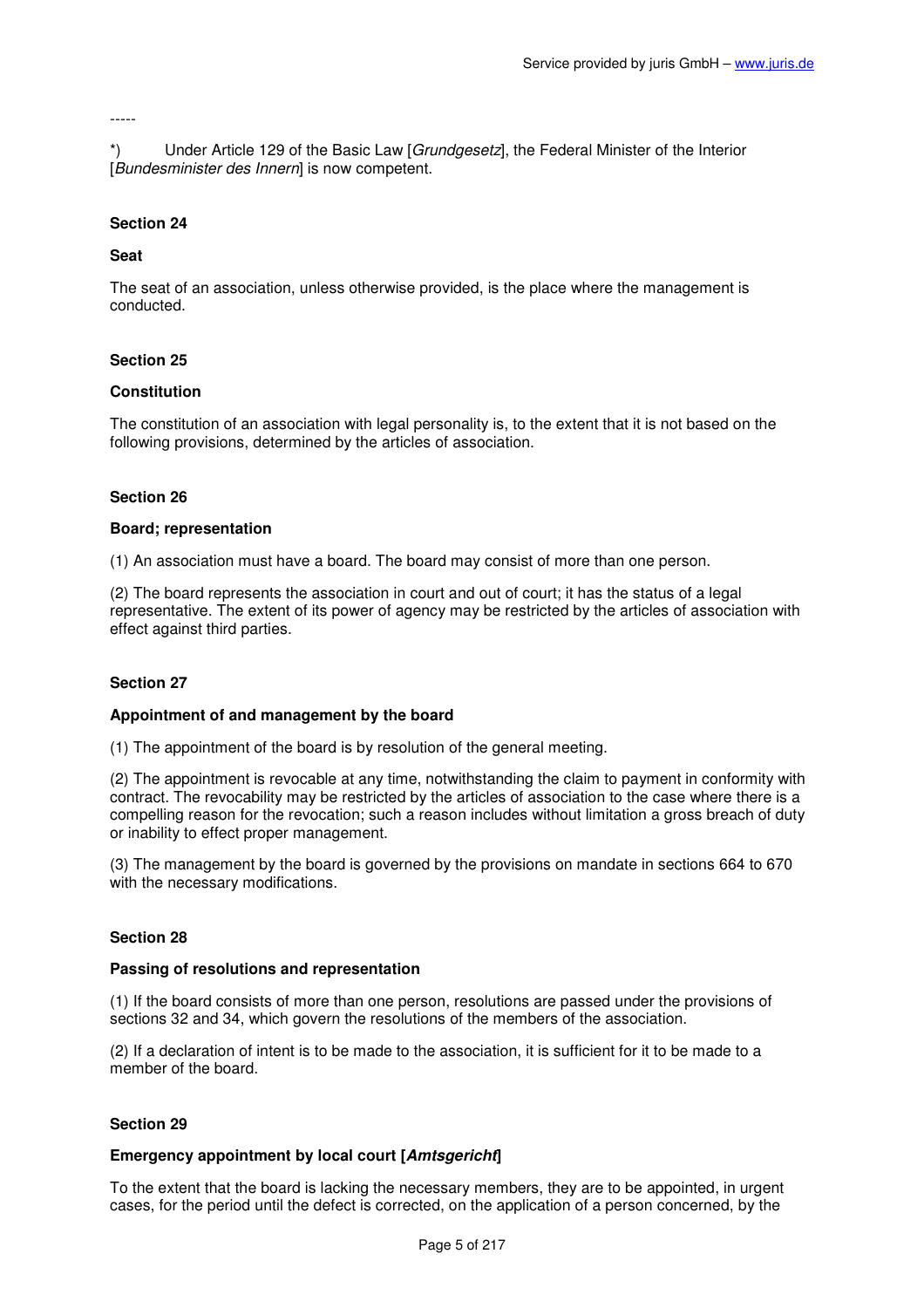-----

*) Under Article 129 of the Basic Law [*Grundgesetz*], the Federal Minister of the Interior [*Bundesminister des Innern*] is now competent.

### Section 24

**Seat**

The seat of an association, unless otherwise provided, is the place where the management is conducted.

### Section 25

**Constitution**

The constitution of an association with legal personality is, to the extent that it is not based on the following provisions, determined by the articles of association.

### Section 26

**Board; representation**

(1) An association must have a board. The board may consist of more than one person.

(2) The board represents the association in court and out of court; it has the status of a legal representative. The extent of its power of agency may be restricted by the articles of association with effect against third parties.

### Section 27

**Appointment of and management by the board**

(1) The appointment of the board is by resolution of the general meeting.

(2) The appointment is revocable at any time, notwithstanding the claim to payment in conformity with contract. The revocability may be restricted by the articles of association to the case where there is a compelling reason for the revocation; such a reason includes without limitation a gross breach of duty or inability to effect proper management.

(3) The management by the board is governed by the provisions on mandate in sections 664 to 670 with the necessary modifications.

### Section 28

**Passing of resolutions and representation**

(1) If the board consists of more than one person, resolutions are passed under the provisions of sections 32 and 34, which govern the resolutions of the members of the association.

(2) If a declaration of intent is to be made to the association, it is sufficient for it to be made to a member of the board.

### Section 29

**Emergency appointment by local court [*Amtsgericht*]**

To the extent that the board is lacking the necessary members, they are to be appointed, in urgent cases, for the period until the defect is corrected, on the application of a person concerned, by the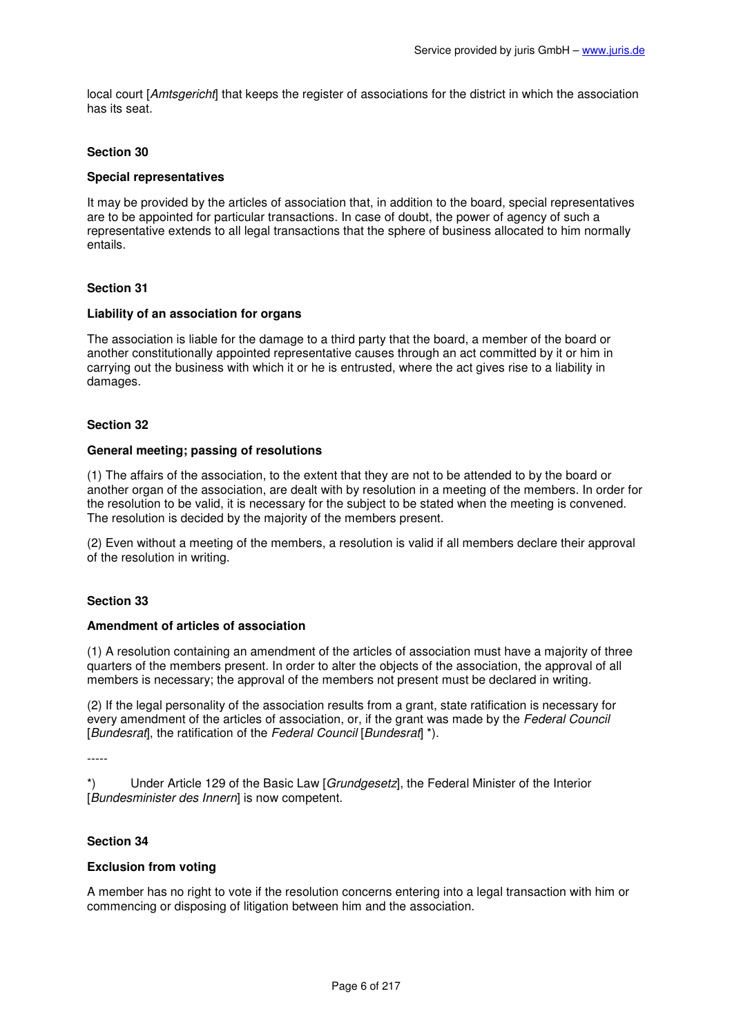local court [*Amtsgericht*] that keeps the register of associations for the district in which the association has its seat.

### Section 30

#### Special representatives

It may be provided by the articles of association that, in addition to the board, special representatives are to be appointed for particular transactions. In case of doubt, the power of agency of such a representative extends to all legal transactions that the sphere of business allocated to him normally entails.

### Section 31

#### Liability of an association for organs

The association is liable for the damage to a third party that the board, a member of the board or another constitutionally appointed representative causes through an act committed by it or him in carrying out the business with which it or he is entrusted, where the act gives rise to a liability in damages.

### Section 32

#### General meeting; passing of resolutions

(1) The affairs of the association, to the extent that they are not to be attended to by the board or another organ of the association, are dealt with by resolution in a meeting of the members. In order for the resolution to be valid, it is necessary for the subject to be stated when the meeting is convened. The resolution is decided by the majority of the members present.

(2) Even without a meeting of the members, a resolution is valid if all members declare their approval of the resolution in writing.

### Section 33

#### Amendment of articles of association

(1) A resolution containing an amendment of the articles of association must have a majority of three quarters of the members present. In order to alter the objects of the association, the approval of all members is necessary; the approval of the members not present must be declared in writing.

(2) If the legal personality of the association results from a grant, state ratification is necessary for every amendment of the articles of association, or, if the grant was made by the *Federal Council* [*Bundesrat*], the ratification of the *Federal Council* [*Bundesrat*] *).

-----

*) Under Article 129 of the Basic Law [*Grundgesetz*], the Federal Minister of the Interior [*Bundesminister des Innern*] is now competent.

### Section 34

#### Exclusion from voting

A member has no right to vote if the resolution concerns entering into a legal transaction with him or commencing or disposing of litigation between him and the association.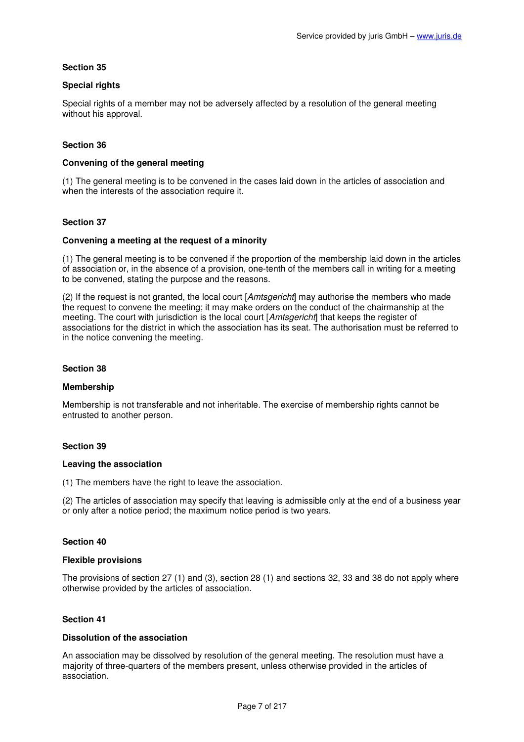### Section 35

#### Special rights

Special rights of a member may not be adversely affected by a resolution of the general meeting without his approval.

### Section 36

#### Convening of the general meeting

(1) The general meeting is to be convened in the cases laid down in the articles of association and when the interests of the association require it.

### Section 37

#### Convening a meeting at the request of a minority

(1) The general meeting is to be convened if the proportion of the membership laid down in the articles of association or, in the absence of a provision, one-tenth of the members call in writing for a meeting to be convened, stating the purpose and the reasons.

(2) If the request is not granted, the local court [*Amtsgericht*] may authorise the members who made the request to convene the meeting; it may make orders on the conduct of the chairmanship at the meeting. The court with jurisdiction is the local court [*Amtsgericht*] that keeps the register of associations for the district in which the association has its seat. The authorisation must be referred to in the notice convening the meeting.

### Section 38

#### Membership

Membership is not transferable and not inheritable. The exercise of membership rights cannot be entrusted to another person.

### Section 39

#### Leaving the association

(1) The members have the right to leave the association.

(2) The articles of association may specify that leaving is admissible only at the end of a business year or only after a notice period; the maximum notice period is two years.

### Section 40

#### Flexible provisions

The provisions of section 27 (1) and (3), section 28 (1) and sections 32, 33 and 38 do not apply where otherwise provided by the articles of association.

### Section 41

#### Dissolution of the association

An association may be dissolved by resolution of the general meeting. The resolution must have a majority of three-quarters of the members present, unless otherwise provided in the articles of association.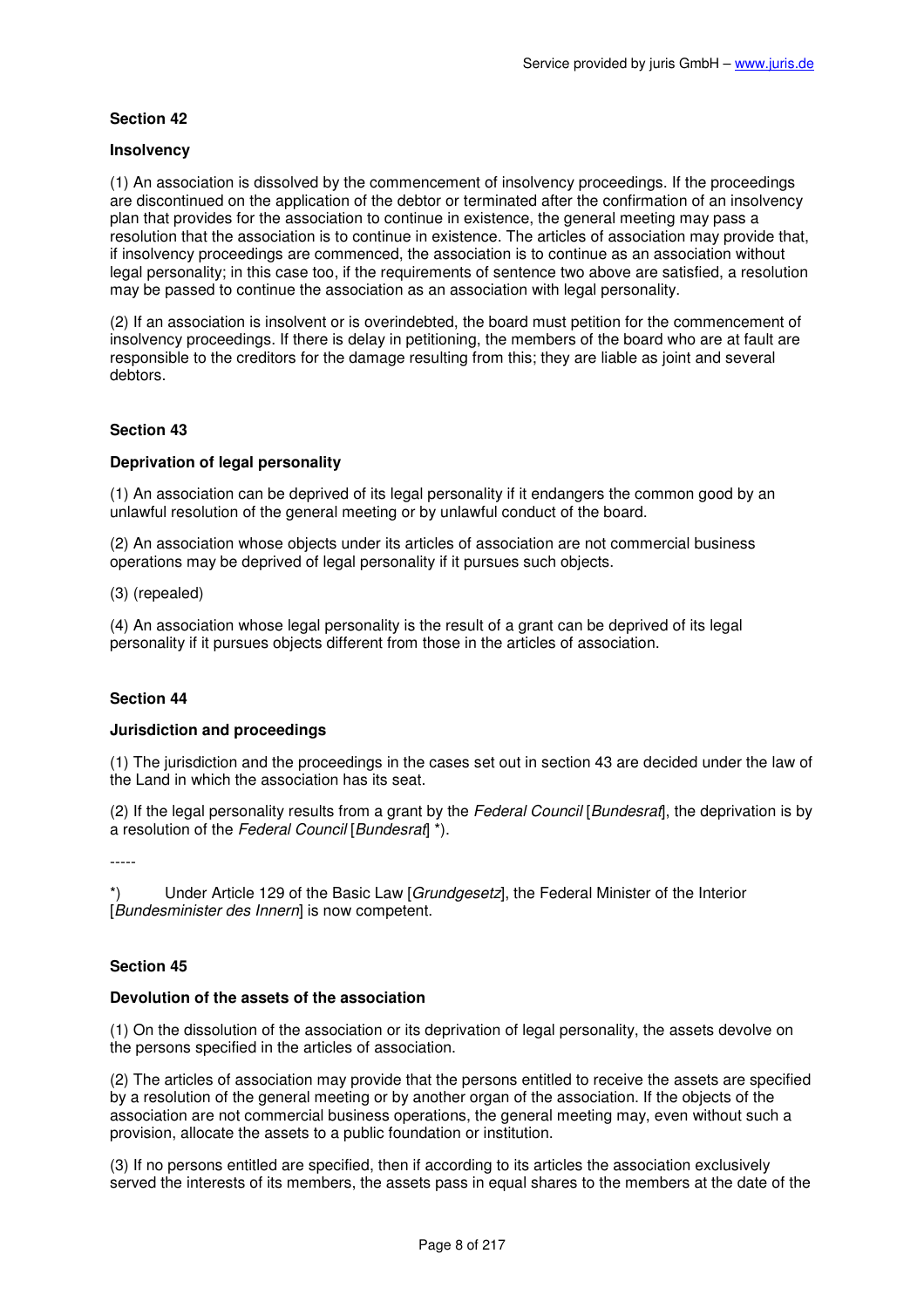### Section 42

#### Insolvency

(1) An association is dissolved by the commencement of insolvency proceedings. If the proceedings are discontinued on the application of the debtor or terminated after the confirmation of an insolvency plan that provides for the association to continue in existence, the general meeting may pass a resolution that the association is to continue in existence. The articles of association may provide that, if insolvency proceedings are commenced, the association is to continue as an association without legal personality; in this case too, if the requirements of sentence two above are satisfied, a resolution may be passed to continue the association as an association with legal personality.

(2) If an association is insolvent or is overindebted, the board must petition for the commencement of insolvency proceedings. If there is delay in petitioning, the members of the board who are at fault are responsible to the creditors for the damage resulting from this; they are liable as joint and several debtors.

### Section 43

#### Deprivation of legal personality

(1) An association can be deprived of its legal personality if it endangers the common good by an unlawful resolution of the general meeting or by unlawful conduct of the board.

(2) An association whose objects under its articles of association are not commercial business operations may be deprived of legal personality if it pursues such objects.

(3) (repealed)

(4) An association whose legal personality is the result of a grant can be deprived of its legal personality if it pursues objects different from those in the articles of association.

### Section 44

#### Jurisdiction and proceedings

(1) The jurisdiction and the proceedings in the cases set out in section 43 are decided under the law of the Land in which the association has its seat.

(2) If the legal personality results from a grant by the *Federal Council* [*Bundesrat*], the deprivation is by a resolution of the *Federal Council* [*Bundesrat*] *).

-----

*) Under Article 129 of the Basic Law [*Grundgesetz*], the Federal Minister of the Interior [*Bundesminister des Innern*] is now competent.

### Section 45

#### Devolution of the assets of the association

(1) On the dissolution of the association or its deprivation of legal personality, the assets devolve on the persons specified in the articles of association.

(2) The articles of association may provide that the persons entitled to receive the assets are specified by a resolution of the general meeting or by another organ of the association. If the objects of the association are not commercial business operations, the general meeting may, even without such a provision, allocate the assets to a public foundation or institution.

(3) If no persons entitled are specified, then if according to its articles the association exclusively served the interests of its members, the assets pass in equal shares to the members at the date of the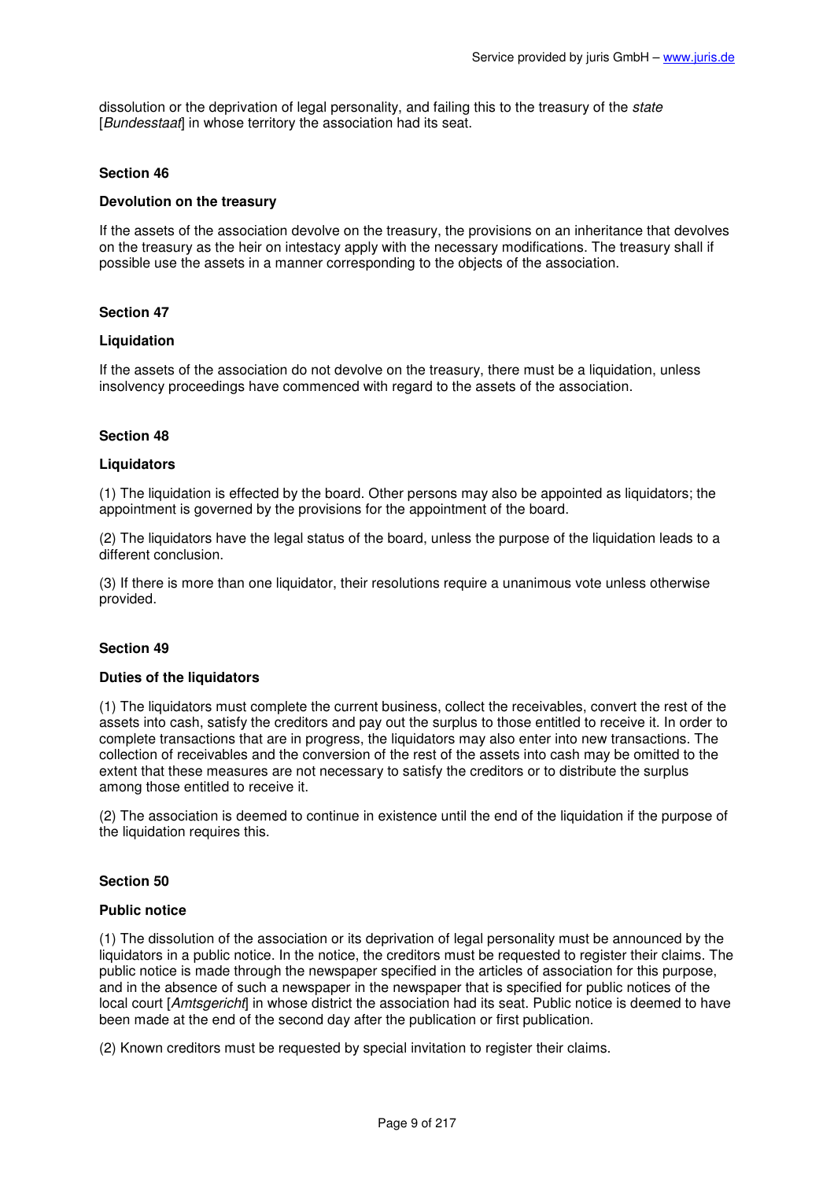dissolution or the deprivation of legal personality, and failing this to the treasury of the *state* [*Bundesstaat*] in whose territory the association had its seat.

### Section 46

**Devolution on the treasury**

If the assets of the association devolve on the treasury, the provisions on an inheritance that devolves on the treasury as the heir on intestacy apply with the necessary modifications. The treasury shall if possible use the assets in a manner corresponding to the objects of the association.

### Section 47

**Liquidation**

If the assets of the association do not devolve on the treasury, there must be a liquidation, unless insolvency proceedings have commenced with regard to the assets of the association.

### Section 48

**Liquidators**

(1) The liquidation is effected by the board. Other persons may also be appointed as liquidators; the appointment is governed by the provisions for the appointment of the board.

(2) The liquidators have the legal status of the board, unless the purpose of the liquidation leads to a different conclusion.

(3) If there is more than one liquidator, their resolutions require a unanimous vote unless otherwise provided.

### Section 49

**Duties of the liquidators**

(1) The liquidators must complete the current business, collect the receivables, convert the rest of the assets into cash, satisfy the creditors and pay out the surplus to those entitled to receive it. In order to complete transactions that are in progress, the liquidators may also enter into new transactions. The collection of receivables and the conversion of the rest of the assets into cash may be omitted to the extent that these measures are not necessary to satisfy the creditors or to distribute the surplus among those entitled to receive it.

(2) The association is deemed to continue in existence until the end of the liquidation if the purpose of the liquidation requires this.

### Section 50

**Public notice**

(1) The dissolution of the association or its deprivation of legal personality must be announced by the liquidators in a public notice. In the notice, the creditors must be requested to register their claims. The public notice is made through the newspaper specified in the articles of association for this purpose, and in the absence of such a newspaper in the newspaper that is specified for public notices of the local court [*Amtsgericht*] in whose district the association had its seat. Public notice is deemed to have been made at the end of the second day after the publication or first publication.

(2) Known creditors must be requested by special invitation to register their claims.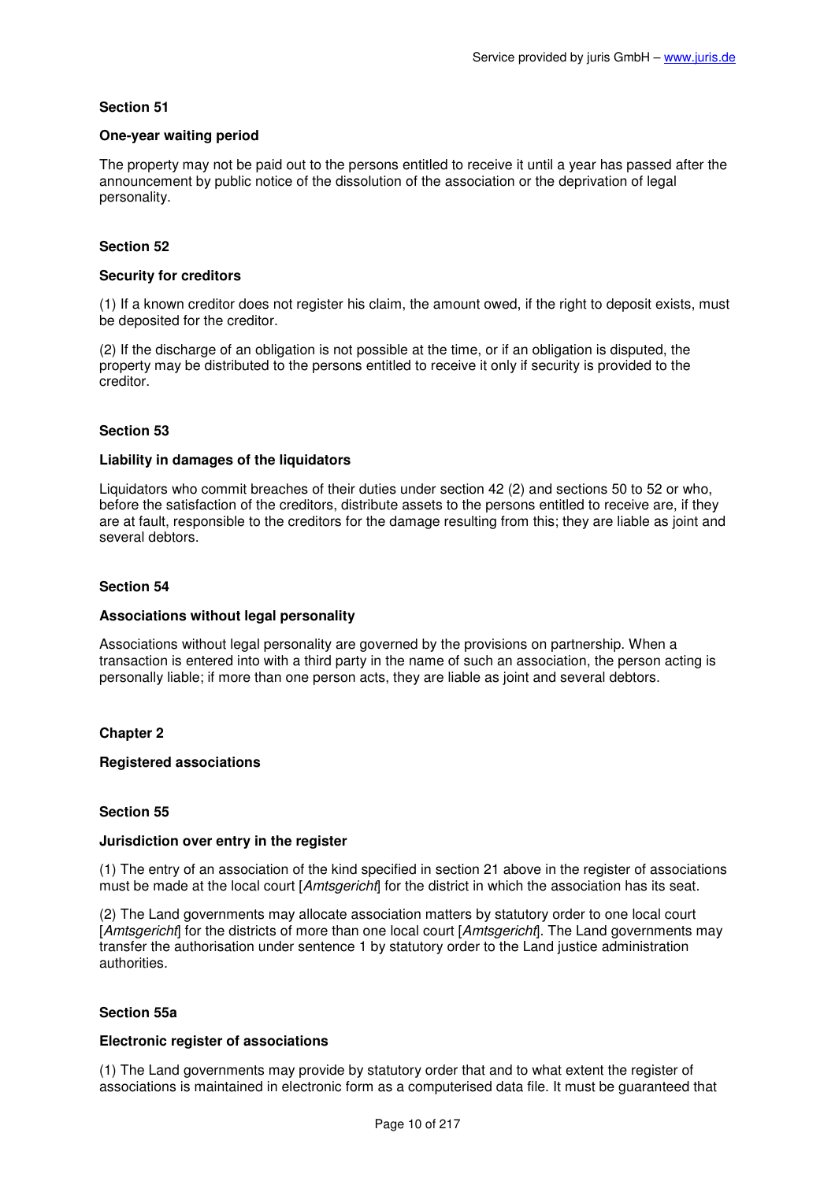### Section 51

#### One-year waiting period

The property may not be paid out to the persons entitled to receive it until a year has passed after the announcement by public notice of the dissolution of the association or the deprivation of legal personality.

### Section 52

#### Security for creditors

(1) If a known creditor does not register his claim, the amount owed, if the right to deposit exists, must be deposited for the creditor.

(2) If the discharge of an obligation is not possible at the time, or if an obligation is disputed, the property may be distributed to the persons entitled to receive it only if security is provided to the creditor.

### Section 53

#### Liability in damages of the liquidators

Liquidators who commit breaches of their duties under section 42 (2) and sections 50 to 52 or who, before the satisfaction of the creditors, distribute assets to the persons entitled to receive are, if they are at fault, responsible to the creditors for the damage resulting from this; they are liable as joint and several debtors.

### Section 54

#### Associations without legal personality

Associations without legal personality are governed by the provisions on partnership. When a transaction is entered into with a third party in the name of such an association, the person acting is personally liable; if more than one person acts, they are liable as joint and several debtors.

## Chapter 2

## Registered associations

### Section 55

#### Jurisdiction over entry in the register

(1) The entry of an association of the kind specified in section 21 above in the register of associations must be made at the local court [*Amtsgericht*] for the district in which the association has its seat.

(2) The Land governments may allocate association matters by statutory order to one local court [*Amtsgericht*] for the districts of more than one local court [*Amtsgericht*]. The Land governments may transfer the authorisation under sentence 1 by statutory order to the Land justice administration authorities.

### Section 55a

#### Electronic register of associations

(1) The Land governments may provide by statutory order that and to what extent the register of associations is maintained in electronic form as a computerised data file. It must be guaranteed that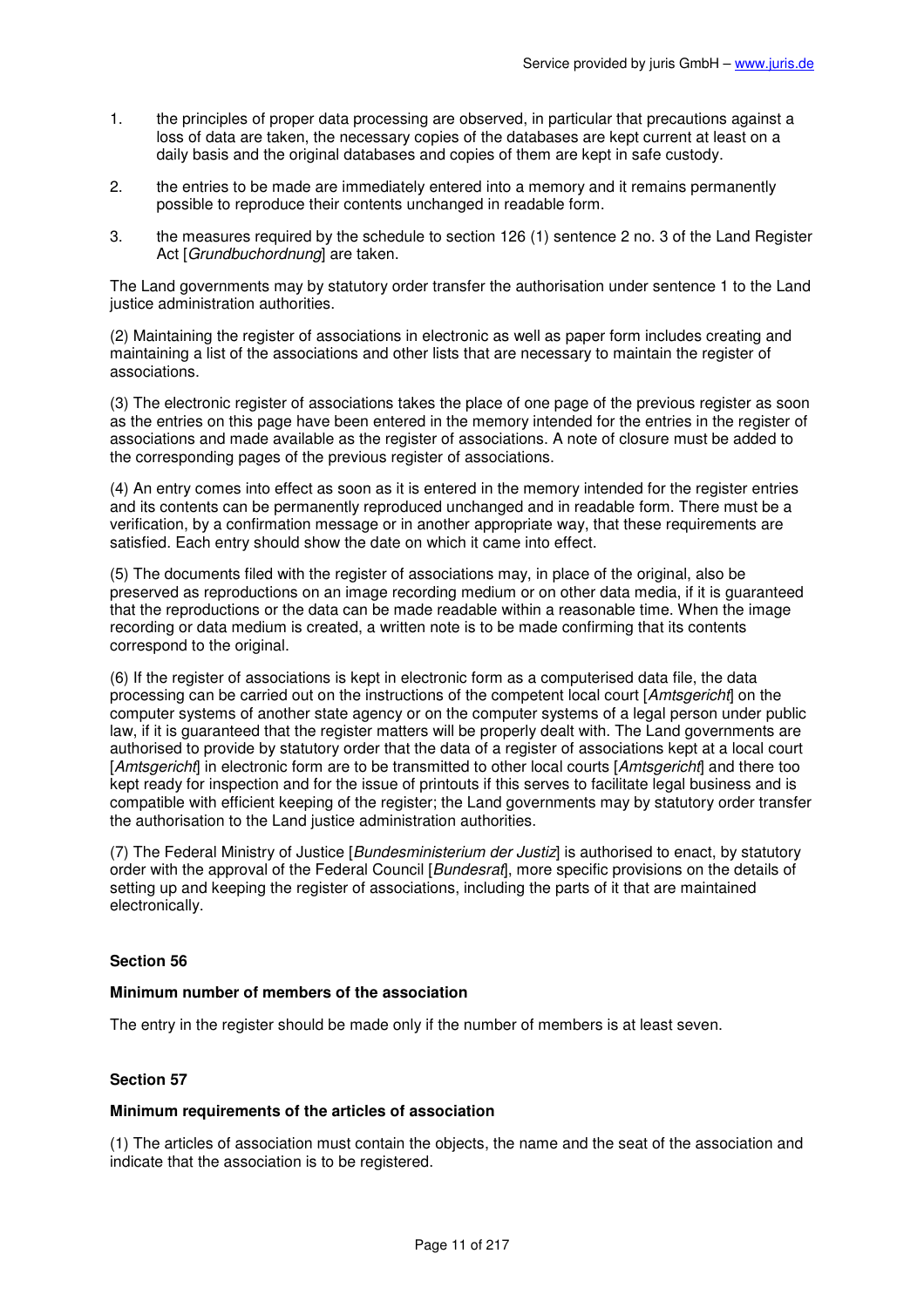1. the principles of proper data processing are observed, in particular that precautions against a loss of data are taken, the necessary copies of the databases are kept current at least on a daily basis and the original databases and copies of them are kept in safe custody.

2. the entries to be made are immediately entered into a memory and it remains permanently possible to reproduce their contents unchanged in readable form.

3. the measures required by the schedule to section 126 (1) sentence 2 no. 3 of the Land Register Act [*Grundbuchordnung*] are taken.

The Land governments may by statutory order transfer the authorisation under sentence 1 to the Land justice administration authorities.

(2) Maintaining the register of associations in electronic as well as paper form includes creating and maintaining a list of the associations and other lists that are necessary to maintain the register of associations.

(3) The electronic register of associations takes the place of one page of the previous register as soon as the entries on this page have been entered in the memory intended for the entries in the register of associations and made available as the register of associations. A note of closure must be added to the corresponding pages of the previous register of associations.

(4) An entry comes into effect as soon as it is entered in the memory intended for the register entries and its contents can be permanently reproduced unchanged and in readable form. There must be a verification, by a confirmation message or in another appropriate way, that these requirements are satisfied. Each entry should show the date on which it came into effect.

(5) The documents filed with the register of associations may, in place of the original, also be preserved as reproductions on an image recording medium or on other data media, if it is guaranteed that the reproductions or the data can be made readable within a reasonable time. When the image recording or data medium is created, a written note is to be made confirming that its contents correspond to the original.

(6) If the register of associations is kept in electronic form as a computerised data file, the data processing can be carried out on the instructions of the competent local court [*Amtsgericht*] on the computer systems of another state agency or on the computer systems of a legal person under public law, if it is guaranteed that the register matters will be properly dealt with. The Land governments are authorised to provide by statutory order that the data of a register of associations kept at a local court [*Amtsgericht*] in electronic form are to be transmitted to other local courts [*Amtsgericht*] and there too kept ready for inspection and for the issue of printouts if this serves to facilitate legal business and is compatible with efficient keeping of the register; the Land governments may by statutory order transfer the authorisation to the Land justice administration authorities.

(7) The Federal Ministry of Justice [*Bundesministerium der Justiz*] is authorised to enact, by statutory order with the approval of the Federal Council [*Bundesrat*], more specific provisions on the details of setting up and keeping the register of associations, including the parts of it that are maintained electronically.

#### Section 56

#### Minimum number of members of the association

The entry in the register should be made only if the number of members is at least seven.

#### Section 57

#### Minimum requirements of the articles of association

(1) The articles of association must contain the objects, the name and the seat of the association and indicate that the association is to be registered.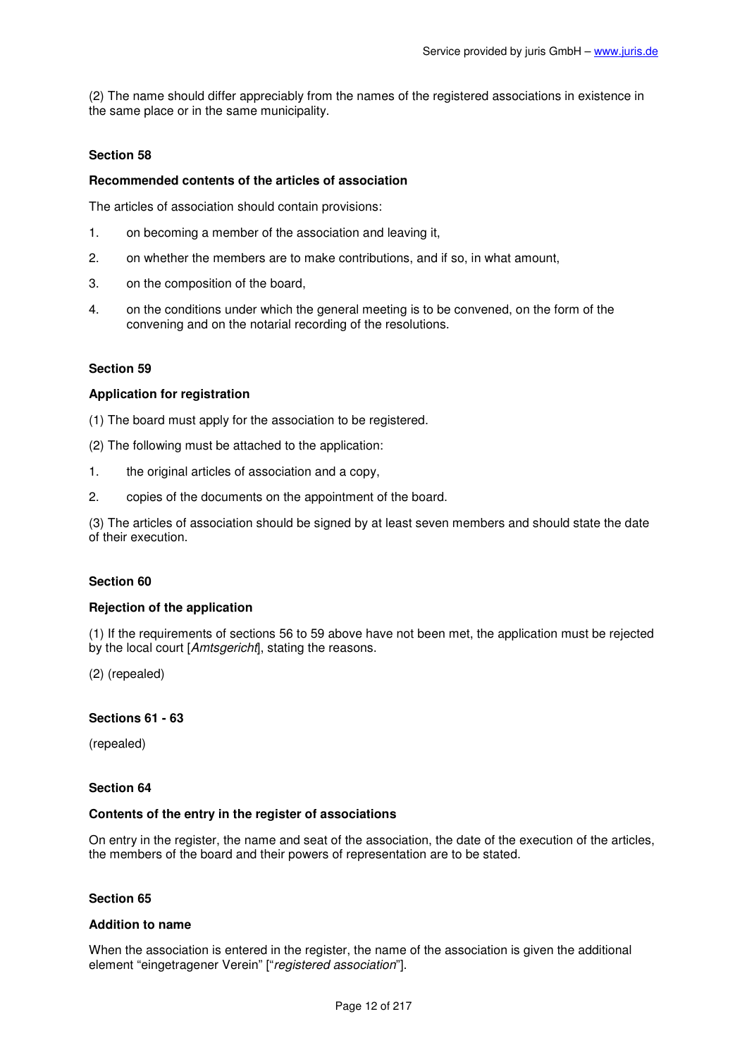(2) The name should differ appreciably from the names of the registered associations in existence in the same place or in the same municipality.

### Section 58

#### Recommended contents of the articles of association

The articles of association should contain provisions:

1. on becoming a member of the association and leaving it,
2. on whether the members are to make contributions, and if so, in what amount,
3. on the composition of the board,
4. on the conditions under which the general meeting is to be convened, on the form of the convening and on the notarial recording of the resolutions.

### Section 59

#### Application for registration

(1) The board must apply for the association to be registered.

(2) The following must be attached to the application:

1. the original articles of association and a copy,
2. copies of the documents on the appointment of the board.

(3) The articles of association should be signed by at least seven members and should state the date of their execution.

### Section 60

#### Rejection of the application

(1) If the requirements of sections 56 to 59 above have not been met, the application must be rejected by the local court [*Amtsgericht*], stating the reasons.

(2) (repealed)

### Sections 61 - 63

(repealed)

### Section 64

#### Contents of the entry in the register of associations

On entry in the register, the name and seat of the association, the date of the execution of the articles, the members of the board and their powers of representation are to be stated.

### Section 65

#### Addition to name

When the association is entered in the register, the name of the association is given the additional element "eingetragener Verein" ["*registered association*"].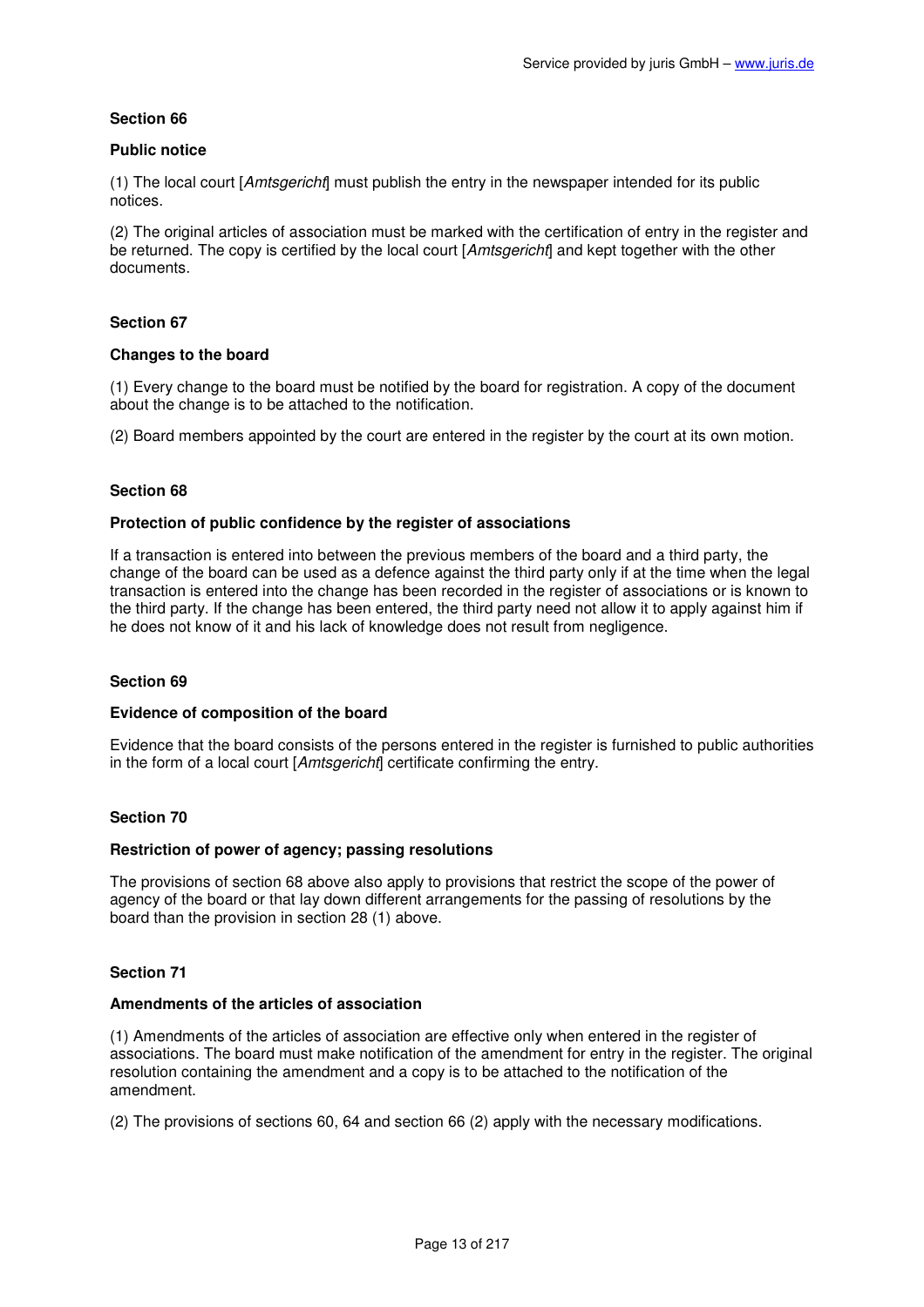## Section 66

### Public notice

(1) The local court [*Amtsgericht*] must publish the entry in the newspaper intended for its public notices.

(2) The original articles of association must be marked with the certification of entry in the register and be returned. The copy is certified by the local court [*Amtsgericht*] and kept together with the other documents.

## Section 67

### Changes to the board

(1) Every change to the board must be notified by the board for registration. A copy of the document about the change is to be attached to the notification.

(2) Board members appointed by the court are entered in the register by the court at its own motion.

## Section 68

### Protection of public confidence by the register of associations

If a transaction is entered into between the previous members of the board and a third party, the change of the board can be used as a defence against the third party only if at the time when the legal transaction is entered into the change has been recorded in the register of associations or is known to the third party. If the change has been entered, the third party need not allow it to apply against him if he does not know of it and his lack of knowledge does not result from negligence.

## Section 69

### Evidence of composition of the board

Evidence that the board consists of the persons entered in the register is furnished to public authorities in the form of a local court [*Amtsgericht*] certificate confirming the entry.

## Section 70

### Restriction of power of agency; passing resolutions

The provisions of section 68 above also apply to provisions that restrict the scope of the power of agency of the board or that lay down different arrangements for the passing of resolutions by the board than the provision in section 28 (1) above.

## Section 71

### Amendments of the articles of association

(1) Amendments of the articles of association are effective only when entered in the register of associations. The board must make notification of the amendment for entry in the register. The original resolution containing the amendment and a copy is to be attached to the notification of the amendment.

(2) The provisions of sections 60, 64 and section 66 (2) apply with the necessary modifications.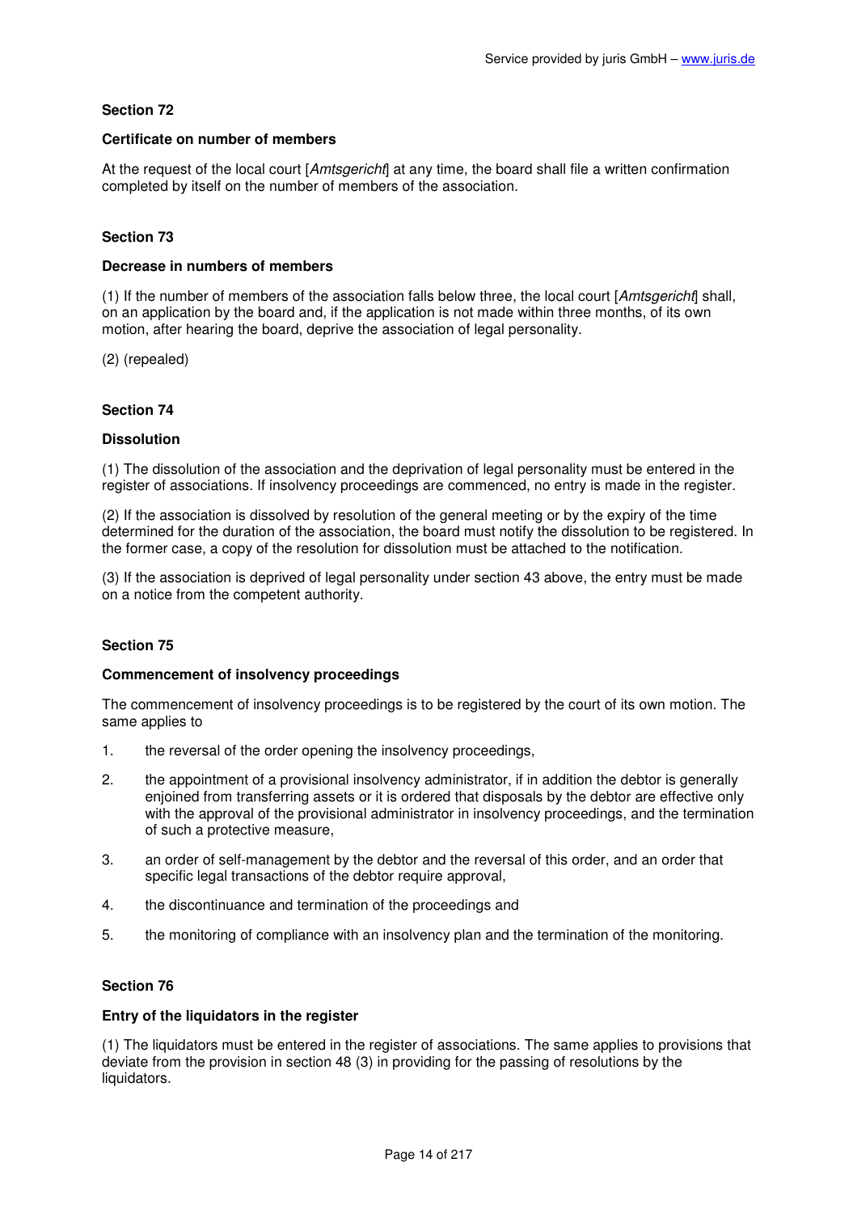## Section 72

### Certificate on number of members

At the request of the local court [*Amtsgericht*] at any time, the board shall file a written confirmation completed by itself on the number of members of the association.

## Section 73

### Decrease in numbers of members

(1) If the number of members of the association falls below three, the local court [*Amtsgericht*] shall, on an application by the board and, if the application is not made within three months, of its own motion, after hearing the board, deprive the association of legal personality.

(2) (repealed)

## Section 74

### Dissolution

(1) The dissolution of the association and the deprivation of legal personality must be entered in the register of associations. If insolvency proceedings are commenced, no entry is made in the register.

(2) If the association is dissolved by resolution of the general meeting or by the expiry of the time determined for the duration of the association, the board must notify the dissolution to be registered. In the former case, a copy of the resolution for dissolution must be attached to the notification.

(3) If the association is deprived of legal personality under section 43 above, the entry must be made on a notice from the competent authority.

## Section 75

### Commencement of insolvency proceedings

The commencement of insolvency proceedings is to be registered by the court of its own motion. The same applies to

1. the reversal of the order opening the insolvency proceedings,
2. the appointment of a provisional insolvency administrator, if in addition the debtor is generally enjoined from transferring assets or it is ordered that disposals by the debtor are effective only with the approval of the provisional administrator in insolvency proceedings, and the termination of such a protective measure,
3. an order of self-management by the debtor and the reversal of this order, and an order that specific legal transactions of the debtor require approval,
4. the discontinuance and termination of the proceedings and
5. the monitoring of compliance with an insolvency plan and the termination of the monitoring.

## Section 76

### Entry of the liquidators in the register

(1) The liquidators must be entered in the register of associations. The same applies to provisions that deviate from the provision in section 48 (3) in providing for the passing of resolutions by the liquidators.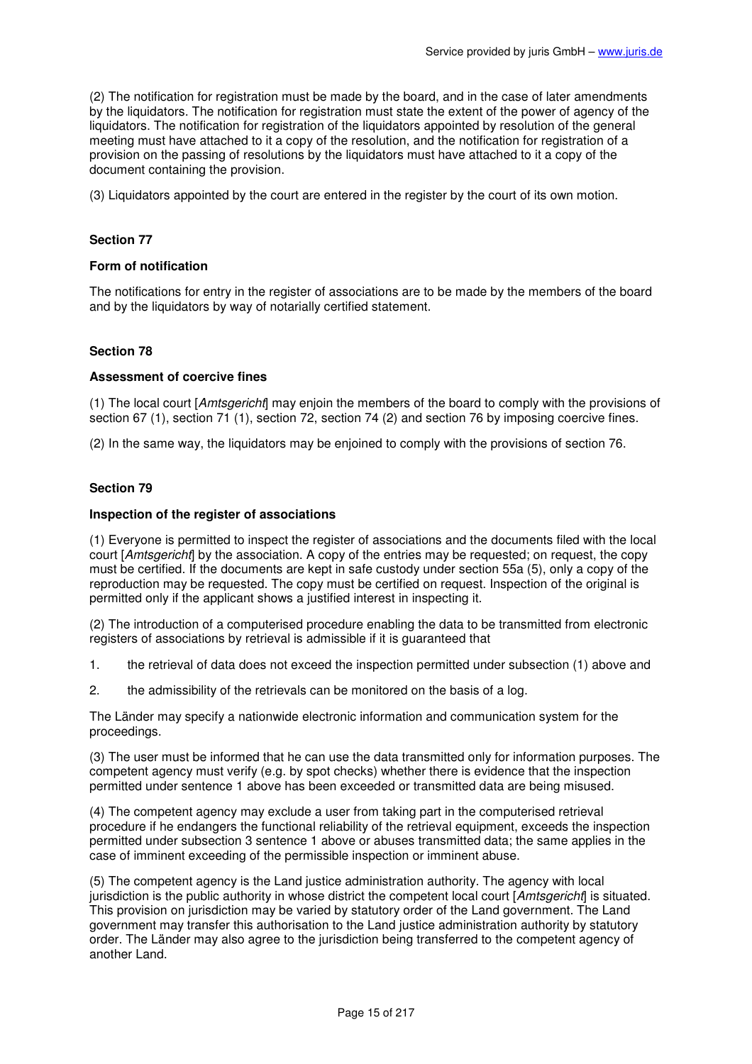(2) The notification for registration must be made by the board, and in the case of later amendments by the liquidators. The notification for registration must state the extent of the power of agency of the liquidators. The notification for registration of the liquidators appointed by resolution of the general meeting must have attached to it a copy of the resolution, and the notification for registration of a provision on the passing of resolutions by the liquidators must have attached to it a copy of the document containing the provision.

(3) Liquidators appointed by the court are entered in the register by the court of its own motion.

**Section 77**

**Form of notification**

The notifications for entry in the register of associations are to be made by the members of the board and by the liquidators by way of notarially certified statement.

**Section 78**

**Assessment of coercive fines**

(1) The local court [*Amtsgericht*] may enjoin the members of the board to comply with the provisions of section 67 (1), section 71 (1), section 72, section 74 (2) and section 76 by imposing coercive fines.

(2) In the same way, the liquidators may be enjoined to comply with the provisions of section 76.

**Section 79**

**Inspection of the register of associations**

(1) Everyone is permitted to inspect the register of associations and the documents filed with the local court [*Amtsgericht*] by the association. A copy of the entries may be requested; on request, the copy must be certified. If the documents are kept in safe custody under section 55a (5), only a copy of the reproduction may be requested. The copy must be certified on request. Inspection of the original is permitted only if the applicant shows a justified interest in inspecting it.

(2) The introduction of a computerised procedure enabling the data to be transmitted from electronic registers of associations by retrieval is admissible if it is guaranteed that

1. the retrieval of data does not exceed the inspection permitted under subsection (1) above and
2. the admissibility of the retrievals can be monitored on the basis of a log.

The Länder may specify a nationwide electronic information and communication system for the proceedings.

(3) The user must be informed that he can use the data transmitted only for information purposes. The competent agency must verify (e.g. by spot checks) whether there is evidence that the inspection permitted under sentence 1 above has been exceeded or transmitted data are being misused.

(4) The competent agency may exclude a user from taking part in the computerised retrieval procedure if he endangers the functional reliability of the retrieval equipment, exceeds the inspection permitted under subsection 3 sentence 1 above or abuses transmitted data; the same applies in the case of imminent exceeding of the permissible inspection or imminent abuse.

(5) The competent agency is the Land justice administration authority. The agency with local jurisdiction is the public authority in whose district the competent local court [*Amtsgericht*] is situated. This provision on jurisdiction may be varied by statutory order of the Land government. The Land government may transfer this authorisation to the Land justice administration authority by statutory order. The Länder may also agree to the jurisdiction being transferred to the competent agency of another Land.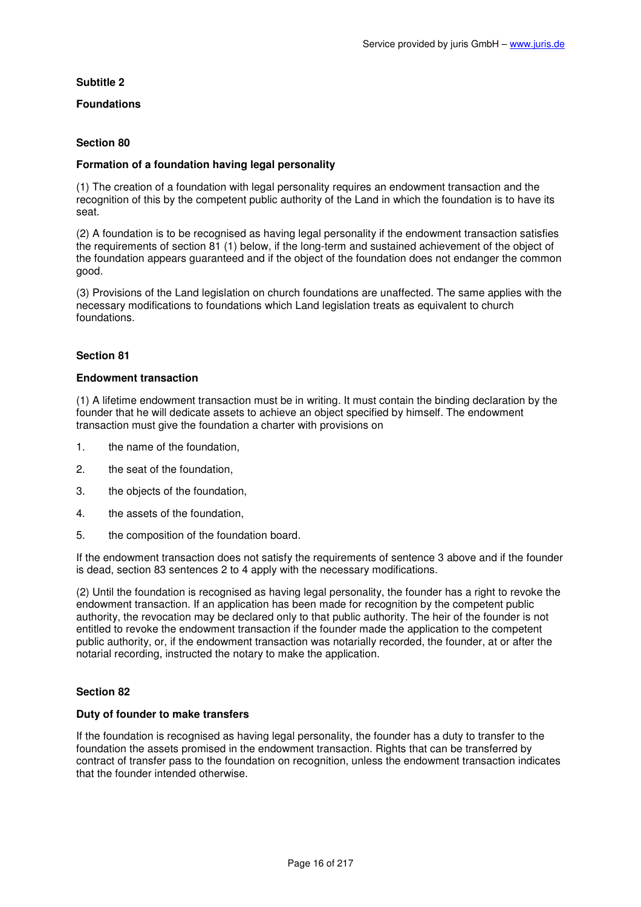## Subtitle 2

## Foundations

### Section 80

#### Formation of a foundation having legal personality

(1) The creation of a foundation with legal personality requires an endowment transaction and the recognition of this by the competent public authority of the Land in which the foundation is to have its seat.

(2) A foundation is to be recognised as having legal personality if the endowment transaction satisfies the requirements of section 81 (1) below, if the long-term and sustained achievement of the object of the foundation appears guaranteed and if the object of the foundation does not endanger the common good.

(3) Provisions of the Land legislation on church foundations are unaffected. The same applies with the necessary modifications to foundations which Land legislation treats as equivalent to church foundations.

### Section 81

#### Endowment transaction

(1) A lifetime endowment transaction must be in writing. It must contain the binding declaration by the founder that he will dedicate assets to achieve an object specified by himself. The endowment transaction must give the foundation a charter with provisions on

1. the name of the foundation,
2. the seat of the foundation,
3. the objects of the foundation,
4. the assets of the foundation,
5. the composition of the foundation board.

If the endowment transaction does not satisfy the requirements of sentence 3 above and if the founder is dead, section 83 sentences 2 to 4 apply with the necessary modifications.

(2) Until the foundation is recognised as having legal personality, the founder has a right to revoke the endowment transaction. If an application has been made for recognition by the competent public authority, the revocation may be declared only to that public authority. The heir of the founder is not entitled to revoke the endowment transaction if the founder made the application to the competent public authority, or, if the endowment transaction was notarially recorded, the founder, at or after the notarial recording, instructed the notary to make the application.

### Section 82

#### Duty of founder to make transfers

If the foundation is recognised as having legal personality, the founder has a duty to transfer to the foundation the assets promised in the endowment transaction. Rights that can be transferred by contract of transfer pass to the foundation on recognition, unless the endowment transaction indicates that the founder intended otherwise.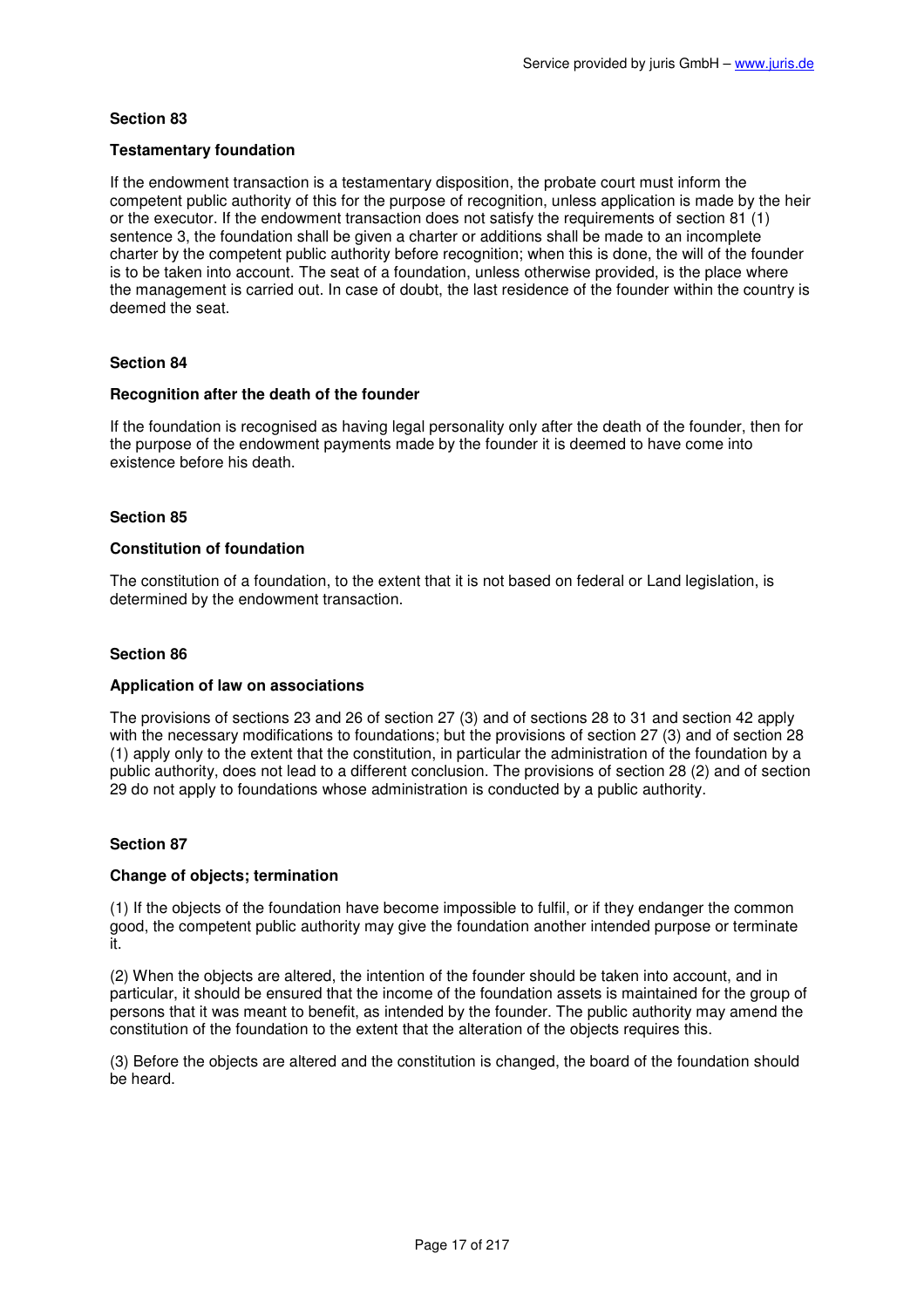### Section 83

#### Testamentary foundation

If the endowment transaction is a testamentary disposition, the probate court must inform the competent public authority of this for the purpose of recognition, unless application is made by the heir or the executor. If the endowment transaction does not satisfy the requirements of section 81 (1) sentence 3, the foundation shall be given a charter or additions shall be made to an incomplete charter by the competent public authority before recognition; when this is done, the will of the founder is to be taken into account. The seat of a foundation, unless otherwise provided, is the place where the management is carried out. In case of doubt, the last residence of the founder within the country is deemed the seat.

### Section 84

#### Recognition after the death of the founder

If the foundation is recognised as having legal personality only after the death of the founder, then for the purpose of the endowment payments made by the founder it is deemed to have come into existence before his death.

### Section 85

#### Constitution of foundation

The constitution of a foundation, to the extent that it is not based on federal or Land legislation, is determined by the endowment transaction.

### Section 86

#### Application of law on associations

The provisions of sections 23 and 26 of section 27 (3) and of sections 28 to 31 and section 42 apply with the necessary modifications to foundations; but the provisions of section 27 (3) and of section 28 (1) apply only to the extent that the constitution, in particular the administration of the foundation by a public authority, does not lead to a different conclusion. The provisions of section 28 (2) and of section 29 do not apply to foundations whose administration is conducted by a public authority.

### Section 87

#### Change of objects; termination

(1) If the objects of the foundation have become impossible to fulfil, or if they endanger the common good, the competent public authority may give the foundation another intended purpose or terminate it.

(2) When the objects are altered, the intention of the founder should be taken into account, and in particular, it should be ensured that the income of the foundation assets is maintained for the group of persons that it was meant to benefit, as intended by the founder. The public authority may amend the constitution of the foundation to the extent that the alteration of the objects requires this.

(3) Before the objects are altered and the constitution is changed, the board of the foundation should be heard.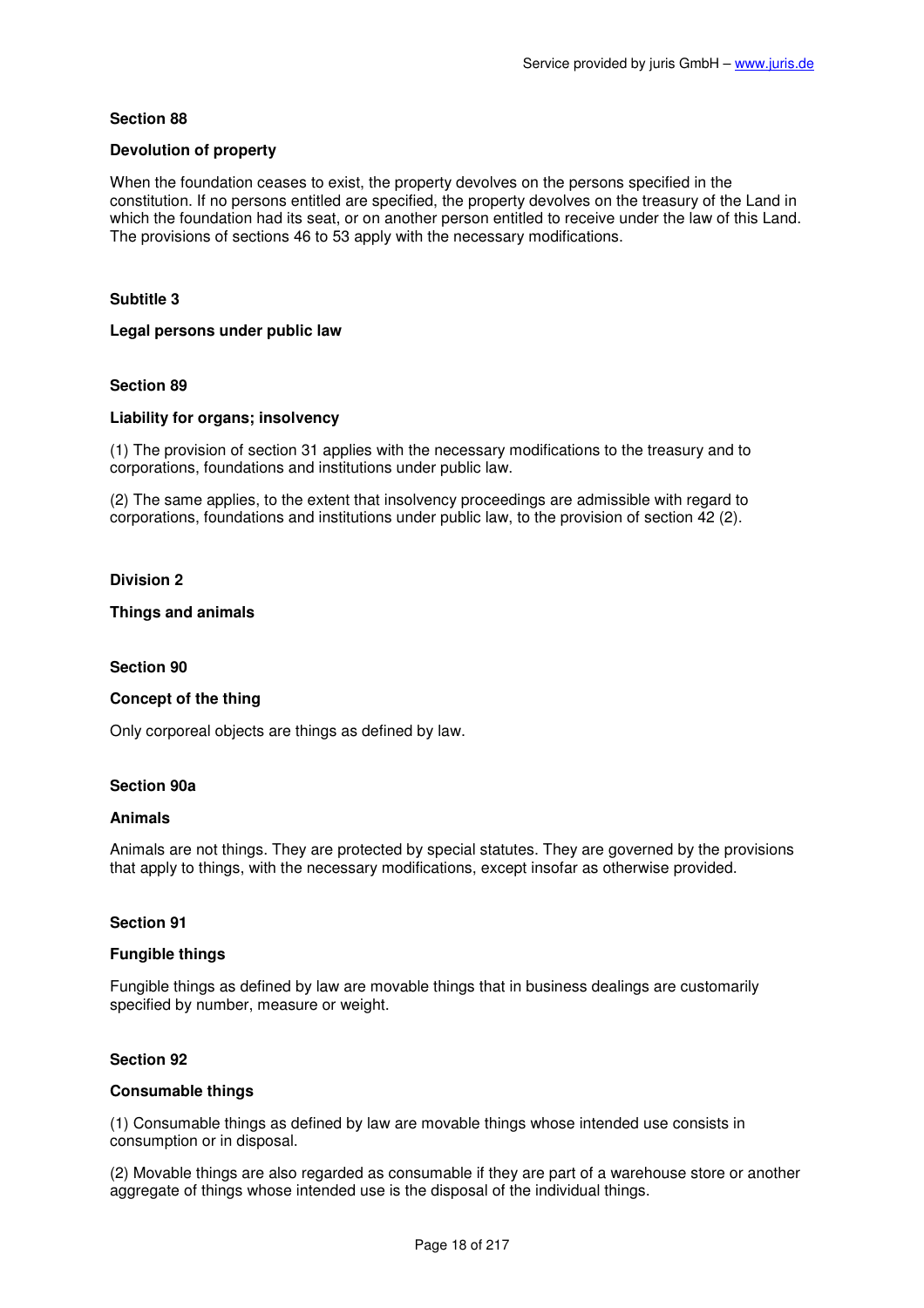### Section 88

#### Devolution of property

When the foundation ceases to exist, the property devolves on the persons specified in the constitution. If no persons entitled are specified, the property devolves on the treasury of the Land in which the foundation had its seat, or on another person entitled to receive under the law of this Land. The provisions of sections 46 to 53 apply with the necessary modifications.

## Subtitle 3

## Legal persons under public law

### Section 89

#### Liability for organs; insolvency

(1) The provision of section 31 applies with the necessary modifications to the treasury and to corporations, foundations and institutions under public law.

(2) The same applies, to the extent that insolvency proceedings are admissible with regard to corporations, foundations and institutions under public law, to the provision of section 42 (2).

# Division 2

# Things and animals

### Section 90

#### Concept of the thing

Only corporeal objects are things as defined by law.

### Section 90a

#### Animals

Animals are not things. They are protected by special statutes. They are governed by the provisions that apply to things, with the necessary modifications, except insofar as otherwise provided.

### Section 91

#### Fungible things

Fungible things as defined by law are movable things that in business dealings are customarily specified by number, measure or weight.

### Section 92

#### Consumable things

(1) Consumable things as defined by law are movable things whose intended use consists in consumption or in disposal.

(2) Movable things are also regarded as consumable if they are part of a warehouse store or another aggregate of things whose intended use is the disposal of the individual things.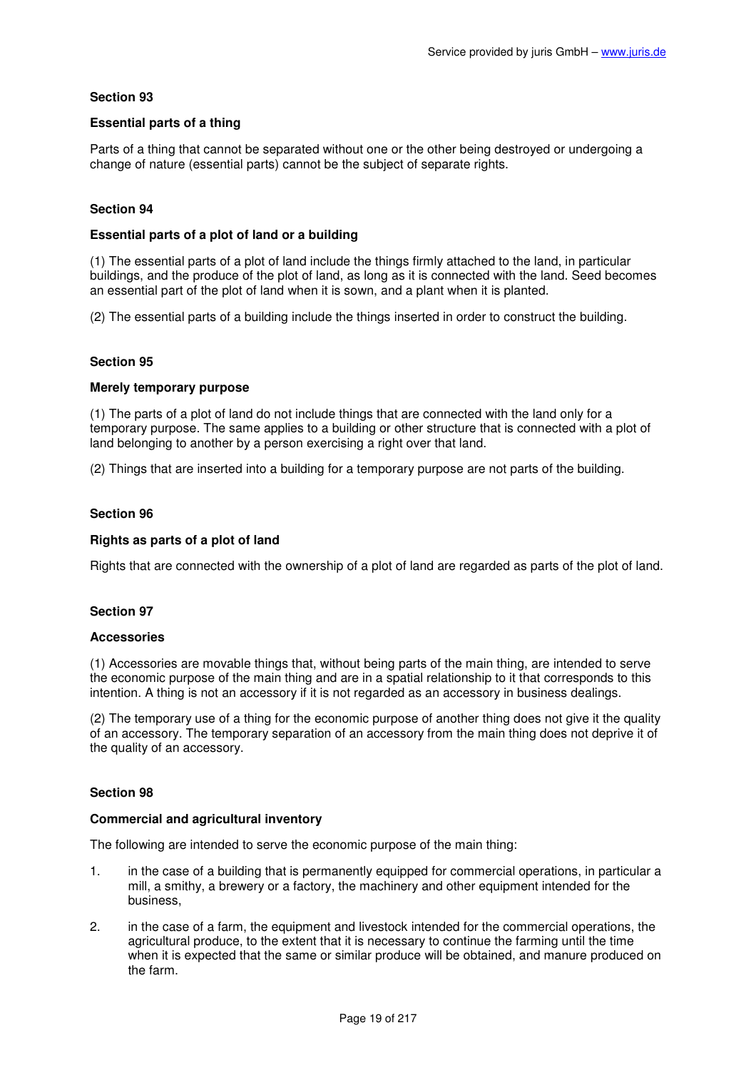**Section 93**

**Essential parts of a thing**

Parts of a thing that cannot be separated without one or the other being destroyed or undergoing a change of nature (essential parts) cannot be the subject of separate rights.

**Section 94**

**Essential parts of a plot of land or a building**

(1) The essential parts of a plot of land include the things firmly attached to the land, in particular buildings, and the produce of the plot of land, as long as it is connected with the land. Seed becomes an essential part of the plot of land when it is sown, and a plant when it is planted.

(2) The essential parts of a building include the things inserted in order to construct the building.

**Section 95**

**Merely temporary purpose**

(1) The parts of a plot of land do not include things that are connected with the land only for a temporary purpose. The same applies to a building or other structure that is connected with a plot of land belonging to another by a person exercising a right over that land.

(2) Things that are inserted into a building for a temporary purpose are not parts of the building.

**Section 96**

**Rights as parts of a plot of land**

Rights that are connected with the ownership of a plot of land are regarded as parts of the plot of land.

**Section 97**

**Accessories**

(1) Accessories are movable things that, without being parts of the main thing, are intended to serve the economic purpose of the main thing and are in a spatial relationship to it that corresponds to this intention. A thing is not an accessory if it is not regarded as an accessory in business dealings.

(2) The temporary use of a thing for the economic purpose of another thing does not give it the quality of an accessory. The temporary separation of an accessory from the main thing does not deprive it of the quality of an accessory.

**Section 98**

**Commercial and agricultural inventory**

The following are intended to serve the economic purpose of the main thing:

1. in the case of a building that is permanently equipped for commercial operations, in particular a mill, a smithy, a brewery or a factory, the machinery and other equipment intended for the business,
2. in the case of a farm, the equipment and livestock intended for the commercial operations, the agricultural produce, to the extent that it is necessary to continue the farming until the time when it is expected that the same or similar produce will be obtained, and manure produced on the farm.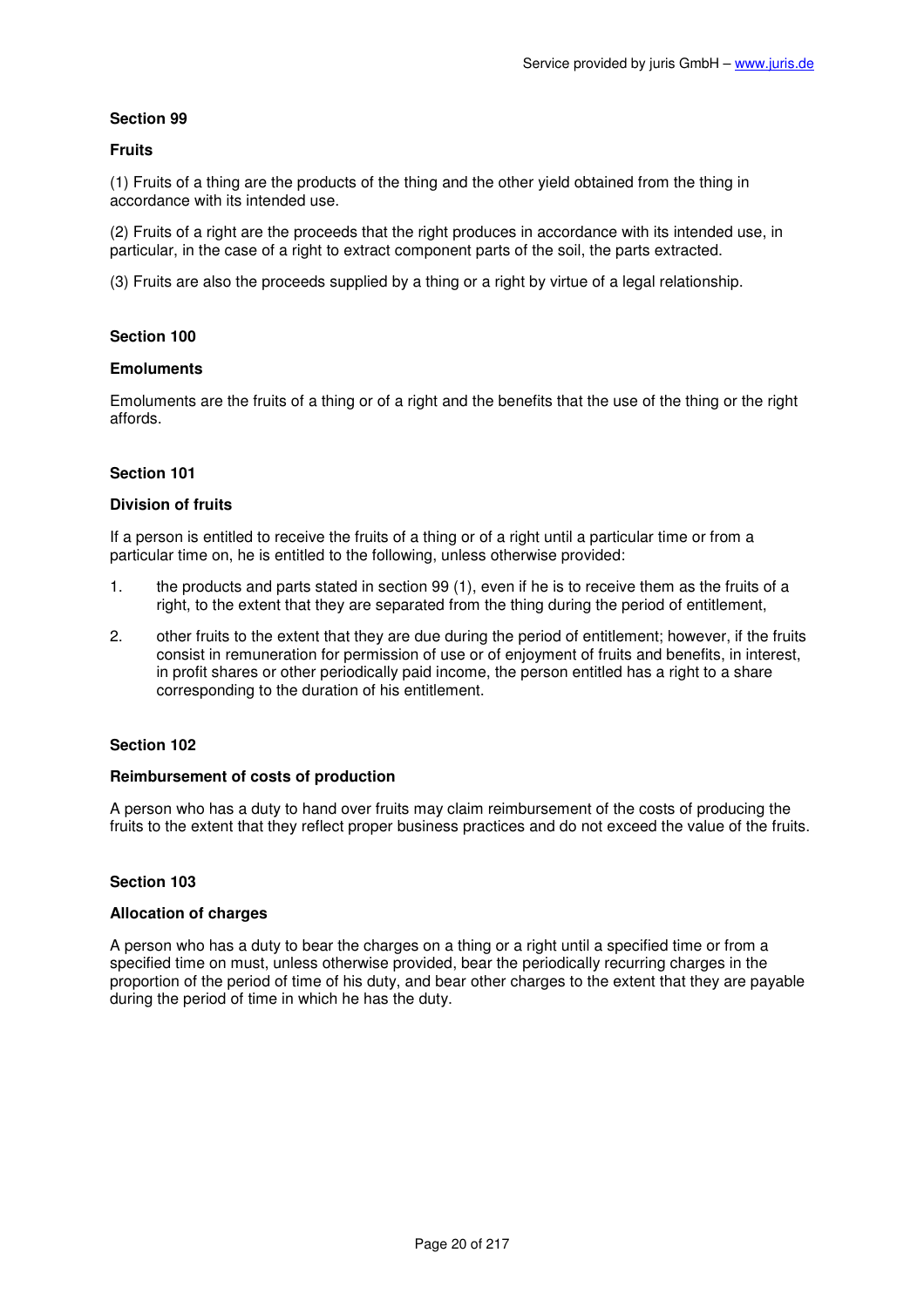### Section 99

### Fruits

(1) Fruits of a thing are the products of the thing and the other yield obtained from the thing in accordance with its intended use.

(2) Fruits of a right are the proceeds that the right produces in accordance with its intended use, in particular, in the case of a right to extract component parts of the soil, the parts extracted.

(3) Fruits are also the proceeds supplied by a thing or a right by virtue of a legal relationship.

### Section 100

### Emoluments

Emoluments are the fruits of a thing or of a right and the benefits that the use of the thing or the right affords.

### Section 101

### Division of fruits

If a person is entitled to receive the fruits of a thing or of a right until a particular time or from a particular time on, he is entitled to the following, unless otherwise provided:

1. the products and parts stated in section 99 (1), even if he is to receive them as the fruits of a right, to the extent that they are separated from the thing during the period of entitlement,

2. other fruits to the extent that they are due during the period of entitlement; however, if the fruits consist in remuneration for permission of use or of enjoyment of fruits and benefits, in interest, in profit shares or other periodically paid income, the person entitled has a right to a share corresponding to the duration of his entitlement.

### Section 102

### Reimbursement of costs of production

A person who has a duty to hand over fruits may claim reimbursement of the costs of producing the fruits to the extent that they reflect proper business practices and do not exceed the value of the fruits.

### Section 103

### Allocation of charges

A person who has a duty to bear the charges on a thing or a right until a specified time or from a specified time on must, unless otherwise provided, bear the periodically recurring charges in the proportion of the period of time of his duty, and bear other charges to the extent that they are payable during the period of time in which he has the duty.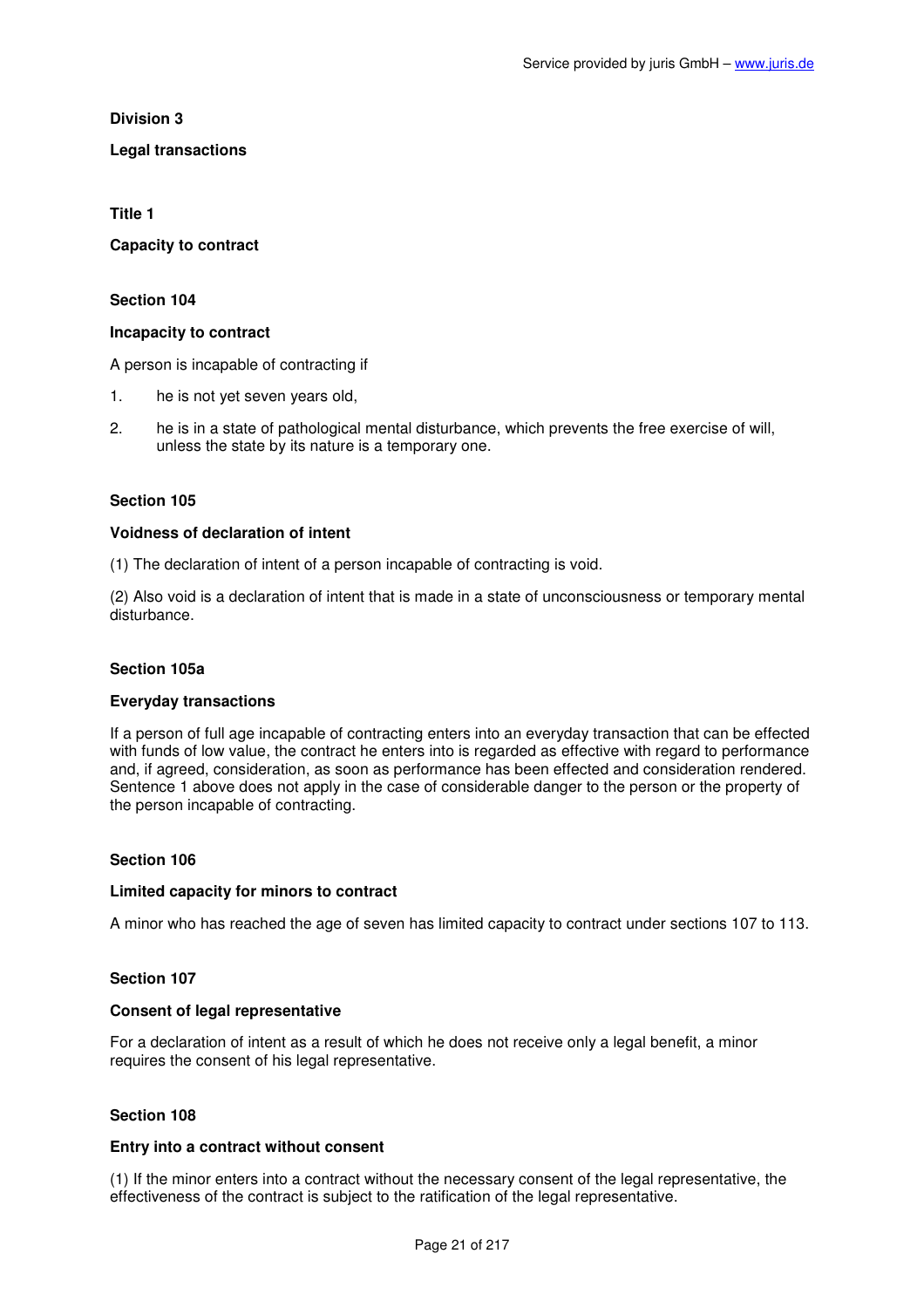## Division 3

## Legal transactions

### Title 1

### Capacity to contract

#### Section 104

#### Incapacity to contract

A person is incapable of contracting if

1. he is not yet seven years old,
2. he is in a state of pathological mental disturbance, which prevents the free exercise of will, unless the state by its nature is a temporary one.

#### Section 105

#### Voidness of declaration of intent

(1) The declaration of intent of a person incapable of contracting is void.

(2) Also void is a declaration of intent that is made in a state of unconsciousness or temporary mental disturbance.

#### Section 105a

#### Everyday transactions

If a person of full age incapable of contracting enters into an everyday transaction that can be effected with funds of low value, the contract he enters into is regarded as effective with regard to performance and, if agreed, consideration, as soon as performance has been effected and consideration rendered. Sentence 1 above does not apply in the case of considerable danger to the person or the property of the person incapable of contracting.

#### Section 106

#### Limited capacity for minors to contract

A minor who has reached the age of seven has limited capacity to contract under sections 107 to 113.

#### Section 107

#### Consent of legal representative

For a declaration of intent as a result of which he does not receive only a legal benefit, a minor requires the consent of his legal representative.

#### Section 108

#### Entry into a contract without consent

(1) If the minor enters into a contract without the necessary consent of the legal representative, the effectiveness of the contract is subject to the ratification of the legal representative.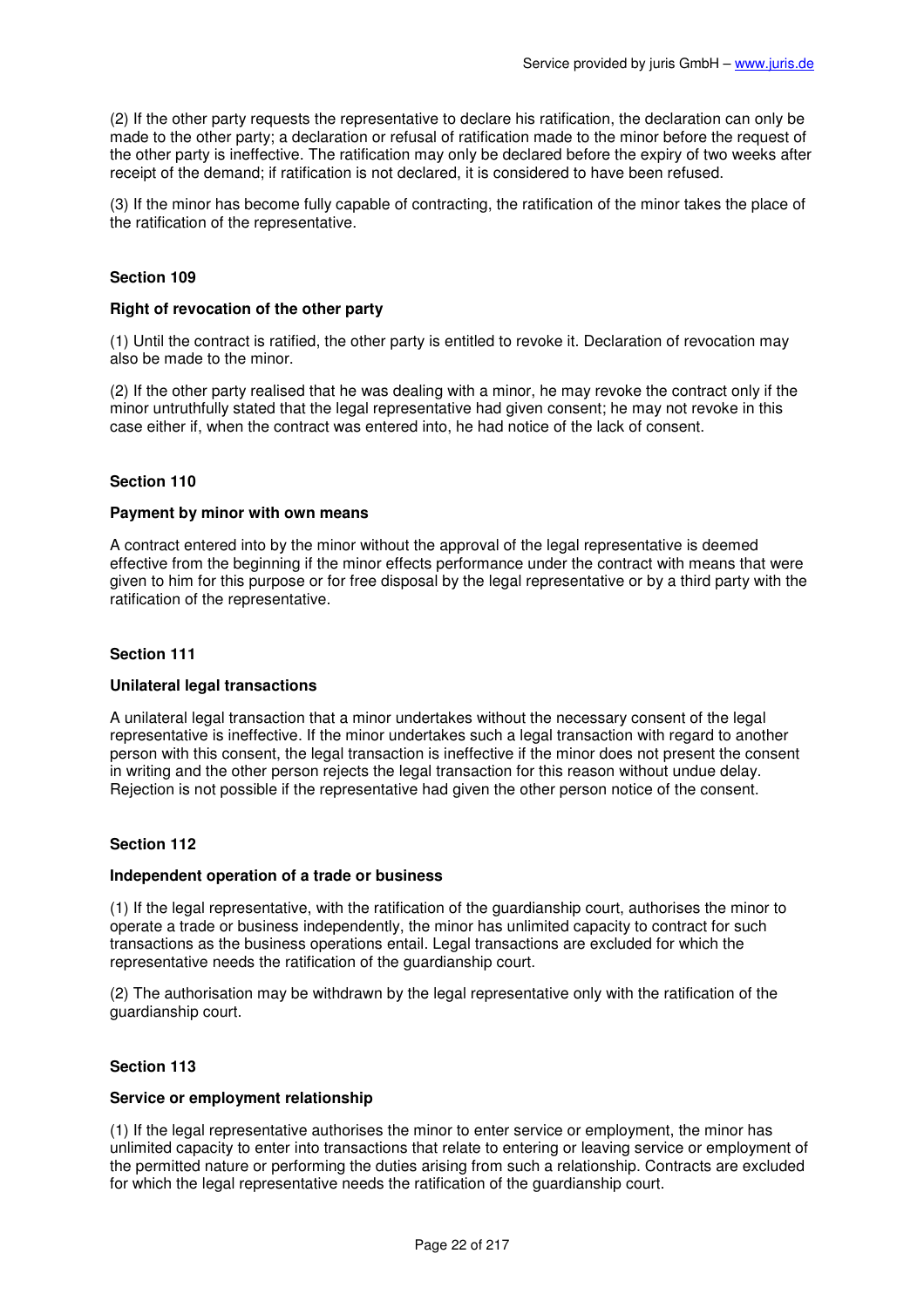(2) If the other party requests the representative to declare his ratification, the declaration can only be made to the other party; a declaration or refusal of ratification made to the minor before the request of the other party is ineffective. The ratification may only be declared before the expiry of two weeks after receipt of the demand; if ratification is not declared, it is considered to have been refused.

(3) If the minor has become fully capable of contracting, the ratification of the minor takes the place of the ratification of the representative.

### Section 109

#### Right of revocation of the other party

(1) Until the contract is ratified, the other party is entitled to revoke it. Declaration of revocation may also be made to the minor.

(2) If the other party realised that he was dealing with a minor, he may revoke the contract only if the minor untruthfully stated that the legal representative had given consent; he may not revoke in this case either if, when the contract was entered into, he had notice of the lack of consent.

### Section 110

#### Payment by minor with own means

A contract entered into by the minor without the approval of the legal representative is deemed effective from the beginning if the minor effects performance under the contract with means that were given to him for this purpose or for free disposal by the legal representative or by a third party with the ratification of the representative.

### Section 111

#### Unilateral legal transactions

A unilateral legal transaction that a minor undertakes without the necessary consent of the legal representative is ineffective. If the minor undertakes such a legal transaction with regard to another person with this consent, the legal transaction is ineffective if the minor does not present the consent in writing and the other person rejects the legal transaction for this reason without undue delay. Rejection is not possible if the representative had given the other person notice of the consent.

### Section 112

#### Independent operation of a trade or business

(1) If the legal representative, with the ratification of the guardianship court, authorises the minor to operate a trade or business independently, the minor has unlimited capacity to contract for such transactions as the business operations entail. Legal transactions are excluded for which the representative needs the ratification of the guardianship court.

(2) The authorisation may be withdrawn by the legal representative only with the ratification of the guardianship court.

### Section 113

#### Service or employment relationship

(1) If the legal representative authorises the minor to enter service or employment, the minor has unlimited capacity to enter into transactions that relate to entering or leaving service or employment of the permitted nature or performing the duties arising from such a relationship. Contracts are excluded for which the legal representative needs the ratification of the guardianship court.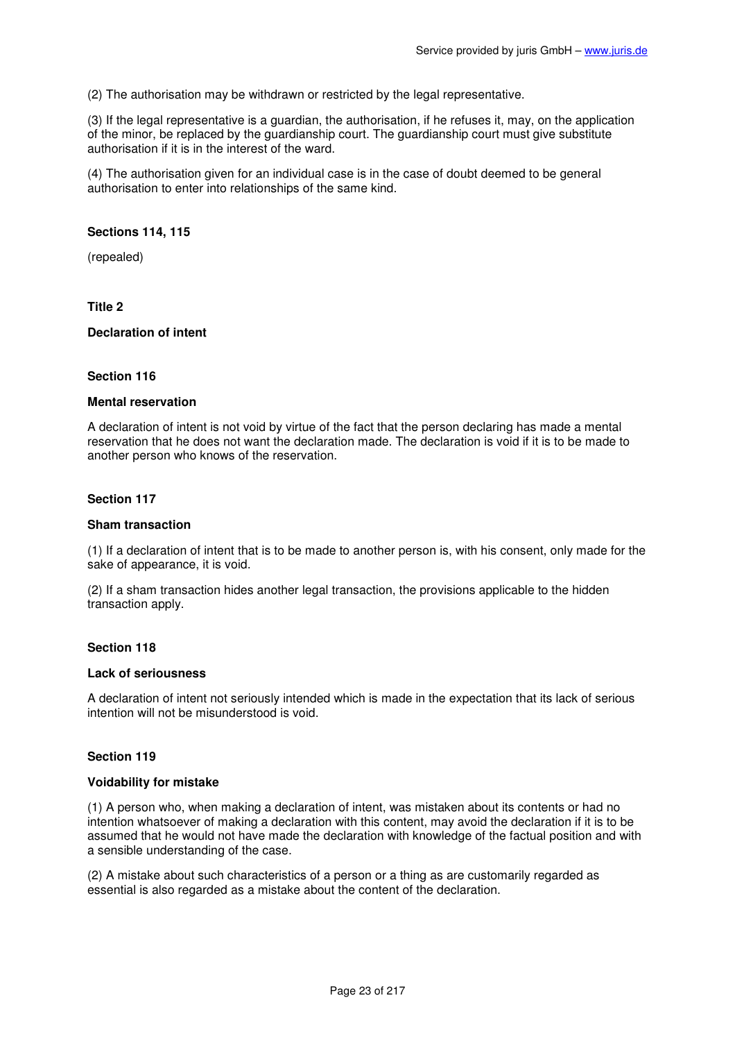(2) The authorisation may be withdrawn or restricted by the legal representative.

(3) If the legal representative is a guardian, the authorisation, if he refuses it, may, on the application of the minor, be replaced by the guardianship court. The guardianship court must give substitute authorisation if it is in the interest of the ward.

(4) The authorisation given for an individual case is in the case of doubt deemed to be general authorisation to enter into relationships of the same kind.

### Sections 114, 115

(repealed)

## Title 2

## Declaration of intent

### Section 116

#### Mental reservation

A declaration of intent is not void by virtue of the fact that the person declaring has made a mental reservation that he does not want the declaration made. The declaration is void if it is to be made to another person who knows of the reservation.

### Section 117

#### Sham transaction

(1) If a declaration of intent that is to be made to another person is, with his consent, only made for the sake of appearance, it is void.

(2) If a sham transaction hides another legal transaction, the provisions applicable to the hidden transaction apply.

### Section 118

#### Lack of seriousness

A declaration of intent not seriously intended which is made in the expectation that its lack of serious intention will not be misunderstood is void.

### Section 119

#### Voidability for mistake

(1) A person who, when making a declaration of intent, was mistaken about its contents or had no intention whatsoever of making a declaration with this content, may avoid the declaration if it is to be assumed that he would not have made the declaration with knowledge of the factual position and with a sensible understanding of the case.

(2) A mistake about such characteristics of a person or a thing as are customarily regarded as essential is also regarded as a mistake about the content of the declaration.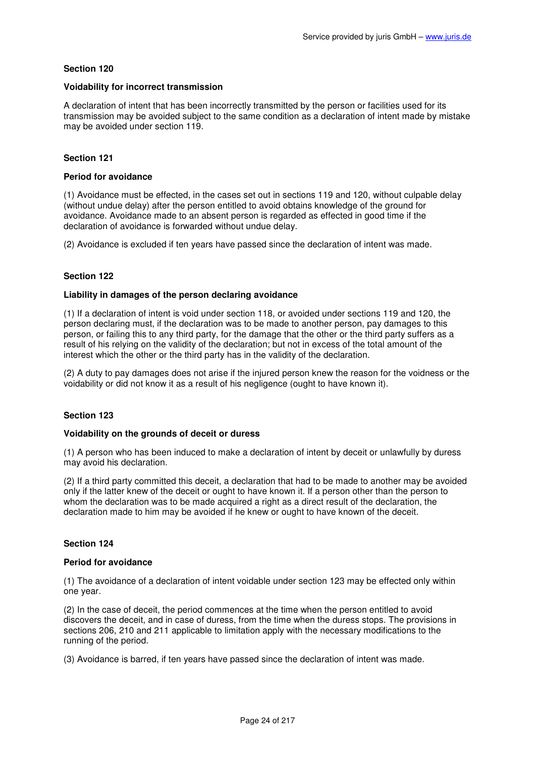### Section 120

#### Voidability for incorrect transmission

A declaration of intent that has been incorrectly transmitted by the person or facilities used for its transmission may be avoided subject to the same condition as a declaration of intent made by mistake may be avoided under section 119.

### Section 121

#### Period for avoidance

(1) Avoidance must be effected, in the cases set out in sections 119 and 120, without culpable delay (without undue delay) after the person entitled to avoid obtains knowledge of the ground for avoidance. Avoidance made to an absent person is regarded as effected in good time if the declaration of avoidance is forwarded without undue delay.

(2) Avoidance is excluded if ten years have passed since the declaration of intent was made.

### Section 122

#### Liability in damages of the person declaring avoidance

(1) If a declaration of intent is void under section 118, or avoided under sections 119 and 120, the person declaring must, if the declaration was to be made to another person, pay damages to this person, or failing this to any third party, for the damage that the other or the third party suffers as a result of his relying on the validity of the declaration; but not in excess of the total amount of the interest which the other or the third party has in the validity of the declaration.

(2) A duty to pay damages does not arise if the injured person knew the reason for the voidness or the voidability or did not know it as a result of his negligence (ought to have known it).

### Section 123

#### Voidability on the grounds of deceit or duress

(1) A person who has been induced to make a declaration of intent by deceit or unlawfully by duress may avoid his declaration.

(2) If a third party committed this deceit, a declaration that had to be made to another may be avoided only if the latter knew of the deceit or ought to have known it. If a person other than the person to whom the declaration was to be made acquired a right as a direct result of the declaration, the declaration made to him may be avoided if he knew or ought to have known of the deceit.

### Section 124

#### Period for avoidance

(1) The avoidance of a declaration of intent voidable under section 123 may be effected only within one year.

(2) In the case of deceit, the period commences at the time when the person entitled to avoid discovers the deceit, and in case of duress, from the time when the duress stops. The provisions in sections 206, 210 and 211 applicable to limitation apply with the necessary modifications to the running of the period.

(3) Avoidance is barred, if ten years have passed since the declaration of intent was made.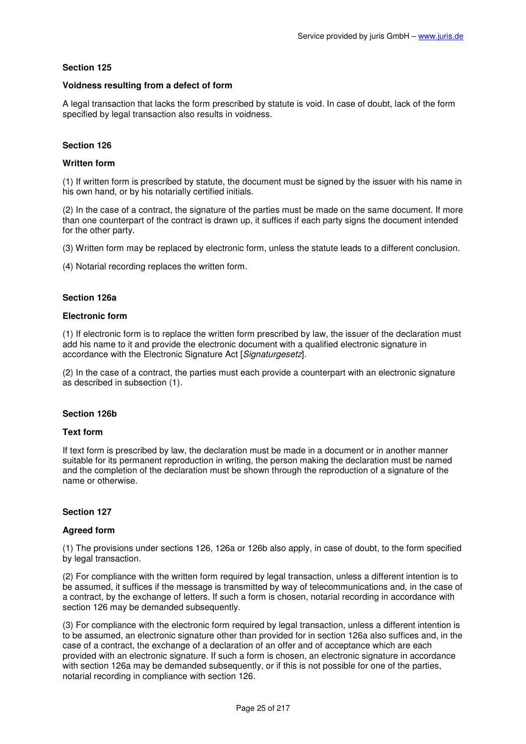### Section 125

#### Voidness resulting from a defect of form

A legal transaction that lacks the form prescribed by statute is void. In case of doubt, lack of the form specified by legal transaction also results in voidness.

### Section 126

#### Written form

(1) If written form is prescribed by statute, the document must be signed by the issuer with his name in his own hand, or by his notarially certified initials.

(2) In the case of a contract, the signature of the parties must be made on the same document. If more than one counterpart of the contract is drawn up, it suffices if each party signs the document intended for the other party.

(3) Written form may be replaced by electronic form, unless the statute leads to a different conclusion.

(4) Notarial recording replaces the written form.

### Section 126a

#### Electronic form

(1) If electronic form is to replace the written form prescribed by law, the issuer of the declaration must add his name to it and provide the electronic document with a qualified electronic signature in accordance with the Electronic Signature Act [*Signaturgesetz*].

(2) In the case of a contract, the parties must each provide a counterpart with an electronic signature as described in subsection (1).

### Section 126b

#### Text form

If text form is prescribed by law, the declaration must be made in a document or in another manner suitable for its permanent reproduction in writing, the person making the declaration must be named and the completion of the declaration must be shown through the reproduction of a signature of the name or otherwise.

### Section 127

#### Agreed form

(1) The provisions under sections 126, 126a or 126b also apply, in case of doubt, to the form specified by legal transaction.

(2) For compliance with the written form required by legal transaction, unless a different intention is to be assumed, it suffices if the message is transmitted by way of telecommunications and, in the case of a contract, by the exchange of letters. If such a form is chosen, notarial recording in accordance with section 126 may be demanded subsequently.

(3) For compliance with the electronic form required by legal transaction, unless a different intention is to be assumed, an electronic signature other than provided for in section 126a also suffices and, in the case of a contract, the exchange of a declaration of an offer and of acceptance which are each provided with an electronic signature. If such a form is chosen, an electronic signature in accordance with section 126a may be demanded subsequently, or if this is not possible for one of the parties, notarial recording in compliance with section 126.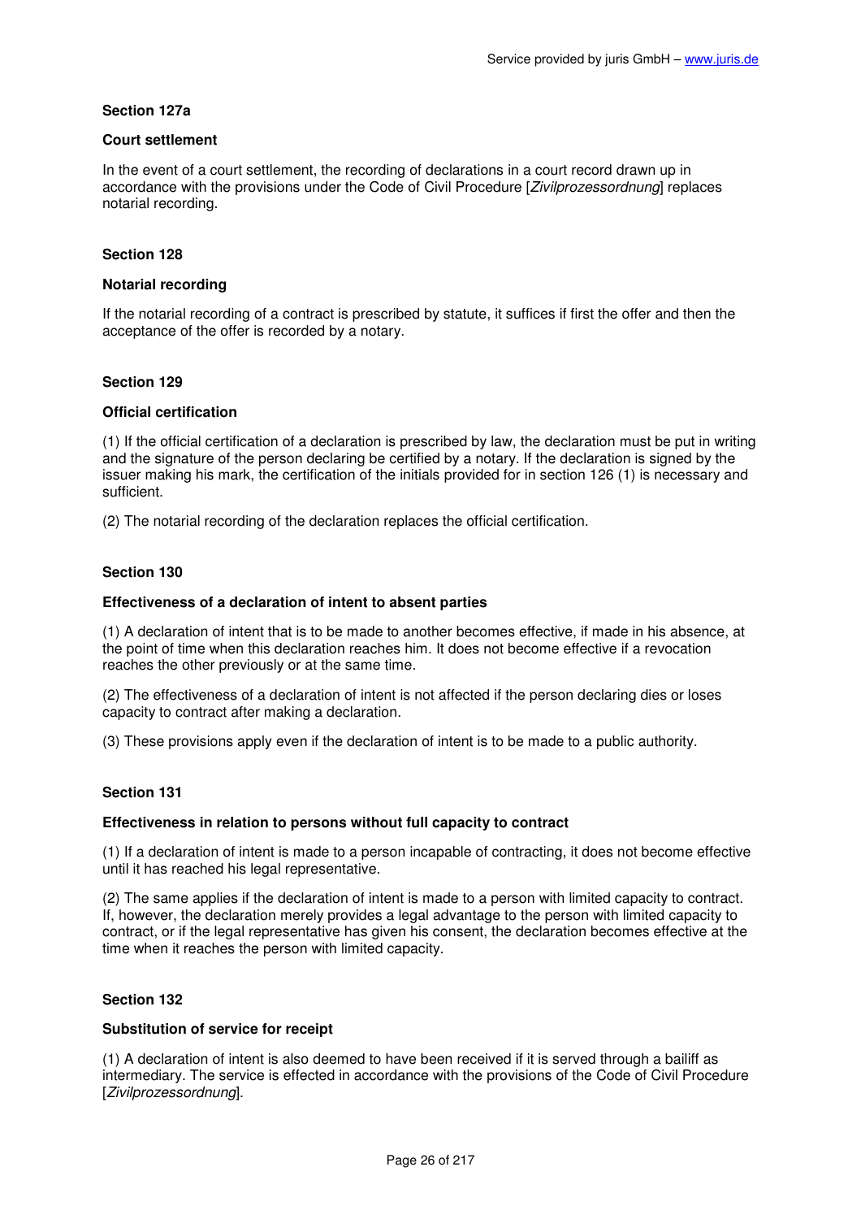### Section 127a

#### Court settlement

In the event of a court settlement, the recording of declarations in a court record drawn up in accordance with the provisions under the Code of Civil Procedure [*Zivilprozessordnung*] replaces notarial recording.

### Section 128

#### Notarial recording

If the notarial recording of a contract is prescribed by statute, it suffices if first the offer and then the acceptance of the offer is recorded by a notary.

### Section 129

#### Official certification

(1) If the official certification of a declaration is prescribed by law, the declaration must be put in writing and the signature of the person declaring be certified by a notary. If the declaration is signed by the issuer making his mark, the certification of the initials provided for in section 126 (1) is necessary and sufficient.

(2) The notarial recording of the declaration replaces the official certification.

### Section 130

#### Effectiveness of a declaration of intent to absent parties

(1) A declaration of intent that is to be made to another becomes effective, if made in his absence, at the point of time when this declaration reaches him. It does not become effective if a revocation reaches the other previously or at the same time.

(2) The effectiveness of a declaration of intent is not affected if the person declaring dies or loses capacity to contract after making a declaration.

(3) These provisions apply even if the declaration of intent is to be made to a public authority.

### Section 131

#### Effectiveness in relation to persons without full capacity to contract

(1) If a declaration of intent is made to a person incapable of contracting, it does not become effective until it has reached his legal representative.

(2) The same applies if the declaration of intent is made to a person with limited capacity to contract. If, however, the declaration merely provides a legal advantage to the person with limited capacity to contract, or if the legal representative has given his consent, the declaration becomes effective at the time when it reaches the person with limited capacity.

### Section 132

#### Substitution of service for receipt

(1) A declaration of intent is also deemed to have been received if it is served through a bailiff as intermediary. The service is effected in accordance with the provisions of the Code of Civil Procedure [*Zivilprozessordnung*].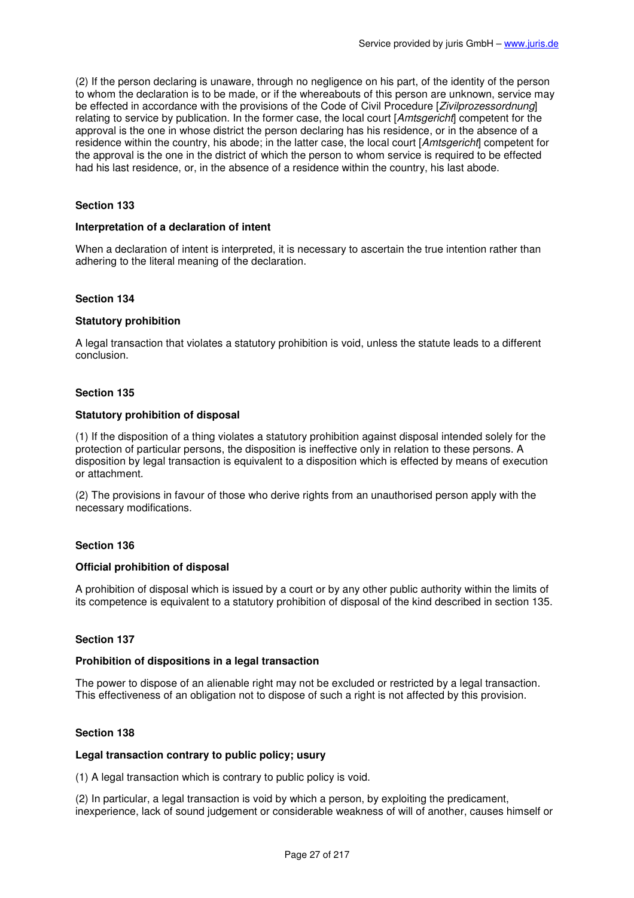(2) If the person declaring is unaware, through no negligence on his part, of the identity of the person to whom the declaration is to be made, or if the whereabouts of this person are unknown, service may be effected in accordance with the provisions of the Code of Civil Procedure [*Zivilprozessordnung*] relating to service by publication. In the former case, the local court [*Amtsgericht*] competent for the approval is the one in whose district the person declaring has his residence, or in the absence of a residence within the country, his abode; in the latter case, the local court [*Amtsgericht*] competent for the approval is the one in the district of which the person to whom service is required to be effected had his last residence, or, in the absence of a residence within the country, his last abode.

### Section 133

#### Interpretation of a declaration of intent

When a declaration of intent is interpreted, it is necessary to ascertain the true intention rather than adhering to the literal meaning of the declaration.

### Section 134

#### Statutory prohibition

A legal transaction that violates a statutory prohibition is void, unless the statute leads to a different conclusion.

### Section 135

#### Statutory prohibition of disposal

(1) If the disposition of a thing violates a statutory prohibition against disposal intended solely for the protection of particular persons, the disposition is ineffective only in relation to these persons. A disposition by legal transaction is equivalent to a disposition which is effected by means of execution or attachment.

(2) The provisions in favour of those who derive rights from an unauthorised person apply with the necessary modifications.

### Section 136

#### Official prohibition of disposal

A prohibition of disposal which is issued by a court or by any other public authority within the limits of its competence is equivalent to a statutory prohibition of disposal of the kind described in section 135.

### Section 137

#### Prohibition of dispositions in a legal transaction

The power to dispose of an alienable right may not be excluded or restricted by a legal transaction. This effectiveness of an obligation not to dispose of such a right is not affected by this provision.

### Section 138

#### Legal transaction contrary to public policy; usury

(1) A legal transaction which is contrary to public policy is void.

(2) In particular, a legal transaction is void by which a person, by exploiting the predicament, inexperience, lack of sound judgement or considerable weakness of will of another, causes himself or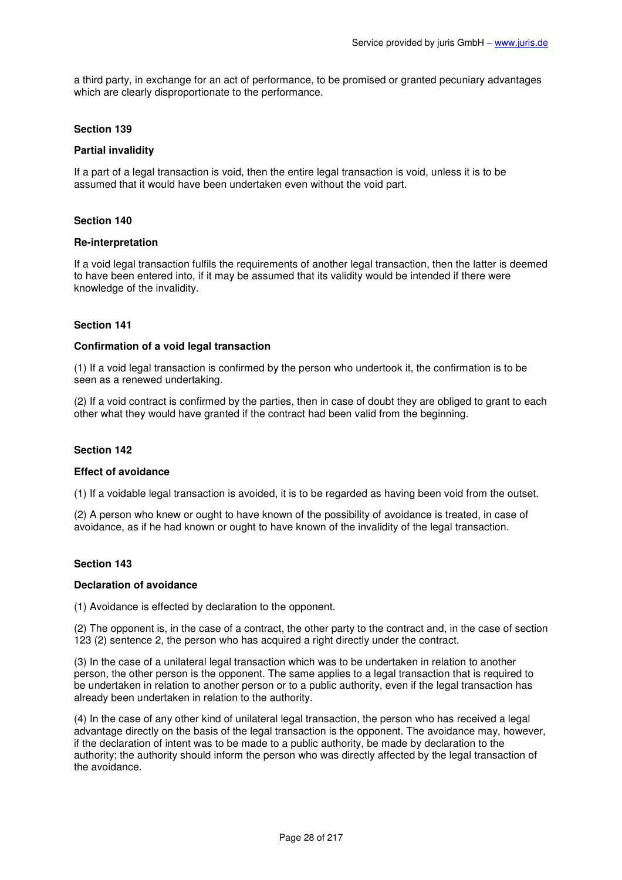a third party, in exchange for an act of performance, to be promised or granted pecuniary advantages which are clearly disproportionate to the performance.

**Section 139**

**Partial invalidity**

If a part of a legal transaction is void, then the entire legal transaction is void, unless it is to be assumed that it would have been undertaken even without the void part.

**Section 140**

**Re-interpretation**

If a void legal transaction fulfils the requirements of another legal transaction, then the latter is deemed to have been entered into, if it may be assumed that its validity would be intended if there were knowledge of the invalidity.

**Section 141**

**Confirmation of a void legal transaction**

(1) If a void legal transaction is confirmed by the person who undertook it, the confirmation is to be seen as a renewed undertaking.

(2) If a void contract is confirmed by the parties, then in case of doubt they are obliged to grant to each other what they would have granted if the contract had been valid from the beginning.

**Section 142**

**Effect of avoidance**

(1) If a voidable legal transaction is avoided, it is to be regarded as having been void from the outset.

(2) A person who knew or ought to have known of the possibility of avoidance is treated, in case of avoidance, as if he had known or ought to have known of the invalidity of the legal transaction.

**Section 143**

**Declaration of avoidance**

(1) Avoidance is effected by declaration to the opponent.

(2) The opponent is, in the case of a contract, the other party to the contract and, in the case of section 123 (2) sentence 2, the person who has acquired a right directly under the contract.

(3) In the case of a unilateral legal transaction which was to be undertaken in relation to another person, the other person is the opponent. The same applies to a legal transaction that is required to be undertaken in relation to another person or to a public authority, even if the legal transaction has already been undertaken in relation to the authority.

(4) In the case of any other kind of unilateral legal transaction, the person who has received a legal advantage directly on the basis of the legal transaction is the opponent. The avoidance may, however, if the declaration of intent was to be made to a public authority, be made by declaration to the authority; the authority should inform the person who was directly affected by the legal transaction of the avoidance.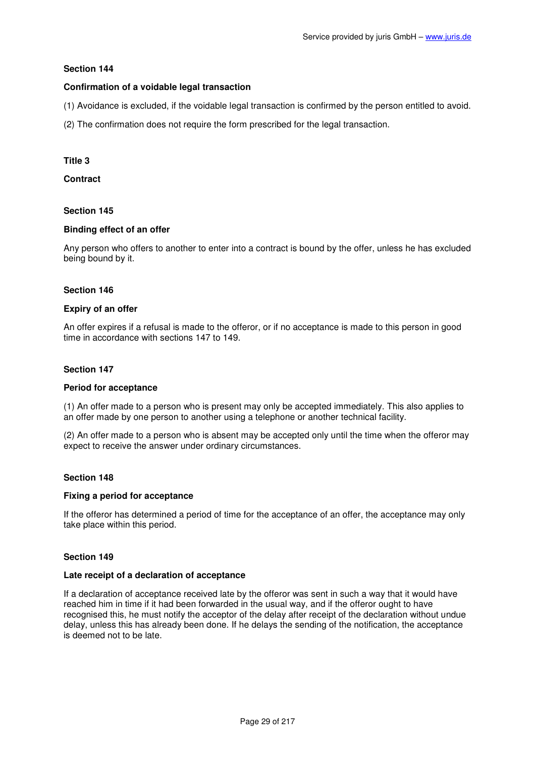### Section 144

#### Confirmation of a voidable legal transaction

(1) Avoidance is excluded, if the voidable legal transaction is confirmed by the person entitled to avoid.

(2) The confirmation does not require the form prescribed for the legal transaction.

## Title 3

## Contract

### Section 145

#### Binding effect of an offer

Any person who offers to another to enter into a contract is bound by the offer, unless he has excluded being bound by it.

### Section 146

#### Expiry of an offer

An offer expires if a refusal is made to the offeror, or if no acceptance is made to this person in good time in accordance with sections 147 to 149.

### Section 147

#### Period for acceptance

(1) An offer made to a person who is present may only be accepted immediately. This also applies to an offer made by one person to another using a telephone or another technical facility.

(2) An offer made to a person who is absent may be accepted only until the time when the offeror may expect to receive the answer under ordinary circumstances.

### Section 148

#### Fixing a period for acceptance

If the offeror has determined a period of time for the acceptance of an offer, the acceptance may only take place within this period.

### Section 149

#### Late receipt of a declaration of acceptance

If a declaration of acceptance received late by the offeror was sent in such a way that it would have reached him in time if it had been forwarded in the usual way, and if the offeror ought to have recognised this, he must notify the acceptor of the delay after receipt of the declaration without undue delay, unless this has already been done. If he delays the sending of the notification, the acceptance is deemed not to be late.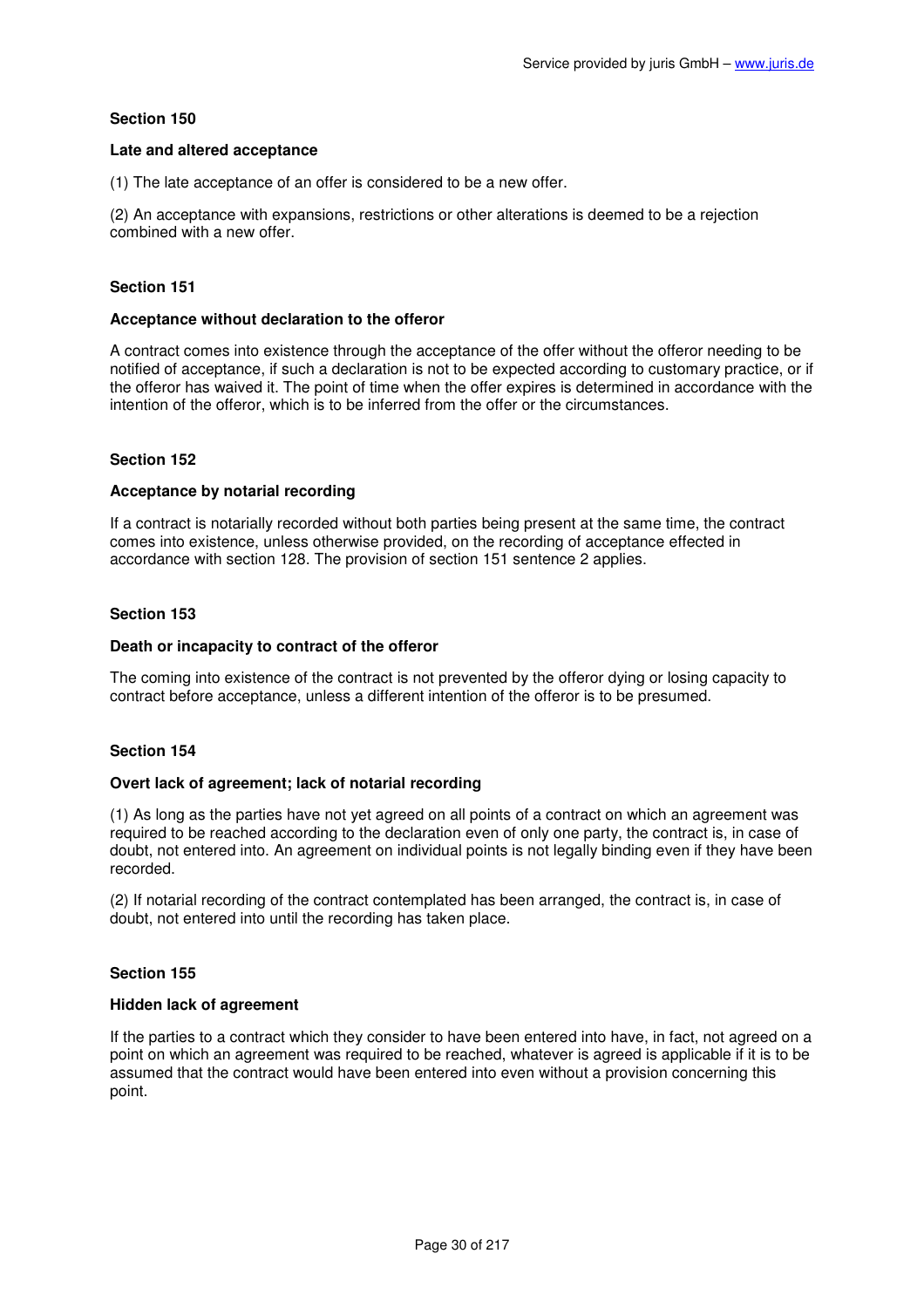### Section 150

#### Late and altered acceptance

(1) The late acceptance of an offer is considered to be a new offer.

(2) An acceptance with expansions, restrictions or other alterations is deemed to be a rejection combined with a new offer.

### Section 151

#### Acceptance without declaration to the offeror

A contract comes into existence through the acceptance of the offer without the offeror needing to be notified of acceptance, if such a declaration is not to be expected according to customary practice, or if the offeror has waived it. The point of time when the offer expires is determined in accordance with the intention of the offeror, which is to be inferred from the offer or the circumstances.

### Section 152

#### Acceptance by notarial recording

If a contract is notarially recorded without both parties being present at the same time, the contract comes into existence, unless otherwise provided, on the recording of acceptance effected in accordance with section 128. The provision of section 151 sentence 2 applies.

### Section 153

#### Death or incapacity to contract of the offeror

The coming into existence of the contract is not prevented by the offeror dying or losing capacity to contract before acceptance, unless a different intention of the offeror is to be presumed.

### Section 154

#### Overt lack of agreement; lack of notarial recording

(1) As long as the parties have not yet agreed on all points of a contract on which an agreement was required to be reached according to the declaration even of only one party, the contract is, in case of doubt, not entered into. An agreement on individual points is not legally binding even if they have been recorded.

(2) If notarial recording of the contract contemplated has been arranged, the contract is, in case of doubt, not entered into until the recording has taken place.

### Section 155

#### Hidden lack of agreement

If the parties to a contract which they consider to have been entered into have, in fact, not agreed on a point on which an agreement was required to be reached, whatever is agreed is applicable if it is to be assumed that the contract would have been entered into even without a provision concerning this point.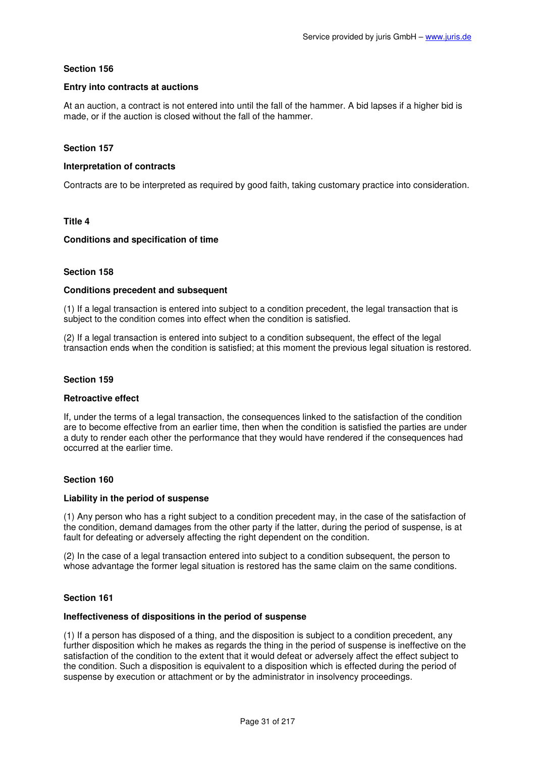### Section 156

#### Entry into contracts at auctions

At an auction, a contract is not entered into until the fall of the hammer. A bid lapses if a higher bid is made, or if the auction is closed without the fall of the hammer.

### Section 157

#### Interpretation of contracts

Contracts are to be interpreted as required by good faith, taking customary practice into consideration.

## Title 4

### Conditions and specification of time

### Section 158

#### Conditions precedent and subsequent

(1) If a legal transaction is entered into subject to a condition precedent, the legal transaction that is subject to the condition comes into effect when the condition is satisfied.

(2) If a legal transaction is entered into subject to a condition subsequent, the effect of the legal transaction ends when the condition is satisfied; at this moment the previous legal situation is restored.

### Section 159

#### Retroactive effect

If, under the terms of a legal transaction, the consequences linked to the satisfaction of the condition are to become effective from an earlier time, then when the condition is satisfied the parties are under a duty to render each other the performance that they would have rendered if the consequences had occurred at the earlier time.

### Section 160

#### Liability in the period of suspense

(1) Any person who has a right subject to a condition precedent may, in the case of the satisfaction of the condition, demand damages from the other party if the latter, during the period of suspense, is at fault for defeating or adversely affecting the right dependent on the condition.

(2) In the case of a legal transaction entered into subject to a condition subsequent, the person to whose advantage the former legal situation is restored has the same claim on the same conditions.

### Section 161

#### Ineffectiveness of dispositions in the period of suspense

(1) If a person has disposed of a thing, and the disposition is subject to a condition precedent, any further disposition which he makes as regards the thing in the period of suspense is ineffective on the satisfaction of the condition to the extent that it would defeat or adversely affect the effect subject to the condition. Such a disposition is equivalent to a disposition which is effected during the period of suspense by execution or attachment or by the administrator in insolvency proceedings.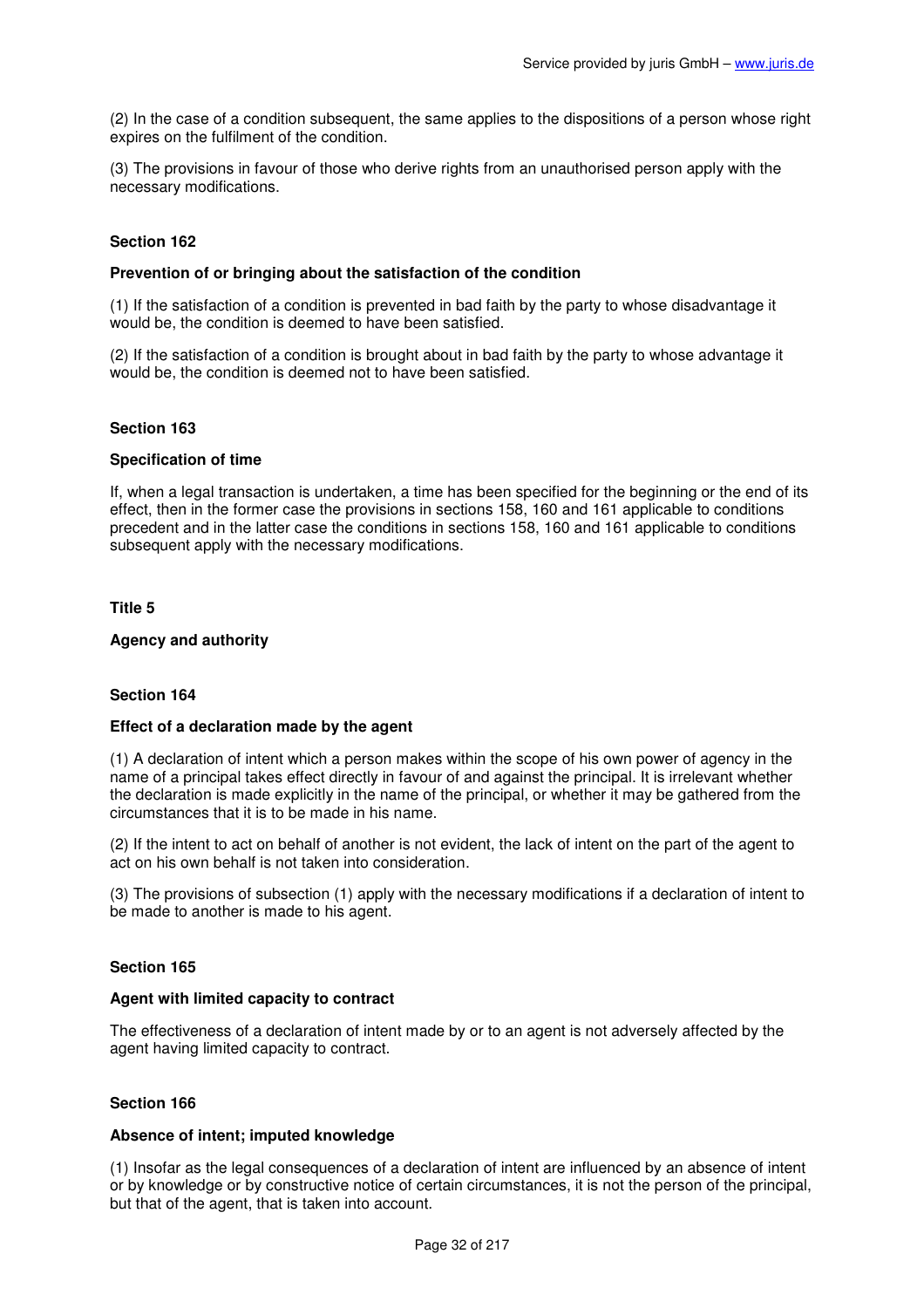(2) In the case of a condition subsequent, the same applies to the dispositions of a person whose right expires on the fulfilment of the condition.

(3) The provisions in favour of those who derive rights from an unauthorised person apply with the necessary modifications.

### Section 162

**Prevention of or bringing about the satisfaction of the condition**

(1) If the satisfaction of a condition is prevented in bad faith by the party to whose disadvantage it would be, the condition is deemed to have been satisfied.

(2) If the satisfaction of a condition is brought about in bad faith by the party to whose advantage it would be, the condition is deemed not to have been satisfied.

### Section 163

**Specification of time**

If, when a legal transaction is undertaken, a time has been specified for the beginning or the end of its effect, then in the former case the provisions in sections 158, 160 and 161 applicable to conditions precedent and in the latter case the conditions in sections 158, 160 and 161 applicable to conditions subsequent apply with the necessary modifications.

## Title 5

**Agency and authority**

### Section 164

**Effect of a declaration made by the agent**

(1) A declaration of intent which a person makes within the scope of his own power of agency in the name of a principal takes effect directly in favour of and against the principal. It is irrelevant whether the declaration is made explicitly in the name of the principal, or whether it may be gathered from the circumstances that it is to be made in his name.

(2) If the intent to act on behalf of another is not evident, the lack of intent on the part of the agent to act on his own behalf is not taken into consideration.

(3) The provisions of subsection (1) apply with the necessary modifications if a declaration of intent to be made to another is made to his agent.

### Section 165

**Agent with limited capacity to contract**

The effectiveness of a declaration of intent made by or to an agent is not adversely affected by the agent having limited capacity to contract.

### Section 166

**Absence of intent; imputed knowledge**

(1) Insofar as the legal consequences of a declaration of intent are influenced by an absence of intent or by knowledge or by constructive notice of certain circumstances, it is not the person of the principal, but that of the agent, that is taken into account.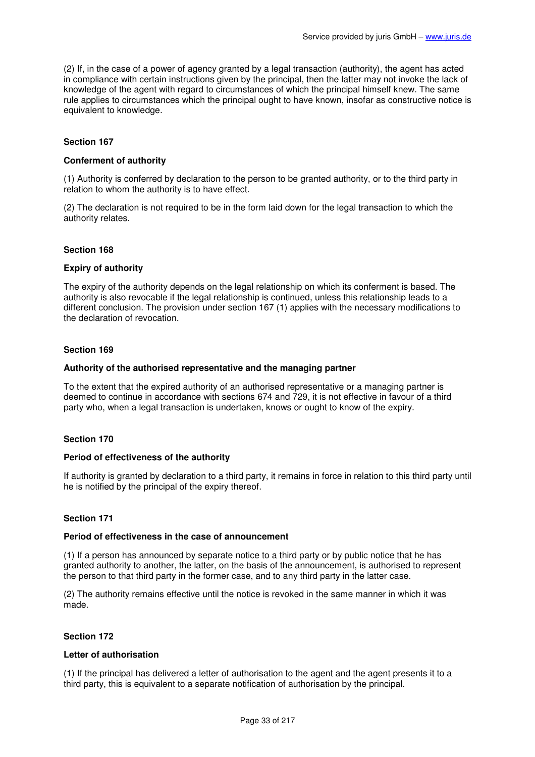(2) If, in the case of a power of agency granted by a legal transaction (authority), the agent has acted in compliance with certain instructions given by the principal, then the latter may not invoke the lack of knowledge of the agent with regard to circumstances of which the principal himself knew. The same rule applies to circumstances which the principal ought to have known, insofar as constructive notice is equivalent to knowledge.

**Section 167**

**Conferment of authority**

(1) Authority is conferred by declaration to the person to be granted authority, or to the third party in relation to whom the authority is to have effect.

(2) The declaration is not required to be in the form laid down for the legal transaction to which the authority relates.

**Section 168**

**Expiry of authority**

The expiry of the authority depends on the legal relationship on which its conferment is based. The authority is also revocable if the legal relationship is continued, unless this relationship leads to a different conclusion. The provision under section 167 (1) applies with the necessary modifications to the declaration of revocation.

**Section 169**

**Authority of the authorised representative and the managing partner**

To the extent that the expired authority of an authorised representative or a managing partner is deemed to continue in accordance with sections 674 and 729, it is not effective in favour of a third party who, when a legal transaction is undertaken, knows or ought to know of the expiry.

**Section 170**

**Period of effectiveness of the authority**

If authority is granted by declaration to a third party, it remains in force in relation to this third party until he is notified by the principal of the expiry thereof.

**Section 171**

**Period of effectiveness in the case of announcement**

(1) If a person has announced by separate notice to a third party or by public notice that he has granted authority to another, the latter, on the basis of the announcement, is authorised to represent the person to that third party in the former case, and to any third party in the latter case.

(2) The authority remains effective until the notice is revoked in the same manner in which it was made.

**Section 172**

**Letter of authorisation**

(1) If the principal has delivered a letter of authorisation to the agent and the agent presents it to a third party, this is equivalent to a separate notification of authorisation by the principal.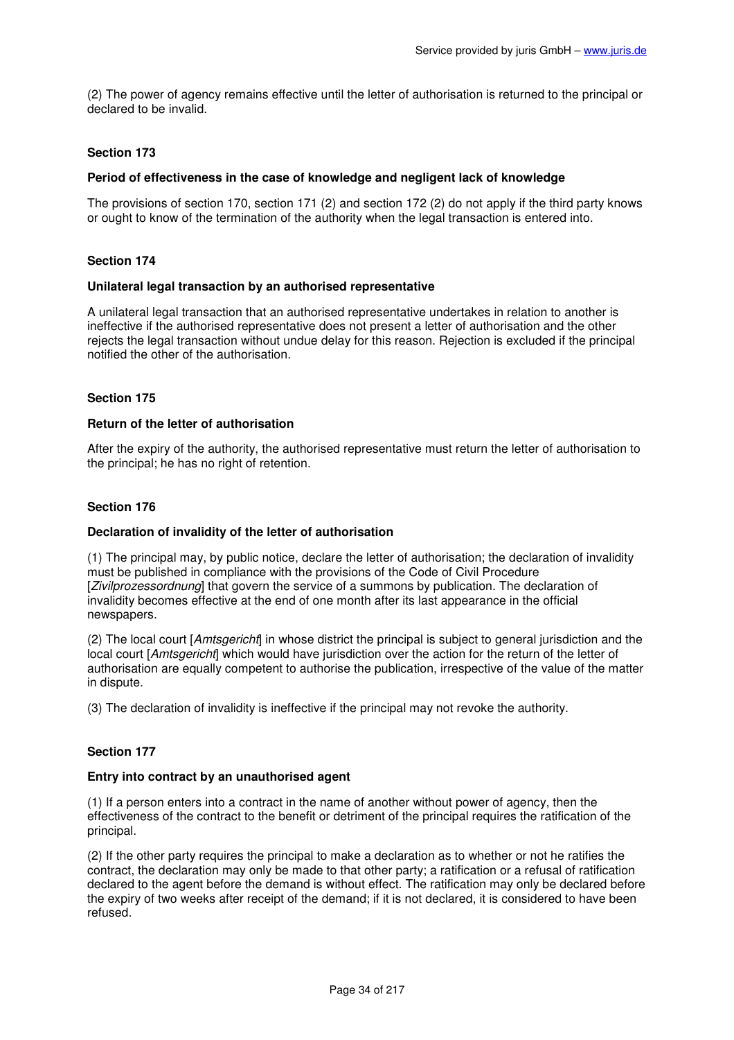(2) The power of agency remains effective until the letter of authorisation is returned to the principal or declared to be invalid.

### Section 173

#### Period of effectiveness in the case of knowledge and negligent lack of knowledge

The provisions of section 170, section 171 (2) and section 172 (2) do not apply if the third party knows or ought to know of the termination of the authority when the legal transaction is entered into.

### Section 174

#### Unilateral legal transaction by an authorised representative

A unilateral legal transaction that an authorised representative undertakes in relation to another is ineffective if the authorised representative does not present a letter of authorisation and the other rejects the legal transaction without undue delay for this reason. Rejection is excluded if the principal notified the other of the authorisation.

### Section 175

#### Return of the letter of authorisation

After the expiry of the authority, the authorised representative must return the letter of authorisation to the principal; he has no right of retention.

### Section 176

#### Declaration of invalidity of the letter of authorisation

(1) The principal may, by public notice, declare the letter of authorisation; the declaration of invalidity must be published in compliance with the provisions of the Code of Civil Procedure [*Zivilprozessordnung*] that govern the service of a summons by publication. The declaration of invalidity becomes effective at the end of one month after its last appearance in the official newspapers.

(2) The local court [*Amtsgericht*] in whose district the principal is subject to general jurisdiction and the local court [*Amtsgericht*] which would have jurisdiction over the action for the return of the letter of authorisation are equally competent to authorise the publication, irrespective of the value of the matter in dispute.

(3) The declaration of invalidity is ineffective if the principal may not revoke the authority.

### Section 177

#### Entry into contract by an unauthorised agent

(1) If a person enters into a contract in the name of another without power of agency, then the effectiveness of the contract to the benefit or detriment of the principal requires the ratification of the principal.

(2) If the other party requires the principal to make a declaration as to whether or not he ratifies the contract, the declaration may only be made to that other party; a ratification or a refusal of ratification declared to the agent before the demand is without effect. The ratification may only be declared before the expiry of two weeks after receipt of the demand; if it is not declared, it is considered to have been refused.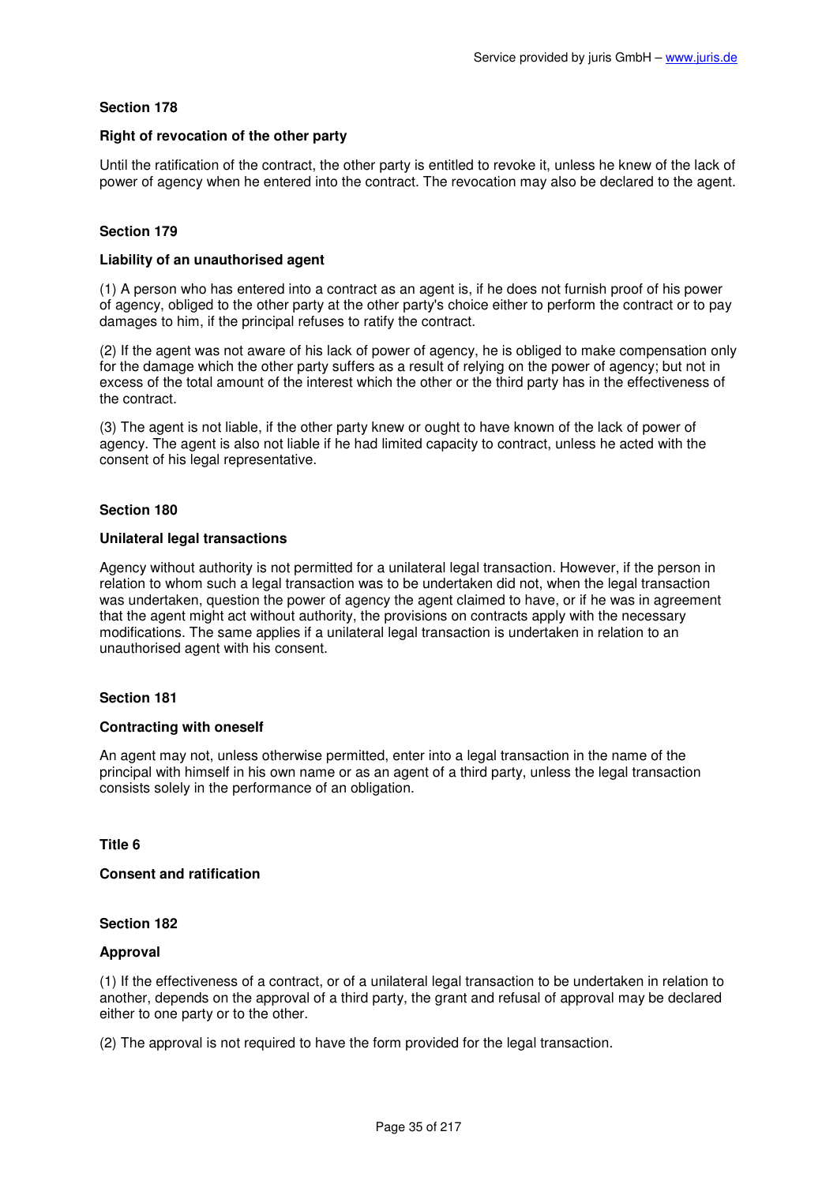### Section 178

#### Right of revocation of the other party

Until the ratification of the contract, the other party is entitled to revoke it, unless he knew of the lack of power of agency when he entered into the contract. The revocation may also be declared to the agent.

### Section 179

#### Liability of an unauthorised agent

(1) A person who has entered into a contract as an agent is, if he does not furnish proof of his power of agency, obliged to the other party at the other party's choice either to perform the contract or to pay damages to him, if the principal refuses to ratify the contract.

(2) If the agent was not aware of his lack of power of agency, he is obliged to make compensation only for the damage which the other party suffers as a result of relying on the power of agency; but not in excess of the total amount of the interest which the other or the third party has in the effectiveness of the contract.

(3) The agent is not liable, if the other party knew or ought to have known of the lack of power of agency. The agent is also not liable if he had limited capacity to contract, unless he acted with the consent of his legal representative.

### Section 180

#### Unilateral legal transactions

Agency without authority is not permitted for a unilateral legal transaction. However, if the person in relation to whom such a legal transaction was to be undertaken did not, when the legal transaction was undertaken, question the power of agency the agent claimed to have, or if he was in agreement that the agent might act without authority, the provisions on contracts apply with the necessary modifications. The same applies if a unilateral legal transaction is undertaken in relation to an unauthorised agent with his consent.

### Section 181

#### Contracting with oneself

An agent may not, unless otherwise permitted, enter into a legal transaction in the name of the principal with himself in his own name or as an agent of a third party, unless the legal transaction consists solely in the performance of an obligation.

## Title 6

### Consent and ratification

### Section 182

#### Approval

(1) If the effectiveness of a contract, or of a unilateral legal transaction to be undertaken in relation to another, depends on the approval of a third party, the grant and refusal of approval may be declared either to one party or to the other.

(2) The approval is not required to have the form provided for the legal transaction.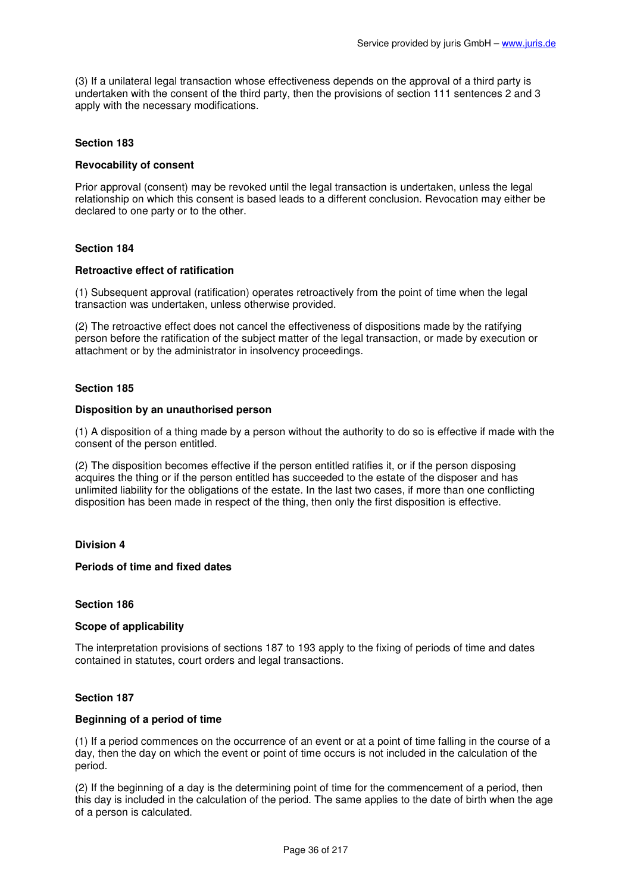(3) If a unilateral legal transaction whose effectiveness depends on the approval of a third party is undertaken with the consent of the third party, then the provisions of section 111 sentences 2 and 3 apply with the necessary modifications.

### Section 183

**Revocability of consent**

Prior approval (consent) may be revoked until the legal transaction is undertaken, unless the legal relationship on which this consent is based leads to a different conclusion. Revocation may either be declared to one party or to the other.

### Section 184

**Retroactive effect of ratification**

(1) Subsequent approval (ratification) operates retroactively from the point of time when the legal transaction was undertaken, unless otherwise provided.

(2) The retroactive effect does not cancel the effectiveness of dispositions made by the ratifying person before the ratification of the subject matter of the legal transaction, or made by execution or attachment or by the administrator in insolvency proceedings.

### Section 185

**Disposition by an unauthorised person**

(1) A disposition of a thing made by a person without the authority to do so is effective if made with the consent of the person entitled.

(2) The disposition becomes effective if the person entitled ratifies it, or if the person disposing acquires the thing or if the person entitled has succeeded to the estate of the disposer and has unlimited liability for the obligations of the estate. In the last two cases, if more than one conflicting disposition has been made in respect of the thing, then only the first disposition is effective.

## Division 4

**Periods of time and fixed dates**

### Section 186

**Scope of applicability**

The interpretation provisions of sections 187 to 193 apply to the fixing of periods of time and dates contained in statutes, court orders and legal transactions.

### Section 187

**Beginning of a period of time**

(1) If a period commences on the occurrence of an event or at a point of time falling in the course of a day, then the day on which the event or point of time occurs is not included in the calculation of the period.

(2) If the beginning of a day is the determining point of time for the commencement of a period, then this day is included in the calculation of the period. The same applies to the date of birth when the age of a person is calculated.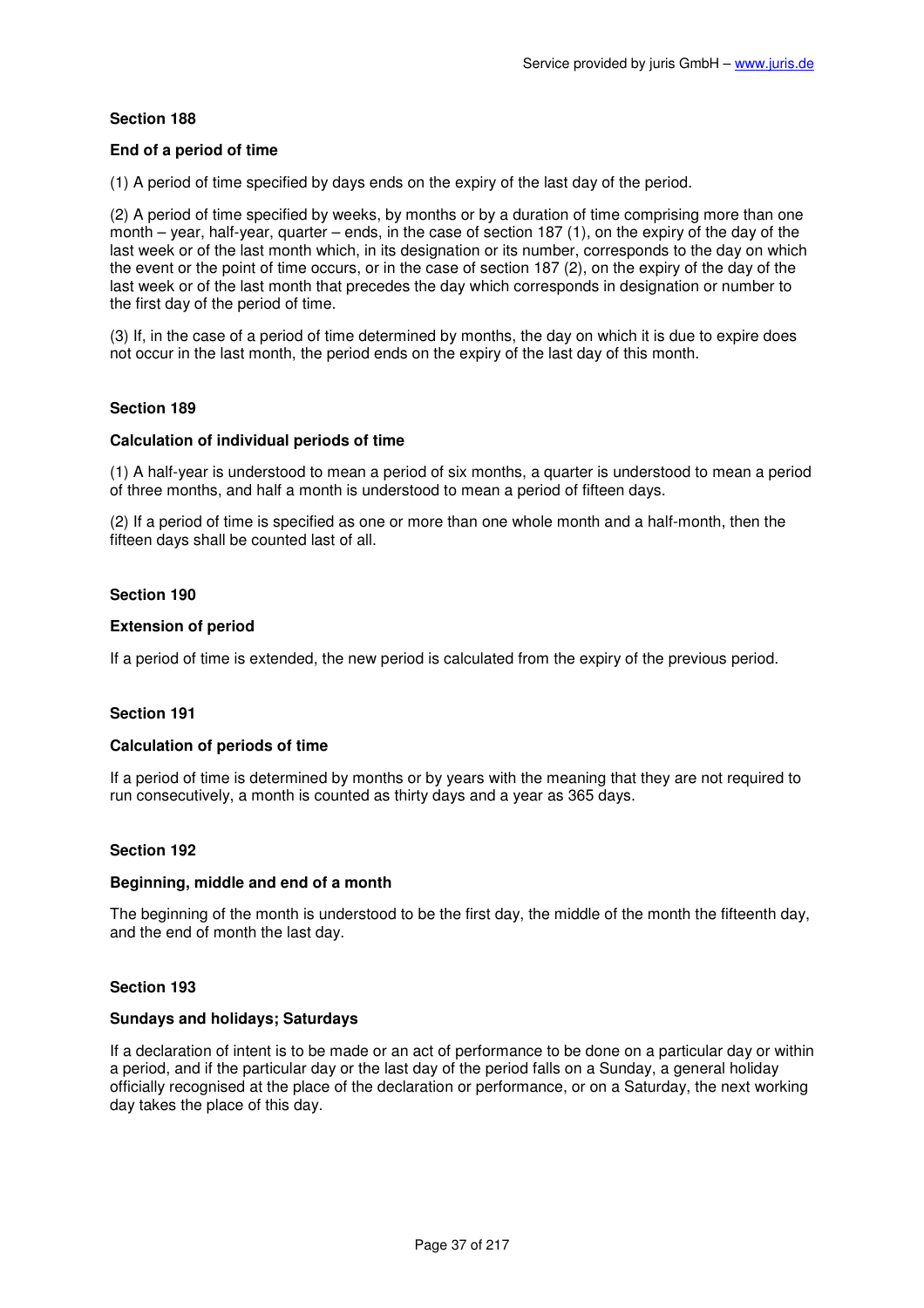### Section 188

**End of a period of time**

(1) A period of time specified by days ends on the expiry of the last day of the period.

(2) A period of time specified by weeks, by months or by a duration of time comprising more than one month – year, half-year, quarter – ends, in the case of section 187 (1), on the expiry of the day of the last week or of the last month which, in its designation or its number, corresponds to the day on which the event or the point of time occurs, or in the case of section 187 (2), on the expiry of the day of the last week or of the last month that precedes the day which corresponds in designation or number to the first day of the period of time.

(3) If, in the case of a period of time determined by months, the day on which it is due to expire does not occur in the last month, the period ends on the expiry of the last day of this month.

### Section 189

**Calculation of individual periods of time**

(1) A half-year is understood to mean a period of six months, a quarter is understood to mean a period of three months, and half a month is understood to mean a period of fifteen days.

(2) If a period of time is specified as one or more than one whole month and a half-month, then the fifteen days shall be counted last of all.

### Section 190

**Extension of period**

If a period of time is extended, the new period is calculated from the expiry of the previous period.

### Section 191

**Calculation of periods of time**

If a period of time is determined by months or by years with the meaning that they are not required to run consecutively, a month is counted as thirty days and a year as 365 days.

### Section 192

**Beginning, middle and end of a month**

The beginning of the month is understood to be the first day, the middle of the month the fifteenth day, and the end of month the last day.

### Section 193

**Sundays and holidays; Saturdays**

If a declaration of intent is to be made or an act of performance to be done on a particular day or within a period, and if the particular day or the last day of the period falls on a Sunday, a general holiday officially recognised at the place of the declaration or performance, or on a Saturday, the next working day takes the place of this day.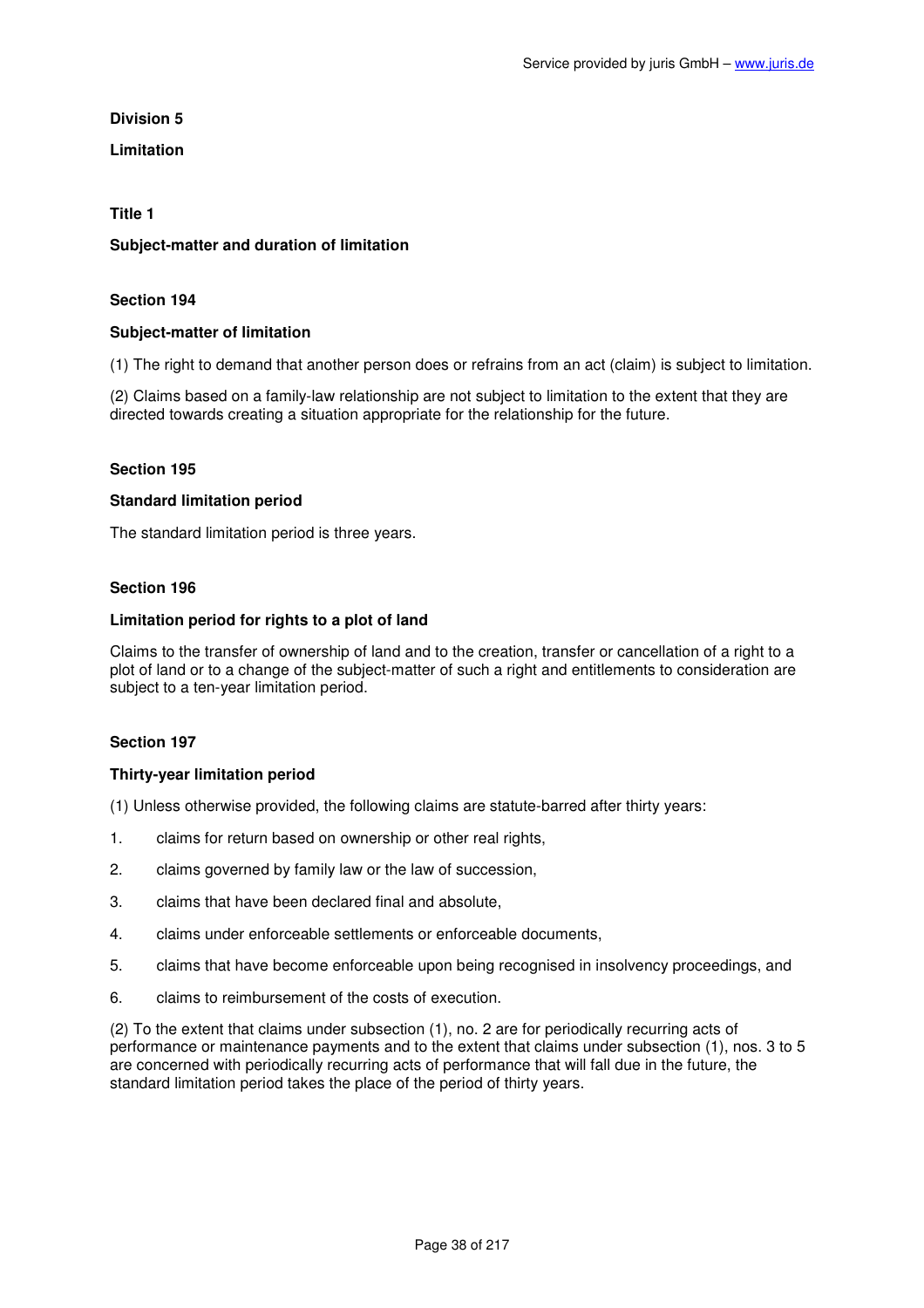## Division 5

## Limitation

### Title 1

### Subject-matter and duration of limitation

#### Section 194

#### Subject-matter of limitation

(1) The right to demand that another person does or refrains from an act (claim) is subject to limitation.

(2) Claims based on a family-law relationship are not subject to limitation to the extent that they are directed towards creating a situation appropriate for the relationship for the future.

#### Section 195

#### Standard limitation period

The standard limitation period is three years.

#### Section 196

#### Limitation period for rights to a plot of land

Claims to the transfer of ownership of land and to the creation, transfer or cancellation of a right to a plot of land or to a change of the subject-matter of such a right and entitlements to consideration are subject to a ten-year limitation period.

#### Section 197

#### Thirty-year limitation period

(1) Unless otherwise provided, the following claims are statute-barred after thirty years:

1. claims for return based on ownership or other real rights,
2. claims governed by family law or the law of succession,
3. claims that have been declared final and absolute,
4. claims under enforceable settlements or enforceable documents,
5. claims that have become enforceable upon being recognised in insolvency proceedings, and
6. claims to reimbursement of the costs of execution.

(2) To the extent that claims under subsection (1), no. 2 are for periodically recurring acts of performance or maintenance payments and to the extent that claims under subsection (1), nos. 3 to 5 are concerned with periodically recurring acts of performance that will fall due in the future, the standard limitation period takes the place of the period of thirty years.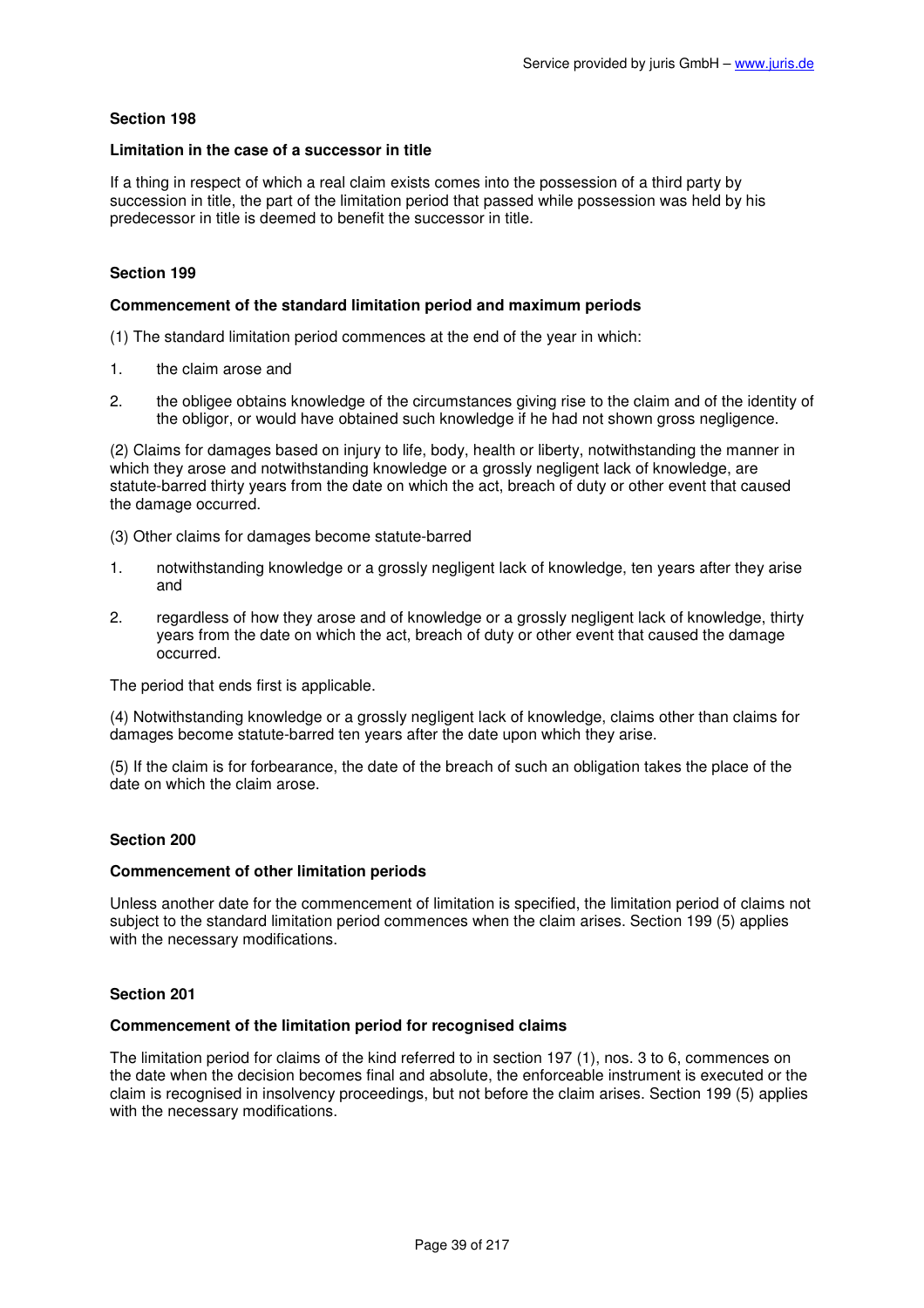### Section 198

**Limitation in the case of a successor in title**

If a thing in respect of which a real claim exists comes into the possession of a third party by succession in title, the part of the limitation period that passed while possession was held by his predecessor in title is deemed to benefit the successor in title.

### Section 199

**Commencement of the standard limitation period and maximum periods**

(1) The standard limitation period commences at the end of the year in which:

1. the claim arose and
2. the obligee obtains knowledge of the circumstances giving rise to the claim and of the identity of the obligor, or would have obtained such knowledge if he had not shown gross negligence.

(2) Claims for damages based on injury to life, body, health or liberty, notwithstanding the manner in which they arose and notwithstanding knowledge or a grossly negligent lack of knowledge, are statute-barred thirty years from the date on which the act, breach of duty or other event that caused the damage occurred.

(3) Other claims for damages become statute-barred

1. notwithstanding knowledge or a grossly negligent lack of knowledge, ten years after they arise and
2. regardless of how they arose and of knowledge or a grossly negligent lack of knowledge, thirty years from the date on which the act, breach of duty or other event that caused the damage occurred.

The period that ends first is applicable.

(4) Notwithstanding knowledge or a grossly negligent lack of knowledge, claims other than claims for damages become statute-barred ten years after the date upon which they arise.

(5) If the claim is for forbearance, the date of the breach of such an obligation takes the place of the date on which the claim arose.

### Section 200

**Commencement of other limitation periods**

Unless another date for the commencement of limitation is specified, the limitation period of claims not subject to the standard limitation period commences when the claim arises. Section 199 (5) applies with the necessary modifications.

### Section 201

**Commencement of the limitation period for recognised claims**

The limitation period for claims of the kind referred to in section 197 (1), nos. 3 to 6, commences on the date when the decision becomes final and absolute, the enforceable instrument is executed or the claim is recognised in insolvency proceedings, but not before the claim arises. Section 199 (5) applies with the necessary modifications.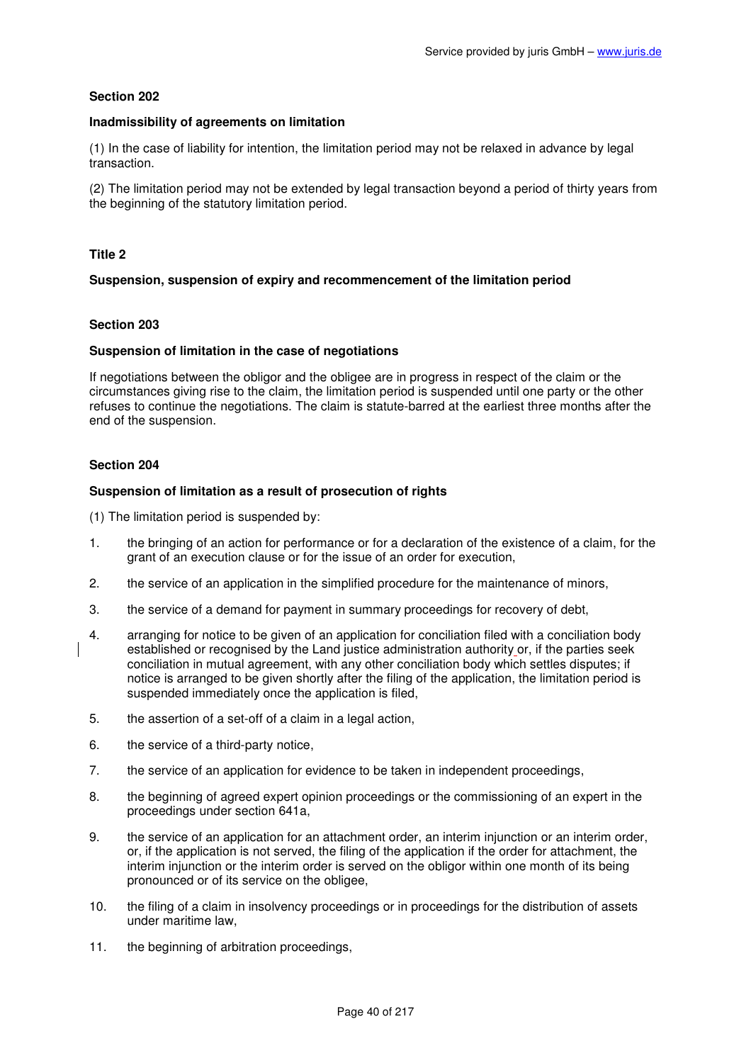**Section 202**

**Inadmissibility of agreements on limitation**

(1) In the case of liability for intention, the limitation period may not be relaxed in advance by legal transaction.

(2) The limitation period may not be extended by legal transaction beyond a period of thirty years from the beginning of the statutory limitation period.

**Title 2**

**Suspension, suspension of expiry and recommencement of the limitation period**

**Section 203**

**Suspension of limitation in the case of negotiations**

If negotiations between the obligor and the obligee are in progress in respect of the claim or the circumstances giving rise to the claim, the limitation period is suspended until one party or the other refuses to continue the negotiations. The claim is statute-barred at the earliest three months after the end of the suspension.

**Section 204**

**Suspension of limitation as a result of prosecution of rights**

(1) The limitation period is suspended by:

1. the bringing of an action for performance or for a declaration of the existence of a claim, for the grant of an execution clause or for the issue of an order for execution,
2. the service of an application in the simplified procedure for the maintenance of minors,
3. the service of a demand for payment in summary proceedings for recovery of debt,
4. arranging for notice to be given of an application for conciliation filed with a conciliation body established or recognised by the Land justice administration authority or, if the parties seek conciliation in mutual agreement, with any other conciliation body which settles disputes; if notice is arranged to be given shortly after the filing of the application, the limitation period is suspended immediately once the application is filed,
5. the assertion of a set-off of a claim in a legal action,
6. the service of a third-party notice,
7. the service of an application for evidence to be taken in independent proceedings,
8. the beginning of agreed expert opinion proceedings or the commissioning of an expert in the proceedings under section 641a,
9. the service of an application for an attachment order, an interim injunction or an interim order, or, if the application is not served, the filing of the application if the order for attachment, the interim injunction or the interim order is served on the obligor within one month of its being pronounced or of its service on the obligee,
10. the filing of a claim in insolvency proceedings or in proceedings for the distribution of assets under maritime law,
11. the beginning of arbitration proceedings,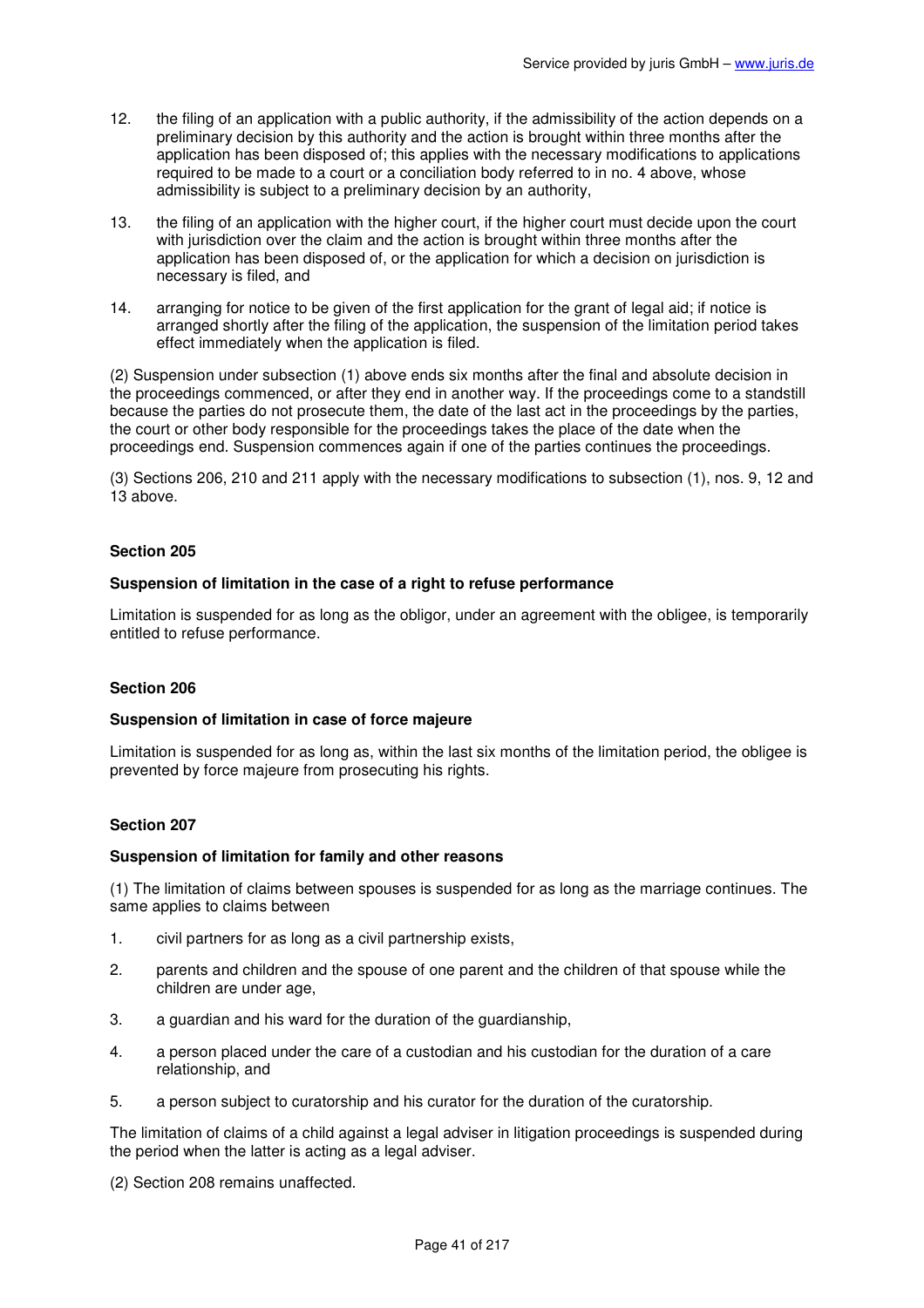12. the filing of an application with a public authority, if the admissibility of the action depends on a preliminary decision by this authority and the action is brought within three months after the application has been disposed of; this applies with the necessary modifications to applications required to be made to a court or a conciliation body referred to in no. 4 above, whose admissibility is subject to a preliminary decision by an authority,

13. the filing of an application with the higher court, if the higher court must decide upon the court with jurisdiction over the claim and the action is brought within three months after the application has been disposed of, or the application for which a decision on jurisdiction is necessary is filed, and

14. arranging for notice to be given of the first application for the grant of legal aid; if notice is arranged shortly after the filing of the application, the suspension of the limitation period takes effect immediately when the application is filed.

(2) Suspension under subsection (1) above ends six months after the final and absolute decision in the proceedings commenced, or after they end in another way. If the proceedings come to a standstill because the parties do not prosecute them, the date of the last act in the proceedings by the parties, the court or other body responsible for the proceedings takes the place of the date when the proceedings end. Suspension commences again if one of the parties continues the proceedings.

(3) Sections 206, 210 and 211 apply with the necessary modifications to subsection (1), nos. 9, 12 and 13 above.

#### Section 205

#### Suspension of limitation in the case of a right to refuse performance

Limitation is suspended for as long as the obligor, under an agreement with the obligee, is temporarily entitled to refuse performance.

#### Section 206

#### Suspension of limitation in case of force majeure

Limitation is suspended for as long as, within the last six months of the limitation period, the obligee is prevented by force majeure from prosecuting his rights.

#### Section 207

#### Suspension of limitation for family and other reasons

(1) The limitation of claims between spouses is suspended for as long as the marriage continues. The same applies to claims between

1. civil partners for as long as a civil partnership exists,
2. parents and children and the spouse of one parent and the children of that spouse while the children are under age,
3. a guardian and his ward for the duration of the guardianship,
4. a person placed under the care of a custodian and his custodian for the duration of a care relationship, and
5. a person subject to curatorship and his curator for the duration of the curatorship.

The limitation of claims of a child against a legal adviser in litigation proceedings is suspended during the period when the latter is acting as a legal adviser.

(2) Section 208 remains unaffected.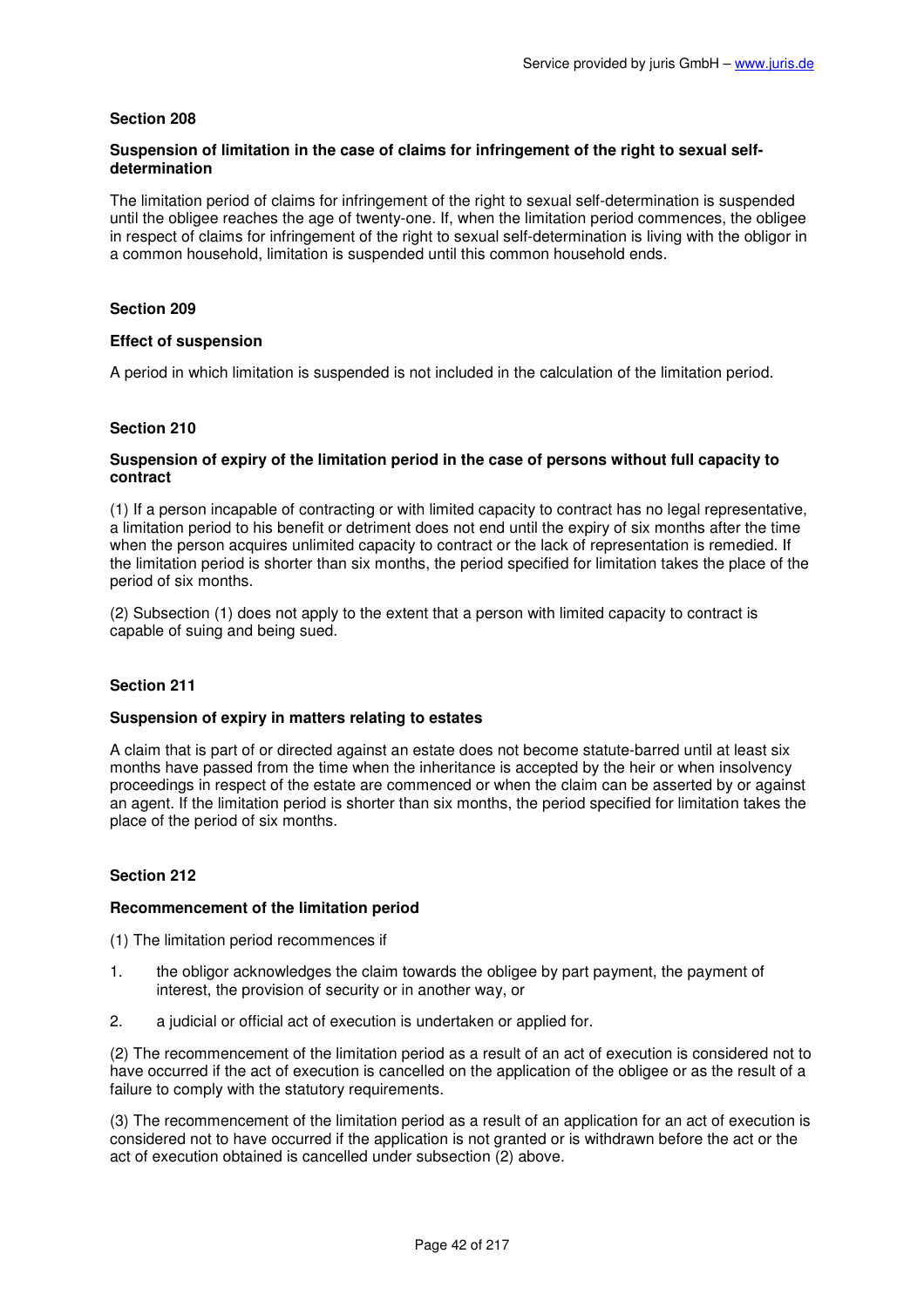### Section 208

#### Suspension of limitation in the case of claims for infringement of the right to sexual self-determination

The limitation period of claims for infringement of the right to sexual self-determination is suspended until the obligee reaches the age of twenty-one. If, when the limitation period commences, the obligee in respect of claims for infringement of the right to sexual self-determination is living with the obligor in a common household, limitation is suspended until this common household ends.

### Section 209

#### Effect of suspension

A period in which limitation is suspended is not included in the calculation of the limitation period.

### Section 210

#### Suspension of expiry of the limitation period in the case of persons without full capacity to contract

(1) If a person incapable of contracting or with limited capacity to contract has no legal representative, a limitation period to his benefit or detriment does not end until the expiry of six months after the time when the person acquires unlimited capacity to contract or the lack of representation is remedied. If the limitation period is shorter than six months, the period specified for limitation takes the place of the period of six months.

(2) Subsection (1) does not apply to the extent that a person with limited capacity to contract is capable of suing and being sued.

### Section 211

#### Suspension of expiry in matters relating to estates

A claim that is part of or directed against an estate does not become statute-barred until at least six months have passed from the time when the inheritance is accepted by the heir or when insolvency proceedings in respect of the estate are commenced or when the claim can be asserted by or against an agent. If the limitation period is shorter than six months, the period specified for limitation takes the place of the period of six months.

### Section 212

#### Recommencement of the limitation period

(1) The limitation period recommences if

1. the obligor acknowledges the claim towards the obligee by part payment, the payment of interest, the provision of security or in another way, or
2. a judicial or official act of execution is undertaken or applied for.

(2) The recommencement of the limitation period as a result of an act of execution is considered not to have occurred if the act of execution is cancelled on the application of the obligee or as the result of a failure to comply with the statutory requirements.

(3) The recommencement of the limitation period as a result of an application for an act of execution is considered not to have occurred if the application is not granted or is withdrawn before the act or the act of execution obtained is cancelled under subsection (2) above.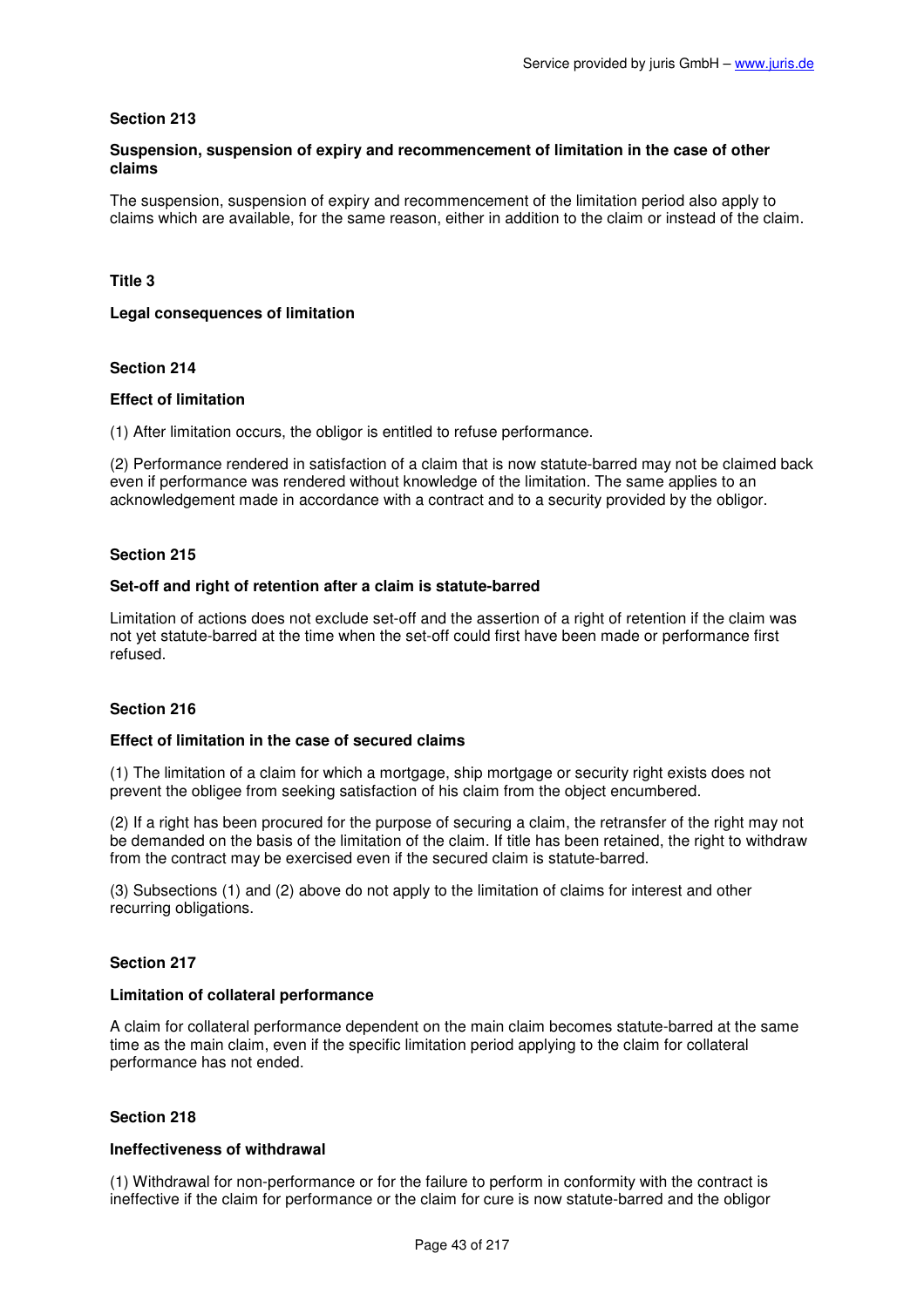### Section 213

#### Suspension, suspension of expiry and recommencement of limitation in the case of other claims

The suspension, suspension of expiry and recommencement of the limitation period also apply to claims which are available, for the same reason, either in addition to the claim or instead of the claim.

## Title 3

### Legal consequences of limitation

### Section 214

#### Effect of limitation

(1) After limitation occurs, the obligor is entitled to refuse performance.

(2) Performance rendered in satisfaction of a claim that is now statute-barred may not be claimed back even if performance was rendered without knowledge of the limitation. The same applies to an acknowledgement made in accordance with a contract and to a security provided by the obligor.

### Section 215

#### Set-off and right of retention after a claim is statute-barred

Limitation of actions does not exclude set-off and the assertion of a right of retention if the claim was not yet statute-barred at the time when the set-off could first have been made or performance first refused.

### Section 216

#### Effect of limitation in the case of secured claims

(1) The limitation of a claim for which a mortgage, ship mortgage or security right exists does not prevent the obligee from seeking satisfaction of his claim from the object encumbered.

(2) If a right has been procured for the purpose of securing a claim, the retransfer of the right may not be demanded on the basis of the limitation of the claim. If title has been retained, the right to withdraw from the contract may be exercised even if the secured claim is statute-barred.

(3) Subsections (1) and (2) above do not apply to the limitation of claims for interest and other recurring obligations.

### Section 217

#### Limitation of collateral performance

A claim for collateral performance dependent on the main claim becomes statute-barred at the same time as the main claim, even if the specific limitation period applying to the claim for collateral performance has not ended.

### Section 218

#### Ineffectiveness of withdrawal

(1) Withdrawal for non-performance or for the failure to perform in conformity with the contract is ineffective if the claim for performance or the claim for cure is now statute-barred and the obligor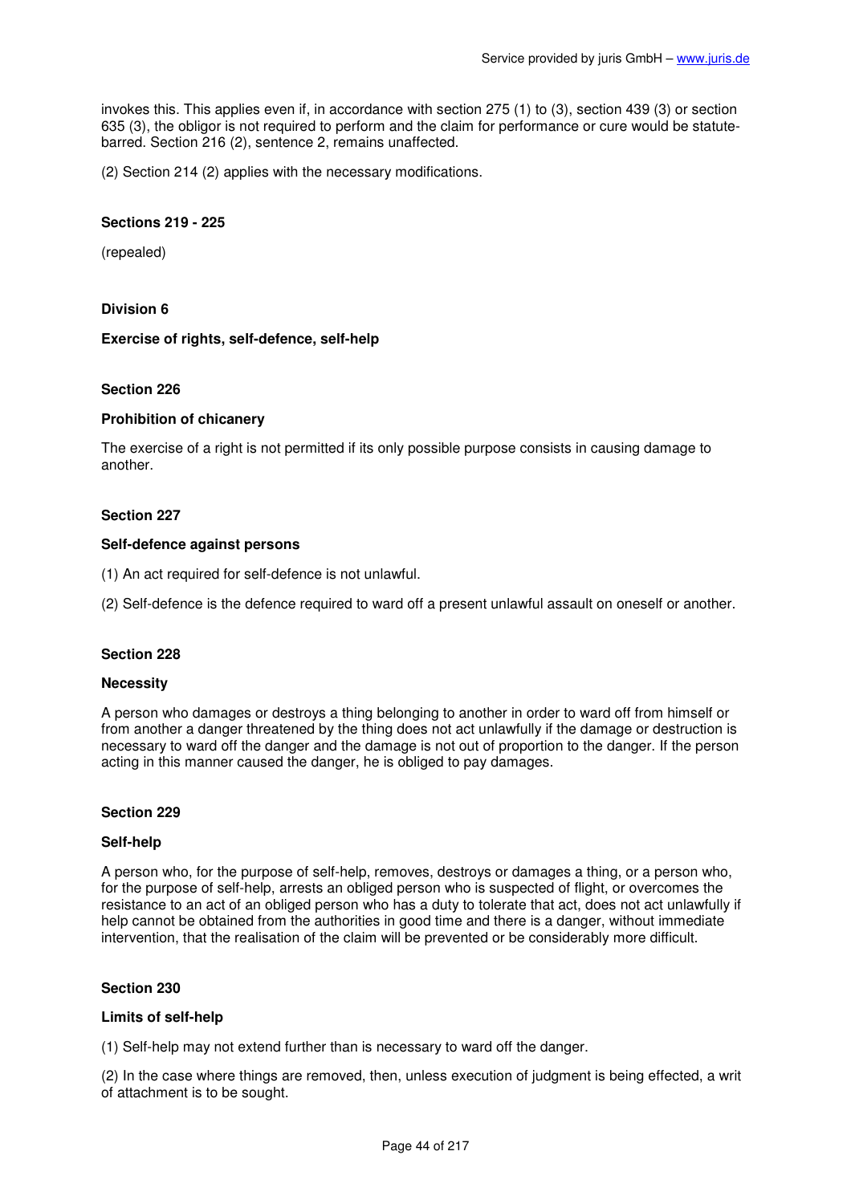invokes this. This applies even if, in accordance with section 275 (1) to (3), section 439 (3) or section 635 (3), the obligor is not required to perform and the claim for performance or cure would be statute-barred. Section 216 (2), sentence 2, remains unaffected.

(2) Section 214 (2) applies with the necessary modifications.

**Sections 219 - 225**

(repealed)

## Division 6

## Exercise of rights, self-defence, self-help

### Section 226

**Prohibition of chicanery**

The exercise of a right is not permitted if its only possible purpose consists in causing damage to another.

### Section 227

**Self-defence against persons**

(1) An act required for self-defence is not unlawful.

(2) Self-defence is the defence required to ward off a present unlawful assault on oneself or another.

### Section 228

**Necessity**

A person who damages or destroys a thing belonging to another in order to ward off from himself or from another a danger threatened by the thing does not act unlawfully if the damage or destruction is necessary to ward off the danger and the damage is not out of proportion to the danger. If the person acting in this manner caused the danger, he is obliged to pay damages.

### Section 229

**Self-help**

A person who, for the purpose of self-help, removes, destroys or damages a thing, or a person who, for the purpose of self-help, arrests an obliged person who is suspected of flight, or overcomes the resistance to an act of an obliged person who has a duty to tolerate that act, does not act unlawfully if help cannot be obtained from the authorities in good time and there is a danger, without immediate intervention, that the realisation of the claim will be prevented or be considerably more difficult.

### Section 230

**Limits of self-help**

(1) Self-help may not extend further than is necessary to ward off the danger.

(2) In the case where things are removed, then, unless execution of judgment is being effected, a writ of attachment is to be sought.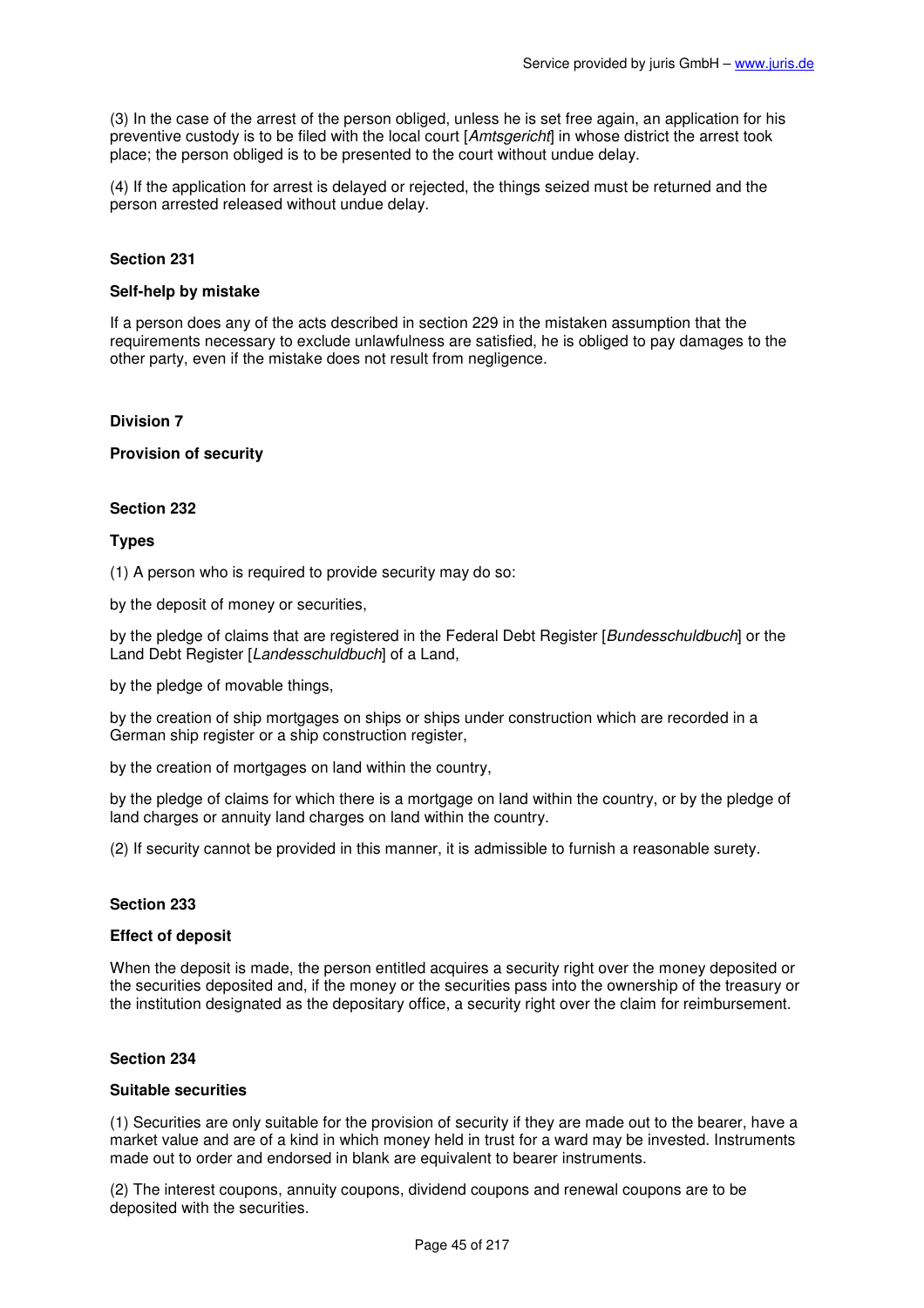(3) In the case of the arrest of the person obliged, unless he is set free again, an application for his preventive custody is to be filed with the local court [*Amtsgericht*] in whose district the arrest took place; the person obliged is to be presented to the court without undue delay.

(4) If the application for arrest is delayed or rejected, the things seized must be returned and the person arrested released without undue delay.

**Section 231**

**Self-help by mistake**

If a person does any of the acts described in section 229 in the mistaken assumption that the requirements necessary to exclude unlawfulness are satisfied, he is obliged to pay damages to the other party, even if the mistake does not result from negligence.

**Division 7**

**Provision of security**

**Section 232**

**Types**

(1) A person who is required to provide security may do so:

by the deposit of money or securities,

by the pledge of claims that are registered in the Federal Debt Register [*Bundesschuldbuch*] or the Land Debt Register [*Landesschuldbuch*] of a Land,

by the pledge of movable things,

by the creation of ship mortgages on ships or ships under construction which are recorded in a German ship register or a ship construction register,

by the creation of mortgages on land within the country,

by the pledge of claims for which there is a mortgage on land within the country, or by the pledge of land charges or annuity land charges on land within the country.

(2) If security cannot be provided in this manner, it is admissible to furnish a reasonable surety.

**Section 233**

**Effect of deposit**

When the deposit is made, the person entitled acquires a security right over the money deposited or the securities deposited and, if the money or the securities pass into the ownership of the treasury or the institution designated as the depositary office, a security right over the claim for reimbursement.

**Section 234**

**Suitable securities**

(1) Securities are only suitable for the provision of security if they are made out to the bearer, have a market value and are of a kind in which money held in trust for a ward may be invested. Instruments made out to order and endorsed in blank are equivalent to bearer instruments.

(2) The interest coupons, annuity coupons, dividend coupons and renewal coupons are to be deposited with the securities.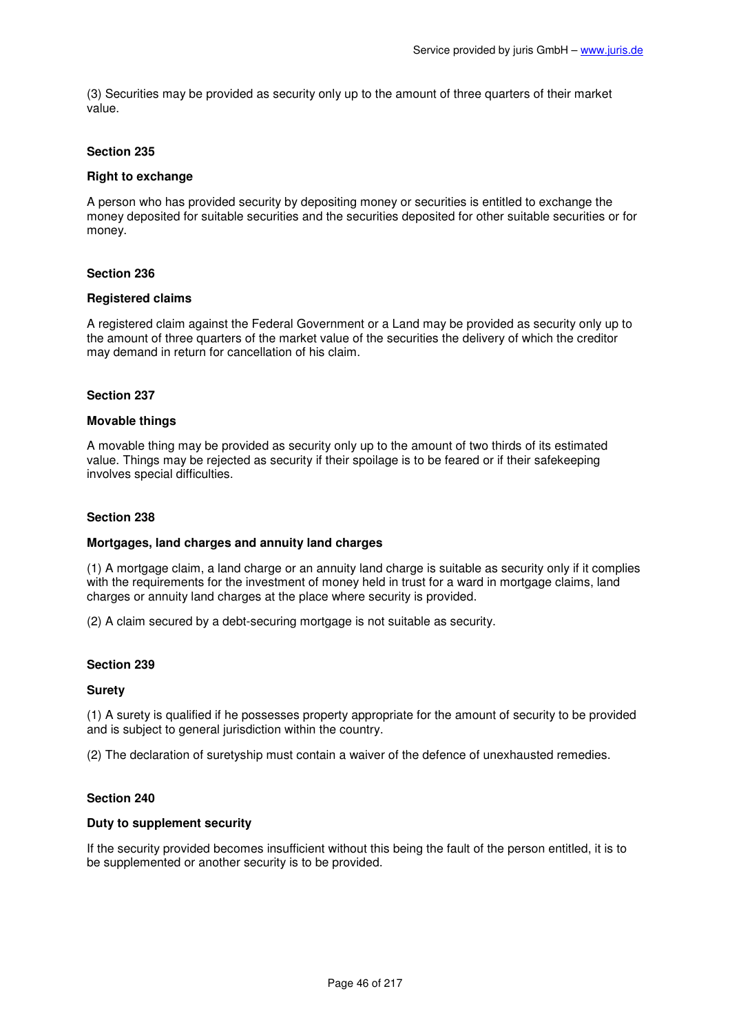(3) Securities may be provided as security only up to the amount of three quarters of their market value.

### Section 235

#### Right to exchange

A person who has provided security by depositing money or securities is entitled to exchange the money deposited for suitable securities and the securities deposited for other suitable securities or for money.

### Section 236

#### Registered claims

A registered claim against the Federal Government or a Land may be provided as security only up to the amount of three quarters of the market value of the securities the delivery of which the creditor may demand in return for cancellation of his claim.

### Section 237

#### Movable things

A movable thing may be provided as security only up to the amount of two thirds of its estimated value. Things may be rejected as security if their spoilage is to be feared or if their safekeeping involves special difficulties.

### Section 238

#### Mortgages, land charges and annuity land charges

(1) A mortgage claim, a land charge or an annuity land charge is suitable as security only if it complies with the requirements for the investment of money held in trust for a ward in mortgage claims, land charges or annuity land charges at the place where security is provided.

(2) A claim secured by a debt-securing mortgage is not suitable as security.

### Section 239

#### Surety

(1) A surety is qualified if he possesses property appropriate for the amount of security to be provided and is subject to general jurisdiction within the country.

(2) The declaration of suretyship must contain a waiver of the defence of unexhausted remedies.

### Section 240

#### Duty to supplement security

If the security provided becomes insufficient without this being the fault of the person entitled, it is to be supplemented or another security is to be provided.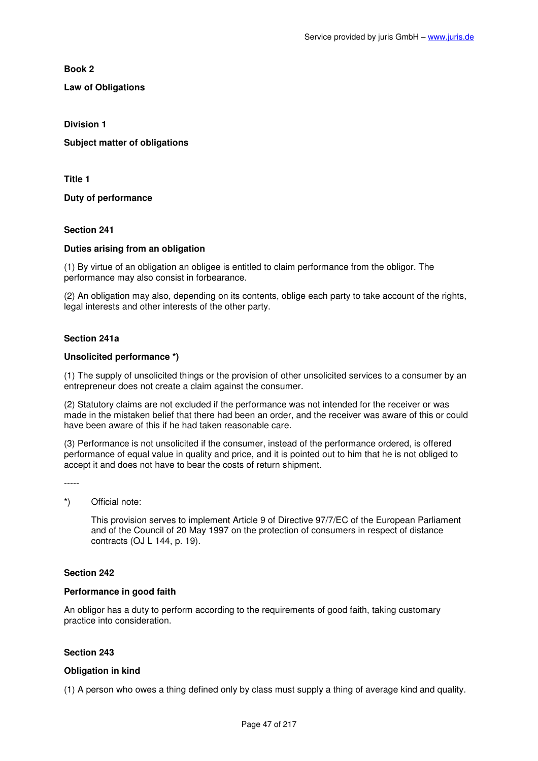# Book 2

## Law of Obligations

### Division 1

### Subject matter of obligations

#### Title 1

#### Duty of performance

**Section 241**

**Duties arising from an obligation**

(1) By virtue of an obligation an obligee is entitled to claim performance from the obligor. The performance may also consist in forbearance.

(2) An obligation may also, depending on its contents, oblige each party to take account of the rights, legal interests and other interests of the other party.

**Section 241a**

**Unsolicited performance *)**

(1) The supply of unsolicited things or the provision of other unsolicited services to a consumer by an entrepreneur does not create a claim against the consumer.

(2) Statutory claims are not excluded if the performance was not intended for the receiver or was made in the mistaken belief that there had been an order, and the receiver was aware of this or could have been aware of this if he had taken reasonable care.

(3) Performance is not unsolicited if the consumer, instead of the performance ordered, is offered performance of equal value in quality and price, and it is pointed out to him that he is not obliged to accept it and does not have to bear the costs of return shipment.

-----

*) Official note:

This provision serves to implement Article 9 of Directive 97/7/EC of the European Parliament and of the Council of 20 May 1997 on the protection of consumers in respect of distance contracts (OJ L 144, p. 19).

**Section 242**

**Performance in good faith**

An obligor has a duty to perform according to the requirements of good faith, taking customary practice into consideration.

**Section 243**

**Obligation in kind**

(1) A person who owes a thing defined only by class must supply a thing of average kind and quality.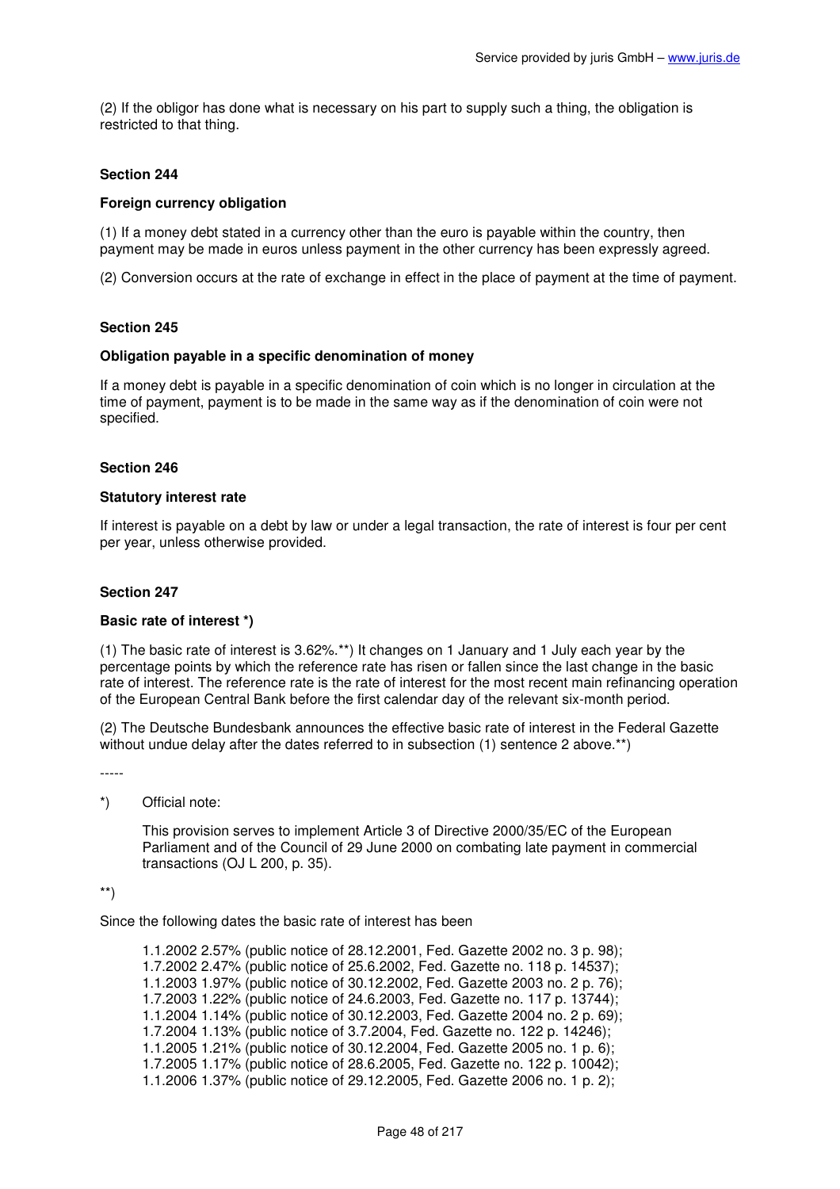(2) If the obligor has done what is necessary on his part to supply such a thing, the obligation is restricted to that thing.

### Section 244

### Foreign currency obligation

(1) If a money debt stated in a currency other than the euro is payable within the country, then payment may be made in euros unless payment in the other currency has been expressly agreed.

(2) Conversion occurs at the rate of exchange in effect in the place of payment at the time of payment.

### Section 245

### Obligation payable in a specific denomination of money

If a money debt is payable in a specific denomination of coin which is no longer in circulation at the time of payment, payment is to be made in the same way as if the denomination of coin were not specified.

### Section 246

### Statutory interest rate

If interest is payable on a debt by law or under a legal transaction, the rate of interest is four per cent per year, unless otherwise provided.

### Section 247

### Basic rate of interest *)

(1) The basic rate of interest is 3.62%.**) It changes on 1 January and 1 July each year by the percentage points by which the reference rate has risen or fallen since the last change in the basic rate of interest. The reference rate is the rate of interest for the most recent main refinancing operation of the European Central Bank before the first calendar day of the relevant six-month period.

(2) The Deutsche Bundesbank announces the effective basic rate of interest in the Federal Gazette without undue delay after the dates referred to in subsection (1) sentence 2 above.**)

-----

*) Official note:

This provision serves to implement Article 3 of Directive 2000/35/EC of the European Parliament and of the Council of 29 June 2000 on combating late payment in commercial transactions (OJ L 200, p. 35).

**)

Since the following dates the basic rate of interest has been

1.1.2002 2.57% (public notice of 28.12.2001, Fed. Gazette 2002 no. 3 p. 98);
1.7.2002 2.47% (public notice of 25.6.2002, Fed. Gazette no. 118 p. 14537);
1.1.2003 1.97% (public notice of 30.12.2002, Fed. Gazette 2003 no. 2 p. 76);
1.7.2003 1.22% (public notice of 24.6.2003, Fed. Gazette no. 117 p. 13744);
1.1.2004 1.14% (public notice of 30.12.2003, Fed. Gazette 2004 no. 2 p. 69);
1.7.2004 1.13% (public notice of 3.7.2004, Fed. Gazette no. 122 p. 14246);
1.1.2005 1.21% (public notice of 30.12.2004, Fed. Gazette 2005 no. 1 p. 6);
1.7.2005 1.17% (public notice of 28.6.2005, Fed. Gazette no. 122 p. 10042);
1.1.2006 1.37% (public notice of 29.12.2005, Fed. Gazette 2006 no. 1 p. 2);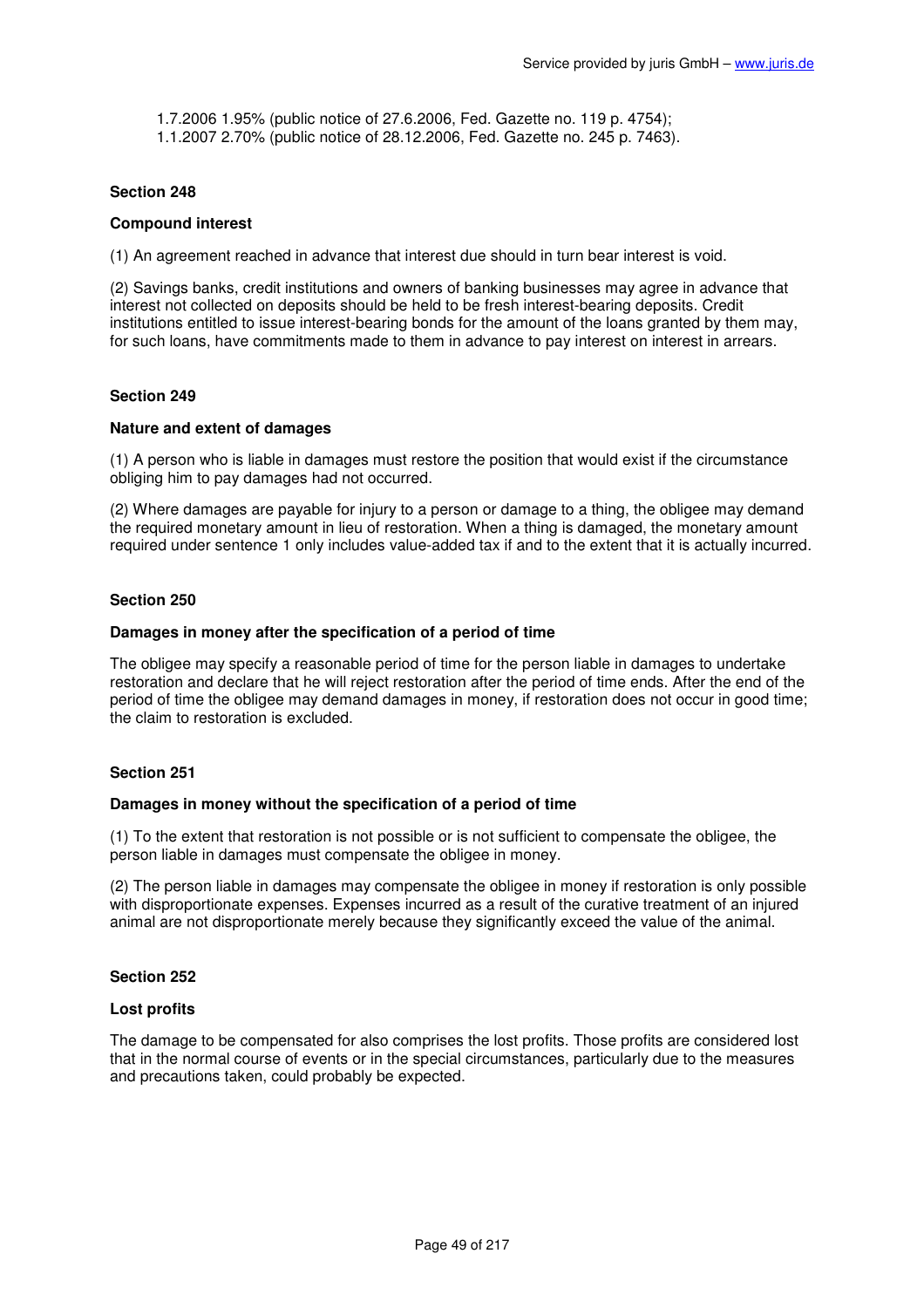1.7.2006 1.95% (public notice of 27.6.2006, Fed. Gazette no. 119 p. 4754);
1.1.2007 2.70% (public notice of 28.12.2006, Fed. Gazette no. 245 p. 7463).

### Section 248

**Compound interest**

(1) An agreement reached in advance that interest due should in turn bear interest is void.

(2) Savings banks, credit institutions and owners of banking businesses may agree in advance that interest not collected on deposits should be held to be fresh interest-bearing deposits. Credit institutions entitled to issue interest-bearing bonds for the amount of the loans granted by them may, for such loans, have commitments made to them in advance to pay interest on interest in arrears.

### Section 249

**Nature and extent of damages**

(1) A person who is liable in damages must restore the position that would exist if the circumstance obliging him to pay damages had not occurred.

(2) Where damages are payable for injury to a person or damage to a thing, the obligee may demand the required monetary amount in lieu of restoration. When a thing is damaged, the monetary amount required under sentence 1 only includes value-added tax if and to the extent that it is actually incurred.

### Section 250

**Damages in money after the specification of a period of time**

The obligee may specify a reasonable period of time for the person liable in damages to undertake restoration and declare that he will reject restoration after the period of time ends. After the end of the period of time the obligee may demand damages in money, if restoration does not occur in good time; the claim to restoration is excluded.

### Section 251

**Damages in money without the specification of a period of time**

(1) To the extent that restoration is not possible or is not sufficient to compensate the obligee, the person liable in damages must compensate the obligee in money.

(2) The person liable in damages may compensate the obligee in money if restoration is only possible with disproportionate expenses. Expenses incurred as a result of the curative treatment of an injured animal are not disproportionate merely because they significantly exceed the value of the animal.

### Section 252

**Lost profits**

The damage to be compensated for also comprises the lost profits. Those profits are considered lost that in the normal course of events or in the special circumstances, particularly due to the measures and precautions taken, could probably be expected.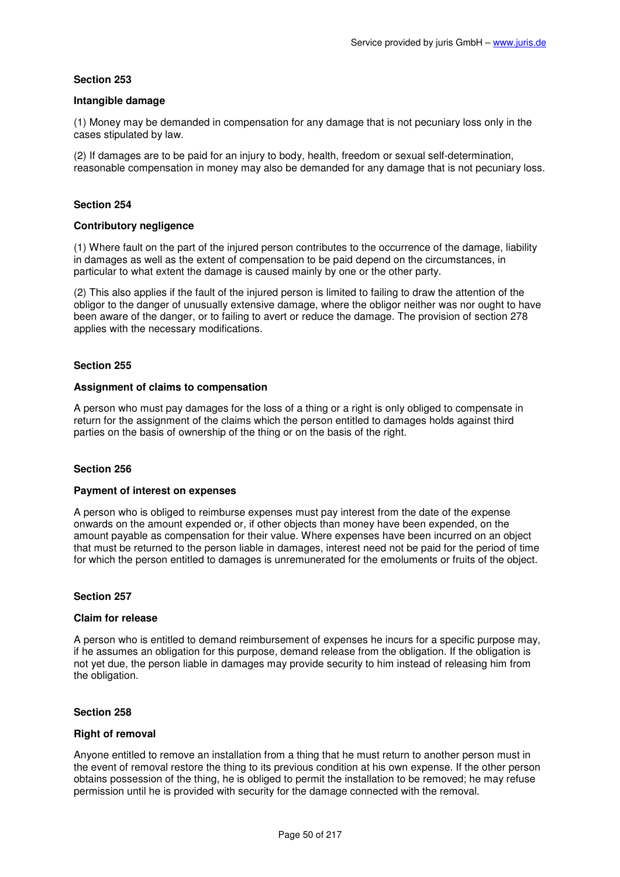**Section 253**

**Intangible damage**

(1) Money may be demanded in compensation for any damage that is not pecuniary loss only in the cases stipulated by law.

(2) If damages are to be paid for an injury to body, health, freedom or sexual self-determination, reasonable compensation in money may also be demanded for any damage that is not pecuniary loss.

**Section 254**

**Contributory negligence**

(1) Where fault on the part of the injured person contributes to the occurrence of the damage, liability in damages as well as the extent of compensation to be paid depend on the circumstances, in particular to what extent the damage is caused mainly by one or the other party.

(2) This also applies if the fault of the injured person is limited to failing to draw the attention of the obligor to the danger of unusually extensive damage, where the obligor neither was nor ought to have been aware of the danger, or to failing to avert or reduce the damage. The provision of section 278 applies with the necessary modifications.

**Section 255**

**Assignment of claims to compensation**

A person who must pay damages for the loss of a thing or a right is only obliged to compensate in return for the assignment of the claims which the person entitled to damages holds against third parties on the basis of ownership of the thing or on the basis of the right.

**Section 256**

**Payment of interest on expenses**

A person who is obliged to reimburse expenses must pay interest from the date of the expense onwards on the amount expended or, if other objects than money have been expended, on the amount payable as compensation for their value. Where expenses have been incurred on an object that must be returned to the person liable in damages, interest need not be paid for the period of time for which the person entitled to damages is unremunerated for the emoluments or fruits of the object.

**Section 257**

**Claim for release**

A person who is entitled to demand reimbursement of expenses he incurs for a specific purpose may, if he assumes an obligation for this purpose, demand release from the obligation. If the obligation is not yet due, the person liable in damages may provide security to him instead of releasing him from the obligation.

**Section 258**

**Right of removal**

Anyone entitled to remove an installation from a thing that he must return to another person must in the event of removal restore the thing to its previous condition at his own expense. If the other person obtains possession of the thing, he is obliged to permit the installation to be removed; he may refuse permission until he is provided with security for the damage connected with the removal.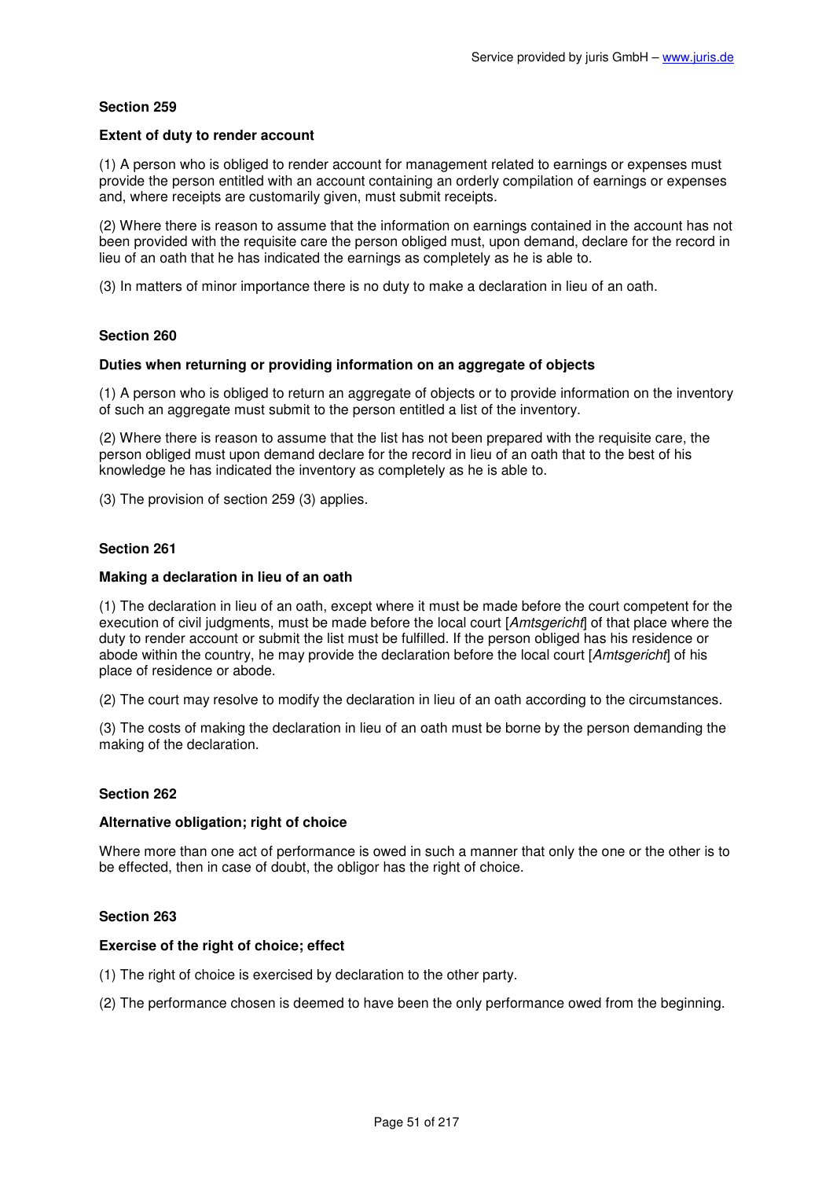### Section 259

#### Extent of duty to render account

(1) A person who is obliged to render account for management related to earnings or expenses must provide the person entitled with an account containing an orderly compilation of earnings or expenses and, where receipts are customarily given, must submit receipts.

(2) Where there is reason to assume that the information on earnings contained in the account has not been provided with the requisite care the person obliged must, upon demand, declare for the record in lieu of an oath that he has indicated the earnings as completely as he is able to.

(3) In matters of minor importance there is no duty to make a declaration in lieu of an oath.

### Section 260

#### Duties when returning or providing information on an aggregate of objects

(1) A person who is obliged to return an aggregate of objects or to provide information on the inventory of such an aggregate must submit to the person entitled a list of the inventory.

(2) Where there is reason to assume that the list has not been prepared with the requisite care, the person obliged must upon demand declare for the record in lieu of an oath that to the best of his knowledge he has indicated the inventory as completely as he is able to.

(3) The provision of section 259 (3) applies.

### Section 261

#### Making a declaration in lieu of an oath

(1) The declaration in lieu of an oath, except where it must be made before the court competent for the execution of civil judgments, must be made before the local court [*Amtsgericht*] of that place where the duty to render account or submit the list must be fulfilled. If the person obliged has his residence or abode within the country, he may provide the declaration before the local court [*Amtsgericht*] of his place of residence or abode.

(2) The court may resolve to modify the declaration in lieu of an oath according to the circumstances.

(3) The costs of making the declaration in lieu of an oath must be borne by the person demanding the making of the declaration.

### Section 262

#### Alternative obligation; right of choice

Where more than one act of performance is owed in such a manner that only the one or the other is to be effected, then in case of doubt, the obligor has the right of choice.

### Section 263

#### Exercise of the right of choice; effect

(1) The right of choice is exercised by declaration to the other party.

(2) The performance chosen is deemed to have been the only performance owed from the beginning.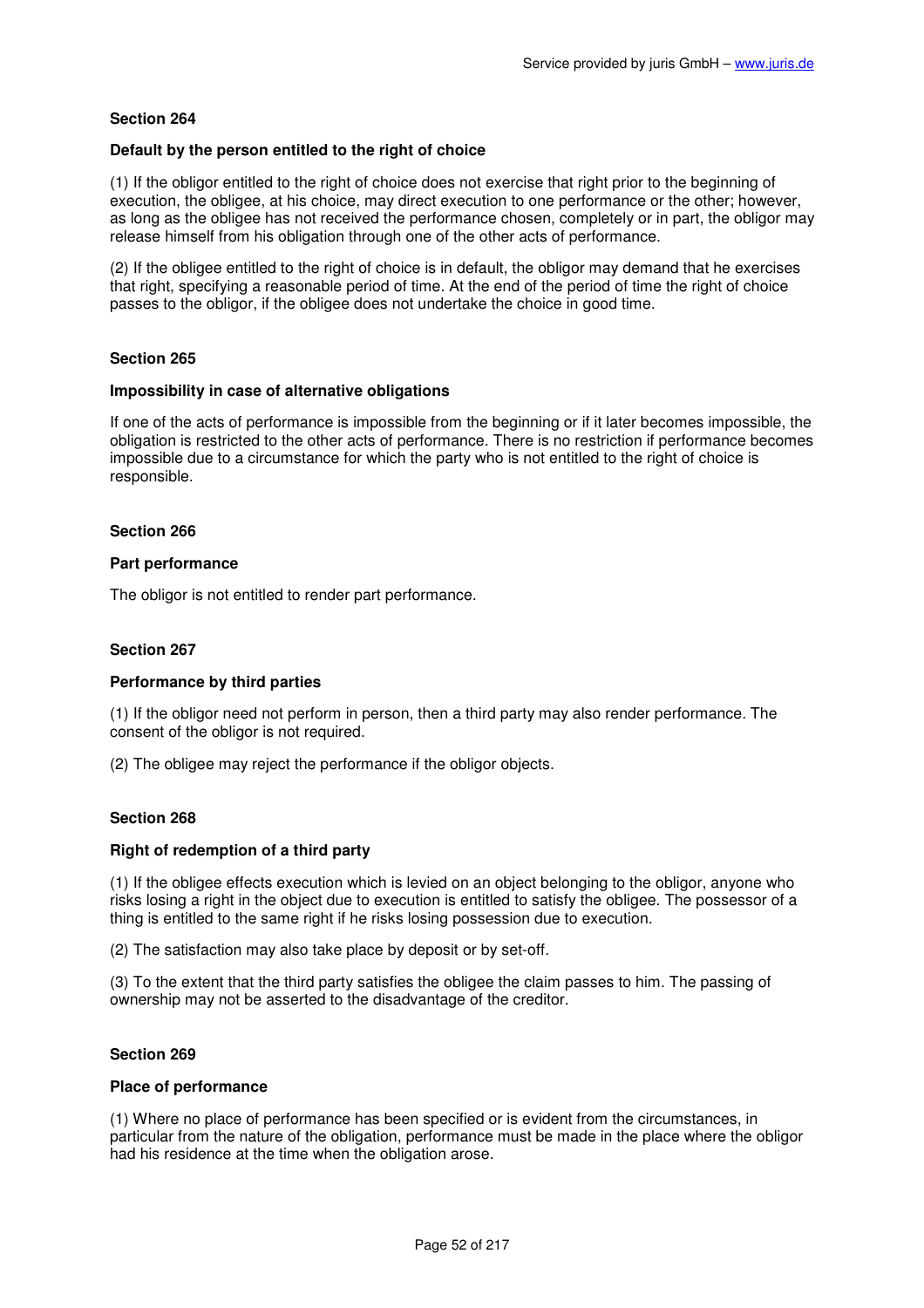### Section 264

#### Default by the person entitled to the right of choice

(1) If the obligor entitled to the right of choice does not exercise that right prior to the beginning of execution, the obligee, at his choice, may direct execution to one performance or the other; however, as long as the obligee has not received the performance chosen, completely or in part, the obligor may release himself from his obligation through one of the other acts of performance.

(2) If the obligee entitled to the right of choice is in default, the obligor may demand that he exercises that right, specifying a reasonable period of time. At the end of the period of time the right of choice passes to the obligor, if the obligee does not undertake the choice in good time.

### Section 265

#### Impossibility in case of alternative obligations

If one of the acts of performance is impossible from the beginning or if it later becomes impossible, the obligation is restricted to the other acts of performance. There is no restriction if performance becomes impossible due to a circumstance for which the party who is not entitled to the right of choice is responsible.

### Section 266

#### Part performance

The obligor is not entitled to render part performance.

### Section 267

#### Performance by third parties

(1) If the obligor need not perform in person, then a third party may also render performance. The consent of the obligor is not required.

(2) The obligee may reject the performance if the obligor objects.

### Section 268

#### Right of redemption of a third party

(1) If the obligee effects execution which is levied on an object belonging to the obligor, anyone who risks losing a right in the object due to execution is entitled to satisfy the obligee. The possessor of a thing is entitled to the same right if he risks losing possession due to execution.

(2) The satisfaction may also take place by deposit or by set-off.

(3) To the extent that the third party satisfies the obligee the claim passes to him. The passing of ownership may not be asserted to the disadvantage of the creditor.

### Section 269

#### Place of performance

(1) Where no place of performance has been specified or is evident from the circumstances, in particular from the nature of the obligation, performance must be made in the place where the obligor had his residence at the time when the obligation arose.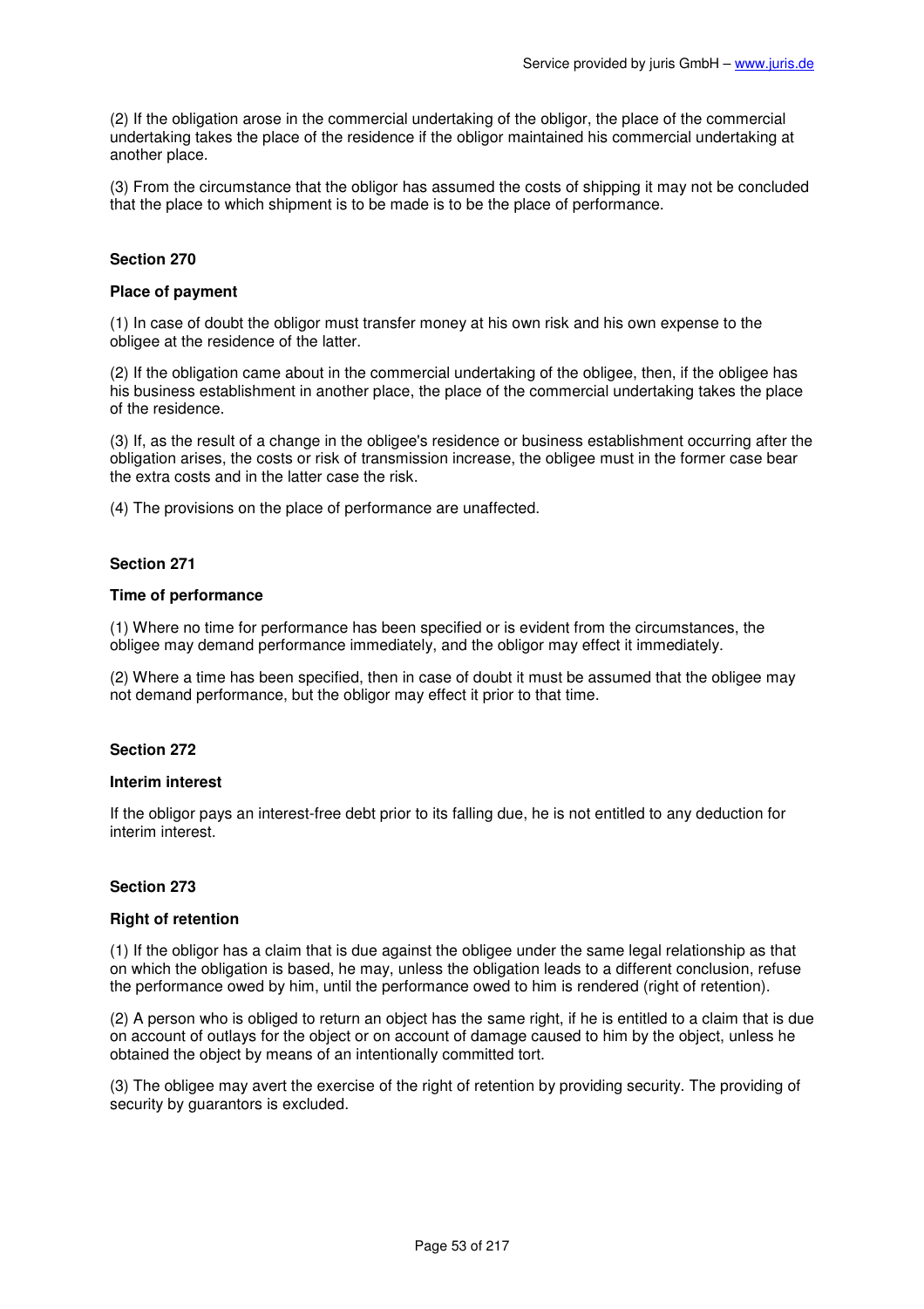(2) If the obligation arose in the commercial undertaking of the obligor, the place of the commercial undertaking takes the place of the residence if the obligor maintained his commercial undertaking at another place.

(3) From the circumstance that the obligor has assumed the costs of shipping it may not be concluded that the place to which shipment is to be made is to be the place of performance.

#### Section 270

#### Place of payment

(1) In case of doubt the obligor must transfer money at his own risk and his own expense to the obligee at the residence of the latter.

(2) If the obligation came about in the commercial undertaking of the obligee, then, if the obligee has his business establishment in another place, the place of the commercial undertaking takes the place of the residence.

(3) If, as the result of a change in the obligee's residence or business establishment occurring after the obligation arises, the costs or risk of transmission increase, the obligee must in the former case bear the extra costs and in the latter case the risk.

(4) The provisions on the place of performance are unaffected.

#### Section 271

#### Time of performance

(1) Where no time for performance has been specified or is evident from the circumstances, the obligee may demand performance immediately, and the obligor may effect it immediately.

(2) Where a time has been specified, then in case of doubt it must be assumed that the obligee may not demand performance, but the obligor may effect it prior to that time.

#### Section 272

#### Interim interest

If the obligor pays an interest-free debt prior to its falling due, he is not entitled to any deduction for interim interest.

#### Section 273

#### Right of retention

(1) If the obligor has a claim that is due against the obligee under the same legal relationship as that on which the obligation is based, he may, unless the obligation leads to a different conclusion, refuse the performance owed by him, until the performance owed to him is rendered (right of retention).

(2) A person who is obliged to return an object has the same right, if he is entitled to a claim that is due on account of outlays for the object or on account of damage caused to him by the object, unless he obtained the object by means of an intentionally committed tort.

(3) The obligee may avert the exercise of the right of retention by providing security. The providing of security by guarantors is excluded.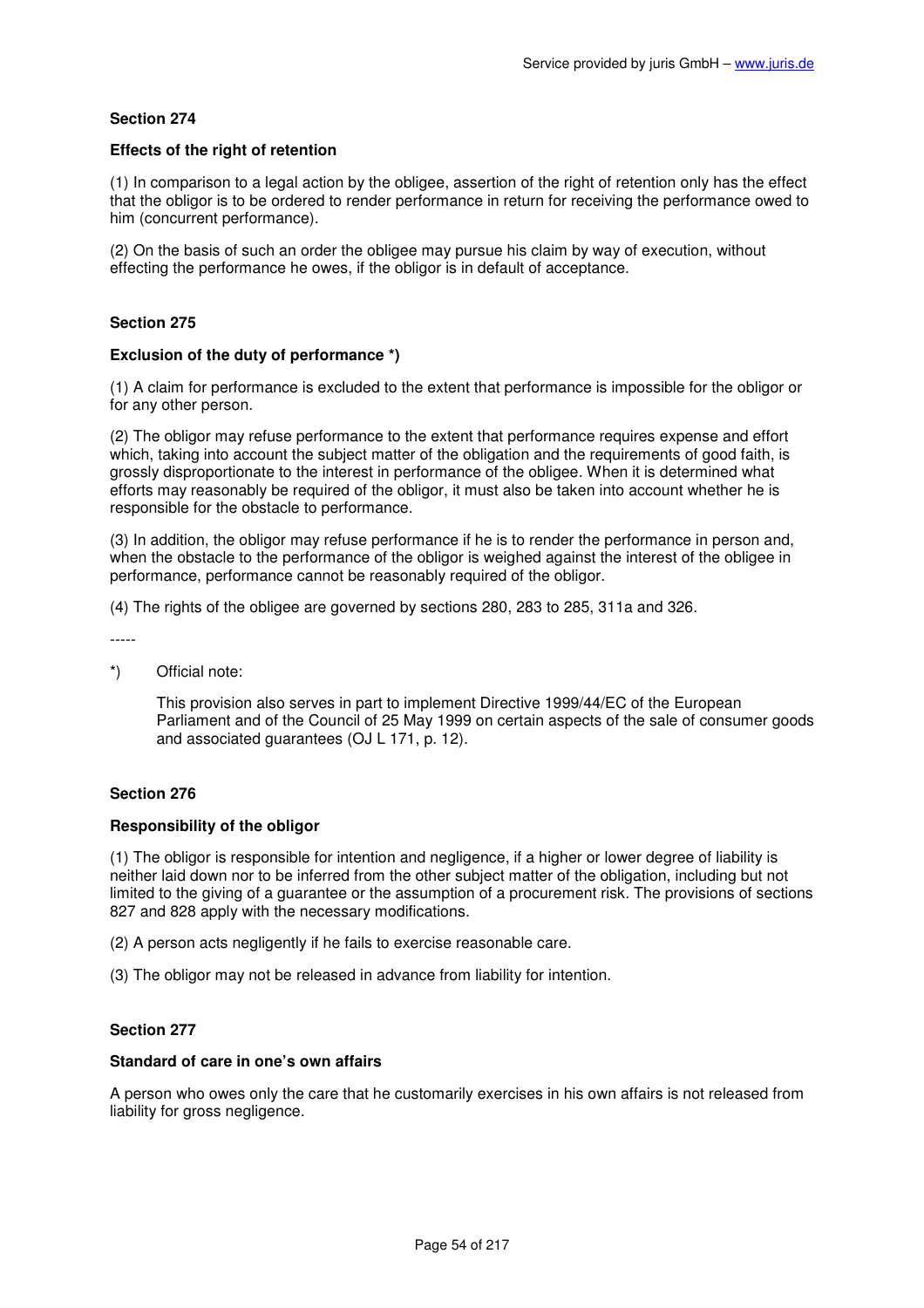**Section 274**

**Effects of the right of retention**

(1) In comparison to a legal action by the obligee, assertion of the right of retention only has the effect that the obligor is to be ordered to render performance in return for receiving the performance owed to him (concurrent performance).

(2) On the basis of such an order the obligee may pursue his claim by way of execution, without effecting the performance he owes, if the obligor is in default of acceptance.

**Section 275**

**Exclusion of the duty of performance *)**

(1) A claim for performance is excluded to the extent that performance is impossible for the obligor or for any other person.

(2) The obligor may refuse performance to the extent that performance requires expense and effort which, taking into account the subject matter of the obligation and the requirements of good faith, is grossly disproportionate to the interest in performance of the obligee. When it is determined what efforts may reasonably be required of the obligor, it must also be taken into account whether he is responsible for the obstacle to performance.

(3) In addition, the obligor may refuse performance if he is to render the performance in person and, when the obstacle to the performance of the obligor is weighed against the interest of the obligee in performance, performance cannot be reasonably required of the obligor.

(4) The rights of the obligee are governed by sections 280, 283 to 285, 311a and 326.

-----

*) Official note:

This provision also serves in part to implement Directive 1999/44/EC of the European Parliament and of the Council of 25 May 1999 on certain aspects of the sale of consumer goods and associated guarantees (OJ L 171, p. 12).

**Section 276**

**Responsibility of the obligor**

(1) The obligor is responsible for intention and negligence, if a higher or lower degree of liability is neither laid down nor to be inferred from the other subject matter of the obligation, including but not limited to the giving of a guarantee or the assumption of a procurement risk. The provisions of sections 827 and 828 apply with the necessary modifications.

(2) A person acts negligently if he fails to exercise reasonable care.

(3) The obligor may not be released in advance from liability for intention.

**Section 277**

**Standard of care in one's own affairs**

A person who owes only the care that he customarily exercises in his own affairs is not released from liability for gross negligence.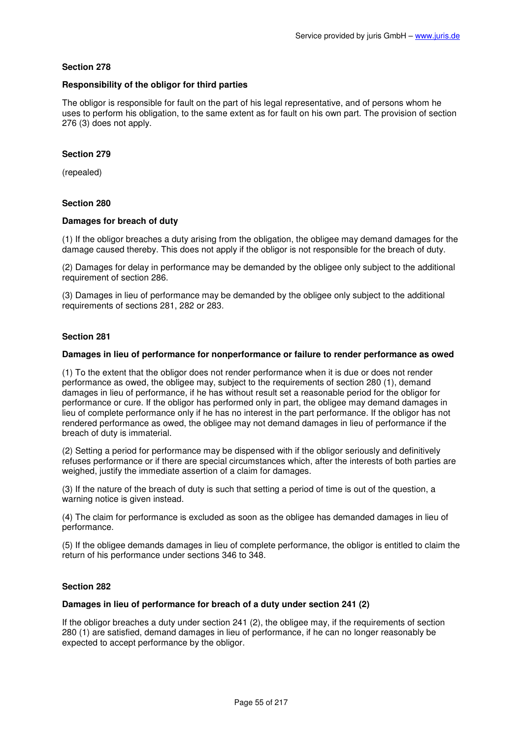**Section 278**

**Responsibility of the obligor for third parties**

The obligor is responsible for fault on the part of his legal representative, and of persons whom he uses to perform his obligation, to the same extent as for fault on his own part. The provision of section 276 (3) does not apply.

**Section 279**

(repealed)

**Section 280**

**Damages for breach of duty**

(1) If the obligor breaches a duty arising from the obligation, the obligee may demand damages for the damage caused thereby. This does not apply if the obligor is not responsible for the breach of duty.

(2) Damages for delay in performance may be demanded by the obligee only subject to the additional requirement of section 286.

(3) Damages in lieu of performance may be demanded by the obligee only subject to the additional requirements of sections 281, 282 or 283.

**Section 281**

**Damages in lieu of performance for nonperformance or failure to render performance as owed**

(1) To the extent that the obligor does not render performance when it is due or does not render performance as owed, the obligee may, subject to the requirements of section 280 (1), demand damages in lieu of performance, if he has without result set a reasonable period for the obligor for performance or cure. If the obligor has performed only in part, the obligee may demand damages in lieu of complete performance only if he has no interest in the part performance. If the obligor has not rendered performance as owed, the obligee may not demand damages in lieu of performance if the breach of duty is immaterial.

(2) Setting a period for performance may be dispensed with if the obligor seriously and definitively refuses performance or if there are special circumstances which, after the interests of both parties are weighed, justify the immediate assertion of a claim for damages.

(3) If the nature of the breach of duty is such that setting a period of time is out of the question, a warning notice is given instead.

(4) The claim for performance is excluded as soon as the obligee has demanded damages in lieu of performance.

(5) If the obligee demands damages in lieu of complete performance, the obligor is entitled to claim the return of his performance under sections 346 to 348.

**Section 282**

**Damages in lieu of performance for breach of a duty under section 241 (2)**

If the obligor breaches a duty under section 241 (2), the obligee may, if the requirements of section 280 (1) are satisfied, demand damages in lieu of performance, if he can no longer reasonably be expected to accept performance by the obligor.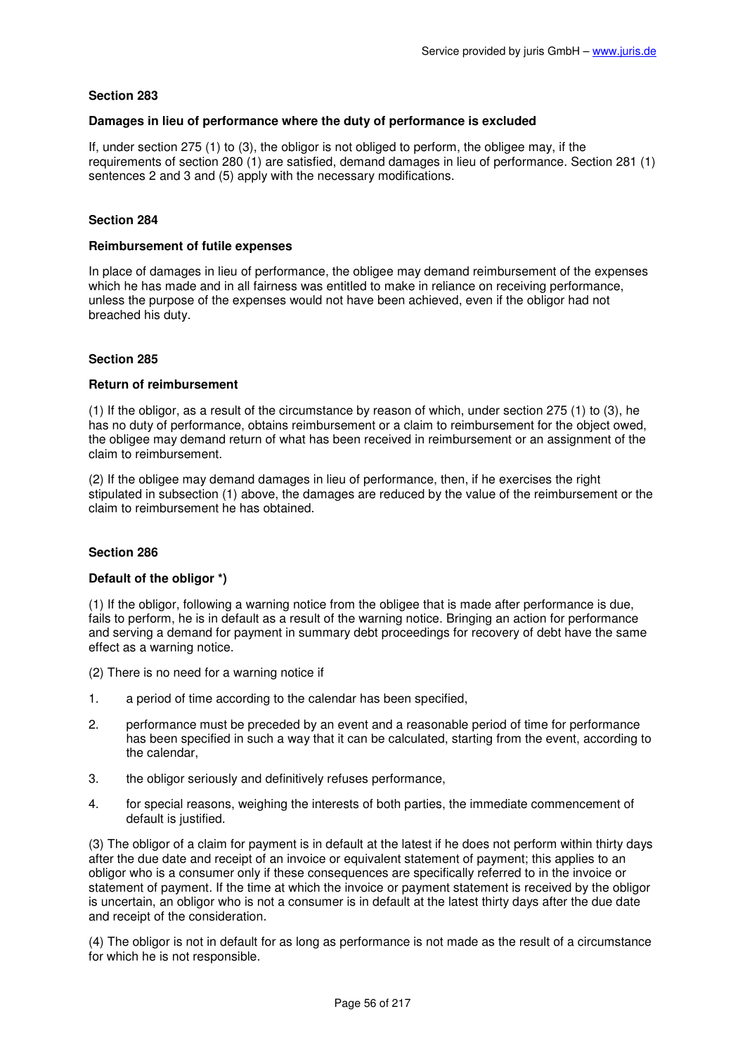## Section 283

### Damages in lieu of performance where the duty of performance is excluded

If, under section 275 (1) to (3), the obligor is not obliged to perform, the obligee may, if the requirements of section 280 (1) are satisfied, demand damages in lieu of performance. Section 281 (1) sentences 2 and 3 and (5) apply with the necessary modifications.

## Section 284

### Reimbursement of futile expenses

In place of damages in lieu of performance, the obligee may demand reimbursement of the expenses which he has made and in all fairness was entitled to make in reliance on receiving performance, unless the purpose of the expenses would not have been achieved, even if the obligor had not breached his duty.

## Section 285

### Return of reimbursement

(1) If the obligor, as a result of the circumstance by reason of which, under section 275 (1) to (3), he has no duty of performance, obtains reimbursement or a claim to reimbursement for the object owed, the obligee may demand return of what has been received in reimbursement or an assignment of the claim to reimbursement.

(2) If the obligee may demand damages in lieu of performance, then, if he exercises the right stipulated in subsection (1) above, the damages are reduced by the value of the reimbursement or the claim to reimbursement he has obtained.

## Section 286

### Default of the obligor *)

(1) If the obligor, following a warning notice from the obligee that is made after performance is due, fails to perform, he is in default as a result of the warning notice. Bringing an action for performance and serving a demand for payment in summary debt proceedings for recovery of debt have the same effect as a warning notice.

(2) There is no need for a warning notice if

1. a period of time according to the calendar has been specified,
2. performance must be preceded by an event and a reasonable period of time for performance has been specified in such a way that it can be calculated, starting from the event, according to the calendar,
3. the obligor seriously and definitively refuses performance,
4. for special reasons, weighing the interests of both parties, the immediate commencement of default is justified.

(3) The obligor of a claim for payment is in default at the latest if he does not perform within thirty days after the due date and receipt of an invoice or equivalent statement of payment; this applies to an obligor who is a consumer only if these consequences are specifically referred to in the invoice or statement of payment. If the time at which the invoice or payment statement is received by the obligor is uncertain, an obligor who is not a consumer is in default at the latest thirty days after the due date and receipt of the consideration.

(4) The obligor is not in default for as long as performance is not made as the result of a circumstance for which he is not responsible.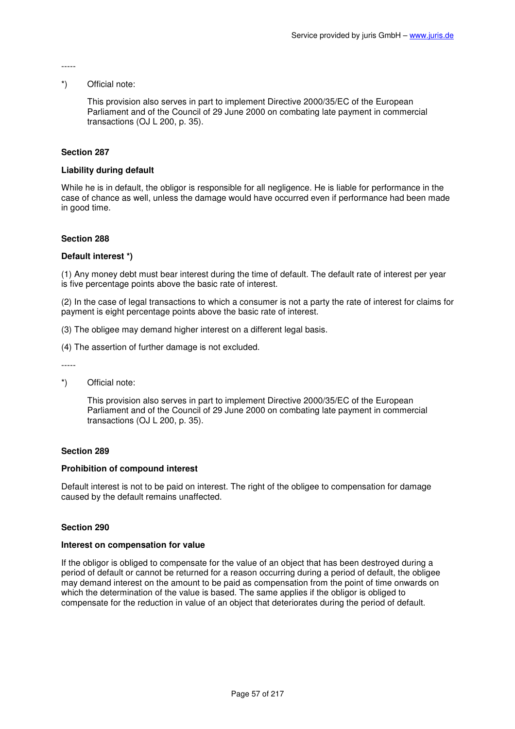-----

*) Official note:

This provision also serves in part to implement Directive 2000/35/EC of the European Parliament and of the Council of 29 June 2000 on combating late payment in commercial transactions (OJ L 200, p. 35).

### Section 287

**Liability during default**

While he is in default, the obligor is responsible for all negligence. He is liable for performance in the case of chance as well, unless the damage would have occurred even if performance had been made in good time.

### Section 288

**Default interest *)**

(1) Any money debt must bear interest during the time of default. The default rate of interest per year is five percentage points above the basic rate of interest.

(2) In the case of legal transactions to which a consumer is not a party the rate of interest for claims for payment is eight percentage points above the basic rate of interest.

(3) The obligee may demand higher interest on a different legal basis.

(4) The assertion of further damage is not excluded.

-----

*) Official note:

This provision also serves in part to implement Directive 2000/35/EC of the European Parliament and of the Council of 29 June 2000 on combating late payment in commercial transactions (OJ L 200, p. 35).

### Section 289

**Prohibition of compound interest**

Default interest is not to be paid on interest. The right of the obligee to compensation for damage caused by the default remains unaffected.

### Section 290

**Interest on compensation for value**

If the obligor is obliged to compensate for the value of an object that has been destroyed during a period of default or cannot be returned for a reason occurring during a period of default, the obligee may demand interest on the amount to be paid as compensation from the point of time onwards on which the determination of the value is based. The same applies if the obligor is obliged to compensate for the reduction in value of an object that deteriorates during the period of default.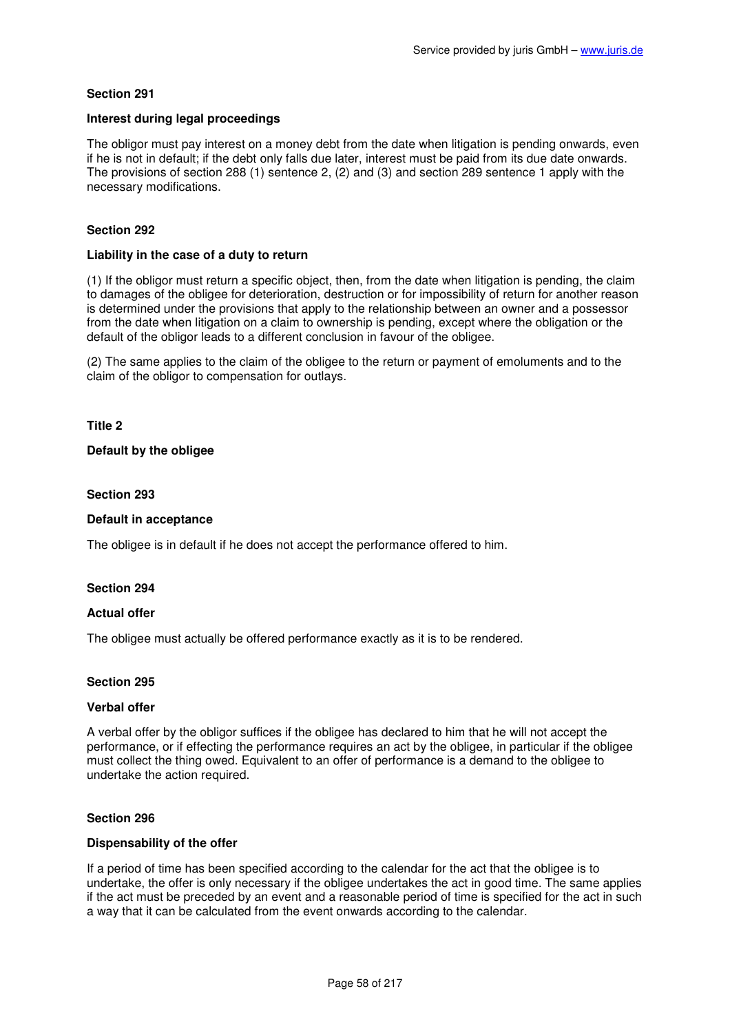### Section 291

#### Interest during legal proceedings

The obligor must pay interest on a money debt from the date when litigation is pending onwards, even if he is not in default; if the debt only falls due later, interest must be paid from its due date onwards. The provisions of section 288 (1) sentence 2, (2) and (3) and section 289 sentence 1 apply with the necessary modifications.

### Section 292

#### Liability in the case of a duty to return

(1) If the obligor must return a specific object, then, from the date when litigation is pending, the claim to damages of the obligee for deterioration, destruction or for impossibility of return for another reason is determined under the provisions that apply to the relationship between an owner and a possessor from the date when litigation on a claim to ownership is pending, except where the obligation or the default of the obligor leads to a different conclusion in favour of the obligee.

(2) The same applies to the claim of the obligee to the return or payment of emoluments and to the claim of the obligor to compensation for outlays.

## Title 2

## Default by the obligee

### Section 293

#### Default in acceptance

The obligee is in default if he does not accept the performance offered to him.

### Section 294

#### Actual offer

The obligee must actually be offered performance exactly as it is to be rendered.

### Section 295

#### Verbal offer

A verbal offer by the obligor suffices if the obligee has declared to him that he will not accept the performance, or if effecting the performance requires an act by the obligee, in particular if the obligee must collect the thing owed. Equivalent to an offer of performance is a demand to the obligee to undertake the action required.

### Section 296

#### Dispensability of the offer

If a period of time has been specified according to the calendar for the act that the obligee is to undertake, the offer is only necessary if the obligee undertakes the act in good time. The same applies if the act must be preceded by an event and a reasonable period of time is specified for the act in such a way that it can be calculated from the event onwards according to the calendar.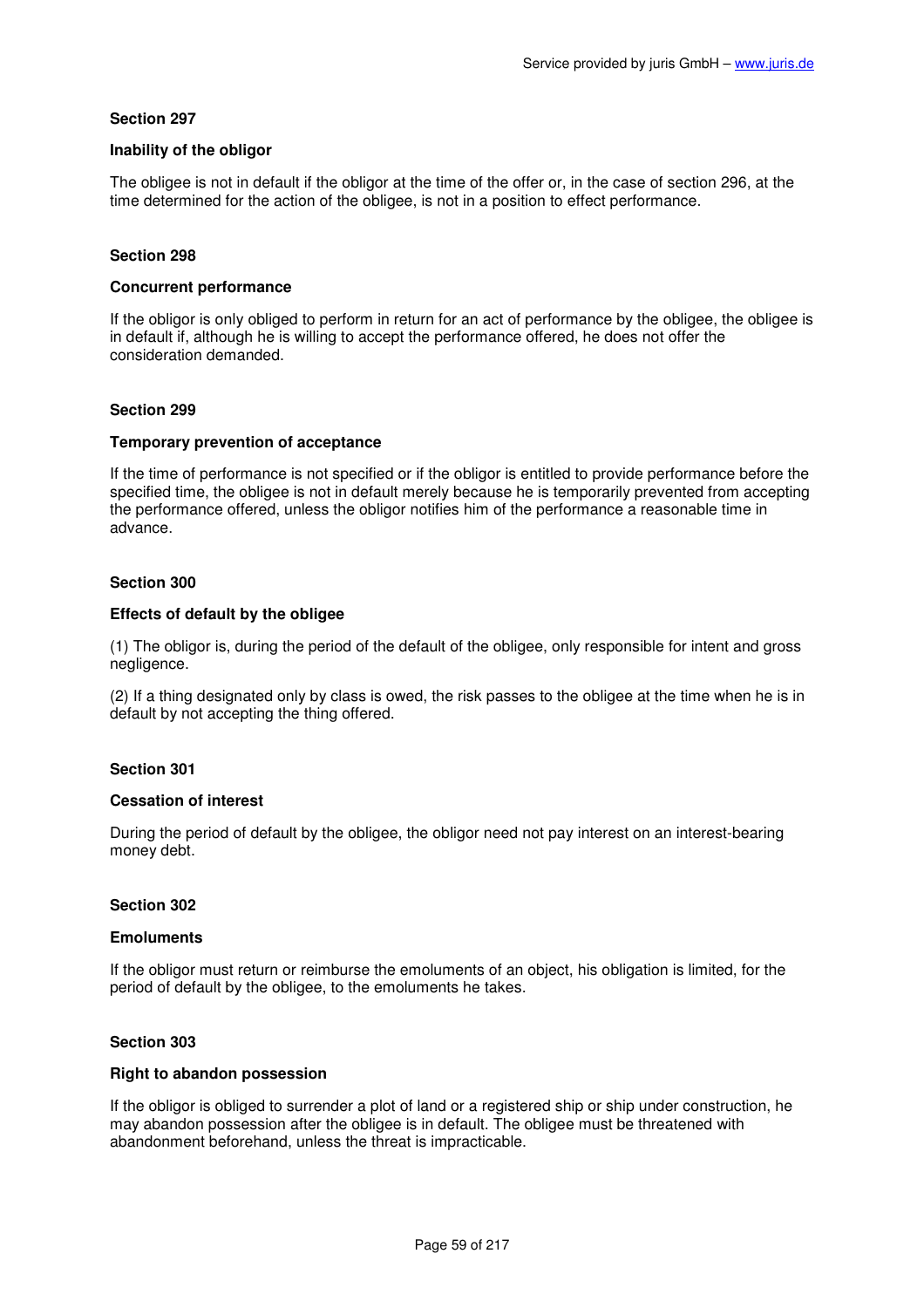**Section 297**

**Inability of the obligor**

The obligee is not in default if the obligor at the time of the offer or, in the case of section 296, at the time determined for the action of the obligee, is not in a position to effect performance.

**Section 298**

**Concurrent performance**

If the obligor is only obliged to perform in return for an act of performance by the obligee, the obligee is in default if, although he is willing to accept the performance offered, he does not offer the consideration demanded.

**Section 299**

**Temporary prevention of acceptance**

If the time of performance is not specified or if the obligor is entitled to provide performance before the specified time, the obligee is not in default merely because he is temporarily prevented from accepting the performance offered, unless the obligor notifies him of the performance a reasonable time in advance.

**Section 300**

**Effects of default by the obligee**

(1) The obligor is, during the period of the default of the obligee, only responsible for intent and gross negligence.

(2) If a thing designated only by class is owed, the risk passes to the obligee at the time when he is in default by not accepting the thing offered.

**Section 301**

**Cessation of interest**

During the period of default by the obligee, the obligor need not pay interest on an interest-bearing money debt.

**Section 302**

**Emoluments**

If the obligor must return or reimburse the emoluments of an object, his obligation is limited, for the period of default by the obligee, to the emoluments he takes.

**Section 303**

**Right to abandon possession**

If the obligor is obliged to surrender a plot of land or a registered ship or ship under construction, he may abandon possession after the obligee is in default. The obligee must be threatened with abandonment beforehand, unless the threat is impracticable.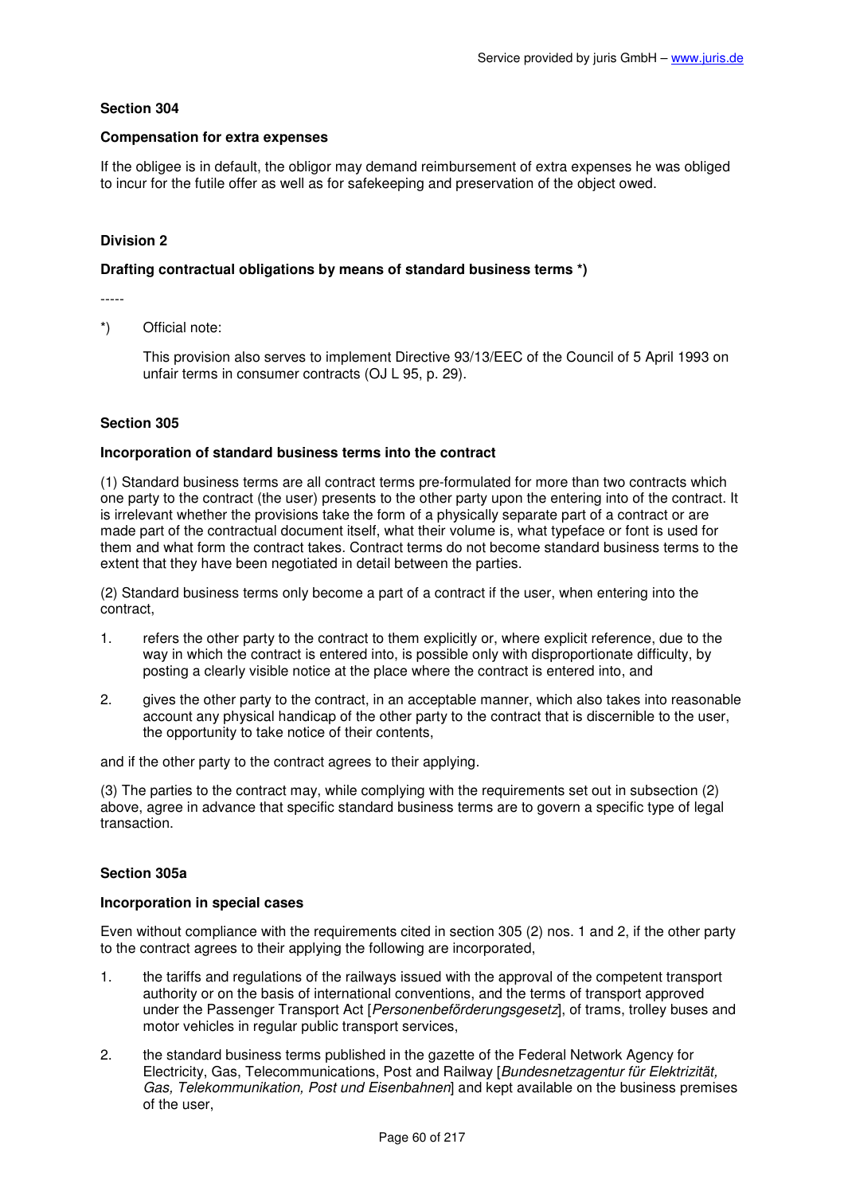### Section 304

#### Compensation for extra expenses

If the obligee is in default, the obligor may demand reimbursement of extra expenses he was obliged to incur for the futile offer as well as for safekeeping and preservation of the object owed.

## Division 2

### Drafting contractual obligations by means of standard business terms *)

-----

*) Official note:

This provision also serves to implement Directive 93/13/EEC of the Council of 5 April 1993 on unfair terms in consumer contracts (OJ L 95, p. 29).

### Section 305

#### Incorporation of standard business terms into the contract

(1) Standard business terms are all contract terms pre-formulated for more than two contracts which one party to the contract (the user) presents to the other party upon the entering into of the contract. It is irrelevant whether the provisions take the form of a physically separate part of a contract or are made part of the contractual document itself, what their volume is, what typeface or font is used for them and what form the contract takes. Contract terms do not become standard business terms to the extent that they have been negotiated in detail between the parties.

(2) Standard business terms only become a part of a contract if the user, when entering into the contract,

1. refers the other party to the contract to them explicitly or, where explicit reference, due to the way in which the contract is entered into, is possible only with disproportionate difficulty, by posting a clearly visible notice at the place where the contract is entered into, and

2. gives the other party to the contract, in an acceptable manner, which also takes into reasonable account any physical handicap of the other party to the contract that is discernible to the user, the opportunity to take notice of their contents,

and if the other party to the contract agrees to their applying.

(3) The parties to the contract may, while complying with the requirements set out in subsection (2) above, agree in advance that specific standard business terms are to govern a specific type of legal transaction.

### Section 305a

#### Incorporation in special cases

Even without compliance with the requirements cited in section 305 (2) nos. 1 and 2, if the other party to the contract agrees to their applying the following are incorporated,

1. the tariffs and regulations of the railways issued with the approval of the competent transport authority or on the basis of international conventions, and the terms of transport approved under the Passenger Transport Act [*Personenbeförderungsgesetz*], of trams, trolley buses and motor vehicles in regular public transport services,

2. the standard business terms published in the gazette of the Federal Network Agency for Electricity, Gas, Telecommunications, Post and Railway [*Bundesnetzagentur für Elektrizität, Gas, Telekommunikation, Post und Eisenbahnen*] and kept available on the business premises of the user,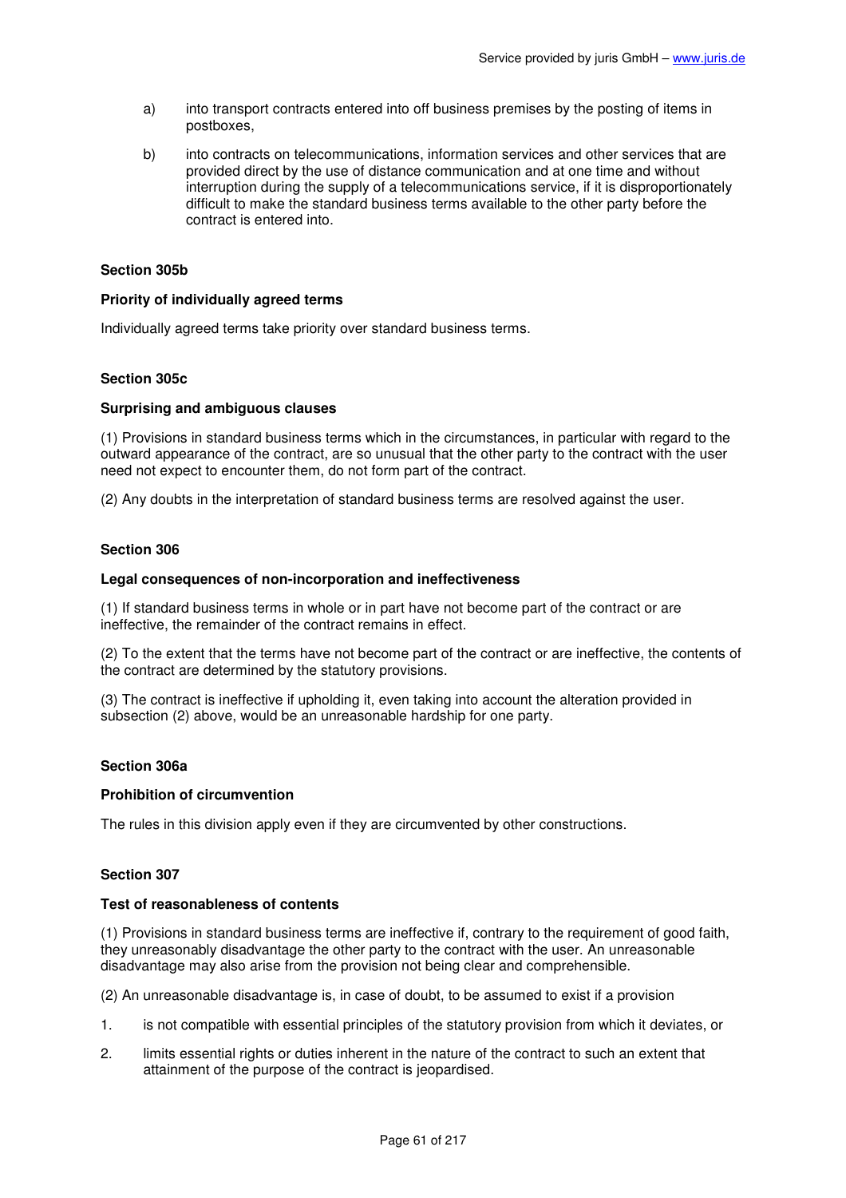a) into transport contracts entered into off business premises by the posting of items in postboxes,

b) into contracts on telecommunications, information services and other services that are provided direct by the use of distance communication and at one time and without interruption during the supply of a telecommunications service, if it is disproportionately difficult to make the standard business terms available to the other party before the contract is entered into.

### Section 305b

#### Priority of individually agreed terms

Individually agreed terms take priority over standard business terms.

### Section 305c

#### Surprising and ambiguous clauses

(1) Provisions in standard business terms which in the circumstances, in particular with regard to the outward appearance of the contract, are so unusual that the other party to the contract with the user need not expect to encounter them, do not form part of the contract.

(2) Any doubts in the interpretation of standard business terms are resolved against the user.

### Section 306

#### Legal consequences of non-incorporation and ineffectiveness

(1) If standard business terms in whole or in part have not become part of the contract or are ineffective, the remainder of the contract remains in effect.

(2) To the extent that the terms have not become part of the contract or are ineffective, the contents of the contract are determined by the statutory provisions.

(3) The contract is ineffective if upholding it, even taking into account the alteration provided in subsection (2) above, would be an unreasonable hardship for one party.

### Section 306a

#### Prohibition of circumvention

The rules in this division apply even if they are circumvented by other constructions.

### Section 307

#### Test of reasonableness of contents

(1) Provisions in standard business terms are ineffective if, contrary to the requirement of good faith, they unreasonably disadvantage the other party to the contract with the user. An unreasonable disadvantage may also arise from the provision not being clear and comprehensible.

(2) An unreasonable disadvantage is, in case of doubt, to be assumed to exist if a provision

1. is not compatible with essential principles of the statutory provision from which it deviates, or
2. limits essential rights or duties inherent in the nature of the contract to such an extent that attainment of the purpose of the contract is jeopardised.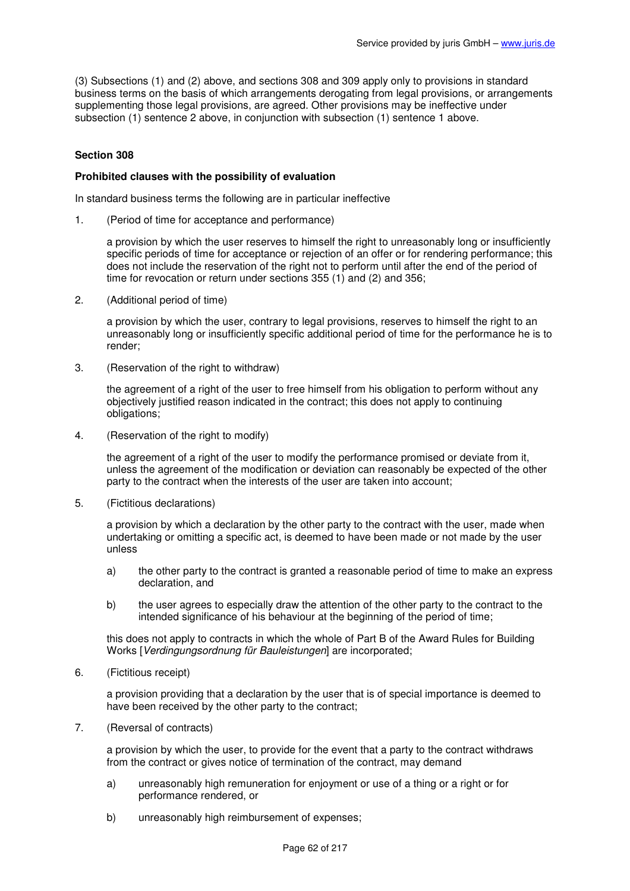(3) Subsections (1) and (2) above, and sections 308 and 309 apply only to provisions in standard business terms on the basis of which arrangements derogating from legal provisions, or arrangements supplementing those legal provisions, are agreed. Other provisions may be ineffective under subsection (1) sentence 2 above, in conjunction with subsection (1) sentence 1 above.

### Section 308

**Prohibited clauses with the possibility of evaluation**

In standard business terms the following are in particular ineffective

1. (Period of time for acceptance and performance)

   a provision by which the user reserves to himself the right to unreasonably long or insufficiently specific periods of time for acceptance or rejection of an offer or for rendering performance; this does not include the reservation of the right not to perform until after the end of the period of time for revocation or return under sections 355 (1) and (2) and 356;

2. (Additional period of time)

   a provision by which the user, contrary to legal provisions, reserves to himself the right to an unreasonably long or insufficiently specific additional period of time for the performance he is to render;

3. (Reservation of the right to withdraw)

   the agreement of a right of the user to free himself from his obligation to perform without any objectively justified reason indicated in the contract; this does not apply to continuing obligations;

4. (Reservation of the right to modify)

   the agreement of a right of the user to modify the performance promised or deviate from it, unless the agreement of the modification or deviation can reasonably be expected of the other party to the contract when the interests of the user are taken into account;

5. (Fictitious declarations)

   a provision by which a declaration by the other party to the contract with the user, made when undertaking or omitting a specific act, is deemed to have been made or not made by the user unless

   a) the other party to the contract is granted a reasonable period of time to make an express declaration, and

   b) the user agrees to especially draw the attention of the other party to the contract to the intended significance of his behaviour at the beginning of the period of time;

   this does not apply to contracts in which the whole of Part B of the Award Rules for Building Works [*Verdingungsordnung für Bauleistungen*] are incorporated;

6. (Fictitious receipt)

   a provision providing that a declaration by the user that is of special importance is deemed to have been received by the other party to the contract;

7. (Reversal of contracts)

   a provision by which the user, to provide for the event that a party to the contract withdraws from the contract or gives notice of termination of the contract, may demand

   a) unreasonably high remuneration for enjoyment or use of a thing or a right or for performance rendered, or

   b) unreasonably high reimbursement of expenses;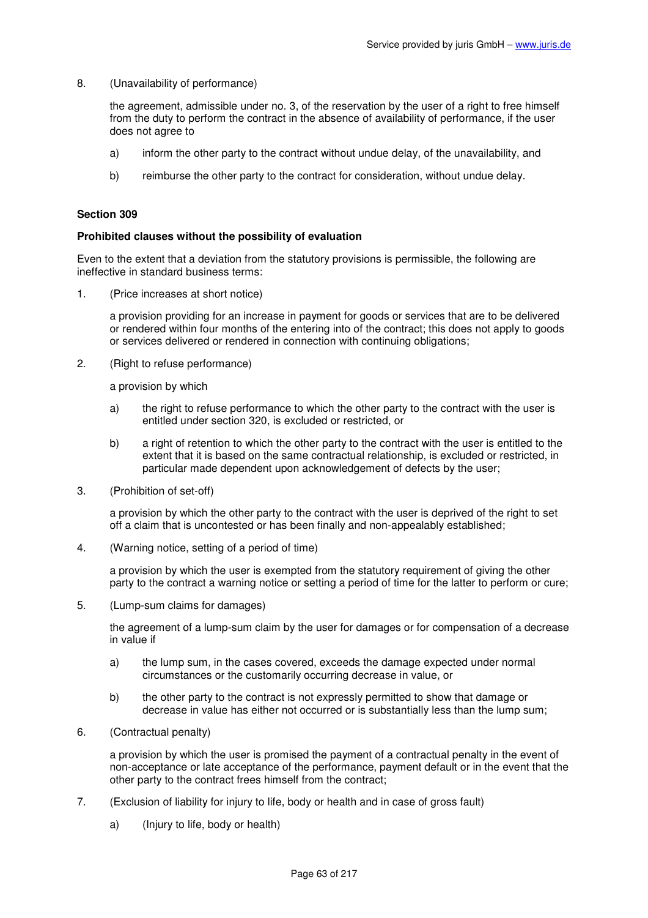8. (Unavailability of performance)

   the agreement, admissible under no. 3, of the reservation by the user of a right to free himself from the duty to perform the contract in the absence of availability of performance, if the user does not agree to

   a) inform the other party to the contract without undue delay, of the unavailability, and

   b) reimburse the other party to the contract for consideration, without undue delay.

#### Section 309

#### Prohibited clauses without the possibility of evaluation

Even to the extent that a deviation from the statutory provisions is permissible, the following are ineffective in standard business terms:

1. (Price increases at short notice)

   a provision providing for an increase in payment for goods or services that are to be delivered or rendered within four months of the entering into of the contract; this does not apply to goods or services delivered or rendered in connection with continuing obligations;

2. (Right to refuse performance)

   a provision by which

   a) the right to refuse performance to which the other party to the contract with the user is entitled under section 320, is excluded or restricted, or

   b) a right of retention to which the other party to the contract with the user is entitled to the extent that it is based on the same contractual relationship, is excluded or restricted, in particular made dependent upon acknowledgement of defects by the user;

3. (Prohibition of set-off)

   a provision by which the other party to the contract with the user is deprived of the right to set off a claim that is uncontested or has been finally and non-appealably established;

4. (Warning notice, setting of a period of time)

   a provision by which the user is exempted from the statutory requirement of giving the other party to the contract a warning notice or setting a period of time for the latter to perform or cure;

5. (Lump-sum claims for damages)

   the agreement of a lump-sum claim by the user for damages or for compensation of a decrease in value if

   a) the lump sum, in the cases covered, exceeds the damage expected under normal circumstances or the customarily occurring decrease in value, or

   b) the other party to the contract is not expressly permitted to show that damage or decrease in value has either not occurred or is substantially less than the lump sum;

6. (Contractual penalty)

   a provision by which the user is promised the payment of a contractual penalty in the event of non-acceptance or late acceptance of the performance, payment default or in the event that the other party to the contract frees himself from the contract;

7. (Exclusion of liability for injury to life, body or health and in case of gross fault)

   a) (Injury to life, body or health)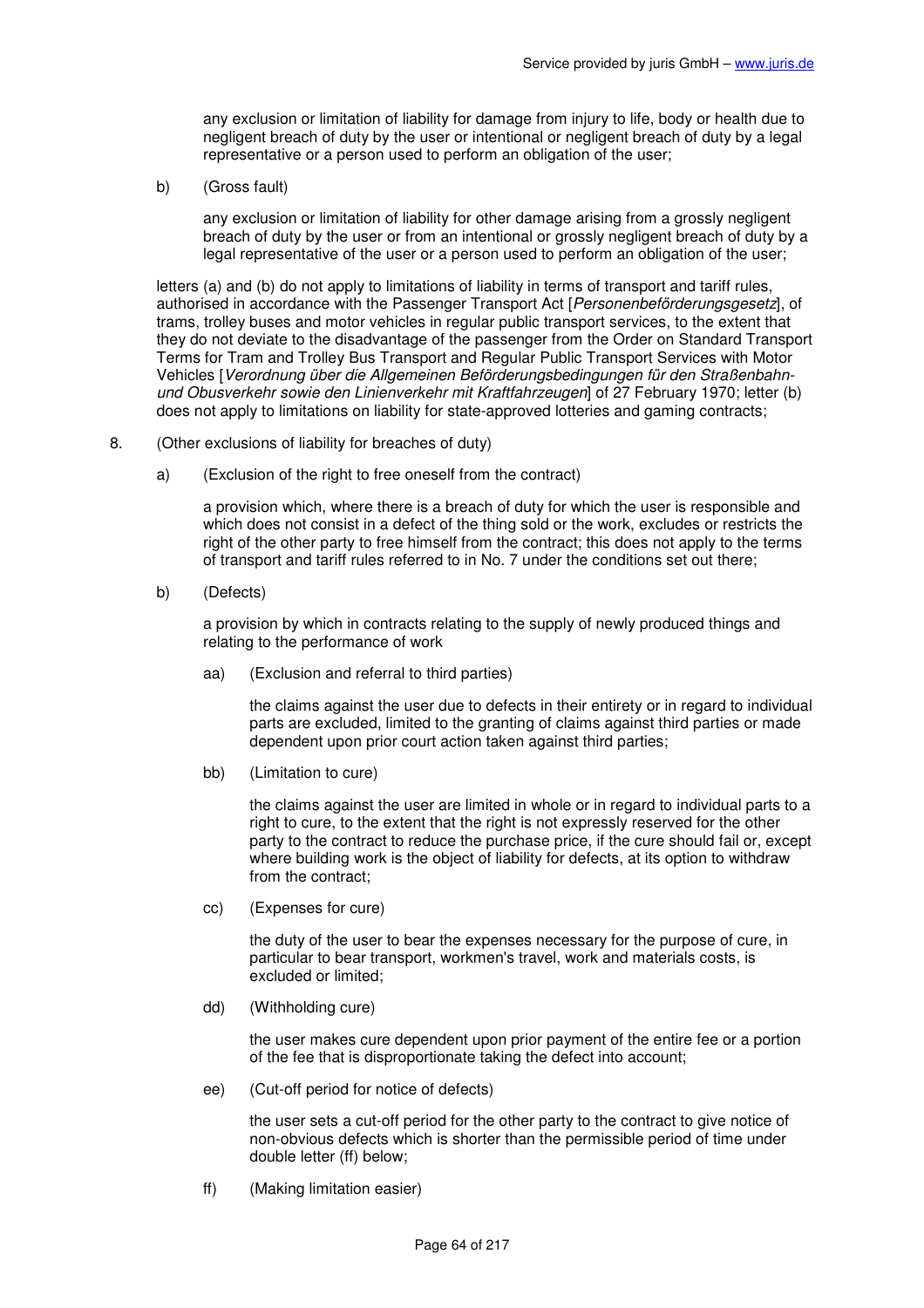any exclusion or limitation of liability for damage from injury to life, body or health due to negligent breach of duty by the user or intentional or negligent breach of duty by a legal representative or a person used to perform an obligation of the user;

b) (Gross fault)

any exclusion or limitation of liability for other damage arising from a grossly negligent breach of duty by the user or from an intentional or grossly negligent breach of duty by a legal representative of the user or a person used to perform an obligation of the user;

letters (a) and (b) do not apply to limitations of liability in terms of transport and tariff rules, authorised in accordance with the Passenger Transport Act [*Personenbeförderungsgesetz*], of trams, trolley buses and motor vehicles in regular public transport services, to the extent that they do not deviate to the disadvantage of the passenger from the Order on Standard Transport Terms for Tram and Trolley Bus Transport and Regular Public Transport Services with Motor Vehicles [*Verordnung über die Allgemeinen Beförderungsbedingungen für den Straßenbahn- und Obusverkehr sowie den Linienverkehr mit Kraftfahrzeugen*] of 27 February 1970; letter (b) does not apply to limitations on liability for state-approved lotteries and gaming contracts;

8. (Other exclusions of liability for breaches of duty)

a) (Exclusion of the right to free oneself from the contract)

a provision which, where there is a breach of duty for which the user is responsible and which does not consist in a defect of the thing sold or the work, excludes or restricts the right of the other party to free himself from the contract; this does not apply to the terms of transport and tariff rules referred to in No. 7 under the conditions set out there;

b) (Defects)

a provision by which in contracts relating to the supply of newly produced things and relating to the performance of work

aa) (Exclusion and referral to third parties)

the claims against the user due to defects in their entirety or in regard to individual parts are excluded, limited to the granting of claims against third parties or made dependent upon prior court action taken against third parties;

bb) (Limitation to cure)

the claims against the user are limited in whole or in regard to individual parts to a right to cure, to the extent that the right is not expressly reserved for the other party to the contract to reduce the purchase price, if the cure should fail or, except where building work is the object of liability for defects, at its option to withdraw from the contract;

cc) (Expenses for cure)

the duty of the user to bear the expenses necessary for the purpose of cure, in particular to bear transport, workmen's travel, work and materials costs, is excluded or limited;

dd) (Withholding cure)

the user makes cure dependent upon prior payment of the entire fee or a portion of the fee that is disproportionate taking the defect into account;

ee) (Cut-off period for notice of defects)

the user sets a cut-off period for the other party to the contract to give notice of non-obvious defects which is shorter than the permissible period of time under double letter (ff) below;

ff) (Making limitation easier)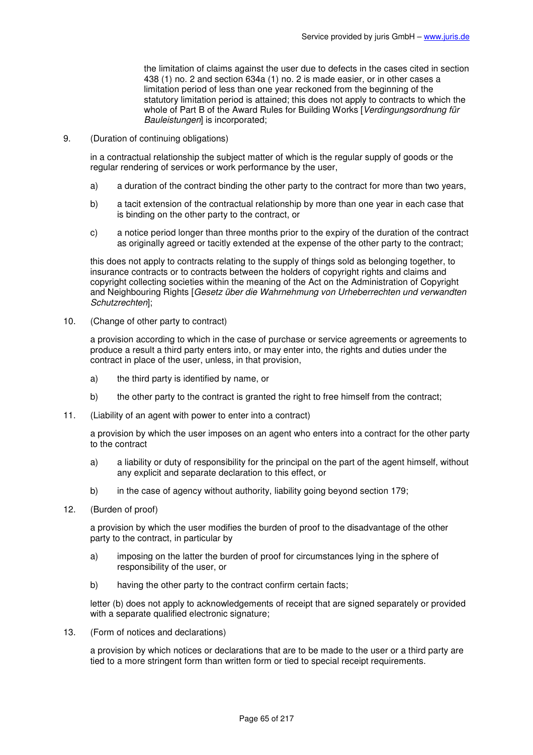the limitation of claims against the user due to defects in the cases cited in section 438 (1) no. 2 and section 634a (1) no. 2 is made easier, or in other cases a limitation period of less than one year reckoned from the beginning of the statutory limitation period is attained; this does not apply to contracts to which the whole of Part B of the Award Rules for Building Works [*Verdingungsordnung für Bauleistungen*] is incorporated;

9. (Duration of continuing obligations)

   in a contractual relationship the subject matter of which is the regular supply of goods or the regular rendering of services or work performance by the user,

   a) a duration of the contract binding the other party to the contract for more than two years,

   b) a tacit extension of the contractual relationship by more than one year in each case that is binding on the other party to the contract, or

   c) a notice period longer than three months prior to the expiry of the duration of the contract as originally agreed or tacitly extended at the expense of the other party to the contract;

   this does not apply to contracts relating to the supply of things sold as belonging together, to insurance contracts or to contracts between the holders of copyright rights and claims and copyright collecting societies within the meaning of the Act on the Administration of Copyright and Neighbouring Rights [*Gesetz über die Wahrnehmung von Urheberrechten und verwandten Schutzrechten*];

10. (Change of other party to contract)

    a provision according to which in the case of purchase or service agreements or agreements to produce a result a third party enters into, or may enter into, the rights and duties under the contract in place of the user, unless, in that provision,

    a) the third party is identified by name, or

    b) the other party to the contract is granted the right to free himself from the contract;

11. (Liability of an agent with power to enter into a contract)

    a provision by which the user imposes on an agent who enters into a contract for the other party to the contract

    a) a liability or duty of responsibility for the principal on the part of the agent himself, without any explicit and separate declaration to this effect, or

    b) in the case of agency without authority, liability going beyond section 179;

12. (Burden of proof)

    a provision by which the user modifies the burden of proof to the disadvantage of the other party to the contract, in particular by

    a) imposing on the latter the burden of proof for circumstances lying in the sphere of responsibility of the user, or

    b) having the other party to the contract confirm certain facts;

    letter (b) does not apply to acknowledgements of receipt that are signed separately or provided with a separate qualified electronic signature;

13. (Form of notices and declarations)

    a provision by which notices or declarations that are to be made to the user or a third party are tied to a more stringent form than written form or tied to special receipt requirements.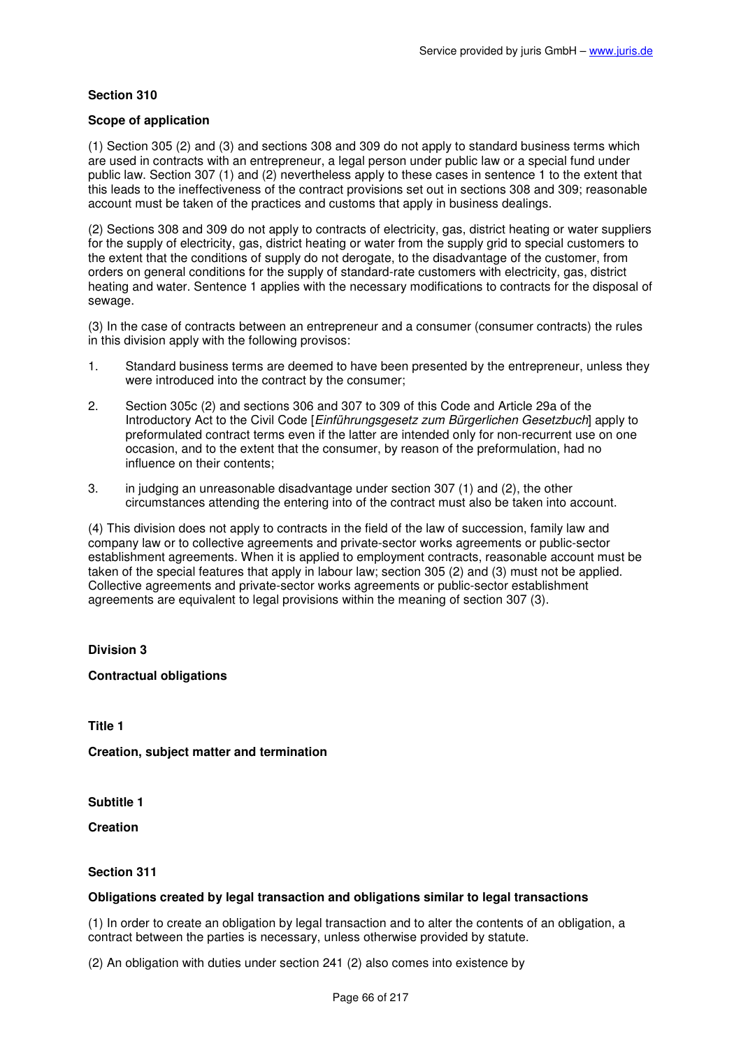**Section 310**

**Scope of application**

(1) Section 305 (2) and (3) and sections 308 and 309 do not apply to standard business terms which are used in contracts with an entrepreneur, a legal person under public law or a special fund under public law. Section 307 (1) and (2) nevertheless apply to these cases in sentence 1 to the extent that this leads to the ineffectiveness of the contract provisions set out in sections 308 and 309; reasonable account must be taken of the practices and customs that apply in business dealings.

(2) Sections 308 and 309 do not apply to contracts of electricity, gas, district heating or water suppliers for the supply of electricity, gas, district heating or water from the supply grid to special customers to the extent that the conditions of supply do not derogate, to the disadvantage of the customer, from orders on general conditions for the supply of standard-rate customers with electricity, gas, district heating and water. Sentence 1 applies with the necessary modifications to contracts for the disposal of sewage.

(3) In the case of contracts between an entrepreneur and a consumer (consumer contracts) the rules in this division apply with the following provisos:

1. Standard business terms are deemed to have been presented by the entrepreneur, unless they were introduced into the contract by the consumer;
2. Section 305c (2) and sections 306 and 307 to 309 of this Code and Article 29a of the Introductory Act to the Civil Code [*Einführungsgesetz zum Bürgerlichen Gesetzbuch*] apply to preformulated contract terms even if the latter are intended only for non-recurrent use on one occasion, and to the extent that the consumer, by reason of the preformulation, had no influence on their contents;
3. in judging an unreasonable disadvantage under section 307 (1) and (2), the other circumstances attending the entering into of the contract must also be taken into account.

(4) This division does not apply to contracts in the field of the law of succession, family law and company law or to collective agreements and private-sector works agreements or public-sector establishment agreements. When it is applied to employment contracts, reasonable account must be taken of the special features that apply in labour law; section 305 (2) and (3) must not be applied. Collective agreements and private-sector works agreements or public-sector establishment agreements are equivalent to legal provisions within the meaning of section 307 (3).

**Division 3**

**Contractual obligations**

**Title 1**

**Creation, subject matter and termination**

**Subtitle 1**

**Creation**

**Section 311**

**Obligations created by legal transaction and obligations similar to legal transactions**

(1) In order to create an obligation by legal transaction and to alter the contents of an obligation, a contract between the parties is necessary, unless otherwise provided by statute.

(2) An obligation with duties under section 241 (2) also comes into existence by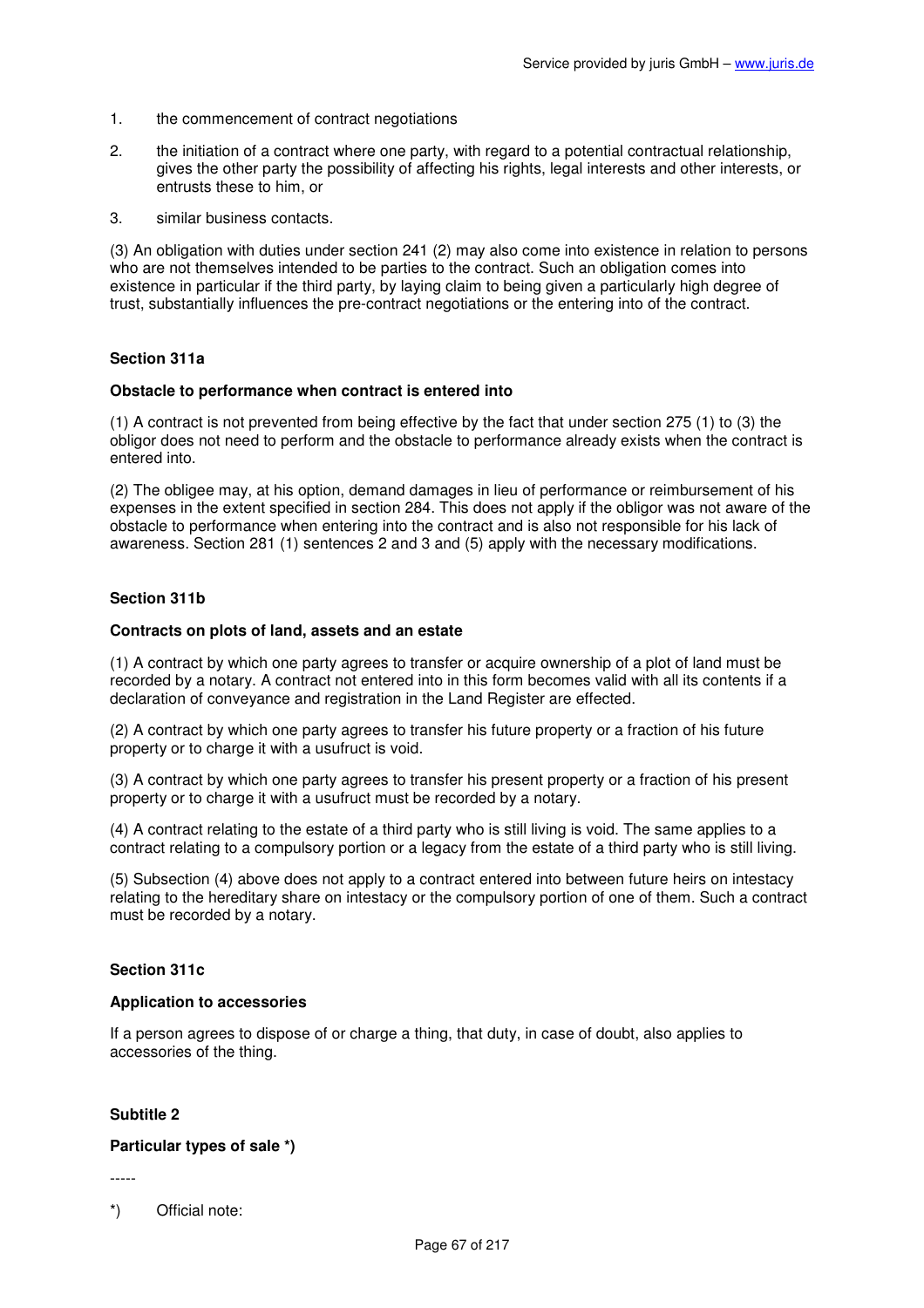1. the commencement of contract negotiations
2. the initiation of a contract where one party, with regard to a potential contractual relationship, gives the other party the possibility of affecting his rights, legal interests and other interests, or entrusts these to him, or
3. similar business contacts.

(3) An obligation with duties under section 241 (2) may also come into existence in relation to persons who are not themselves intended to be parties to the contract. Such an obligation comes into existence in particular if the third party, by laying claim to being given a particularly high degree of trust, substantially influences the pre-contract negotiations or the entering into of the contract.

### Section 311a

**Obstacle to performance when contract is entered into**

(1) A contract is not prevented from being effective by the fact that under section 275 (1) to (3) the obligor does not need to perform and the obstacle to performance already exists when the contract is entered into.

(2) The obligee may, at his option, demand damages in lieu of performance or reimbursement of his expenses in the extent specified in section 284. This does not apply if the obligor was not aware of the obstacle to performance when entering into the contract and is also not responsible for his lack of awareness. Section 281 (1) sentences 2 and 3 and (5) apply with the necessary modifications.

### Section 311b

**Contracts on plots of land, assets and an estate**

(1) A contract by which one party agrees to transfer or acquire ownership of a plot of land must be recorded by a notary. A contract not entered into in this form becomes valid with all its contents if a declaration of conveyance and registration in the Land Register are effected.

(2) A contract by which one party agrees to transfer his future property or a fraction of his future property or to charge it with a usufruct is void.

(3) A contract by which one party agrees to transfer his present property or a fraction of his present property or to charge it with a usufruct must be recorded by a notary.

(4) A contract relating to the estate of a third party who is still living is void. The same applies to a contract relating to a compulsory portion or a legacy from the estate of a third party who is still living.

(5) Subsection (4) above does not apply to a contract entered into between future heirs on intestacy relating to the hereditary share on intestacy or the compulsory portion of one of them. Such a contract must be recorded by a notary.

### Section 311c

**Application to accessories**

If a person agrees to dispose of or charge a thing, that duty, in case of doubt, also applies to accessories of the thing.

## Subtitle 2

**Particular types of sale *)**

-----

*) Official note: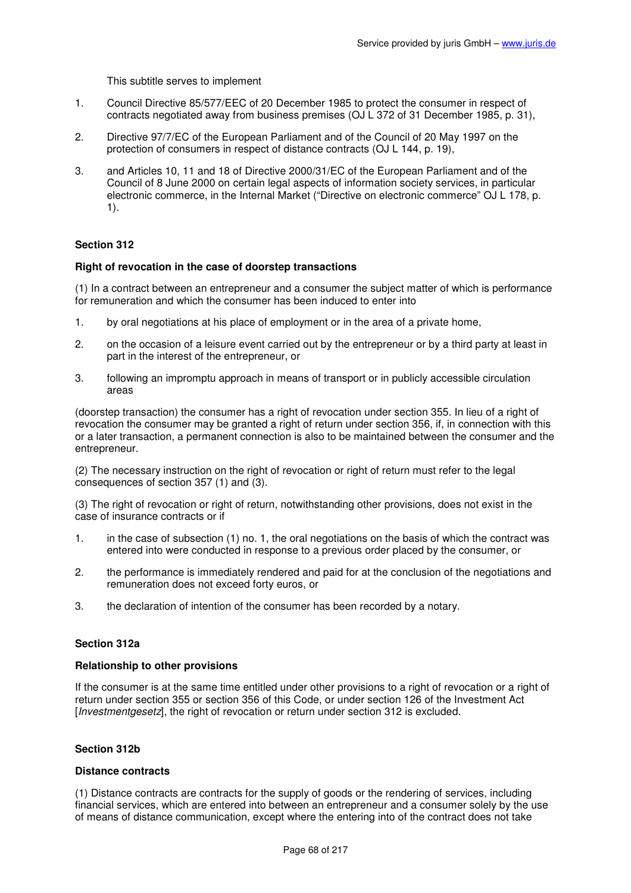This subtitle serves to implement

1. Council Directive 85/577/EEC of 20 December 1985 to protect the consumer in respect of contracts negotiated away from business premises (OJ L 372 of 31 December 1985, p. 31),
2. Directive 97/7/EC of the European Parliament and of the Council of 20 May 1997 on the protection of consumers in respect of distance contracts (OJ L 144, p. 19),
3. and Articles 10, 11 and 18 of Directive 2000/31/EC of the European Parliament and of the Council of 8 June 2000 on certain legal aspects of information society services, in particular electronic commerce, in the Internal Market ("Directive on electronic commerce" OJ L 178, p. 1).

### Section 312

**Right of revocation in the case of doorstep transactions**

(1) In a contract between an entrepreneur and a consumer the subject matter of which is performance for remuneration and which the consumer has been induced to enter into

1. by oral negotiations at his place of employment or in the area of a private home,
2. on the occasion of a leisure event carried out by the entrepreneur or by a third party at least in part in the interest of the entrepreneur, or
3. following an impromptu approach in means of transport or in publicly accessible circulation areas

(doorstep transaction) the consumer has a right of revocation under section 355. In lieu of a right of revocation the consumer may be granted a right of return under section 356, if, in connection with this or a later transaction, a permanent connection is also to be maintained between the consumer and the entrepreneur.

(2) The necessary instruction on the right of revocation or right of return must refer to the legal consequences of section 357 (1) and (3).

(3) The right of revocation or right of return, notwithstanding other provisions, does not exist in the case of insurance contracts or if

1. in the case of subsection (1) no. 1, the oral negotiations on the basis of which the contract was entered into were conducted in response to a previous order placed by the consumer, or
2. the performance is immediately rendered and paid for at the conclusion of the negotiations and remuneration does not exceed forty euros, or
3. the declaration of intention of the consumer has been recorded by a notary.

### Section 312a

**Relationship to other provisions**

If the consumer is at the same time entitled under other provisions to a right of revocation or a right of return under section 355 or section 356 of this Code, or under section 126 of the Investment Act [*Investmentgesetz*], the right of revocation or return under section 312 is excluded.

### Section 312b

**Distance contracts**

(1) Distance contracts are contracts for the supply of goods or the rendering of services, including financial services, which are entered into between an entrepreneur and a consumer solely by the use of means of distance communication, except where the entering into of the contract does not take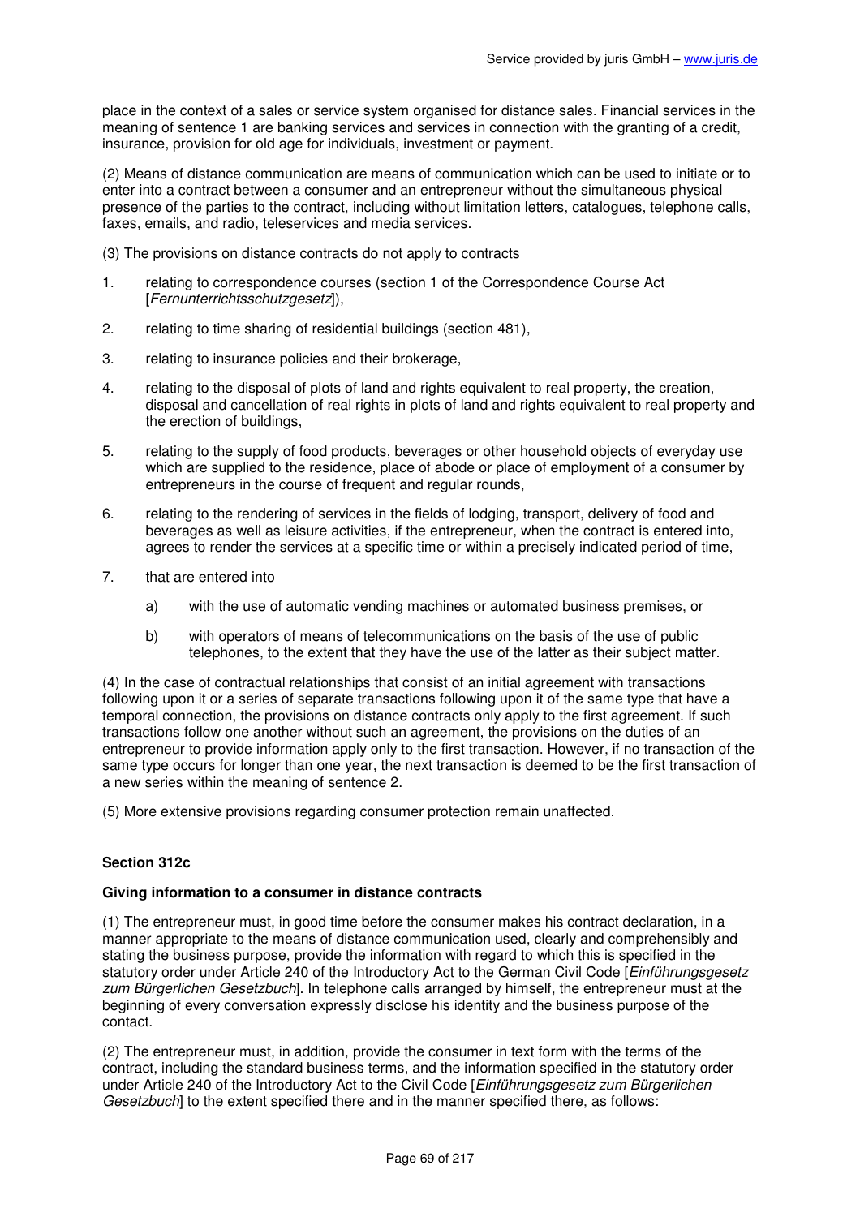place in the context of a sales or service system organised for distance sales. Financial services in the meaning of sentence 1 are banking services and services in connection with the granting of a credit, insurance, provision for old age for individuals, investment or payment.

(2) Means of distance communication are means of communication which can be used to initiate or to enter into a contract between a consumer and an entrepreneur without the simultaneous physical presence of the parties to the contract, including without limitation letters, catalogues, telephone calls, faxes, emails, and radio, teleservices and media services.

(3) The provisions on distance contracts do not apply to contracts

1. relating to correspondence courses (section 1 of the Correspondence Course Act [*Fernunterrichtsschutzgesetz*]),
2. relating to time sharing of residential buildings (section 481),
3. relating to insurance policies and their brokerage,
4. relating to the disposal of plots of land and rights equivalent to real property, the creation, disposal and cancellation of real rights in plots of land and rights equivalent to real property and the erection of buildings,
5. relating to the supply of food products, beverages or other household objects of everyday use which are supplied to the residence, place of abode or place of employment of a consumer by entrepreneurs in the course of frequent and regular rounds,
6. relating to the rendering of services in the fields of lodging, transport, delivery of food and beverages as well as leisure activities, if the entrepreneur, when the contract is entered into, agrees to render the services at a specific time or within a precisely indicated period of time,
7. that are entered into
   a) with the use of automatic vending machines or automated business premises, or
   b) with operators of means of telecommunications on the basis of the use of public telephones, to the extent that they have the use of the latter as their subject matter.

(4) In the case of contractual relationships that consist of an initial agreement with transactions following upon it or a series of separate transactions following upon it of the same type that have a temporal connection, the provisions on distance contracts only apply to the first agreement. If such transactions follow one another without such an agreement, the provisions on the duties of an entrepreneur to provide information apply only to the first transaction. However, if no transaction of the same type occurs for longer than one year, the next transaction is deemed to be the first transaction of a new series within the meaning of sentence 2.

(5) More extensive provisions regarding consumer protection remain unaffected.

### Section 312c

#### Giving information to a consumer in distance contracts

(1) The entrepreneur must, in good time before the consumer makes his contract declaration, in a manner appropriate to the means of distance communication used, clearly and comprehensibly and stating the business purpose, provide the information with regard to which this is specified in the statutory order under Article 240 of the Introductory Act to the German Civil Code [*Einführungsgesetz zum Bürgerlichen Gesetzbuch*]. In telephone calls arranged by himself, the entrepreneur must at the beginning of every conversation expressly disclose his identity and the business purpose of the contact.

(2) The entrepreneur must, in addition, provide the consumer in text form with the terms of the contract, including the standard business terms, and the information specified in the statutory order under Article 240 of the Introductory Act to the Civil Code [*Einführungsgesetz zum Bürgerlichen Gesetzbuch*] to the extent specified there and in the manner specified there, as follows: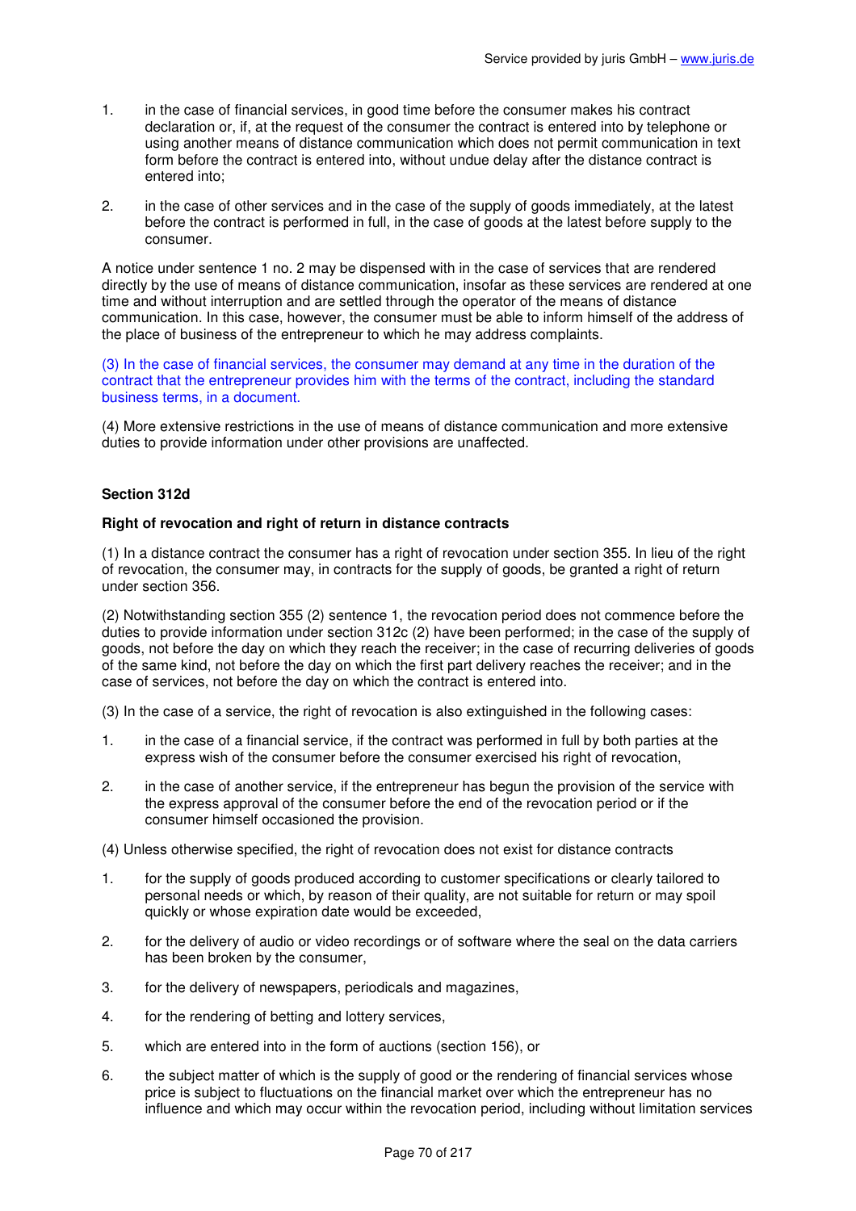1. in the case of financial services, in good time before the consumer makes his contract declaration or, if, at the request of the consumer the contract is entered into by telephone or using another means of distance communication which does not permit communication in text form before the contract is entered into, without undue delay after the distance contract is entered into;

2. in the case of other services and in the case of the supply of goods immediately, at the latest before the contract is performed in full, in the case of goods at the latest before supply to the consumer.

A notice under sentence 1 no. 2 may be dispensed with in the case of services that are rendered directly by the use of means of distance communication, insofar as these services are rendered at one time and without interruption and are settled through the operator of the means of distance communication. In this case, however, the consumer must be able to inform himself of the address of the place of business of the entrepreneur to which he may address complaints.

(3) In the case of financial services, the consumer may demand at any time in the duration of the contract that the entrepreneur provides him with the terms of the contract, including the standard business terms, in a document.

(4) More extensive restrictions in the use of means of distance communication and more extensive duties to provide information under other provisions are unaffected.

### Section 312d

**Right of revocation and right of return in distance contracts**

(1) In a distance contract the consumer has a right of revocation under section 355. In lieu of the right of revocation, the consumer may, in contracts for the supply of goods, be granted a right of return under section 356.

(2) Notwithstanding section 355 (2) sentence 1, the revocation period does not commence before the duties to provide information under section 312c (2) have been performed; in the case of the supply of goods, not before the day on which they reach the receiver; in the case of recurring deliveries of goods of the same kind, not before the day on which the first part delivery reaches the receiver; and in the case of services, not before the day on which the contract is entered into.

(3) In the case of a service, the right of revocation is also extinguished in the following cases:

1. in the case of a financial service, if the contract was performed in full by both parties at the express wish of the consumer before the consumer exercised his right of revocation,

2. in the case of another service, if the entrepreneur has begun the provision of the service with the express approval of the consumer before the end of the revocation period or if the consumer himself occasioned the provision.

(4) Unless otherwise specified, the right of revocation does not exist for distance contracts

1. for the supply of goods produced according to customer specifications or clearly tailored to personal needs or which, by reason of their quality, are not suitable for return or may spoil quickly or whose expiration date would be exceeded,

2. for the delivery of audio or video recordings or of software where the seal on the data carriers has been broken by the consumer,

3. for the delivery of newspapers, periodicals and magazines,

4. for the rendering of betting and lottery services,

5. which are entered into in the form of auctions (section 156), or

6. the subject matter of which is the supply of good or the rendering of financial services whose price is subject to fluctuations on the financial market over which the entrepreneur has no influence and which may occur within the revocation period, including without limitation services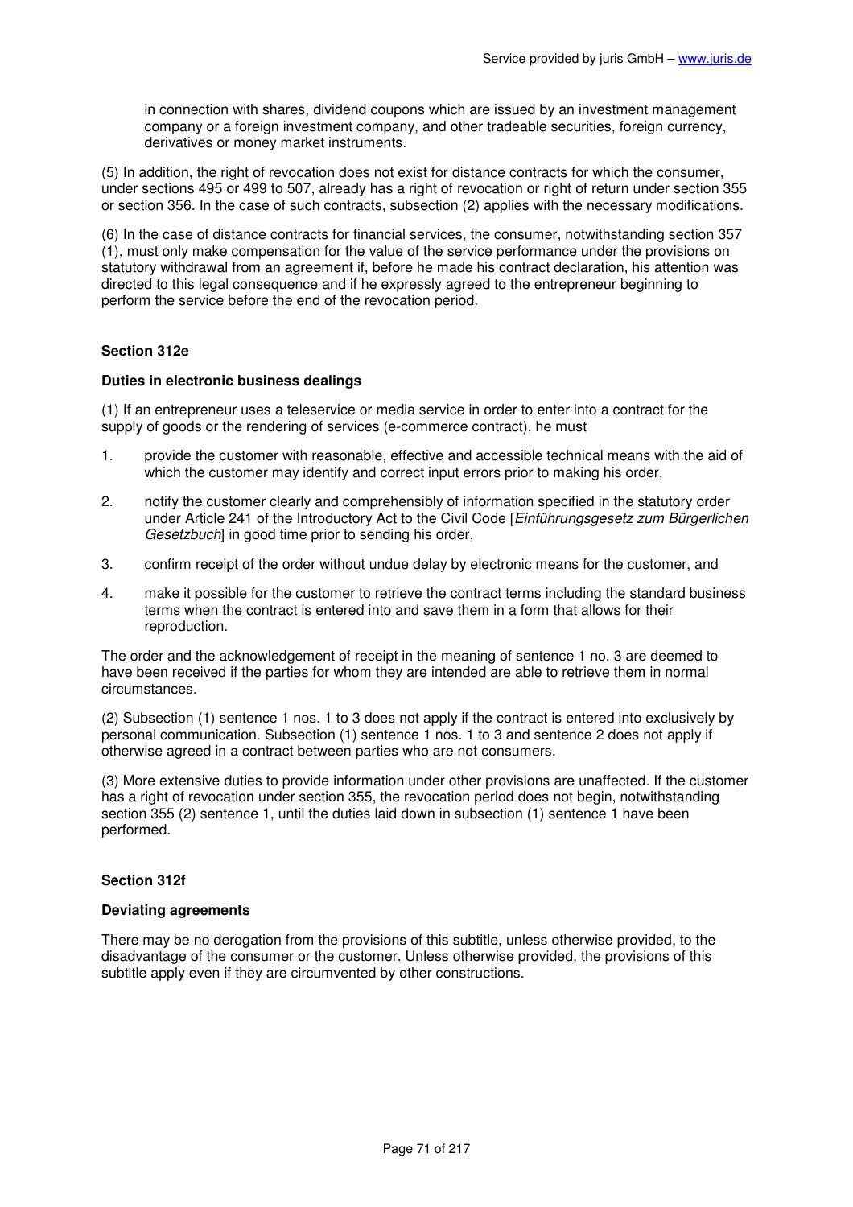in connection with shares, dividend coupons which are issued by an investment management company or a foreign investment company, and other tradeable securities, foreign currency, derivatives or money market instruments.

(5) In addition, the right of revocation does not exist for distance contracts for which the consumer, under sections 495 or 499 to 507, already has a right of revocation or right of return under section 355 or section 356. In the case of such contracts, subsection (2) applies with the necessary modifications.

(6) In the case of distance contracts for financial services, the consumer, notwithstanding section 357 (1), must only make compensation for the value of the service performance under the provisions on statutory withdrawal from an agreement if, before he made his contract declaration, his attention was directed to this legal consequence and if he expressly agreed to the entrepreneur beginning to perform the service before the end of the revocation period.

**Section 312e**

**Duties in electronic business dealings**

(1) If an entrepreneur uses a teleservice or media service in order to enter into a contract for the supply of goods or the rendering of services (e-commerce contract), he must

1. provide the customer with reasonable, effective and accessible technical means with the aid of which the customer may identify and correct input errors prior to making his order,
2. notify the customer clearly and comprehensibly of information specified in the statutory order under Article 241 of the Introductory Act to the Civil Code [*Einführungsgesetz zum Bürgerlichen Gesetzbuch*] in good time prior to sending his order,
3. confirm receipt of the order without undue delay by electronic means for the customer, and
4. make it possible for the customer to retrieve the contract terms including the standard business terms when the contract is entered into and save them in a form that allows for their reproduction.

The order and the acknowledgement of receipt in the meaning of sentence 1 no. 3 are deemed to have been received if the parties for whom they are intended are able to retrieve them in normal circumstances.

(2) Subsection (1) sentence 1 nos. 1 to 3 does not apply if the contract is entered into exclusively by personal communication. Subsection (1) sentence 1 nos. 1 to 3 and sentence 2 does not apply if otherwise agreed in a contract between parties who are not consumers.

(3) More extensive duties to provide information under other provisions are unaffected. If the customer has a right of revocation under section 355, the revocation period does not begin, notwithstanding section 355 (2) sentence 1, until the duties laid down in subsection (1) sentence 1 have been performed.

**Section 312f**

**Deviating agreements**

There may be no derogation from the provisions of this subtitle, unless otherwise provided, to the disadvantage of the consumer or the customer. Unless otherwise provided, the provisions of this subtitle apply even if they are circumvented by other constructions.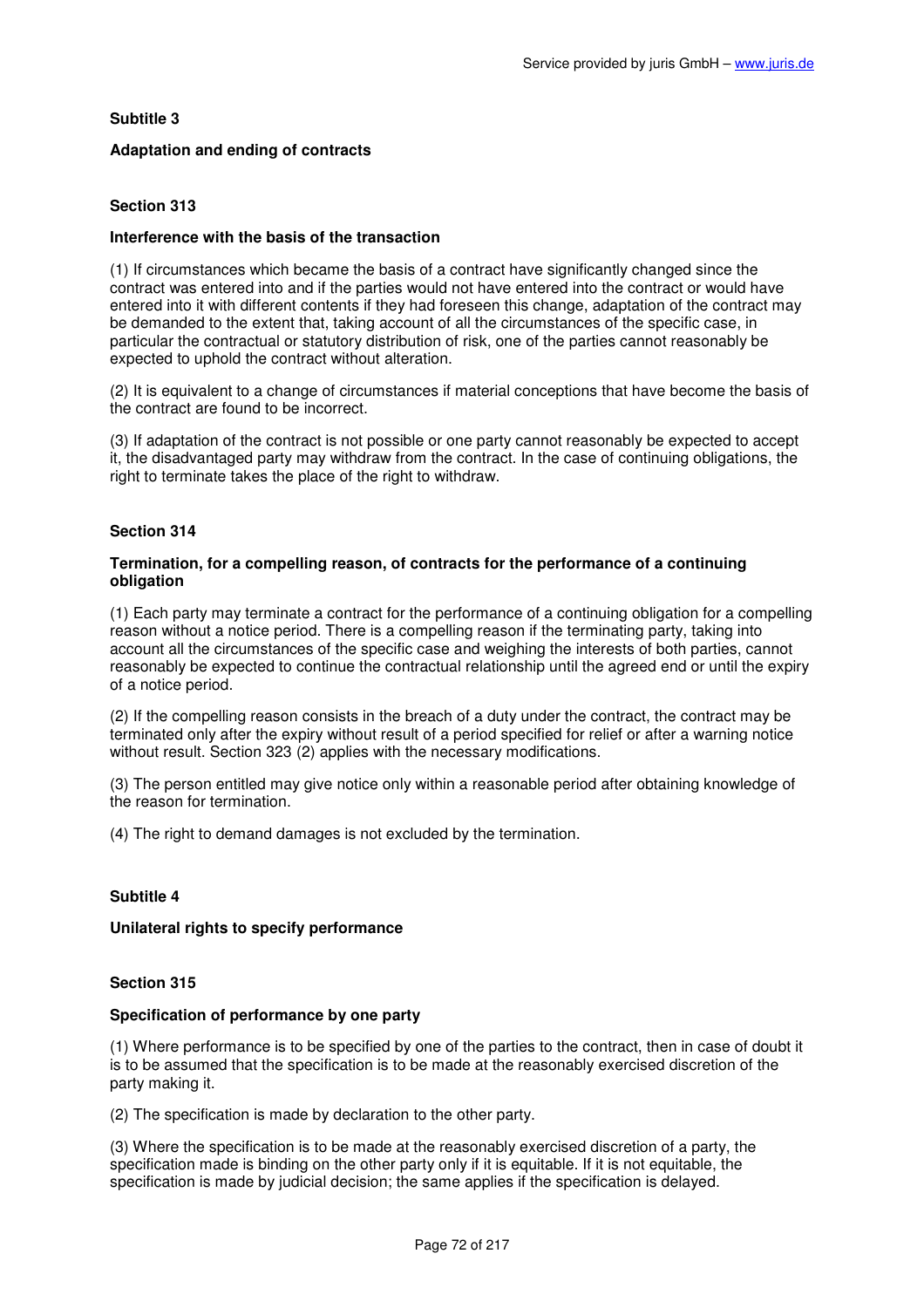### Subtitle 3

### Adaptation and ending of contracts

#### Section 313

#### Interference with the basis of the transaction

(1) If circumstances which became the basis of a contract have significantly changed since the contract was entered into and if the parties would not have entered into the contract or would have entered into it with different contents if they had foreseen this change, adaptation of the contract may be demanded to the extent that, taking account of all the circumstances of the specific case, in particular the contractual or statutory distribution of risk, one of the parties cannot reasonably be expected to uphold the contract without alteration.

(2) It is equivalent to a change of circumstances if material conceptions that have become the basis of the contract are found to be incorrect.

(3) If adaptation of the contract is not possible or one party cannot reasonably be expected to accept it, the disadvantaged party may withdraw from the contract. In the case of continuing obligations, the right to terminate takes the place of the right to withdraw.

#### Section 314

#### Termination, for a compelling reason, of contracts for the performance of a continuing obligation

(1) Each party may terminate a contract for the performance of a continuing obligation for a compelling reason without a notice period. There is a compelling reason if the terminating party, taking into account all the circumstances of the specific case and weighing the interests of both parties, cannot reasonably be expected to continue the contractual relationship until the agreed end or until the expiry of a notice period.

(2) If the compelling reason consists in the breach of a duty under the contract, the contract may be terminated only after the expiry without result of a period specified for relief or after a warning notice without result. Section 323 (2) applies with the necessary modifications.

(3) The person entitled may give notice only within a reasonable period after obtaining knowledge of the reason for termination.

(4) The right to demand damages is not excluded by the termination.

### Subtitle 4

### Unilateral rights to specify performance

#### Section 315

#### Specification of performance by one party

(1) Where performance is to be specified by one of the parties to the contract, then in case of doubt it is to be assumed that the specification is to be made at the reasonably exercised discretion of the party making it.

(2) The specification is made by declaration to the other party.

(3) Where the specification is to be made at the reasonably exercised discretion of a party, the specification made is binding on the other party only if it is equitable. If it is not equitable, the specification is made by judicial decision; the same applies if the specification is delayed.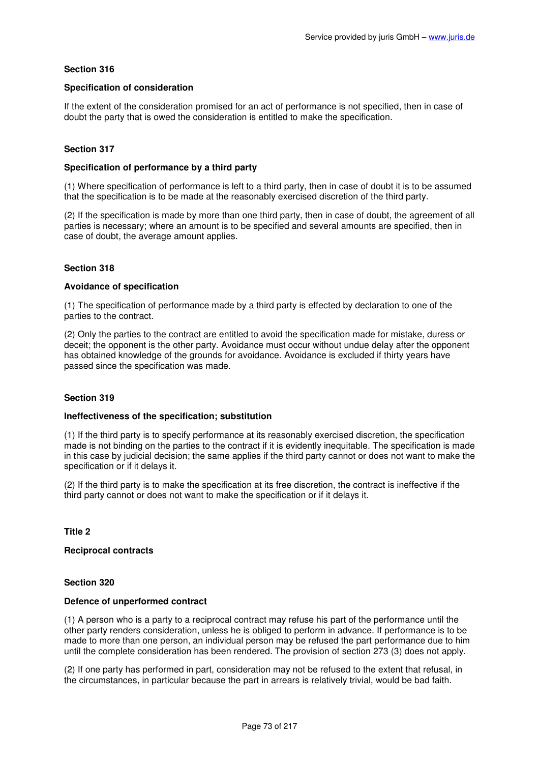### Section 316

#### Specification of consideration

If the extent of the consideration promised for an act of performance is not specified, then in case of doubt the party that is owed the consideration is entitled to make the specification.

### Section 317

#### Specification of performance by a third party

(1) Where specification of performance is left to a third party, then in case of doubt it is to be assumed that the specification is to be made at the reasonably exercised discretion of the third party.

(2) If the specification is made by more than one third party, then in case of doubt, the agreement of all parties is necessary; where an amount is to be specified and several amounts are specified, then in case of doubt, the average amount applies.

### Section 318

#### Avoidance of specification

(1) The specification of performance made by a third party is effected by declaration to one of the parties to the contract.

(2) Only the parties to the contract are entitled to avoid the specification made for mistake, duress or deceit; the opponent is the other party. Avoidance must occur without undue delay after the opponent has obtained knowledge of the grounds for avoidance. Avoidance is excluded if thirty years have passed since the specification was made.

### Section 319

#### Ineffectiveness of the specification; substitution

(1) If the third party is to specify performance at its reasonably exercised discretion, the specification made is not binding on the parties to the contract if it is evidently inequitable. The specification is made in this case by judicial decision; the same applies if the third party cannot or does not want to make the specification or if it delays it.

(2) If the third party is to make the specification at its free discretion, the contract is ineffective if the third party cannot or does not want to make the specification or if it delays it.

## Title 2

## Reciprocal contracts

### Section 320

#### Defence of unperformed contract

(1) A person who is a party to a reciprocal contract may refuse his part of the performance until the other party renders consideration, unless he is obliged to perform in advance. If performance is to be made to more than one person, an individual person may be refused the part performance due to him until the complete consideration has been rendered. The provision of section 273 (3) does not apply.

(2) If one party has performed in part, consideration may not be refused to the extent that refusal, in the circumstances, in particular because the part in arrears is relatively trivial, would be bad faith.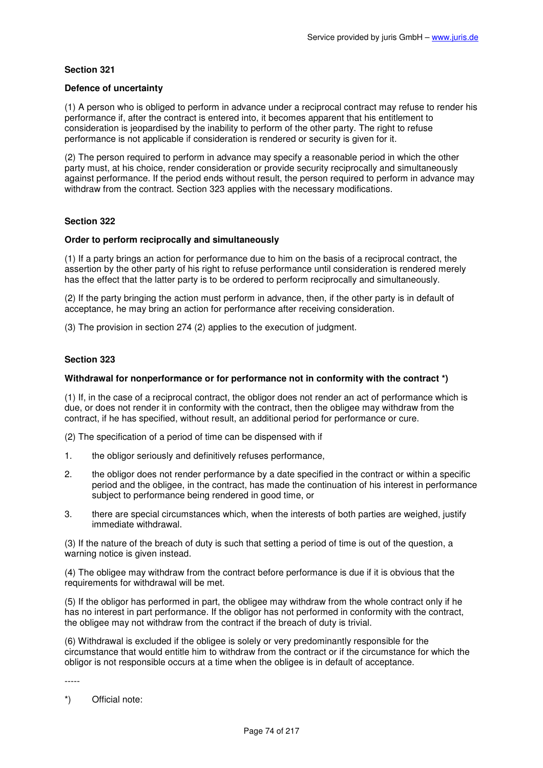**Section 321**

**Defence of uncertainty**

(1) A person who is obliged to perform in advance under a reciprocal contract may refuse to render his performance if, after the contract is entered into, it becomes apparent that his entitlement to consideration is jeopardised by the inability to perform of the other party. The right to refuse performance is not applicable if consideration is rendered or security is given for it.

(2) The person required to perform in advance may specify a reasonable period in which the other party must, at his choice, render consideration or provide security reciprocally and simultaneously against performance. If the period ends without result, the person required to perform in advance may withdraw from the contract. Section 323 applies with the necessary modifications.

**Section 322**

**Order to perform reciprocally and simultaneously**

(1) If a party brings an action for performance due to him on the basis of a reciprocal contract, the assertion by the other party of his right to refuse performance until consideration is rendered merely has the effect that the latter party is to be ordered to perform reciprocally and simultaneously.

(2) If the party bringing the action must perform in advance, then, if the other party is in default of acceptance, he may bring an action for performance after receiving consideration.

(3) The provision in section 274 (2) applies to the execution of judgment.

**Section 323**

**Withdrawal for nonperformance or for performance not in conformity with the contract *)**

(1) If, in the case of a reciprocal contract, the obligor does not render an act of performance which is due, or does not render it in conformity with the contract, then the obligee may withdraw from the contract, if he has specified, without result, an additional period for performance or cure.

(2) The specification of a period of time can be dispensed with if

1. the obligor seriously and definitively refuses performance,

2. the obligor does not render performance by a date specified in the contract or within a specific period and the obligee, in the contract, has made the continuation of his interest in performance subject to performance being rendered in good time, or

3. there are special circumstances which, when the interests of both parties are weighed, justify immediate withdrawal.

(3) If the nature of the breach of duty is such that setting a period of time is out of the question, a warning notice is given instead.

(4) The obligee may withdraw from the contract before performance is due if it is obvious that the requirements for withdrawal will be met.

(5) If the obligor has performed in part, the obligee may withdraw from the whole contract only if he has no interest in part performance. If the obligor has not performed in conformity with the contract, the obligee may not withdraw from the contract if the breach of duty is trivial.

(6) Withdrawal is excluded if the obligee is solely or very predominantly responsible for the circumstance that would entitle him to withdraw from the contract or if the circumstance for which the obligor is not responsible occurs at a time when the obligee is in default of acceptance.

-----

*) Official note: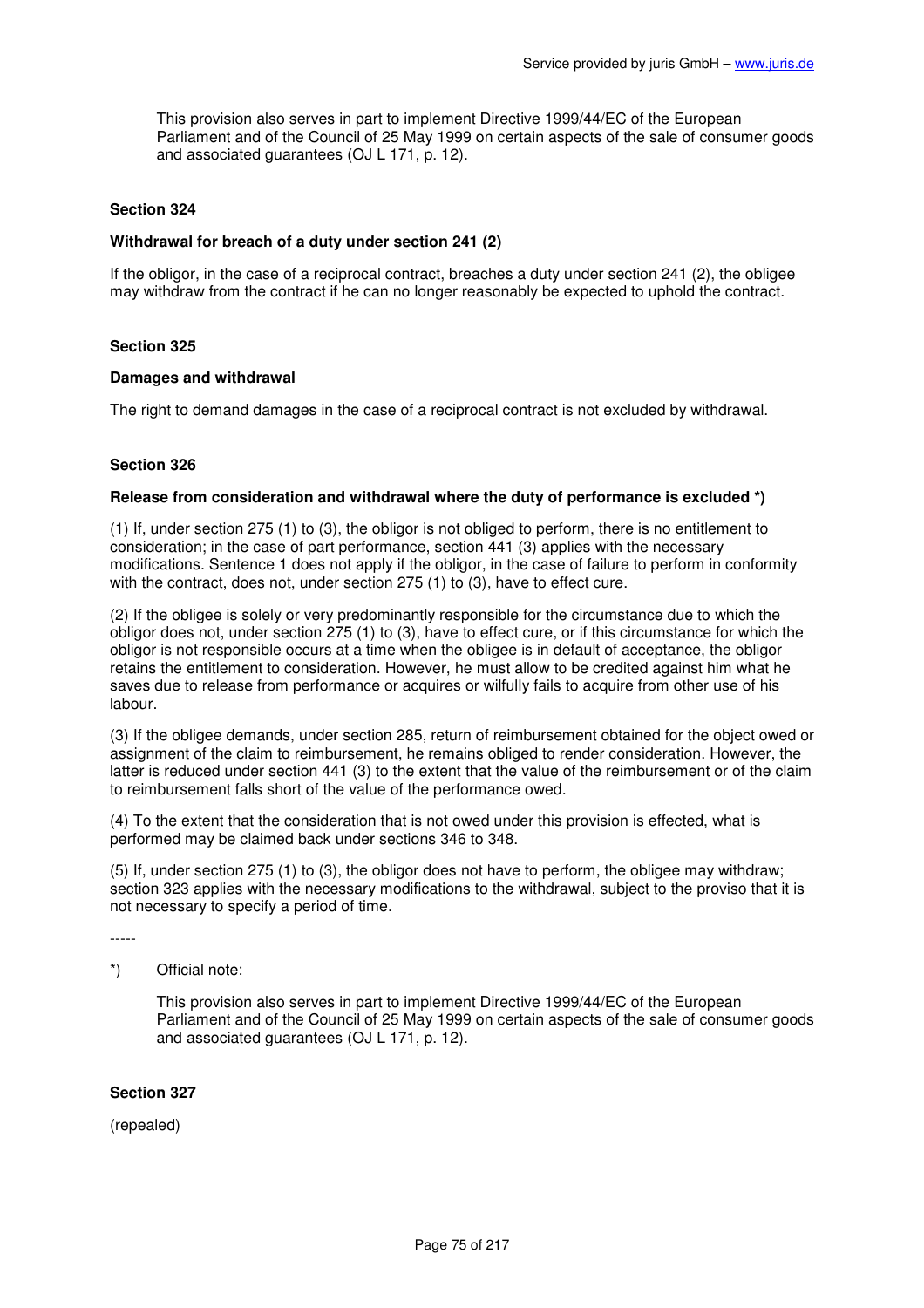This provision also serves in part to implement Directive 1999/44/EC of the European Parliament and of the Council of 25 May 1999 on certain aspects of the sale of consumer goods and associated guarantees (OJ L 171, p. 12).

### Section 324

**Withdrawal for breach of a duty under section 241 (2)**

If the obligor, in the case of a reciprocal contract, breaches a duty under section 241 (2), the obligee may withdraw from the contract if he can no longer reasonably be expected to uphold the contract.

### Section 325

**Damages and withdrawal**

The right to demand damages in the case of a reciprocal contract is not excluded by withdrawal.

### Section 326

**Release from consideration and withdrawal where the duty of performance is excluded *)**

(1) If, under section 275 (1) to (3), the obligor is not obliged to perform, there is no entitlement to consideration; in the case of part performance, section 441 (3) applies with the necessary modifications. Sentence 1 does not apply if the obligor, in the case of failure to perform in conformity with the contract, does not, under section 275 (1) to (3), have to effect cure.

(2) If the obligee is solely or very predominantly responsible for the circumstance due to which the obligor does not, under section 275 (1) to (3), have to effect cure, or if this circumstance for which the obligor is not responsible occurs at a time when the obligee is in default of acceptance, the obligor retains the entitlement to consideration. However, he must allow to be credited against him what he saves due to release from performance or acquires or wilfully fails to acquire from other use of his labour.

(3) If the obligee demands, under section 285, return of reimbursement obtained for the object owed or assignment of the claim to reimbursement, he remains obliged to render consideration. However, the latter is reduced under section 441 (3) to the extent that the value of the reimbursement or of the claim to reimbursement falls short of the value of the performance owed.

(4) To the extent that the consideration that is not owed under this provision is effected, what is performed may be claimed back under sections 346 to 348.

(5) If, under section 275 (1) to (3), the obligor does not have to perform, the obligee may withdraw; section 323 applies with the necessary modifications to the withdrawal, subject to the proviso that it is not necessary to specify a period of time.

-----

*) Official note:

This provision also serves in part to implement Directive 1999/44/EC of the European Parliament and of the Council of 25 May 1999 on certain aspects of the sale of consumer goods and associated guarantees (OJ L 171, p. 12).

### Section 327

(repealed)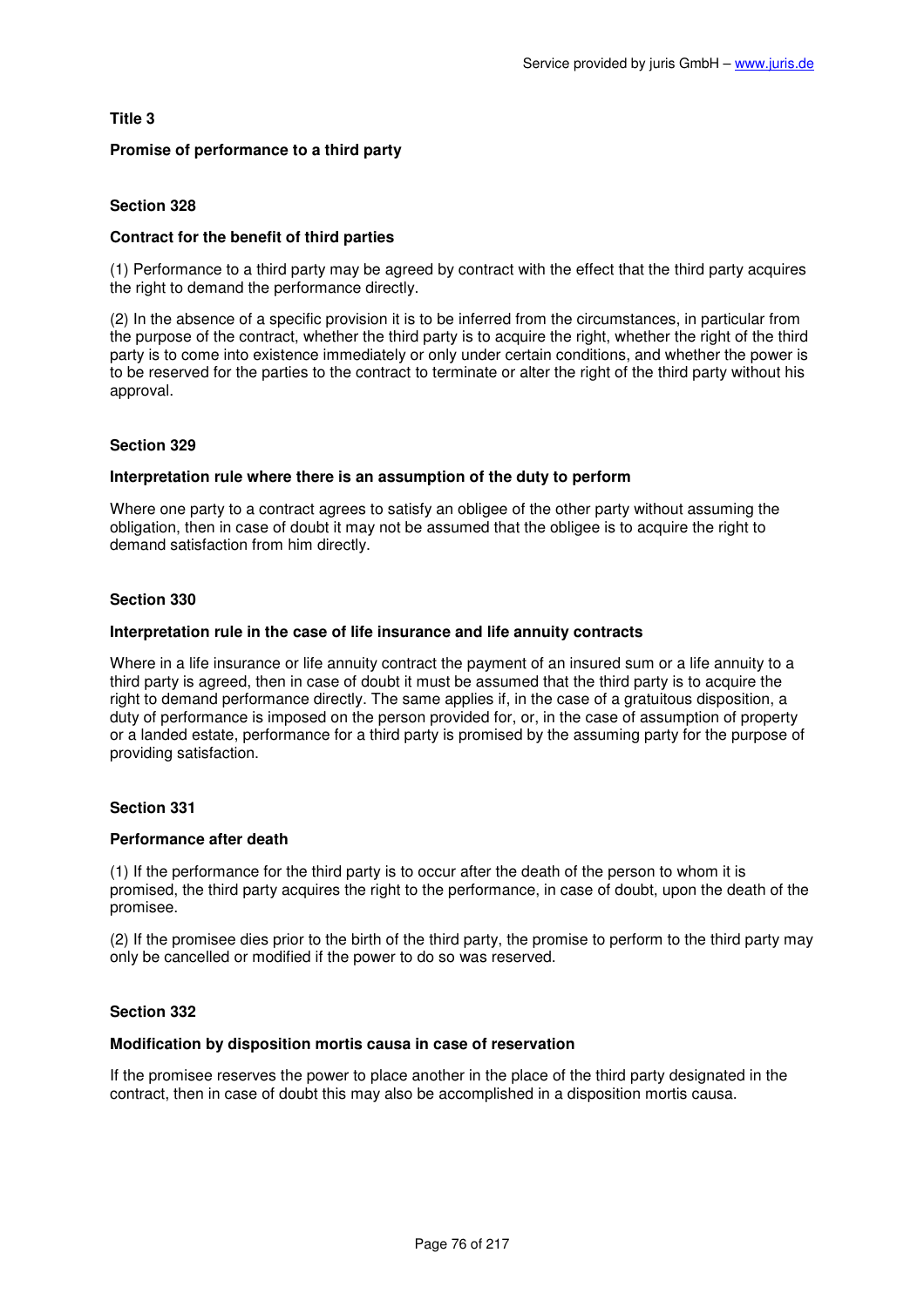### Title 3

### Promise of performance to a third party

#### Section 328

#### Contract for the benefit of third parties

(1) Performance to a third party may be agreed by contract with the effect that the third party acquires the right to demand the performance directly.

(2) In the absence of a specific provision it is to be inferred from the circumstances, in particular from the purpose of the contract, whether the third party is to acquire the right, whether the right of the third party is to come into existence immediately or only under certain conditions, and whether the power is to be reserved for the parties to the contract to terminate or alter the right of the third party without his approval.

#### Section 329

#### Interpretation rule where there is an assumption of the duty to perform

Where one party to a contract agrees to satisfy an obligee of the other party without assuming the obligation, then in case of doubt it may not be assumed that the obligee is to acquire the right to demand satisfaction from him directly.

#### Section 330

#### Interpretation rule in the case of life insurance and life annuity contracts

Where in a life insurance or life annuity contract the payment of an insured sum or a life annuity to a third party is agreed, then in case of doubt it must be assumed that the third party is to acquire the right to demand performance directly. The same applies if, in the case of a gratuitous disposition, a duty of performance is imposed on the person provided for, or, in the case of assumption of property or a landed estate, performance for a third party is promised by the assuming party for the purpose of providing satisfaction.

#### Section 331

#### Performance after death

(1) If the performance for the third party is to occur after the death of the person to whom it is promised, the third party acquires the right to the performance, in case of doubt, upon the death of the promisee.

(2) If the promisee dies prior to the birth of the third party, the promise to perform to the third party may only be cancelled or modified if the power to do so was reserved.

#### Section 332

#### Modification by disposition mortis causa in case of reservation

If the promisee reserves the power to place another in the place of the third party designated in the contract, then in case of doubt this may also be accomplished in a disposition mortis causa.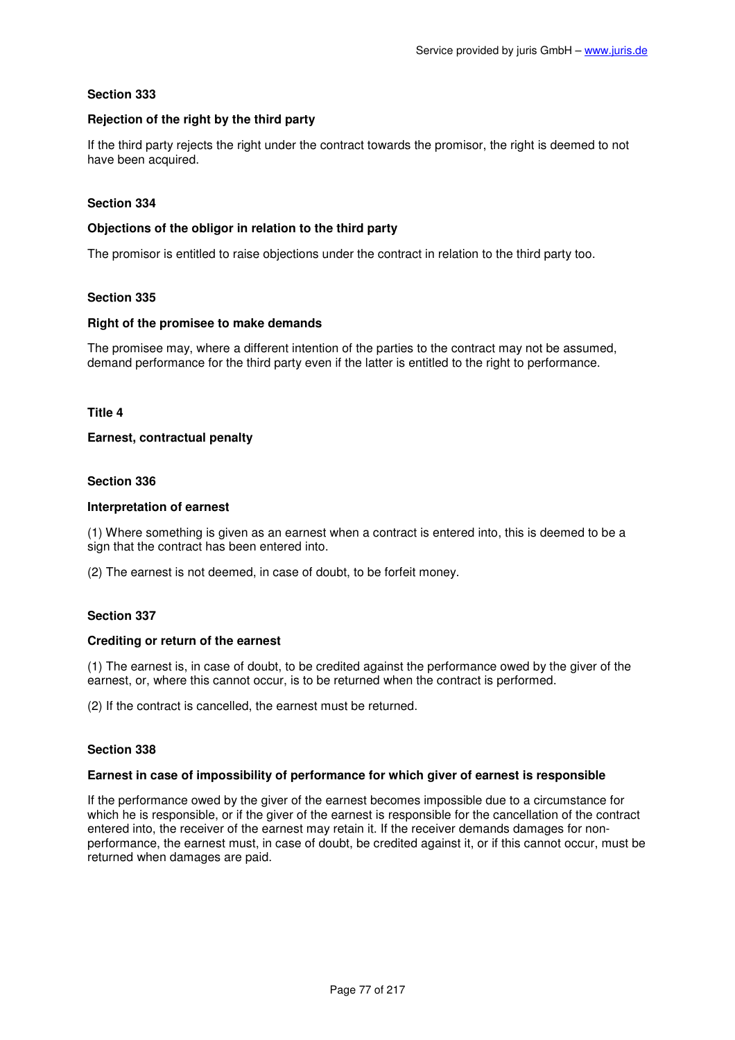### Section 333

#### Rejection of the right by the third party

If the third party rejects the right under the contract towards the promisor, the right is deemed to not have been acquired.

### Section 334

#### Objections of the obligor in relation to the third party

The promisor is entitled to raise objections under the contract in relation to the third party too.

### Section 335

#### Right of the promisee to make demands

The promisee may, where a different intention of the parties to the contract may not be assumed, demand performance for the third party even if the latter is entitled to the right to performance.

## Title 4

## Earnest, contractual penalty

### Section 336

#### Interpretation of earnest

(1) Where something is given as an earnest when a contract is entered into, this is deemed to be a sign that the contract has been entered into.

(2) The earnest is not deemed, in case of doubt, to be forfeit money.

### Section 337

#### Crediting or return of the earnest

(1) The earnest is, in case of doubt, to be credited against the performance owed by the giver of the earnest, or, where this cannot occur, is to be returned when the contract is performed.

(2) If the contract is cancelled, the earnest must be returned.

### Section 338

#### Earnest in case of impossibility of performance for which giver of earnest is responsible

If the performance owed by the giver of the earnest becomes impossible due to a circumstance for which he is responsible, or if the giver of the earnest is responsible for the cancellation of the contract entered into, the receiver of the earnest may retain it. If the receiver demands damages for non-performance, the earnest must, in case of doubt, be credited against it, or if this cannot occur, must be returned when damages are paid.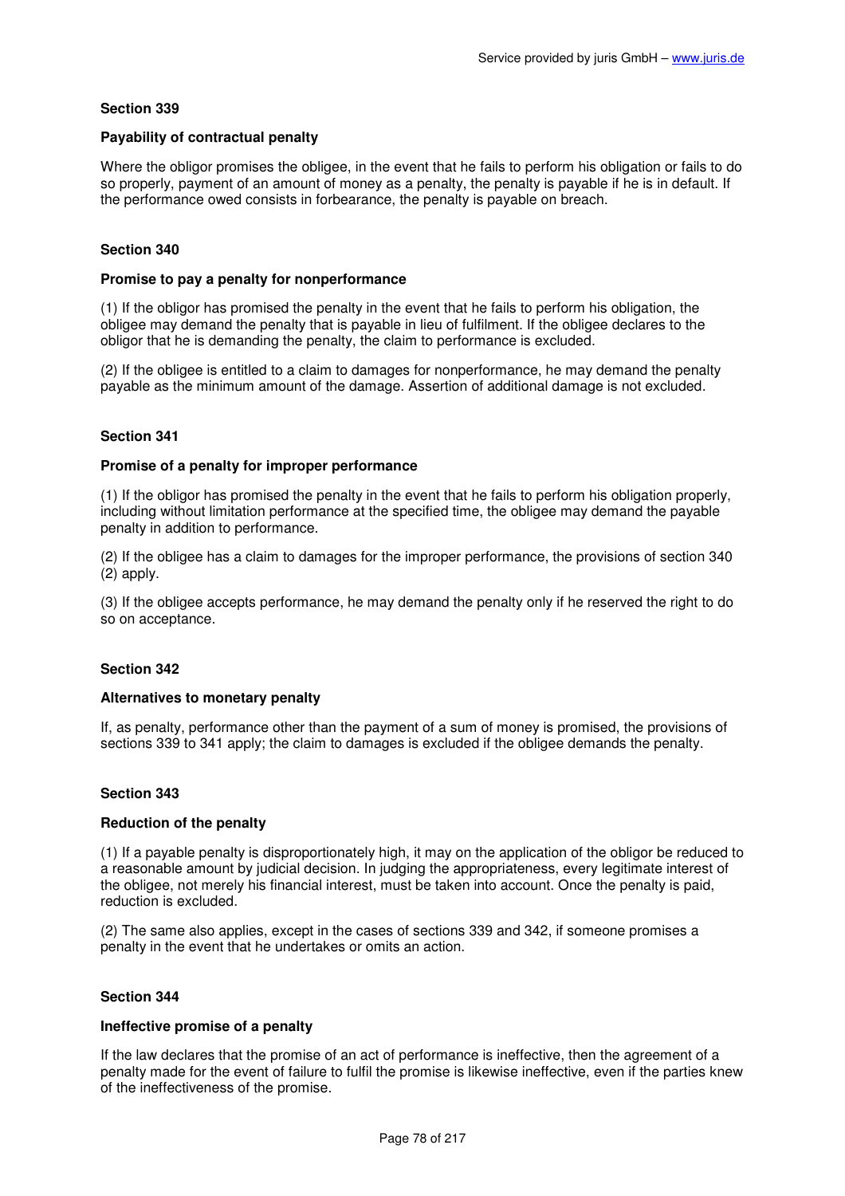**Section 339**

**Payability of contractual penalty**

Where the obligor promises the obligee, in the event that he fails to perform his obligation or fails to do so properly, payment of an amount of money as a penalty, the penalty is payable if he is in default. If the performance owed consists in forbearance, the penalty is payable on breach.

**Section 340**

**Promise to pay a penalty for nonperformance**

(1) If the obligor has promised the penalty in the event that he fails to perform his obligation, the obligee may demand the penalty that is payable in lieu of fulfilment. If the obligee declares to the obligor that he is demanding the penalty, the claim to performance is excluded.

(2) If the obligee is entitled to a claim to damages for nonperformance, he may demand the penalty payable as the minimum amount of the damage. Assertion of additional damage is not excluded.

**Section 341**

**Promise of a penalty for improper performance**

(1) If the obligor has promised the penalty in the event that he fails to perform his obligation properly, including without limitation performance at the specified time, the obligee may demand the payable penalty in addition to performance.

(2) If the obligee has a claim to damages for the improper performance, the provisions of section 340 (2) apply.

(3) If the obligee accepts performance, he may demand the penalty only if he reserved the right to do so on acceptance.

**Section 342**

**Alternatives to monetary penalty**

If, as penalty, performance other than the payment of a sum of money is promised, the provisions of sections 339 to 341 apply; the claim to damages is excluded if the obligee demands the penalty.

**Section 343**

**Reduction of the penalty**

(1) If a payable penalty is disproportionately high, it may on the application of the obligor be reduced to a reasonable amount by judicial decision. In judging the appropriateness, every legitimate interest of the obligee, not merely his financial interest, must be taken into account. Once the penalty is paid, reduction is excluded.

(2) The same also applies, except in the cases of sections 339 and 342, if someone promises a penalty in the event that he undertakes or omits an action.

**Section 344**

**Ineffective promise of a penalty**

If the law declares that the promise of an act of performance is ineffective, then the agreement of a penalty made for the event of failure to fulfil the promise is likewise ineffective, even if the parties knew of the ineffectiveness of the promise.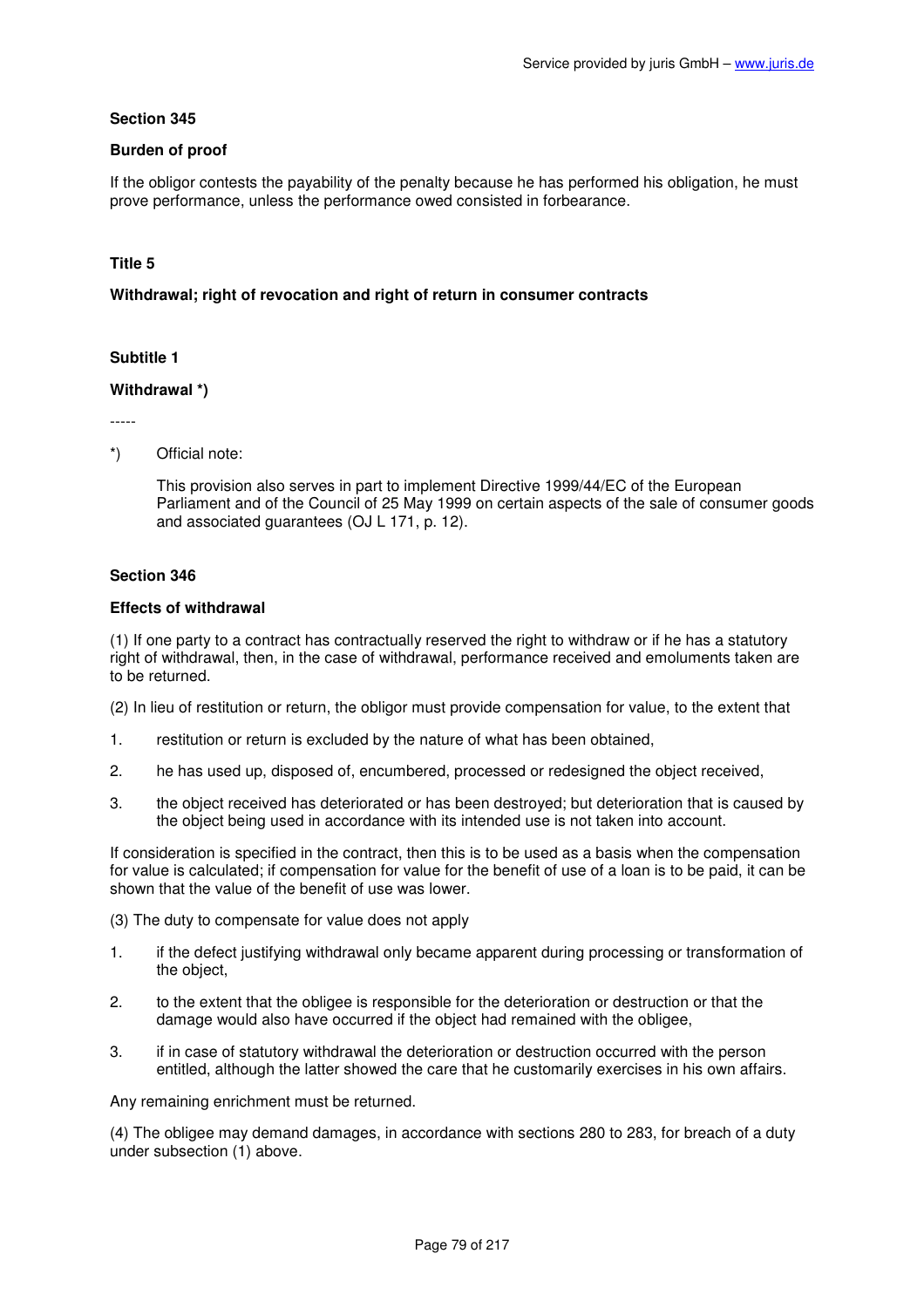### Section 345

#### Burden of proof

If the obligor contests the payability of the penalty because he has performed his obligation, he must prove performance, unless the performance owed consisted in forbearance.

## Title 5

### Withdrawal; right of revocation and right of return in consumer contracts

## Subtitle 1

### Withdrawal *)

-----

*) Official note:

This provision also serves in part to implement Directive 1999/44/EC of the European Parliament and of the Council of 25 May 1999 on certain aspects of the sale of consumer goods and associated guarantees (OJ L 171, p. 12).

### Section 346

#### Effects of withdrawal

(1) If one party to a contract has contractually reserved the right to withdraw or if he has a statutory right of withdrawal, then, in the case of withdrawal, performance received and emoluments taken are to be returned.

(2) In lieu of restitution or return, the obligor must provide compensation for value, to the extent that

1. restitution or return is excluded by the nature of what has been obtained,
2. he has used up, disposed of, encumbered, processed or redesigned the object received,
3. the object received has deteriorated or has been destroyed; but deterioration that is caused by the object being used in accordance with its intended use is not taken into account.

If consideration is specified in the contract, then this is to be used as a basis when the compensation for value is calculated; if compensation for value for the benefit of use of a loan is to be paid, it can be shown that the value of the benefit of use was lower.

(3) The duty to compensate for value does not apply

1. if the defect justifying withdrawal only became apparent during processing or transformation of the object,
2. to the extent that the obligee is responsible for the deterioration or destruction or that the damage would also have occurred if the object had remained with the obligee,
3. if in case of statutory withdrawal the deterioration or destruction occurred with the person entitled, although the latter showed the care that he customarily exercises in his own affairs.

Any remaining enrichment must be returned.

(4) The obligee may demand damages, in accordance with sections 280 to 283, for breach of a duty under subsection (1) above.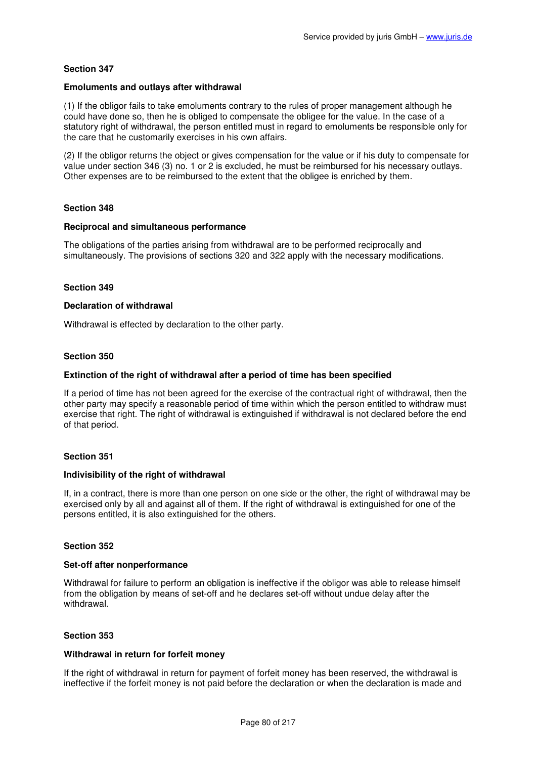**Section 347**

**Emoluments and outlays after withdrawal**

(1) If the obligor fails to take emoluments contrary to the rules of proper management although he could have done so, then he is obliged to compensate the obligee for the value. In the case of a statutory right of withdrawal, the person entitled must in regard to emoluments be responsible only for the care that he customarily exercises in his own affairs.

(2) If the obligor returns the object or gives compensation for the value or if his duty to compensate for value under section 346 (3) no. 1 or 2 is excluded, he must be reimbursed for his necessary outlays. Other expenses are to be reimbursed to the extent that the obligee is enriched by them.

**Section 348**

**Reciprocal and simultaneous performance**

The obligations of the parties arising from withdrawal are to be performed reciprocally and simultaneously. The provisions of sections 320 and 322 apply with the necessary modifications.

**Section 349**

**Declaration of withdrawal**

Withdrawal is effected by declaration to the other party.

**Section 350**

**Extinction of the right of withdrawal after a period of time has been specified**

If a period of time has not been agreed for the exercise of the contractual right of withdrawal, then the other party may specify a reasonable period of time within which the person entitled to withdraw must exercise that right. The right of withdrawal is extinguished if withdrawal is not declared before the end of that period.

**Section 351**

**Indivisibility of the right of withdrawal**

If, in a contract, there is more than one person on one side or the other, the right of withdrawal may be exercised only by all and against all of them. If the right of withdrawal is extinguished for one of the persons entitled, it is also extinguished for the others.

**Section 352**

**Set-off after nonperformance**

Withdrawal for failure to perform an obligation is ineffective if the obligor was able to release himself from the obligation by means of set-off and he declares set-off without undue delay after the withdrawal.

**Section 353**

**Withdrawal in return for forfeit money**

If the right of withdrawal in return for payment of forfeit money has been reserved, the withdrawal is ineffective if the forfeit money is not paid before the declaration or when the declaration is made and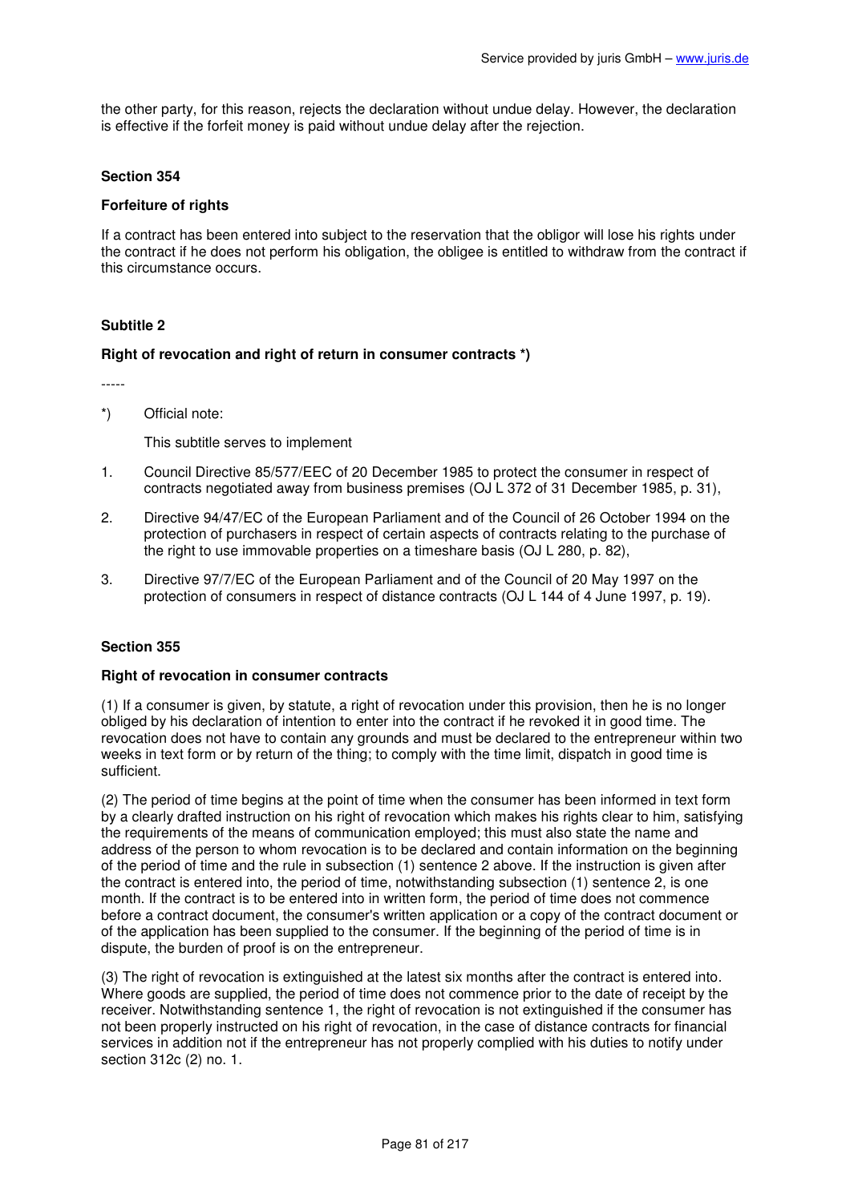the other party, for this reason, rejects the declaration without undue delay. However, the declaration is effective if the forfeit money is paid without undue delay after the rejection.

### Section 354

#### Forfeiture of rights

If a contract has been entered into subject to the reservation that the obligor will lose his rights under the contract if he does not perform his obligation, the obligee is entitled to withdraw from the contract if this circumstance occurs.

## Subtitle 2

### Right of revocation and right of return in consumer contracts *)

-----

*) Official note:

This subtitle serves to implement

1. Council Directive 85/577/EEC of 20 December 1985 to protect the consumer in respect of contracts negotiated away from business premises (OJ L 372 of 31 December 1985, p. 31),
2. Directive 94/47/EC of the European Parliament and of the Council of 26 October 1994 on the protection of purchasers in respect of certain aspects of contracts relating to the purchase of the right to use immovable properties on a timeshare basis (OJ L 280, p. 82),
3. Directive 97/7/EC of the European Parliament and of the Council of 20 May 1997 on the protection of consumers in respect of distance contracts (OJ L 144 of 4 June 1997, p. 19).

### Section 355

#### Right of revocation in consumer contracts

(1) If a consumer is given, by statute, a right of revocation under this provision, then he is no longer obliged by his declaration of intention to enter into the contract if he revoked it in good time. The revocation does not have to contain any grounds and must be declared to the entrepreneur within two weeks in text form or by return of the thing; to comply with the time limit, dispatch in good time is sufficient.

(2) The period of time begins at the point of time when the consumer has been informed in text form by a clearly drafted instruction on his right of revocation which makes his rights clear to him, satisfying the requirements of the means of communication employed; this must also state the name and address of the person to whom revocation is to be declared and contain information on the beginning of the period of time and the rule in subsection (1) sentence 2 above. If the instruction is given after the contract is entered into, the period of time, notwithstanding subsection (1) sentence 2, is one month. If the contract is to be entered into in written form, the period of time does not commence before a contract document, the consumer's written application or a copy of the contract document or of the application has been supplied to the consumer. If the beginning of the period of time is in dispute, the burden of proof is on the entrepreneur.

(3) The right of revocation is extinguished at the latest six months after the contract is entered into. Where goods are supplied, the period of time does not commence prior to the date of receipt by the receiver. Notwithstanding sentence 1, the right of revocation is not extinguished if the consumer has not been properly instructed on his right of revocation, in the case of distance contracts for financial services in addition not if the entrepreneur has not properly complied with his duties to notify under section 312c (2) no. 1.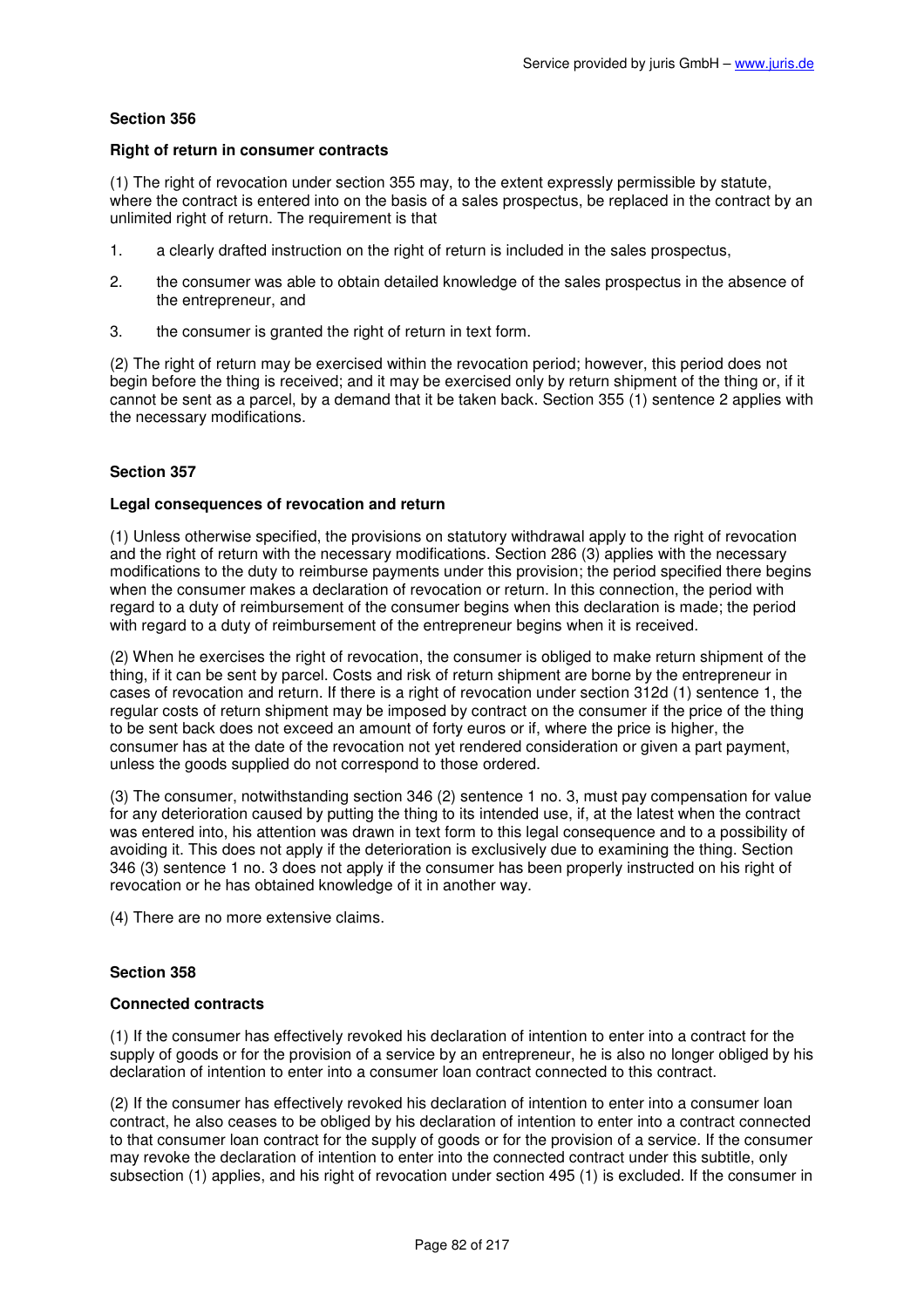### Section 356

**Right of return in consumer contracts**

(1) The right of revocation under section 355 may, to the extent expressly permissible by statute, where the contract is entered into on the basis of a sales prospectus, be replaced in the contract by an unlimited right of return. The requirement is that

1. a clearly drafted instruction on the right of return is included in the sales prospectus,
2. the consumer was able to obtain detailed knowledge of the sales prospectus in the absence of the entrepreneur, and
3. the consumer is granted the right of return in text form.

(2) The right of return may be exercised within the revocation period; however, this period does not begin before the thing is received; and it may be exercised only by return shipment of the thing or, if it cannot be sent as a parcel, by a demand that it be taken back. Section 355 (1) sentence 2 applies with the necessary modifications.

### Section 357

**Legal consequences of revocation and return**

(1) Unless otherwise specified, the provisions on statutory withdrawal apply to the right of revocation and the right of return with the necessary modifications. Section 286 (3) applies with the necessary modifications to the duty to reimburse payments under this provision; the period specified there begins when the consumer makes a declaration of revocation or return. In this connection, the period with regard to a duty of reimbursement of the consumer begins when this declaration is made; the period with regard to a duty of reimbursement of the entrepreneur begins when it is received.

(2) When he exercises the right of revocation, the consumer is obliged to make return shipment of the thing, if it can be sent by parcel. Costs and risk of return shipment are borne by the entrepreneur in cases of revocation and return. If there is a right of revocation under section 312d (1) sentence 1, the regular costs of return shipment may be imposed by contract on the consumer if the price of the thing to be sent back does not exceed an amount of forty euros or if, where the price is higher, the consumer has at the date of the revocation not yet rendered consideration or given a part payment, unless the goods supplied do not correspond to those ordered.

(3) The consumer, notwithstanding section 346 (2) sentence 1 no. 3, must pay compensation for value for any deterioration caused by putting the thing to its intended use, if, at the latest when the contract was entered into, his attention was drawn in text form to this legal consequence and to a possibility of avoiding it. This does not apply if the deterioration is exclusively due to examining the thing. Section 346 (3) sentence 1 no. 3 does not apply if the consumer has been properly instructed on his right of revocation or he has obtained knowledge of it in another way.

(4) There are no more extensive claims.

### Section 358

**Connected contracts**

(1) If the consumer has effectively revoked his declaration of intention to enter into a contract for the supply of goods or for the provision of a service by an entrepreneur, he is also no longer obliged by his declaration of intention to enter into a consumer loan contract connected to this contract.

(2) If the consumer has effectively revoked his declaration of intention to enter into a consumer loan contract, he also ceases to be obliged by his declaration of intention to enter into a contract connected to that consumer loan contract for the supply of goods or for the provision of a service. If the consumer may revoke the declaration of intention to enter into the connected contract under this subtitle, only subsection (1) applies, and his right of revocation under section 495 (1) is excluded. If the consumer in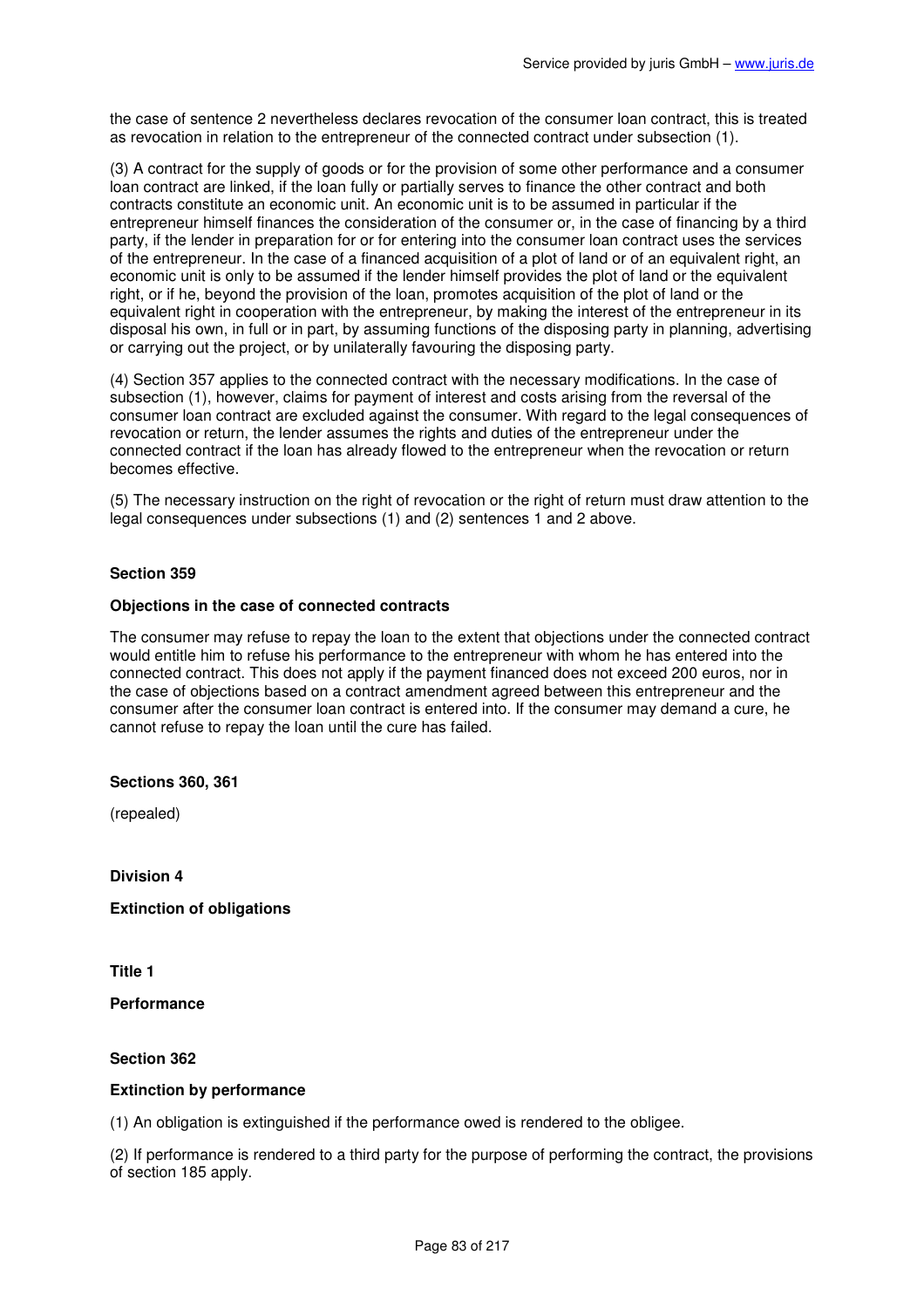the case of sentence 2 nevertheless declares revocation of the consumer loan contract, this is treated as revocation in relation to the entrepreneur of the connected contract under subsection (1).

(3) A contract for the supply of goods or for the provision of some other performance and a consumer loan contract are linked, if the loan fully or partially serves to finance the other contract and both contracts constitute an economic unit. An economic unit is to be assumed in particular if the entrepreneur himself finances the consideration of the consumer or, in the case of financing by a third party, if the lender in preparation for or for entering into the consumer loan contract uses the services of the entrepreneur. In the case of a financed acquisition of a plot of land or of an equivalent right, an economic unit is only to be assumed if the lender himself provides the plot of land or the equivalent right, or if he, beyond the provision of the loan, promotes acquisition of the plot of land or the equivalent right in cooperation with the entrepreneur, by making the interest of the entrepreneur in its disposal his own, in full or in part, by assuming functions of the disposing party in planning, advertising or carrying out the project, or by unilaterally favouring the disposing party.

(4) Section 357 applies to the connected contract with the necessary modifications. In the case of subsection (1), however, claims for payment of interest and costs arising from the reversal of the consumer loan contract are excluded against the consumer. With regard to the legal consequences of revocation or return, the lender assumes the rights and duties of the entrepreneur under the connected contract if the loan has already flowed to the entrepreneur when the revocation or return becomes effective.

(5) The necessary instruction on the right of revocation or the right of return must draw attention to the legal consequences under subsections (1) and (2) sentences 1 and 2 above.

### Section 359

**Objections in the case of connected contracts**

The consumer may refuse to repay the loan to the extent that objections under the connected contract would entitle him to refuse his performance to the entrepreneur with whom he has entered into the connected contract. This does not apply if the payment financed does not exceed 200 euros, nor in the case of objections based on a contract amendment agreed between this entrepreneur and the consumer after the consumer loan contract is entered into. If the consumer may demand a cure, he cannot refuse to repay the loan until the cure has failed.

### Sections 360, 361

(repealed)

## Division 4

## Extinction of obligations

## Title 1

## Performance

### Section 362

**Extinction by performance**

(1) An obligation is extinguished if the performance owed is rendered to the obligee.

(2) If performance is rendered to a third party for the purpose of performing the contract, the provisions of section 185 apply.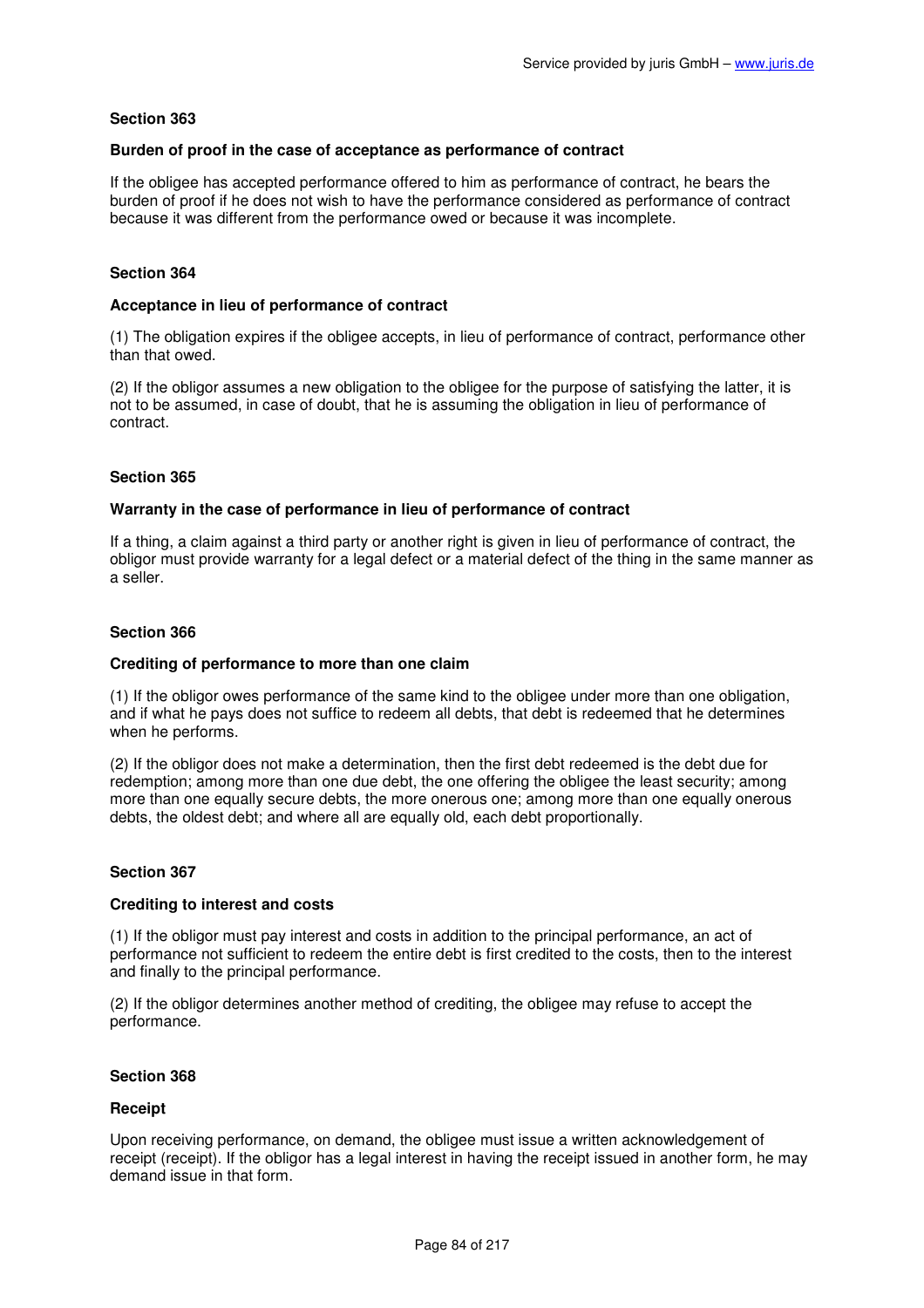**Section 363**

**Burden of proof in the case of acceptance as performance of contract**

If the obligee has accepted performance offered to him as performance of contract, he bears the burden of proof if he does not wish to have the performance considered as performance of contract because it was different from the performance owed or because it was incomplete.

**Section 364**

**Acceptance in lieu of performance of contract**

(1) The obligation expires if the obligee accepts, in lieu of performance of contract, performance other than that owed.

(2) If the obligor assumes a new obligation to the obligee for the purpose of satisfying the latter, it is not to be assumed, in case of doubt, that he is assuming the obligation in lieu of performance of contract.

**Section 365**

**Warranty in the case of performance in lieu of performance of contract**

If a thing, a claim against a third party or another right is given in lieu of performance of contract, the obligor must provide warranty for a legal defect or a material defect of the thing in the same manner as a seller.

**Section 366**

**Crediting of performance to more than one claim**

(1) If the obligor owes performance of the same kind to the obligee under more than one obligation, and if what he pays does not suffice to redeem all debts, that debt is redeemed that he determines when he performs.

(2) If the obligor does not make a determination, then the first debt redeemed is the debt due for redemption; among more than one due debt, the one offering the obligee the least security; among more than one equally secure debts, the more onerous one; among more than one equally onerous debts, the oldest debt; and where all are equally old, each debt proportionally.

**Section 367**

**Crediting to interest and costs**

(1) If the obligor must pay interest and costs in addition to the principal performance, an act of performance not sufficient to redeem the entire debt is first credited to the costs, then to the interest and finally to the principal performance.

(2) If the obligor determines another method of crediting, the obligee may refuse to accept the performance.

**Section 368**

**Receipt**

Upon receiving performance, on demand, the obligee must issue a written acknowledgement of receipt (receipt). If the obligor has a legal interest in having the receipt issued in another form, he may demand issue in that form.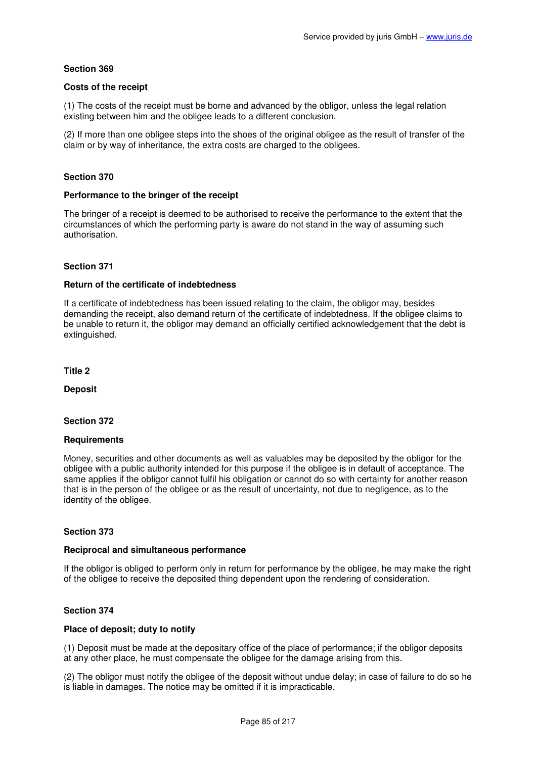### Section 369

#### Costs of the receipt

(1) The costs of the receipt must be borne and advanced by the obligor, unless the legal relation existing between him and the obligee leads to a different conclusion.

(2) If more than one obligee steps into the shoes of the original obligee as the result of transfer of the claim or by way of inheritance, the extra costs are charged to the obligees.

### Section 370

#### Performance to the bringer of the receipt

The bringer of a receipt is deemed to be authorised to receive the performance to the extent that the circumstances of which the performing party is aware do not stand in the way of assuming such authorisation.

### Section 371

#### Return of the certificate of indebtedness

If a certificate of indebtedness has been issued relating to the claim, the obligor may, besides demanding the receipt, also demand return of the certificate of indebtedness. If the obligee claims to be unable to return it, the obligor may demand an officially certified acknowledgement that the debt is extinguished.

## Title 2

## Deposit

### Section 372

#### Requirements

Money, securities and other documents as well as valuables may be deposited by the obligor for the obligee with a public authority intended for this purpose if the obligee is in default of acceptance. The same applies if the obligor cannot fulfil his obligation or cannot do so with certainty for another reason that is in the person of the obligee or as the result of uncertainty, not due to negligence, as to the identity of the obligee.

### Section 373

#### Reciprocal and simultaneous performance

If the obligor is obliged to perform only in return for performance by the obligee, he may make the right of the obligee to receive the deposited thing dependent upon the rendering of consideration.

### Section 374

#### Place of deposit; duty to notify

(1) Deposit must be made at the depositary office of the place of performance; if the obligor deposits at any other place, he must compensate the obligee for the damage arising from this.

(2) The obligor must notify the obligee of the deposit without undue delay; in case of failure to do so he is liable in damages. The notice may be omitted if it is impracticable.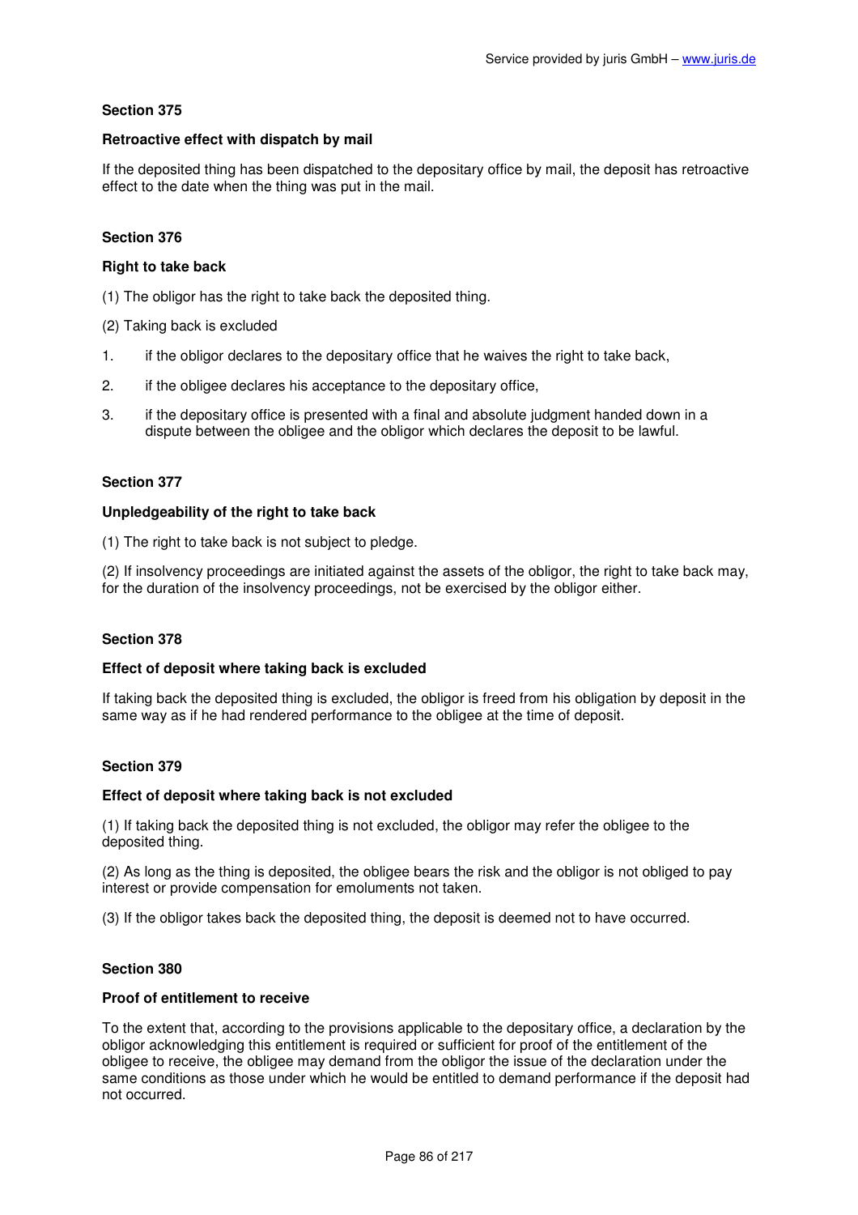### Section 375

#### Retroactive effect with dispatch by mail

If the deposited thing has been dispatched to the depositary office by mail, the deposit has retroactive effect to the date when the thing was put in the mail.

### Section 376

#### Right to take back

(1) The obligor has the right to take back the deposited thing.

(2) Taking back is excluded

1. if the obligor declares to the depositary office that he waives the right to take back,
2. if the obligee declares his acceptance to the depositary office,
3. if the depositary office is presented with a final and absolute judgment handed down in a dispute between the obligee and the obligor which declares the deposit to be lawful.

### Section 377

#### Unpledgeability of the right to take back

(1) The right to take back is not subject to pledge.

(2) If insolvency proceedings are initiated against the assets of the obligor, the right to take back may, for the duration of the insolvency proceedings, not be exercised by the obligor either.

### Section 378

#### Effect of deposit where taking back is excluded

If taking back the deposited thing is excluded, the obligor is freed from his obligation by deposit in the same way as if he had rendered performance to the obligee at the time of deposit.

### Section 379

#### Effect of deposit where taking back is not excluded

(1) If taking back the deposited thing is not excluded, the obligor may refer the obligee to the deposited thing.

(2) As long as the thing is deposited, the obligee bears the risk and the obligor is not obliged to pay interest or provide compensation for emoluments not taken.

(3) If the obligor takes back the deposited thing, the deposit is deemed not to have occurred.

### Section 380

#### Proof of entitlement to receive

To the extent that, according to the provisions applicable to the depositary office, a declaration by the obligor acknowledging this entitlement is required or sufficient for proof of the entitlement of the obligee to receive, the obligee may demand from the obligor the issue of the declaration under the same conditions as those under which he would be entitled to demand performance if the deposit had not occurred.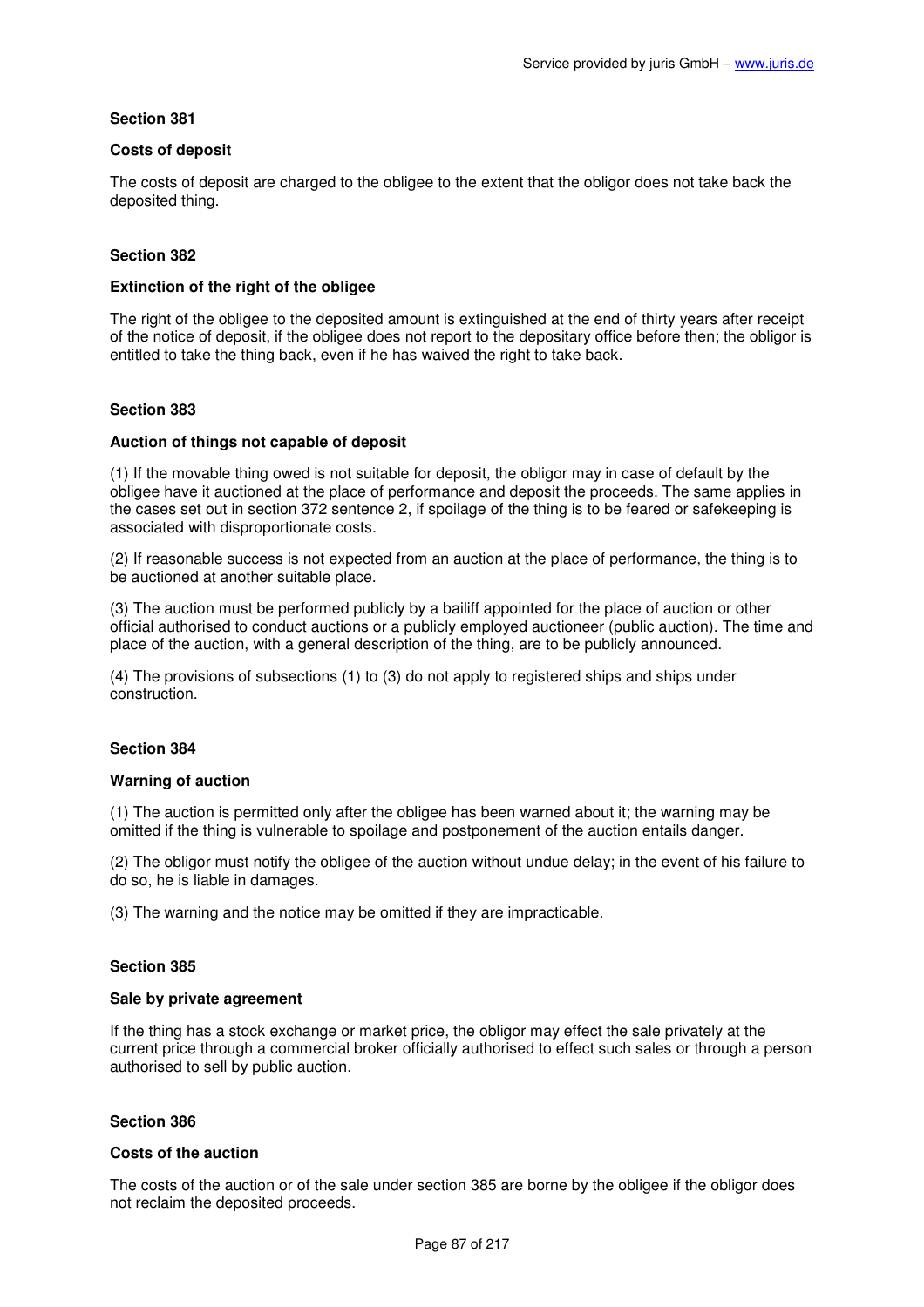### Section 381

#### Costs of deposit

The costs of deposit are charged to the obligee to the extent that the obligor does not take back the deposited thing.

### Section 382

#### Extinction of the right of the obligee

The right of the obligee to the deposited amount is extinguished at the end of thirty years after receipt of the notice of deposit, if the obligee does not report to the depositary office before then; the obligor is entitled to take the thing back, even if he has waived the right to take back.

### Section 383

#### Auction of things not capable of deposit

(1) If the movable thing owed is not suitable for deposit, the obligor may in case of default by the obligee have it auctioned at the place of performance and deposit the proceeds. The same applies in the cases set out in section 372 sentence 2, if spoilage of the thing is to be feared or safekeeping is associated with disproportionate costs.

(2) If reasonable success is not expected from an auction at the place of performance, the thing is to be auctioned at another suitable place.

(3) The auction must be performed publicly by a bailiff appointed for the place of auction or other official authorised to conduct auctions or a publicly employed auctioneer (public auction). The time and place of the auction, with a general description of the thing, are to be publicly announced.

(4) The provisions of subsections (1) to (3) do not apply to registered ships and ships under construction.

### Section 384

#### Warning of auction

(1) The auction is permitted only after the obligee has been warned about it; the warning may be omitted if the thing is vulnerable to spoilage and postponement of the auction entails danger.

(2) The obligor must notify the obligee of the auction without undue delay; in the event of his failure to do so, he is liable in damages.

(3) The warning and the notice may be omitted if they are impracticable.

### Section 385

#### Sale by private agreement

If the thing has a stock exchange or market price, the obligor may effect the sale privately at the current price through a commercial broker officially authorised to effect such sales or through a person authorised to sell by public auction.

### Section 386

#### Costs of the auction

The costs of the auction or of the sale under section 385 are borne by the obligee if the obligor does not reclaim the deposited proceeds.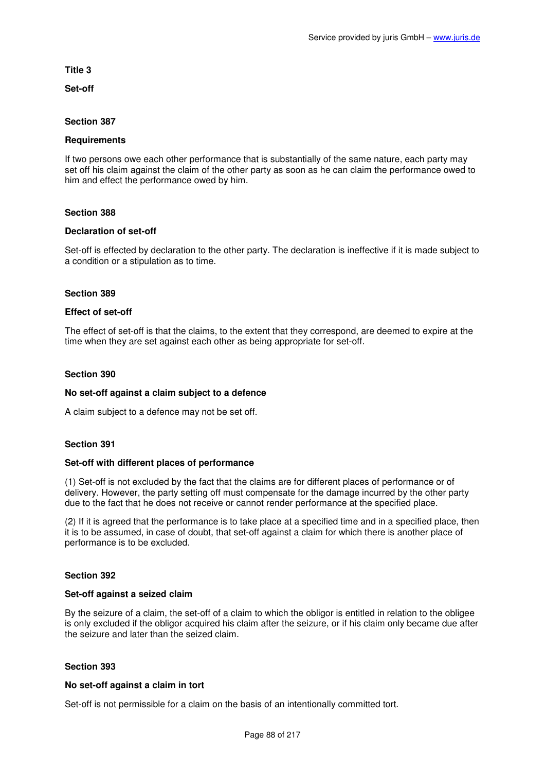### Title 3

### Set-off

#### Section 387

#### Requirements

If two persons owe each other performance that is substantially of the same nature, each party may set off his claim against the claim of the other party as soon as he can claim the performance owed to him and effect the performance owed by him.

#### Section 388

#### Declaration of set-off

Set-off is effected by declaration to the other party. The declaration is ineffective if it is made subject to a condition or a stipulation as to time.

#### Section 389

#### Effect of set-off

The effect of set-off is that the claims, to the extent that they correspond, are deemed to expire at the time when they are set against each other as being appropriate for set-off.

#### Section 390

#### No set-off against a claim subject to a defence

A claim subject to a defence may not be set off.

#### Section 391

#### Set-off with different places of performance

(1) Set-off is not excluded by the fact that the claims are for different places of performance or of delivery. However, the party setting off must compensate for the damage incurred by the other party due to the fact that he does not receive or cannot render performance at the specified place.

(2) If it is agreed that the performance is to take place at a specified time and in a specified place, then it is to be assumed, in case of doubt, that set-off against a claim for which there is another place of performance is to be excluded.

#### Section 392

#### Set-off against a seized claim

By the seizure of a claim, the set-off of a claim to which the obligor is entitled in relation to the obligee is only excluded if the obligor acquired his claim after the seizure, or if his claim only became due after the seizure and later than the seized claim.

#### Section 393

#### No set-off against a claim in tort

Set-off is not permissible for a claim on the basis of an intentionally committed tort.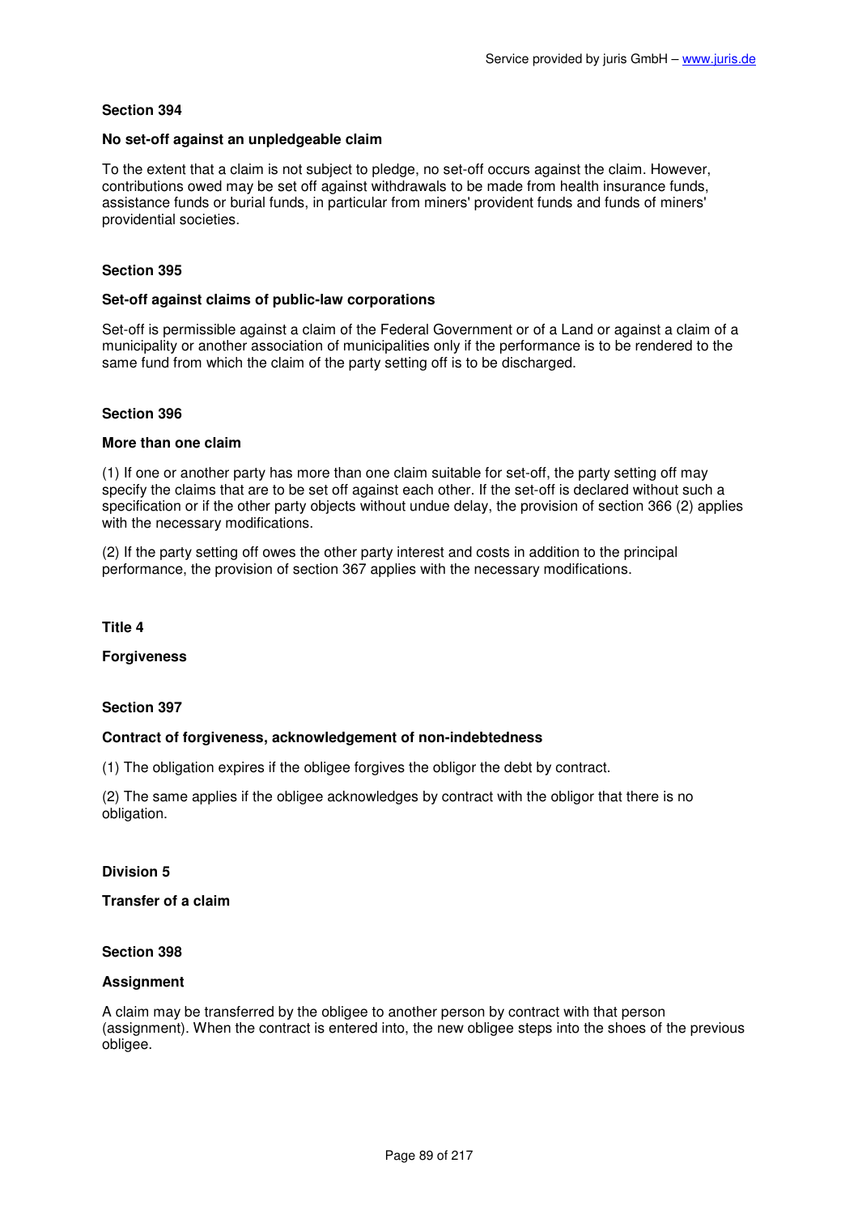**Section 394**

**No set-off against an unpledgeable claim**

To the extent that a claim is not subject to pledge, no set-off occurs against the claim. However, contributions owed may be set off against withdrawals to be made from health insurance funds, assistance funds or burial funds, in particular from miners' provident funds and funds of miners' providential societies.

**Section 395**

**Set-off against claims of public-law corporations**

Set-off is permissible against a claim of the Federal Government or of a Land or against a claim of a municipality or another association of municipalities only if the performance is to be rendered to the same fund from which the claim of the party setting off is to be discharged.

**Section 396**

**More than one claim**

(1) If one or another party has more than one claim suitable for set-off, the party setting off may specify the claims that are to be set off against each other. If the set-off is declared without such a specification or if the other party objects without undue delay, the provision of section 366 (2) applies with the necessary modifications.

(2) If the party setting off owes the other party interest and costs in addition to the principal performance, the provision of section 367 applies with the necessary modifications.

**Title 4**

**Forgiveness**

**Section 397**

**Contract of forgiveness, acknowledgement of non-indebtedness**

(1) The obligation expires if the obligee forgives the obligor the debt by contract.

(2) The same applies if the obligee acknowledges by contract with the obligor that there is no obligation.

**Division 5**

**Transfer of a claim**

**Section 398**

**Assignment**

A claim may be transferred by the obligee to another person by contract with that person (assignment). When the contract is entered into, the new obligee steps into the shoes of the previous obligee.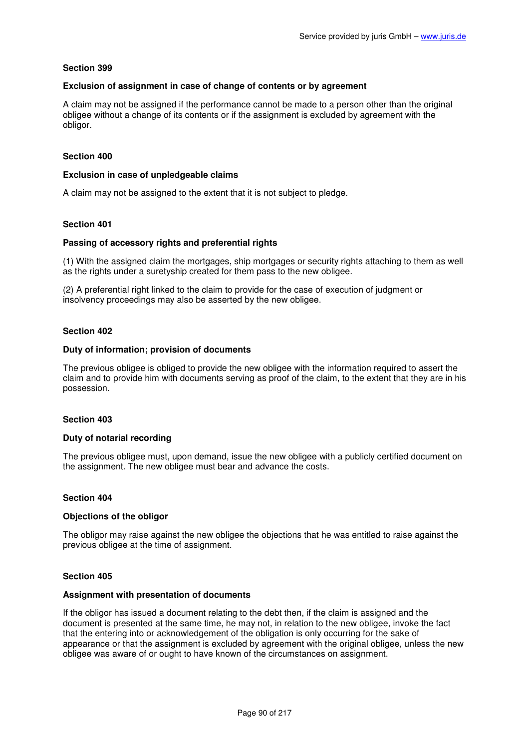**Section 399**

**Exclusion of assignment in case of change of contents or by agreement**

A claim may not be assigned if the performance cannot be made to a person other than the original obligee without a change of its contents or if the assignment is excluded by agreement with the obligor.

**Section 400**

**Exclusion in case of unpledgeable claims**

A claim may not be assigned to the extent that it is not subject to pledge.

**Section 401**

**Passing of accessory rights and preferential rights**

(1) With the assigned claim the mortgages, ship mortgages or security rights attaching to them as well as the rights under a suretyship created for them pass to the new obligee.

(2) A preferential right linked to the claim to provide for the case of execution of judgment or insolvency proceedings may also be asserted by the new obligee.

**Section 402**

**Duty of information; provision of documents**

The previous obligee is obliged to provide the new obligee with the information required to assert the claim and to provide him with documents serving as proof of the claim, to the extent that they are in his possession.

**Section 403**

**Duty of notarial recording**

The previous obligee must, upon demand, issue the new obligee with a publicly certified document on the assignment. The new obligee must bear and advance the costs.

**Section 404**

**Objections of the obligor**

The obligor may raise against the new obligee the objections that he was entitled to raise against the previous obligee at the time of assignment.

**Section 405**

**Assignment with presentation of documents**

If the obligor has issued a document relating to the debt then, if the claim is assigned and the document is presented at the same time, he may not, in relation to the new obligee, invoke the fact that the entering into or acknowledgement of the obligation is only occurring for the sake of appearance or that the assignment is excluded by agreement with the original obligee, unless the new obligee was aware of or ought to have known of the circumstances on assignment.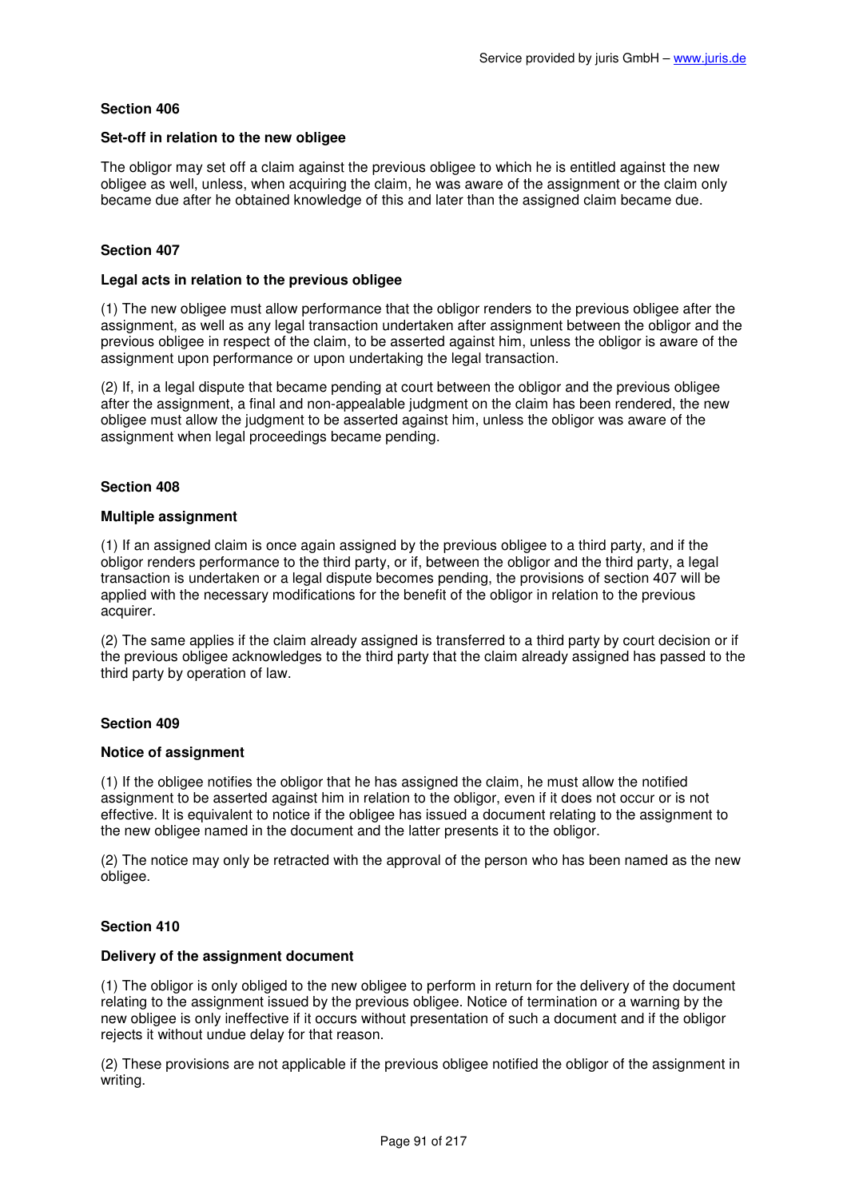**Section 406**

**Set-off in relation to the new obligee**

The obligor may set off a claim against the previous obligee to which he is entitled against the new obligee as well, unless, when acquiring the claim, he was aware of the assignment or the claim only became due after he obtained knowledge of this and later than the assigned claim became due.

**Section 407**

**Legal acts in relation to the previous obligee**

(1) The new obligee must allow performance that the obligor renders to the previous obligee after the assignment, as well as any legal transaction undertaken after assignment between the obligor and the previous obligee in respect of the claim, to be asserted against him, unless the obligor is aware of the assignment upon performance or upon undertaking the legal transaction.

(2) If, in a legal dispute that became pending at court between the obligor and the previous obligee after the assignment, a final and non-appealable judgment on the claim has been rendered, the new obligee must allow the judgment to be asserted against him, unless the obligor was aware of the assignment when legal proceedings became pending.

**Section 408**

**Multiple assignment**

(1) If an assigned claim is once again assigned by the previous obligee to a third party, and if the obligor renders performance to the third party, or if, between the obligor and the third party, a legal transaction is undertaken or a legal dispute becomes pending, the provisions of section 407 will be applied with the necessary modifications for the benefit of the obligor in relation to the previous acquirer.

(2) The same applies if the claim already assigned is transferred to a third party by court decision or if the previous obligee acknowledges to the third party that the claim already assigned has passed to the third party by operation of law.

**Section 409**

**Notice of assignment**

(1) If the obligee notifies the obligor that he has assigned the claim, he must allow the notified assignment to be asserted against him in relation to the obligor, even if it does not occur or is not effective. It is equivalent to notice if the obligee has issued a document relating to the assignment to the new obligee named in the document and the latter presents it to the obligor.

(2) The notice may only be retracted with the approval of the person who has been named as the new obligee.

**Section 410**

**Delivery of the assignment document**

(1) The obligor is only obliged to the new obligee to perform in return for the delivery of the document relating to the assignment issued by the previous obligee. Notice of termination or a warning by the new obligee is only ineffective if it occurs without presentation of such a document and if the obligor rejects it without undue delay for that reason.

(2) These provisions are not applicable if the previous obligee notified the obligor of the assignment in writing.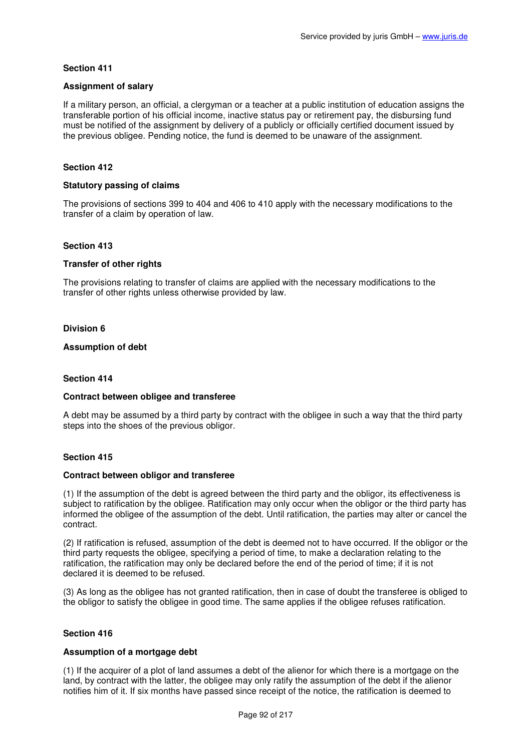**Section 411**

**Assignment of salary**

If a military person, an official, a clergyman or a teacher at a public institution of education assigns the transferable portion of his official income, inactive status pay or retirement pay, the disbursing fund must be notified of the assignment by delivery of a publicly or officially certified document issued by the previous obligee. Pending notice, the fund is deemed to be unaware of the assignment.

**Section 412**

**Statutory passing of claims**

The provisions of sections 399 to 404 and 406 to 410 apply with the necessary modifications to the transfer of a claim by operation of law.

**Section 413**

**Transfer of other rights**

The provisions relating to transfer of claims are applied with the necessary modifications to the transfer of other rights unless otherwise provided by law.

**Division 6**

**Assumption of debt**

**Section 414**

**Contract between obligee and transferee**

A debt may be assumed by a third party by contract with the obligee in such a way that the third party steps into the shoes of the previous obligor.

**Section 415**

**Contract between obligor and transferee**

(1) If the assumption of the debt is agreed between the third party and the obligor, its effectiveness is subject to ratification by the obligee. Ratification may only occur when the obligor or the third party has informed the obligee of the assumption of the debt. Until ratification, the parties may alter or cancel the contract.

(2) If ratification is refused, assumption of the debt is deemed not to have occurred. If the obligor or the third party requests the obligee, specifying a period of time, to make a declaration relating to the ratification, the ratification may only be declared before the end of the period of time; if it is not declared it is deemed to be refused.

(3) As long as the obligee has not granted ratification, then in case of doubt the transferee is obliged to the obligor to satisfy the obligee in good time. The same applies if the obligee refuses ratification.

**Section 416**

**Assumption of a mortgage debt**

(1) If the acquirer of a plot of land assumes a debt of the alienor for which there is a mortgage on the land, by contract with the latter, the obligee may only ratify the assumption of the debt if the alienor notifies him of it. If six months have passed since receipt of the notice, the ratification is deemed to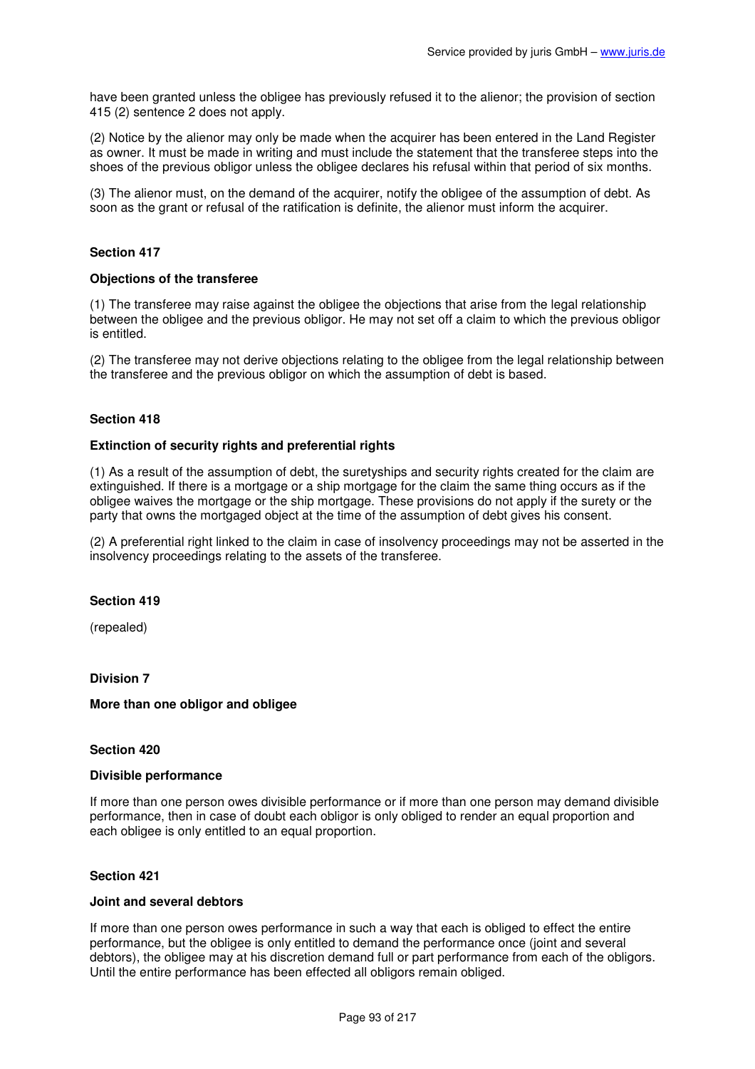have been granted unless the obligee has previously refused it to the alienor; the provision of section 415 (2) sentence 2 does not apply.

(2) Notice by the alienor may only be made when the acquirer has been entered in the Land Register as owner. It must be made in writing and must include the statement that the transferee steps into the shoes of the previous obligor unless the obligee declares his refusal within that period of six months.

(3) The alienor must, on the demand of the acquirer, notify the obligee of the assumption of debt. As soon as the grant or refusal of the ratification is definite, the alienor must inform the acquirer.

### Section 417

#### Objections of the transferee

(1) The transferee may raise against the obligee the objections that arise from the legal relationship between the obligee and the previous obligor. He may not set off a claim to which the previous obligor is entitled.

(2) The transferee may not derive objections relating to the obligee from the legal relationship between the transferee and the previous obligor on which the assumption of debt is based.

### Section 418

#### Extinction of security rights and preferential rights

(1) As a result of the assumption of debt, the suretyships and security rights created for the claim are extinguished. If there is a mortgage or a ship mortgage for the claim the same thing occurs as if the obligee waives the mortgage or the ship mortgage. These provisions do not apply if the surety or the party that owns the mortgaged object at the time of the assumption of debt gives his consent.

(2) A preferential right linked to the claim in case of insolvency proceedings may not be asserted in the insolvency proceedings relating to the assets of the transferee.

### Section 419

(repealed)

## Division 7

### More than one obligor and obligee

### Section 420

#### Divisible performance

If more than one person owes divisible performance or if more than one person may demand divisible performance, then in case of doubt each obligor is only obliged to render an equal proportion and each obligee is only entitled to an equal proportion.

### Section 421

#### Joint and several debtors

If more than one person owes performance in such a way that each is obliged to effect the entire performance, but the obligee is only entitled to demand the performance once (joint and several debtors), the obligee may at his discretion demand full or part performance from each of the obligors. Until the entire performance has been effected all obligors remain obliged.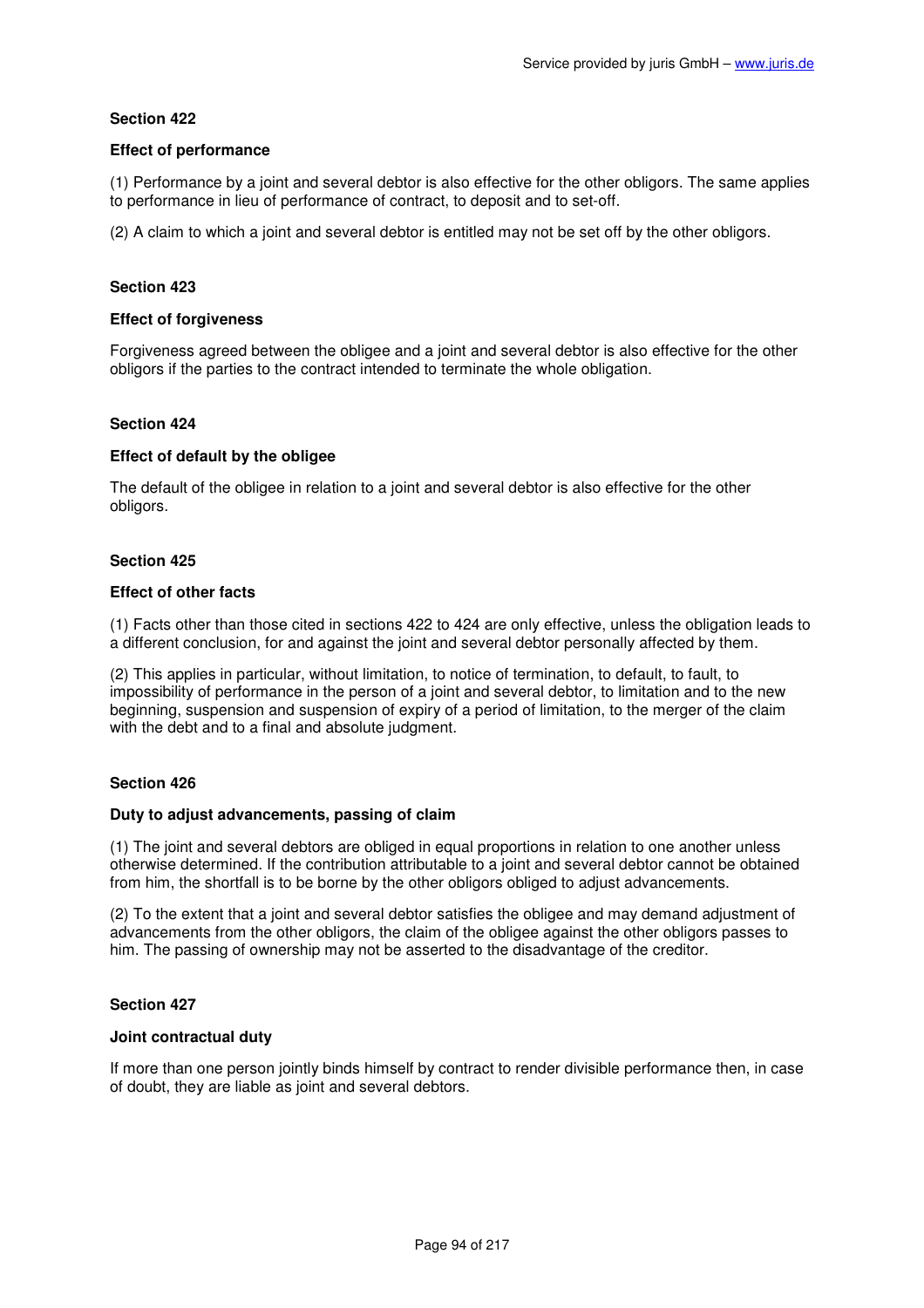### Section 422

#### Effect of performance

(1) Performance by a joint and several debtor is also effective for the other obligors. The same applies to performance in lieu of performance of contract, to deposit and to set-off.

(2) A claim to which a joint and several debtor is entitled may not be set off by the other obligors.

### Section 423

#### Effect of forgiveness

Forgiveness agreed between the obligee and a joint and several debtor is also effective for the other obligors if the parties to the contract intended to terminate the whole obligation.

### Section 424

#### Effect of default by the obligee

The default of the obligee in relation to a joint and several debtor is also effective for the other obligors.

### Section 425

#### Effect of other facts

(1) Facts other than those cited in sections 422 to 424 are only effective, unless the obligation leads to a different conclusion, for and against the joint and several debtor personally affected by them.

(2) This applies in particular, without limitation, to notice of termination, to default, to fault, to impossibility of performance in the person of a joint and several debtor, to limitation and to the new beginning, suspension and suspension of expiry of a period of limitation, to the merger of the claim with the debt and to a final and absolute judgment.

### Section 426

#### Duty to adjust advancements, passing of claim

(1) The joint and several debtors are obliged in equal proportions in relation to one another unless otherwise determined. If the contribution attributable to a joint and several debtor cannot be obtained from him, the shortfall is to be borne by the other obligors obliged to adjust advancements.

(2) To the extent that a joint and several debtor satisfies the obligee and may demand adjustment of advancements from the other obligors, the claim of the obligee against the other obligors passes to him. The passing of ownership may not be asserted to the disadvantage of the creditor.

### Section 427

#### Joint contractual duty

If more than one person jointly binds himself by contract to render divisible performance then, in case of doubt, they are liable as joint and several debtors.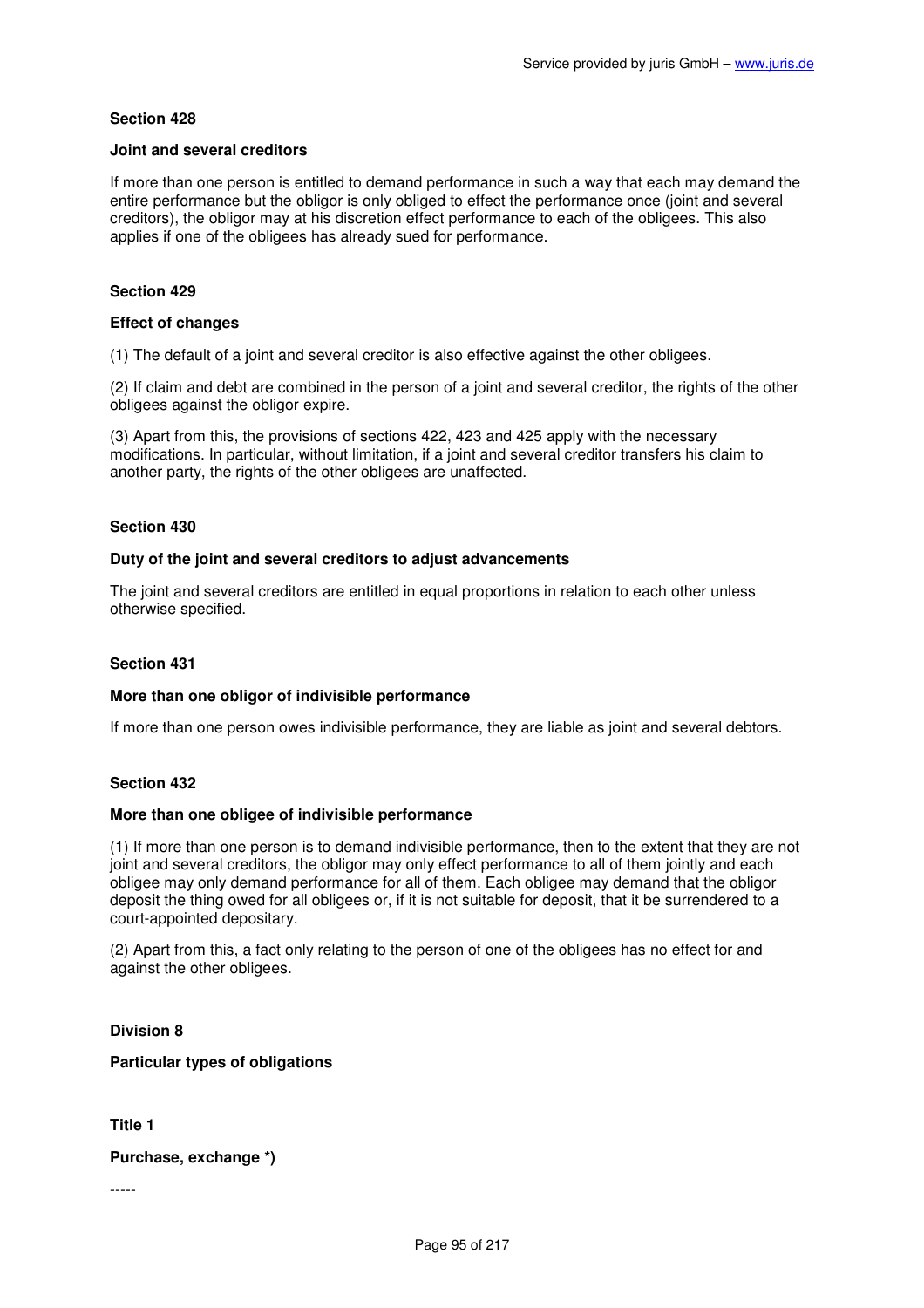### Section 428

**Joint and several creditors**

If more than one person is entitled to demand performance in such a way that each may demand the entire performance but the obligor is only obliged to effect the performance once (joint and several creditors), the obligor may at his discretion effect performance to each of the obligees. This also applies if one of the obligees has already sued for performance.

### Section 429

**Effect of changes**

(1) The default of a joint and several creditor is also effective against the other obligees.

(2) If claim and debt are combined in the person of a joint and several creditor, the rights of the other obligees against the obligor expire.

(3) Apart from this, the provisions of sections 422, 423 and 425 apply with the necessary modifications. In particular, without limitation, if a joint and several creditor transfers his claim to another party, the rights of the other obligees are unaffected.

### Section 430

**Duty of the joint and several creditors to adjust advancements**

The joint and several creditors are entitled in equal proportions in relation to each other unless otherwise specified.

### Section 431

**More than one obligor of indivisible performance**

If more than one person owes indivisible performance, they are liable as joint and several debtors.

### Section 432

**More than one obligee of indivisible performance**

(1) If more than one person is to demand indivisible performance, then to the extent that they are not joint and several creditors, the obligor may only effect performance to all of them jointly and each obligee may only demand performance for all of them. Each obligee may demand that the obligor deposit the thing owed for all obligees or, if it is not suitable for deposit, that it be surrendered to a court-appointed depositary.

(2) Apart from this, a fact only relating to the person of one of the obligees has no effect for and against the other obligees.

## Division 8

## Particular types of obligations

## Title 1

## Purchase, exchange *)

-----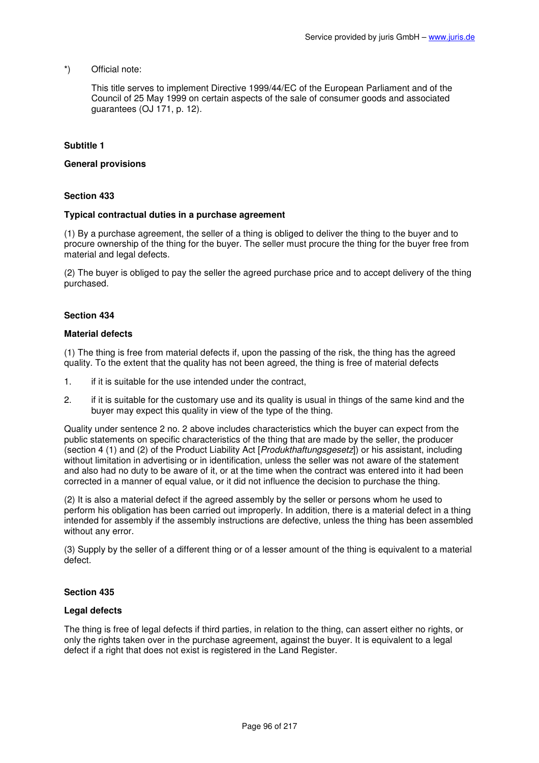*) Official note:

This title serves to implement Directive 1999/44/EC of the European Parliament and of the Council of 25 May 1999 on certain aspects of the sale of consumer goods and associated guarantees (OJ 171, p. 12).

**Subtitle 1**

**General provisions**

**Section 433**

**Typical contractual duties in a purchase agreement**

(1) By a purchase agreement, the seller of a thing is obliged to deliver the thing to the buyer and to procure ownership of the thing for the buyer. The seller must procure the thing for the buyer free from material and legal defects.

(2) The buyer is obliged to pay the seller the agreed purchase price and to accept delivery of the thing purchased.

**Section 434**

**Material defects**

(1) The thing is free from material defects if, upon the passing of the risk, the thing has the agreed quality. To the extent that the quality has not been agreed, the thing is free of material defects

1. if it is suitable for the use intended under the contract,
2. if it is suitable for the customary use and its quality is usual in things of the same kind and the buyer may expect this quality in view of the type of the thing.

Quality under sentence 2 no. 2 above includes characteristics which the buyer can expect from the public statements on specific characteristics of the thing that are made by the seller, the producer (section 4 (1) and (2) of the Product Liability Act [*Produkthaftungsgesetz*]) or his assistant, including without limitation in advertising or in identification, unless the seller was not aware of the statement and also had no duty to be aware of it, or at the time when the contract was entered into it had been corrected in a manner of equal value, or it did not influence the decision to purchase the thing.

(2) It is also a material defect if the agreed assembly by the seller or persons whom he used to perform his obligation has been carried out improperly. In addition, there is a material defect in a thing intended for assembly if the assembly instructions are defective, unless the thing has been assembled without any error.

(3) Supply by the seller of a different thing or of a lesser amount of the thing is equivalent to a material defect.

**Section 435**

**Legal defects**

The thing is free of legal defects if third parties, in relation to the thing, can assert either no rights, or only the rights taken over in the purchase agreement, against the buyer. It is equivalent to a legal defect if a right that does not exist is registered in the Land Register.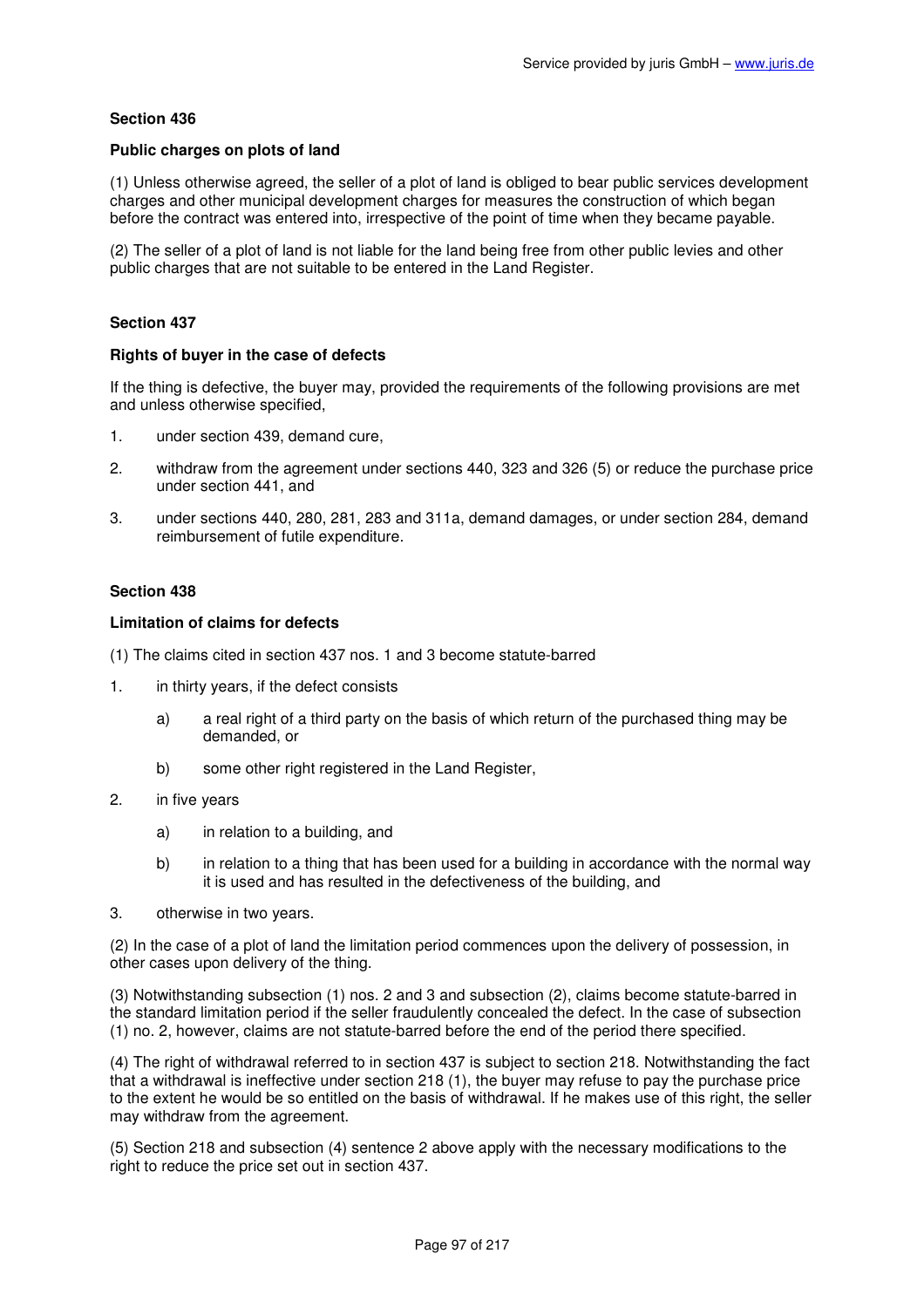### Section 436

#### Public charges on plots of land

(1) Unless otherwise agreed, the seller of a plot of land is obliged to bear public services development charges and other municipal development charges for measures the construction of which began before the contract was entered into, irrespective of the point of time when they became payable.

(2) The seller of a plot of land is not liable for the land being free from other public levies and other public charges that are not suitable to be entered in the Land Register.

### Section 437

#### Rights of buyer in the case of defects

If the thing is defective, the buyer may, provided the requirements of the following provisions are met and unless otherwise specified,

1. under section 439, demand cure,
2. withdraw from the agreement under sections 440, 323 and 326 (5) or reduce the purchase price under section 441, and
3. under sections 440, 280, 281, 283 and 311a, demand damages, or under section 284, demand reimbursement of futile expenditure.

### Section 438

#### Limitation of claims for defects

(1) The claims cited in section 437 nos. 1 and 3 become statute-barred

1. in thirty years, if the defect consists
   a) a real right of a third party on the basis of which return of the purchased thing may be demanded, or
   b) some other right registered in the Land Register,
2. in five years
   a) in relation to a building, and
   b) in relation to a thing that has been used for a building in accordance with the normal way it is used and has resulted in the defectiveness of the building, and
3. otherwise in two years.

(2) In the case of a plot of land the limitation period commences upon the delivery of possession, in other cases upon delivery of the thing.

(3) Notwithstanding subsection (1) nos. 2 and 3 and subsection (2), claims become statute-barred in the standard limitation period if the seller fraudulently concealed the defect. In the case of subsection (1) no. 2, however, claims are not statute-barred before the end of the period there specified.

(4) The right of withdrawal referred to in section 437 is subject to section 218. Notwithstanding the fact that a withdrawal is ineffective under section 218 (1), the buyer may refuse to pay the purchase price to the extent he would be so entitled on the basis of withdrawal. If he makes use of this right, the seller may withdraw from the agreement.

(5) Section 218 and subsection (4) sentence 2 above apply with the necessary modifications to the right to reduce the price set out in section 437.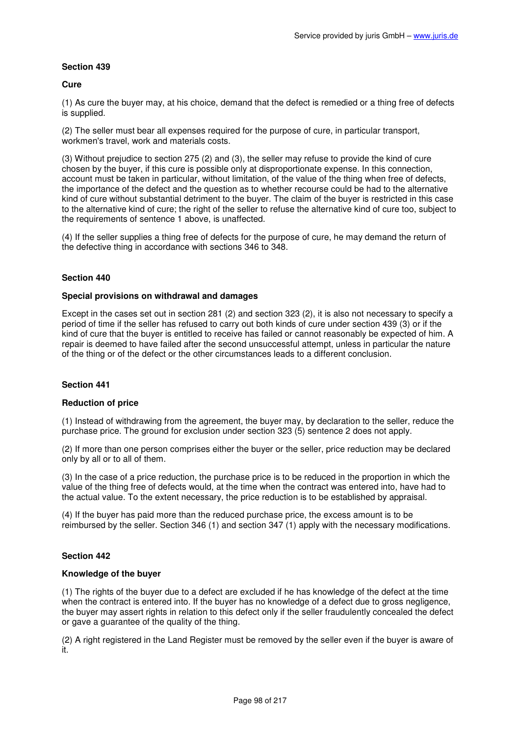### Section 439

#### Cure

(1) As cure the buyer may, at his choice, demand that the defect is remedied or a thing free of defects is supplied.

(2) The seller must bear all expenses required for the purpose of cure, in particular transport, workmen's travel, work and materials costs.

(3) Without prejudice to section 275 (2) and (3), the seller may refuse to provide the kind of cure chosen by the buyer, if this cure is possible only at disproportionate expense. In this connection, account must be taken in particular, without limitation, of the value of the thing when free of defects, the importance of the defect and the question as to whether recourse could be had to the alternative kind of cure without substantial detriment to the buyer. The claim of the buyer is restricted in this case to the alternative kind of cure; the right of the seller to refuse the alternative kind of cure too, subject to the requirements of sentence 1 above, is unaffected.

(4) If the seller supplies a thing free of defects for the purpose of cure, he may demand the return of the defective thing in accordance with sections 346 to 348.

### Section 440

#### Special provisions on withdrawal and damages

Except in the cases set out in section 281 (2) and section 323 (2), it is also not necessary to specify a period of time if the seller has refused to carry out both kinds of cure under section 439 (3) or if the kind of cure that the buyer is entitled to receive has failed or cannot reasonably be expected of him. A repair is deemed to have failed after the second unsuccessful attempt, unless in particular the nature of the thing or of the defect or the other circumstances leads to a different conclusion.

### Section 441

#### Reduction of price

(1) Instead of withdrawing from the agreement, the buyer may, by declaration to the seller, reduce the purchase price. The ground for exclusion under section 323 (5) sentence 2 does not apply.

(2) If more than one person comprises either the buyer or the seller, price reduction may be declared only by all or to all of them.

(3) In the case of a price reduction, the purchase price is to be reduced in the proportion in which the value of the thing free of defects would, at the time when the contract was entered into, have had to the actual value. To the extent necessary, the price reduction is to be established by appraisal.

(4) If the buyer has paid more than the reduced purchase price, the excess amount is to be reimbursed by the seller. Section 346 (1) and section 347 (1) apply with the necessary modifications.

### Section 442

#### Knowledge of the buyer

(1) The rights of the buyer due to a defect are excluded if he has knowledge of the defect at the time when the contract is entered into. If the buyer has no knowledge of a defect due to gross negligence, the buyer may assert rights in relation to this defect only if the seller fraudulently concealed the defect or gave a guarantee of the quality of the thing.

(2) A right registered in the Land Register must be removed by the seller even if the buyer is aware of it.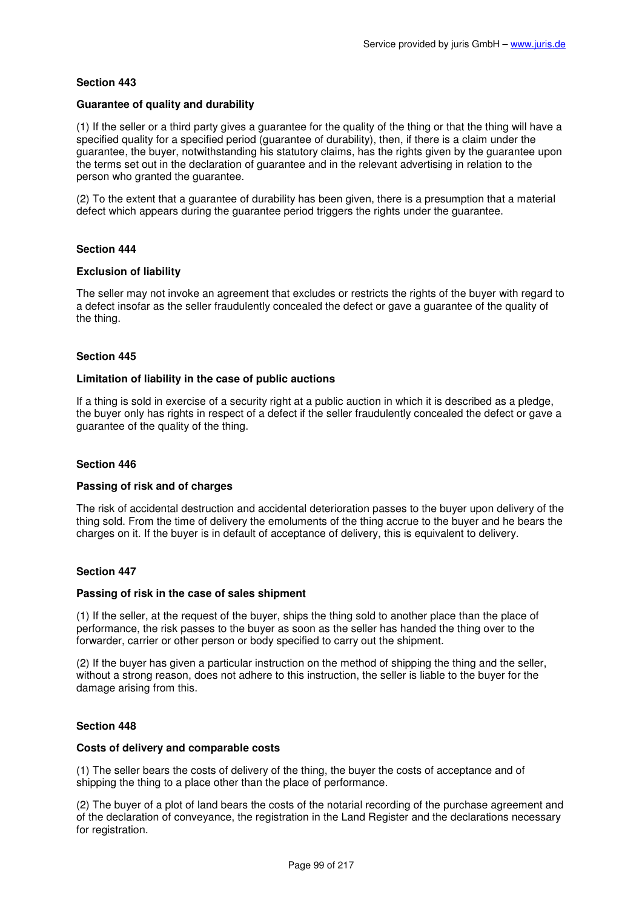### Section 443

#### Guarantee of quality and durability

(1) If the seller or a third party gives a guarantee for the quality of the thing or that the thing will have a specified quality for a specified period (guarantee of durability), then, if there is a claim under the guarantee, the buyer, notwithstanding his statutory claims, has the rights given by the guarantee upon the terms set out in the declaration of guarantee and in the relevant advertising in relation to the person who granted the guarantee.

(2) To the extent that a guarantee of durability has been given, there is a presumption that a material defect which appears during the guarantee period triggers the rights under the guarantee.

### Section 444

#### Exclusion of liability

The seller may not invoke an agreement that excludes or restricts the rights of the buyer with regard to a defect insofar as the seller fraudulently concealed the defect or gave a guarantee of the quality of the thing.

### Section 445

#### Limitation of liability in the case of public auctions

If a thing is sold in exercise of a security right at a public auction in which it is described as a pledge, the buyer only has rights in respect of a defect if the seller fraudulently concealed the defect or gave a guarantee of the quality of the thing.

### Section 446

#### Passing of risk and of charges

The risk of accidental destruction and accidental deterioration passes to the buyer upon delivery of the thing sold. From the time of delivery the emoluments of the thing accrue to the buyer and he bears the charges on it. If the buyer is in default of acceptance of delivery, this is equivalent to delivery.

### Section 447

#### Passing of risk in the case of sales shipment

(1) If the seller, at the request of the buyer, ships the thing sold to another place than the place of performance, the risk passes to the buyer as soon as the seller has handed the thing over to the forwarder, carrier or other person or body specified to carry out the shipment.

(2) If the buyer has given a particular instruction on the method of shipping the thing and the seller, without a strong reason, does not adhere to this instruction, the seller is liable to the buyer for the damage arising from this.

### Section 448

#### Costs of delivery and comparable costs

(1) The seller bears the costs of delivery of the thing, the buyer the costs of acceptance and of shipping the thing to a place other than the place of performance.

(2) The buyer of a plot of land bears the costs of the notarial recording of the purchase agreement and of the declaration of conveyance, the registration in the Land Register and the declarations necessary for registration.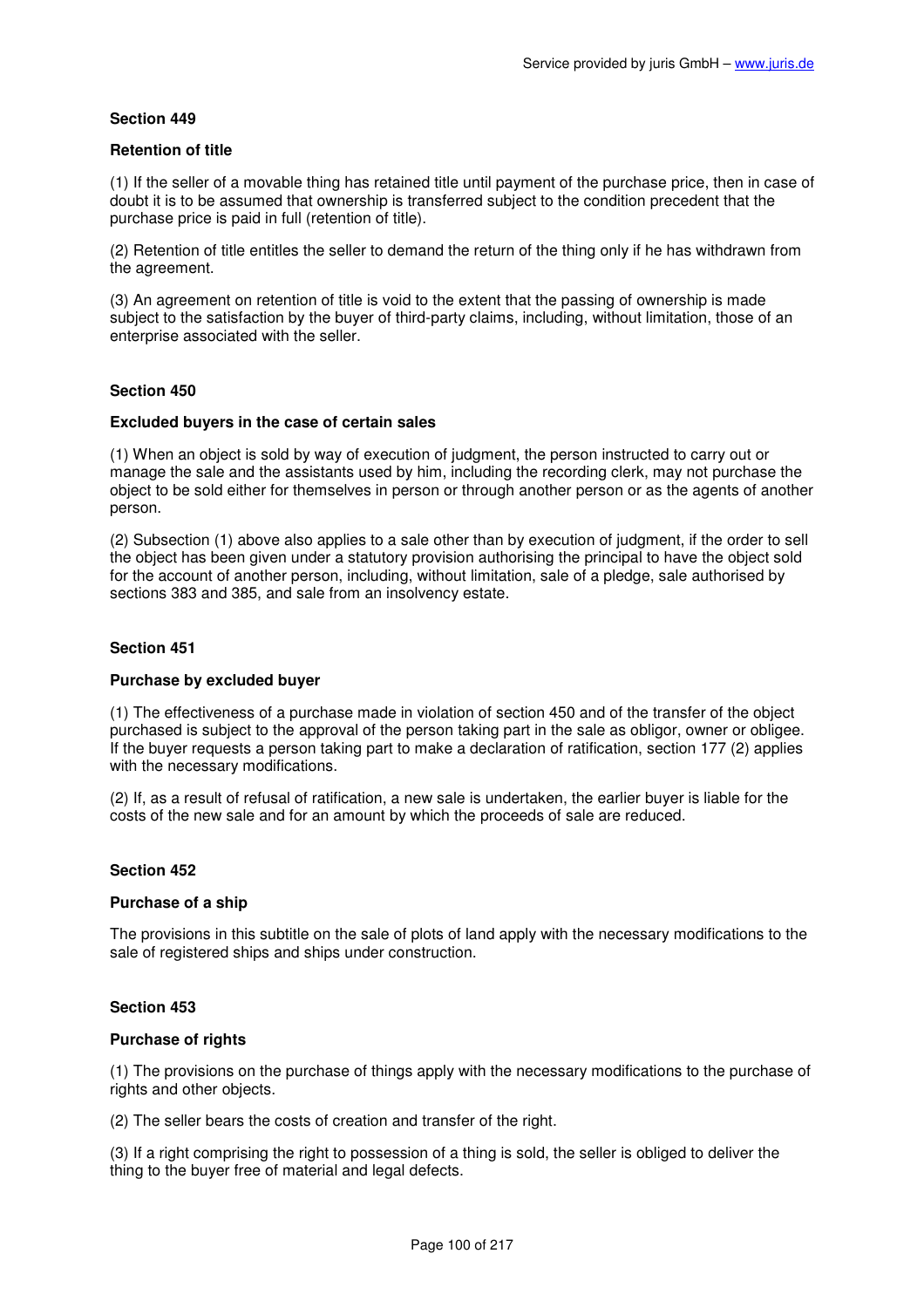**Section 449**

**Retention of title**

(1) If the seller of a movable thing has retained title until payment of the purchase price, then in case of doubt it is to be assumed that ownership is transferred subject to the condition precedent that the purchase price is paid in full (retention of title).

(2) Retention of title entitles the seller to demand the return of the thing only if he has withdrawn from the agreement.

(3) An agreement on retention of title is void to the extent that the passing of ownership is made subject to the satisfaction by the buyer of third-party claims, including, without limitation, those of an enterprise associated with the seller.

**Section 450**

**Excluded buyers in the case of certain sales**

(1) When an object is sold by way of execution of judgment, the person instructed to carry out or manage the sale and the assistants used by him, including the recording clerk, may not purchase the object to be sold either for themselves in person or through another person or as the agents of another person.

(2) Subsection (1) above also applies to a sale other than by execution of judgment, if the order to sell the object has been given under a statutory provision authorising the principal to have the object sold for the account of another person, including, without limitation, sale of a pledge, sale authorised by sections 383 and 385, and sale from an insolvency estate.

**Section 451**

**Purchase by excluded buyer**

(1) The effectiveness of a purchase made in violation of section 450 and of the transfer of the object purchased is subject to the approval of the person taking part in the sale as obligor, owner or obligee. If the buyer requests a person taking part to make a declaration of ratification, section 177 (2) applies with the necessary modifications.

(2) If, as a result of refusal of ratification, a new sale is undertaken, the earlier buyer is liable for the costs of the new sale and for an amount by which the proceeds of sale are reduced.

**Section 452**

**Purchase of a ship**

The provisions in this subtitle on the sale of plots of land apply with the necessary modifications to the sale of registered ships and ships under construction.

**Section 453**

**Purchase of rights**

(1) The provisions on the purchase of things apply with the necessary modifications to the purchase of rights and other objects.

(2) The seller bears the costs of creation and transfer of the right.

(3) If a right comprising the right to possession of a thing is sold, the seller is obliged to deliver the thing to the buyer free of material and legal defects.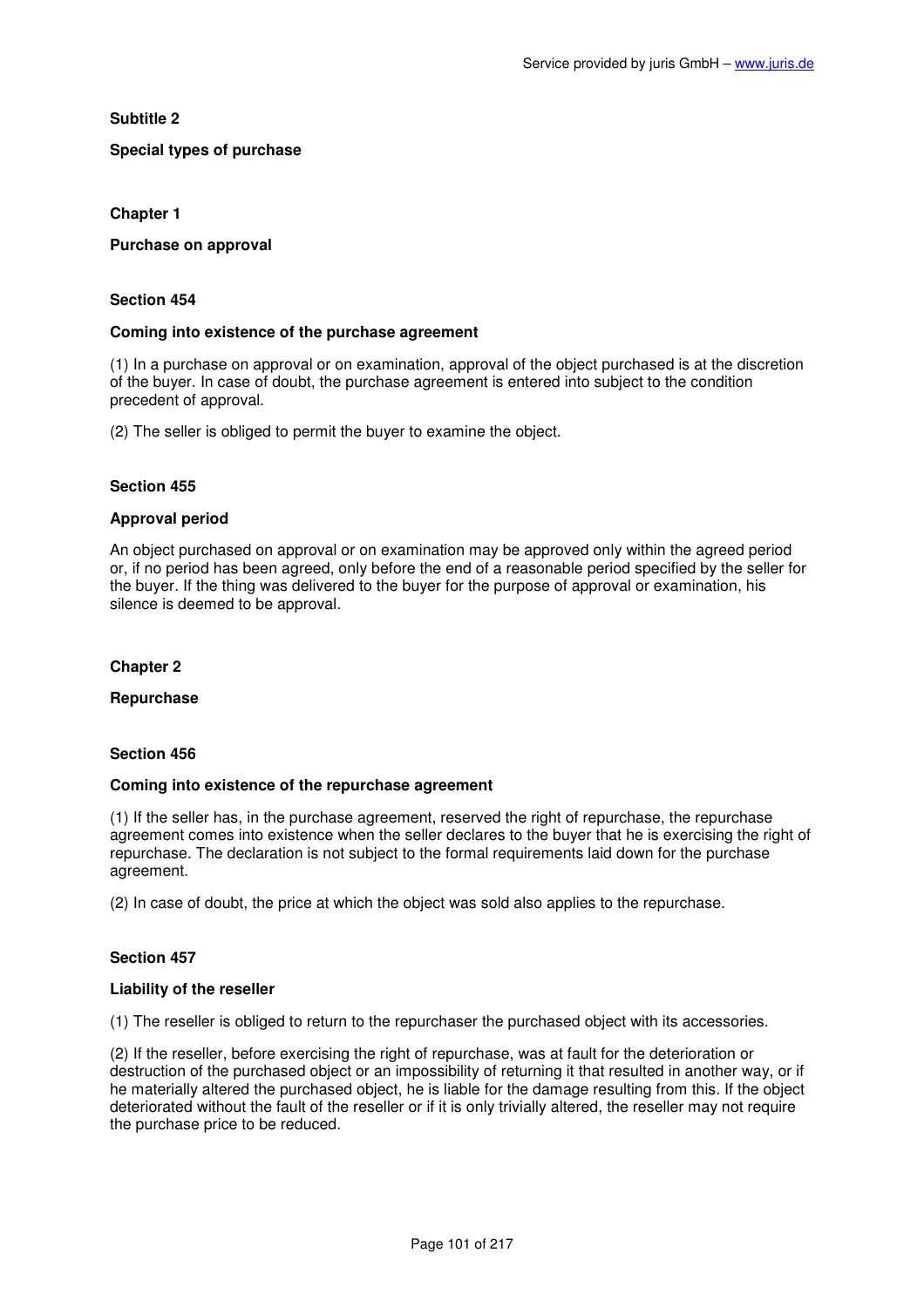## Subtitle 2

## Special types of purchase

### Chapter 1

### Purchase on approval

#### Section 454

#### Coming into existence of the purchase agreement

(1) In a purchase on approval or on examination, approval of the object purchased is at the discretion of the buyer. In case of doubt, the purchase agreement is entered into subject to the condition precedent of approval.

(2) The seller is obliged to permit the buyer to examine the object.

#### Section 455

#### Approval period

An object purchased on approval or on examination may be approved only within the agreed period or, if no period has been agreed, only before the end of a reasonable period specified by the seller for the buyer. If the thing was delivered to the buyer for the purpose of approval or examination, his silence is deemed to be approval.

### Chapter 2

### Repurchase

#### Section 456

#### Coming into existence of the repurchase agreement

(1) If the seller has, in the purchase agreement, reserved the right of repurchase, the repurchase agreement comes into existence when the seller declares to the buyer that he is exercising the right of repurchase. The declaration is not subject to the formal requirements laid down for the purchase agreement.

(2) In case of doubt, the price at which the object was sold also applies to the repurchase.

#### Section 457

#### Liability of the reseller

(1) The reseller is obliged to return to the repurchaser the purchased object with its accessories.

(2) If the reseller, before exercising the right of repurchase, was at fault for the deterioration or destruction of the purchased object or an impossibility of returning it that resulted in another way, or if he materially altered the purchased object, he is liable for the damage resulting from this. If the object deteriorated without the fault of the reseller or if it is only trivially altered, the reseller may not require the purchase price to be reduced.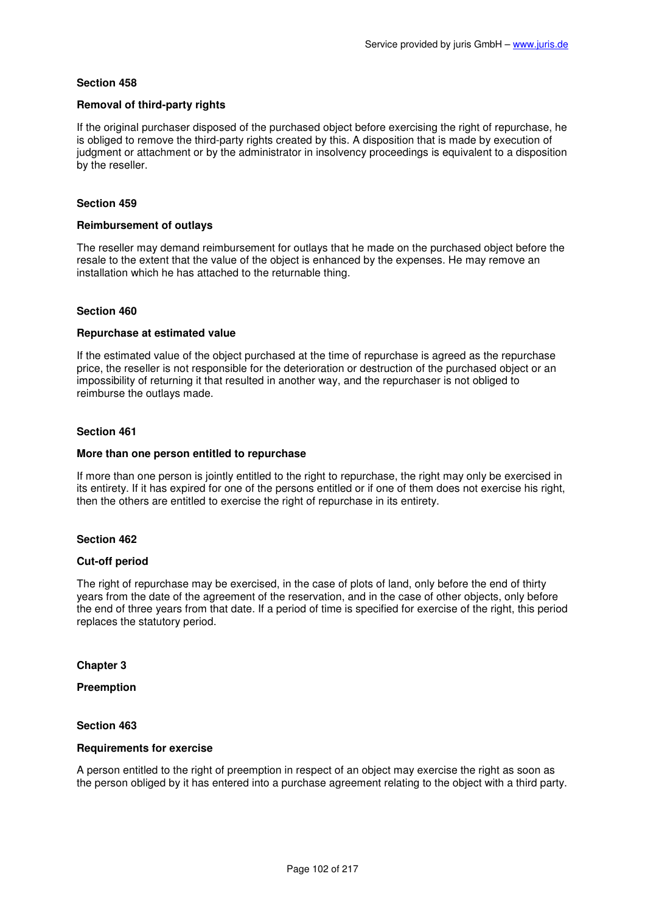### Section 458

#### Removal of third-party rights

If the original purchaser disposed of the purchased object before exercising the right of repurchase, he is obliged to remove the third-party rights created by this. A disposition that is made by execution of judgment or attachment or by the administrator in insolvency proceedings is equivalent to a disposition by the reseller.

### Section 459

#### Reimbursement of outlays

The reseller may demand reimbursement for outlays that he made on the purchased object before the resale to the extent that the value of the object is enhanced by the expenses. He may remove an installation which he has attached to the returnable thing.

### Section 460

#### Repurchase at estimated value

If the estimated value of the object purchased at the time of repurchase is agreed as the repurchase price, the reseller is not responsible for the deterioration or destruction of the purchased object or an impossibility of returning it that resulted in another way, and the repurchaser is not obliged to reimburse the outlays made.

### Section 461

#### More than one person entitled to repurchase

If more than one person is jointly entitled to the right to repurchase, the right may only be exercised in its entirety. If it has expired for one of the persons entitled or if one of them does not exercise his right, then the others are entitled to exercise the right of repurchase in its entirety.

### Section 462

#### Cut-off period

The right of repurchase may be exercised, in the case of plots of land, only before the end of thirty years from the date of the agreement of the reservation, and in the case of other objects, only before the end of three years from that date. If a period of time is specified for exercise of the right, this period replaces the statutory period.

## Chapter 3

## Preemption

### Section 463

#### Requirements for exercise

A person entitled to the right of preemption in respect of an object may exercise the right as soon as the person obliged by it has entered into a purchase agreement relating to the object with a third party.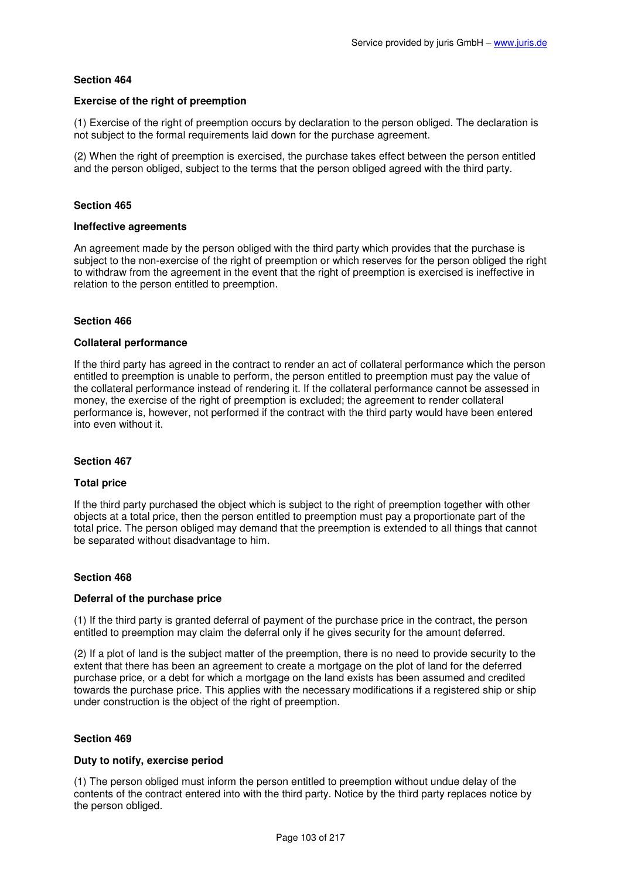### Section 464

#### Exercise of the right of preemption

(1) Exercise of the right of preemption occurs by declaration to the person obliged. The declaration is not subject to the formal requirements laid down for the purchase agreement.

(2) When the right of preemption is exercised, the purchase takes effect between the person entitled and the person obliged, subject to the terms that the person obliged agreed with the third party.

### Section 465

#### Ineffective agreements

An agreement made by the person obliged with the third party which provides that the purchase is subject to the non-exercise of the right of preemption or which reserves for the person obliged the right to withdraw from the agreement in the event that the right of preemption is exercised is ineffective in relation to the person entitled to preemption.

### Section 466

#### Collateral performance

If the third party has agreed in the contract to render an act of collateral performance which the person entitled to preemption is unable to perform, the person entitled to preemption must pay the value of the collateral performance instead of rendering it. If the collateral performance cannot be assessed in money, the exercise of the right of preemption is excluded; the agreement to render collateral performance is, however, not performed if the contract with the third party would have been entered into even without it.

### Section 467

#### Total price

If the third party purchased the object which is subject to the right of preemption together with other objects at a total price, then the person entitled to preemption must pay a proportionate part of the total price. The person obliged may demand that the preemption is extended to all things that cannot be separated without disadvantage to him.

### Section 468

#### Deferral of the purchase price

(1) If the third party is granted deferral of payment of the purchase price in the contract, the person entitled to preemption may claim the deferral only if he gives security for the amount deferred.

(2) If a plot of land is the subject matter of the preemption, there is no need to provide security to the extent that there has been an agreement to create a mortgage on the plot of land for the deferred purchase price, or a debt for which a mortgage on the land exists has been assumed and credited towards the purchase price. This applies with the necessary modifications if a registered ship or ship under construction is the object of the right of preemption.

### Section 469

#### Duty to notify, exercise period

(1) The person obliged must inform the person entitled to preemption without undue delay of the contents of the contract entered into with the third party. Notice by the third party replaces notice by the person obliged.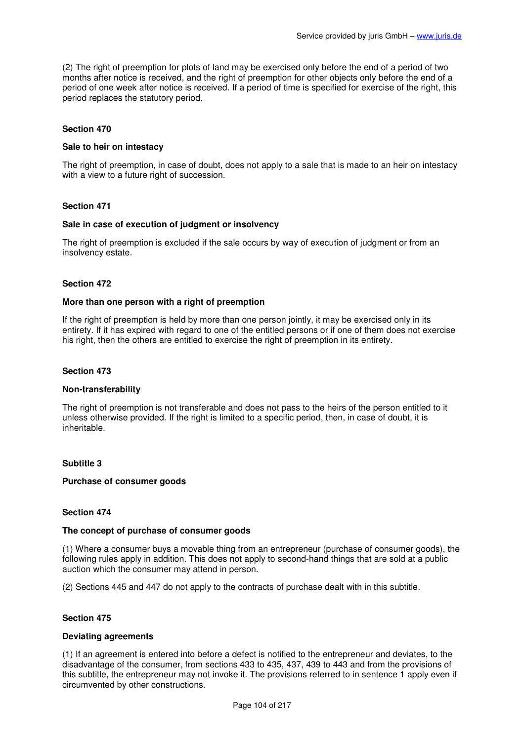(2) The right of preemption for plots of land may be exercised only before the end of a period of two months after notice is received, and the right of preemption for other objects only before the end of a period of one week after notice is received. If a period of time is specified for exercise of the right, this period replaces the statutory period.

### Section 470

#### Sale to heir on intestacy

The right of preemption, in case of doubt, does not apply to a sale that is made to an heir on intestacy with a view to a future right of succession.

### Section 471

#### Sale in case of execution of judgment or insolvency

The right of preemption is excluded if the sale occurs by way of execution of judgment or from an insolvency estate.

### Section 472

#### More than one person with a right of preemption

If the right of preemption is held by more than one person jointly, it may be exercised only in its entirety. If it has expired with regard to one of the entitled persons or if one of them does not exercise his right, then the others are entitled to exercise the right of preemption in its entirety.

### Section 473

#### Non-transferability

The right of preemption is not transferable and does not pass to the heirs of the person entitled to it unless otherwise provided. If the right is limited to a specific period, then, in case of doubt, it is inheritable.

## Subtitle 3

## Purchase of consumer goods

### Section 474

#### The concept of purchase of consumer goods

(1) Where a consumer buys a movable thing from an entrepreneur (purchase of consumer goods), the following rules apply in addition. This does not apply to second-hand things that are sold at a public auction which the consumer may attend in person.

(2) Sections 445 and 447 do not apply to the contracts of purchase dealt with in this subtitle.

### Section 475

#### Deviating agreements

(1) If an agreement is entered into before a defect is notified to the entrepreneur and deviates, to the disadvantage of the consumer, from sections 433 to 435, 437, 439 to 443 and from the provisions of this subtitle, the entrepreneur may not invoke it. The provisions referred to in sentence 1 apply even if circumvented by other constructions.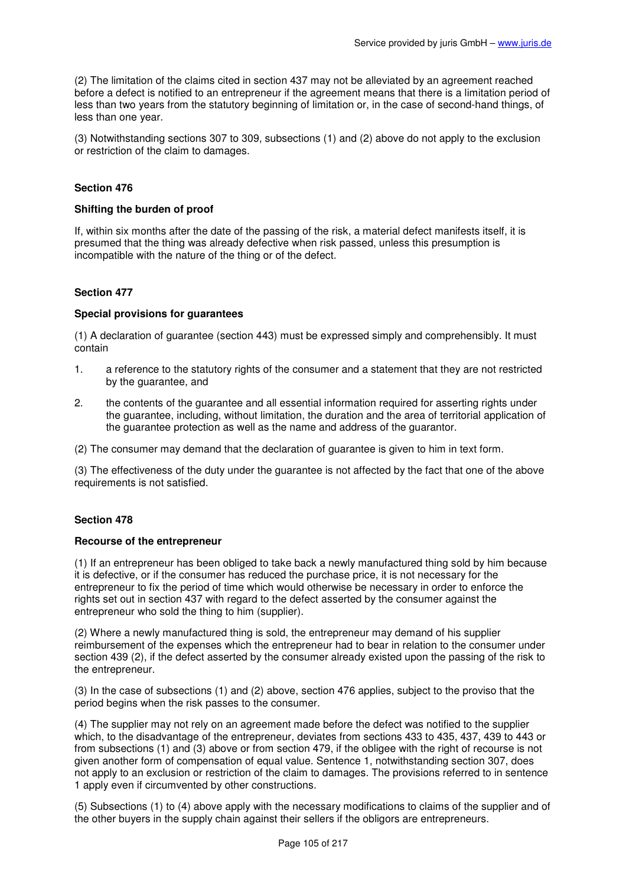(2) The limitation of the claims cited in section 437 may not be alleviated by an agreement reached before a defect is notified to an entrepreneur if the agreement means that there is a limitation period of less than two years from the statutory beginning of limitation or, in the case of second-hand things, of less than one year.

(3) Notwithstanding sections 307 to 309, subsections (1) and (2) above do not apply to the exclusion or restriction of the claim to damages.

#### Section 476

#### Shifting the burden of proof

If, within six months after the date of the passing of the risk, a material defect manifests itself, it is presumed that the thing was already defective when risk passed, unless this presumption is incompatible with the nature of the thing or of the defect.

#### Section 477

#### Special provisions for guarantees

(1) A declaration of guarantee (section 443) must be expressed simply and comprehensibly. It must contain

1. a reference to the statutory rights of the consumer and a statement that they are not restricted by the guarantee, and
2. the contents of the guarantee and all essential information required for asserting rights under the guarantee, including, without limitation, the duration and the area of territorial application of the guarantee protection as well as the name and address of the guarantor.

(2) The consumer may demand that the declaration of guarantee is given to him in text form.

(3) The effectiveness of the duty under the guarantee is not affected by the fact that one of the above requirements is not satisfied.

#### Section 478

#### Recourse of the entrepreneur

(1) If an entrepreneur has been obliged to take back a newly manufactured thing sold by him because it is defective, or if the consumer has reduced the purchase price, it is not necessary for the entrepreneur to fix the period of time which would otherwise be necessary in order to enforce the rights set out in section 437 with regard to the defect asserted by the consumer against the entrepreneur who sold the thing to him (supplier).

(2) Where a newly manufactured thing is sold, the entrepreneur may demand of his supplier reimbursement of the expenses which the entrepreneur had to bear in relation to the consumer under section 439 (2), if the defect asserted by the consumer already existed upon the passing of the risk to the entrepreneur.

(3) In the case of subsections (1) and (2) above, section 476 applies, subject to the proviso that the period begins when the risk passes to the consumer.

(4) The supplier may not rely on an agreement made before the defect was notified to the supplier which, to the disadvantage of the entrepreneur, deviates from sections 433 to 435, 437, 439 to 443 or from subsections (1) and (3) above or from section 479, if the obligee with the right of recourse is not given another form of compensation of equal value. Sentence 1, notwithstanding section 307, does not apply to an exclusion or restriction of the claim to damages. The provisions referred to in sentence 1 apply even if circumvented by other constructions.

(5) Subsections (1) to (4) above apply with the necessary modifications to claims of the supplier and of the other buyers in the supply chain against their sellers if the obligors are entrepreneurs.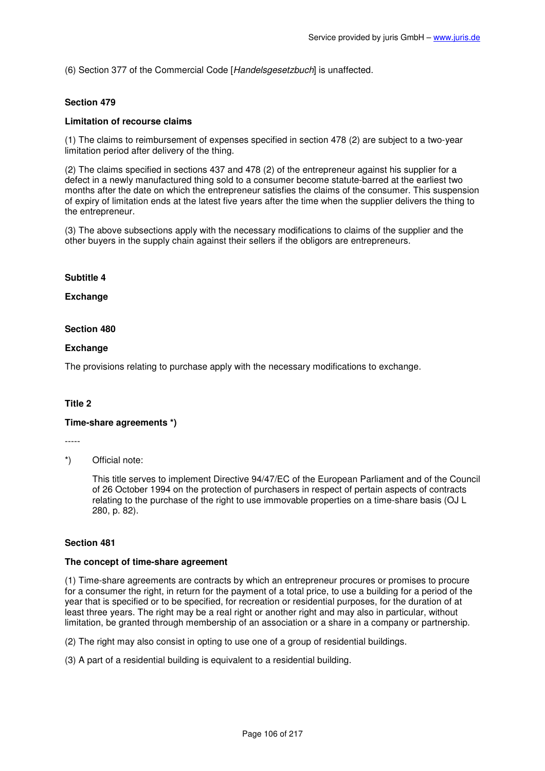(6) Section 377 of the Commercial Code [*Handelsgesetzbuch*] is unaffected.

**Section 479**

**Limitation of recourse claims**

(1) The claims to reimbursement of expenses specified in section 478 (2) are subject to a two-year limitation period after delivery of the thing.

(2) The claims specified in sections 437 and 478 (2) of the entrepreneur against his supplier for a defect in a newly manufactured thing sold to a consumer become statute-barred at the earliest two months after the date on which the entrepreneur satisfies the claims of the consumer. This suspension of expiry of limitation ends at the latest five years after the time when the supplier delivers the thing to the entrepreneur.

(3) The above subsections apply with the necessary modifications to claims of the supplier and the other buyers in the supply chain against their sellers if the obligors are entrepreneurs.

**Subtitle 4**

**Exchange**

**Section 480**

**Exchange**

The provisions relating to purchase apply with the necessary modifications to exchange.

**Title 2**

**Time-share agreements \*)**

-----

*) Official note:

This title serves to implement Directive 94/47/EC of the European Parliament and of the Council of 26 October 1994 on the protection of purchasers in respect of pertain aspects of contracts relating to the purchase of the right to use immovable properties on a time-share basis (OJ L 280, p. 82).

**Section 481**

**The concept of time-share agreement**

(1) Time-share agreements are contracts by which an entrepreneur procures or promises to procure for a consumer the right, in return for the payment of a total price, to use a building for a period of the year that is specified or to be specified, for recreation or residential purposes, for the duration of at least three years. The right may be a real right or another right and may also in particular, without limitation, be granted through membership of an association or a share in a company or partnership.

(2) The right may also consist in opting to use one of a group of residential buildings.

(3) A part of a residential building is equivalent to a residential building.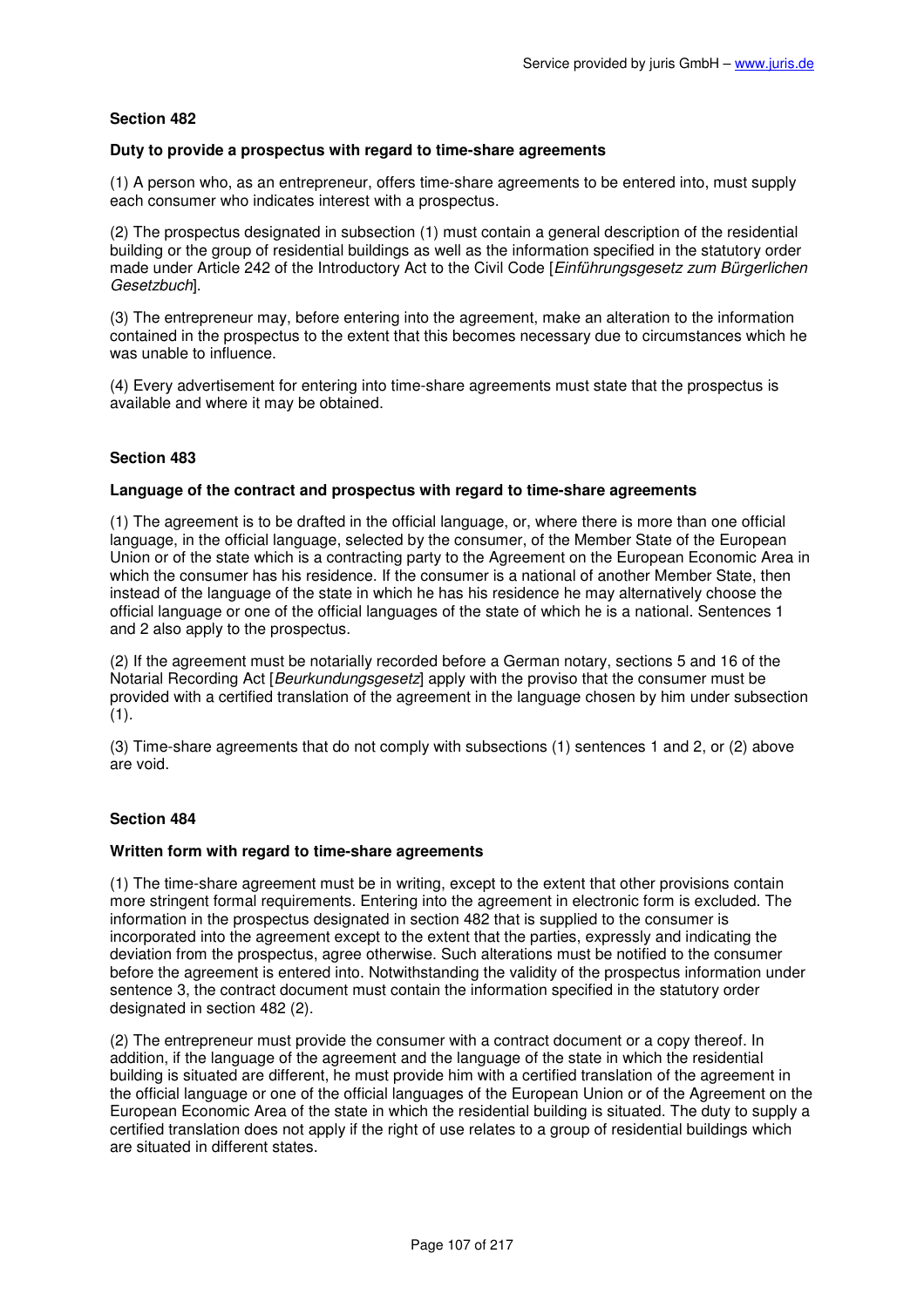**Section 482**

**Duty to provide a prospectus with regard to time-share agreements**

(1) A person who, as an entrepreneur, offers time-share agreements to be entered into, must supply each consumer who indicates interest with a prospectus.

(2) The prospectus designated in subsection (1) must contain a general description of the residential building or the group of residential buildings as well as the information specified in the statutory order made under Article 242 of the Introductory Act to the Civil Code [*Einführungsgesetz zum Bürgerlichen Gesetzbuch*].

(3) The entrepreneur may, before entering into the agreement, make an alteration to the information contained in the prospectus to the extent that this becomes necessary due to circumstances which he was unable to influence.

(4) Every advertisement for entering into time-share agreements must state that the prospectus is available and where it may be obtained.

**Section 483**

**Language of the contract and prospectus with regard to time-share agreements**

(1) The agreement is to be drafted in the official language, or, where there is more than one official language, in the official language, selected by the consumer, of the Member State of the European Union or of the state which is a contracting party to the Agreement on the European Economic Area in which the consumer has his residence. If the consumer is a national of another Member State, then instead of the language of the state in which he has his residence he may alternatively choose the official language or one of the official languages of the state of which he is a national. Sentences 1 and 2 also apply to the prospectus.

(2) If the agreement must be notarially recorded before a German notary, sections 5 and 16 of the Notarial Recording Act [*Beurkundungsgesetz*] apply with the proviso that the consumer must be provided with a certified translation of the agreement in the language chosen by him under subsection (1).

(3) Time-share agreements that do not comply with subsections (1) sentences 1 and 2, or (2) above are void.

**Section 484**

**Written form with regard to time-share agreements**

(1) The time-share agreement must be in writing, except to the extent that other provisions contain more stringent formal requirements. Entering into the agreement in electronic form is excluded. The information in the prospectus designated in section 482 that is supplied to the consumer is incorporated into the agreement except to the extent that the parties, expressly and indicating the deviation from the prospectus, agree otherwise. Such alterations must be notified to the consumer before the agreement is entered into. Notwithstanding the validity of the prospectus information under sentence 3, the contract document must contain the information specified in the statutory order designated in section 482 (2).

(2) The entrepreneur must provide the consumer with a contract document or a copy thereof. In addition, if the language of the agreement and the language of the state in which the residential building is situated are different, he must provide him with a certified translation of the agreement in the official language or one of the official languages of the European Union or of the Agreement on the European Economic Area of the state in which the residential building is situated. The duty to supply a certified translation does not apply if the right of use relates to a group of residential buildings which are situated in different states.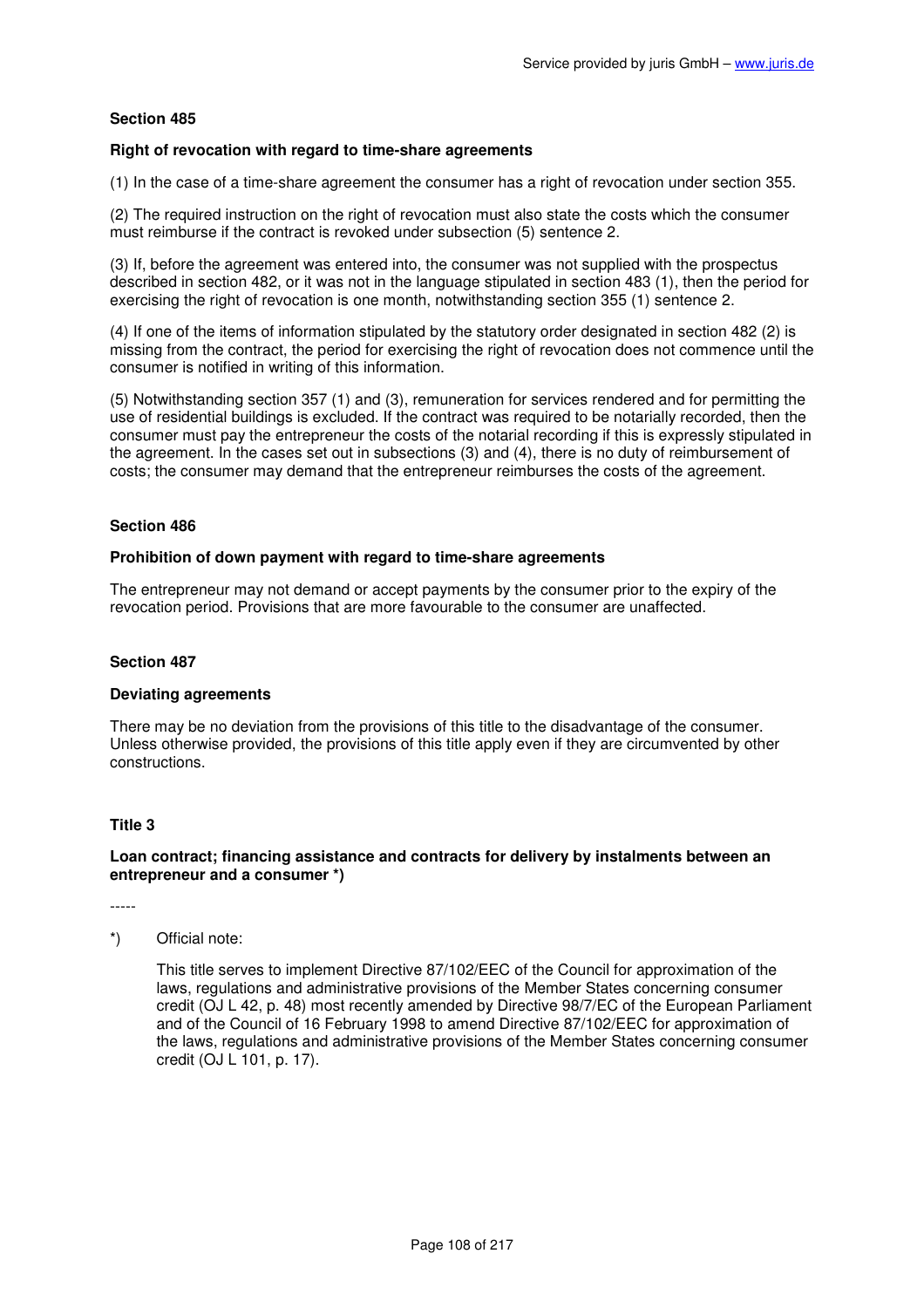#### Section 485

#### Right of revocation with regard to time-share agreements

(1) In the case of a time-share agreement the consumer has a right of revocation under section 355.

(2) The required instruction on the right of revocation must also state the costs which the consumer must reimburse if the contract is revoked under subsection (5) sentence 2.

(3) If, before the agreement was entered into, the consumer was not supplied with the prospectus described in section 482, or it was not in the language stipulated in section 483 (1), then the period for exercising the right of revocation is one month, notwithstanding section 355 (1) sentence 2.

(4) If one of the items of information stipulated by the statutory order designated in section 482 (2) is missing from the contract, the period for exercising the right of revocation does not commence until the consumer is notified in writing of this information.

(5) Notwithstanding section 357 (1) and (3), remuneration for services rendered and for permitting the use of residential buildings is excluded. If the contract was required to be notarially recorded, then the consumer must pay the entrepreneur the costs of the notarial recording if this is expressly stipulated in the agreement. In the cases set out in subsections (3) and (4), there is no duty of reimbursement of costs; the consumer may demand that the entrepreneur reimburses the costs of the agreement.

#### Section 486

#### Prohibition of down payment with regard to time-share agreements

The entrepreneur may not demand or accept payments by the consumer prior to the expiry of the revocation period. Provisions that are more favourable to the consumer are unaffected.

#### Section 487

#### Deviating agreements

There may be no deviation from the provisions of this title to the disadvantage of the consumer. Unless otherwise provided, the provisions of this title apply even if they are circumvented by other constructions.

### Title 3

### Loan contract; financing assistance and contracts for delivery by instalments between an entrepreneur and a consumer *)

-----

*) Official note:

This title serves to implement Directive 87/102/EEC of the Council for approximation of the laws, regulations and administrative provisions of the Member States concerning consumer credit (OJ L 42, p. 48) most recently amended by Directive 98/7/EC of the European Parliament and of the Council of 16 February 1998 to amend Directive 87/102/EEC for approximation of the laws, regulations and administrative provisions of the Member States concerning consumer credit (OJ L 101, p. 17).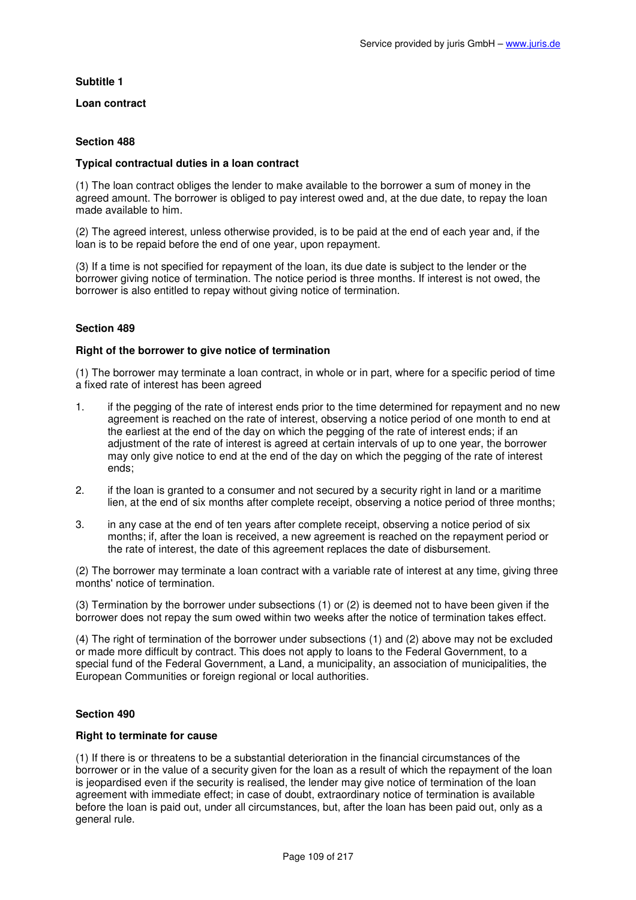## Subtitle 1

## Loan contract

### Section 488

#### Typical contractual duties in a loan contract

(1) The loan contract obliges the lender to make available to the borrower a sum of money in the agreed amount. The borrower is obliged to pay interest owed and, at the due date, to repay the loan made available to him.

(2) The agreed interest, unless otherwise provided, is to be paid at the end of each year and, if the loan is to be repaid before the end of one year, upon repayment.

(3) If a time is not specified for repayment of the loan, its due date is subject to the lender or the borrower giving notice of termination. The notice period is three months. If interest is not owed, the borrower is also entitled to repay without giving notice of termination.

### Section 489

#### Right of the borrower to give notice of termination

(1) The borrower may terminate a loan contract, in whole or in part, where for a specific period of time a fixed rate of interest has been agreed

1. if the pegging of the rate of interest ends prior to the time determined for repayment and no new agreement is reached on the rate of interest, observing a notice period of one month to end at the earliest at the end of the day on which the pegging of the rate of interest ends; if an adjustment of the rate of interest is agreed at certain intervals of up to one year, the borrower may only give notice to end at the end of the day on which the pegging of the rate of interest ends;
2. if the loan is granted to a consumer and not secured by a security right in land or a maritime lien, at the end of six months after complete receipt, observing a notice period of three months;
3. in any case at the end of ten years after complete receipt, observing a notice period of six months; if, after the loan is received, a new agreement is reached on the repayment period or the rate of interest, the date of this agreement replaces the date of disbursement.

(2) The borrower may terminate a loan contract with a variable rate of interest at any time, giving three months' notice of termination.

(3) Termination by the borrower under subsections (1) or (2) is deemed not to have been given if the borrower does not repay the sum owed within two weeks after the notice of termination takes effect.

(4) The right of termination of the borrower under subsections (1) and (2) above may not be excluded or made more difficult by contract. This does not apply to loans to the Federal Government, to a special fund of the Federal Government, a Land, a municipality, an association of municipalities, the European Communities or foreign regional or local authorities.

### Section 490

#### Right to terminate for cause

(1) If there is or threatens to be a substantial deterioration in the financial circumstances of the borrower or in the value of a security given for the loan as a result of which the repayment of the loan is jeopardised even if the security is realised, the lender may give notice of termination of the loan agreement with immediate effect; in case of doubt, extraordinary notice of termination is available before the loan is paid out, under all circumstances, but, after the loan has been paid out, only as a general rule.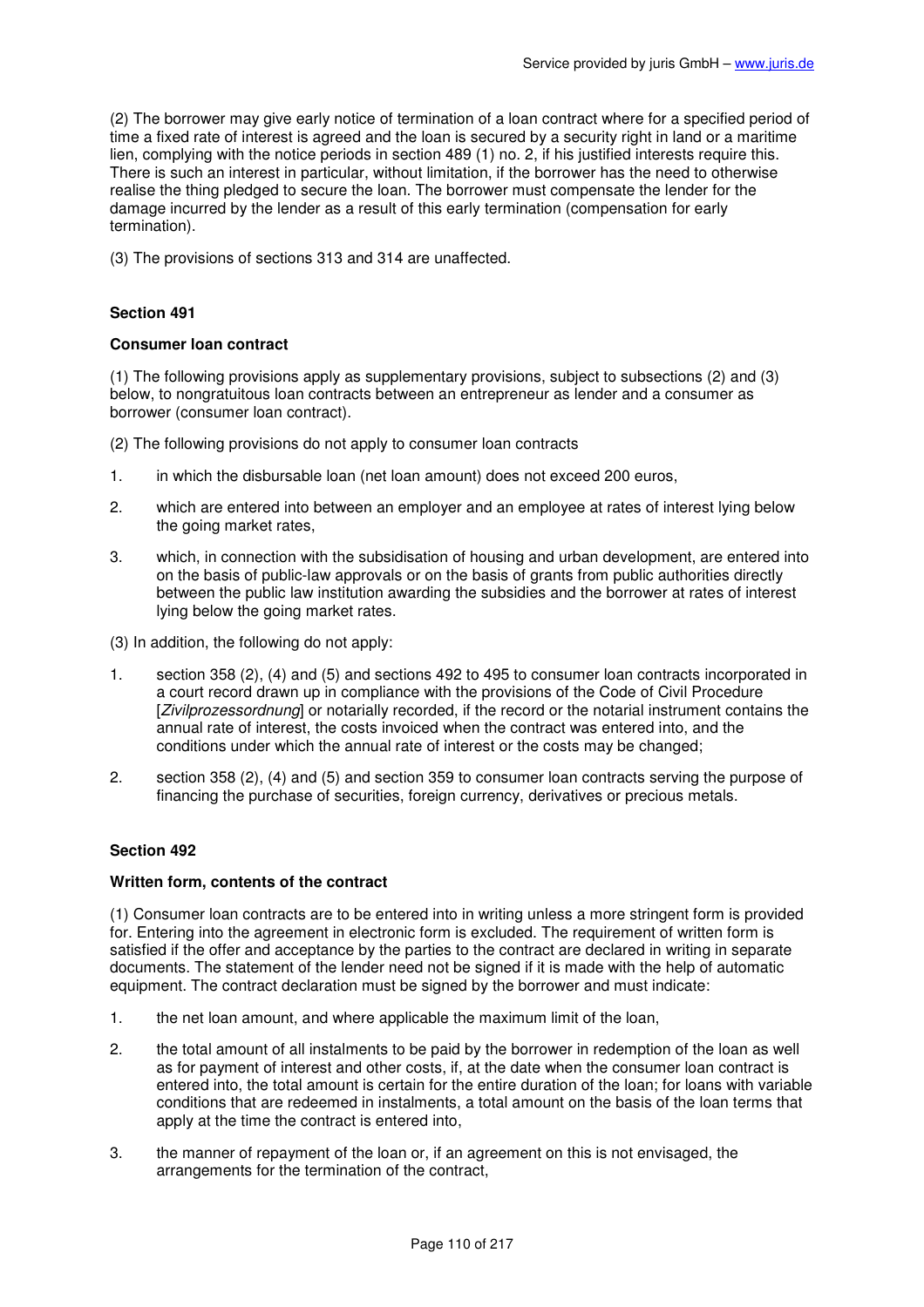(2) The borrower may give early notice of termination of a loan contract where for a specified period of time a fixed rate of interest is agreed and the loan is secured by a security right in land or a maritime lien, complying with the notice periods in section 489 (1) no. 2, if his justified interests require this. There is such an interest in particular, without limitation, if the borrower has the need to otherwise realise the thing pledged to secure the loan. The borrower must compensate the lender for the damage incurred by the lender as a result of this early termination (compensation for early termination).

(3) The provisions of sections 313 and 314 are unaffected.

### Section 491

#### Consumer loan contract

(1) The following provisions apply as supplementary provisions, subject to subsections (2) and (3) below, to nongratuitous loan contracts between an entrepreneur as lender and a consumer as borrower (consumer loan contract).

(2) The following provisions do not apply to consumer loan contracts

1. in which the disbursable loan (net loan amount) does not exceed 200 euros,
2. which are entered into between an employer and an employee at rates of interest lying below the going market rates,
3. which, in connection with the subsidisation of housing and urban development, are entered into on the basis of public-law approvals or on the basis of grants from public authorities directly between the public law institution awarding the subsidies and the borrower at rates of interest lying below the going market rates.

(3) In addition, the following do not apply:

1. section 358 (2), (4) and (5) and sections 492 to 495 to consumer loan contracts incorporated in a court record drawn up in compliance with the provisions of the Code of Civil Procedure [*Zivilprozessordnung*] or notarially recorded, if the record or the notarial instrument contains the annual rate of interest, the costs invoiced when the contract was entered into, and the conditions under which the annual rate of interest or the costs may be changed;
2. section 358 (2), (4) and (5) and section 359 to consumer loan contracts serving the purpose of financing the purchase of securities, foreign currency, derivatives or precious metals.

### Section 492

#### Written form, contents of the contract

(1) Consumer loan contracts are to be entered into in writing unless a more stringent form is provided for. Entering into the agreement in electronic form is excluded. The requirement of written form is satisfied if the offer and acceptance by the parties to the contract are declared in writing in separate documents. The statement of the lender need not be signed if it is made with the help of automatic equipment. The contract declaration must be signed by the borrower and must indicate:

1. the net loan amount, and where applicable the maximum limit of the loan,
2. the total amount of all instalments to be paid by the borrower in redemption of the loan as well as for payment of interest and other costs, if, at the date when the consumer loan contract is entered into, the total amount is certain for the entire duration of the loan; for loans with variable conditions that are redeemed in instalments, a total amount on the basis of the loan terms that apply at the time the contract is entered into,
3. the manner of repayment of the loan or, if an agreement on this is not envisaged, the arrangements for the termination of the contract,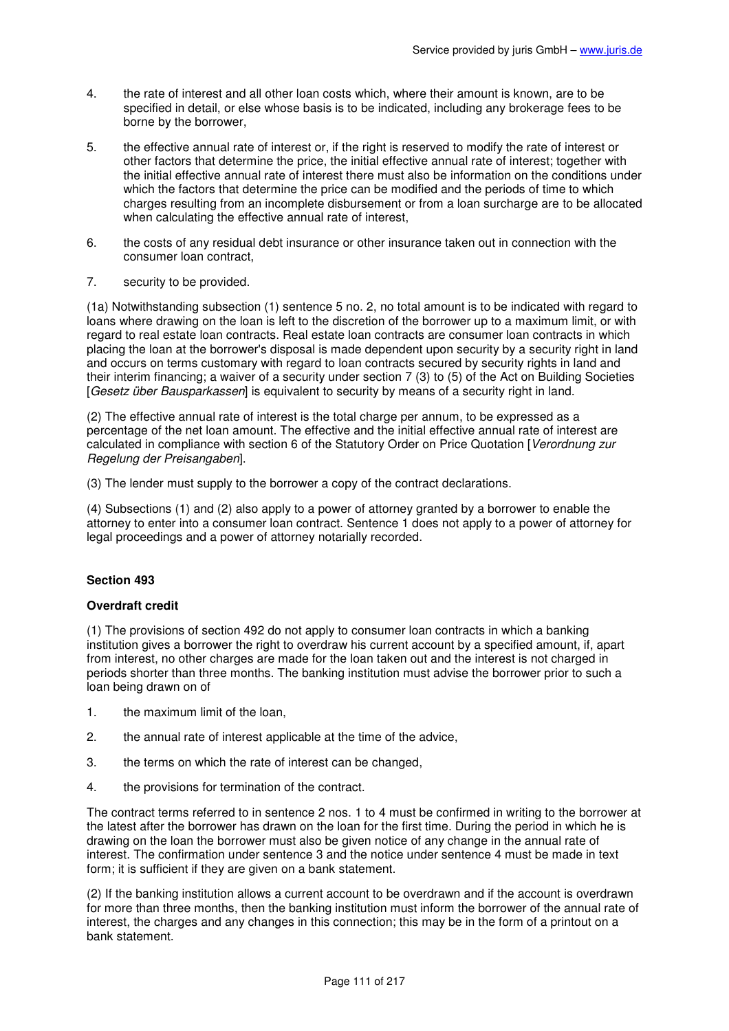4. the rate of interest and all other loan costs which, where their amount is known, are to be specified in detail, or else whose basis is to be indicated, including any brokerage fees to be borne by the borrower,

5. the effective annual rate of interest or, if the right is reserved to modify the rate of interest or other factors that determine the price, the initial effective annual rate of interest; together with the initial effective annual rate of interest there must also be information on the conditions under which the factors that determine the price can be modified and the periods of time to which charges resulting from an incomplete disbursement or from a loan surcharge are to be allocated when calculating the effective annual rate of interest,

6. the costs of any residual debt insurance or other insurance taken out in connection with the consumer loan contract,

7. security to be provided.

(1a) Notwithstanding subsection (1) sentence 5 no. 2, no total amount is to be indicated with regard to loans where drawing on the loan is left to the discretion of the borrower up to a maximum limit, or with regard to real estate loan contracts. Real estate loan contracts are consumer loan contracts in which placing the loan at the borrower's disposal is made dependent upon security by a security right in land and occurs on terms customary with regard to loan contracts secured by security rights in land and their interim financing; a waiver of a security under section 7 (3) to (5) of the Act on Building Societies [*Gesetz über Bausparkassen*] is equivalent to security by means of a security right in land.

(2) The effective annual rate of interest is the total charge per annum, to be expressed as a percentage of the net loan amount. The effective and the initial effective annual rate of interest are calculated in compliance with section 6 of the Statutory Order on Price Quotation [*Verordnung zur Regelung der Preisangaben*].

(3) The lender must supply to the borrower a copy of the contract declarations.

(4) Subsections (1) and (2) also apply to a power of attorney granted by a borrower to enable the attorney to enter into a consumer loan contract. Sentence 1 does not apply to a power of attorney for legal proceedings and a power of attorney notarially recorded.

### Section 493

**Overdraft credit**

(1) The provisions of section 492 do not apply to consumer loan contracts in which a banking institution gives a borrower the right to overdraw his current account by a specified amount, if, apart from interest, no other charges are made for the loan taken out and the interest is not charged in periods shorter than three months. The banking institution must advise the borrower prior to such a loan being drawn on of

1. the maximum limit of the loan,
2. the annual rate of interest applicable at the time of the advice,
3. the terms on which the rate of interest can be changed,
4. the provisions for termination of the contract.

The contract terms referred to in sentence 2 nos. 1 to 4 must be confirmed in writing to the borrower at the latest after the borrower has drawn on the loan for the first time. During the period in which he is drawing on the loan the borrower must also be given notice of any change in the annual rate of interest. The confirmation under sentence 3 and the notice under sentence 4 must be made in text form; it is sufficient if they are given on a bank statement.

(2) If the banking institution allows a current account to be overdrawn and if the account is overdrawn for more than three months, then the banking institution must inform the borrower of the annual rate of interest, the charges and any changes in this connection; this may be in the form of a printout on a bank statement.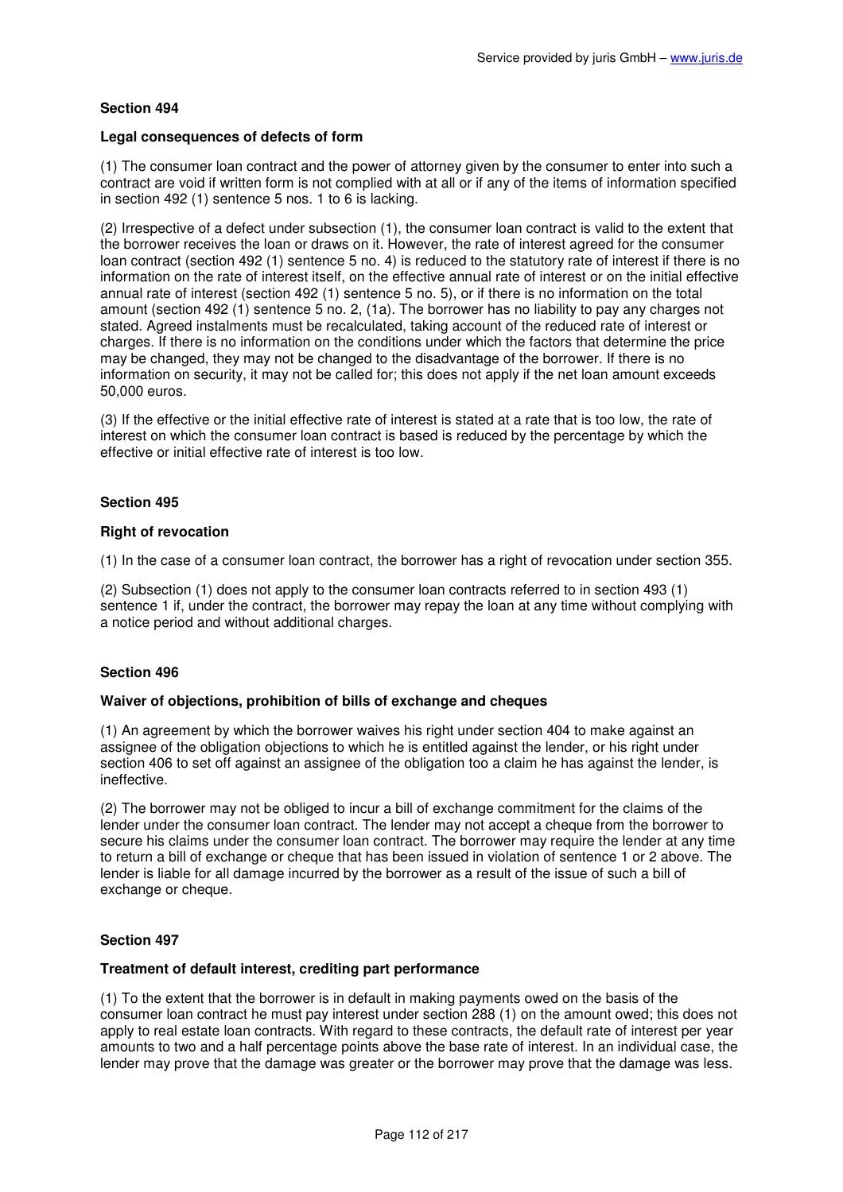**Section 494**

**Legal consequences of defects of form**

(1) The consumer loan contract and the power of attorney given by the consumer to enter into such a contract are void if written form is not complied with at all or if any of the items of information specified in section 492 (1) sentence 5 nos. 1 to 6 is lacking.

(2) Irrespective of a defect under subsection (1), the consumer loan contract is valid to the extent that the borrower receives the loan or draws on it. However, the rate of interest agreed for the consumer loan contract (section 492 (1) sentence 5 no. 4) is reduced to the statutory rate of interest if there is no information on the rate of interest itself, on the effective annual rate of interest or on the initial effective annual rate of interest (section 492 (1) sentence 5 no. 5), or if there is no information on the total amount (section 492 (1) sentence 5 no. 2, (1a). The borrower has no liability to pay any charges not stated. Agreed instalments must be recalculated, taking account of the reduced rate of interest or charges. If there is no information on the conditions under which the factors that determine the price may be changed, they may not be changed to the disadvantage of the borrower. If there is no information on security, it may not be called for; this does not apply if the net loan amount exceeds 50,000 euros.

(3) If the effective or the initial effective rate of interest is stated at a rate that is too low, the rate of interest on which the consumer loan contract is based is reduced by the percentage by which the effective or initial effective rate of interest is too low.

**Section 495**

**Right of revocation**

(1) In the case of a consumer loan contract, the borrower has a right of revocation under section 355.

(2) Subsection (1) does not apply to the consumer loan contracts referred to in section 493 (1) sentence 1 if, under the contract, the borrower may repay the loan at any time without complying with a notice period and without additional charges.

**Section 496**

**Waiver of objections, prohibition of bills of exchange and cheques**

(1) An agreement by which the borrower waives his right under section 404 to make against an assignee of the obligation objections to which he is entitled against the lender, or his right under section 406 to set off against an assignee of the obligation too a claim he has against the lender, is ineffective.

(2) The borrower may not be obliged to incur a bill of exchange commitment for the claims of the lender under the consumer loan contract. The lender may not accept a cheque from the borrower to secure his claims under the consumer loan contract. The borrower may require the lender at any time to return a bill of exchange or cheque that has been issued in violation of sentence 1 or 2 above. The lender is liable for all damage incurred by the borrower as a result of the issue of such a bill of exchange or cheque.

**Section 497**

**Treatment of default interest, crediting part performance**

(1) To the extent that the borrower is in default in making payments owed on the basis of the consumer loan contract he must pay interest under section 288 (1) on the amount owed; this does not apply to real estate loan contracts. With regard to these contracts, the default rate of interest per year amounts to two and a half percentage points above the base rate of interest. In an individual case, the lender may prove that the damage was greater or the borrower may prove that the damage was less.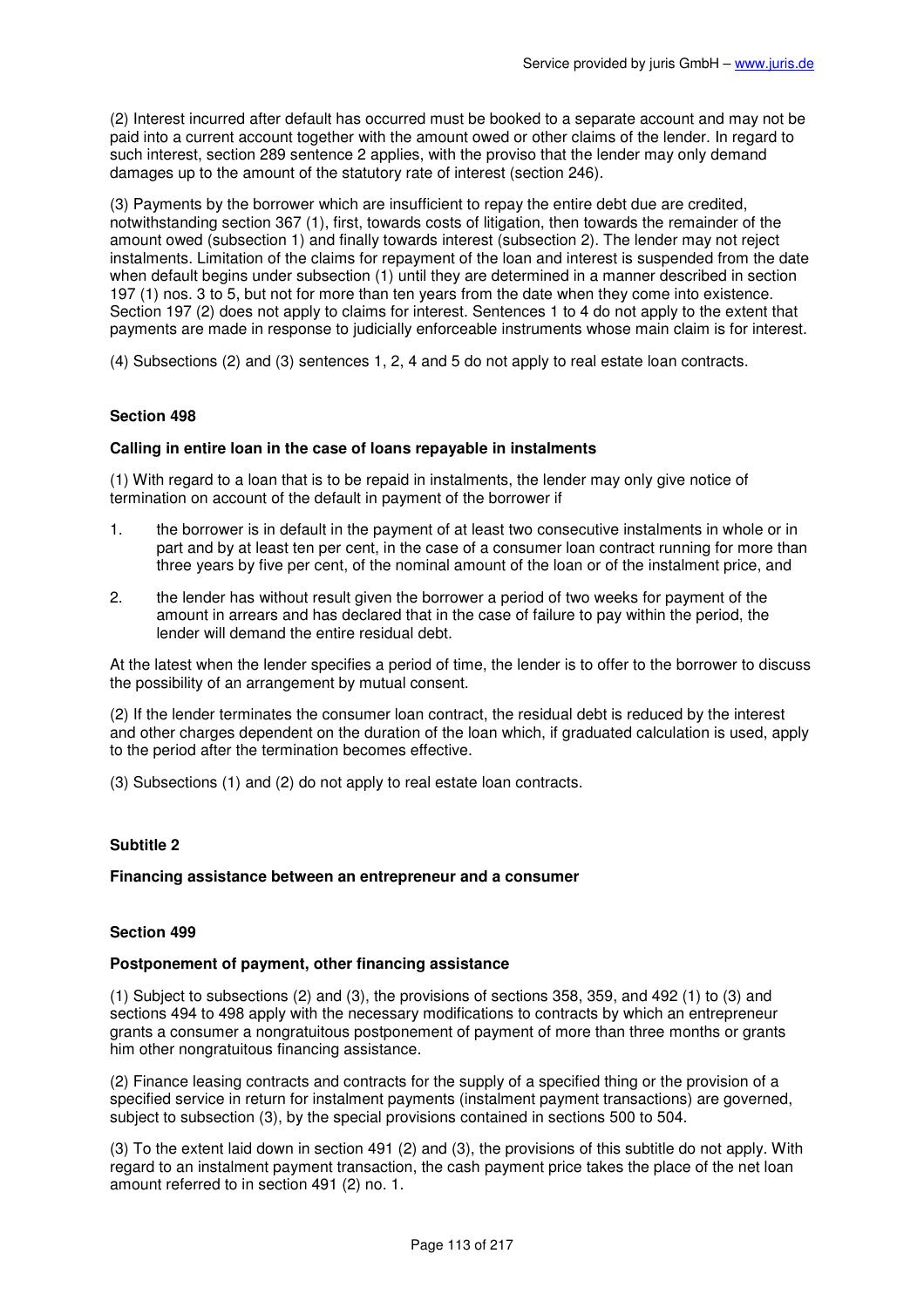(2) Interest incurred after default has occurred must be booked to a separate account and may not be paid into a current account together with the amount owed or other claims of the lender. In regard to such interest, section 289 sentence 2 applies, with the proviso that the lender may only demand damages up to the amount of the statutory rate of interest (section 246).

(3) Payments by the borrower which are insufficient to repay the entire debt due are credited, notwithstanding section 367 (1), first, towards costs of litigation, then towards the remainder of the amount owed (subsection 1) and finally towards interest (subsection 2). The lender may not reject instalments. Limitation of the claims for repayment of the loan and interest is suspended from the date when default begins under subsection (1) until they are determined in a manner described in section 197 (1) nos. 3 to 5, but not for more than ten years from the date when they come into existence. Section 197 (2) does not apply to claims for interest. Sentences 1 to 4 do not apply to the extent that payments are made in response to judicially enforceable instruments whose main claim is for interest.

(4) Subsections (2) and (3) sentences 1, 2, 4 and 5 do not apply to real estate loan contracts.

**Section 498**

**Calling in entire loan in the case of loans repayable in instalments**

(1) With regard to a loan that is to be repaid in instalments, the lender may only give notice of termination on account of the default in payment of the borrower if

1. the borrower is in default in the payment of at least two consecutive instalments in whole or in part and by at least ten per cent, in the case of a consumer loan contract running for more than three years by five per cent, of the nominal amount of the loan or of the instalment price, and
2. the lender has without result given the borrower a period of two weeks for payment of the amount in arrears and has declared that in the case of failure to pay within the period, the lender will demand the entire residual debt.

At the latest when the lender specifies a period of time, the lender is to offer to the borrower to discuss the possibility of an arrangement by mutual consent.

(2) If the lender terminates the consumer loan contract, the residual debt is reduced by the interest and other charges dependent on the duration of the loan which, if graduated calculation is used, apply to the period after the termination becomes effective.

(3) Subsections (1) and (2) do not apply to real estate loan contracts.

**Subtitle 2**

**Financing assistance between an entrepreneur and a consumer**

**Section 499**

**Postponement of payment, other financing assistance**

(1) Subject to subsections (2) and (3), the provisions of sections 358, 359, and 492 (1) to (3) and sections 494 to 498 apply with the necessary modifications to contracts by which an entrepreneur grants a consumer a nongratuitous postponement of payment of more than three months or grants him other nongratuitous financing assistance.

(2) Finance leasing contracts and contracts for the supply of a specified thing or the provision of a specified service in return for instalment payments (instalment payment transactions) are governed, subject to subsection (3), by the special provisions contained in sections 500 to 504.

(3) To the extent laid down in section 491 (2) and (3), the provisions of this subtitle do not apply. With regard to an instalment payment transaction, the cash payment price takes the place of the net loan amount referred to in section 491 (2) no. 1.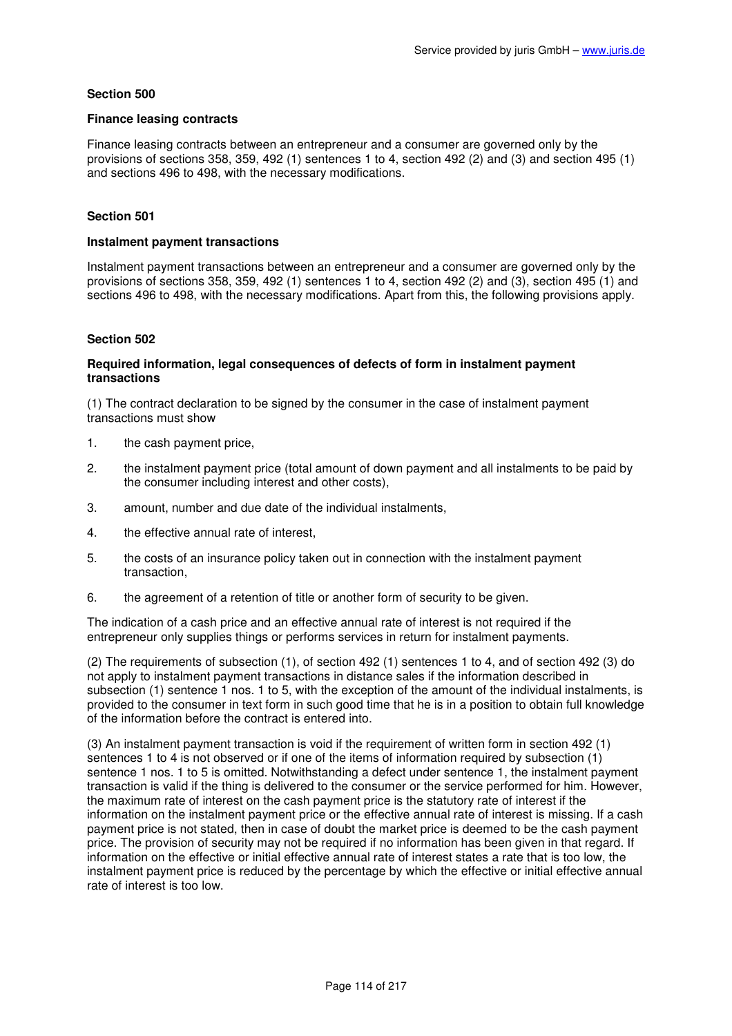**Section 500**

**Finance leasing contracts**

Finance leasing contracts between an entrepreneur and a consumer are governed only by the provisions of sections 358, 359, 492 (1) sentences 1 to 4, section 492 (2) and (3) and section 495 (1) and sections 496 to 498, with the necessary modifications.

**Section 501**

**Instalment payment transactions**

Instalment payment transactions between an entrepreneur and a consumer are governed only by the provisions of sections 358, 359, 492 (1) sentences 1 to 4, section 492 (2) and (3), section 495 (1) and sections 496 to 498, with the necessary modifications. Apart from this, the following provisions apply.

**Section 502**

**Required information, legal consequences of defects of form in instalment payment transactions**

(1) The contract declaration to be signed by the consumer in the case of instalment payment transactions must show

1. the cash payment price,
2. the instalment payment price (total amount of down payment and all instalments to be paid by the consumer including interest and other costs),
3. amount, number and due date of the individual instalments,
4. the effective annual rate of interest,
5. the costs of an insurance policy taken out in connection with the instalment payment transaction,
6. the agreement of a retention of title or another form of security to be given.

The indication of a cash price and an effective annual rate of interest is not required if the entrepreneur only supplies things or performs services in return for instalment payments.

(2) The requirements of subsection (1), of section 492 (1) sentences 1 to 4, and of section 492 (3) do not apply to instalment payment transactions in distance sales if the information described in subsection (1) sentence 1 nos. 1 to 5, with the exception of the amount of the individual instalments, is provided to the consumer in text form in such good time that he is in a position to obtain full knowledge of the information before the contract is entered into.

(3) An instalment payment transaction is void if the requirement of written form in section 492 (1) sentences 1 to 4 is not observed or if one of the items of information required by subsection (1) sentence 1 nos. 1 to 5 is omitted. Notwithstanding a defect under sentence 1, the instalment payment transaction is valid if the thing is delivered to the consumer or the service performed for him. However, the maximum rate of interest on the cash payment price is the statutory rate of interest if the information on the instalment payment price or the effective annual rate of interest is missing. If a cash payment price is not stated, then in case of doubt the market price is deemed to be the cash payment price. The provision of security may not be required if no information has been given in that regard. If information on the effective or initial effective annual rate of interest states a rate that is too low, the instalment payment price is reduced by the percentage by which the effective or initial effective annual rate of interest is too low.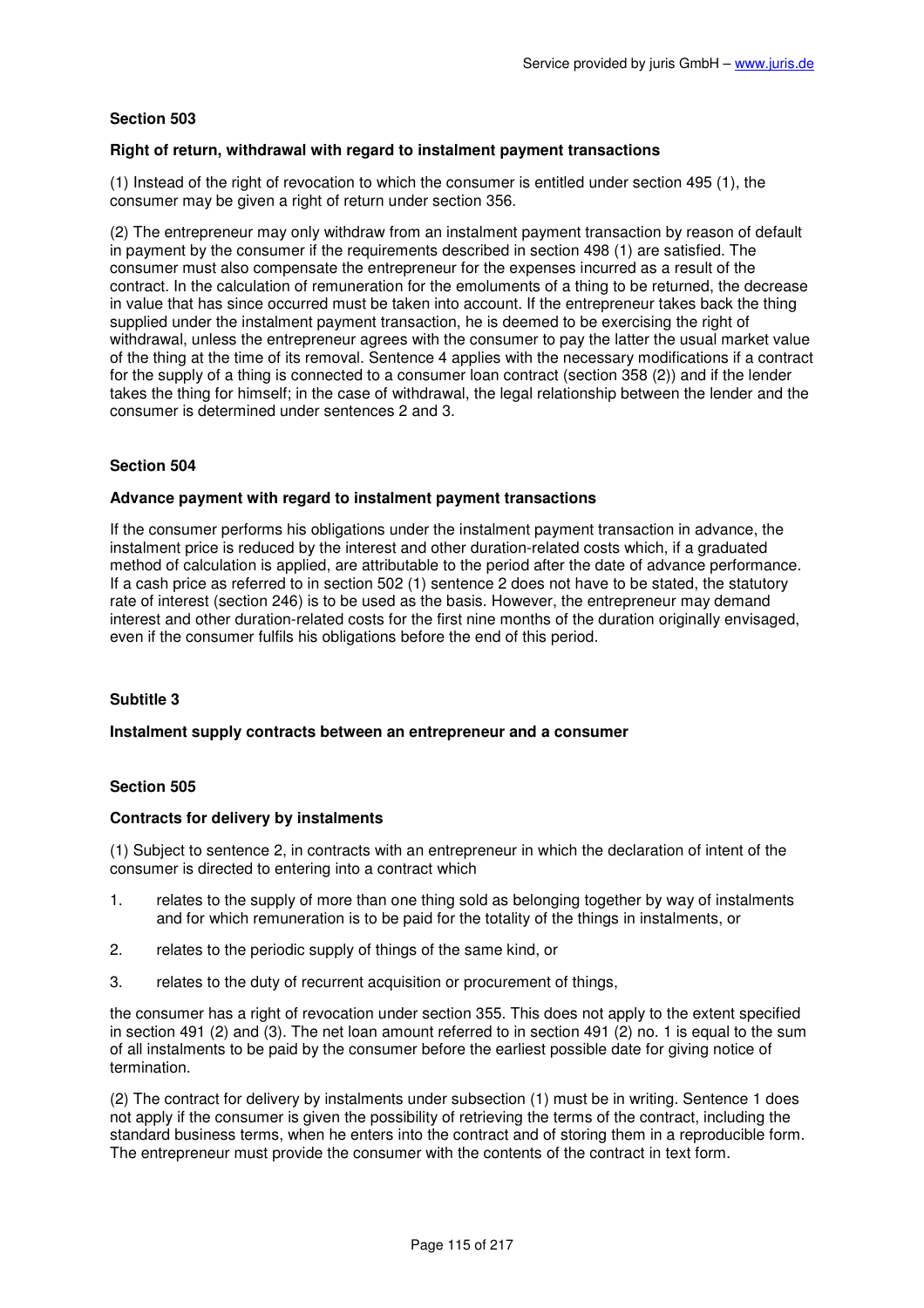### Section 503

**Right of return, withdrawal with regard to instalment payment transactions**

(1) Instead of the right of revocation to which the consumer is entitled under section 495 (1), the consumer may be given a right of return under section 356.

(2) The entrepreneur may only withdraw from an instalment payment transaction by reason of default in payment by the consumer if the requirements described in section 498 (1) are satisfied. The consumer must also compensate the entrepreneur for the expenses incurred as a result of the contract. In the calculation of remuneration for the emoluments of a thing to be returned, the decrease in value that has since occurred must be taken into account. If the entrepreneur takes back the thing supplied under the instalment payment transaction, he is deemed to be exercising the right of withdrawal, unless the entrepreneur agrees with the consumer to pay the latter the usual market value of the thing at the time of its removal. Sentence 4 applies with the necessary modifications if a contract for the supply of a thing is connected to a consumer loan contract (section 358 (2)) and if the lender takes the thing for himself; in the case of withdrawal, the legal relationship between the lender and the consumer is determined under sentences 2 and 3.

### Section 504

**Advance payment with regard to instalment payment transactions**

If the consumer performs his obligations under the instalment payment transaction in advance, the instalment price is reduced by the interest and other duration-related costs which, if a graduated method of calculation is applied, are attributable to the period after the date of advance performance. If a cash price as referred to in section 502 (1) sentence 2 does not have to be stated, the statutory rate of interest (section 246) is to be used as the basis. However, the entrepreneur may demand interest and other duration-related costs for the first nine months of the duration originally envisaged, even if the consumer fulfils his obligations before the end of this period.

## Subtitle 3

**Instalment supply contracts between an entrepreneur and a consumer**

### Section 505

**Contracts for delivery by instalments**

(1) Subject to sentence 2, in contracts with an entrepreneur in which the declaration of intent of the consumer is directed to entering into a contract which

1. relates to the supply of more than one thing sold as belonging together by way of instalments and for which remuneration is to be paid for the totality of the things in instalments, or
2. relates to the periodic supply of things of the same kind, or
3. relates to the duty of recurrent acquisition or procurement of things,

the consumer has a right of revocation under section 355. This does not apply to the extent specified in section 491 (2) and (3). The net loan amount referred to in section 491 (2) no. 1 is equal to the sum of all instalments to be paid by the consumer before the earliest possible date for giving notice of termination.

(2) The contract for delivery by instalments under subsection (1) must be in writing. Sentence 1 does not apply if the consumer is given the possibility of retrieving the terms of the contract, including the standard business terms, when he enters into the contract and of storing them in a reproducible form. The entrepreneur must provide the consumer with the contents of the contract in text form.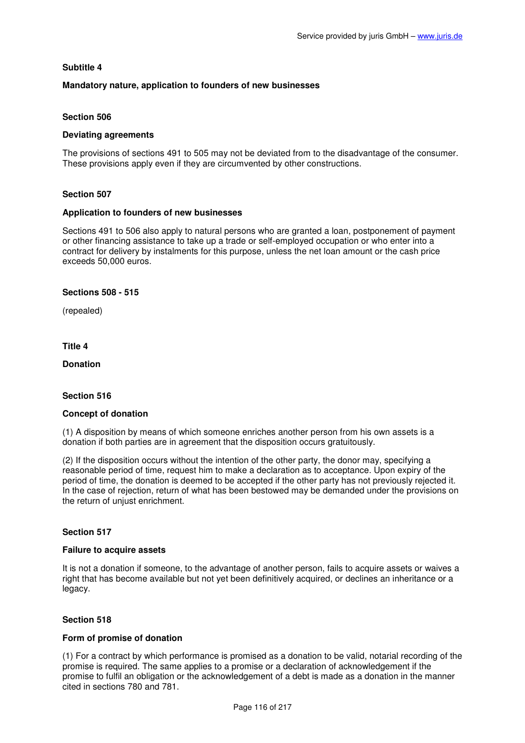**Subtitle 4**

**Mandatory nature, application to founders of new businesses**

**Section 506**

**Deviating agreements**

The provisions of sections 491 to 505 may not be deviated from to the disadvantage of the consumer. These provisions apply even if they are circumvented by other constructions.

**Section 507**

**Application to founders of new businesses**

Sections 491 to 506 also apply to natural persons who are granted a loan, postponement of payment or other financing assistance to take up a trade or self-employed occupation or who enter into a contract for delivery by instalments for this purpose, unless the net loan amount or the cash price exceeds 50,000 euros.

**Sections 508 - 515**

(repealed)

**Title 4**

**Donation**

**Section 516**

**Concept of donation**

(1) A disposition by means of which someone enriches another person from his own assets is a donation if both parties are in agreement that the disposition occurs gratuitously.

(2) If the disposition occurs without the intention of the other party, the donor may, specifying a reasonable period of time, request him to make a declaration as to acceptance. Upon expiry of the period of time, the donation is deemed to be accepted if the other party has not previously rejected it. In the case of rejection, return of what has been bestowed may be demanded under the provisions on the return of unjust enrichment.

**Section 517**

**Failure to acquire assets**

It is not a donation if someone, to the advantage of another person, fails to acquire assets or waives a right that has become available but not yet been definitively acquired, or declines an inheritance or a legacy.

**Section 518**

**Form of promise of donation**

(1) For a contract by which performance is promised as a donation to be valid, notarial recording of the promise is required. The same applies to a promise or a declaration of acknowledgement if the promise to fulfil an obligation or the acknowledgement of a debt is made as a donation in the manner cited in sections 780 and 781.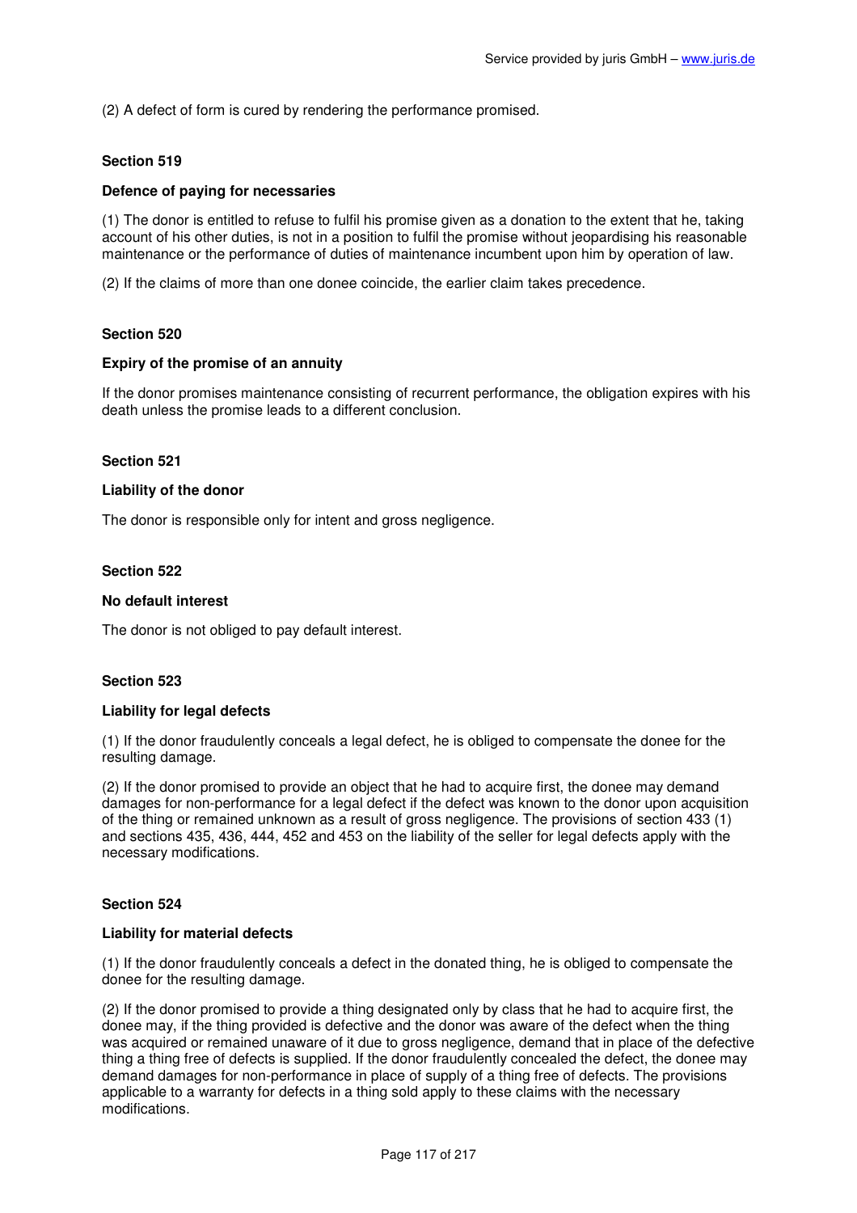(2) A defect of form is cured by rendering the performance promised.

**Section 519**

**Defence of paying for necessaries**

(1) The donor is entitled to refuse to fulfil his promise given as a donation to the extent that he, taking account of his other duties, is not in a position to fulfil the promise without jeopardising his reasonable maintenance or the performance of duties of maintenance incumbent upon him by operation of law.

(2) If the claims of more than one donee coincide, the earlier claim takes precedence.

**Section 520**

**Expiry of the promise of an annuity**

If the donor promises maintenance consisting of recurrent performance, the obligation expires with his death unless the promise leads to a different conclusion.

**Section 521**

**Liability of the donor**

The donor is responsible only for intent and gross negligence.

**Section 522**

**No default interest**

The donor is not obliged to pay default interest.

**Section 523**

**Liability for legal defects**

(1) If the donor fraudulently conceals a legal defect, he is obliged to compensate the donee for the resulting damage.

(2) If the donor promised to provide an object that he had to acquire first, the donee may demand damages for non-performance for a legal defect if the defect was known to the donor upon acquisition of the thing or remained unknown as a result of gross negligence. The provisions of section 433 (1) and sections 435, 436, 444, 452 and 453 on the liability of the seller for legal defects apply with the necessary modifications.

**Section 524**

**Liability for material defects**

(1) If the donor fraudulently conceals a defect in the donated thing, he is obliged to compensate the donee for the resulting damage.

(2) If the donor promised to provide a thing designated only by class that he had to acquire first, the donee may, if the thing provided is defective and the donor was aware of the defect when the thing was acquired or remained unaware of it due to gross negligence, demand that in place of the defective thing a thing free of defects is supplied. If the donor fraudulently concealed the defect, the donee may demand damages for non-performance in place of supply of a thing free of defects. The provisions applicable to a warranty for defects in a thing sold apply to these claims with the necessary modifications.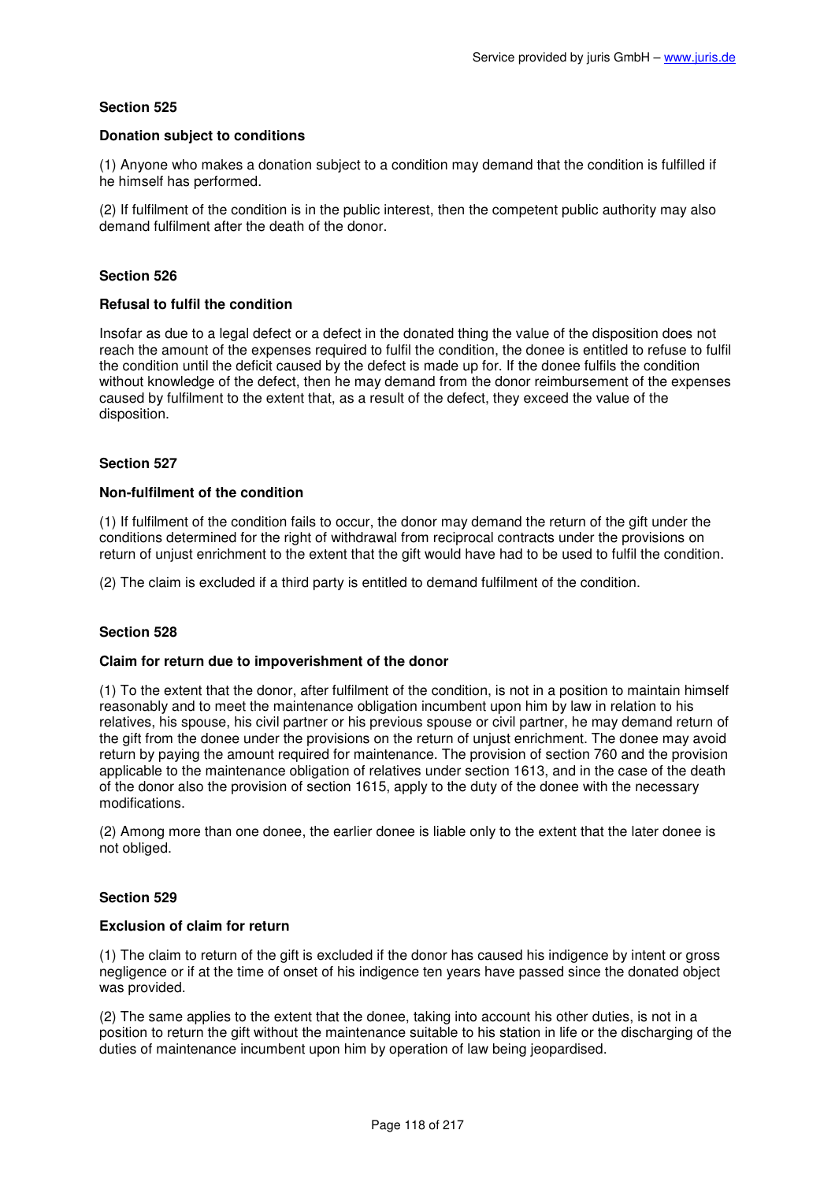### Section 525

#### Donation subject to conditions

(1) Anyone who makes a donation subject to a condition may demand that the condition is fulfilled if he himself has performed.

(2) If fulfilment of the condition is in the public interest, then the competent public authority may also demand fulfilment after the death of the donor.

### Section 526

#### Refusal to fulfil the condition

Insofar as due to a legal defect or a defect in the donated thing the value of the disposition does not reach the amount of the expenses required to fulfil the condition, the donee is entitled to refuse to fulfil the condition until the deficit caused by the defect is made up for. If the donee fulfils the condition without knowledge of the defect, then he may demand from the donor reimbursement of the expenses caused by fulfilment to the extent that, as a result of the defect, they exceed the value of the disposition.

### Section 527

#### Non-fulfilment of the condition

(1) If fulfilment of the condition fails to occur, the donor may demand the return of the gift under the conditions determined for the right of withdrawal from reciprocal contracts under the provisions on return of unjust enrichment to the extent that the gift would have had to be used to fulfil the condition.

(2) The claim is excluded if a third party is entitled to demand fulfilment of the condition.

### Section 528

#### Claim for return due to impoverishment of the donor

(1) To the extent that the donor, after fulfilment of the condition, is not in a position to maintain himself reasonably and to meet the maintenance obligation incumbent upon him by law in relation to his relatives, his spouse, his civil partner or his previous spouse or civil partner, he may demand return of the gift from the donee under the provisions on the return of unjust enrichment. The donee may avoid return by paying the amount required for maintenance. The provision of section 760 and the provision applicable to the maintenance obligation of relatives under section 1613, and in the case of the death of the donor also the provision of section 1615, apply to the duty of the donee with the necessary modifications.

(2) Among more than one donee, the earlier donee is liable only to the extent that the later donee is not obliged.

### Section 529

#### Exclusion of claim for return

(1) The claim to return of the gift is excluded if the donor has caused his indigence by intent or gross negligence or if at the time of onset of his indigence ten years have passed since the donated object was provided.

(2) The same applies to the extent that the donee, taking into account his other duties, is not in a position to return the gift without the maintenance suitable to his station in life or the discharging of the duties of maintenance incumbent upon him by operation of law being jeopardised.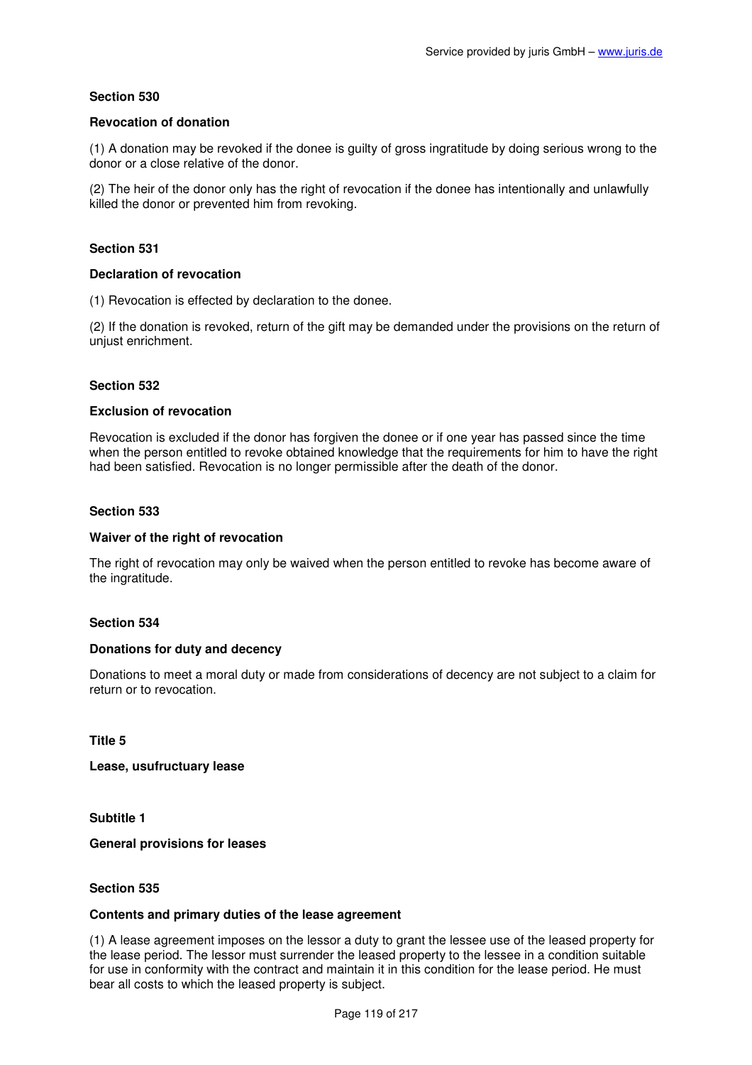### Section 530

#### Revocation of donation

(1) A donation may be revoked if the donee is guilty of gross ingratitude by doing serious wrong to the donor or a close relative of the donor.

(2) The heir of the donor only has the right of revocation if the donee has intentionally and unlawfully killed the donor or prevented him from revoking.

### Section 531

#### Declaration of revocation

(1) Revocation is effected by declaration to the donee.

(2) If the donation is revoked, return of the gift may be demanded under the provisions on the return of unjust enrichment.

### Section 532

#### Exclusion of revocation

Revocation is excluded if the donor has forgiven the donee or if one year has passed since the time when the person entitled to revoke obtained knowledge that the requirements for him to have the right had been satisfied. Revocation is no longer permissible after the death of the donor.

### Section 533

#### Waiver of the right of revocation

The right of revocation may only be waived when the person entitled to revoke has become aware of the ingratitude.

### Section 534

#### Donations for duty and decency

Donations to meet a moral duty or made from considerations of decency are not subject to a claim for return or to revocation.

## Title 5

## Lease, usufructuary lease

## Subtitle 1

## General provisions for leases

### Section 535

#### Contents and primary duties of the lease agreement

(1) A lease agreement imposes on the lessor a duty to grant the lessee use of the leased property for the lease period. The lessor must surrender the leased property to the lessee in a condition suitable for use in conformity with the contract and maintain it in this condition for the lease period. He must bear all costs to which the leased property is subject.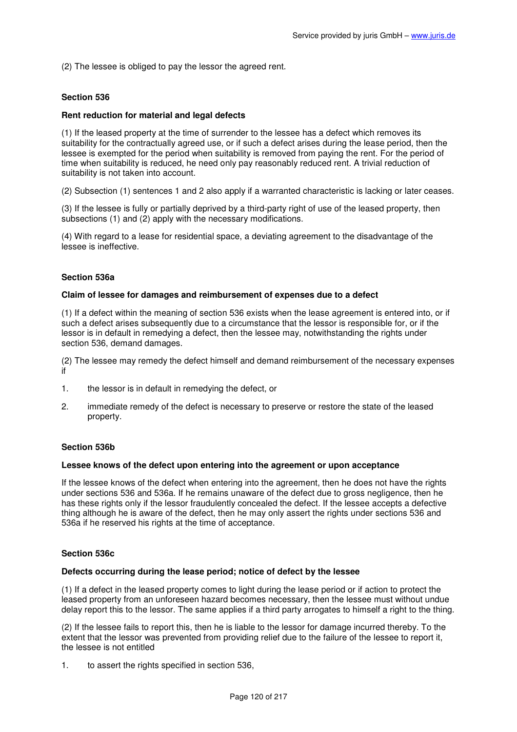(2) The lessee is obliged to pay the lessor the agreed rent.

### Section 536

**Rent reduction for material and legal defects**

(1) If the leased property at the time of surrender to the lessee has a defect which removes its suitability for the contractually agreed use, or if such a defect arises during the lease period, then the lessee is exempted for the period when suitability is removed from paying the rent. For the period of time when suitability is reduced, he need only pay reasonably reduced rent. A trivial reduction of suitability is not taken into account.

(2) Subsection (1) sentences 1 and 2 also apply if a warranted characteristic is lacking or later ceases.

(3) If the lessee is fully or partially deprived by a third-party right of use of the leased property, then subsections (1) and (2) apply with the necessary modifications.

(4) With regard to a lease for residential space, a deviating agreement to the disadvantage of the lessee is ineffective.

### Section 536a

**Claim of lessee for damages and reimbursement of expenses due to a defect**

(1) If a defect within the meaning of section 536 exists when the lease agreement is entered into, or if such a defect arises subsequently due to a circumstance that the lessor is responsible for, or if the lessor is in default in remedying a defect, then the lessee may, notwithstanding the rights under section 536, demand damages.

(2) The lessee may remedy the defect himself and demand reimbursement of the necessary expenses if

1. the lessor is in default in remedying the defect, or
2. immediate remedy of the defect is necessary to preserve or restore the state of the leased property.

### Section 536b

**Lessee knows of the defect upon entering into the agreement or upon acceptance**

If the lessee knows of the defect when entering into the agreement, then he does not have the rights under sections 536 and 536a. If he remains unaware of the defect due to gross negligence, then he has these rights only if the lessor fraudulently concealed the defect. If the lessee accepts a defective thing although he is aware of the defect, then he may only assert the rights under sections 536 and 536a if he reserved his rights at the time of acceptance.

### Section 536c

**Defects occurring during the lease period; notice of defect by the lessee**

(1) If a defect in the leased property comes to light during the lease period or if action to protect the leased property from an unforeseen hazard becomes necessary, then the lessee must without undue delay report this to the lessor. The same applies if a third party arrogates to himself a right to the thing.

(2) If the lessee fails to report this, then he is liable to the lessor for damage incurred thereby. To the extent that the lessor was prevented from providing relief due to the failure of the lessee to report it, the lessee is not entitled

1. to assert the rights specified in section 536,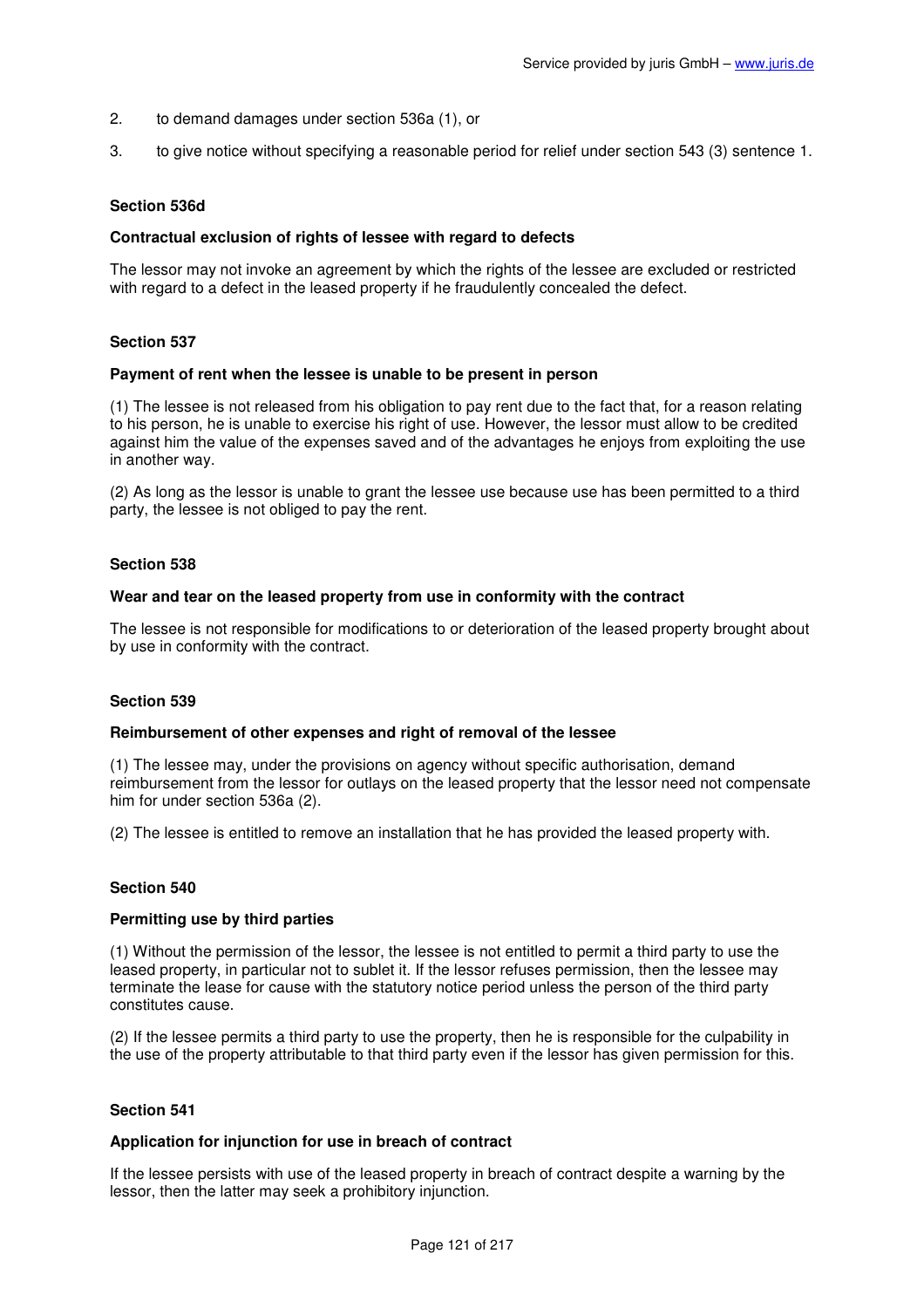2. to demand damages under section 536a (1), or

3. to give notice without specifying a reasonable period for relief under section 543 (3) sentence 1.

#### Section 536d

#### Contractual exclusion of rights of lessee with regard to defects

The lessor may not invoke an agreement by which the rights of the lessee are excluded or restricted with regard to a defect in the leased property if he fraudulently concealed the defect.

#### Section 537

#### Payment of rent when the lessee is unable to be present in person

(1) The lessee is not released from his obligation to pay rent due to the fact that, for a reason relating to his person, he is unable to exercise his right of use. However, the lessor must allow to be credited against him the value of the expenses saved and of the advantages he enjoys from exploiting the use in another way.

(2) As long as the lessor is unable to grant the lessee use because use has been permitted to a third party, the lessee is not obliged to pay the rent.

#### Section 538

#### Wear and tear on the leased property from use in conformity with the contract

The lessee is not responsible for modifications to or deterioration of the leased property brought about by use in conformity with the contract.

#### Section 539

#### Reimbursement of other expenses and right of removal of the lessee

(1) The lessee may, under the provisions on agency without specific authorisation, demand reimbursement from the lessor for outlays on the leased property that the lessor need not compensate him for under section 536a (2).

(2) The lessee is entitled to remove an installation that he has provided the leased property with.

#### Section 540

#### Permitting use by third parties

(1) Without the permission of the lessor, the lessee is not entitled to permit a third party to use the leased property, in particular not to sublet it. If the lessor refuses permission, then the lessee may terminate the lease for cause with the statutory notice period unless the person of the third party constitutes cause.

(2) If the lessee permits a third party to use the property, then he is responsible for the culpability in the use of the property attributable to that third party even if the lessor has given permission for this.

#### Section 541

#### Application for injunction for use in breach of contract

If the lessee persists with use of the leased property in breach of contract despite a warning by the lessor, then the latter may seek a prohibitory injunction.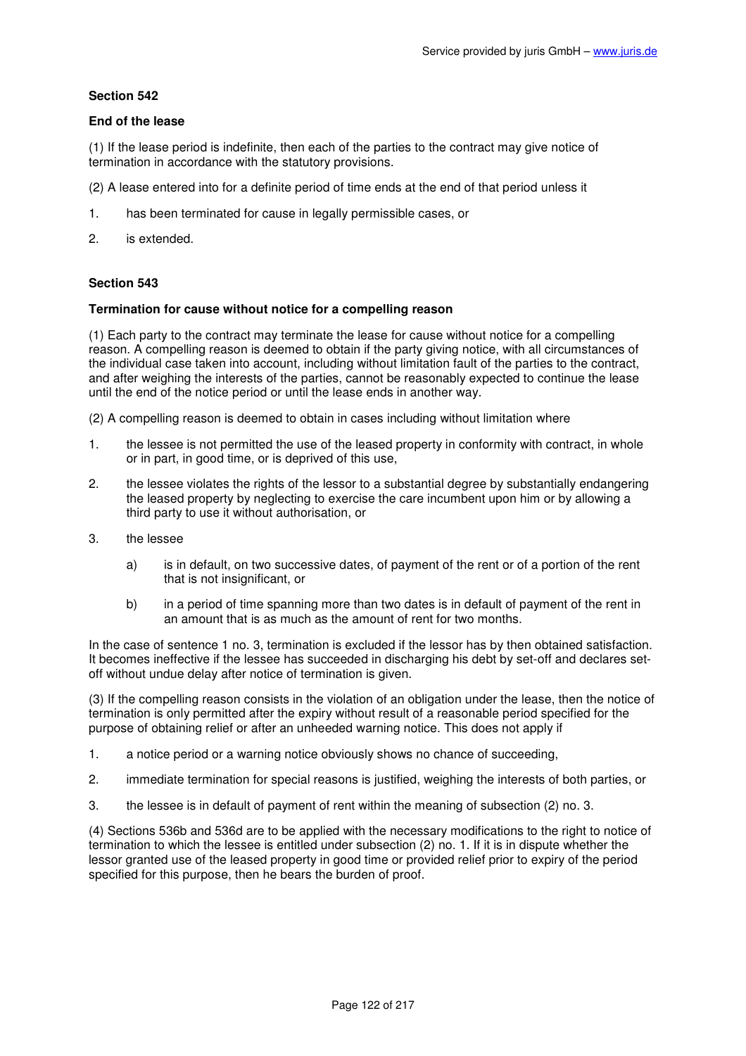**Section 542**

**End of the lease**

(1) If the lease period is indefinite, then each of the parties to the contract may give notice of termination in accordance with the statutory provisions.

(2) A lease entered into for a definite period of time ends at the end of that period unless it

1. has been terminated for cause in legally permissible cases, or
2. is extended.

**Section 543**

**Termination for cause without notice for a compelling reason**

(1) Each party to the contract may terminate the lease for cause without notice for a compelling reason. A compelling reason is deemed to obtain if the party giving notice, with all circumstances of the individual case taken into account, including without limitation fault of the parties to the contract, and after weighing the interests of the parties, cannot be reasonably expected to continue the lease until the end of the notice period or until the lease ends in another way.

(2) A compelling reason is deemed to obtain in cases including without limitation where

1. the lessee is not permitted the use of the leased property in conformity with contract, in whole or in part, in good time, or is deprived of this use,
2. the lessee violates the rights of the lessor to a substantial degree by substantially endangering the leased property by neglecting to exercise the care incumbent upon him or by allowing a third party to use it without authorisation, or
3. the lessee
   a) is in default, on two successive dates, of payment of the rent or of a portion of the rent that is not insignificant, or
   b) in a period of time spanning more than two dates is in default of payment of the rent in an amount that is as much as the amount of rent for two months.

In the case of sentence 1 no. 3, termination is excluded if the lessor has by then obtained satisfaction. It becomes ineffective if the lessee has succeeded in discharging his debt by set-off and declares set-off without undue delay after notice of termination is given.

(3) If the compelling reason consists in the violation of an obligation under the lease, then the notice of termination is only permitted after the expiry without result of a reasonable period specified for the purpose of obtaining relief or after an unheeded warning notice. This does not apply if

1. a notice period or a warning notice obviously shows no chance of succeeding,
2. immediate termination for special reasons is justified, weighing the interests of both parties, or
3. the lessee is in default of payment of rent within the meaning of subsection (2) no. 3.

(4) Sections 536b and 536d are to be applied with the necessary modifications to the right to notice of termination to which the lessee is entitled under subsection (2) no. 1. If it is in dispute whether the lessor granted use of the leased property in good time or provided relief prior to expiry of the period specified for this purpose, then he bears the burden of proof.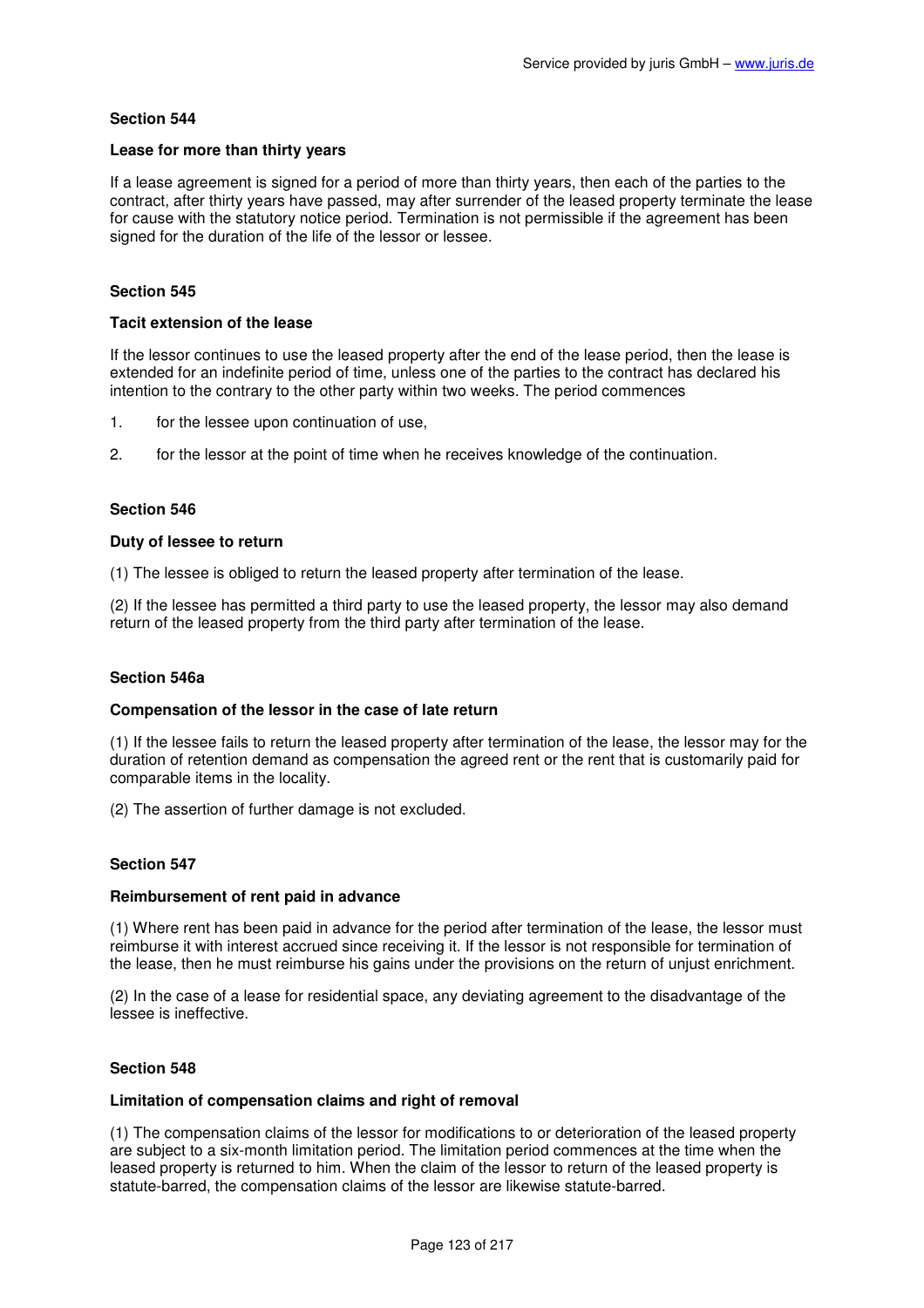### Section 544

#### Lease for more than thirty years

If a lease agreement is signed for a period of more than thirty years, then each of the parties to the contract, after thirty years have passed, may after surrender of the leased property terminate the lease for cause with the statutory notice period. Termination is not permissible if the agreement has been signed for the duration of the life of the lessor or lessee.

### Section 545

#### Tacit extension of the lease

If the lessor continues to use the leased property after the end of the lease period, then the lease is extended for an indefinite period of time, unless one of the parties to the contract has declared his intention to the contrary to the other party within two weeks. The period commences

1. for the lessee upon continuation of use,
2. for the lessor at the point of time when he receives knowledge of the continuation.

### Section 546

#### Duty of lessee to return

(1) The lessee is obliged to return the leased property after termination of the lease.

(2) If the lessee has permitted a third party to use the leased property, the lessor may also demand return of the leased property from the third party after termination of the lease.

### Section 546a

#### Compensation of the lessor in the case of late return

(1) If the lessee fails to return the leased property after termination of the lease, the lessor may for the duration of retention demand as compensation the agreed rent or the rent that is customarily paid for comparable items in the locality.

(2) The assertion of further damage is not excluded.

### Section 547

#### Reimbursement of rent paid in advance

(1) Where rent has been paid in advance for the period after termination of the lease, the lessor must reimburse it with interest accrued since receiving it. If the lessor is not responsible for termination of the lease, then he must reimburse his gains under the provisions on the return of unjust enrichment.

(2) In the case of a lease for residential space, any deviating agreement to the disadvantage of the lessee is ineffective.

### Section 548

#### Limitation of compensation claims and right of removal

(1) The compensation claims of the lessor for modifications to or deterioration of the leased property are subject to a six-month limitation period. The limitation period commences at the time when the leased property is returned to him. When the claim of the lessor to return of the leased property is statute-barred, the compensation claims of the lessor are likewise statute-barred.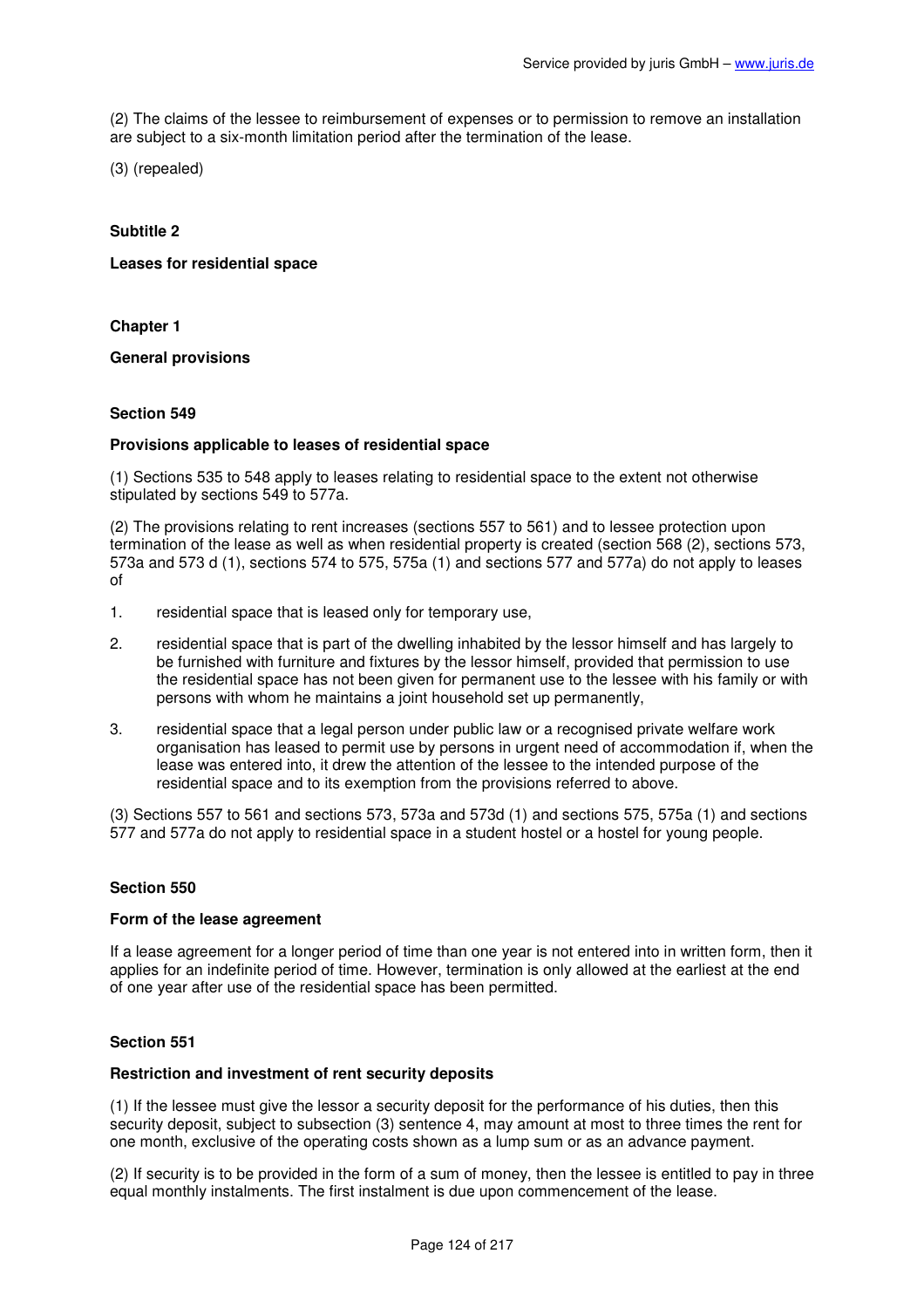(2) The claims of the lessee to reimbursement of expenses or to permission to remove an installation are subject to a six-month limitation period after the termination of the lease.

(3) (repealed)

## Subtitle 2

## Leases for residential space

### Chapter 1

### General provisions

#### Section 549

#### Provisions applicable to leases of residential space

(1) Sections 535 to 548 apply to leases relating to residential space to the extent not otherwise stipulated by sections 549 to 577a.

(2) The provisions relating to rent increases (sections 557 to 561) and to lessee protection upon termination of the lease as well as when residential property is created (section 568 (2), sections 573, 573a and 573 d (1), sections 574 to 575, 575a (1) and sections 577 and 577a) do not apply to leases of

1. residential space that is leased only for temporary use,
2. residential space that is part of the dwelling inhabited by the lessor himself and has largely to be furnished with furniture and fixtures by the lessor himself, provided that permission to use the residential space has not been given for permanent use to the lessee with his family or with persons with whom he maintains a joint household set up permanently,
3. residential space that a legal person under public law or a recognised private welfare work organisation has leased to permit use by persons in urgent need of accommodation if, when the lease was entered into, it drew the attention of the lessee to the intended purpose of the residential space and to its exemption from the provisions referred to above.

(3) Sections 557 to 561 and sections 573, 573a and 573d (1) and sections 575, 575a (1) and sections 577 and 577a do not apply to residential space in a student hostel or a hostel for young people.

#### Section 550

#### Form of the lease agreement

If a lease agreement for a longer period of time than one year is not entered into in written form, then it applies for an indefinite period of time. However, termination is only allowed at the earliest at the end of one year after use of the residential space has been permitted.

#### Section 551

#### Restriction and investment of rent security deposits

(1) If the lessee must give the lessor a security deposit for the performance of his duties, then this security deposit, subject to subsection (3) sentence 4, may amount at most to three times the rent for one month, exclusive of the operating costs shown as a lump sum or as an advance payment.

(2) If security is to be provided in the form of a sum of money, then the lessee is entitled to pay in three equal monthly instalments. The first instalment is due upon commencement of the lease.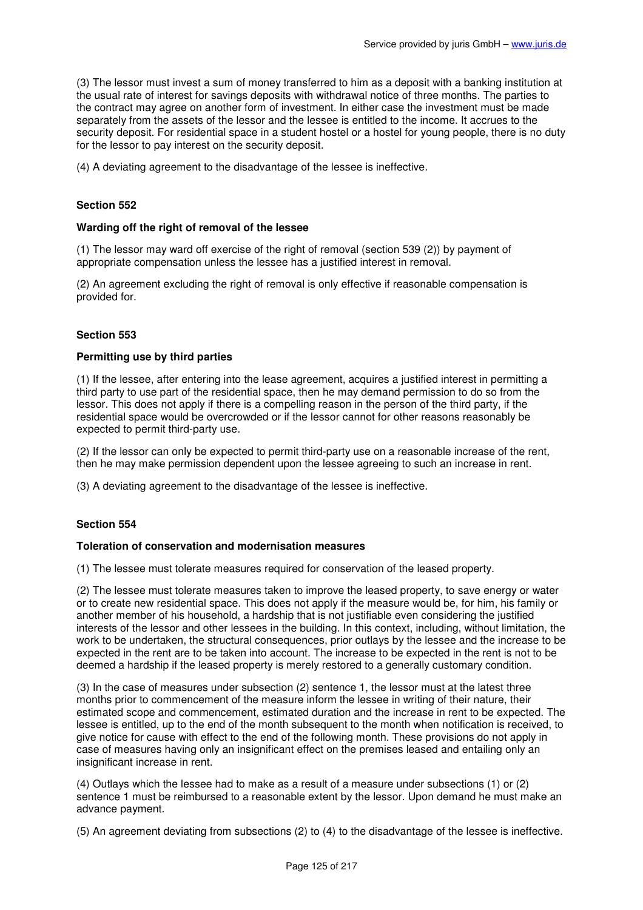(3) The lessor must invest a sum of money transferred to him as a deposit with a banking institution at the usual rate of interest for savings deposits with withdrawal notice of three months. The parties to the contract may agree on another form of investment. In either case the investment must be made separately from the assets of the lessor and the lessee is entitled to the income. It accrues to the security deposit. For residential space in a student hostel or a hostel for young people, there is no duty for the lessor to pay interest on the security deposit.

(4) A deviating agreement to the disadvantage of the lessee is ineffective.

### Section 552

#### Warding off the right of removal of the lessee

(1) The lessor may ward off exercise of the right of removal (section 539 (2)) by payment of appropriate compensation unless the lessee has a justified interest in removal.

(2) An agreement excluding the right of removal is only effective if reasonable compensation is provided for.

### Section 553

#### Permitting use by third parties

(1) If the lessee, after entering into the lease agreement, acquires a justified interest in permitting a third party to use part of the residential space, then he may demand permission to do so from the lessor. This does not apply if there is a compelling reason in the person of the third party, if the residential space would be overcrowded or if the lessor cannot for other reasons reasonably be expected to permit third-party use.

(2) If the lessor can only be expected to permit third-party use on a reasonable increase of the rent, then he may make permission dependent upon the lessee agreeing to such an increase in rent.

(3) A deviating agreement to the disadvantage of the lessee is ineffective.

### Section 554

#### Toleration of conservation and modernisation measures

(1) The lessee must tolerate measures required for conservation of the leased property.

(2) The lessee must tolerate measures taken to improve the leased property, to save energy or water or to create new residential space. This does not apply if the measure would be, for him, his family or another member of his household, a hardship that is not justifiable even considering the justified interests of the lessor and other lessees in the building. In this context, including, without limitation, the work to be undertaken, the structural consequences, prior outlays by the lessee and the increase to be expected in the rent are to be taken into account. The increase to be expected in the rent is not to be deemed a hardship if the leased property is merely restored to a generally customary condition.

(3) In the case of measures under subsection (2) sentence 1, the lessor must at the latest three months prior to commencement of the measure inform the lessee in writing of their nature, their estimated scope and commencement, estimated duration and the increase in rent to be expected. The lessee is entitled, up to the end of the month subsequent to the month when notification is received, to give notice for cause with effect to the end of the following month. These provisions do not apply in case of measures having only an insignificant effect on the premises leased and entailing only an insignificant increase in rent.

(4) Outlays which the lessee had to make as a result of a measure under subsections (1) or (2) sentence 1 must be reimbursed to a reasonable extent by the lessor. Upon demand he must make an advance payment.

(5) An agreement deviating from subsections (2) to (4) to the disadvantage of the lessee is ineffective.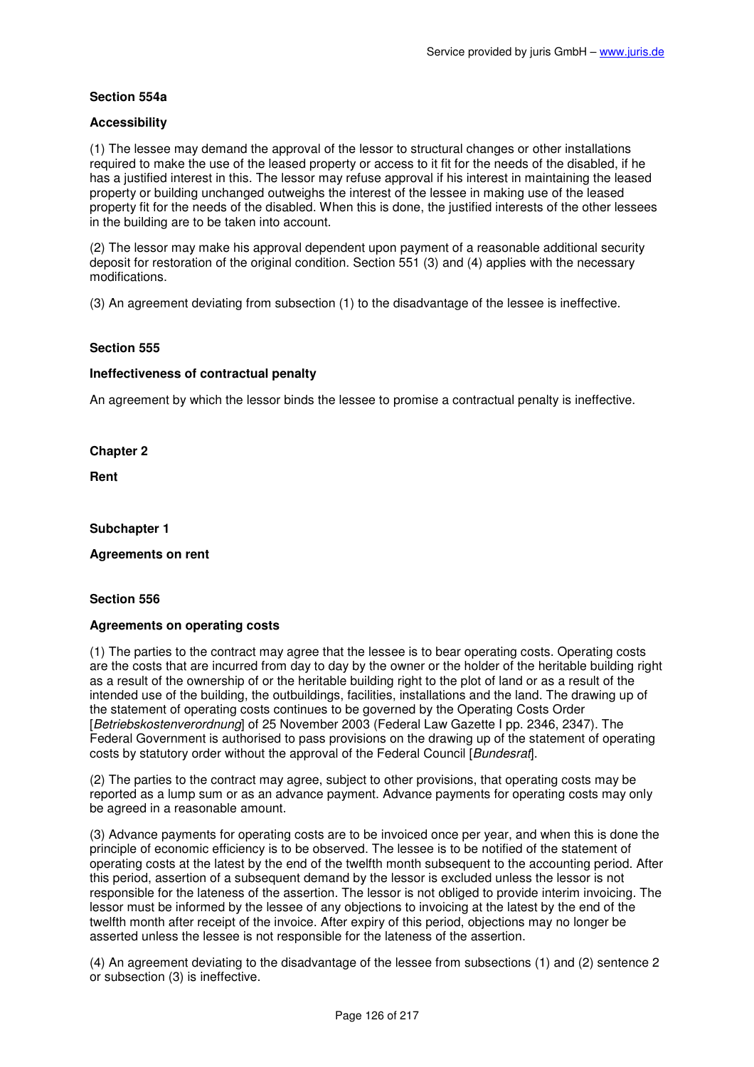**Section 554a**

**Accessibility**

(1) The lessee may demand the approval of the lessor to structural changes or other installations required to make the use of the leased property or access to it fit for the needs of the disabled, if he has a justified interest in this. The lessor may refuse approval if his interest in maintaining the leased property or building unchanged outweighs the interest of the lessee in making use of the leased property fit for the needs of the disabled. When this is done, the justified interests of the other lessees in the building are to be taken into account.

(2) The lessor may make his approval dependent upon payment of a reasonable additional security deposit for restoration of the original condition. Section 551 (3) and (4) applies with the necessary modifications.

(3) An agreement deviating from subsection (1) to the disadvantage of the lessee is ineffective.

**Section 555**

**Ineffectiveness of contractual penalty**

An agreement by which the lessor binds the lessee to promise a contractual penalty is ineffective.

**Chapter 2**

**Rent**

**Subchapter 1**

**Agreements on rent**

**Section 556**

**Agreements on operating costs**

(1) The parties to the contract may agree that the lessee is to bear operating costs. Operating costs are the costs that are incurred from day to day by the owner or the holder of the heritable building right as a result of the ownership of or the heritable building right to the plot of land or as a result of the intended use of the building, the outbuildings, facilities, installations and the land. The drawing up of the statement of operating costs continues to be governed by the Operating Costs Order [*Betriebskostenverordnung*] of 25 November 2003 (Federal Law Gazette I pp. 2346, 2347). The Federal Government is authorised to pass provisions on the drawing up of the statement of operating costs by statutory order without the approval of the Federal Council [*Bundesrat*].

(2) The parties to the contract may agree, subject to other provisions, that operating costs may be reported as a lump sum or as an advance payment. Advance payments for operating costs may only be agreed in a reasonable amount.

(3) Advance payments for operating costs are to be invoiced once per year, and when this is done the principle of economic efficiency is to be observed. The lessee is to be notified of the statement of operating costs at the latest by the end of the twelfth month subsequent to the accounting period. After this period, assertion of a subsequent demand by the lessor is excluded unless the lessor is not responsible for the lateness of the assertion. The lessor is not obliged to provide interim invoicing. The lessor must be informed by the lessee of any objections to invoicing at the latest by the end of the twelfth month after receipt of the invoice. After expiry of this period, objections may no longer be asserted unless the lessee is not responsible for the lateness of the assertion.

(4) An agreement deviating to the disadvantage of the lessee from subsections (1) and (2) sentence 2 or subsection (3) is ineffective.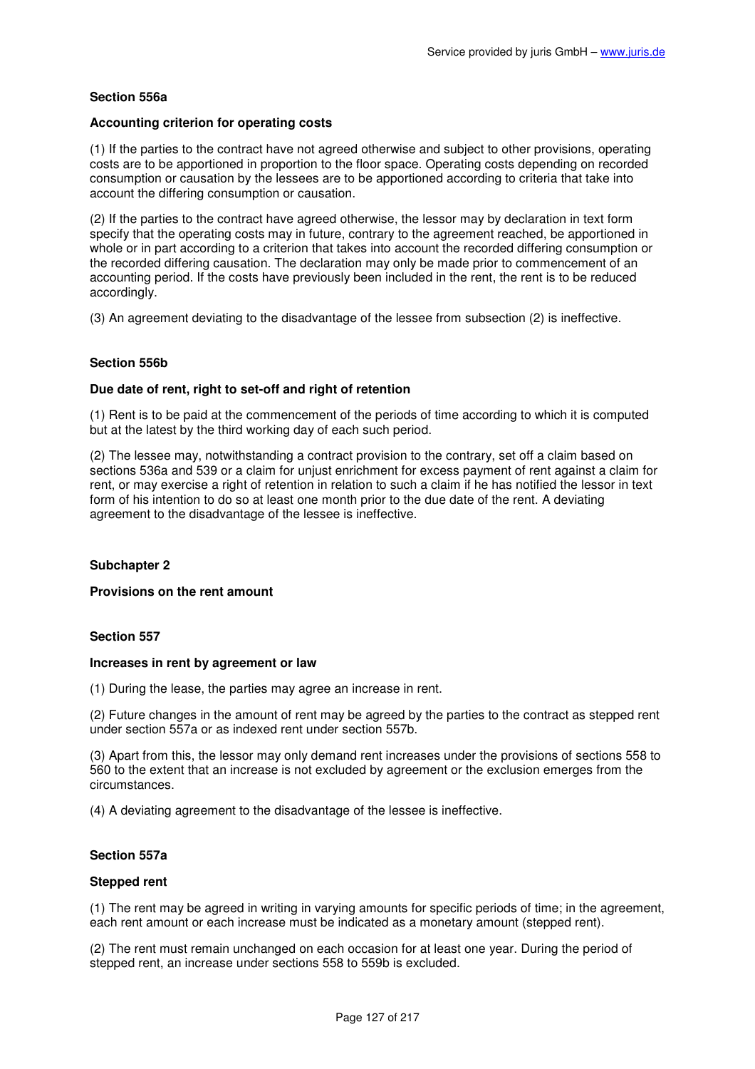### Section 556a

#### Accounting criterion for operating costs

(1) If the parties to the contract have not agreed otherwise and subject to other provisions, operating costs are to be apportioned in proportion to the floor space. Operating costs depending on recorded consumption or causation by the lessees are to be apportioned according to criteria that take into account the differing consumption or causation.

(2) If the parties to the contract have agreed otherwise, the lessor may by declaration in text form specify that the operating costs may in future, contrary to the agreement reached, be apportioned in whole or in part according to a criterion that takes into account the recorded differing consumption or the recorded differing causation. The declaration may only be made prior to commencement of an accounting period. If the costs have previously been included in the rent, the rent is to be reduced accordingly.

(3) An agreement deviating to the disadvantage of the lessee from subsection (2) is ineffective.

### Section 556b

#### Due date of rent, right to set-off and right of retention

(1) Rent is to be paid at the commencement of the periods of time according to which it is computed but at the latest by the third working day of each such period.

(2) The lessee may, notwithstanding a contract provision to the contrary, set off a claim based on sections 536a and 539 or a claim for unjust enrichment for excess payment of rent against a claim for rent, or may exercise a right of retention in relation to such a claim if he has notified the lessor in text form of his intention to do so at least one month prior to the due date of the rent. A deviating agreement to the disadvantage of the lessee is ineffective.

## Subchapter 2

### Provisions on the rent amount

### Section 557

#### Increases in rent by agreement or law

(1) During the lease, the parties may agree an increase in rent.

(2) Future changes in the amount of rent may be agreed by the parties to the contract as stepped rent under section 557a or as indexed rent under section 557b.

(3) Apart from this, the lessor may only demand rent increases under the provisions of sections 558 to 560 to the extent that an increase is not excluded by agreement or the exclusion emerges from the circumstances.

(4) A deviating agreement to the disadvantage of the lessee is ineffective.

### Section 557a

#### Stepped rent

(1) The rent may be agreed in writing in varying amounts for specific periods of time; in the agreement, each rent amount or each increase must be indicated as a monetary amount (stepped rent).

(2) The rent must remain unchanged on each occasion for at least one year. During the period of stepped rent, an increase under sections 558 to 559b is excluded.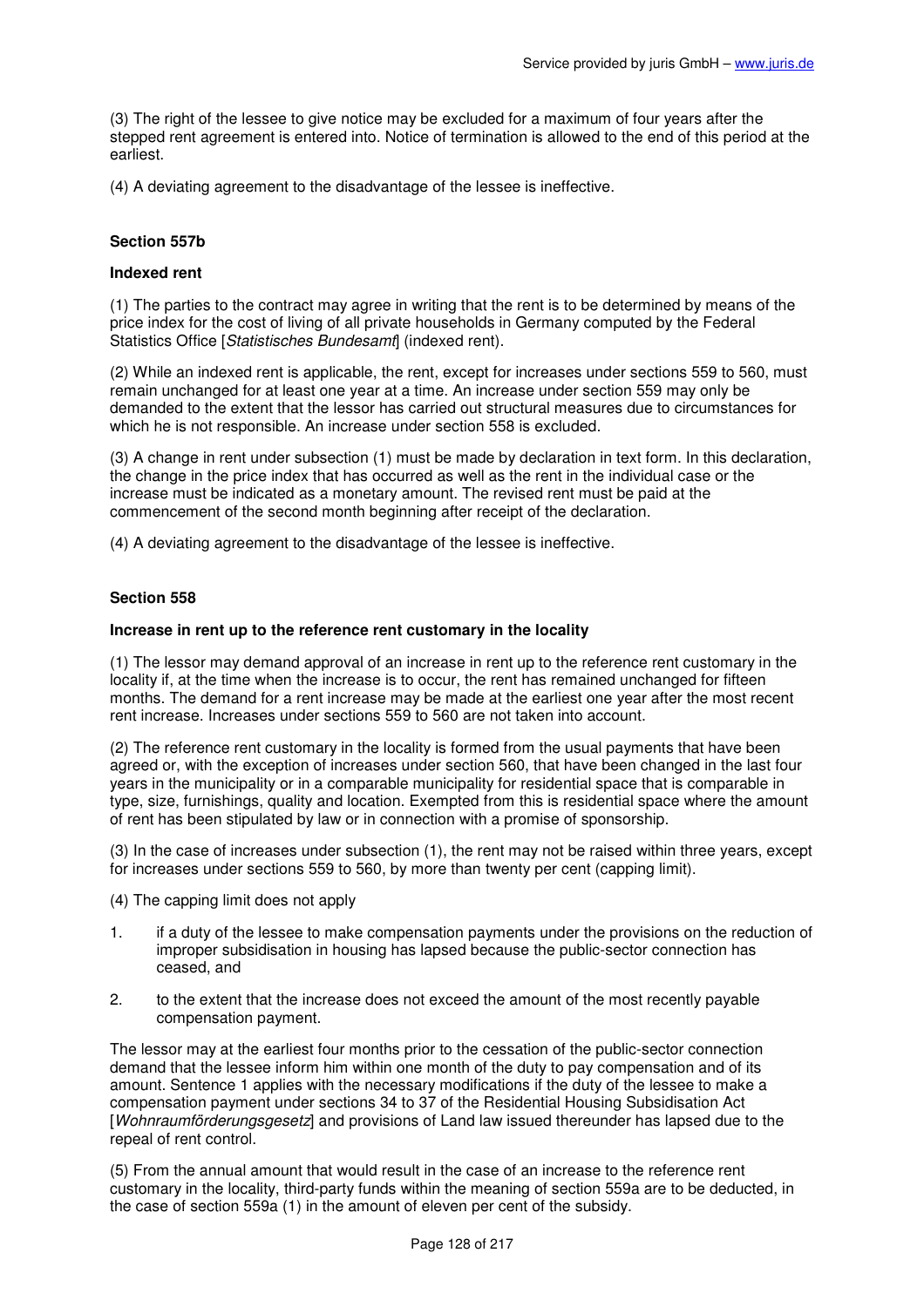(3) The right of the lessee to give notice may be excluded for a maximum of four years after the stepped rent agreement is entered into. Notice of termination is allowed to the end of this period at the earliest.

(4) A deviating agreement to the disadvantage of the lessee is ineffective.

#### Section 557b

#### Indexed rent

(1) The parties to the contract may agree in writing that the rent is to be determined by means of the price index for the cost of living of all private households in Germany computed by the Federal Statistics Office [*Statistisches Bundesamt*] (indexed rent).

(2) While an indexed rent is applicable, the rent, except for increases under sections 559 to 560, must remain unchanged for at least one year at a time. An increase under section 559 may only be demanded to the extent that the lessor has carried out structural measures due to circumstances for which he is not responsible. An increase under section 558 is excluded.

(3) A change in rent under subsection (1) must be made by declaration in text form. In this declaration, the change in the price index that has occurred as well as the rent in the individual case or the increase must be indicated as a monetary amount. The revised rent must be paid at the commencement of the second month beginning after receipt of the declaration.

(4) A deviating agreement to the disadvantage of the lessee is ineffective.

#### Section 558

#### Increase in rent up to the reference rent customary in the locality

(1) The lessor may demand approval of an increase in rent up to the reference rent customary in the locality if, at the time when the increase is to occur, the rent has remained unchanged for fifteen months. The demand for a rent increase may be made at the earliest one year after the most recent rent increase. Increases under sections 559 to 560 are not taken into account.

(2) The reference rent customary in the locality is formed from the usual payments that have been agreed or, with the exception of increases under section 560, that have been changed in the last four years in the municipality or in a comparable municipality for residential space that is comparable in type, size, furnishings, quality and location. Exempted from this is residential space where the amount of rent has been stipulated by law or in connection with a promise of sponsorship.

(3) In the case of increases under subsection (1), the rent may not be raised within three years, except for increases under sections 559 to 560, by more than twenty per cent (capping limit).

(4) The capping limit does not apply

1. if a duty of the lessee to make compensation payments under the provisions on the reduction of improper subsidisation in housing has lapsed because the public-sector connection has ceased, and
2. to the extent that the increase does not exceed the amount of the most recently payable compensation payment.

The lessor may at the earliest four months prior to the cessation of the public-sector connection demand that the lessee inform him within one month of the duty to pay compensation and of its amount. Sentence 1 applies with the necessary modifications if the duty of the lessee to make a compensation payment under sections 34 to 37 of the Residential Housing Subsidisation Act [*Wohnraumförderungsgesetz*] and provisions of Land law issued thereunder has lapsed due to the repeal of rent control.

(5) From the annual amount that would result in the case of an increase to the reference rent customary in the locality, third-party funds within the meaning of section 559a are to be deducted, in the case of section 559a (1) in the amount of eleven per cent of the subsidy.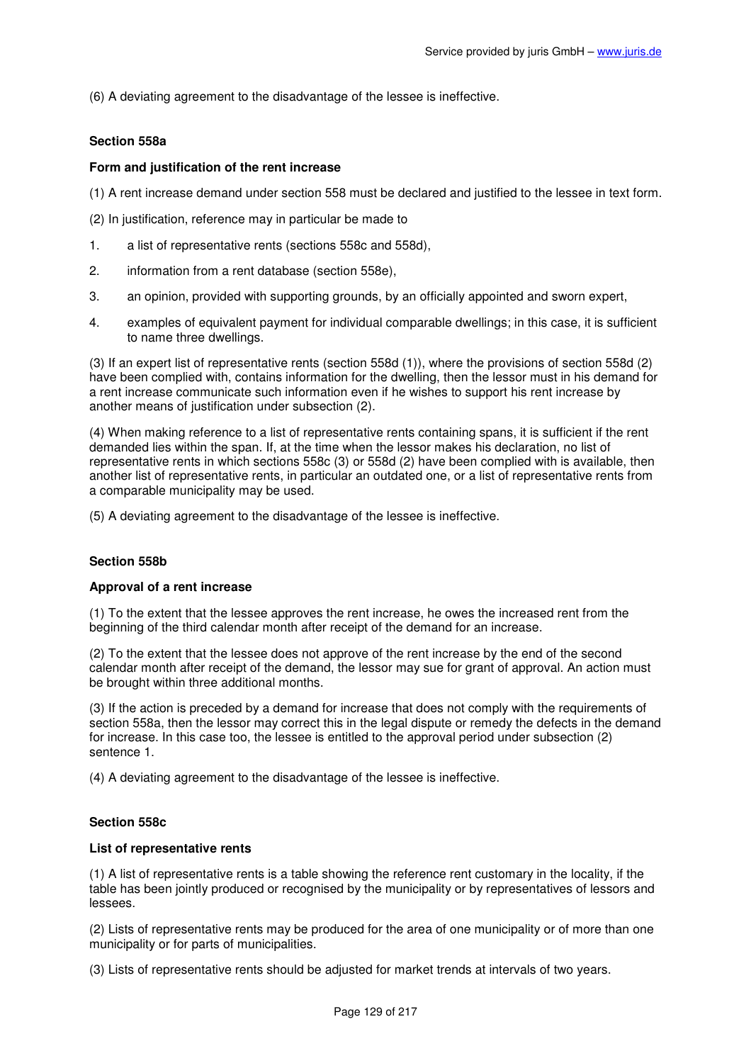(6) A deviating agreement to the disadvantage of the lessee is ineffective.

### Section 558a

### Form and justification of the rent increase

(1) A rent increase demand under section 558 must be declared and justified to the lessee in text form.

(2) In justification, reference may in particular be made to

1. a list of representative rents (sections 558c and 558d),
2. information from a rent database (section 558e),
3. an opinion, provided with supporting grounds, by an officially appointed and sworn expert,
4. examples of equivalent payment for individual comparable dwellings; in this case, it is sufficient to name three dwellings.

(3) If an expert list of representative rents (section 558d (1)), where the provisions of section 558d (2) have been complied with, contains information for the dwelling, then the lessor must in his demand for a rent increase communicate such information even if he wishes to support his rent increase by another means of justification under subsection (2).

(4) When making reference to a list of representative rents containing spans, it is sufficient if the rent demanded lies within the span. If, at the time when the lessor makes his declaration, no list of representative rents in which sections 558c (3) or 558d (2) have been complied with is available, then another list of representative rents, in particular an outdated one, or a list of representative rents from a comparable municipality may be used.

(5) A deviating agreement to the disadvantage of the lessee is ineffective.

### Section 558b

### Approval of a rent increase

(1) To the extent that the lessee approves the rent increase, he owes the increased rent from the beginning of the third calendar month after receipt of the demand for an increase.

(2) To the extent that the lessee does not approve of the rent increase by the end of the second calendar month after receipt of the demand, the lessor may sue for grant of approval. An action must be brought within three additional months.

(3) If the action is preceded by a demand for increase that does not comply with the requirements of section 558a, then the lessor may correct this in the legal dispute or remedy the defects in the demand for increase. In this case too, the lessee is entitled to the approval period under subsection (2) sentence 1.

(4) A deviating agreement to the disadvantage of the lessee is ineffective.

### Section 558c

### List of representative rents

(1) A list of representative rents is a table showing the reference rent customary in the locality, if the table has been jointly produced or recognised by the municipality or by representatives of lessors and lessees.

(2) Lists of representative rents may be produced for the area of one municipality or of more than one municipality or for parts of municipalities.

(3) Lists of representative rents should be adjusted for market trends at intervals of two years.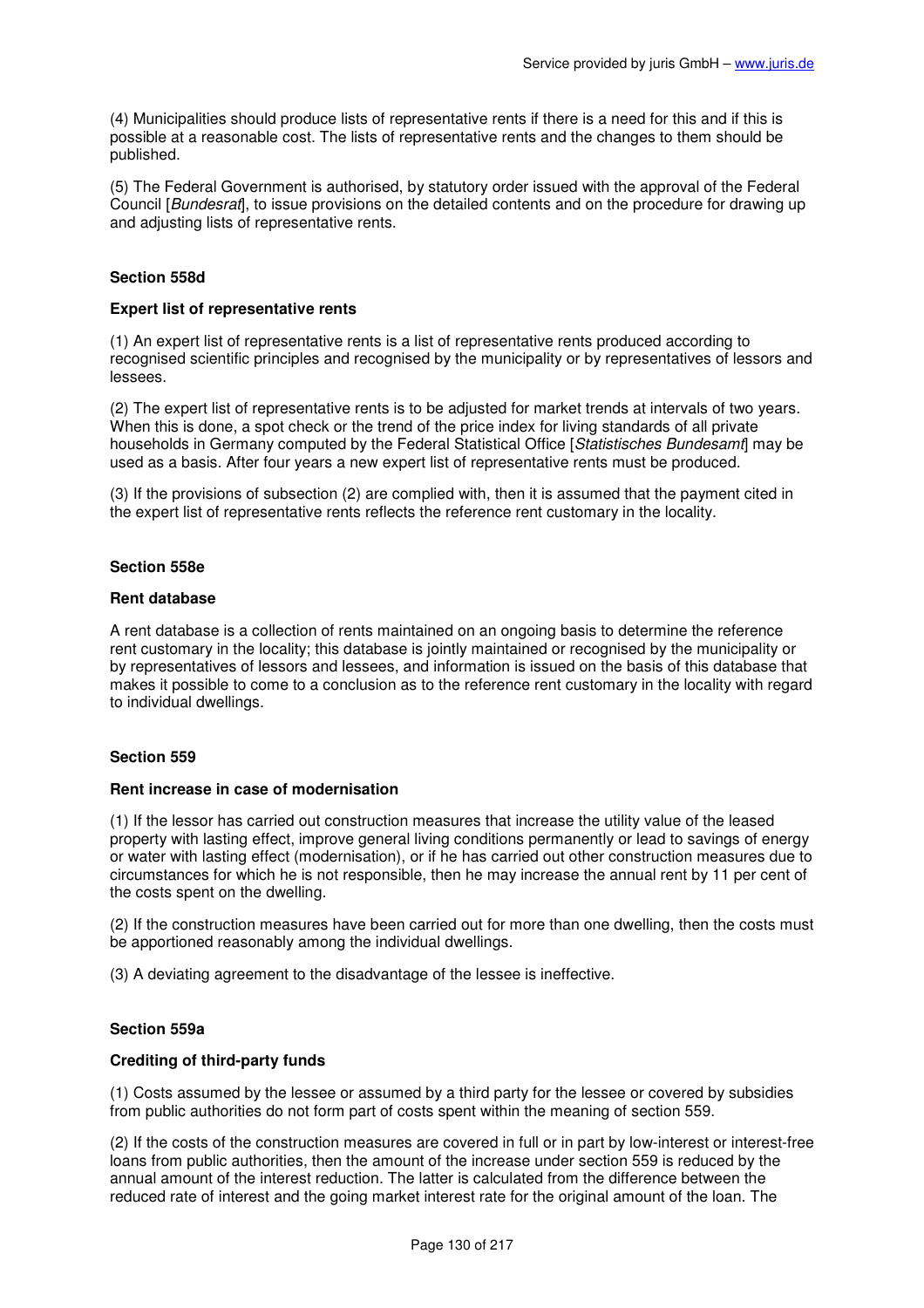(4) Municipalities should produce lists of representative rents if there is a need for this and if this is possible at a reasonable cost. The lists of representative rents and the changes to them should be published.

(5) The Federal Government is authorised, by statutory order issued with the approval of the Federal Council [*Bundesrat*], to issue provisions on the detailed contents and on the procedure for drawing up and adjusting lists of representative rents.

#### Section 558d

#### Expert list of representative rents

(1) An expert list of representative rents is a list of representative rents produced according to recognised scientific principles and recognised by the municipality or by representatives of lessors and lessees.

(2) The expert list of representative rents is to be adjusted for market trends at intervals of two years. When this is done, a spot check or the trend of the price index for living standards of all private households in Germany computed by the Federal Statistical Office [*Statistisches Bundesamt*] may be used as a basis. After four years a new expert list of representative rents must be produced.

(3) If the provisions of subsection (2) are complied with, then it is assumed that the payment cited in the expert list of representative rents reflects the reference rent customary in the locality.

#### Section 558e

#### Rent database

A rent database is a collection of rents maintained on an ongoing basis to determine the reference rent customary in the locality; this database is jointly maintained or recognised by the municipality or by representatives of lessors and lessees, and information is issued on the basis of this database that makes it possible to come to a conclusion as to the reference rent customary in the locality with regard to individual dwellings.

#### Section 559

#### Rent increase in case of modernisation

(1) If the lessor has carried out construction measures that increase the utility value of the leased property with lasting effect, improve general living conditions permanently or lead to savings of energy or water with lasting effect (modernisation), or if he has carried out other construction measures due to circumstances for which he is not responsible, then he may increase the annual rent by 11 per cent of the costs spent on the dwelling.

(2) If the construction measures have been carried out for more than one dwelling, then the costs must be apportioned reasonably among the individual dwellings.

(3) A deviating agreement to the disadvantage of the lessee is ineffective.

#### Section 559a

#### Crediting of third-party funds

(1) Costs assumed by the lessee or assumed by a third party for the lessee or covered by subsidies from public authorities do not form part of costs spent within the meaning of section 559.

(2) If the costs of the construction measures are covered in full or in part by low-interest or interest-free loans from public authorities, then the amount of the increase under section 559 is reduced by the annual amount of the interest reduction. The latter is calculated from the difference between the reduced rate of interest and the going market interest rate for the original amount of the loan. The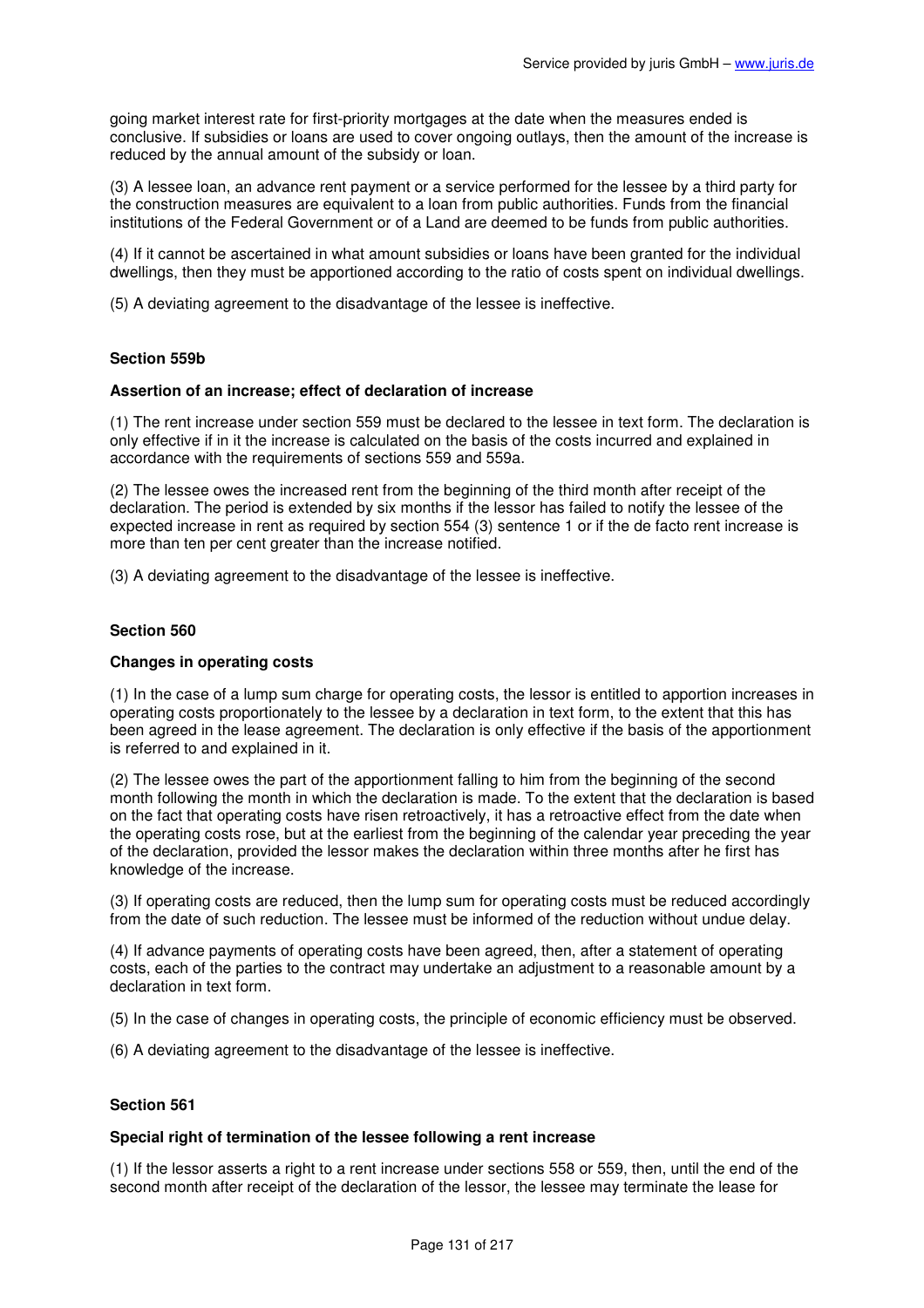going market interest rate for first-priority mortgages at the date when the measures ended is conclusive. If subsidies or loans are used to cover ongoing outlays, then the amount of the increase is reduced by the annual amount of the subsidy or loan.

(3) A lessee loan, an advance rent payment or a service performed for the lessee by a third party for the construction measures are equivalent to a loan from public authorities. Funds from the financial institutions of the Federal Government or of a Land are deemed to be funds from public authorities.

(4) If it cannot be ascertained in what amount subsidies or loans have been granted for the individual dwellings, then they must be apportioned according to the ratio of costs spent on individual dwellings.

(5) A deviating agreement to the disadvantage of the lessee is ineffective.

#### Section 559b

#### Assertion of an increase; effect of declaration of increase

(1) The rent increase under section 559 must be declared to the lessee in text form. The declaration is only effective if in it the increase is calculated on the basis of the costs incurred and explained in accordance with the requirements of sections 559 and 559a.

(2) The lessee owes the increased rent from the beginning of the third month after receipt of the declaration. The period is extended by six months if the lessor has failed to notify the lessee of the expected increase in rent as required by section 554 (3) sentence 1 or if the de facto rent increase is more than ten per cent greater than the increase notified.

(3) A deviating agreement to the disadvantage of the lessee is ineffective.

#### Section 560

#### Changes in operating costs

(1) In the case of a lump sum charge for operating costs, the lessor is entitled to apportion increases in operating costs proportionately to the lessee by a declaration in text form, to the extent that this has been agreed in the lease agreement. The declaration is only effective if the basis of the apportionment is referred to and explained in it.

(2) The lessee owes the part of the apportionment falling to him from the beginning of the second month following the month in which the declaration is made. To the extent that the declaration is based on the fact that operating costs have risen retroactively, it has a retroactive effect from the date when the operating costs rose, but at the earliest from the beginning of the calendar year preceding the year of the declaration, provided the lessor makes the declaration within three months after he first has knowledge of the increase.

(3) If operating costs are reduced, then the lump sum for operating costs must be reduced accordingly from the date of such reduction. The lessee must be informed of the reduction without undue delay.

(4) If advance payments of operating costs have been agreed, then, after a statement of operating costs, each of the parties to the contract may undertake an adjustment to a reasonable amount by a declaration in text form.

(5) In the case of changes in operating costs, the principle of economic efficiency must be observed.

(6) A deviating agreement to the disadvantage of the lessee is ineffective.

#### Section 561

#### Special right of termination of the lessee following a rent increase

(1) If the lessor asserts a right to a rent increase under sections 558 or 559, then, until the end of the second month after receipt of the declaration of the lessor, the lessee may terminate the lease for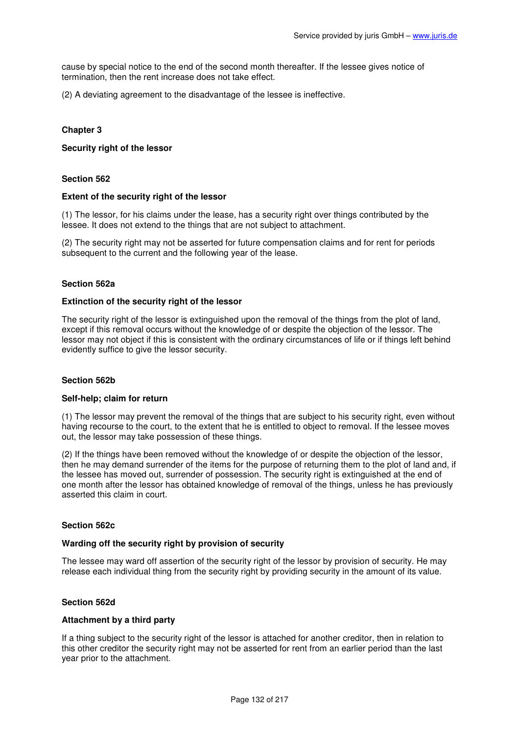cause by special notice to the end of the second month thereafter. If the lessee gives notice of termination, then the rent increase does not take effect.

(2) A deviating agreement to the disadvantage of the lessee is ineffective.

## Chapter 3

## Security right of the lessor

### Section 562

#### Extent of the security right of the lessor

(1) The lessor, for his claims under the lease, has a security right over things contributed by the lessee. It does not extend to the things that are not subject to attachment.

(2) The security right may not be asserted for future compensation claims and for rent for periods subsequent to the current and the following year of the lease.

### Section 562a

#### Extinction of the security right of the lessor

The security right of the lessor is extinguished upon the removal of the things from the plot of land, except if this removal occurs without the knowledge of or despite the objection of the lessor. The lessor may not object if this is consistent with the ordinary circumstances of life or if things left behind evidently suffice to give the lessor security.

### Section 562b

#### Self-help; claim for return

(1) The lessor may prevent the removal of the things that are subject to his security right, even without having recourse to the court, to the extent that he is entitled to object to removal. If the lessee moves out, the lessor may take possession of these things.

(2) If the things have been removed without the knowledge of or despite the objection of the lessor, then he may demand surrender of the items for the purpose of returning them to the plot of land and, if the lessee has moved out, surrender of possession. The security right is extinguished at the end of one month after the lessor has obtained knowledge of removal of the things, unless he has previously asserted this claim in court.

### Section 562c

#### Warding off the security right by provision of security

The lessee may ward off assertion of the security right of the lessor by provision of security. He may release each individual thing from the security right by providing security in the amount of its value.

### Section 562d

#### Attachment by a third party

If a thing subject to the security right of the lessor is attached for another creditor, then in relation to this other creditor the security right may not be asserted for rent from an earlier period than the last year prior to the attachment.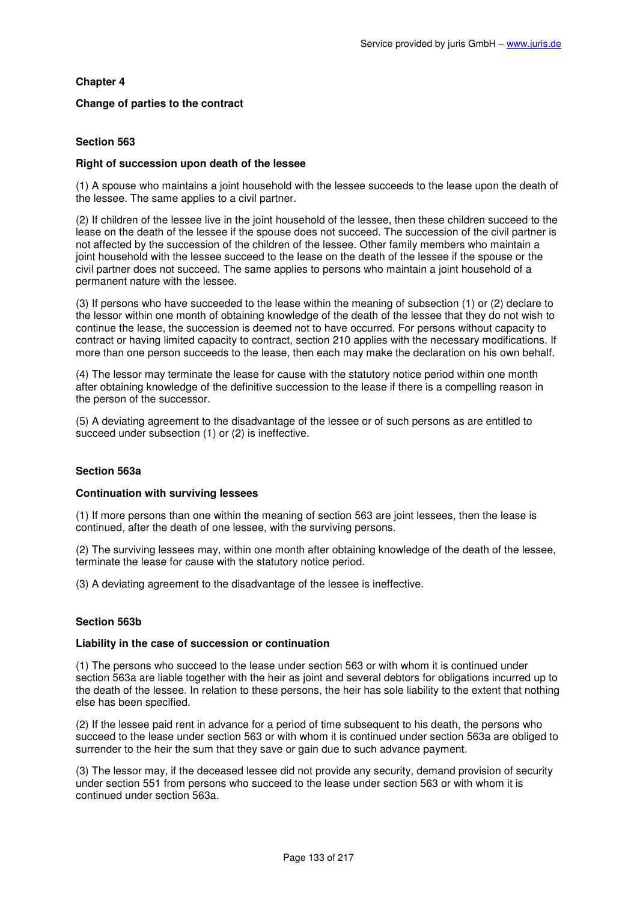## Chapter 4

### Change of parties to the contract

#### Section 563

**Right of succession upon death of the lessee**

(1) A spouse who maintains a joint household with the lessee succeeds to the lease upon the death of the lessee. The same applies to a civil partner.

(2) If children of the lessee live in the joint household of the lessee, then these children succeed to the lease on the death of the lessee if the spouse does not succeed. The succession of the civil partner is not affected by the succession of the children of the lessee. Other family members who maintain a joint household with the lessee succeed to the lease on the death of the lessee if the spouse or the civil partner does not succeed. The same applies to persons who maintain a joint household of a permanent nature with the lessee.

(3) If persons who have succeeded to the lease within the meaning of subsection (1) or (2) declare to the lessor within one month of obtaining knowledge of the death of the lessee that they do not wish to continue the lease, the succession is deemed not to have occurred. For persons without capacity to contract or having limited capacity to contract, section 210 applies with the necessary modifications. If more than one person succeeds to the lease, then each may make the declaration on his own behalf.

(4) The lessor may terminate the lease for cause with the statutory notice period within one month after obtaining knowledge of the definitive succession to the lease if there is a compelling reason in the person of the successor.

(5) A deviating agreement to the disadvantage of the lessee or of such persons as are entitled to succeed under subsection (1) or (2) is ineffective.

#### Section 563a

**Continuation with surviving lessees**

(1) If more persons than one within the meaning of section 563 are joint lessees, then the lease is continued, after the death of one lessee, with the surviving persons.

(2) The surviving lessees may, within one month after obtaining knowledge of the death of the lessee, terminate the lease for cause with the statutory notice period.

(3) A deviating agreement to the disadvantage of the lessee is ineffective.

#### Section 563b

**Liability in the case of succession or continuation**

(1) The persons who succeed to the lease under section 563 or with whom it is continued under section 563a are liable together with the heir as joint and several debtors for obligations incurred up to the death of the lessee. In relation to these persons, the heir has sole liability to the extent that nothing else has been specified.

(2) If the lessee paid rent in advance for a period of time subsequent to his death, the persons who succeed to the lease under section 563 or with whom it is continued under section 563a are obliged to surrender to the heir the sum that they save or gain due to such advance payment.

(3) The lessor may, if the deceased lessee did not provide any security, demand provision of security under section 551 from persons who succeed to the lease under section 563 or with whom it is continued under section 563a.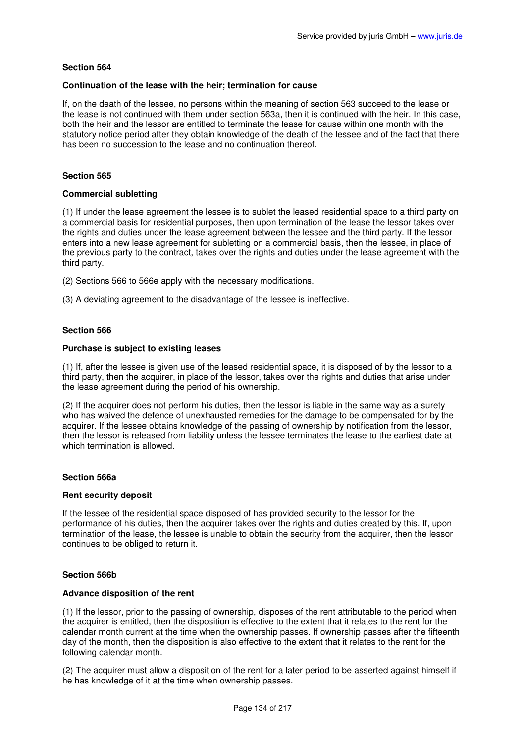**Section 564**

**Continuation of the lease with the heir; termination for cause**

If, on the death of the lessee, no persons within the meaning of section 563 succeed to the lease or the lease is not continued with them under section 563a, then it is continued with the heir. In this case, both the heir and the lessor are entitled to terminate the lease for cause within one month with the statutory notice period after they obtain knowledge of the death of the lessee and of the fact that there has been no succession to the lease and no continuation thereof.

**Section 565**

**Commercial subletting**

(1) If under the lease agreement the lessee is to sublet the leased residential space to a third party on a commercial basis for residential purposes, then upon termination of the lease the lessor takes over the rights and duties under the lease agreement between the lessee and the third party. If the lessor enters into a new lease agreement for subletting on a commercial basis, then the lessee, in place of the previous party to the contract, takes over the rights and duties under the lease agreement with the third party.

(2) Sections 566 to 566e apply with the necessary modifications.

(3) A deviating agreement to the disadvantage of the lessee is ineffective.

**Section 566**

**Purchase is subject to existing leases**

(1) If, after the lessee is given use of the leased residential space, it is disposed of by the lessor to a third party, then the acquirer, in place of the lessor, takes over the rights and duties that arise under the lease agreement during the period of his ownership.

(2) If the acquirer does not perform his duties, then the lessor is liable in the same way as a surety who has waived the defence of unexhausted remedies for the damage to be compensated for by the acquirer. If the lessee obtains knowledge of the passing of ownership by notification from the lessor, then the lessor is released from liability unless the lessee terminates the lease to the earliest date at which termination is allowed.

**Section 566a**

**Rent security deposit**

If the lessee of the residential space disposed of has provided security to the lessor for the performance of his duties, then the acquirer takes over the rights and duties created by this. If, upon termination of the lease, the lessee is unable to obtain the security from the acquirer, then the lessor continues to be obliged to return it.

**Section 566b**

**Advance disposition of the rent**

(1) If the lessor, prior to the passing of ownership, disposes of the rent attributable to the period when the acquirer is entitled, then the disposition is effective to the extent that it relates to the rent for the calendar month current at the time when the ownership passes. If ownership passes after the fifteenth day of the month, then the disposition is also effective to the extent that it relates to the rent for the following calendar month.

(2) The acquirer must allow a disposition of the rent for a later period to be asserted against himself if he has knowledge of it at the time when ownership passes.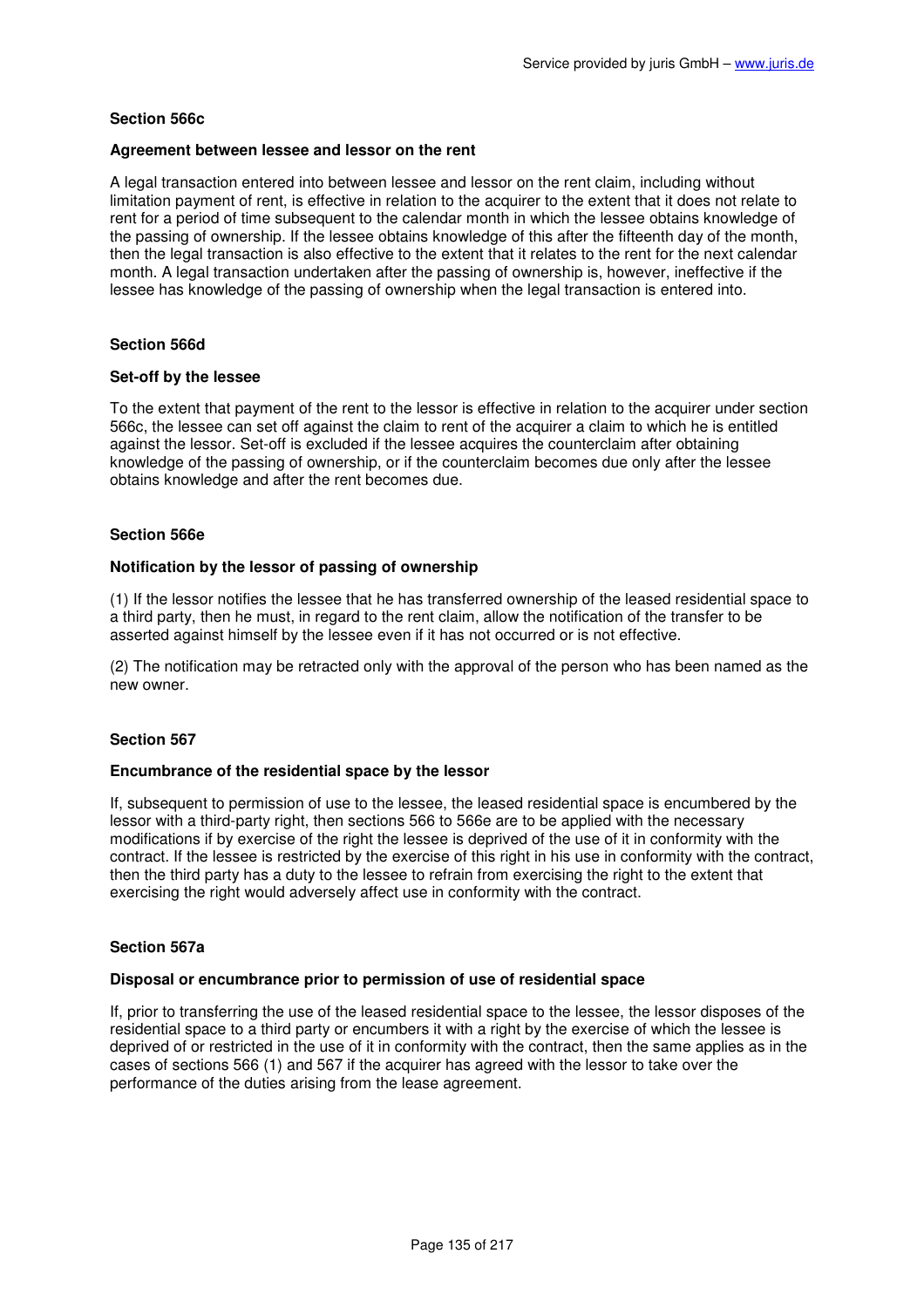**Section 566c**

**Agreement between lessee and lessor on the rent**

A legal transaction entered into between lessee and lessor on the rent claim, including without limitation payment of rent, is effective in relation to the acquirer to the extent that it does not relate to rent for a period of time subsequent to the calendar month in which the lessee obtains knowledge of the passing of ownership. If the lessee obtains knowledge of this after the fifteenth day of the month, then the legal transaction is also effective to the extent that it relates to the rent for the next calendar month. A legal transaction undertaken after the passing of ownership is, however, ineffective if the lessee has knowledge of the passing of ownership when the legal transaction is entered into.

**Section 566d**

**Set-off by the lessee**

To the extent that payment of the rent to the lessor is effective in relation to the acquirer under section 566c, the lessee can set off against the claim to rent of the acquirer a claim to which he is entitled against the lessor. Set-off is excluded if the lessee acquires the counterclaim after obtaining knowledge of the passing of ownership, or if the counterclaim becomes due only after the lessee obtains knowledge and after the rent becomes due.

**Section 566e**

**Notification by the lessor of passing of ownership**

(1) If the lessor notifies the lessee that he has transferred ownership of the leased residential space to a third party, then he must, in regard to the rent claim, allow the notification of the transfer to be asserted against himself by the lessee even if it has not occurred or is not effective.

(2) The notification may be retracted only with the approval of the person who has been named as the new owner.

**Section 567**

**Encumbrance of the residential space by the lessor**

If, subsequent to permission of use to the lessee, the leased residential space is encumbered by the lessor with a third-party right, then sections 566 to 566e are to be applied with the necessary modifications if by exercise of the right the lessee is deprived of the use of it in conformity with the contract. If the lessee is restricted by the exercise of this right in his use in conformity with the contract, then the third party has a duty to the lessee to refrain from exercising the right to the extent that exercising the right would adversely affect use in conformity with the contract.

**Section 567a**

**Disposal or encumbrance prior to permission of use of residential space**

If, prior to transferring the use of the leased residential space to the lessee, the lessor disposes of the residential space to a third party or encumbers it with a right by the exercise of which the lessee is deprived of or restricted in the use of it in conformity with the contract, then the same applies as in the cases of sections 566 (1) and 567 if the acquirer has agreed with the lessor to take over the performance of the duties arising from the lease agreement.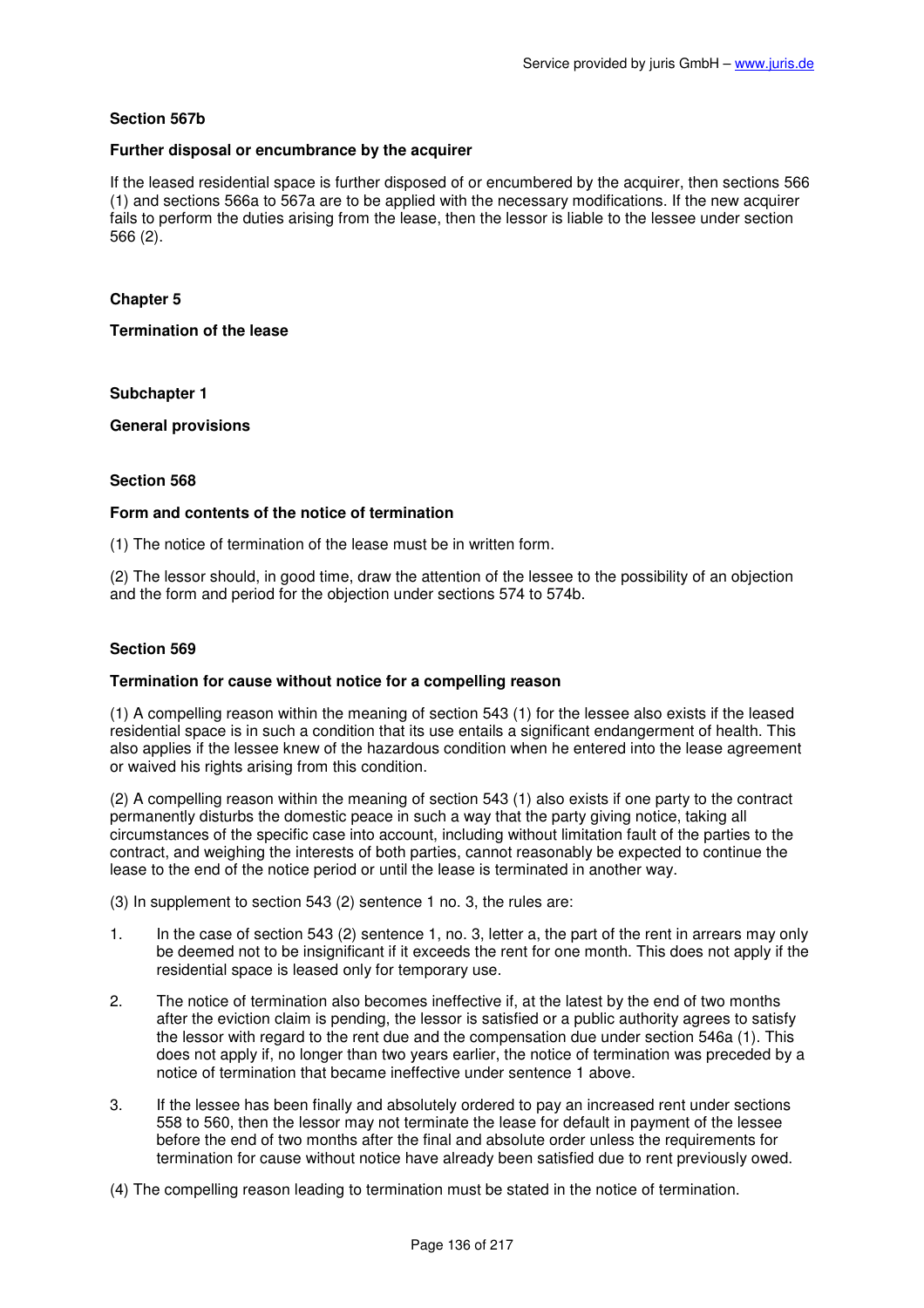### Section 567b

**Further disposal or encumbrance by the acquirer**

If the leased residential space is further disposed of or encumbered by the acquirer, then sections 566 (1) and sections 566a to 567a are to be applied with the necessary modifications. If the new acquirer fails to perform the duties arising from the lease, then the lessor is liable to the lessee under section 566 (2).

## Chapter 5

**Termination of the lease**

## Subchapter 1

**General provisions**

### Section 568

**Form and contents of the notice of termination**

(1) The notice of termination of the lease must be in written form.

(2) The lessor should, in good time, draw the attention of the lessee to the possibility of an objection and the form and period for the objection under sections 574 to 574b.

### Section 569

**Termination for cause without notice for a compelling reason**

(1) A compelling reason within the meaning of section 543 (1) for the lessee also exists if the leased residential space is in such a condition that its use entails a significant endangerment of health. This also applies if the lessee knew of the hazardous condition when he entered into the lease agreement or waived his rights arising from this condition.

(2) A compelling reason within the meaning of section 543 (1) also exists if one party to the contract permanently disturbs the domestic peace in such a way that the party giving notice, taking all circumstances of the specific case into account, including without limitation fault of the parties to the contract, and weighing the interests of both parties, cannot reasonably be expected to continue the lease to the end of the notice period or until the lease is terminated in another way.

(3) In supplement to section 543 (2) sentence 1 no. 3, the rules are:

1. In the case of section 543 (2) sentence 1, no. 3, letter a, the part of the rent in arrears may only be deemed not to be insignificant if it exceeds the rent for one month. This does not apply if the residential space is leased only for temporary use.
2. The notice of termination also becomes ineffective if, at the latest by the end of two months after the eviction claim is pending, the lessor is satisfied or a public authority agrees to satisfy the lessor with regard to the rent due and the compensation due under section 546a (1). This does not apply if, no longer than two years earlier, the notice of termination was preceded by a notice of termination that became ineffective under sentence 1 above.
3. If the lessee has been finally and absolutely ordered to pay an increased rent under sections 558 to 560, then the lessor may not terminate the lease for default in payment of the lessee before the end of two months after the final and absolute order unless the requirements for termination for cause without notice have already been satisfied due to rent previously owed.

(4) The compelling reason leading to termination must be stated in the notice of termination.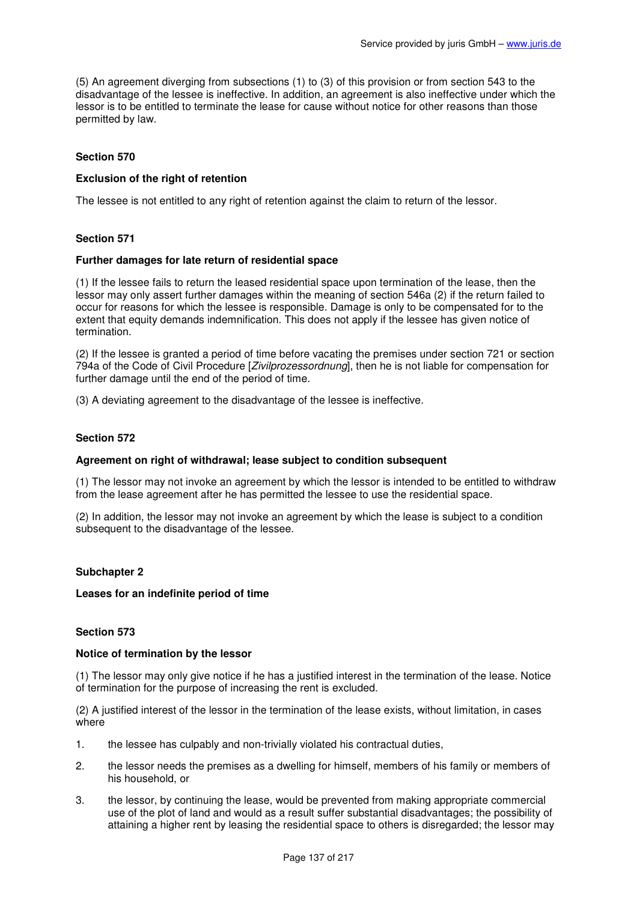(5) An agreement diverging from subsections (1) to (3) of this provision or from section 543 to the disadvantage of the lessee is ineffective. In addition, an agreement is also ineffective under which the lessor is to be entitled to terminate the lease for cause without notice for other reasons than those permitted by law.

### Section 570

**Exclusion of the right of retention**

The lessee is not entitled to any right of retention against the claim to return of the lessor.

### Section 571

**Further damages for late return of residential space**

(1) If the lessee fails to return the leased residential space upon termination of the lease, then the lessor may only assert further damages within the meaning of section 546a (2) if the return failed to occur for reasons for which the lessee is responsible. Damage is only to be compensated for to the extent that equity demands indemnification. This does not apply if the lessee has given notice of termination.

(2) If the lessee is granted a period of time before vacating the premises under section 721 or section 794a of the Code of Civil Procedure [*Zivilprozessordnung*], then he is not liable for compensation for further damage until the end of the period of time.

(3) A deviating agreement to the disadvantage of the lessee is ineffective.

### Section 572

**Agreement on right of withdrawal; lease subject to condition subsequent**

(1) The lessor may not invoke an agreement by which the lessor is intended to be entitled to withdraw from the lease agreement after he has permitted the lessee to use the residential space.

(2) In addition, the lessor may not invoke an agreement by which the lease is subject to a condition subsequent to the disadvantage of the lessee.

## Subchapter 2

**Leases for an indefinite period of time**

### Section 573

**Notice of termination by the lessor**

(1) The lessor may only give notice if he has a justified interest in the termination of the lease. Notice of termination for the purpose of increasing the rent is excluded.

(2) A justified interest of the lessor in the termination of the lease exists, without limitation, in cases where

1. the lessee has culpably and non-trivially violated his contractual duties,
2. the lessor needs the premises as a dwelling for himself, members of his family or members of his household, or
3. the lessor, by continuing the lease, would be prevented from making appropriate commercial use of the plot of land and would as a result suffer substantial disadvantages; the possibility of attaining a higher rent by leasing the residential space to others is disregarded; the lessor may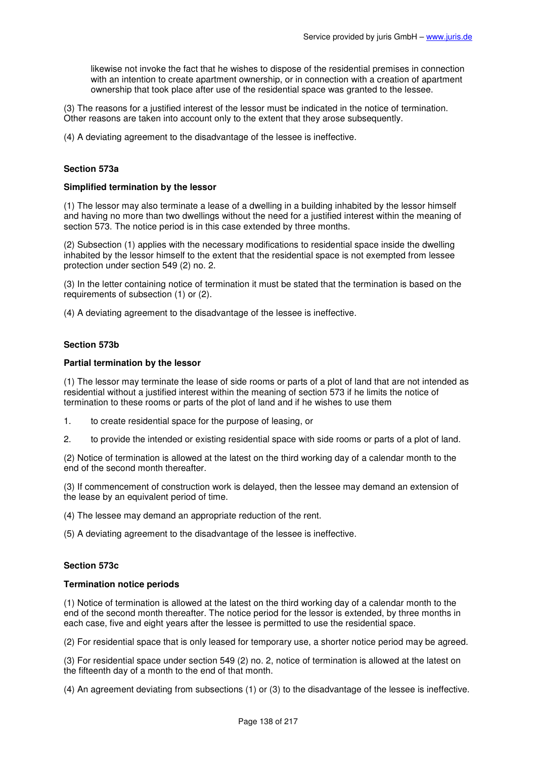likewise not invoke the fact that he wishes to dispose of the residential premises in connection with an intention to create apartment ownership, or in connection with a creation of apartment ownership that took place after use of the residential space was granted to the lessee.

(3) The reasons for a justified interest of the lessor must be indicated in the notice of termination. Other reasons are taken into account only to the extent that they arose subsequently.

(4) A deviating agreement to the disadvantage of the lessee is ineffective.

### Section 573a

#### Simplified termination by the lessor

(1) The lessor may also terminate a lease of a dwelling in a building inhabited by the lessor himself and having no more than two dwellings without the need for a justified interest within the meaning of section 573. The notice period is in this case extended by three months.

(2) Subsection (1) applies with the necessary modifications to residential space inside the dwelling inhabited by the lessor himself to the extent that the residential space is not exempted from lessee protection under section 549 (2) no. 2.

(3) In the letter containing notice of termination it must be stated that the termination is based on the requirements of subsection (1) or (2).

(4) A deviating agreement to the disadvantage of the lessee is ineffective.

### Section 573b

#### Partial termination by the lessor

(1) The lessor may terminate the lease of side rooms or parts of a plot of land that are not intended as residential without a justified interest within the meaning of section 573 if he limits the notice of termination to these rooms or parts of the plot of land and if he wishes to use them

1. to create residential space for the purpose of leasing, or
2. to provide the intended or existing residential space with side rooms or parts of a plot of land.

(2) Notice of termination is allowed at the latest on the third working day of a calendar month to the end of the second month thereafter.

(3) If commencement of construction work is delayed, then the lessee may demand an extension of the lease by an equivalent period of time.

(4) The lessee may demand an appropriate reduction of the rent.

(5) A deviating agreement to the disadvantage of the lessee is ineffective.

### Section 573c

#### Termination notice periods

(1) Notice of termination is allowed at the latest on the third working day of a calendar month to the end of the second month thereafter. The notice period for the lessor is extended, by three months in each case, five and eight years after the lessee is permitted to use the residential space.

(2) For residential space that is only leased for temporary use, a shorter notice period may be agreed.

(3) For residential space under section 549 (2) no. 2, notice of termination is allowed at the latest on the fifteenth day of a month to the end of that month.

(4) An agreement deviating from subsections (1) or (3) to the disadvantage of the lessee is ineffective.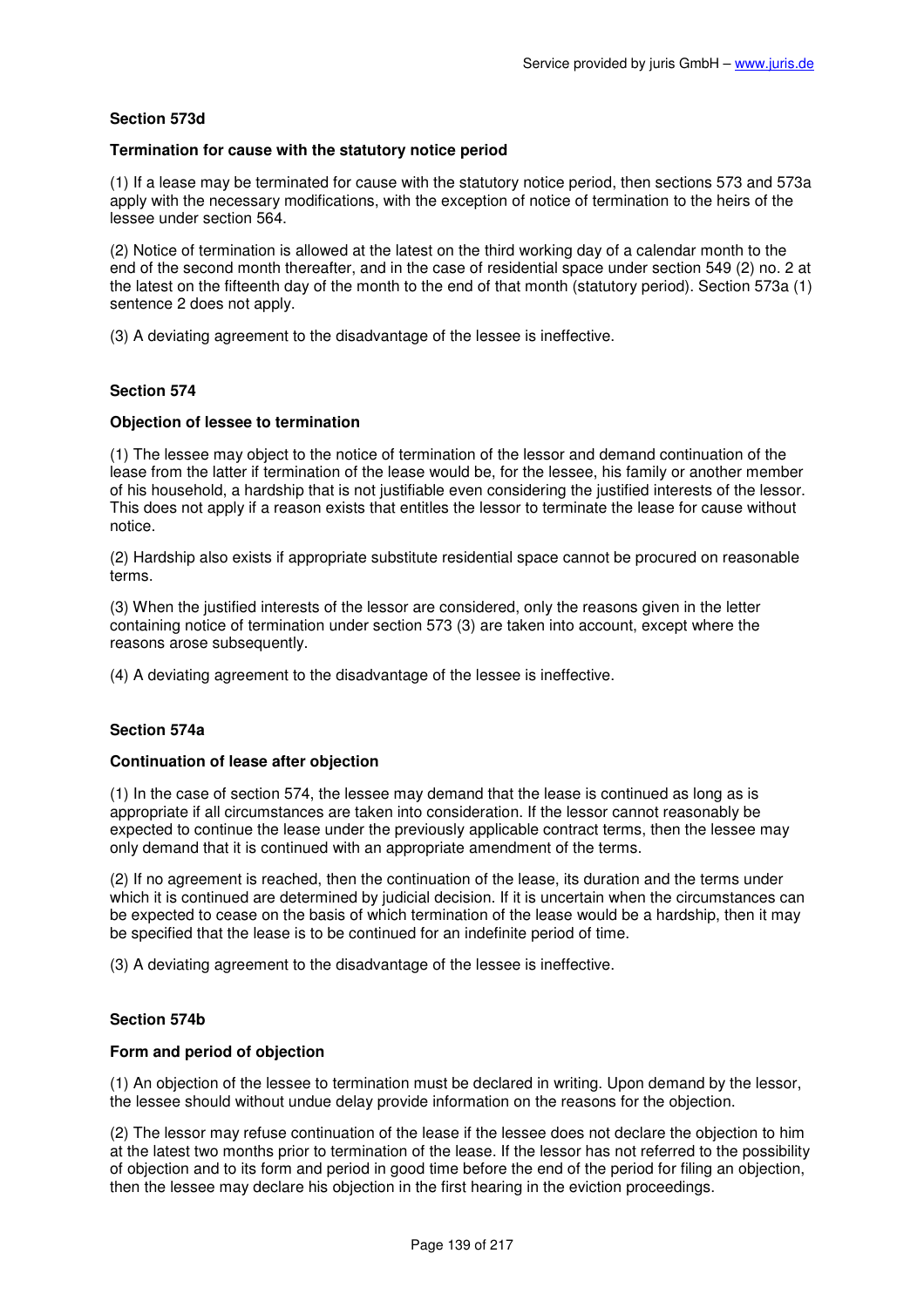### Section 573d

#### Termination for cause with the statutory notice period

(1) If a lease may be terminated for cause with the statutory notice period, then sections 573 and 573a apply with the necessary modifications, with the exception of notice of termination to the heirs of the lessee under section 564.

(2) Notice of termination is allowed at the latest on the third working day of a calendar month to the end of the second month thereafter, and in the case of residential space under section 549 (2) no. 2 at the latest on the fifteenth day of the month to the end of that month (statutory period). Section 573a (1) sentence 2 does not apply.

(3) A deviating agreement to the disadvantage of the lessee is ineffective.

### Section 574

#### Objection of lessee to termination

(1) The lessee may object to the notice of termination of the lessor and demand continuation of the lease from the latter if termination of the lease would be, for the lessee, his family or another member of his household, a hardship that is not justifiable even considering the justified interests of the lessor. This does not apply if a reason exists that entitles the lessor to terminate the lease for cause without notice.

(2) Hardship also exists if appropriate substitute residential space cannot be procured on reasonable terms.

(3) When the justified interests of the lessor are considered, only the reasons given in the letter containing notice of termination under section 573 (3) are taken into account, except where the reasons arose subsequently.

(4) A deviating agreement to the disadvantage of the lessee is ineffective.

### Section 574a

#### Continuation of lease after objection

(1) In the case of section 574, the lessee may demand that the lease is continued as long as is appropriate if all circumstances are taken into consideration. If the lessor cannot reasonably be expected to continue the lease under the previously applicable contract terms, then the lessee may only demand that it is continued with an appropriate amendment of the terms.

(2) If no agreement is reached, then the continuation of the lease, its duration and the terms under which it is continued are determined by judicial decision. If it is uncertain when the circumstances can be expected to cease on the basis of which termination of the lease would be a hardship, then it may be specified that the lease is to be continued for an indefinite period of time.

(3) A deviating agreement to the disadvantage of the lessee is ineffective.

### Section 574b

#### Form and period of objection

(1) An objection of the lessee to termination must be declared in writing. Upon demand by the lessor, the lessee should without undue delay provide information on the reasons for the objection.

(2) The lessor may refuse continuation of the lease if the lessee does not declare the objection to him at the latest two months prior to termination of the lease. If the lessor has not referred to the possibility of objection and to its form and period in good time before the end of the period for filing an objection, then the lessee may declare his objection in the first hearing in the eviction proceedings.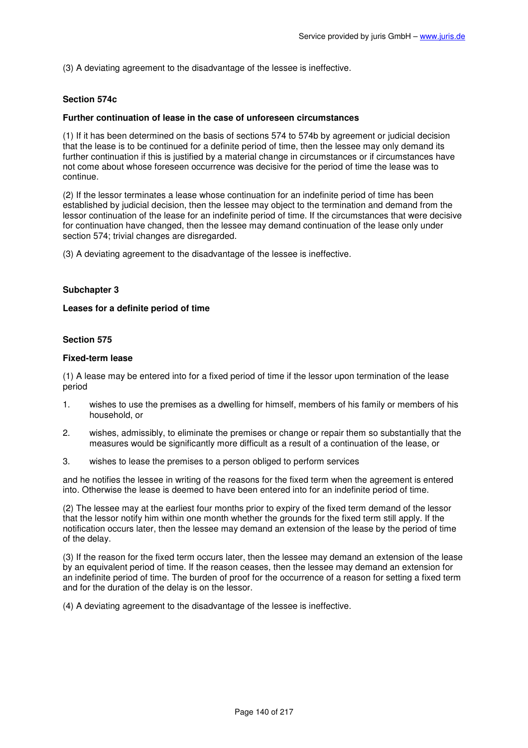(3) A deviating agreement to the disadvantage of the lessee is ineffective.

### Section 574c

**Further continuation of lease in the case of unforeseen circumstances**

(1) If it has been determined on the basis of sections 574 to 574b by agreement or judicial decision that the lease is to be continued for a definite period of time, then the lessee may only demand its further continuation if this is justified by a material change in circumstances or if circumstances have not come about whose foreseen occurrence was decisive for the period of time the lease was to continue.

(2) If the lessor terminates a lease whose continuation for an indefinite period of time has been established by judicial decision, then the lessee may object to the termination and demand from the lessor continuation of the lease for an indefinite period of time. If the circumstances that were decisive for continuation have changed, then the lessee may demand continuation of the lease only under section 574; trivial changes are disregarded.

(3) A deviating agreement to the disadvantage of the lessee is ineffective.

## Subchapter 3

**Leases for a definite period of time**

### Section 575

**Fixed-term lease**

(1) A lease may be entered into for a fixed period of time if the lessor upon termination of the lease period

1. wishes to use the premises as a dwelling for himself, members of his family or members of his household, or
2. wishes, admissibly, to eliminate the premises or change or repair them so substantially that the measures would be significantly more difficult as a result of a continuation of the lease, or
3. wishes to lease the premises to a person obliged to perform services

and he notifies the lessee in writing of the reasons for the fixed term when the agreement is entered into. Otherwise the lease is deemed to have been entered into for an indefinite period of time.

(2) The lessee may at the earliest four months prior to expiry of the fixed term demand of the lessor that the lessor notify him within one month whether the grounds for the fixed term still apply. If the notification occurs later, then the lessee may demand an extension of the lease by the period of time of the delay.

(3) If the reason for the fixed term occurs later, then the lessee may demand an extension of the lease by an equivalent period of time. If the reason ceases, then the lessee may demand an extension for an indefinite period of time. The burden of proof for the occurrence of a reason for setting a fixed term and for the duration of the delay is on the lessor.

(4) A deviating agreement to the disadvantage of the lessee is ineffective.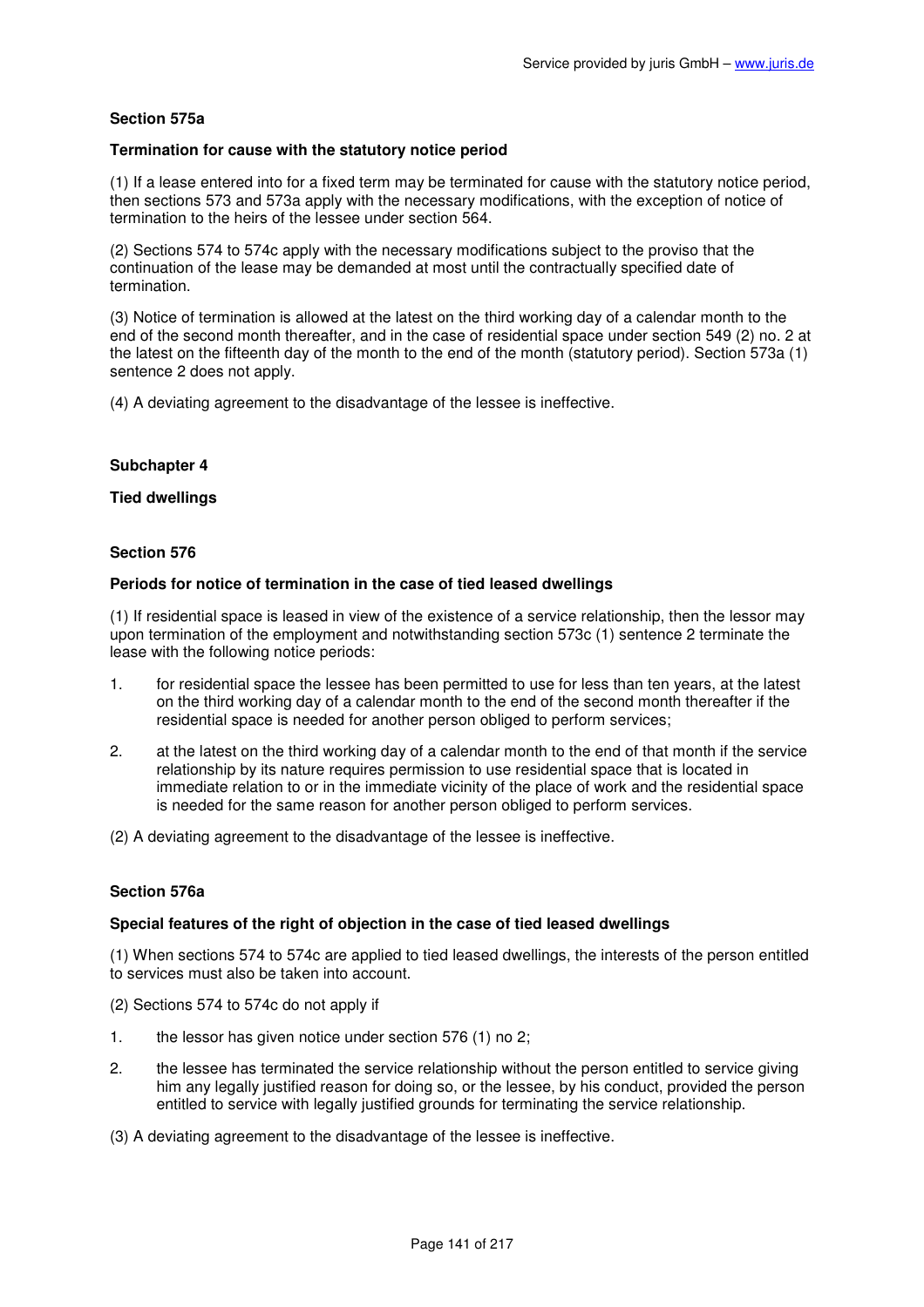### Section 575a

**Termination for cause with the statutory notice period**

(1) If a lease entered into for a fixed term may be terminated for cause with the statutory notice period, then sections 573 and 573a apply with the necessary modifications, with the exception of notice of termination to the heirs of the lessee under section 564.

(2) Sections 574 to 574c apply with the necessary modifications subject to the proviso that the continuation of the lease may be demanded at most until the contractually specified date of termination.

(3) Notice of termination is allowed at the latest on the third working day of a calendar month to the end of the second month thereafter, and in the case of residential space under section 549 (2) no. 2 at the latest on the fifteenth day of the month to the end of the month (statutory period). Section 573a (1) sentence 2 does not apply.

(4) A deviating agreement to the disadvantage of the lessee is ineffective.

## Subchapter 4

## Tied dwellings

### Section 576

**Periods for notice of termination in the case of tied leased dwellings**

(1) If residential space is leased in view of the existence of a service relationship, then the lessor may upon termination of the employment and notwithstanding section 573c (1) sentence 2 terminate the lease with the following notice periods:

1. for residential space the lessee has been permitted to use for less than ten years, at the latest on the third working day of a calendar month to the end of the second month thereafter if the residential space is needed for another person obliged to perform services;
2. at the latest on the third working day of a calendar month to the end of that month if the service relationship by its nature requires permission to use residential space that is located in immediate relation to or in the immediate vicinity of the place of work and the residential space is needed for the same reason for another person obliged to perform services.

(2) A deviating agreement to the disadvantage of the lessee is ineffective.

### Section 576a

**Special features of the right of objection in the case of tied leased dwellings**

(1) When sections 574 to 574c are applied to tied leased dwellings, the interests of the person entitled to services must also be taken into account.

(2) Sections 574 to 574c do not apply if

1. the lessor has given notice under section 576 (1) no 2;
2. the lessee has terminated the service relationship without the person entitled to service giving him any legally justified reason for doing so, or the lessee, by his conduct, provided the person entitled to service with legally justified grounds for terminating the service relationship.

(3) A deviating agreement to the disadvantage of the lessee is ineffective.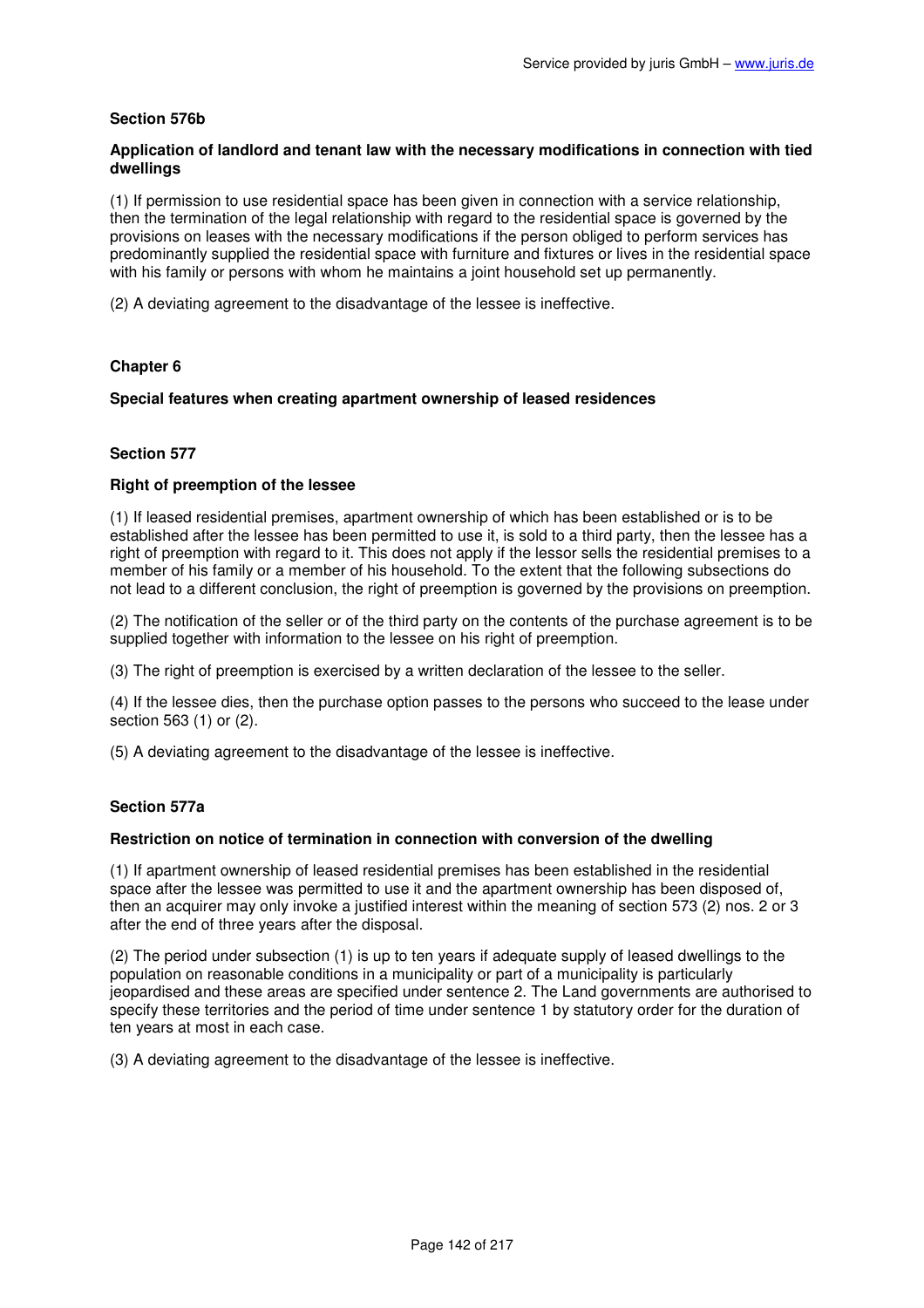### Section 576b

#### Application of landlord and tenant law with the necessary modifications in connection with tied dwellings

(1) If permission to use residential space has been given in connection with a service relationship, then the termination of the legal relationship with regard to the residential space is governed by the provisions on leases with the necessary modifications if the person obliged to perform services has predominantly supplied the residential space with furniture and fixtures or lives in the residential space with his family or persons with whom he maintains a joint household set up permanently.

(2) A deviating agreement to the disadvantage of the lessee is ineffective.

## Chapter 6

### Special features when creating apartment ownership of leased residences

### Section 577

#### Right of preemption of the lessee

(1) If leased residential premises, apartment ownership of which has been established or is to be established after the lessee has been permitted to use it, is sold to a third party, then the lessee has a right of preemption with regard to it. This does not apply if the lessor sells the residential premises to a member of his family or a member of his household. To the extent that the following subsections do not lead to a different conclusion, the right of preemption is governed by the provisions on preemption.

(2) The notification of the seller or of the third party on the contents of the purchase agreement is to be supplied together with information to the lessee on his right of preemption.

(3) The right of preemption is exercised by a written declaration of the lessee to the seller.

(4) If the lessee dies, then the purchase option passes to the persons who succeed to the lease under section 563 (1) or (2).

(5) A deviating agreement to the disadvantage of the lessee is ineffective.

### Section 577a

#### Restriction on notice of termination in connection with conversion of the dwelling

(1) If apartment ownership of leased residential premises has been established in the residential space after the lessee was permitted to use it and the apartment ownership has been disposed of, then an acquirer may only invoke a justified interest within the meaning of section 573 (2) nos. 2 or 3 after the end of three years after the disposal.

(2) The period under subsection (1) is up to ten years if adequate supply of leased dwellings to the population on reasonable conditions in a municipality or part of a municipality is particularly jeopardised and these areas are specified under sentence 2. The Land governments are authorised to specify these territories and the period of time under sentence 1 by statutory order for the duration of ten years at most in each case.

(3) A deviating agreement to the disadvantage of the lessee is ineffective.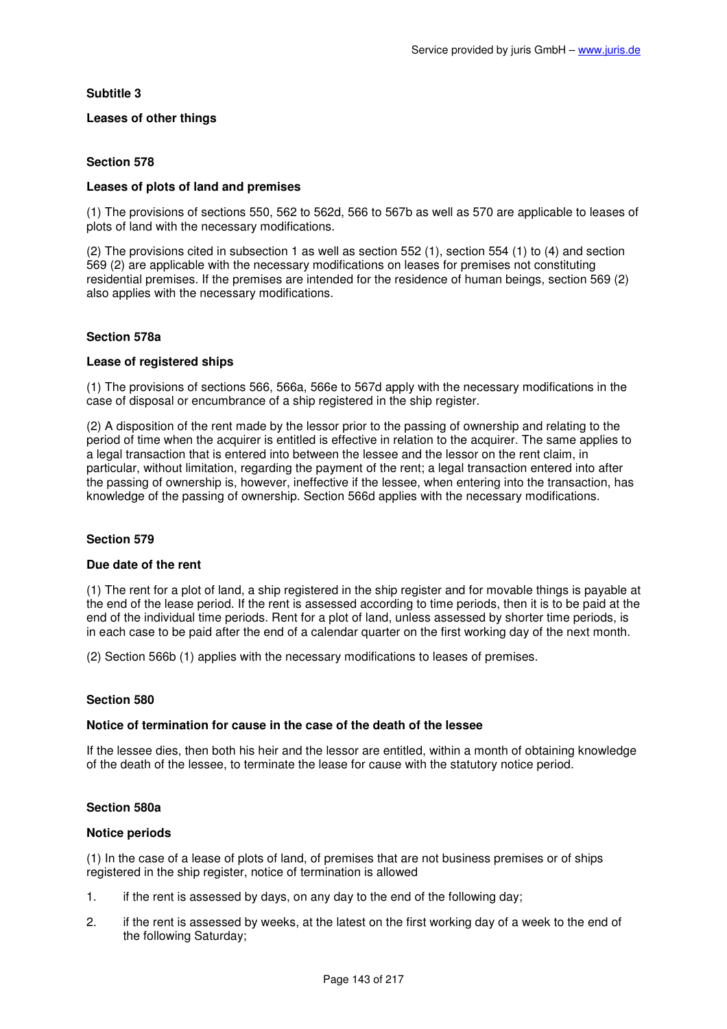## Subtitle 3

## Leases of other things

### Section 578

### Leases of plots of land and premises

(1) The provisions of sections 550, 562 to 562d, 566 to 567b as well as 570 are applicable to leases of plots of land with the necessary modifications.

(2) The provisions cited in subsection 1 as well as section 552 (1), section 554 (1) to (4) and section 569 (2) are applicable with the necessary modifications on leases for premises not constituting residential premises. If the premises are intended for the residence of human beings, section 569 (2) also applies with the necessary modifications.

### Section 578a

### Lease of registered ships

(1) The provisions of sections 566, 566a, 566e to 567d apply with the necessary modifications in the case of disposal or encumbrance of a ship registered in the ship register.

(2) A disposition of the rent made by the lessor prior to the passing of ownership and relating to the period of time when the acquirer is entitled is effective in relation to the acquirer. The same applies to a legal transaction that is entered into between the lessee and the lessor on the rent claim, in particular, without limitation, regarding the payment of the rent; a legal transaction entered into after the passing of ownership is, however, ineffective if the lessee, when entering into the transaction, has knowledge of the passing of ownership. Section 566d applies with the necessary modifications.

### Section 579

### Due date of the rent

(1) The rent for a plot of land, a ship registered in the ship register and for movable things is payable at the end of the lease period. If the rent is assessed according to time periods, then it is to be paid at the end of the individual time periods. Rent for a plot of land, unless assessed by shorter time periods, is in each case to be paid after the end of a calendar quarter on the first working day of the next month.

(2) Section 566b (1) applies with the necessary modifications to leases of premises.

### Section 580

### Notice of termination for cause in the case of the death of the lessee

If the lessee dies, then both his heir and the lessor are entitled, within a month of obtaining knowledge of the death of the lessee, to terminate the lease for cause with the statutory notice period.

### Section 580a

### Notice periods

(1) In the case of a lease of plots of land, of premises that are not business premises or of ships registered in the ship register, notice of termination is allowed

1. if the rent is assessed by days, on any day to the end of the following day;
2. if the rent is assessed by weeks, at the latest on the first working day of a week to the end of the following Saturday;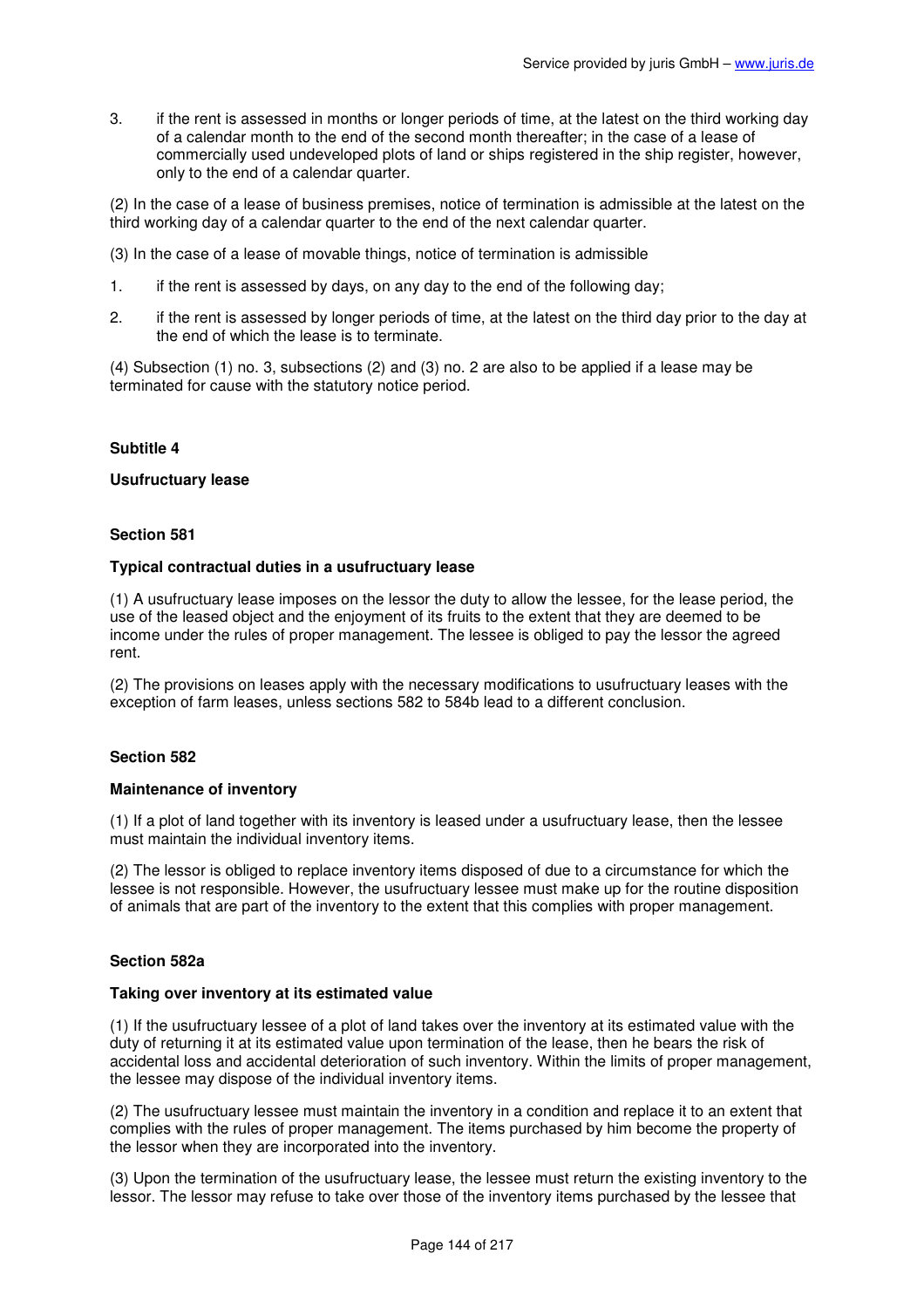3. if the rent is assessed in months or longer periods of time, at the latest on the third working day of a calendar month to the end of the second month thereafter; in the case of a lease of commercially used undeveloped plots of land or ships registered in the ship register, however, only to the end of a calendar quarter.

(2) In the case of a lease of business premises, notice of termination is admissible at the latest on the third working day of a calendar quarter to the end of the next calendar quarter.

(3) In the case of a lease of movable things, notice of termination is admissible

1. if the rent is assessed by days, on any day to the end of the following day;
2. if the rent is assessed by longer periods of time, at the latest on the third day prior to the day at the end of which the lease is to terminate.

(4) Subsection (1) no. 3, subsections (2) and (3) no. 2 are also to be applied if a lease may be terminated for cause with the statutory notice period.

## Subtitle 4

## Usufructuary lease

### Section 581

### Typical contractual duties in a usufructuary lease

(1) A usufructuary lease imposes on the lessor the duty to allow the lessee, for the lease period, the use of the leased object and the enjoyment of its fruits to the extent that they are deemed to be income under the rules of proper management. The lessee is obliged to pay the lessor the agreed rent.

(2) The provisions on leases apply with the necessary modifications to usufructuary leases with the exception of farm leases, unless sections 582 to 584b lead to a different conclusion.

### Section 582

### Maintenance of inventory

(1) If a plot of land together with its inventory is leased under a usufructuary lease, then the lessee must maintain the individual inventory items.

(2) The lessor is obliged to replace inventory items disposed of due to a circumstance for which the lessee is not responsible. However, the usufructuary lessee must make up for the routine disposition of animals that are part of the inventory to the extent that this complies with proper management.

### Section 582a

### Taking over inventory at its estimated value

(1) If the usufructuary lessee of a plot of land takes over the inventory at its estimated value with the duty of returning it at its estimated value upon termination of the lease, then he bears the risk of accidental loss and accidental deterioration of such inventory. Within the limits of proper management, the lessee may dispose of the individual inventory items.

(2) The usufructuary lessee must maintain the inventory in a condition and replace it to an extent that complies with the rules of proper management. The items purchased by him become the property of the lessor when they are incorporated into the inventory.

(3) Upon the termination of the usufructuary lease, the lessee must return the existing inventory to the lessor. The lessor may refuse to take over those of the inventory items purchased by the lessee that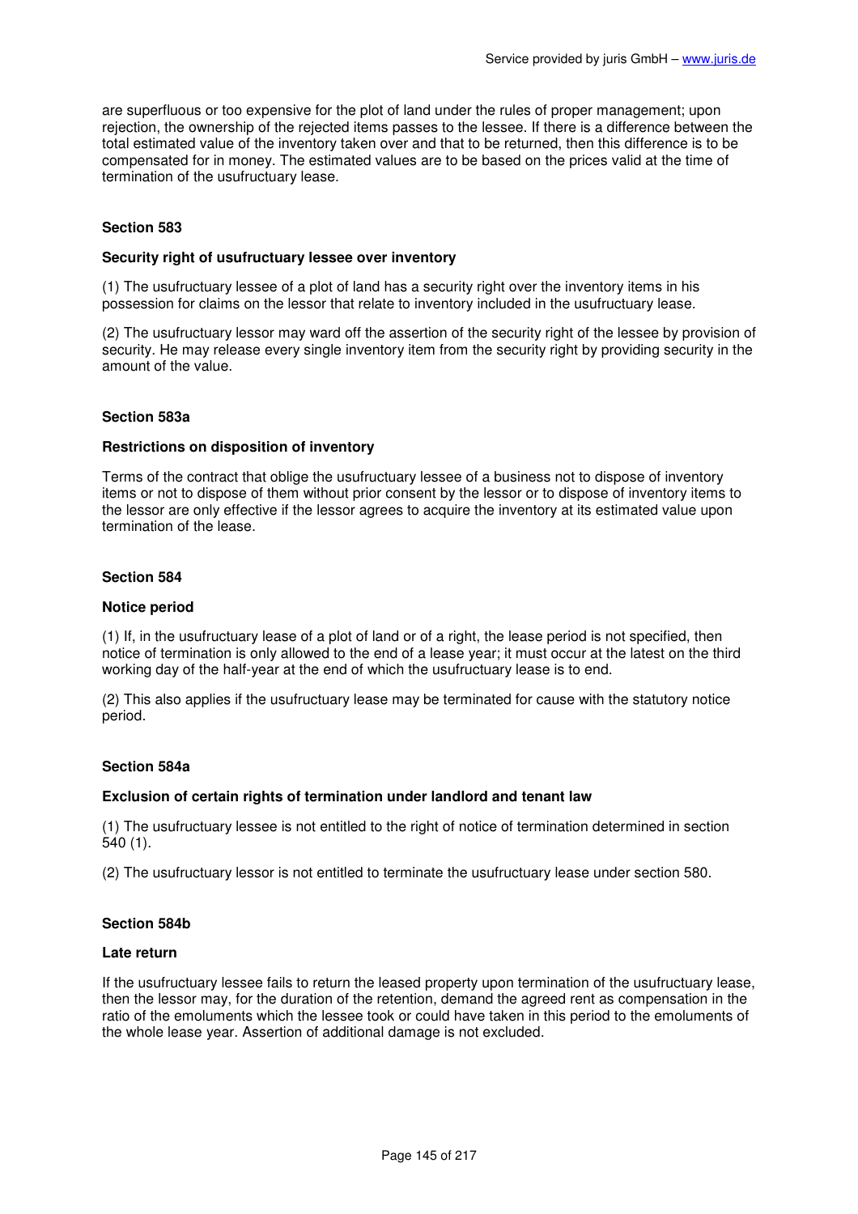are superfluous or too expensive for the plot of land under the rules of proper management; upon rejection, the ownership of the rejected items passes to the lessee. If there is a difference between the total estimated value of the inventory taken over and that to be returned, then this difference is to be compensated for in money. The estimated values are to be based on the prices valid at the time of termination of the usufructuary lease.

#### Section 583

#### Security right of usufructuary lessee over inventory

(1) The usufructuary lessee of a plot of land has a security right over the inventory items in his possession for claims on the lessor that relate to inventory included in the usufructuary lease.

(2) The usufructuary lessor may ward off the assertion of the security right of the lessee by provision of security. He may release every single inventory item from the security right by providing security in the amount of the value.

#### Section 583a

#### Restrictions on disposition of inventory

Terms of the contract that oblige the usufructuary lessee of a business not to dispose of inventory items or not to dispose of them without prior consent by the lessor or to dispose of inventory items to the lessor are only effective if the lessor agrees to acquire the inventory at its estimated value upon termination of the lease.

#### Section 584

#### Notice period

(1) If, in the usufructuary lease of a plot of land or of a right, the lease period is not specified, then notice of termination is only allowed to the end of a lease year; it must occur at the latest on the third working day of the half-year at the end of which the usufructuary lease is to end.

(2) This also applies if the usufructuary lease may be terminated for cause with the statutory notice period.

#### Section 584a

#### Exclusion of certain rights of termination under landlord and tenant law

(1) The usufructuary lessee is not entitled to the right of notice of termination determined in section 540 (1).

(2) The usufructuary lessor is not entitled to terminate the usufructuary lease under section 580.

#### Section 584b

#### Late return

If the usufructuary lessee fails to return the leased property upon termination of the usufructuary lease, then the lessor may, for the duration of the retention, demand the agreed rent as compensation in the ratio of the emoluments which the lessee took or could have taken in this period to the emoluments of the whole lease year. Assertion of additional damage is not excluded.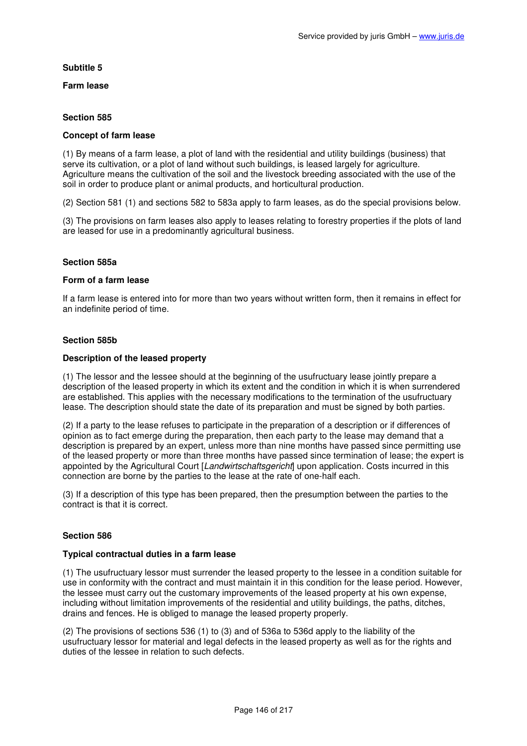**Subtitle 5**

**Farm lease**

**Section 585**

**Concept of farm lease**

(1) By means of a farm lease, a plot of land with the residential and utility buildings (business) that serve its cultivation, or a plot of land without such buildings, is leased largely for agriculture. Agriculture means the cultivation of the soil and the livestock breeding associated with the use of the soil in order to produce plant or animal products, and horticultural production.

(2) Section 581 (1) and sections 582 to 583a apply to farm leases, as do the special provisions below.

(3) The provisions on farm leases also apply to leases relating to forestry properties if the plots of land are leased for use in a predominantly agricultural business.

**Section 585a**

**Form of a farm lease**

If a farm lease is entered into for more than two years without written form, then it remains in effect for an indefinite period of time.

**Section 585b**

**Description of the leased property**

(1) The lessor and the lessee should at the beginning of the usufructuary lease jointly prepare a description of the leased property in which its extent and the condition in which it is when surrendered are established. This applies with the necessary modifications to the termination of the usufructuary lease. The description should state the date of its preparation and must be signed by both parties.

(2) If a party to the lease refuses to participate in the preparation of a description or if differences of opinion as to fact emerge during the preparation, then each party to the lease may demand that a description is prepared by an expert, unless more than nine months have passed since permitting use of the leased property or more than three months have passed since termination of lease; the expert is appointed by the Agricultural Court [*Landwirtschaftsgericht*] upon application. Costs incurred in this connection are borne by the parties to the lease at the rate of one-half each.

(3) If a description of this type has been prepared, then the presumption between the parties to the contract is that it is correct.

**Section 586**

**Typical contractual duties in a farm lease**

(1) The usufructuary lessor must surrender the leased property to the lessee in a condition suitable for use in conformity with the contract and must maintain it in this condition for the lease period. However, the lessee must carry out the customary improvements of the leased property at his own expense, including without limitation improvements of the residential and utility buildings, the paths, ditches, drains and fences. He is obliged to manage the leased property properly.

(2) The provisions of sections 536 (1) to (3) and of 536a to 536d apply to the liability of the usufructuary lessor for material and legal defects in the leased property as well as for the rights and duties of the lessee in relation to such defects.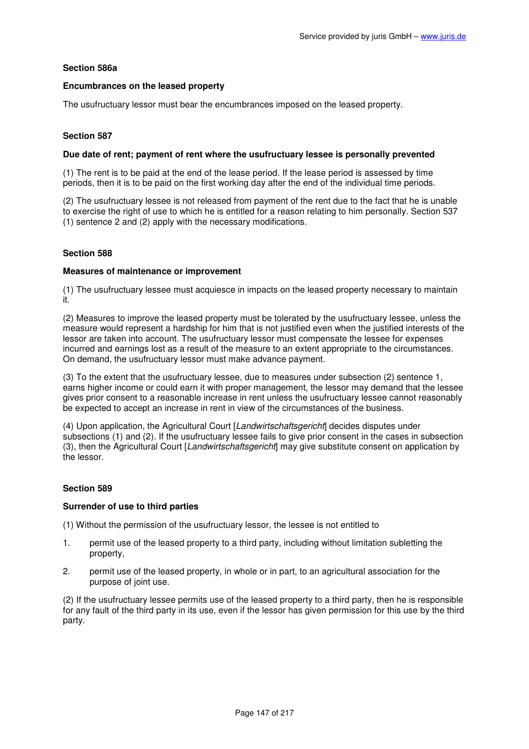### Section 586a

#### Encumbrances on the leased property

The usufructuary lessor must bear the encumbrances imposed on the leased property.

### Section 587

#### Due date of rent; payment of rent where the usufructuary lessee is personally prevented

(1) The rent is to be paid at the end of the lease period. If the lease period is assessed by time periods, then it is to be paid on the first working day after the end of the individual time periods.

(2) The usufructuary lessee is not released from payment of the rent due to the fact that he is unable to exercise the right of use to which he is entitled for a reason relating to him personally. Section 537 (1) sentence 2 and (2) apply with the necessary modifications.

### Section 588

#### Measures of maintenance or improvement

(1) The usufructuary lessee must acquiesce in impacts on the leased property necessary to maintain it.

(2) Measures to improve the leased property must be tolerated by the usufructuary lessee, unless the measure would represent a hardship for him that is not justified even when the justified interests of the lessor are taken into account. The usufructuary lessor must compensate the lessee for expenses incurred and earnings lost as a result of the measure to an extent appropriate to the circumstances. On demand, the usufructuary lessor must make advance payment.

(3) To the extent that the usufructuary lessee, due to measures under subsection (2) sentence 1, earns higher income or could earn it with proper management, the lessor may demand that the lessee gives prior consent to a reasonable increase in rent unless the usufructuary lessee cannot reasonably be expected to accept an increase in rent in view of the circumstances of the business.

(4) Upon application, the Agricultural Court [*Landwirtschaftsgericht*] decides disputes under subsections (1) and (2). If the usufructuary lessee fails to give prior consent in the cases in subsection (3), then the Agricultural Court [*Landwirtschaftsgericht*] may give substitute consent on application by the lessor.

### Section 589

#### Surrender of use to third parties

(1) Without the permission of the usufructuary lessor, the lessee is not entitled to

1. permit use of the leased property to a third party, including without limitation subletting the property,
2. permit use of the leased property, in whole or in part, to an agricultural association for the purpose of joint use.

(2) If the usufructuary lessee permits use of the leased property to a third party, then he is responsible for any fault of the third party in its use, even if the lessor has given permission for this use by the third party.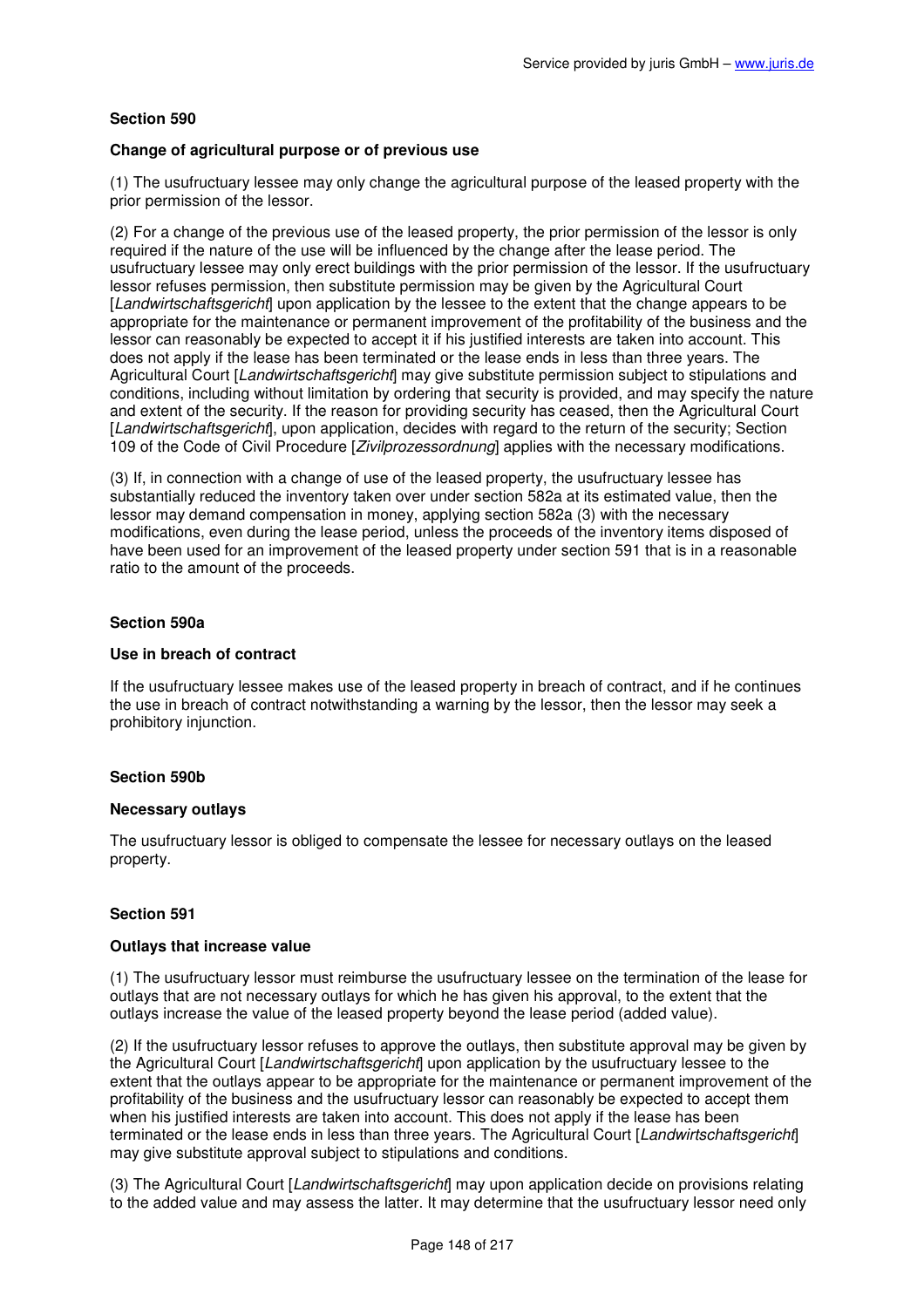**Section 590**

**Change of agricultural purpose or of previous use**

(1) The usufructuary lessee may only change the agricultural purpose of the leased property with the prior permission of the lessor.

(2) For a change of the previous use of the leased property, the prior permission of the lessor is only required if the nature of the use will be influenced by the change after the lease period. The usufructuary lessee may only erect buildings with the prior permission of the lessor. If the usufructuary lessor refuses permission, then substitute permission may be given by the Agricultural Court [*Landwirtschaftsgericht*] upon application by the lessee to the extent that the change appears to be appropriate for the maintenance or permanent improvement of the profitability of the business and the lessor can reasonably be expected to accept it if his justified interests are taken into account. This does not apply if the lease has been terminated or the lease ends in less than three years. The Agricultural Court [*Landwirtschaftsgericht*] may give substitute permission subject to stipulations and conditions, including without limitation by ordering that security is provided, and may specify the nature and extent of the security. If the reason for providing security has ceased, then the Agricultural Court [*Landwirtschaftsgericht*], upon application, decides with regard to the return of the security; Section 109 of the Code of Civil Procedure [*Zivilprozessordnung*] applies with the necessary modifications.

(3) If, in connection with a change of use of the leased property, the usufructuary lessee has substantially reduced the inventory taken over under section 582a at its estimated value, then the lessor may demand compensation in money, applying section 582a (3) with the necessary modifications, even during the lease period, unless the proceeds of the inventory items disposed of have been used for an improvement of the leased property under section 591 that is in a reasonable ratio to the amount of the proceeds.

**Section 590a**

**Use in breach of contract**

If the usufructuary lessee makes use of the leased property in breach of contract, and if he continues the use in breach of contract notwithstanding a warning by the lessor, then the lessor may seek a prohibitory injunction.

**Section 590b**

**Necessary outlays**

The usufructuary lessor is obliged to compensate the lessee for necessary outlays on the leased property.

**Section 591**

**Outlays that increase value**

(1) The usufructuary lessor must reimburse the usufructuary lessee on the termination of the lease for outlays that are not necessary outlays for which he has given his approval, to the extent that the outlays increase the value of the leased property beyond the lease period (added value).

(2) If the usufructuary lessor refuses to approve the outlays, then substitute approval may be given by the Agricultural Court [*Landwirtschaftsgericht*] upon application by the usufructuary lessee to the extent that the outlays appear to be appropriate for the maintenance or permanent improvement of the profitability of the business and the usufructuary lessor can reasonably be expected to accept them when his justified interests are taken into account. This does not apply if the lease has been terminated or the lease ends in less than three years. The Agricultural Court [*Landwirtschaftsgericht*] may give substitute approval subject to stipulations and conditions.

(3) The Agricultural Court [*Landwirtschaftsgericht*] may upon application decide on provisions relating to the added value and may assess the latter. It may determine that the usufructuary lessor need only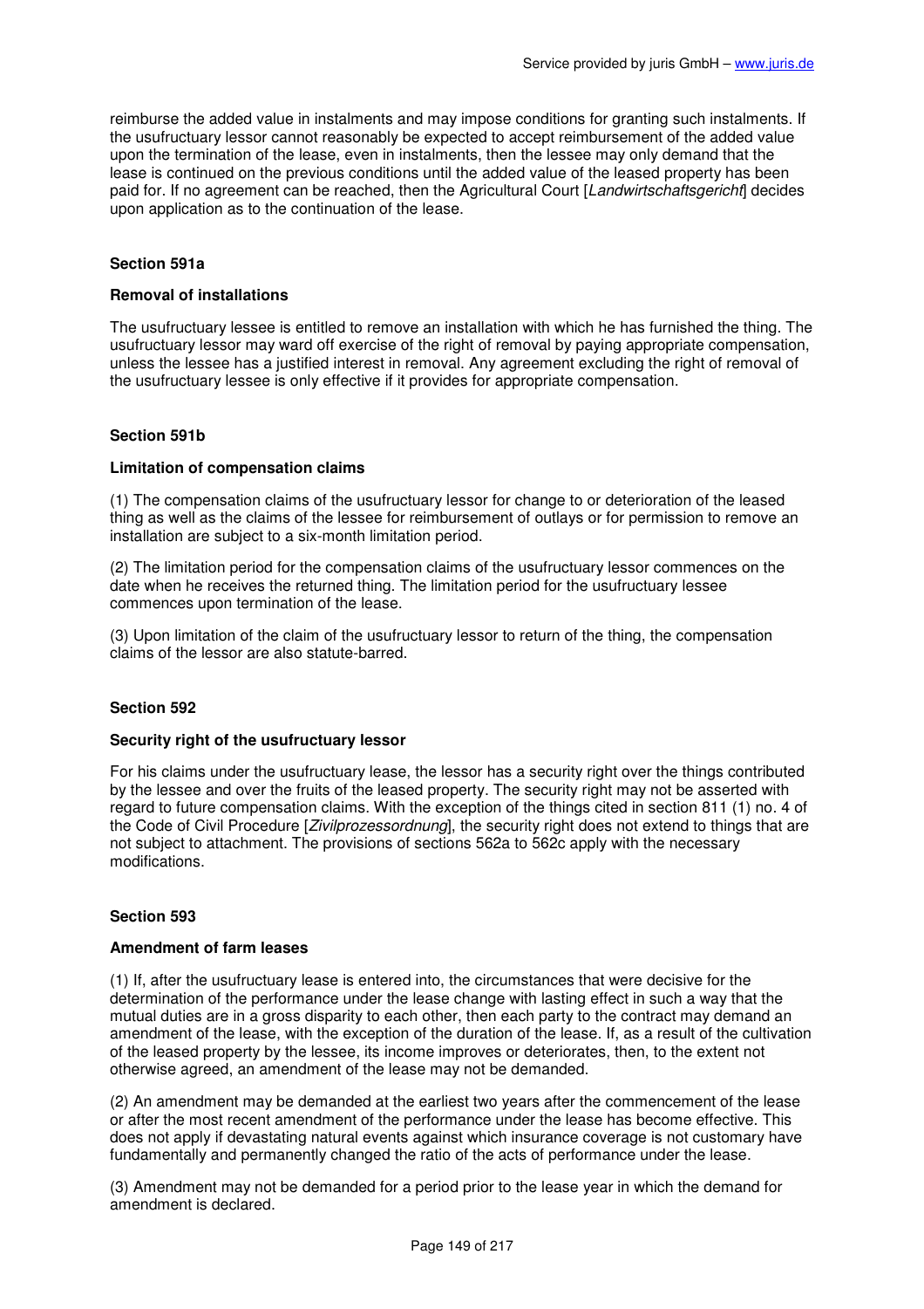reimburse the added value in instalments and may impose conditions for granting such instalments. If the usufructuary lessor cannot reasonably be expected to accept reimbursement of the added value upon the termination of the lease, even in instalments, then the lessee may only demand that the lease is continued on the previous conditions until the added value of the leased property has been paid for. If no agreement can be reached, then the Agricultural Court [*Landwirtschaftsgericht*] decides upon application as to the continuation of the lease.

### Section 591a

#### Removal of installations

The usufructuary lessee is entitled to remove an installation with which he has furnished the thing. The usufructuary lessor may ward off exercise of the right of removal by paying appropriate compensation, unless the lessee has a justified interest in removal. Any agreement excluding the right of removal of the usufructuary lessee is only effective if it provides for appropriate compensation.

### Section 591b

#### Limitation of compensation claims

(1) The compensation claims of the usufructuary lessor for change to or deterioration of the leased thing as well as the claims of the lessee for reimbursement of outlays or for permission to remove an installation are subject to a six-month limitation period.

(2) The limitation period for the compensation claims of the usufructuary lessor commences on the date when he receives the returned thing. The limitation period for the usufructuary lessee commences upon termination of the lease.

(3) Upon limitation of the claim of the usufructuary lessor to return of the thing, the compensation claims of the lessor are also statute-barred.

### Section 592

#### Security right of the usufructuary lessor

For his claims under the usufructuary lease, the lessor has a security right over the things contributed by the lessee and over the fruits of the leased property. The security right may not be asserted with regard to future compensation claims. With the exception of the things cited in section 811 (1) no. 4 of the Code of Civil Procedure [*Zivilprozessordnung*], the security right does not extend to things that are not subject to attachment. The provisions of sections 562a to 562c apply with the necessary modifications.

### Section 593

#### Amendment of farm leases

(1) If, after the usufructuary lease is entered into, the circumstances that were decisive for the determination of the performance under the lease change with lasting effect in such a way that the mutual duties are in a gross disparity to each other, then each party to the contract may demand an amendment of the lease, with the exception of the duration of the lease. If, as a result of the cultivation of the leased property by the lessee, its income improves or deteriorates, then, to the extent not otherwise agreed, an amendment of the lease may not be demanded.

(2) An amendment may be demanded at the earliest two years after the commencement of the lease or after the most recent amendment of the performance under the lease has become effective. This does not apply if devastating natural events against which insurance coverage is not customary have fundamentally and permanently changed the ratio of the acts of performance under the lease.

(3) Amendment may not be demanded for a period prior to the lease year in which the demand for amendment is declared.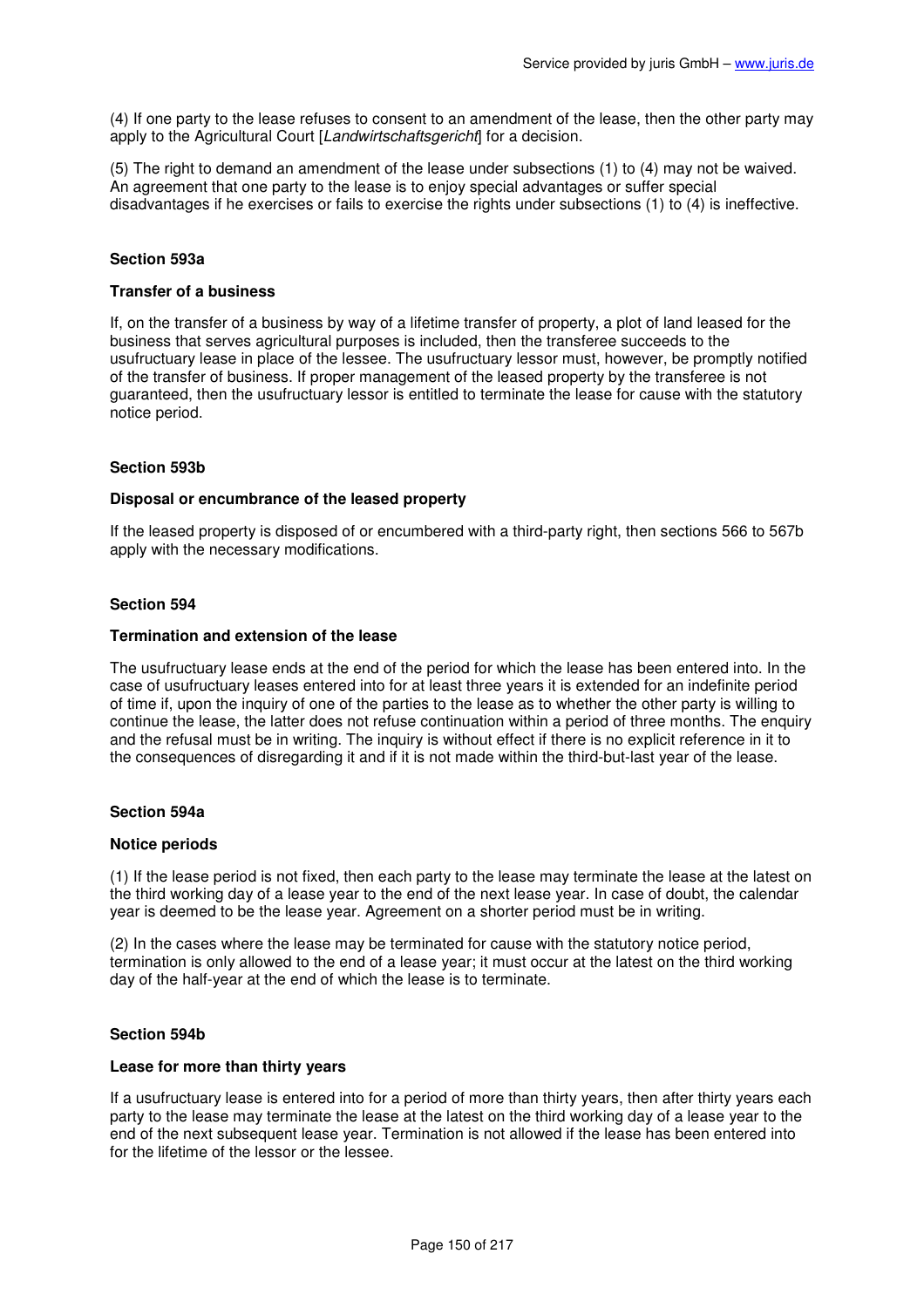(4) If one party to the lease refuses to consent to an amendment of the lease, then the other party may apply to the Agricultural Court [*Landwirtschaftsgericht*] for a decision.

(5) The right to demand an amendment of the lease under subsections (1) to (4) may not be waived. An agreement that one party to the lease is to enjoy special advantages or suffer special disadvantages if he exercises or fails to exercise the rights under subsections (1) to (4) is ineffective.

#### Section 593a

#### Transfer of a business

If, on the transfer of a business by way of a lifetime transfer of property, a plot of land leased for the business that serves agricultural purposes is included, then the transferee succeeds to the usufructuary lease in place of the lessee. The usufructuary lessor must, however, be promptly notified of the transfer of business. If proper management of the leased property by the transferee is not guaranteed, then the usufructuary lessor is entitled to terminate the lease for cause with the statutory notice period.

#### Section 593b

#### Disposal or encumbrance of the leased property

If the leased property is disposed of or encumbered with a third-party right, then sections 566 to 567b apply with the necessary modifications.

#### Section 594

#### Termination and extension of the lease

The usufructuary lease ends at the end of the period for which the lease has been entered into. In the case of usufructuary leases entered into for at least three years it is extended for an indefinite period of time if, upon the inquiry of one of the parties to the lease as to whether the other party is willing to continue the lease, the latter does not refuse continuation within a period of three months. The enquiry and the refusal must be in writing. The inquiry is without effect if there is no explicit reference in it to the consequences of disregarding it and if it is not made within the third-but-last year of the lease.

#### Section 594a

#### Notice periods

(1) If the lease period is not fixed, then each party to the lease may terminate the lease at the latest on the third working day of a lease year to the end of the next lease year. In case of doubt, the calendar year is deemed to be the lease year. Agreement on a shorter period must be in writing.

(2) In the cases where the lease may be terminated for cause with the statutory notice period, termination is only allowed to the end of a lease year; it must occur at the latest on the third working day of the half-year at the end of which the lease is to terminate.

#### Section 594b

#### Lease for more than thirty years

If a usufructuary lease is entered into for a period of more than thirty years, then after thirty years each party to the lease may terminate the lease at the latest on the third working day of a lease year to the end of the next subsequent lease year. Termination is not allowed if the lease has been entered into for the lifetime of the lessor or the lessee.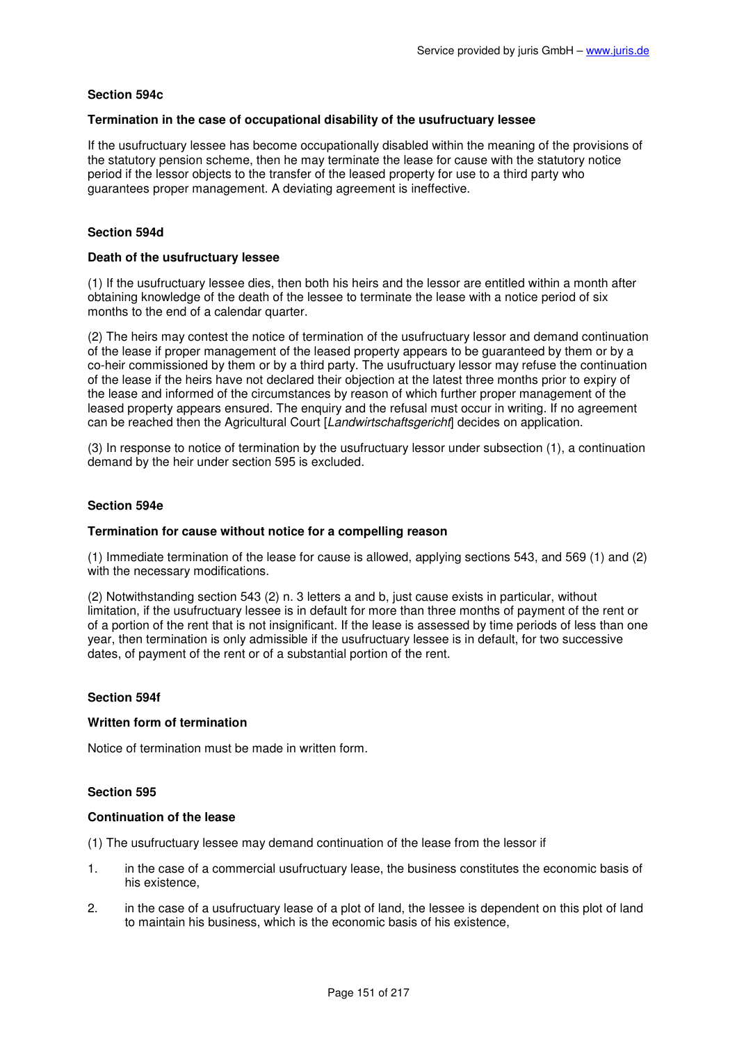### Section 594c

#### Termination in the case of occupational disability of the usufructuary lessee

If the usufructuary lessee has become occupationally disabled within the meaning of the provisions of the statutory pension scheme, then he may terminate the lease for cause with the statutory notice period if the lessor objects to the transfer of the leased property for use to a third party who guarantees proper management. A deviating agreement is ineffective.

### Section 594d

#### Death of the usufructuary lessee

(1) If the usufructuary lessee dies, then both his heirs and the lessor are entitled within a month after obtaining knowledge of the death of the lessee to terminate the lease with a notice period of six months to the end of a calendar quarter.

(2) The heirs may contest the notice of termination of the usufructuary lessor and demand continuation of the lease if proper management of the leased property appears to be guaranteed by them or by a co-heir commissioned by them or by a third party. The usufructuary lessor may refuse the continuation of the lease if the heirs have not declared their objection at the latest three months prior to expiry of the lease and informed of the circumstances by reason of which further proper management of the leased property appears ensured. The enquiry and the refusal must occur in writing. If no agreement can be reached then the Agricultural Court [*Landwirtschaftsgericht*] decides on application.

(3) In response to notice of termination by the usufructuary lessor under subsection (1), a continuation demand by the heir under section 595 is excluded.

### Section 594e

#### Termination for cause without notice for a compelling reason

(1) Immediate termination of the lease for cause is allowed, applying sections 543, and 569 (1) and (2) with the necessary modifications.

(2) Notwithstanding section 543 (2) n. 3 letters a and b, just cause exists in particular, without limitation, if the usufructuary lessee is in default for more than three months of payment of the rent or of a portion of the rent that is not insignificant. If the lease is assessed by time periods of less than one year, then termination is only admissible if the usufructuary lessee is in default, for two successive dates, of payment of the rent or of a substantial portion of the rent.

### Section 594f

#### Written form of termination

Notice of termination must be made in written form.

### Section 595

#### Continuation of the lease

(1) The usufructuary lessee may demand continuation of the lease from the lessor if

1. in the case of a commercial usufructuary lease, the business constitutes the economic basis of his existence,
2. in the case of a usufructuary lease of a plot of land, the lessee is dependent on this plot of land to maintain his business, which is the economic basis of his existence,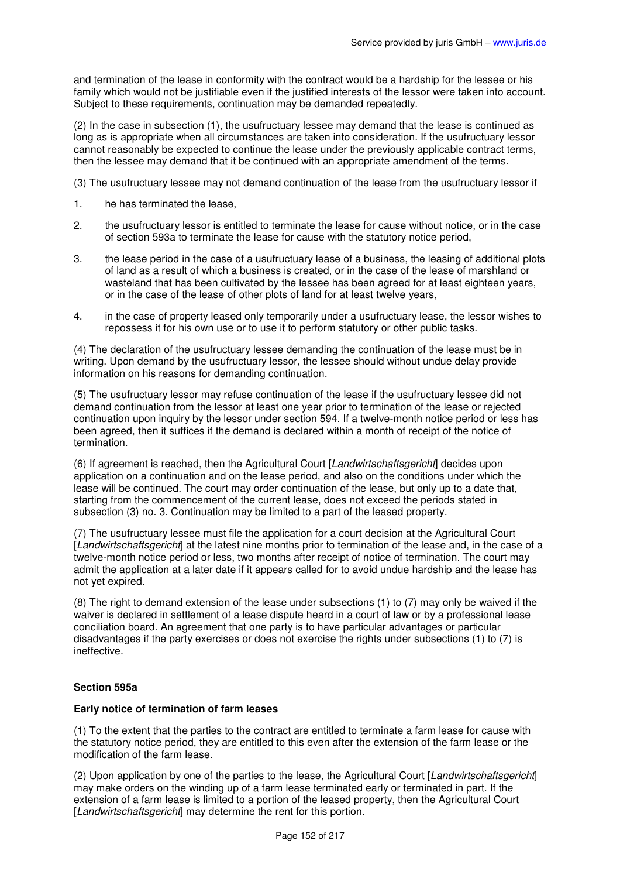and termination of the lease in conformity with the contract would be a hardship for the lessee or his family which would not be justifiable even if the justified interests of the lessor were taken into account. Subject to these requirements, continuation may be demanded repeatedly.

(2) In the case in subsection (1), the usufructuary lessee may demand that the lease is continued as long as is appropriate when all circumstances are taken into consideration. If the usufructuary lessor cannot reasonably be expected to continue the lease under the previously applicable contract terms, then the lessee may demand that it be continued with an appropriate amendment of the terms.

(3) The usufructuary lessee may not demand continuation of the lease from the usufructuary lessor if

1. he has terminated the lease,
2. the usufructuary lessor is entitled to terminate the lease for cause without notice, or in the case of section 593a to terminate the lease for cause with the statutory notice period,
3. the lease period in the case of a usufructuary lease of a business, the leasing of additional plots of land as a result of which a business is created, or in the case of the lease of marshland or wasteland that has been cultivated by the lessee has been agreed for at least eighteen years, or in the case of the lease of other plots of land for at least twelve years,
4. in the case of property leased only temporarily under a usufructuary lease, the lessor wishes to repossess it for his own use or to use it to perform statutory or other public tasks.

(4) The declaration of the usufructuary lessee demanding the continuation of the lease must be in writing. Upon demand by the usufructuary lessor, the lessee should without undue delay provide information on his reasons for demanding continuation.

(5) The usufructuary lessor may refuse continuation of the lease if the usufructuary lessee did not demand continuation from the lessor at least one year prior to termination of the lease or rejected continuation upon inquiry by the lessor under section 594. If a twelve-month notice period or less has been agreed, then it suffices if the demand is declared within a month of receipt of the notice of termination.

(6) If agreement is reached, then the Agricultural Court [*Landwirtschaftsgericht*] decides upon application on a continuation and on the lease period, and also on the conditions under which the lease will be continued. The court may order continuation of the lease, but only up to a date that, starting from the commencement of the current lease, does not exceed the periods stated in subsection (3) no. 3. Continuation may be limited to a part of the leased property.

(7) The usufructuary lessee must file the application for a court decision at the Agricultural Court [*Landwirtschaftsgericht*] at the latest nine months prior to termination of the lease and, in the case of a twelve-month notice period or less, two months after receipt of notice of termination. The court may admit the application at a later date if it appears called for to avoid undue hardship and the lease has not yet expired.

(8) The right to demand extension of the lease under subsections (1) to (7) may only be waived if the waiver is declared in settlement of a lease dispute heard in a court of law or by a professional lease conciliation board. An agreement that one party is to have particular advantages or particular disadvantages if the party exercises or does not exercise the rights under subsections (1) to (7) is ineffective.

**Section 595a**

**Early notice of termination of farm leases**

(1) To the extent that the parties to the contract are entitled to terminate a farm lease for cause with the statutory notice period, they are entitled to this even after the extension of the farm lease or the modification of the farm lease.

(2) Upon application by one of the parties to the lease, the Agricultural Court [*Landwirtschaftsgericht*] may make orders on the winding up of a farm lease terminated early or terminated in part. If the extension of a farm lease is limited to a portion of the leased property, then the Agricultural Court [*Landwirtschaftsgericht*] may determine the rent for this portion.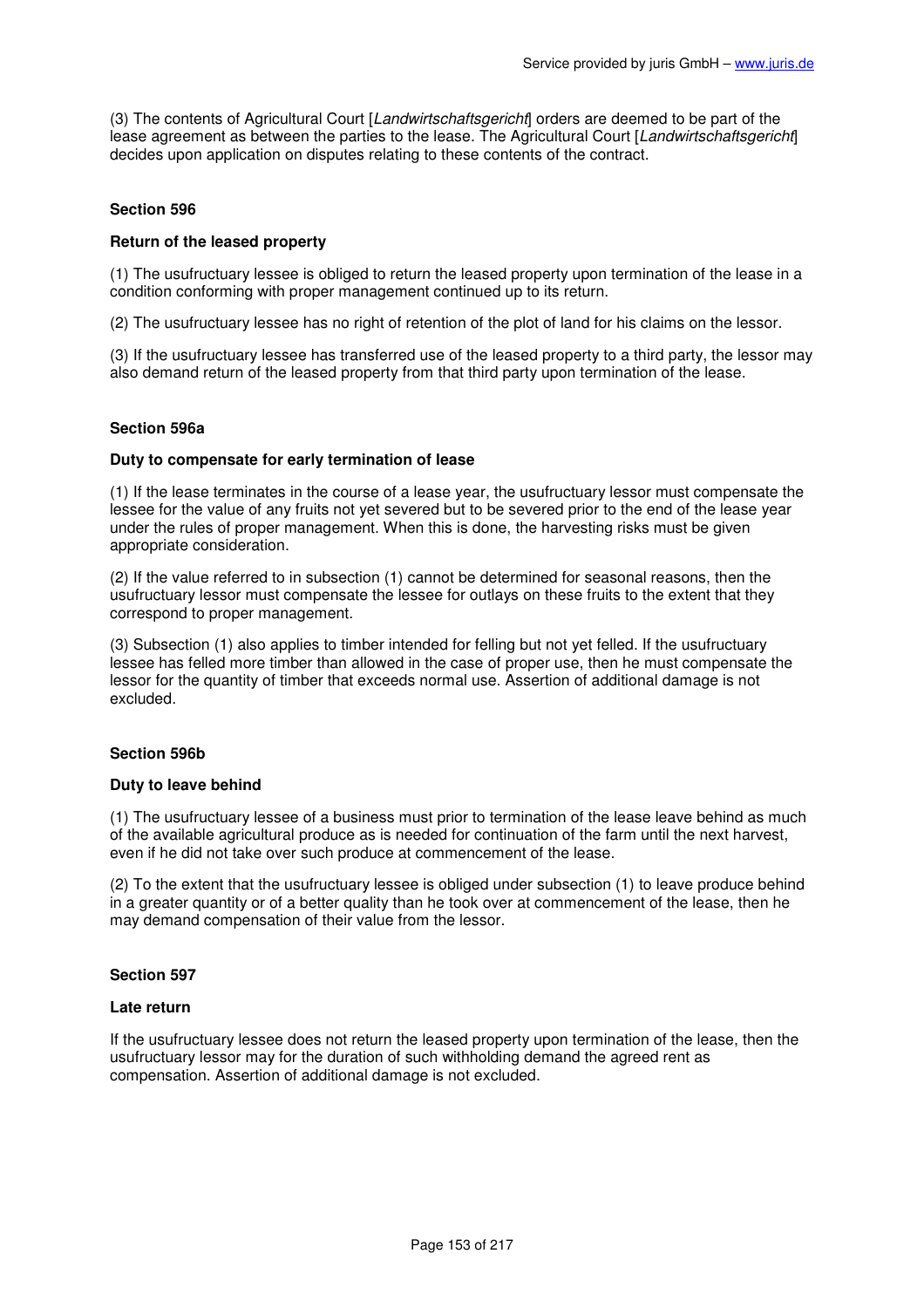(3) The contents of Agricultural Court [*Landwirtschaftsgericht*] orders are deemed to be part of the lease agreement as between the parties to the lease. The Agricultural Court [*Landwirtschaftsgericht*] decides upon application on disputes relating to these contents of the contract.

**Section 596**

**Return of the leased property**

(1) The usufructuary lessee is obliged to return the leased property upon termination of the lease in a condition conforming with proper management continued up to its return.

(2) The usufructuary lessee has no right of retention of the plot of land for his claims on the lessor.

(3) If the usufructuary lessee has transferred use of the leased property to a third party, the lessor may also demand return of the leased property from that third party upon termination of the lease.

**Section 596a**

**Duty to compensate for early termination of lease**

(1) If the lease terminates in the course of a lease year, the usufructuary lessor must compensate the lessee for the value of any fruits not yet severed but to be severed prior to the end of the lease year under the rules of proper management. When this is done, the harvesting risks must be given appropriate consideration.

(2) If the value referred to in subsection (1) cannot be determined for seasonal reasons, then the usufructuary lessor must compensate the lessee for outlays on these fruits to the extent that they correspond to proper management.

(3) Subsection (1) also applies to timber intended for felling but not yet felled. If the usufructuary lessee has felled more timber than allowed in the case of proper use, then he must compensate the lessor for the quantity of timber that exceeds normal use. Assertion of additional damage is not excluded.

**Section 596b**

**Duty to leave behind**

(1) The usufructuary lessee of a business must prior to termination of the lease leave behind as much of the available agricultural produce as is needed for continuation of the farm until the next harvest, even if he did not take over such produce at commencement of the lease.

(2) To the extent that the usufructuary lessee is obliged under subsection (1) to leave produce behind in a greater quantity or of a better quality than he took over at commencement of the lease, then he may demand compensation of their value from the lessor.

**Section 597**

**Late return**

If the usufructuary lessee does not return the leased property upon termination of the lease, then the usufructuary lessor may for the duration of such withholding demand the agreed rent as compensation. Assertion of additional damage is not excluded.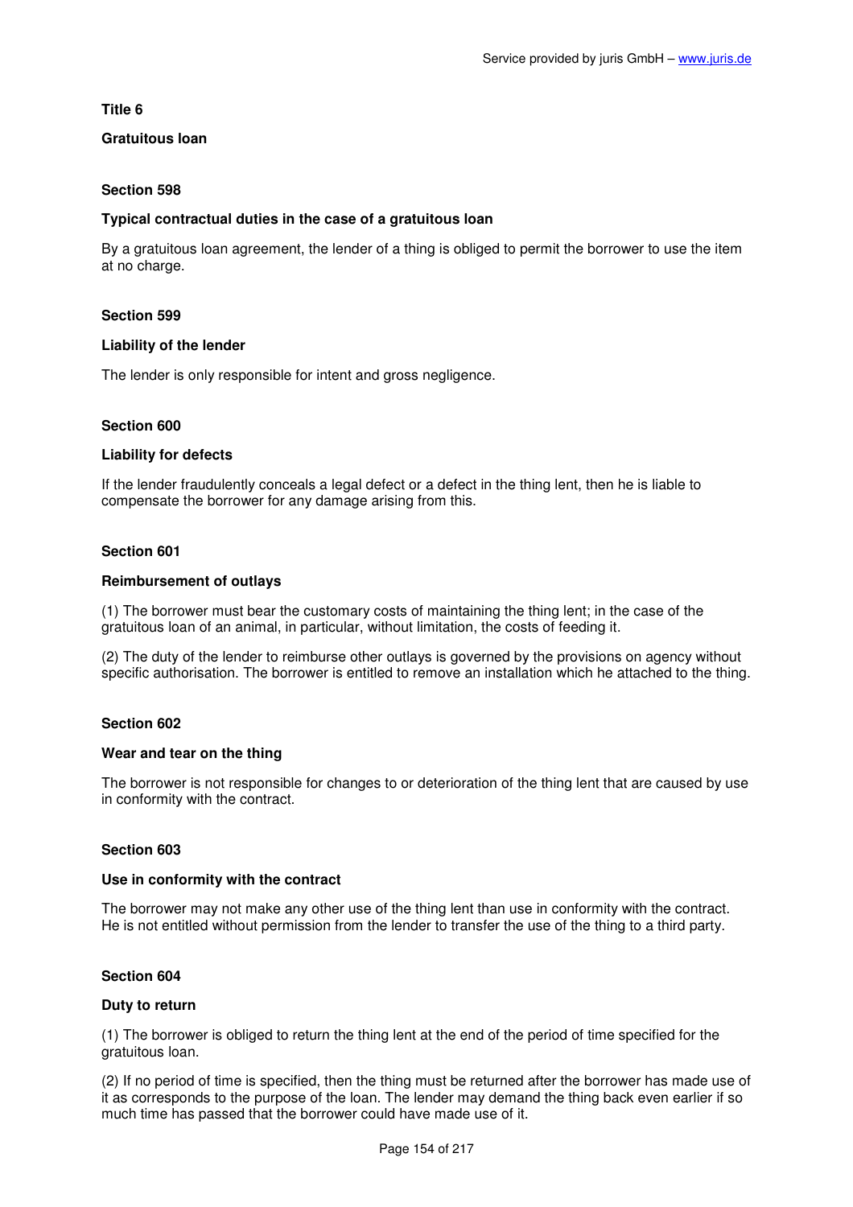**Title 6**

**Gratuitous loan**

**Section 598**

**Typical contractual duties in the case of a gratuitous loan**

By a gratuitous loan agreement, the lender of a thing is obliged to permit the borrower to use the item at no charge.

**Section 599**

**Liability of the lender**

The lender is only responsible for intent and gross negligence.

**Section 600**

**Liability for defects**

If the lender fraudulently conceals a legal defect or a defect in the thing lent, then he is liable to compensate the borrower for any damage arising from this.

**Section 601**

**Reimbursement of outlays**

(1) The borrower must bear the customary costs of maintaining the thing lent; in the case of the gratuitous loan of an animal, in particular, without limitation, the costs of feeding it.

(2) The duty of the lender to reimburse other outlays is governed by the provisions on agency without specific authorisation. The borrower is entitled to remove an installation which he attached to the thing.

**Section 602**

**Wear and tear on the thing**

The borrower is not responsible for changes to or deterioration of the thing lent that are caused by use in conformity with the contract.

**Section 603**

**Use in conformity with the contract**

The borrower may not make any other use of the thing lent than use in conformity with the contract. He is not entitled without permission from the lender to transfer the use of the thing to a third party.

**Section 604**

**Duty to return**

(1) The borrower is obliged to return the thing lent at the end of the period of time specified for the gratuitous loan.

(2) If no period of time is specified, then the thing must be returned after the borrower has made use of it as corresponds to the purpose of the loan. The lender may demand the thing back even earlier if so much time has passed that the borrower could have made use of it.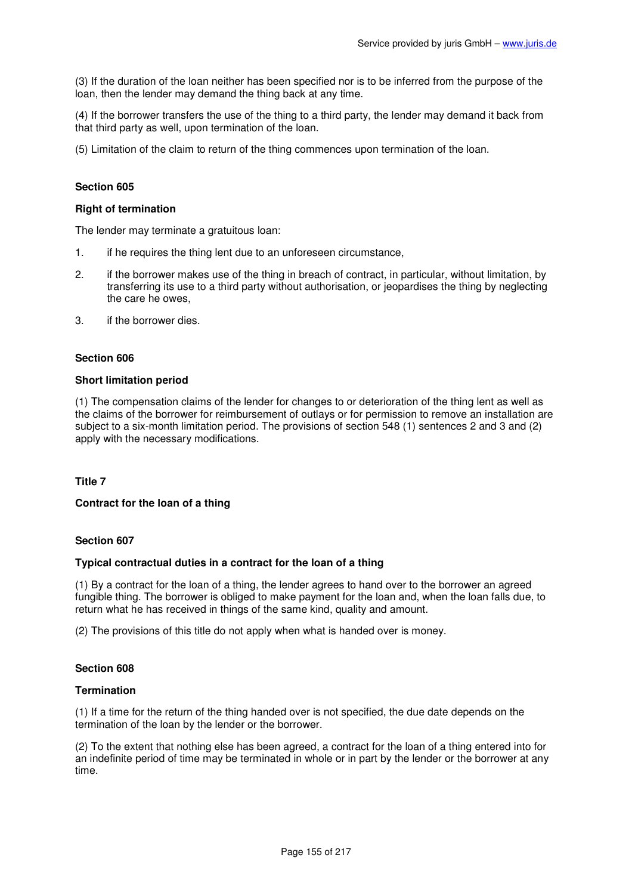(3) If the duration of the loan neither has been specified nor is to be inferred from the purpose of the loan, then the lender may demand the thing back at any time.

(4) If the borrower transfers the use of the thing to a third party, the lender may demand it back from that third party as well, upon termination of the loan.

(5) Limitation of the claim to return of the thing commences upon termination of the loan.

#### Section 605

#### Right of termination

The lender may terminate a gratuitous loan:

1. if he requires the thing lent due to an unforeseen circumstance,
2. if the borrower makes use of the thing in breach of contract, in particular, without limitation, by transferring its use to a third party without authorisation, or jeopardises the thing by neglecting the care he owes,
3. if the borrower dies.

#### Section 606

#### Short limitation period

(1) The compensation claims of the lender for changes to or deterioration of the thing lent as well as the claims of the borrower for reimbursement of outlays or for permission to remove an installation are subject to a six-month limitation period. The provisions of section 548 (1) sentences 2 and 3 and (2) apply with the necessary modifications.

### Title 7

### Contract for the loan of a thing

#### Section 607

#### Typical contractual duties in a contract for the loan of a thing

(1) By a contract for the loan of a thing, the lender agrees to hand over to the borrower an agreed fungible thing. The borrower is obliged to make payment for the loan and, when the loan falls due, to return what he has received in things of the same kind, quality and amount.

(2) The provisions of this title do not apply when what is handed over is money.

#### Section 608

#### Termination

(1) If a time for the return of the thing handed over is not specified, the due date depends on the termination of the loan by the lender or the borrower.

(2) To the extent that nothing else has been agreed, a contract for the loan of a thing entered into for an indefinite period of time may be terminated in whole or in part by the lender or the borrower at any time.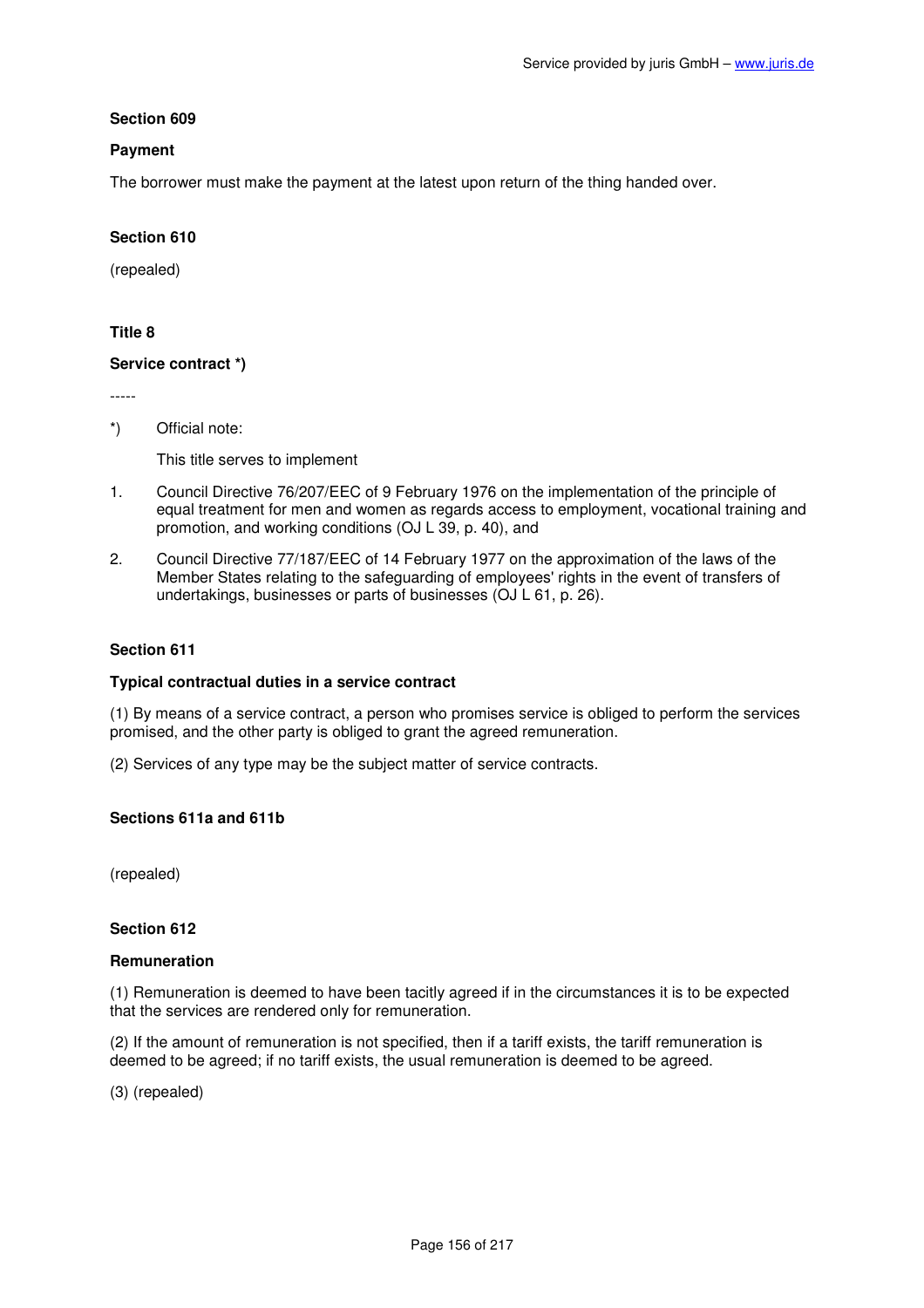**Section 609**

**Payment**

The borrower must make the payment at the latest upon return of the thing handed over.

**Section 610**

(repealed)

**Title 8**

**Service contract *)**

-----

*) Official note:

This title serves to implement

1. Council Directive 76/207/EEC of 9 February 1976 on the implementation of the principle of equal treatment for men and women as regards access to employment, vocational training and promotion, and working conditions (OJ L 39, p. 40), and
2. Council Directive 77/187/EEC of 14 February 1977 on the approximation of the laws of the Member States relating to the safeguarding of employees' rights in the event of transfers of undertakings, businesses or parts of businesses (OJ L 61, p. 26).

**Section 611**

**Typical contractual duties in a service contract**

(1) By means of a service contract, a person who promises service is obliged to perform the services promised, and the other party is obliged to grant the agreed remuneration.

(2) Services of any type may be the subject matter of service contracts.

**Sections 611a and 611b**

(repealed)

**Section 612**

**Remuneration**

(1) Remuneration is deemed to have been tacitly agreed if in the circumstances it is to be expected that the services are rendered only for remuneration.

(2) If the amount of remuneration is not specified, then if a tariff exists, the tariff remuneration is deemed to be agreed; if no tariff exists, the usual remuneration is deemed to be agreed.

(3) (repealed)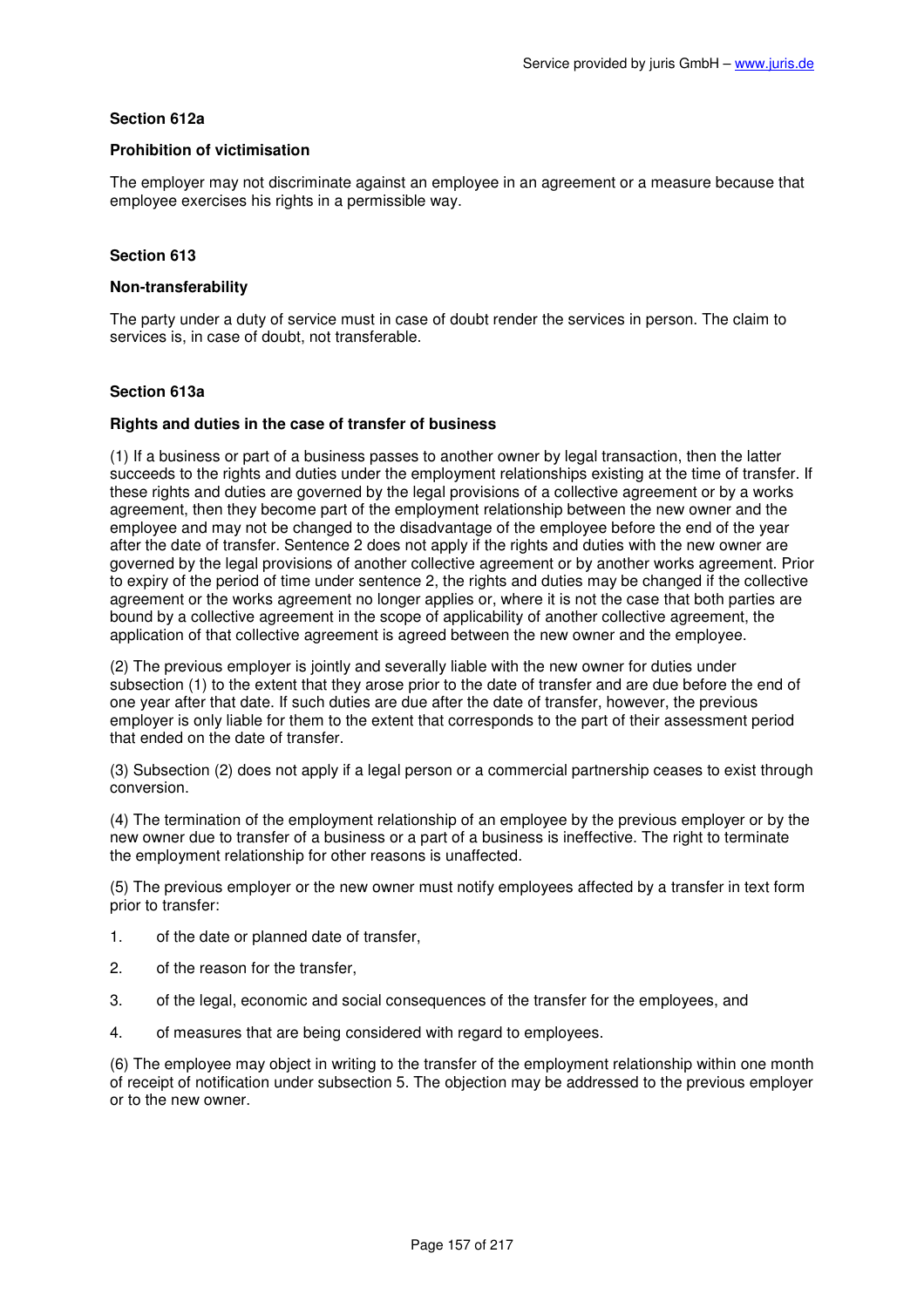**Section 612a**

**Prohibition of victimisation**

The employer may not discriminate against an employee in an agreement or a measure because that employee exercises his rights in a permissible way.

**Section 613**

**Non-transferability**

The party under a duty of service must in case of doubt render the services in person. The claim to services is, in case of doubt, not transferable.

**Section 613a**

**Rights and duties in the case of transfer of business**

(1) If a business or part of a business passes to another owner by legal transaction, then the latter succeeds to the rights and duties under the employment relationships existing at the time of transfer. If these rights and duties are governed by the legal provisions of a collective agreement or by a works agreement, then they become part of the employment relationship between the new owner and the employee and may not be changed to the disadvantage of the employee before the end of the year after the date of transfer. Sentence 2 does not apply if the rights and duties with the new owner are governed by the legal provisions of another collective agreement or by another works agreement. Prior to expiry of the period of time under sentence 2, the rights and duties may be changed if the collective agreement or the works agreement no longer applies or, where it is not the case that both parties are bound by a collective agreement in the scope of applicability of another collective agreement, the application of that collective agreement is agreed between the new owner and the employee.

(2) The previous employer is jointly and severally liable with the new owner for duties under subsection (1) to the extent that they arose prior to the date of transfer and are due before the end of one year after that date. If such duties are due after the date of transfer, however, the previous employer is only liable for them to the extent that corresponds to the part of their assessment period that ended on the date of transfer.

(3) Subsection (2) does not apply if a legal person or a commercial partnership ceases to exist through conversion.

(4) The termination of the employment relationship of an employee by the previous employer or by the new owner due to transfer of a business or a part of a business is ineffective. The right to terminate the employment relationship for other reasons is unaffected.

(5) The previous employer or the new owner must notify employees affected by a transfer in text form prior to transfer:

1. of the date or planned date of transfer,
2. of the reason for the transfer,
3. of the legal, economic and social consequences of the transfer for the employees, and
4. of measures that are being considered with regard to employees.

(6) The employee may object in writing to the transfer of the employment relationship within one month of receipt of notification under subsection 5. The objection may be addressed to the previous employer or to the new owner.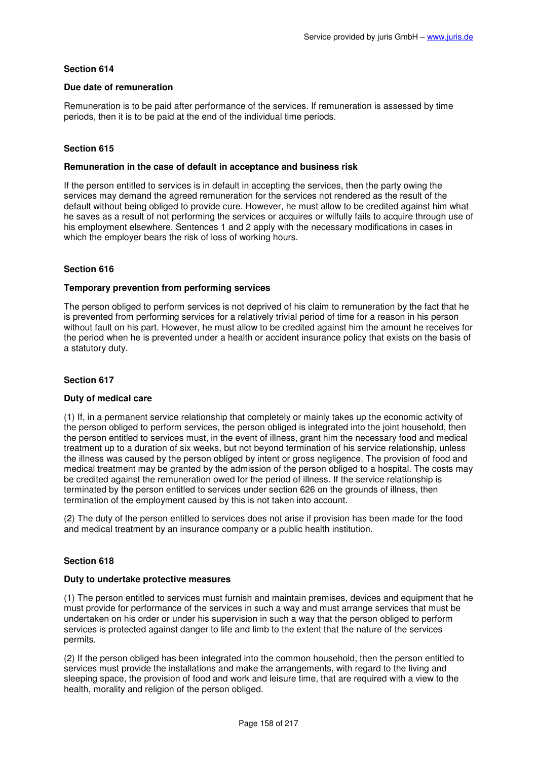**Section 614**

**Due date of remuneration**

Remuneration is to be paid after performance of the services. If remuneration is assessed by time periods, then it is to be paid at the end of the individual time periods.

**Section 615**

**Remuneration in the case of default in acceptance and business risk**

If the person entitled to services is in default in accepting the services, then the party owing the services may demand the agreed remuneration for the services not rendered as the result of the default without being obliged to provide cure. However, he must allow to be credited against him what he saves as a result of not performing the services or acquires or wilfully fails to acquire through use of his employment elsewhere. Sentences 1 and 2 apply with the necessary modifications in cases in which the employer bears the risk of loss of working hours.

**Section 616**

**Temporary prevention from performing services**

The person obliged to perform services is not deprived of his claim to remuneration by the fact that he is prevented from performing services for a relatively trivial period of time for a reason in his person without fault on his part. However, he must allow to be credited against him the amount he receives for the period when he is prevented under a health or accident insurance policy that exists on the basis of a statutory duty.

**Section 617**

**Duty of medical care**

(1) If, in a permanent service relationship that completely or mainly takes up the economic activity of the person obliged to perform services, the person obliged is integrated into the joint household, then the person entitled to services must, in the event of illness, grant him the necessary food and medical treatment up to a duration of six weeks, but not beyond termination of his service relationship, unless the illness was caused by the person obliged by intent or gross negligence. The provision of food and medical treatment may be granted by the admission of the person obliged to a hospital. The costs may be credited against the remuneration owed for the period of illness. If the service relationship is terminated by the person entitled to services under section 626 on the grounds of illness, then termination of the employment caused by this is not taken into account.

(2) The duty of the person entitled to services does not arise if provision has been made for the food and medical treatment by an insurance company or a public health institution.

**Section 618**

**Duty to undertake protective measures**

(1) The person entitled to services must furnish and maintain premises, devices and equipment that he must provide for performance of the services in such a way and must arrange services that must be undertaken on his order or under his supervision in such a way that the person obliged to perform services is protected against danger to life and limb to the extent that the nature of the services permits.

(2) If the person obliged has been integrated into the common household, then the person entitled to services must provide the installations and make the arrangements, with regard to the living and sleeping space, the provision of food and work and leisure time, that are required with a view to the health, morality and religion of the person obliged.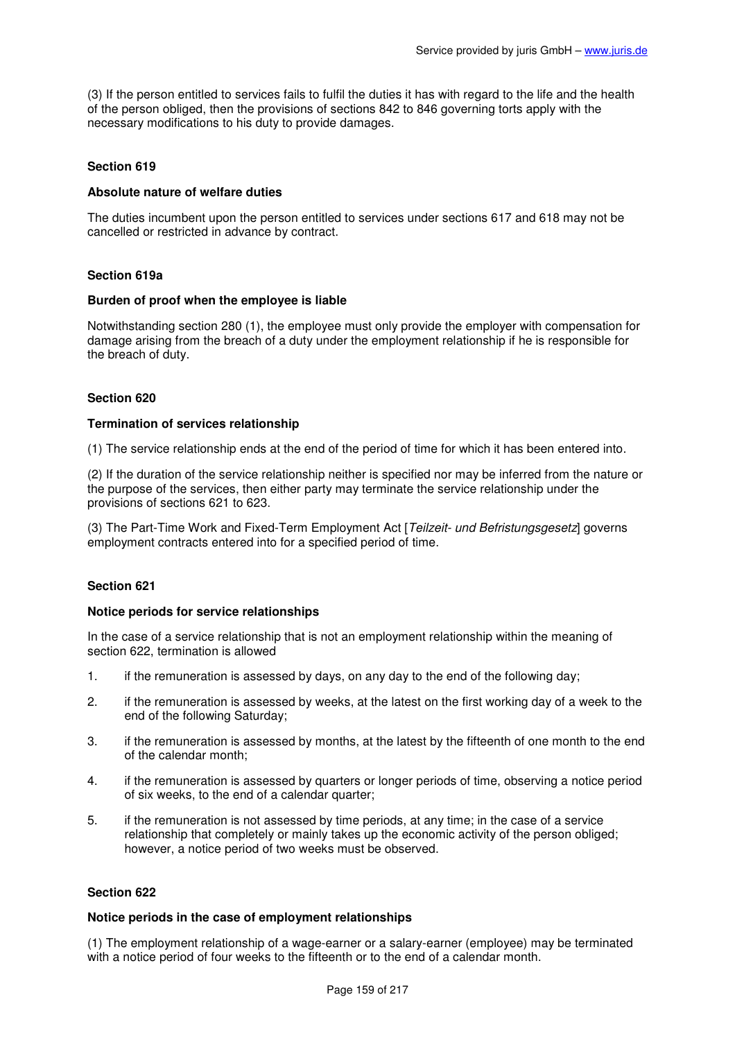(3) If the person entitled to services fails to fulfil the duties it has with regard to the life and the health of the person obliged, then the provisions of sections 842 to 846 governing torts apply with the necessary modifications to his duty to provide damages.

### Section 619

#### Absolute nature of welfare duties

The duties incumbent upon the person entitled to services under sections 617 and 618 may not be cancelled or restricted in advance by contract.

### Section 619a

#### Burden of proof when the employee is liable

Notwithstanding section 280 (1), the employee must only provide the employer with compensation for damage arising from the breach of a duty under the employment relationship if he is responsible for the breach of duty.

### Section 620

#### Termination of services relationship

(1) The service relationship ends at the end of the period of time for which it has been entered into.

(2) If the duration of the service relationship neither is specified nor may be inferred from the nature or the purpose of the services, then either party may terminate the service relationship under the provisions of sections 621 to 623.

(3) The Part-Time Work and Fixed-Term Employment Act [*Teilzeit- und Befristungsgesetz*] governs employment contracts entered into for a specified period of time.

### Section 621

#### Notice periods for service relationships

In the case of a service relationship that is not an employment relationship within the meaning of section 622, termination is allowed

1. if the remuneration is assessed by days, on any day to the end of the following day;
2. if the remuneration is assessed by weeks, at the latest on the first working day of a week to the end of the following Saturday;
3. if the remuneration is assessed by months, at the latest by the fifteenth of one month to the end of the calendar month;
4. if the remuneration is assessed by quarters or longer periods of time, observing a notice period of six weeks, to the end of a calendar quarter;
5. if the remuneration is not assessed by time periods, at any time; in the case of a service relationship that completely or mainly takes up the economic activity of the person obliged; however, a notice period of two weeks must be observed.

### Section 622

#### Notice periods in the case of employment relationships

(1) The employment relationship of a wage-earner or a salary-earner (employee) may be terminated with a notice period of four weeks to the fifteenth or to the end of a calendar month.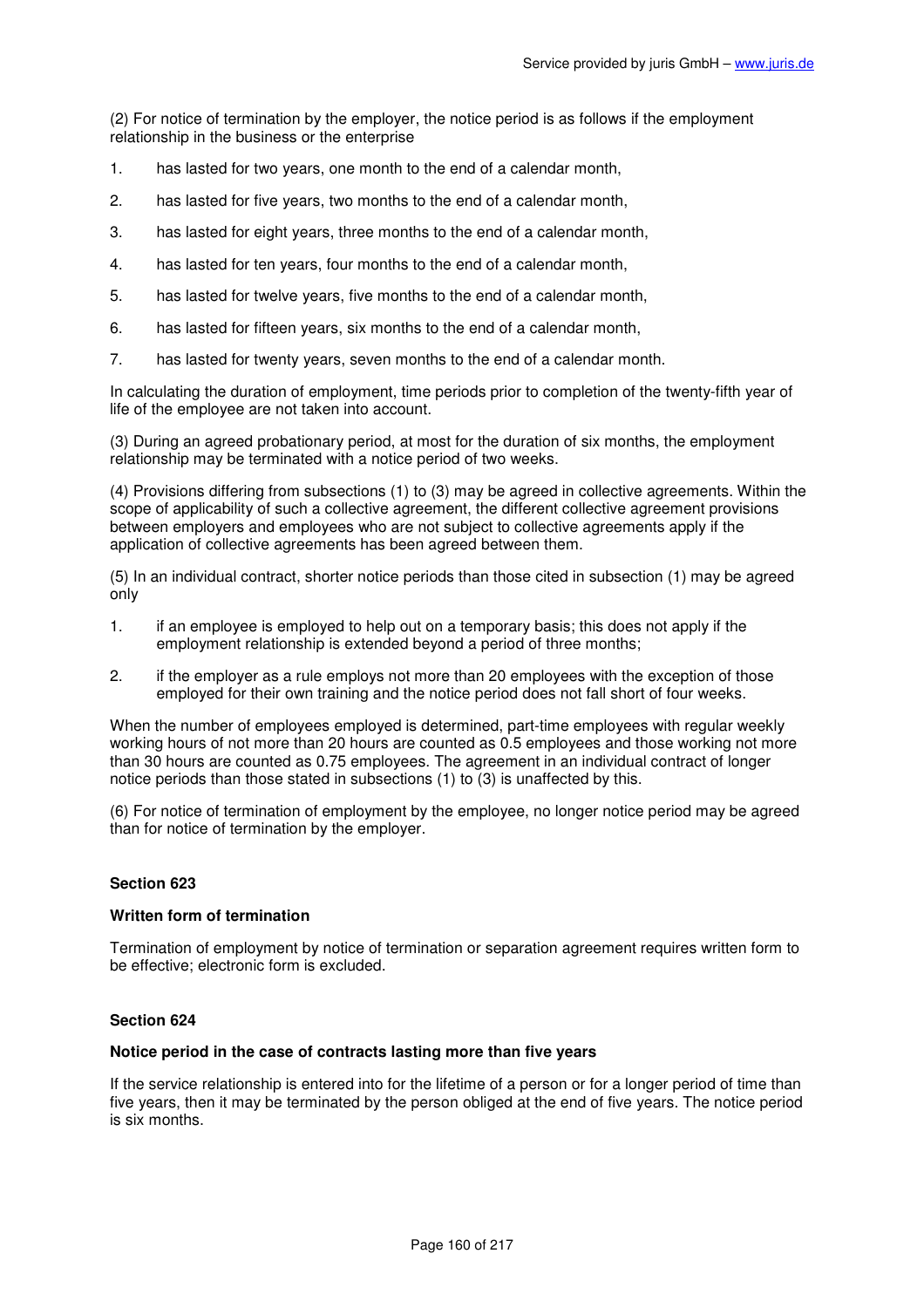(2) For notice of termination by the employer, the notice period is as follows if the employment relationship in the business or the enterprise

1. has lasted for two years, one month to the end of a calendar month,
2. has lasted for five years, two months to the end of a calendar month,
3. has lasted for eight years, three months to the end of a calendar month,
4. has lasted for ten years, four months to the end of a calendar month,
5. has lasted for twelve years, five months to the end of a calendar month,
6. has lasted for fifteen years, six months to the end of a calendar month,
7. has lasted for twenty years, seven months to the end of a calendar month.

In calculating the duration of employment, time periods prior to completion of the twenty-fifth year of life of the employee are not taken into account.

(3) During an agreed probationary period, at most for the duration of six months, the employment relationship may be terminated with a notice period of two weeks.

(4) Provisions differing from subsections (1) to (3) may be agreed in collective agreements. Within the scope of applicability of such a collective agreement, the different collective agreement provisions between employers and employees who are not subject to collective agreements apply if the application of collective agreements has been agreed between them.

(5) In an individual contract, shorter notice periods than those cited in subsection (1) may be agreed only

1. if an employee is employed to help out on a temporary basis; this does not apply if the employment relationship is extended beyond a period of three months;
2. if the employer as a rule employs not more than 20 employees with the exception of those employed for their own training and the notice period does not fall short of four weeks.

When the number of employees employed is determined, part-time employees with regular weekly working hours of not more than 20 hours are counted as 0.5 employees and those working not more than 30 hours are counted as 0.75 employees. The agreement in an individual contract of longer notice periods than those stated in subsections (1) to (3) is unaffected by this.

(6) For notice of termination of employment by the employee, no longer notice period may be agreed than for notice of termination by the employer.

### Section 623

#### Written form of termination

Termination of employment by notice of termination or separation agreement requires written form to be effective; electronic form is excluded.

### Section 624

#### Notice period in the case of contracts lasting more than five years

If the service relationship is entered into for the lifetime of a person or for a longer period of time than five years, then it may be terminated by the person obliged at the end of five years. The notice period is six months.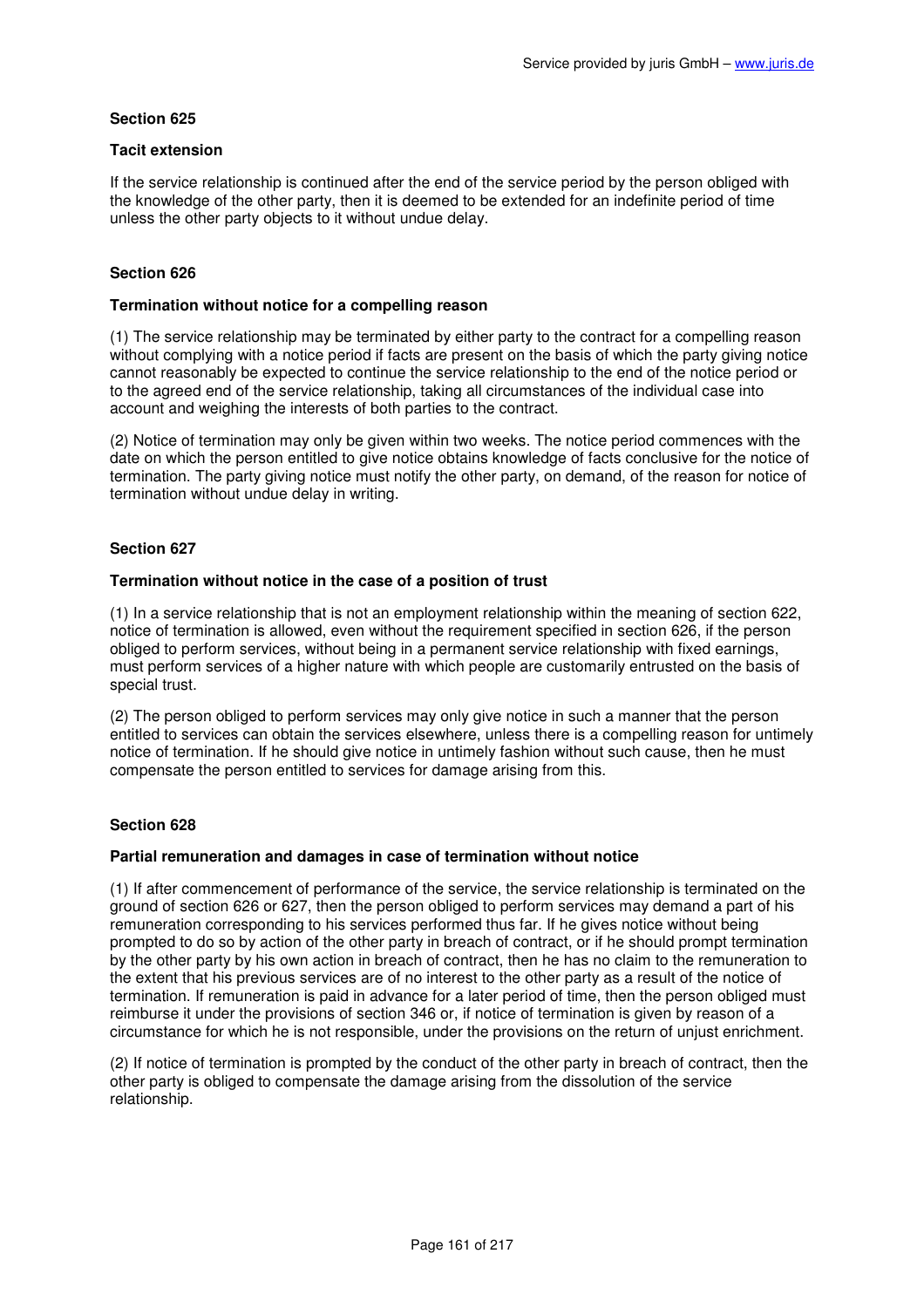### Section 625

#### Tacit extension

If the service relationship is continued after the end of the service period by the person obliged with the knowledge of the other party, then it is deemed to be extended for an indefinite period of time unless the other party objects to it without undue delay.

### Section 626

#### Termination without notice for a compelling reason

(1) The service relationship may be terminated by either party to the contract for a compelling reason without complying with a notice period if facts are present on the basis of which the party giving notice cannot reasonably be expected to continue the service relationship to the end of the notice period or to the agreed end of the service relationship, taking all circumstances of the individual case into account and weighing the interests of both parties to the contract.

(2) Notice of termination may only be given within two weeks. The notice period commences with the date on which the person entitled to give notice obtains knowledge of facts conclusive for the notice of termination. The party giving notice must notify the other party, on demand, of the reason for notice of termination without undue delay in writing.

### Section 627

#### Termination without notice in the case of a position of trust

(1) In a service relationship that is not an employment relationship within the meaning of section 622, notice of termination is allowed, even without the requirement specified in section 626, if the person obliged to perform services, without being in a permanent service relationship with fixed earnings, must perform services of a higher nature with which people are customarily entrusted on the basis of special trust.

(2) The person obliged to perform services may only give notice in such a manner that the person entitled to services can obtain the services elsewhere, unless there is a compelling reason for untimely notice of termination. If he should give notice in untimely fashion without such cause, then he must compensate the person entitled to services for damage arising from this.

### Section 628

#### Partial remuneration and damages in case of termination without notice

(1) If after commencement of performance of the service, the service relationship is terminated on the ground of section 626 or 627, then the person obliged to perform services may demand a part of his remuneration corresponding to his services performed thus far. If he gives notice without being prompted to do so by action of the other party in breach of contract, or if he should prompt termination by the other party by his own action in breach of contract, then he has no claim to the remuneration to the extent that his previous services are of no interest to the other party as a result of the notice of termination. If remuneration is paid in advance for a later period of time, then the person obliged must reimburse it under the provisions of section 346 or, if notice of termination is given by reason of a circumstance for which he is not responsible, under the provisions on the return of unjust enrichment.

(2) If notice of termination is prompted by the conduct of the other party in breach of contract, then the other party is obliged to compensate the damage arising from the dissolution of the service relationship.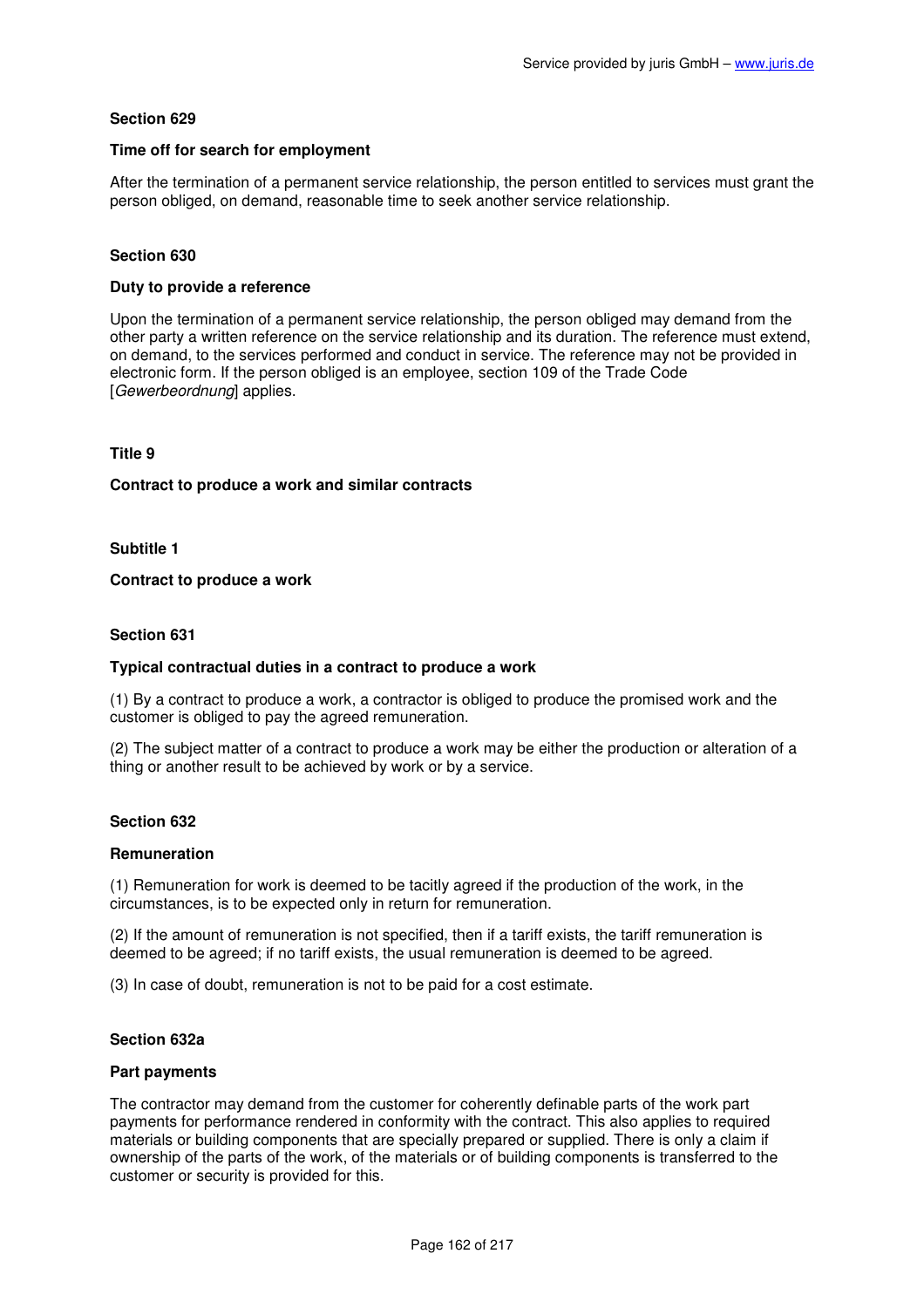### Section 629

#### Time off for search for employment

After the termination of a permanent service relationship, the person entitled to services must grant the person obliged, on demand, reasonable time to seek another service relationship.

### Section 630

#### Duty to provide a reference

Upon the termination of a permanent service relationship, the person obliged may demand from the other party a written reference on the service relationship and its duration. The reference must extend, on demand, to the services performed and conduct in service. The reference may not be provided in electronic form. If the person obliged is an employee, section 109 of the Trade Code [*Gewerbeordnung*] applies.

# Title 9

# Contract to produce a work and similar contracts

## Subtitle 1

## Contract to produce a work

### Section 631

#### Typical contractual duties in a contract to produce a work

(1) By a contract to produce a work, a contractor is obliged to produce the promised work and the customer is obliged to pay the agreed remuneration.

(2) The subject matter of a contract to produce a work may be either the production or alteration of a thing or another result to be achieved by work or by a service.

### Section 632

#### Remuneration

(1) Remuneration for work is deemed to be tacitly agreed if the production of the work, in the circumstances, is to be expected only in return for remuneration.

(2) If the amount of remuneration is not specified, then if a tariff exists, the tariff remuneration is deemed to be agreed; if no tariff exists, the usual remuneration is deemed to be agreed.

(3) In case of doubt, remuneration is not to be paid for a cost estimate.

### Section 632a

#### Part payments

The contractor may demand from the customer for coherently definable parts of the work part payments for performance rendered in conformity with the contract. This also applies to required materials or building components that are specially prepared or supplied. There is only a claim if ownership of the parts of the work, of the materials or of building components is transferred to the customer or security is provided for this.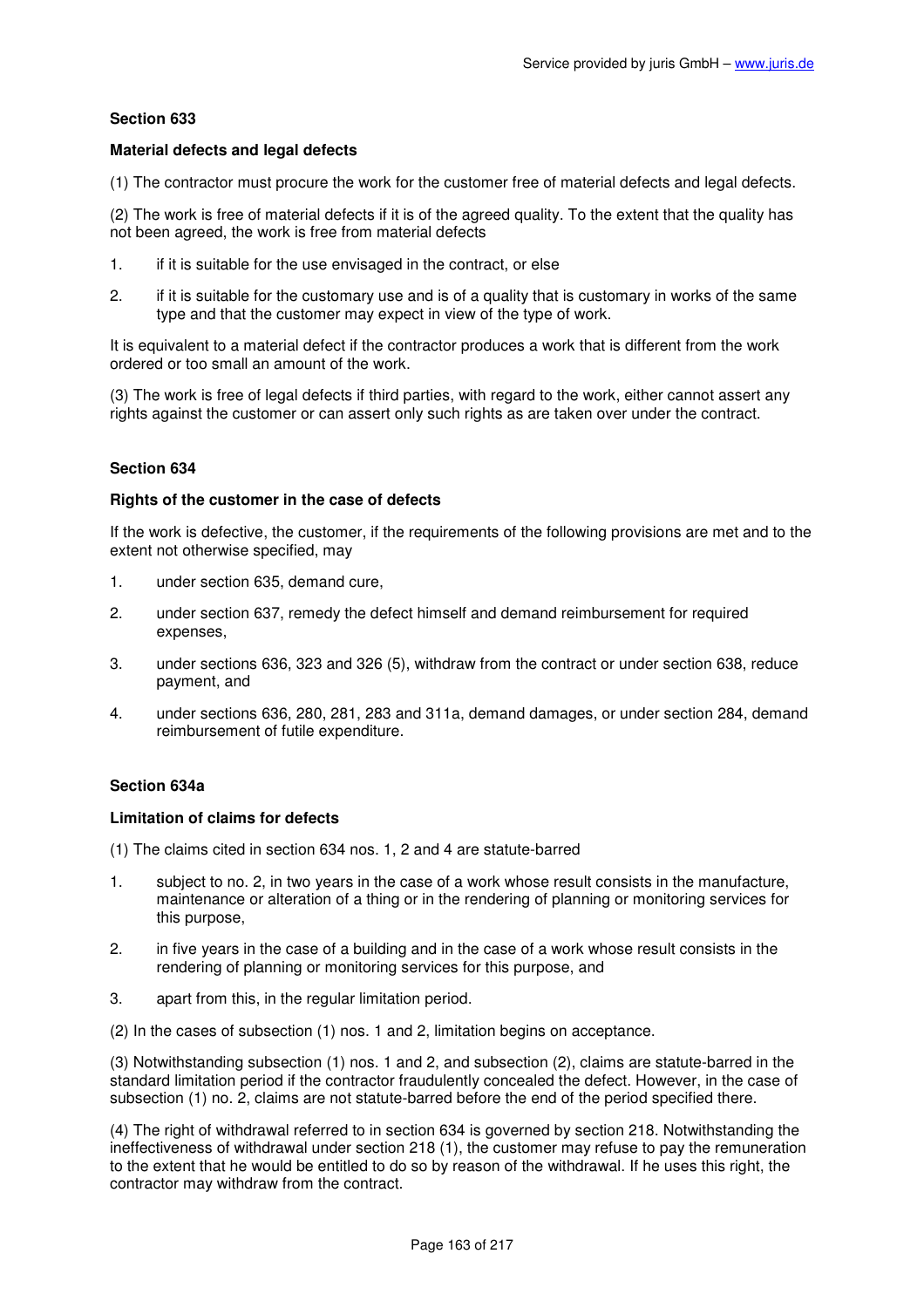### Section 633

#### Material defects and legal defects

(1) The contractor must procure the work for the customer free of material defects and legal defects.

(2) The work is free of material defects if it is of the agreed quality. To the extent that the quality has not been agreed, the work is free from material defects

1. if it is suitable for the use envisaged in the contract, or else
2. if it is suitable for the customary use and is of a quality that is customary in works of the same type and that the customer may expect in view of the type of work.

It is equivalent to a material defect if the contractor produces a work that is different from the work ordered or too small an amount of the work.

(3) The work is free of legal defects if third parties, with regard to the work, either cannot assert any rights against the customer or can assert only such rights as are taken over under the contract.

### Section 634

#### Rights of the customer in the case of defects

If the work is defective, the customer, if the requirements of the following provisions are met and to the extent not otherwise specified, may

1. under section 635, demand cure,
2. under section 637, remedy the defect himself and demand reimbursement for required expenses,
3. under sections 636, 323 and 326 (5), withdraw from the contract or under section 638, reduce payment, and
4. under sections 636, 280, 281, 283 and 311a, demand damages, or under section 284, demand reimbursement of futile expenditure.

### Section 634a

#### Limitation of claims for defects

(1) The claims cited in section 634 nos. 1, 2 and 4 are statute-barred

1. subject to no. 2, in two years in the case of a work whose result consists in the manufacture, maintenance or alteration of a thing or in the rendering of planning or monitoring services for this purpose,
2. in five years in the case of a building and in the case of a work whose result consists in the rendering of planning or monitoring services for this purpose, and
3. apart from this, in the regular limitation period.

(2) In the cases of subsection (1) nos. 1 and 2, limitation begins on acceptance.

(3) Notwithstanding subsection (1) nos. 1 and 2, and subsection (2), claims are statute-barred in the standard limitation period if the contractor fraudulently concealed the defect. However, in the case of subsection (1) no. 2, claims are not statute-barred before the end of the period specified there.

(4) The right of withdrawal referred to in section 634 is governed by section 218. Notwithstanding the ineffectiveness of withdrawal under section 218 (1), the customer may refuse to pay the remuneration to the extent that he would be entitled to do so by reason of the withdrawal. If he uses this right, the contractor may withdraw from the contract.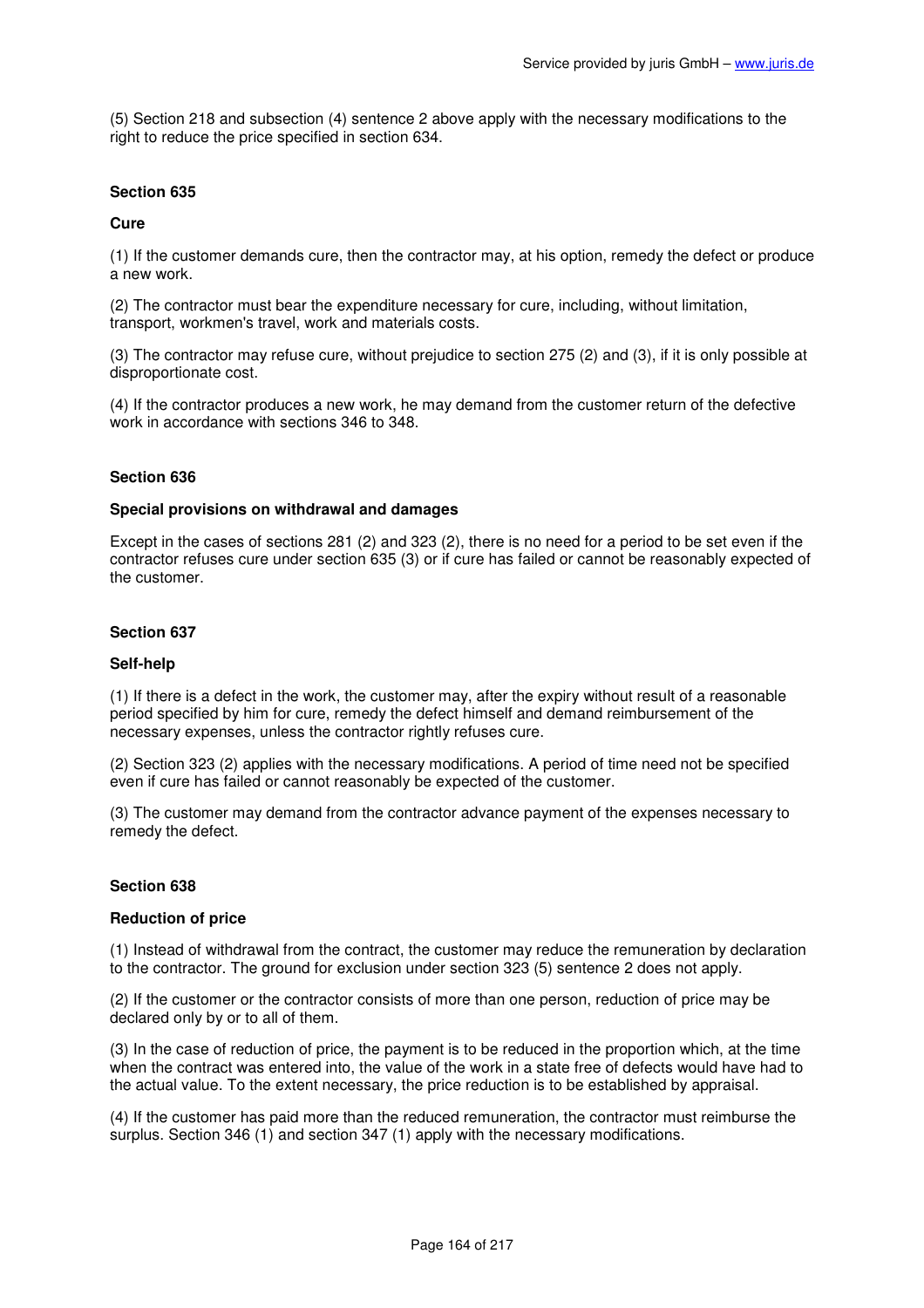(5) Section 218 and subsection (4) sentence 2 above apply with the necessary modifications to the right to reduce the price specified in section 634.

### Section 635

#### Cure

(1) If the customer demands cure, then the contractor may, at his option, remedy the defect or produce a new work.

(2) The contractor must bear the expenditure necessary for cure, including, without limitation, transport, workmen's travel, work and materials costs.

(3) The contractor may refuse cure, without prejudice to section 275 (2) and (3), if it is only possible at disproportionate cost.

(4) If the contractor produces a new work, he may demand from the customer return of the defective work in accordance with sections 346 to 348.

### Section 636

#### Special provisions on withdrawal and damages

Except in the cases of sections 281 (2) and 323 (2), there is no need for a period to be set even if the contractor refuses cure under section 635 (3) or if cure has failed or cannot be reasonably expected of the customer.

### Section 637

#### Self-help

(1) If there is a defect in the work, the customer may, after the expiry without result of a reasonable period specified by him for cure, remedy the defect himself and demand reimbursement of the necessary expenses, unless the contractor rightly refuses cure.

(2) Section 323 (2) applies with the necessary modifications. A period of time need not be specified even if cure has failed or cannot reasonably be expected of the customer.

(3) The customer may demand from the contractor advance payment of the expenses necessary to remedy the defect.

### Section 638

#### Reduction of price

(1) Instead of withdrawal from the contract, the customer may reduce the remuneration by declaration to the contractor. The ground for exclusion under section 323 (5) sentence 2 does not apply.

(2) If the customer or the contractor consists of more than one person, reduction of price may be declared only by or to all of them.

(3) In the case of reduction of price, the payment is to be reduced in the proportion which, at the time when the contract was entered into, the value of the work in a state free of defects would have had to the actual value. To the extent necessary, the price reduction is to be established by appraisal.

(4) If the customer has paid more than the reduced remuneration, the contractor must reimburse the surplus. Section 346 (1) and section 347 (1) apply with the necessary modifications.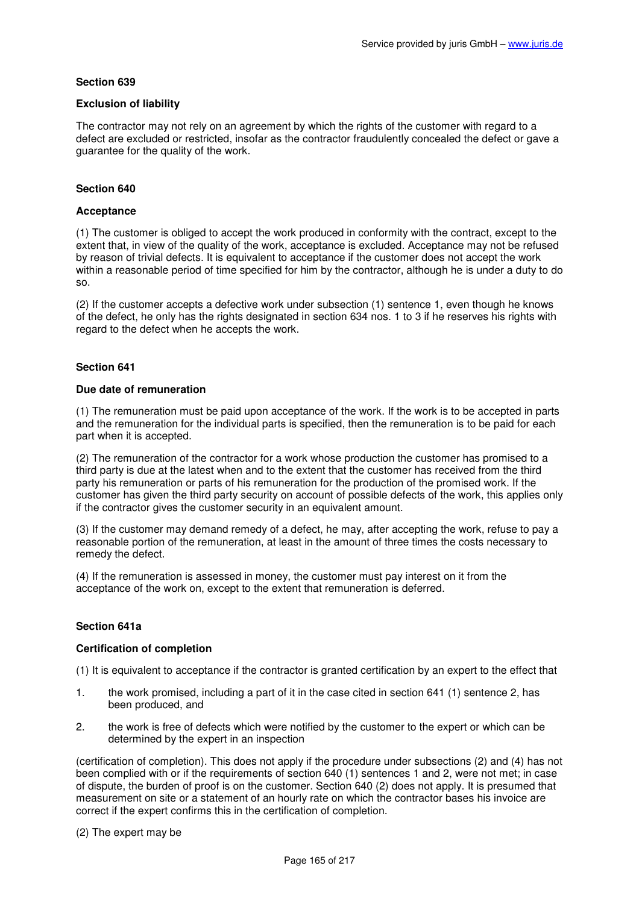### Section 639

#### Exclusion of liability

The contractor may not rely on an agreement by which the rights of the customer with regard to a defect are excluded or restricted, insofar as the contractor fraudulently concealed the defect or gave a guarantee for the quality of the work.

### Section 640

#### Acceptance

(1) The customer is obliged to accept the work produced in conformity with the contract, except to the extent that, in view of the quality of the work, acceptance is excluded. Acceptance may not be refused by reason of trivial defects. It is equivalent to acceptance if the customer does not accept the work within a reasonable period of time specified for him by the contractor, although he is under a duty to do so.

(2) If the customer accepts a defective work under subsection (1) sentence 1, even though he knows of the defect, he only has the rights designated in section 634 nos. 1 to 3 if he reserves his rights with regard to the defect when he accepts the work.

### Section 641

#### Due date of remuneration

(1) The remuneration must be paid upon acceptance of the work. If the work is to be accepted in parts and the remuneration for the individual parts is specified, then the remuneration is to be paid for each part when it is accepted.

(2) The remuneration of the contractor for a work whose production the customer has promised to a third party is due at the latest when and to the extent that the customer has received from the third party his remuneration or parts of his remuneration for the production of the promised work. If the customer has given the third party security on account of possible defects of the work, this applies only if the contractor gives the customer security in an equivalent amount.

(3) If the customer may demand remedy of a defect, he may, after accepting the work, refuse to pay a reasonable portion of the remuneration, at least in the amount of three times the costs necessary to remedy the defect.

(4) If the remuneration is assessed in money, the customer must pay interest on it from the acceptance of the work on, except to the extent that remuneration is deferred.

### Section 641a

#### Certification of completion

(1) It is equivalent to acceptance if the contractor is granted certification by an expert to the effect that

1. the work promised, including a part of it in the case cited in section 641 (1) sentence 2, has been produced, and
2. the work is free of defects which were notified by the customer to the expert or which can be determined by the expert in an inspection

(certification of completion). This does not apply if the procedure under subsections (2) and (4) has not been complied with or if the requirements of section 640 (1) sentences 1 and 2, were not met; in case of dispute, the burden of proof is on the customer. Section 640 (2) does not apply. It is presumed that measurement on site or a statement of an hourly rate on which the contractor bases his invoice are correct if the expert confirms this in the certification of completion.

(2) The expert may be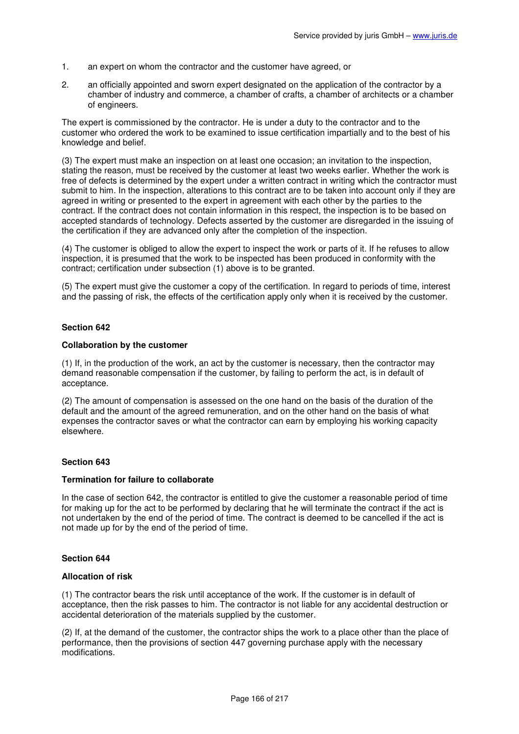1. an expert on whom the contractor and the customer have agreed, or

2. an officially appointed and sworn expert designated on the application of the contractor by a chamber of industry and commerce, a chamber of crafts, a chamber of architects or a chamber of engineers.

The expert is commissioned by the contractor. He is under a duty to the contractor and to the customer who ordered the work to be examined to issue certification impartially and to the best of his knowledge and belief.

(3) The expert must make an inspection on at least one occasion; an invitation to the inspection, stating the reason, must be received by the customer at least two weeks earlier. Whether the work is free of defects is determined by the expert under a written contract in writing which the contractor must submit to him. In the inspection, alterations to this contract are to be taken into account only if they are agreed in writing or presented to the expert in agreement with each other by the parties to the contract. If the contract does not contain information in this respect, the inspection is to be based on accepted standards of technology. Defects asserted by the customer are disregarded in the issuing of the certification if they are advanced only after the completion of the inspection.

(4) The customer is obliged to allow the expert to inspect the work or parts of it. If he refuses to allow inspection, it is presumed that the work to be inspected has been produced in conformity with the contract; certification under subsection (1) above is to be granted.

(5) The expert must give the customer a copy of the certification. In regard to periods of time, interest and the passing of risk, the effects of the certification apply only when it is received by the customer.

### Section 642

#### Collaboration by the customer

(1) If, in the production of the work, an act by the customer is necessary, then the contractor may demand reasonable compensation if the customer, by failing to perform the act, is in default of acceptance.

(2) The amount of compensation is assessed on the one hand on the basis of the duration of the default and the amount of the agreed remuneration, and on the other hand on the basis of what expenses the contractor saves or what the contractor can earn by employing his working capacity elsewhere.

### Section 643

#### Termination for failure to collaborate

In the case of section 642, the contractor is entitled to give the customer a reasonable period of time for making up for the act to be performed by declaring that he will terminate the contract if the act is not undertaken by the end of the period of time. The contract is deemed to be cancelled if the act is not made up for by the end of the period of time.

### Section 644

#### Allocation of risk

(1) The contractor bears the risk until acceptance of the work. If the customer is in default of acceptance, then the risk passes to him. The contractor is not liable for any accidental destruction or accidental deterioration of the materials supplied by the customer.

(2) If, at the demand of the customer, the contractor ships the work to a place other than the place of performance, then the provisions of section 447 governing purchase apply with the necessary modifications.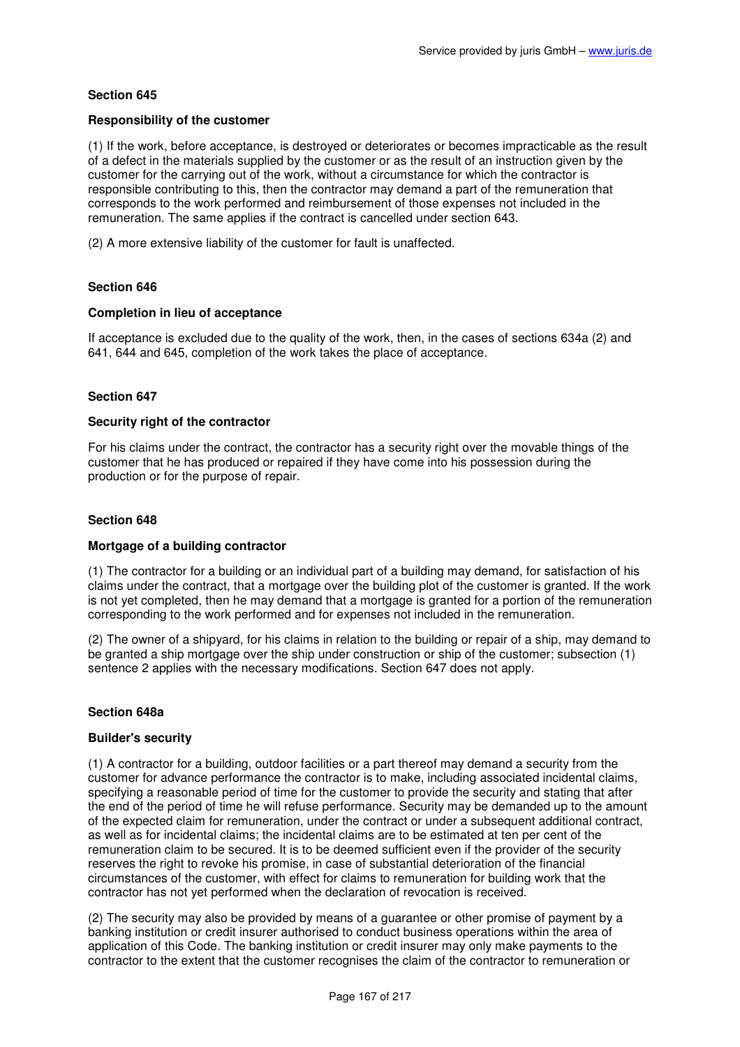**Section 645**

**Responsibility of the customer**

(1) If the work, before acceptance, is destroyed or deteriorates or becomes impracticable as the result of a defect in the materials supplied by the customer or as the result of an instruction given by the customer for the carrying out of the work, without a circumstance for which the contractor is responsible contributing to this, then the contractor may demand a part of the remuneration that corresponds to the work performed and reimbursement of those expenses not included in the remuneration. The same applies if the contract is cancelled under section 643.

(2) A more extensive liability of the customer for fault is unaffected.

**Section 646**

**Completion in lieu of acceptance**

If acceptance is excluded due to the quality of the work, then, in the cases of sections 634a (2) and 641, 644 and 645, completion of the work takes the place of acceptance.

**Section 647**

**Security right of the contractor**

For his claims under the contract, the contractor has a security right over the movable things of the customer that he has produced or repaired if they have come into his possession during the production or for the purpose of repair.

**Section 648**

**Mortgage of a building contractor**

(1) The contractor for a building or an individual part of a building may demand, for satisfaction of his claims under the contract, that a mortgage over the building plot of the customer is granted. If the work is not yet completed, then he may demand that a mortgage is granted for a portion of the remuneration corresponding to the work performed and for expenses not included in the remuneration.

(2) The owner of a shipyard, for his claims in relation to the building or repair of a ship, may demand to be granted a ship mortgage over the ship under construction or ship of the customer; subsection (1) sentence 2 applies with the necessary modifications. Section 647 does not apply.

**Section 648a**

**Builder's security**

(1) A contractor for a building, outdoor facilities or a part thereof may demand a security from the customer for advance performance the contractor is to make, including associated incidental claims, specifying a reasonable period of time for the customer to provide the security and stating that after the end of the period of time he will refuse performance. Security may be demanded up to the amount of the expected claim for remuneration, under the contract or under a subsequent additional contract, as well as for incidental claims; the incidental claims are to be estimated at ten per cent of the remuneration claim to be secured. It is to be deemed sufficient even if the provider of the security reserves the right to revoke his promise, in case of substantial deterioration of the financial circumstances of the customer, with effect for claims to remuneration for building work that the contractor has not yet performed when the declaration of revocation is received.

(2) The security may also be provided by means of a guarantee or other promise of payment by a banking institution or credit insurer authorised to conduct business operations within the area of application of this Code. The banking institution or credit insurer may only make payments to the contractor to the extent that the customer recognises the claim of the contractor to remuneration or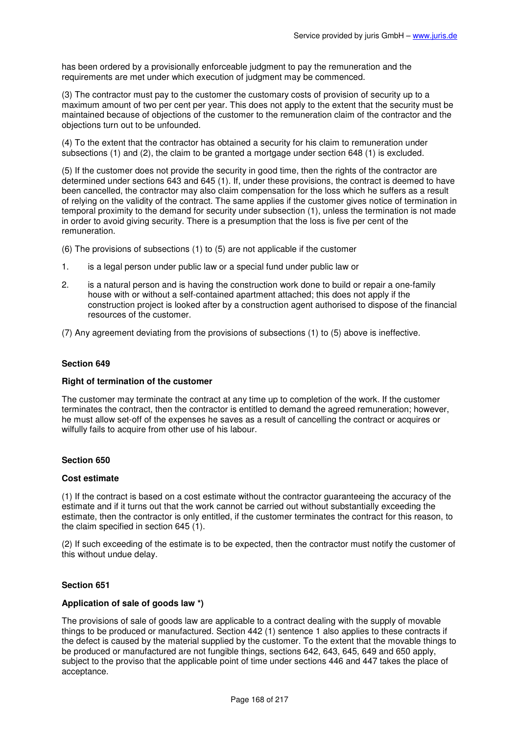has been ordered by a provisionally enforceable judgment to pay the remuneration and the requirements are met under which execution of judgment may be commenced.

(3) The contractor must pay to the customer the customary costs of provision of security up to a maximum amount of two per cent per year. This does not apply to the extent that the security must be maintained because of objections of the customer to the remuneration claim of the contractor and the objections turn out to be unfounded.

(4) To the extent that the contractor has obtained a security for his claim to remuneration under subsections (1) and (2), the claim to be granted a mortgage under section 648 (1) is excluded.

(5) If the customer does not provide the security in good time, then the rights of the contractor are determined under sections 643 and 645 (1). If, under these provisions, the contract is deemed to have been cancelled, the contractor may also claim compensation for the loss which he suffers as a result of relying on the validity of the contract. The same applies if the customer gives notice of termination in temporal proximity to the demand for security under subsection (1), unless the termination is not made in order to avoid giving security. There is a presumption that the loss is five per cent of the remuneration.

(6) The provisions of subsections (1) to (5) are not applicable if the customer

1. is a legal person under public law or a special fund under public law or
2. is a natural person and is having the construction work done to build or repair a one-family house with or without a self-contained apartment attached; this does not apply if the construction project is looked after by a construction agent authorised to dispose of the financial resources of the customer.

(7) Any agreement deviating from the provisions of subsections (1) to (5) above is ineffective.

#### Section 649

#### Right of termination of the customer

The customer may terminate the contract at any time up to completion of the work. If the customer terminates the contract, then the contractor is entitled to demand the agreed remuneration; however, he must allow set-off of the expenses he saves as a result of cancelling the contract or acquires or wilfully fails to acquire from other use of his labour.

#### Section 650

#### Cost estimate

(1) If the contract is based on a cost estimate without the contractor guaranteeing the accuracy of the estimate and if it turns out that the work cannot be carried out without substantially exceeding the estimate, then the contractor is only entitled, if the customer terminates the contract for this reason, to the claim specified in section 645 (1).

(2) If such exceeding of the estimate is to be expected, then the contractor must notify the customer of this without undue delay.

#### Section 651

#### Application of sale of goods law *)

The provisions of sale of goods law are applicable to a contract dealing with the supply of movable things to be produced or manufactured. Section 442 (1) sentence 1 also applies to these contracts if the defect is caused by the material supplied by the customer. To the extent that the movable things to be produced or manufactured are not fungible things, sections 642, 643, 645, 649 and 650 apply, subject to the proviso that the applicable point of time under sections 446 and 447 takes the place of acceptance.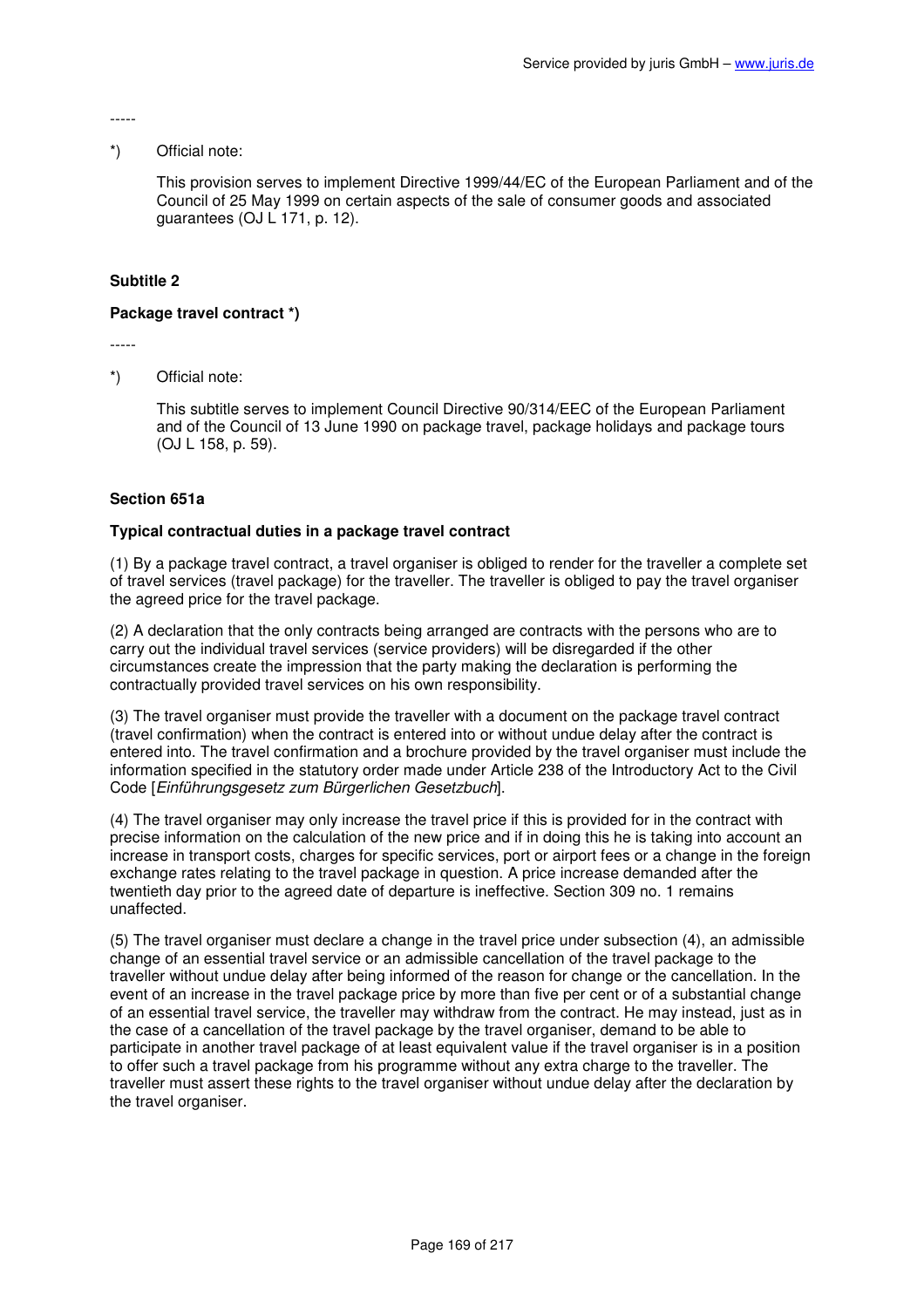-----

*) Official note:

This provision serves to implement Directive 1999/44/EC of the European Parliament and of the Council of 25 May 1999 on certain aspects of the sale of consumer goods and associated guarantees (OJ L 171, p. 12).

**Subtitle 2**

**Package travel contract *)**

-----

*) Official note:

This subtitle serves to implement Council Directive 90/314/EEC of the European Parliament and of the Council of 13 June 1990 on package travel, package holidays and package tours (OJ L 158, p. 59).

**Section 651a**

**Typical contractual duties in a package travel contract**

(1) By a package travel contract, a travel organiser is obliged to render for the traveller a complete set of travel services (travel package) for the traveller. The traveller is obliged to pay the travel organiser the agreed price for the travel package.

(2) A declaration that the only contracts being arranged are contracts with the persons who are to carry out the individual travel services (service providers) will be disregarded if the other circumstances create the impression that the party making the declaration is performing the contractually provided travel services on his own responsibility.

(3) The travel organiser must provide the traveller with a document on the package travel contract (travel confirmation) when the contract is entered into or without undue delay after the contract is entered into. The travel confirmation and a brochure provided by the travel organiser must include the information specified in the statutory order made under Article 238 of the Introductory Act to the Civil Code [*Einführungsgesetz zum Bürgerlichen Gesetzbuch*].

(4) The travel organiser may only increase the travel price if this is provided for in the contract with precise information on the calculation of the new price and if in doing this he is taking into account an increase in transport costs, charges for specific services, port or airport fees or a change in the foreign exchange rates relating to the travel package in question. A price increase demanded after the twentieth day prior to the agreed date of departure is ineffective. Section 309 no. 1 remains unaffected.

(5) The travel organiser must declare a change in the travel price under subsection (4), an admissible change of an essential travel service or an admissible cancellation of the travel package to the traveller without undue delay after being informed of the reason for change or the cancellation. In the event of an increase in the travel package price by more than five per cent or of a substantial change of an essential travel service, the traveller may withdraw from the contract. He may instead, just as in the case of a cancellation of the travel package by the travel organiser, demand to be able to participate in another travel package of at least equivalent value if the travel organiser is in a position to offer such a travel package from his programme without any extra charge to the traveller. The traveller must assert these rights to the travel organiser without undue delay after the declaration by the travel organiser.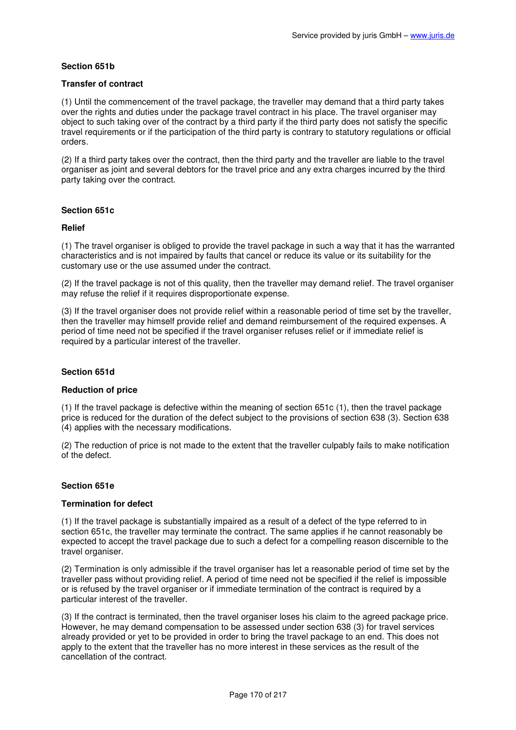### Section 651b

**Transfer of contract**

(1) Until the commencement of the travel package, the traveller may demand that a third party takes over the rights and duties under the package travel contract in his place. The travel organiser may object to such taking over of the contract by a third party if the third party does not satisfy the specific travel requirements or if the participation of the third party is contrary to statutory regulations or official orders.

(2) If a third party takes over the contract, then the third party and the traveller are liable to the travel organiser as joint and several debtors for the travel price and any extra charges incurred by the third party taking over the contract.

### Section 651c

**Relief**

(1) The travel organiser is obliged to provide the travel package in such a way that it has the warranted characteristics and is not impaired by faults that cancel or reduce its value or its suitability for the customary use or the use assumed under the contract.

(2) If the travel package is not of this quality, then the traveller may demand relief. The travel organiser may refuse the relief if it requires disproportionate expense.

(3) If the travel organiser does not provide relief within a reasonable period of time set by the traveller, then the traveller may himself provide relief and demand reimbursement of the required expenses. A period of time need not be specified if the travel organiser refuses relief or if immediate relief is required by a particular interest of the traveller.

### Section 651d

**Reduction of price**

(1) If the travel package is defective within the meaning of section 651c (1), then the travel package price is reduced for the duration of the defect subject to the provisions of section 638 (3). Section 638 (4) applies with the necessary modifications.

(2) The reduction of price is not made to the extent that the traveller culpably fails to make notification of the defect.

### Section 651e

**Termination for defect**

(1) If the travel package is substantially impaired as a result of a defect of the type referred to in section 651c, the traveller may terminate the contract. The same applies if he cannot reasonably be expected to accept the travel package due to such a defect for a compelling reason discernible to the travel organiser.

(2) Termination is only admissible if the travel organiser has let a reasonable period of time set by the traveller pass without providing relief. A period of time need not be specified if the relief is impossible or is refused by the travel organiser or if immediate termination of the contract is required by a particular interest of the traveller.

(3) If the contract is terminated, then the travel organiser loses his claim to the agreed package price. However, he may demand compensation to be assessed under section 638 (3) for travel services already provided or yet to be provided in order to bring the travel package to an end. This does not apply to the extent that the traveller has no more interest in these services as the result of the cancellation of the contract.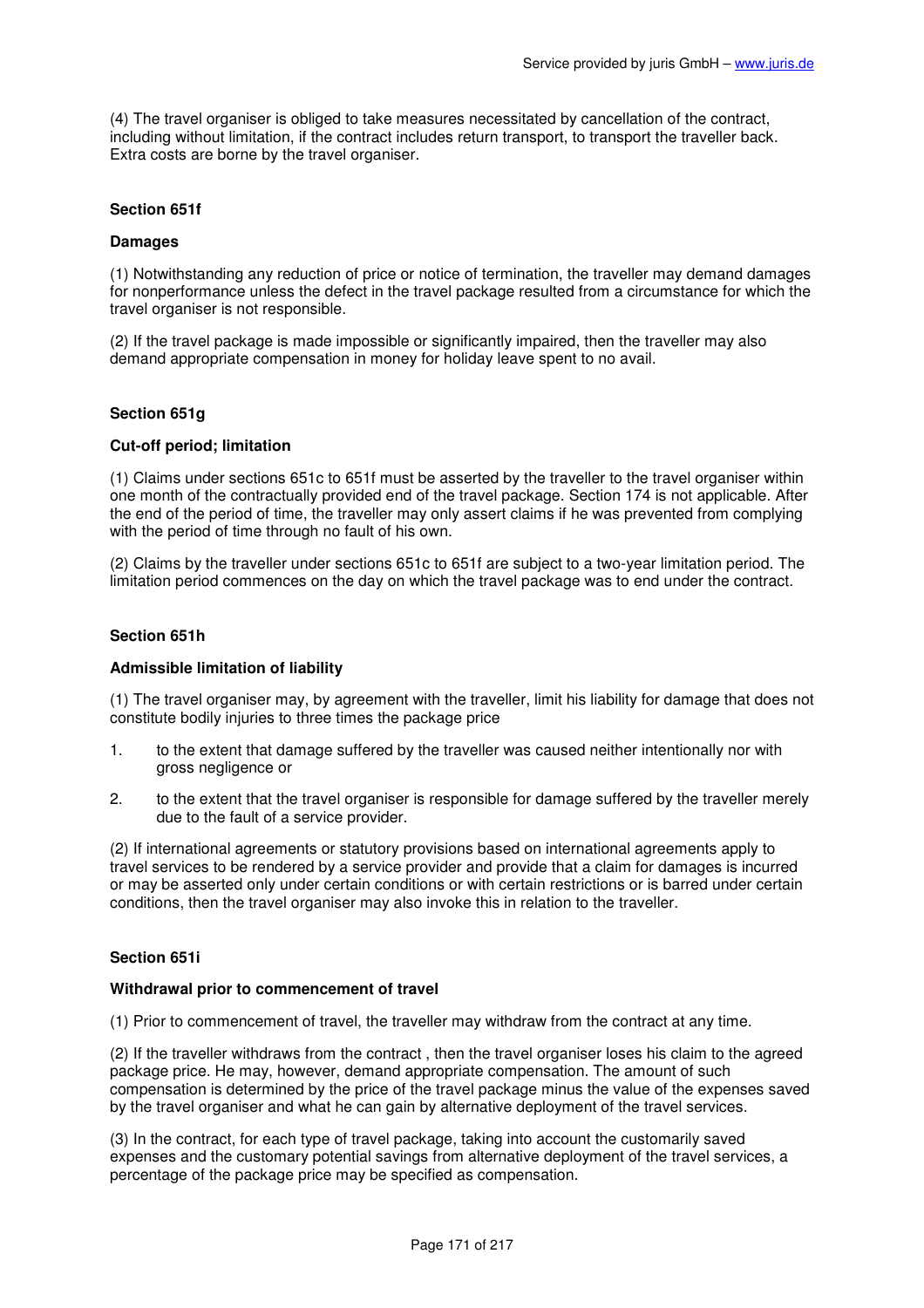(4) The travel organiser is obliged to take measures necessitated by cancellation of the contract, including without limitation, if the contract includes return transport, to transport the traveller back. Extra costs are borne by the travel organiser.

### Section 651f

#### Damages

(1) Notwithstanding any reduction of price or notice of termination, the traveller may demand damages for nonperformance unless the defect in the travel package resulted from a circumstance for which the travel organiser is not responsible.

(2) If the travel package is made impossible or significantly impaired, then the traveller may also demand appropriate compensation in money for holiday leave spent to no avail.

### Section 651g

#### Cut-off period; limitation

(1) Claims under sections 651c to 651f must be asserted by the traveller to the travel organiser within one month of the contractually provided end of the travel package. Section 174 is not applicable. After the end of the period of time, the traveller may only assert claims if he was prevented from complying with the period of time through no fault of his own.

(2) Claims by the traveller under sections 651c to 651f are subject to a two-year limitation period. The limitation period commences on the day on which the travel package was to end under the contract.

### Section 651h

#### Admissible limitation of liability

(1) The travel organiser may, by agreement with the traveller, limit his liability for damage that does not constitute bodily injuries to three times the package price

1. to the extent that damage suffered by the traveller was caused neither intentionally nor with gross negligence or
2. to the extent that the travel organiser is responsible for damage suffered by the traveller merely due to the fault of a service provider.

(2) If international agreements or statutory provisions based on international agreements apply to travel services to be rendered by a service provider and provide that a claim for damages is incurred or may be asserted only under certain conditions or with certain restrictions or is barred under certain conditions, then the travel organiser may also invoke this in relation to the traveller.

### Section 651i

#### Withdrawal prior to commencement of travel

(1) Prior to commencement of travel, the traveller may withdraw from the contract at any time.

(2) If the traveller withdraws from the contract , then the travel organiser loses his claim to the agreed package price. He may, however, demand appropriate compensation. The amount of such compensation is determined by the price of the travel package minus the value of the expenses saved by the travel organiser and what he can gain by alternative deployment of the travel services.

(3) In the contract, for each type of travel package, taking into account the customarily saved expenses and the customary potential savings from alternative deployment of the travel services, a percentage of the package price may be specified as compensation.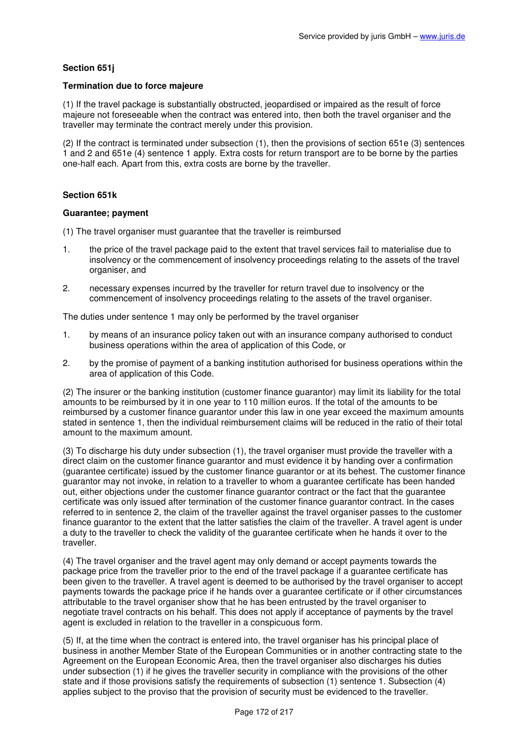**Section 651j**

**Termination due to force majeure**

(1) If the travel package is substantially obstructed, jeopardised or impaired as the result of force majeure not foreseeable when the contract was entered into, then both the travel organiser and the traveller may terminate the contract merely under this provision.

(2) If the contract is terminated under subsection (1), then the provisions of section 651e (3) sentences 1 and 2 and 651e (4) sentence 1 apply. Extra costs for return transport are to be borne by the parties one-half each. Apart from this, extra costs are borne by the traveller.

**Section 651k**

**Guarantee; payment**

(1) The travel organiser must guarantee that the traveller is reimbursed

1. the price of the travel package paid to the extent that travel services fail to materialise due to insolvency or the commencement of insolvency proceedings relating to the assets of the travel organiser, and
2. necessary expenses incurred by the traveller for return travel due to insolvency or the commencement of insolvency proceedings relating to the assets of the travel organiser.

The duties under sentence 1 may only be performed by the travel organiser

1. by means of an insurance policy taken out with an insurance company authorised to conduct business operations within the area of application of this Code, or
2. by the promise of payment of a banking institution authorised for business operations within the area of application of this Code.

(2) The insurer or the banking institution (customer finance guarantor) may limit its liability for the total amounts to be reimbursed by it in one year to 110 million euros. If the total of the amounts to be reimbursed by a customer finance guarantor under this law in one year exceed the maximum amounts stated in sentence 1, then the individual reimbursement claims will be reduced in the ratio of their total amount to the maximum amount.

(3) To discharge his duty under subsection (1), the travel organiser must provide the traveller with a direct claim on the customer finance guarantor and must evidence it by handing over a confirmation (guarantee certificate) issued by the customer finance guarantor or at its behest. The customer finance guarantor may not invoke, in relation to a traveller to whom a guarantee certificate has been handed out, either objections under the customer finance guarantor contract or the fact that the guarantee certificate was only issued after termination of the customer finance guarantor contract. In the cases referred to in sentence 2, the claim of the traveller against the travel organiser passes to the customer finance guarantor to the extent that the latter satisfies the claim of the traveller. A travel agent is under a duty to the traveller to check the validity of the guarantee certificate when he hands it over to the traveller.

(4) The travel organiser and the travel agent may only demand or accept payments towards the package price from the traveller prior to the end of the travel package if a guarantee certificate has been given to the traveller. A travel agent is deemed to be authorised by the travel organiser to accept payments towards the package price if he hands over a guarantee certificate or if other circumstances attributable to the travel organiser show that he has been entrusted by the travel organiser to negotiate travel contracts on his behalf. This does not apply if acceptance of payments by the travel agent is excluded in relation to the traveller in a conspicuous form.

(5) If, at the time when the contract is entered into, the travel organiser has his principal place of business in another Member State of the European Communities or in another contracting state to the Agreement on the European Economic Area, then the travel organiser also discharges his duties under subsection (1) if he gives the traveller security in compliance with the provisions of the other state and if those provisions satisfy the requirements of subsection (1) sentence 1. Subsection (4) applies subject to the proviso that the provision of security must be evidenced to the traveller.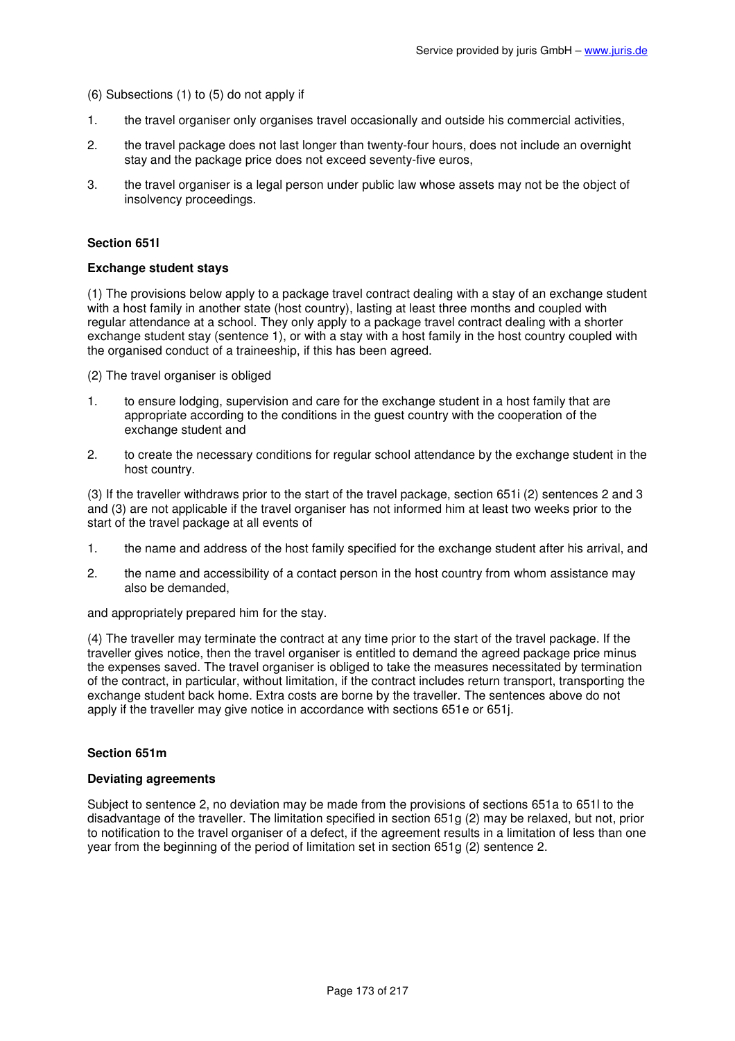(6) Subsections (1) to (5) do not apply if

1. the travel organiser only organises travel occasionally and outside his commercial activities,
2. the travel package does not last longer than twenty-four hours, does not include an overnight stay and the package price does not exceed seventy-five euros,
3. the travel organiser is a legal person under public law whose assets may not be the object of insolvency proceedings.

### Section 651l

### Exchange student stays

(1) The provisions below apply to a package travel contract dealing with a stay of an exchange student with a host family in another state (host country), lasting at least three months and coupled with regular attendance at a school. They only apply to a package travel contract dealing with a shorter exchange student stay (sentence 1), or with a stay with a host family in the host country coupled with the organised conduct of a traineeship, if this has been agreed.

(2) The travel organiser is obliged

1. to ensure lodging, supervision and care for the exchange student in a host family that are appropriate according to the conditions in the guest country with the cooperation of the exchange student and
2. to create the necessary conditions for regular school attendance by the exchange student in the host country.

(3) If the traveller withdraws prior to the start of the travel package, section 651i (2) sentences 2 and 3 and (3) are not applicable if the travel organiser has not informed him at least two weeks prior to the start of the travel package at all events of

1. the name and address of the host family specified for the exchange student after his arrival, and
2. the name and accessibility of a contact person in the host country from whom assistance may also be demanded,

and appropriately prepared him for the stay.

(4) The traveller may terminate the contract at any time prior to the start of the travel package. If the traveller gives notice, then the travel organiser is entitled to demand the agreed package price minus the expenses saved. The travel organiser is obliged to take the measures necessitated by termination of the contract, in particular, without limitation, if the contract includes return transport, transporting the exchange student back home. Extra costs are borne by the traveller. The sentences above do not apply if the traveller may give notice in accordance with sections 651e or 651j.

### Section 651m

### Deviating agreements

Subject to sentence 2, no deviation may be made from the provisions of sections 651a to 651l to the disadvantage of the traveller. The limitation specified in section 651g (2) may be relaxed, but not, prior to notification to the travel organiser of a defect, if the agreement results in a limitation of less than one year from the beginning of the period of limitation set in section 651g (2) sentence 2.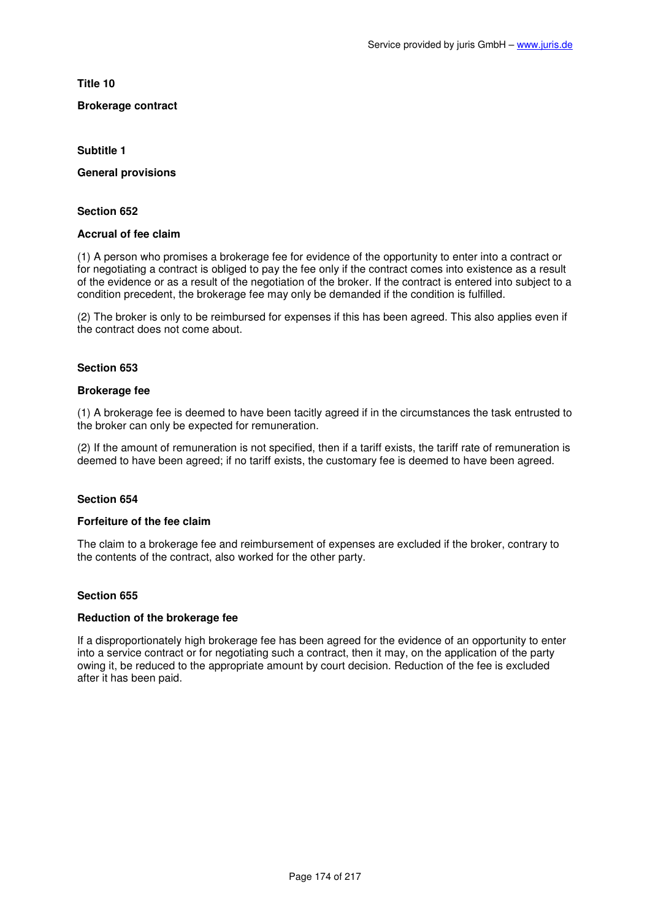**Title 10**

**Brokerage contract**

**Subtitle 1**

**General provisions**

**Section 652**

**Accrual of fee claim**

(1) A person who promises a brokerage fee for evidence of the opportunity to enter into a contract or for negotiating a contract is obliged to pay the fee only if the contract comes into existence as a result of the evidence or as a result of the negotiation of the broker. If the contract is entered into subject to a condition precedent, the brokerage fee may only be demanded if the condition is fulfilled.

(2) The broker is only to be reimbursed for expenses if this has been agreed. This also applies even if the contract does not come about.

**Section 653**

**Brokerage fee**

(1) A brokerage fee is deemed to have been tacitly agreed if in the circumstances the task entrusted to the broker can only be expected for remuneration.

(2) If the amount of remuneration is not specified, then if a tariff exists, the tariff rate of remuneration is deemed to have been agreed; if no tariff exists, the customary fee is deemed to have been agreed.

**Section 654**

**Forfeiture of the fee claim**

The claim to a brokerage fee and reimbursement of expenses are excluded if the broker, contrary to the contents of the contract, also worked for the other party.

**Section 655**

**Reduction of the brokerage fee**

If a disproportionately high brokerage fee has been agreed for the evidence of an opportunity to enter into a service contract or for negotiating such a contract, then it may, on the application of the party owing it, be reduced to the appropriate amount by court decision. Reduction of the fee is excluded after it has been paid.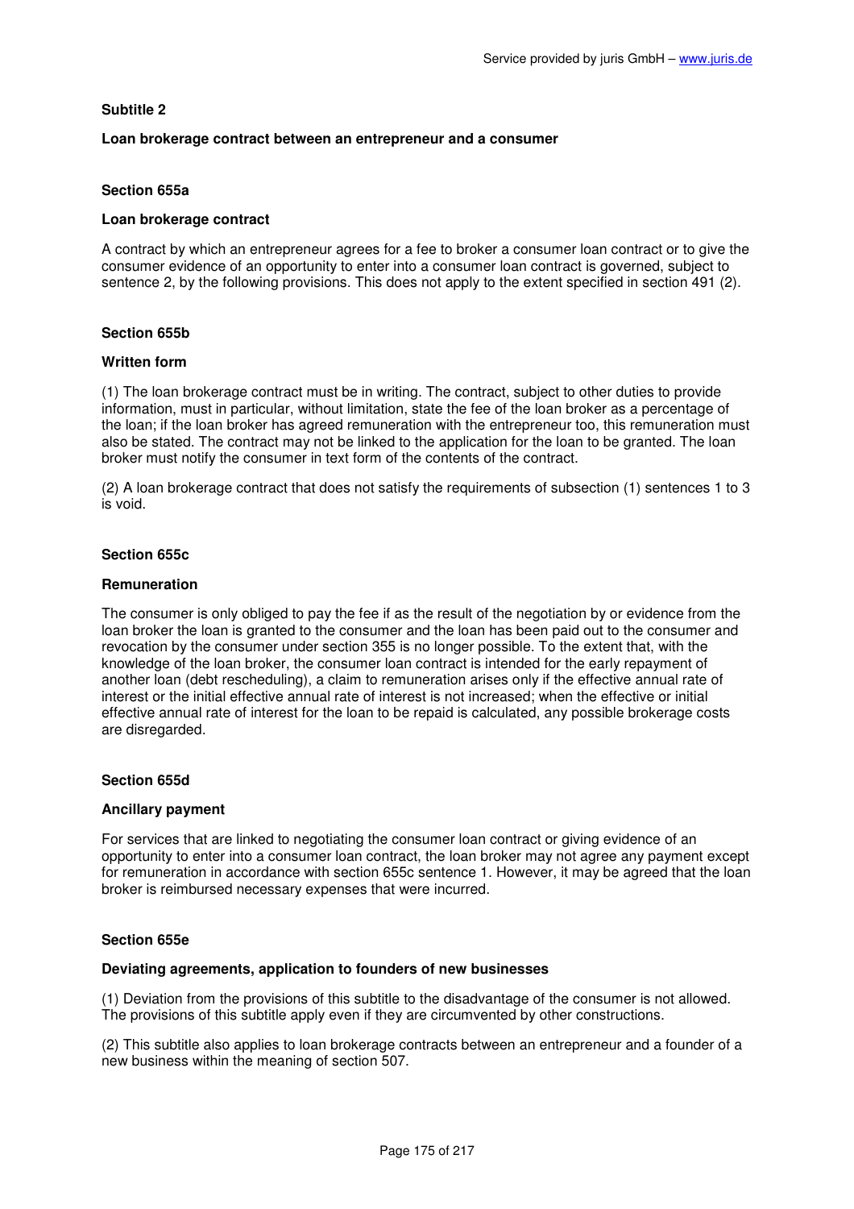## Subtitle 2

### Loan brokerage contract between an entrepreneur and a consumer

#### Section 655a

#### Loan brokerage contract

A contract by which an entrepreneur agrees for a fee to broker a consumer loan contract or to give the consumer evidence of an opportunity to enter into a consumer loan contract is governed, subject to sentence 2, by the following provisions. This does not apply to the extent specified in section 491 (2).

#### Section 655b

#### Written form

(1) The loan brokerage contract must be in writing. The contract, subject to other duties to provide information, must in particular, without limitation, state the fee of the loan broker as a percentage of the loan; if the loan broker has agreed remuneration with the entrepreneur too, this remuneration must also be stated. The contract may not be linked to the application for the loan to be granted. The loan broker must notify the consumer in text form of the contents of the contract.

(2) A loan brokerage contract that does not satisfy the requirements of subsection (1) sentences 1 to 3 is void.

#### Section 655c

#### Remuneration

The consumer is only obliged to pay the fee if as the result of the negotiation by or evidence from the loan broker the loan is granted to the consumer and the loan has been paid out to the consumer and revocation by the consumer under section 355 is no longer possible. To the extent that, with the knowledge of the loan broker, the consumer loan contract is intended for the early repayment of another loan (debt rescheduling), a claim to remuneration arises only if the effective annual rate of interest or the initial effective annual rate of interest is not increased; when the effective or initial effective annual rate of interest for the loan to be repaid is calculated, any possible brokerage costs are disregarded.

#### Section 655d

#### Ancillary payment

For services that are linked to negotiating the consumer loan contract or giving evidence of an opportunity to enter into a consumer loan contract, the loan broker may not agree any payment except for remuneration in accordance with section 655c sentence 1. However, it may be agreed that the loan broker is reimbursed necessary expenses that were incurred.

#### Section 655e

#### Deviating agreements, application to founders of new businesses

(1) Deviation from the provisions of this subtitle to the disadvantage of the consumer is not allowed. The provisions of this subtitle apply even if they are circumvented by other constructions.

(2) This subtitle also applies to loan brokerage contracts between an entrepreneur and a founder of a new business within the meaning of section 507.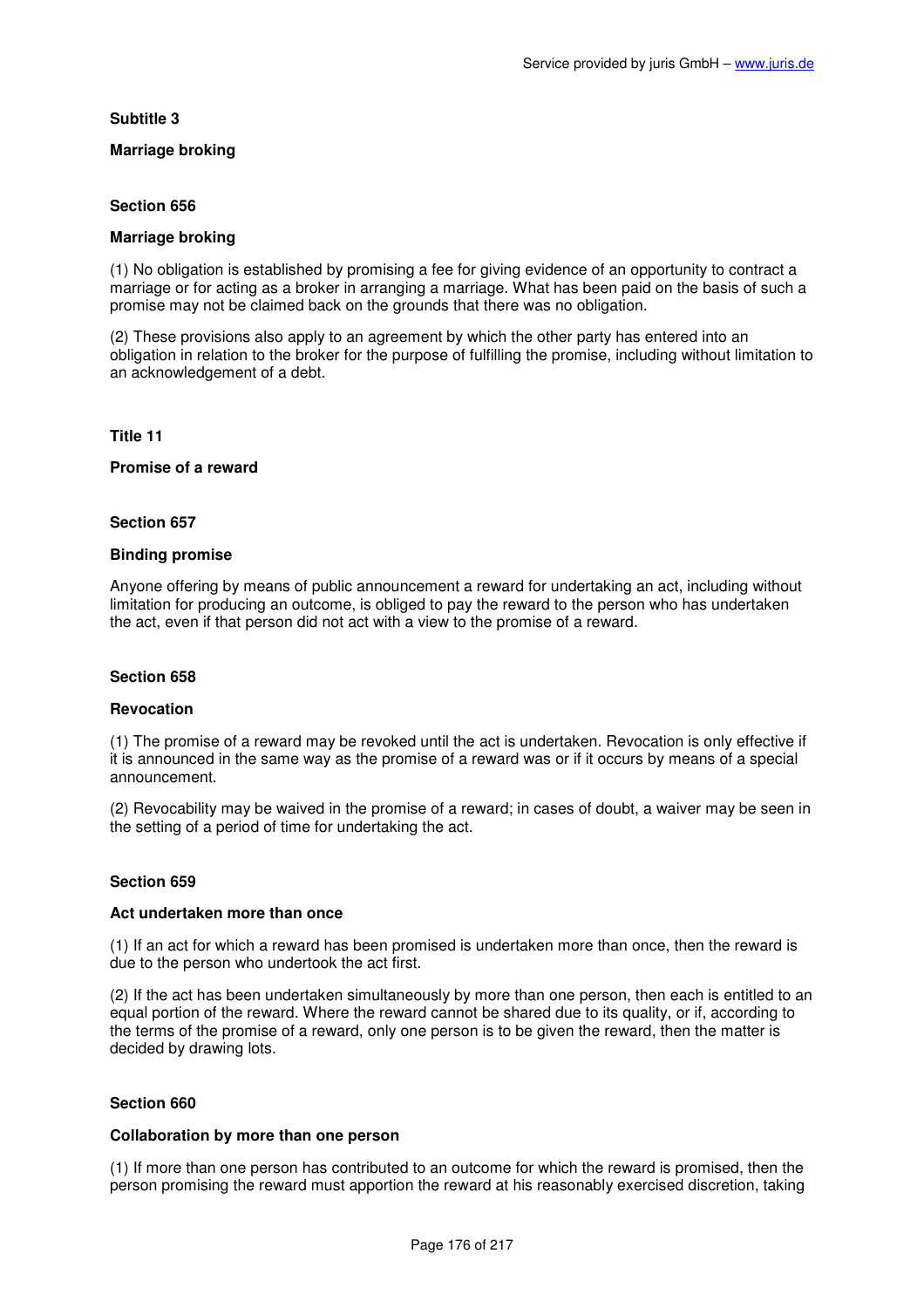**Subtitle 3**

**Marriage broking**

**Section 656**

**Marriage broking**

(1) No obligation is established by promising a fee for giving evidence of an opportunity to contract a marriage or for acting as a broker in arranging a marriage. What has been paid on the basis of such a promise may not be claimed back on the grounds that there was no obligation.

(2) These provisions also apply to an agreement by which the other party has entered into an obligation in relation to the broker for the purpose of fulfilling the promise, including without limitation to an acknowledgement of a debt.

**Title 11**

**Promise of a reward**

**Section 657**

**Binding promise**

Anyone offering by means of public announcement a reward for undertaking an act, including without limitation for producing an outcome, is obliged to pay the reward to the person who has undertaken the act, even if that person did not act with a view to the promise of a reward.

**Section 658**

**Revocation**

(1) The promise of a reward may be revoked until the act is undertaken. Revocation is only effective if it is announced in the same way as the promise of a reward was or if it occurs by means of a special announcement.

(2) Revocability may be waived in the promise of a reward; in cases of doubt, a waiver may be seen in the setting of a period of time for undertaking the act.

**Section 659**

**Act undertaken more than once**

(1) If an act for which a reward has been promised is undertaken more than once, then the reward is due to the person who undertook the act first.

(2) If the act has been undertaken simultaneously by more than one person, then each is entitled to an equal portion of the reward. Where the reward cannot be shared due to its quality, or if, according to the terms of the promise of a reward, only one person is to be given the reward, then the matter is decided by drawing lots.

**Section 660**

**Collaboration by more than one person**

(1) If more than one person has contributed to an outcome for which the reward is promised, then the person promising the reward must apportion the reward at his reasonably exercised discretion, taking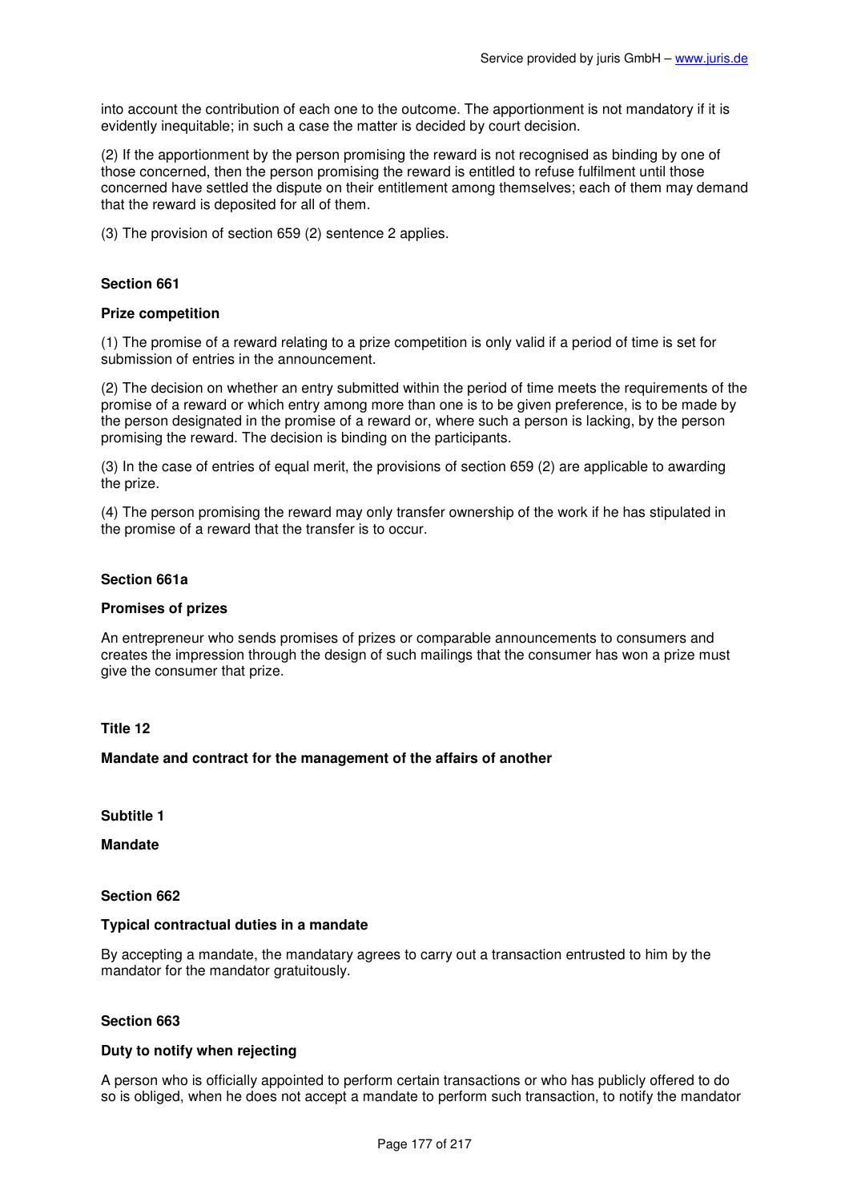into account the contribution of each one to the outcome. The apportionment is not mandatory if it is evidently inequitable; in such a case the matter is decided by court decision.

(2) If the apportionment by the person promising the reward is not recognised as binding by one of those concerned, then the person promising the reward is entitled to refuse fulfilment until those concerned have settled the dispute on their entitlement among themselves; each of them may demand that the reward is deposited for all of them.

(3) The provision of section 659 (2) sentence 2 applies.

### Section 661

#### Prize competition

(1) The promise of a reward relating to a prize competition is only valid if a period of time is set for submission of entries in the announcement.

(2) The decision on whether an entry submitted within the period of time meets the requirements of the promise of a reward or which entry among more than one is to be given preference, is to be made by the person designated in the promise of a reward or, where such a person is lacking, by the person promising the reward. The decision is binding on the participants.

(3) In the case of entries of equal merit, the provisions of section 659 (2) are applicable to awarding the prize.

(4) The person promising the reward may only transfer ownership of the work if he has stipulated in the promise of a reward that the transfer is to occur.

### Section 661a

#### Promises of prizes

An entrepreneur who sends promises of prizes or comparable announcements to consumers and creates the impression through the design of such mailings that the consumer has won a prize must give the consumer that prize.

## Title 12

## Mandate and contract for the management of the affairs of another

## Subtitle 1

## Mandate

### Section 662

#### Typical contractual duties in a mandate

By accepting a mandate, the mandatary agrees to carry out a transaction entrusted to him by the mandator for the mandator gratuitously.

### Section 663

#### Duty to notify when rejecting

A person who is officially appointed to perform certain transactions or who has publicly offered to do so is obliged, when he does not accept a mandate to perform such transaction, to notify the mandator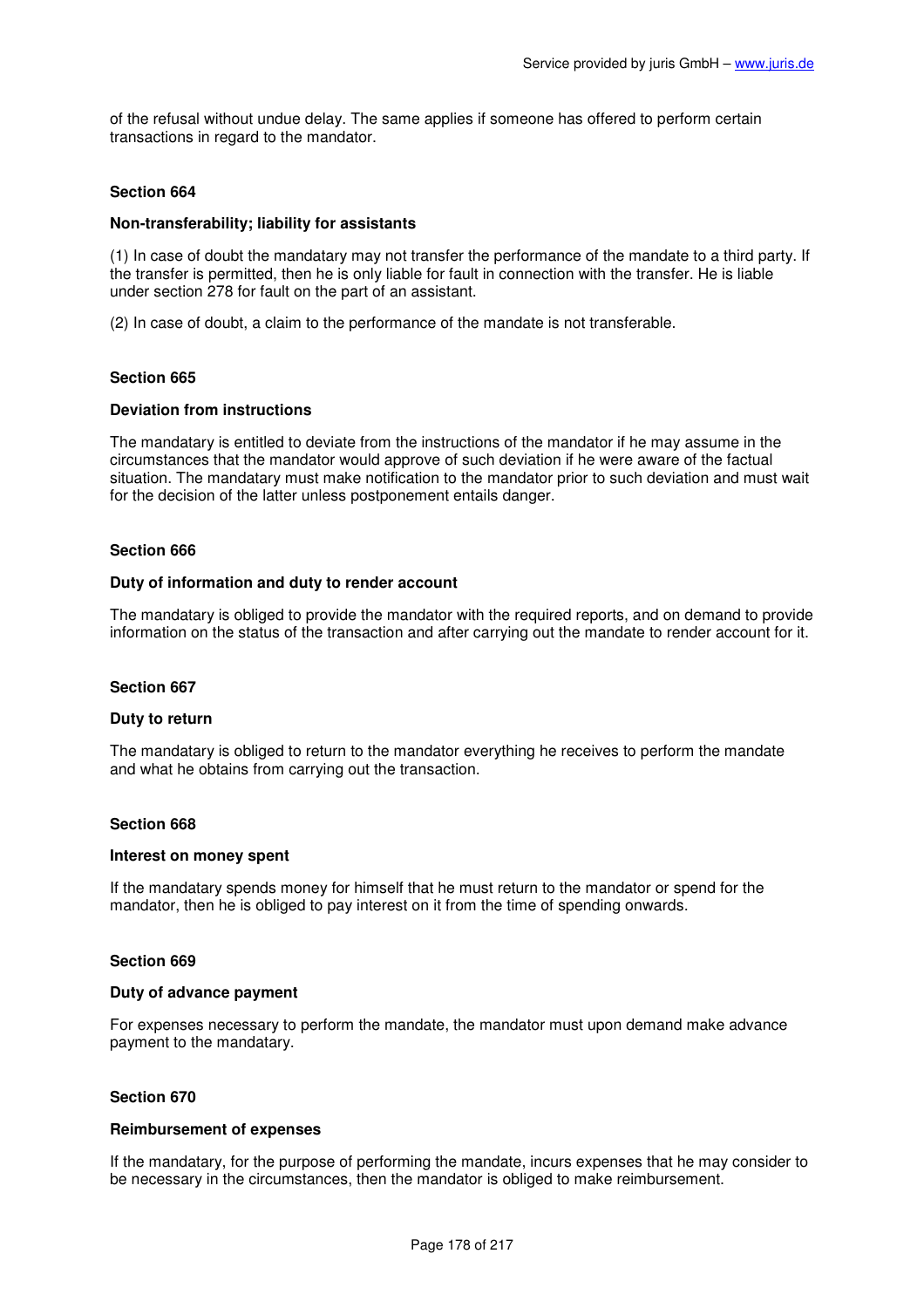of the refusal without undue delay. The same applies if someone has offered to perform certain transactions in regard to the mandator.

### Section 664

#### Non-transferability; liability for assistants

(1) In case of doubt the mandatary may not transfer the performance of the mandate to a third party. If the transfer is permitted, then he is only liable for fault in connection with the transfer. He is liable under section 278 for fault on the part of an assistant.

(2) In case of doubt, a claim to the performance of the mandate is not transferable.

### Section 665

#### Deviation from instructions

The mandatary is entitled to deviate from the instructions of the mandator if he may assume in the circumstances that the mandator would approve of such deviation if he were aware of the factual situation. The mandatary must make notification to the mandator prior to such deviation and must wait for the decision of the latter unless postponement entails danger.

### Section 666

#### Duty of information and duty to render account

The mandatary is obliged to provide the mandator with the required reports, and on demand to provide information on the status of the transaction and after carrying out the mandate to render account for it.

### Section 667

#### Duty to return

The mandatary is obliged to return to the mandator everything he receives to perform the mandate and what he obtains from carrying out the transaction.

### Section 668

#### Interest on money spent

If the mandatary spends money for himself that he must return to the mandator or spend for the mandator, then he is obliged to pay interest on it from the time of spending onwards.

### Section 669

#### Duty of advance payment

For expenses necessary to perform the mandate, the mandator must upon demand make advance payment to the mandatary.

### Section 670

#### Reimbursement of expenses

If the mandatary, for the purpose of performing the mandate, incurs expenses that he may consider to be necessary in the circumstances, then the mandator is obliged to make reimbursement.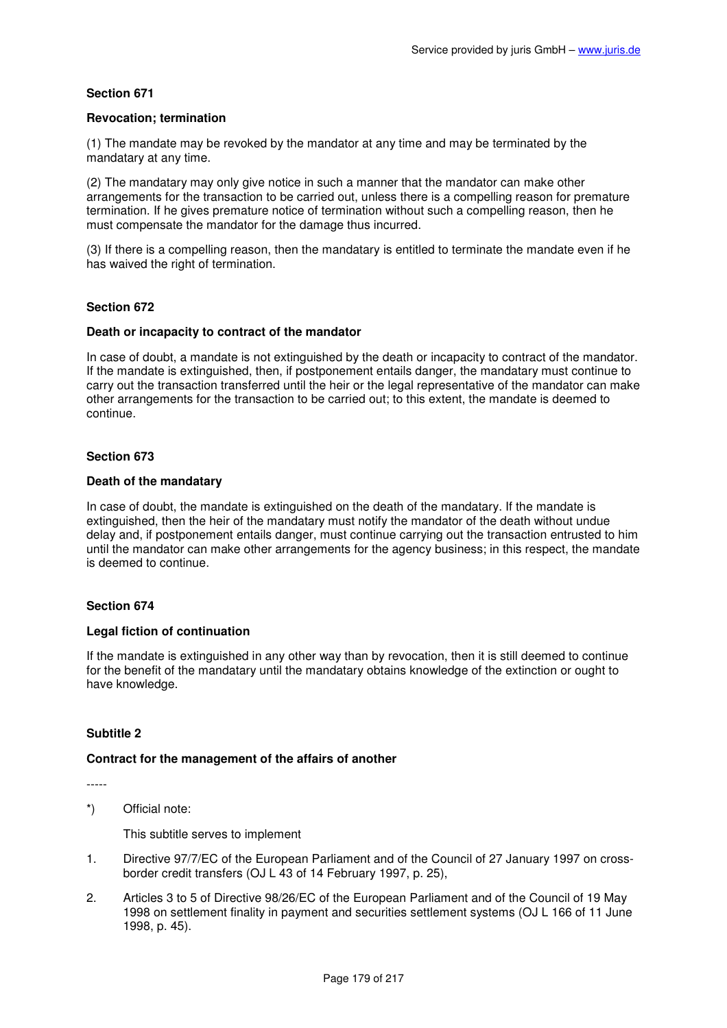### Section 671

#### Revocation; termination

(1) The mandate may be revoked by the mandator at any time and may be terminated by the mandatary at any time.

(2) The mandatary may only give notice in such a manner that the mandator can make other arrangements for the transaction to be carried out, unless there is a compelling reason for premature termination. If he gives premature notice of termination without such a compelling reason, then he must compensate the mandator for the damage thus incurred.

(3) If there is a compelling reason, then the mandatary is entitled to terminate the mandate even if he has waived the right of termination.

### Section 672

#### Death or incapacity to contract of the mandator

In case of doubt, a mandate is not extinguished by the death or incapacity to contract of the mandator. If the mandate is extinguished, then, if postponement entails danger, the mandatary must continue to carry out the transaction transferred until the heir or the legal representative of the mandator can make other arrangements for the transaction to be carried out; to this extent, the mandate is deemed to continue.

### Section 673

#### Death of the mandatary

In case of doubt, the mandate is extinguished on the death of the mandatary. If the mandate is extinguished, then the heir of the mandatary must notify the mandator of the death without undue delay and, if postponement entails danger, must continue carrying out the transaction entrusted to him until the mandator can make other arrangements for the agency business; in this respect, the mandate is deemed to continue.

### Section 674

#### Legal fiction of continuation

If the mandate is extinguished in any other way than by revocation, then it is still deemed to continue for the benefit of the mandatary until the mandatary obtains knowledge of the extinction or ought to have knowledge.

## Subtitle 2

### Contract for the management of the affairs of another

-----

*) Official note:

This subtitle serves to implement

1. Directive 97/7/EC of the European Parliament and of the Council of 27 January 1997 on cross-border credit transfers (OJ L 43 of 14 February 1997, p. 25),
2. Articles 3 to 5 of Directive 98/26/EC of the European Parliament and of the Council of 19 May 1998 on settlement finality in payment and securities settlement systems (OJ L 166 of 11 June 1998, p. 45).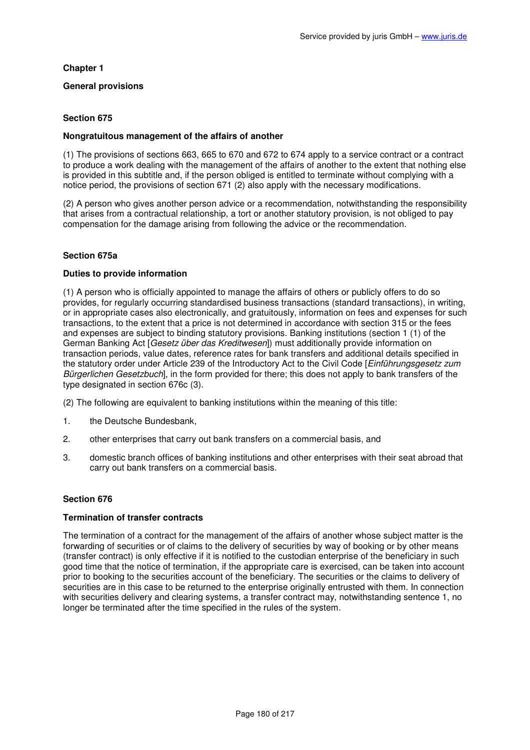**Chapter 1**

**General provisions**

### Section 675

**Nongratuitous management of the affairs of another**

(1) The provisions of sections 663, 665 to 670 and 672 to 674 apply to a service contract or a contract to produce a work dealing with the management of the affairs of another to the extent that nothing else is provided in this subtitle and, if the person obliged is entitled to terminate without complying with a notice period, the provisions of section 671 (2) also apply with the necessary modifications.

(2) A person who gives another person advice or a recommendation, notwithstanding the responsibility that arises from a contractual relationship, a tort or another statutory provision, is not obliged to pay compensation for the damage arising from following the advice or the recommendation.

### Section 675a

**Duties to provide information**

(1) A person who is officially appointed to manage the affairs of others or publicly offers to do so provides, for regularly occurring standardised business transactions (standard transactions), in writing, or in appropriate cases also electronically, and gratuitously, information on fees and expenses for such transactions, to the extent that a price is not determined in accordance with section 315 or the fees and expenses are subject to binding statutory provisions. Banking institutions (section 1 (1) of the German Banking Act [*Gesetz über das Kreditwesen*]) must additionally provide information on transaction periods, value dates, reference rates for bank transfers and additional details specified in the statutory order under Article 239 of the Introductory Act to the Civil Code [*Einführungsgesetz zum Bürgerlichen Gesetzbuch*], in the form provided for there; this does not apply to bank transfers of the type designated in section 676c (3).

(2) The following are equivalent to banking institutions within the meaning of this title:

1. the Deutsche Bundesbank,
2. other enterprises that carry out bank transfers on a commercial basis, and
3. domestic branch offices of banking institutions and other enterprises with their seat abroad that carry out bank transfers on a commercial basis.

### Section 676

**Termination of transfer contracts**

The termination of a contract for the management of the affairs of another whose subject matter is the forwarding of securities or of claims to the delivery of securities by way of booking or by other means (transfer contract) is only effective if it is notified to the custodian enterprise of the beneficiary in such good time that the notice of termination, if the appropriate care is exercised, can be taken into account prior to booking to the securities account of the beneficiary. The securities or the claims to delivery of securities are in this case to be returned to the enterprise originally entrusted with them. In connection with securities delivery and clearing systems, a transfer contract may, notwithstanding sentence 1, no longer be terminated after the time specified in the rules of the system.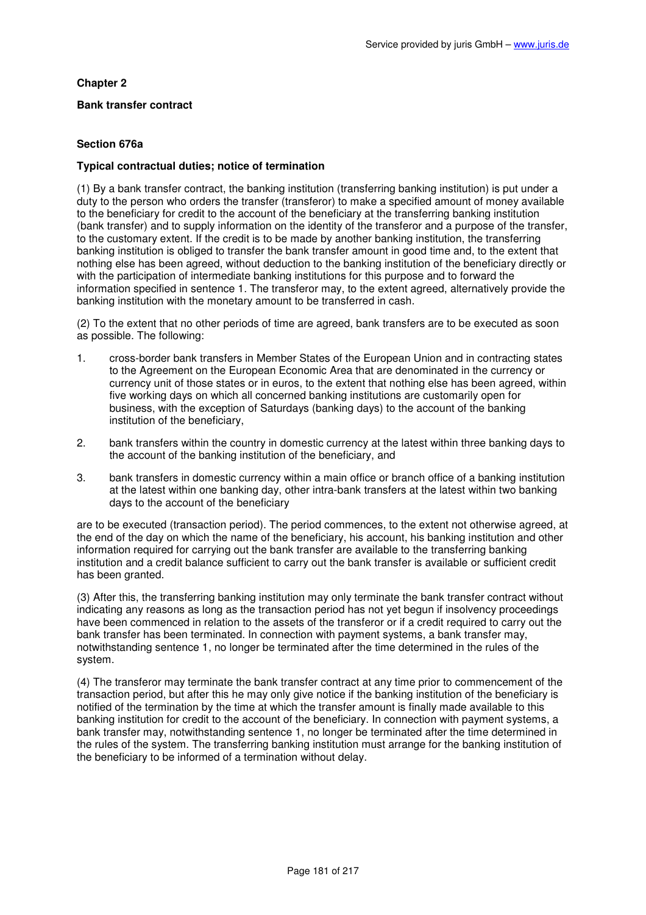## Chapter 2

### Bank transfer contract

### Section 676a

#### Typical contractual duties; notice of termination

(1) By a bank transfer contract, the banking institution (transferring banking institution) is put under a duty to the person who orders the transfer (transferor) to make a specified amount of money available to the beneficiary for credit to the account of the beneficiary at the transferring banking institution (bank transfer) and to supply information on the identity of the transferor and a purpose of the transfer, to the customary extent. If the credit is to be made by another banking institution, the transferring banking institution is obliged to transfer the bank transfer amount in good time and, to the extent that nothing else has been agreed, without deduction to the banking institution of the beneficiary directly or with the participation of intermediate banking institutions for this purpose and to forward the information specified in sentence 1. The transferor may, to the extent agreed, alternatively provide the banking institution with the monetary amount to be transferred in cash.

(2) To the extent that no other periods of time are agreed, bank transfers are to be executed as soon as possible. The following:

1. cross-border bank transfers in Member States of the European Union and in contracting states to the Agreement on the European Economic Area that are denominated in the currency or currency unit of those states or in euros, to the extent that nothing else has been agreed, within five working days on which all concerned banking institutions are customarily open for business, with the exception of Saturdays (banking days) to the account of the banking institution of the beneficiary,
2. bank transfers within the country in domestic currency at the latest within three banking days to the account of the banking institution of the beneficiary, and
3. bank transfers in domestic currency within a main office or branch office of a banking institution at the latest within one banking day, other intra-bank transfers at the latest within two banking days to the account of the beneficiary

are to be executed (transaction period). The period commences, to the extent not otherwise agreed, at the end of the day on which the name of the beneficiary, his account, his banking institution and other information required for carrying out the bank transfer are available to the transferring banking institution and a credit balance sufficient to carry out the bank transfer is available or sufficient credit has been granted.

(3) After this, the transferring banking institution may only terminate the bank transfer contract without indicating any reasons as long as the transaction period has not yet begun if insolvency proceedings have been commenced in relation to the assets of the transferor or if a credit required to carry out the bank transfer has been terminated. In connection with payment systems, a bank transfer may, notwithstanding sentence 1, no longer be terminated after the time determined in the rules of the system.

(4) The transferor may terminate the bank transfer contract at any time prior to commencement of the transaction period, but after this he may only give notice if the banking institution of the beneficiary is notified of the termination by the time at which the transfer amount is finally made available to this banking institution for credit to the account of the beneficiary. In connection with payment systems, a bank transfer may, notwithstanding sentence 1, no longer be terminated after the time determined in the rules of the system. The transferring banking institution must arrange for the banking institution of the beneficiary to be informed of a termination without delay.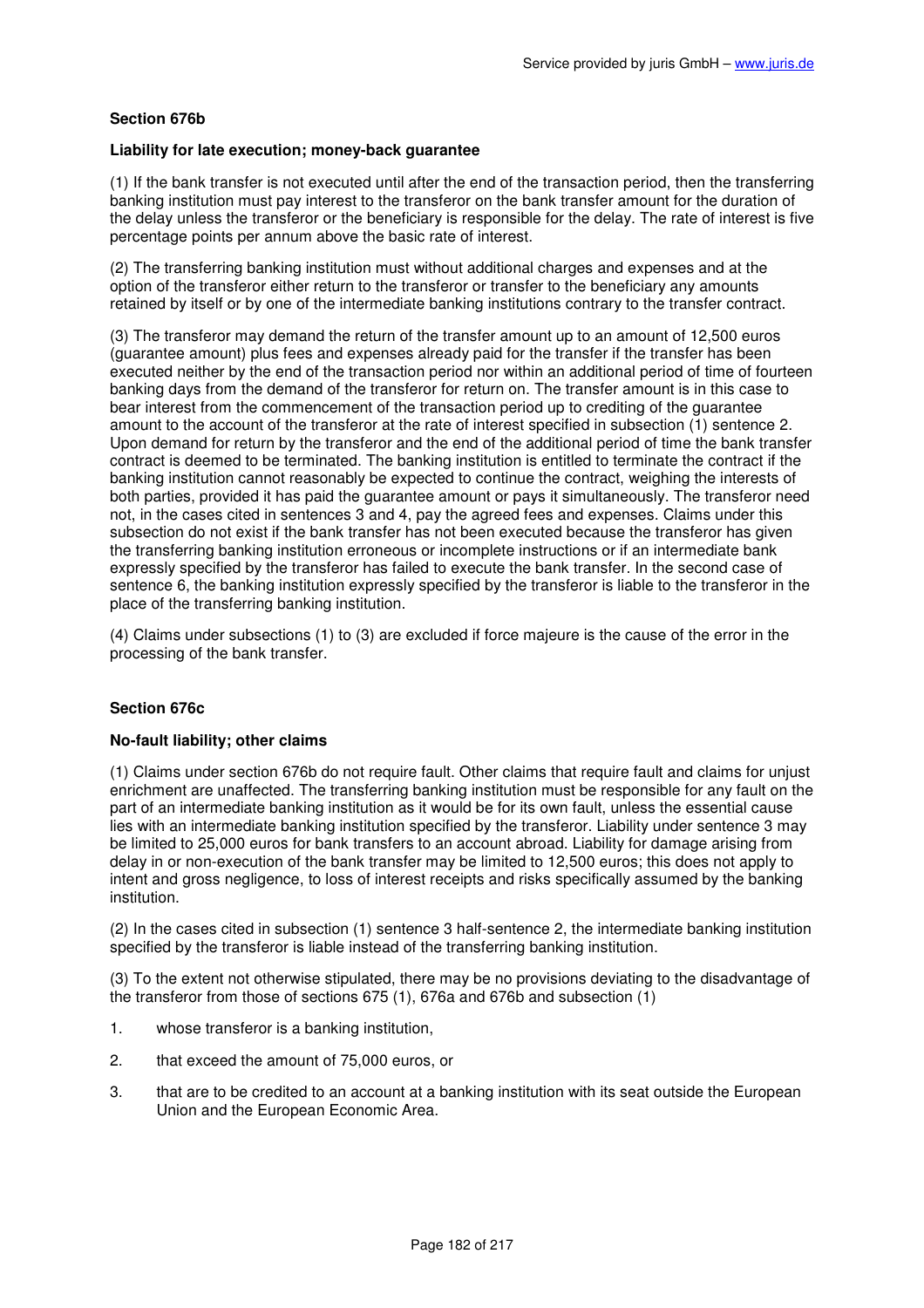**Section 676b**

**Liability for late execution; money-back guarantee**

(1) If the bank transfer is not executed until after the end of the transaction period, then the transferring banking institution must pay interest to the transferor on the bank transfer amount for the duration of the delay unless the transferor or the beneficiary is responsible for the delay. The rate of interest is five percentage points per annum above the basic rate of interest.

(2) The transferring banking institution must without additional charges and expenses and at the option of the transferor either return to the transferor or transfer to the beneficiary any amounts retained by itself or by one of the intermediate banking institutions contrary to the transfer contract.

(3) The transferor may demand the return of the transfer amount up to an amount of 12,500 euros (guarantee amount) plus fees and expenses already paid for the transfer if the transfer has been executed neither by the end of the transaction period nor within an additional period of time of fourteen banking days from the demand of the transferor for return on. The transfer amount is in this case to bear interest from the commencement of the transaction period up to crediting of the guarantee amount to the account of the transferor at the rate of interest specified in subsection (1) sentence 2. Upon demand for return by the transferor and the end of the additional period of time the bank transfer contract is deemed to be terminated. The banking institution is entitled to terminate the contract if the banking institution cannot reasonably be expected to continue the contract, weighing the interests of both parties, provided it has paid the guarantee amount or pays it simultaneously. The transferor need not, in the cases cited in sentences 3 and 4, pay the agreed fees and expenses. Claims under this subsection do not exist if the bank transfer has not been executed because the transferor has given the transferring banking institution erroneous or incomplete instructions or if an intermediate bank expressly specified by the transferor has failed to execute the bank transfer. In the second case of sentence 6, the banking institution expressly specified by the transferor is liable to the transferor in the place of the transferring banking institution.

(4) Claims under subsections (1) to (3) are excluded if force majeure is the cause of the error in the processing of the bank transfer.

**Section 676c**

**No-fault liability; other claims**

(1) Claims under section 676b do not require fault. Other claims that require fault and claims for unjust enrichment are unaffected. The transferring banking institution must be responsible for any fault on the part of an intermediate banking institution as it would be for its own fault, unless the essential cause lies with an intermediate banking institution specified by the transferor. Liability under sentence 3 may be limited to 25,000 euros for bank transfers to an account abroad. Liability for damage arising from delay in or non-execution of the bank transfer may be limited to 12,500 euros; this does not apply to intent and gross negligence, to loss of interest receipts and risks specifically assumed by the banking institution.

(2) In the cases cited in subsection (1) sentence 3 half-sentence 2, the intermediate banking institution specified by the transferor is liable instead of the transferring banking institution.

(3) To the extent not otherwise stipulated, there may be no provisions deviating to the disadvantage of the transferor from those of sections 675 (1), 676a and 676b and subsection (1)

1. whose transferor is a banking institution,
2. that exceed the amount of 75,000 euros, or
3. that are to be credited to an account at a banking institution with its seat outside the European Union and the European Economic Area.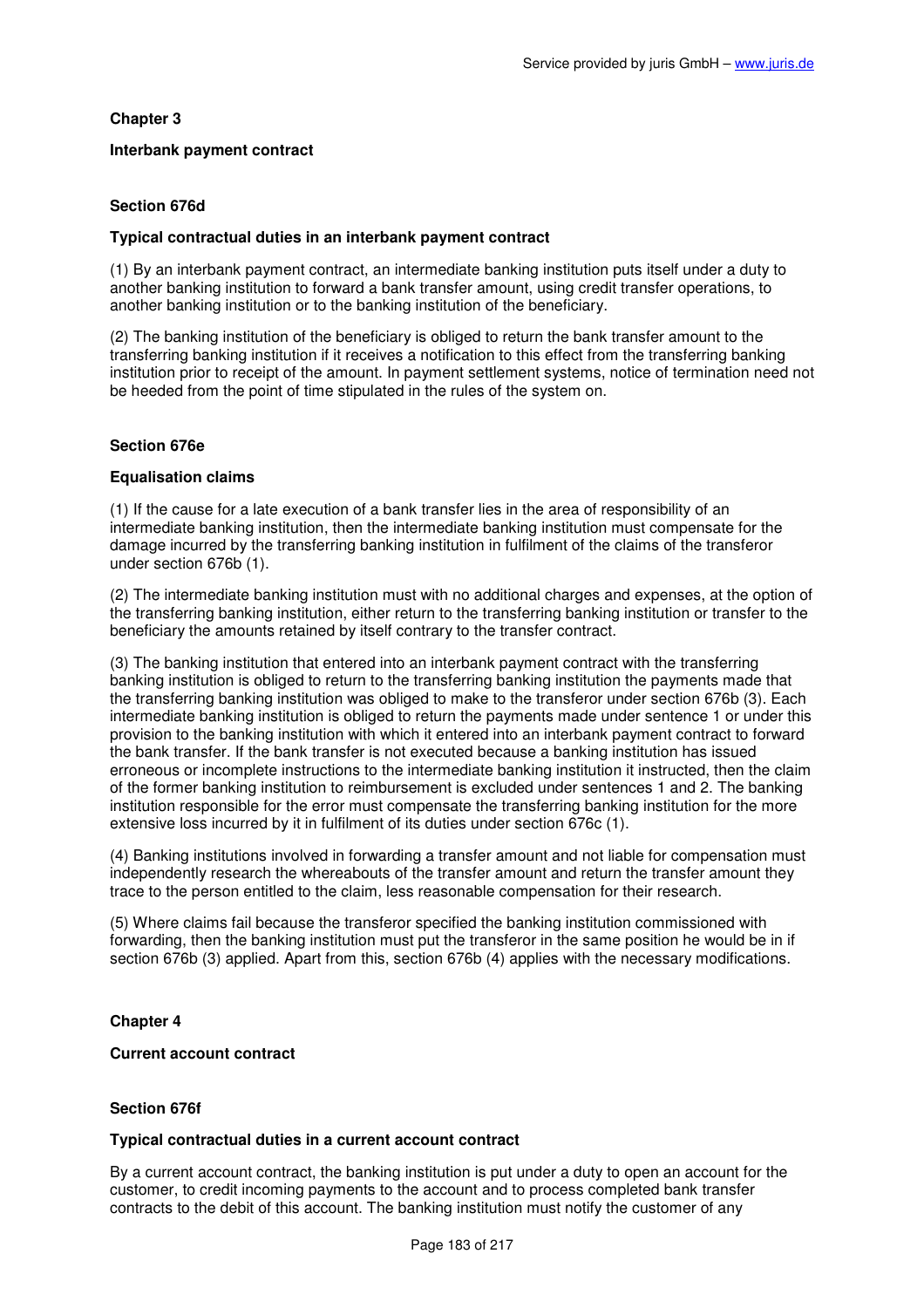## Chapter 3

### Interbank payment contract

#### Section 676d

**Typical contractual duties in an interbank payment contract**

(1) By an interbank payment contract, an intermediate banking institution puts itself under a duty to another banking institution to forward a bank transfer amount, using credit transfer operations, to another banking institution or to the banking institution of the beneficiary.

(2) The banking institution of the beneficiary is obliged to return the bank transfer amount to the transferring banking institution if it receives a notification to this effect from the transferring banking institution prior to receipt of the amount. In payment settlement systems, notice of termination need not be heeded from the point of time stipulated in the rules of the system on.

#### Section 676e

**Equalisation claims**

(1) If the cause for a late execution of a bank transfer lies in the area of responsibility of an intermediate banking institution, then the intermediate banking institution must compensate for the damage incurred by the transferring banking institution in fulfilment of the claims of the transferor under section 676b (1).

(2) The intermediate banking institution must with no additional charges and expenses, at the option of the transferring banking institution, either return to the transferring banking institution or transfer to the beneficiary the amounts retained by itself contrary to the transfer contract.

(3) The banking institution that entered into an interbank payment contract with the transferring banking institution is obliged to return to the transferring banking institution the payments made that the transferring banking institution was obliged to make to the transferor under section 676b (3). Each intermediate banking institution is obliged to return the payments made under sentence 1 or under this provision to the banking institution with which it entered into an interbank payment contract to forward the bank transfer. If the bank transfer is not executed because a banking institution has issued erroneous or incomplete instructions to the intermediate banking institution it instructed, then the claim of the former banking institution to reimbursement is excluded under sentences 1 and 2. The banking institution responsible for the error must compensate the transferring banking institution for the more extensive loss incurred by it in fulfilment of its duties under section 676c (1).

(4) Banking institutions involved in forwarding a transfer amount and not liable for compensation must independently research the whereabouts of the transfer amount and return the transfer amount they trace to the person entitled to the claim, less reasonable compensation for their research.

(5) Where claims fail because the transferor specified the banking institution commissioned with forwarding, then the banking institution must put the transferor in the same position he would be in if section 676b (3) applied. Apart from this, section 676b (4) applies with the necessary modifications.

## Chapter 4

### Current account contract

#### Section 676f

**Typical contractual duties in a current account contract**

By a current account contract, the banking institution is put under a duty to open an account for the customer, to credit incoming payments to the account and to process completed bank transfer contracts to the debit of this account. The banking institution must notify the customer of any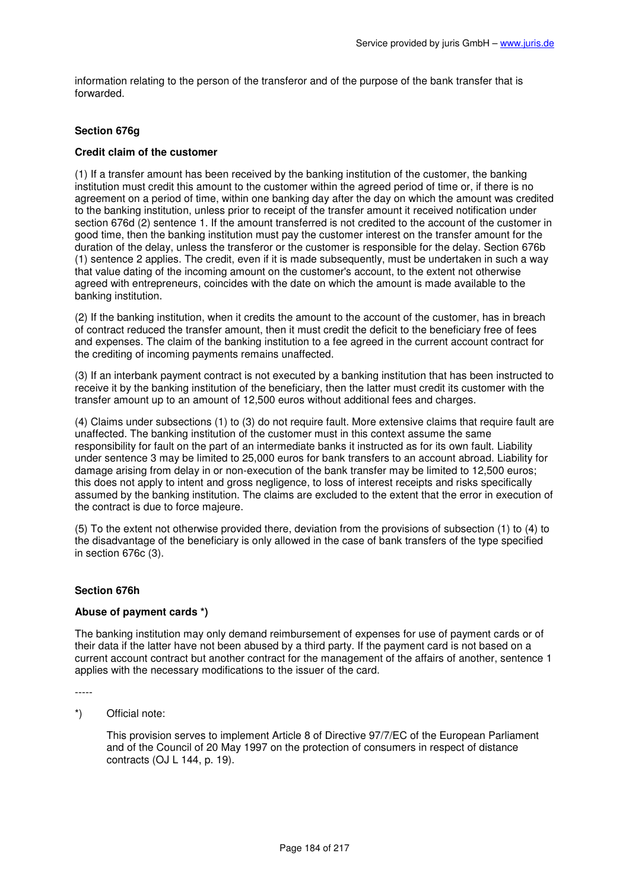information relating to the person of the transferor and of the purpose of the bank transfer that is forwarded.

### Section 676g

**Credit claim of the customer**

(1) If a transfer amount has been received by the banking institution of the customer, the banking institution must credit this amount to the customer within the agreed period of time or, if there is no agreement on a period of time, within one banking day after the day on which the amount was credited to the banking institution, unless prior to receipt of the transfer amount it received notification under section 676d (2) sentence 1. If the amount transferred is not credited to the account of the customer in good time, then the banking institution must pay the customer interest on the transfer amount for the duration of the delay, unless the transferor or the customer is responsible for the delay. Section 676b (1) sentence 2 applies. The credit, even if it is made subsequently, must be undertaken in such a way that value dating of the incoming amount on the customer's account, to the extent not otherwise agreed with entrepreneurs, coincides with the date on which the amount is made available to the banking institution.

(2) If the banking institution, when it credits the amount to the account of the customer, has in breach of contract reduced the transfer amount, then it must credit the deficit to the beneficiary free of fees and expenses. The claim of the banking institution to a fee agreed in the current account contract for the crediting of incoming payments remains unaffected.

(3) If an interbank payment contract is not executed by a banking institution that has been instructed to receive it by the banking institution of the beneficiary, then the latter must credit its customer with the transfer amount up to an amount of 12,500 euros without additional fees and charges.

(4) Claims under subsections (1) to (3) do not require fault. More extensive claims that require fault are unaffected. The banking institution of the customer must in this context assume the same responsibility for fault on the part of an intermediate banks it instructed as for its own fault. Liability under sentence 3 may be limited to 25,000 euros for bank transfers to an account abroad. Liability for damage arising from delay in or non-execution of the bank transfer may be limited to 12,500 euros; this does not apply to intent and gross negligence, to loss of interest receipts and risks specifically assumed by the banking institution. The claims are excluded to the extent that the error in execution of the contract is due to force majeure.

(5) To the extent not otherwise provided there, deviation from the provisions of subsection (1) to (4) to the disadvantage of the beneficiary is only allowed in the case of bank transfers of the type specified in section 676c (3).

### Section 676h

**Abuse of payment cards *)**

The banking institution may only demand reimbursement of expenses for use of payment cards or of their data if the latter have not been abused by a third party. If the payment card is not based on a current account contract but another contract for the management of the affairs of another, sentence 1 applies with the necessary modifications to the issuer of the card.

-----

*) Official note:

This provision serves to implement Article 8 of Directive 97/7/EC of the European Parliament and of the Council of 20 May 1997 on the protection of consumers in respect of distance contracts (OJ L 144, p. 19).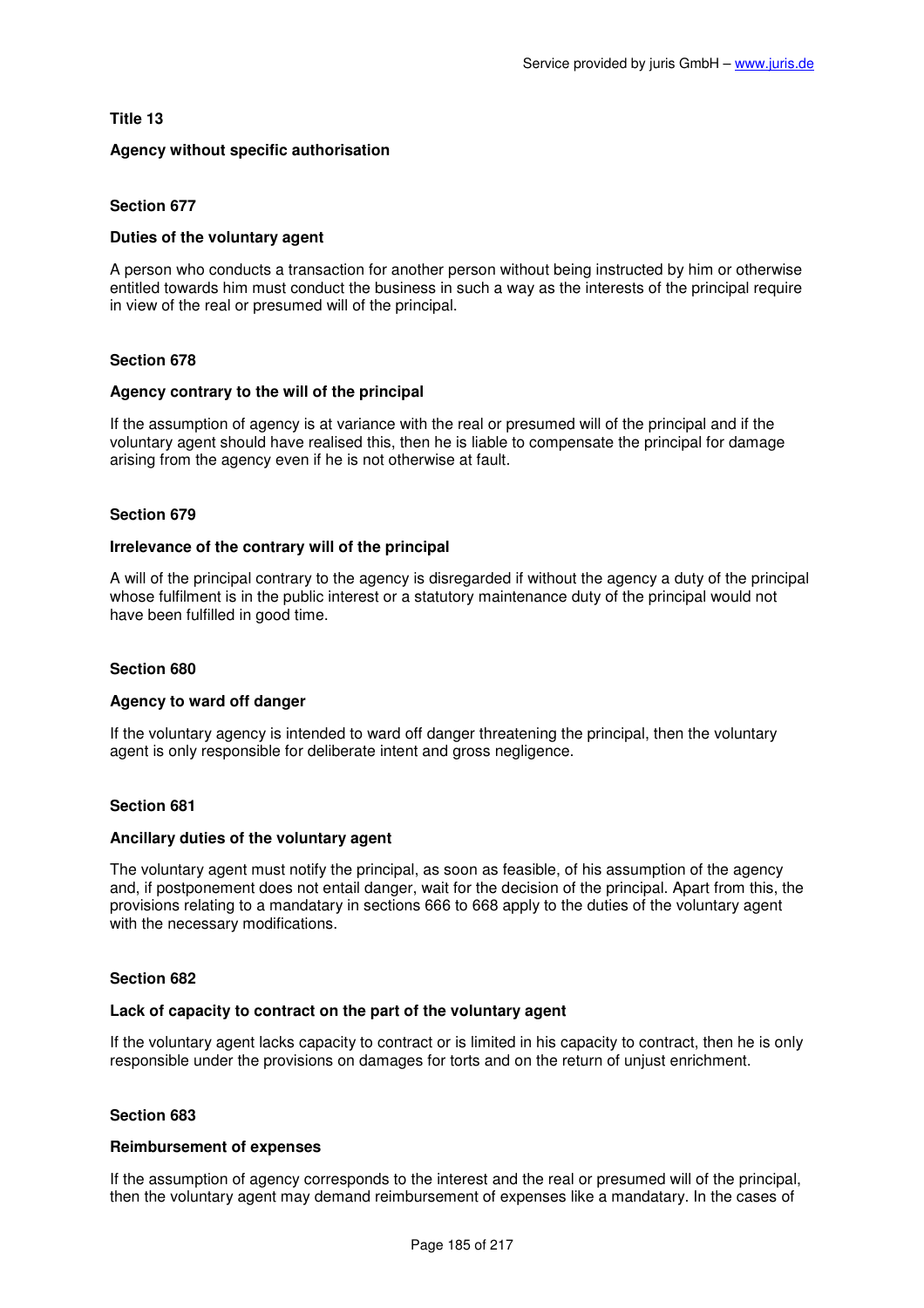## Title 13

### Agency without specific authorisation

#### Section 677

**Duties of the voluntary agent**

A person who conducts a transaction for another person without being instructed by him or otherwise entitled towards him must conduct the business in such a way as the interests of the principal require in view of the real or presumed will of the principal.

#### Section 678

**Agency contrary to the will of the principal**

If the assumption of agency is at variance with the real or presumed will of the principal and if the voluntary agent should have realised this, then he is liable to compensate the principal for damage arising from the agency even if he is not otherwise at fault.

#### Section 679

**Irrelevance of the contrary will of the principal**

A will of the principal contrary to the agency is disregarded if without the agency a duty of the principal whose fulfilment is in the public interest or a statutory maintenance duty of the principal would not have been fulfilled in good time.

#### Section 680

**Agency to ward off danger**

If the voluntary agency is intended to ward off danger threatening the principal, then the voluntary agent is only responsible for deliberate intent and gross negligence.

#### Section 681

**Ancillary duties of the voluntary agent**

The voluntary agent must notify the principal, as soon as feasible, of his assumption of the agency and, if postponement does not entail danger, wait for the decision of the principal. Apart from this, the provisions relating to a mandatary in sections 666 to 668 apply to the duties of the voluntary agent with the necessary modifications.

#### Section 682

**Lack of capacity to contract on the part of the voluntary agent**

If the voluntary agent lacks capacity to contract or is limited in his capacity to contract, then he is only responsible under the provisions on damages for torts and on the return of unjust enrichment.

#### Section 683

**Reimbursement of expenses**

If the assumption of agency corresponds to the interest and the real or presumed will of the principal, then the voluntary agent may demand reimbursement of expenses like a mandatary. In the cases of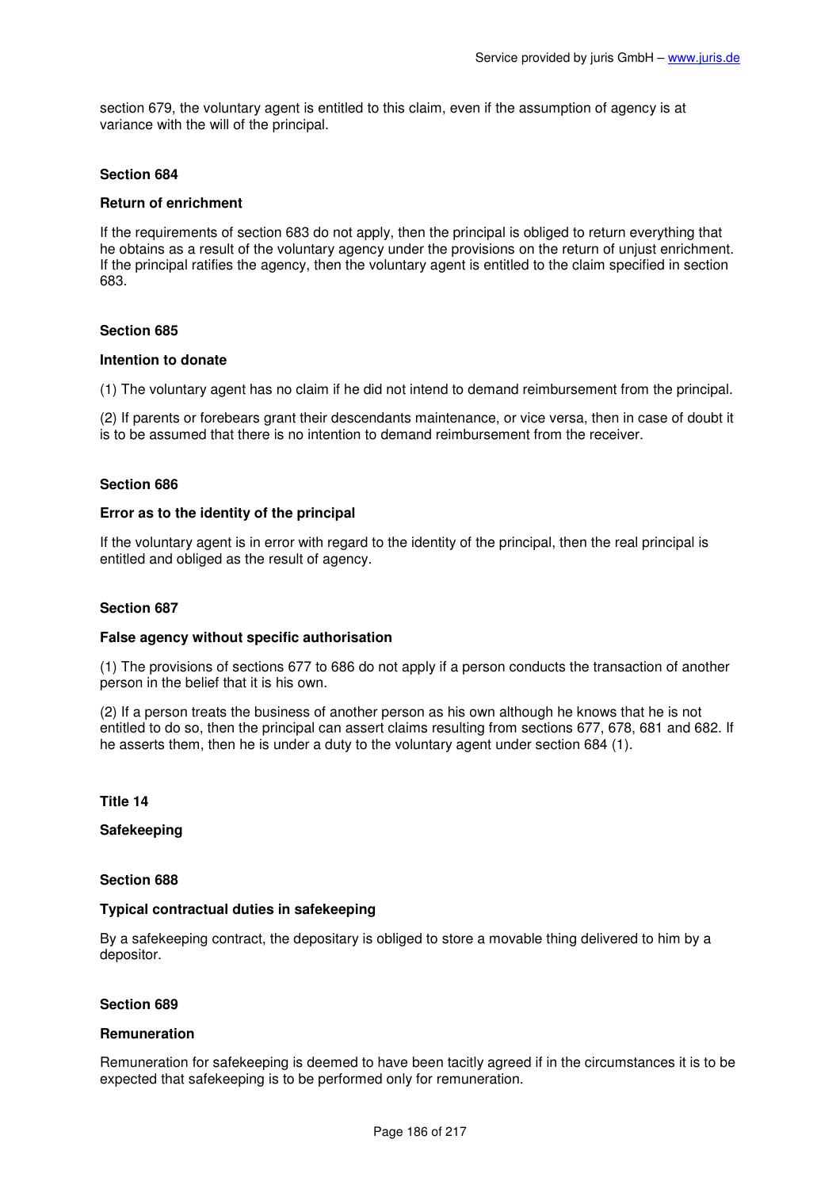section 679, the voluntary agent is entitled to this claim, even if the assumption of agency is at variance with the will of the principal.

### Section 684

#### Return of enrichment

If the requirements of section 683 do not apply, then the principal is obliged to return everything that he obtains as a result of the voluntary agency under the provisions on the return of unjust enrichment. If the principal ratifies the agency, then the voluntary agent is entitled to the claim specified in section 683.

### Section 685

#### Intention to donate

(1) The voluntary agent has no claim if he did not intend to demand reimbursement from the principal.

(2) If parents or forebears grant their descendants maintenance, or vice versa, then in case of doubt it is to be assumed that there is no intention to demand reimbursement from the receiver.

### Section 686

#### Error as to the identity of the principal

If the voluntary agent is in error with regard to the identity of the principal, then the real principal is entitled and obliged as the result of agency.

### Section 687

#### False agency without specific authorisation

(1) The provisions of sections 677 to 686 do not apply if a person conducts the transaction of another person in the belief that it is his own.

(2) If a person treats the business of another person as his own although he knows that he is not entitled to do so, then the principal can assert claims resulting from sections 677, 678, 681 and 682. If he asserts them, then he is under a duty to the voluntary agent under section 684 (1).

## Title 14

## Safekeeping

### Section 688

#### Typical contractual duties in safekeeping

By a safekeeping contract, the depositary is obliged to store a movable thing delivered to him by a depositor.

### Section 689

#### Remuneration

Remuneration for safekeeping is deemed to have been tacitly agreed if in the circumstances it is to be expected that safekeeping is to be performed only for remuneration.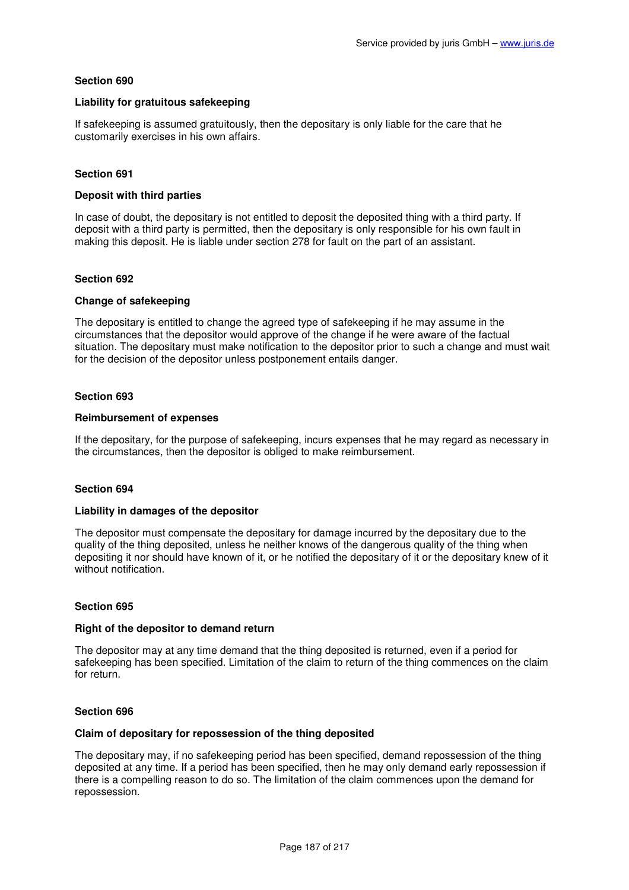### Section 690

#### Liability for gratuitous safekeeping

If safekeeping is assumed gratuitously, then the depositary is only liable for the care that he customarily exercises in his own affairs.

### Section 691

#### Deposit with third parties

In case of doubt, the depositary is not entitled to deposit the deposited thing with a third party. If deposit with a third party is permitted, then the depositary is only responsible for his own fault in making this deposit. He is liable under section 278 for fault on the part of an assistant.

### Section 692

#### Change of safekeeping

The depositary is entitled to change the agreed type of safekeeping if he may assume in the circumstances that the depositor would approve of the change if he were aware of the factual situation. The depositary must make notification to the depositor prior to such a change and must wait for the decision of the depositor unless postponement entails danger.

### Section 693

#### Reimbursement of expenses

If the depositary, for the purpose of safekeeping, incurs expenses that he may regard as necessary in the circumstances, then the depositor is obliged to make reimbursement.

### Section 694

#### Liability in damages of the depositor

The depositor must compensate the depositary for damage incurred by the depositary due to the quality of the thing deposited, unless he neither knows of the dangerous quality of the thing when depositing it nor should have known of it, or he notified the depositary of it or the depositary knew of it without notification.

### Section 695

#### Right of the depositor to demand return

The depositor may at any time demand that the thing deposited is returned, even if a period for safekeeping has been specified. Limitation of the claim to return of the thing commences on the claim for return.

### Section 696

#### Claim of depositary for repossession of the thing deposited

The depositary may, if no safekeeping period has been specified, demand repossession of the thing deposited at any time. If a period has been specified, then he may only demand early repossession if there is a compelling reason to do so. The limitation of the claim commences upon the demand for repossession.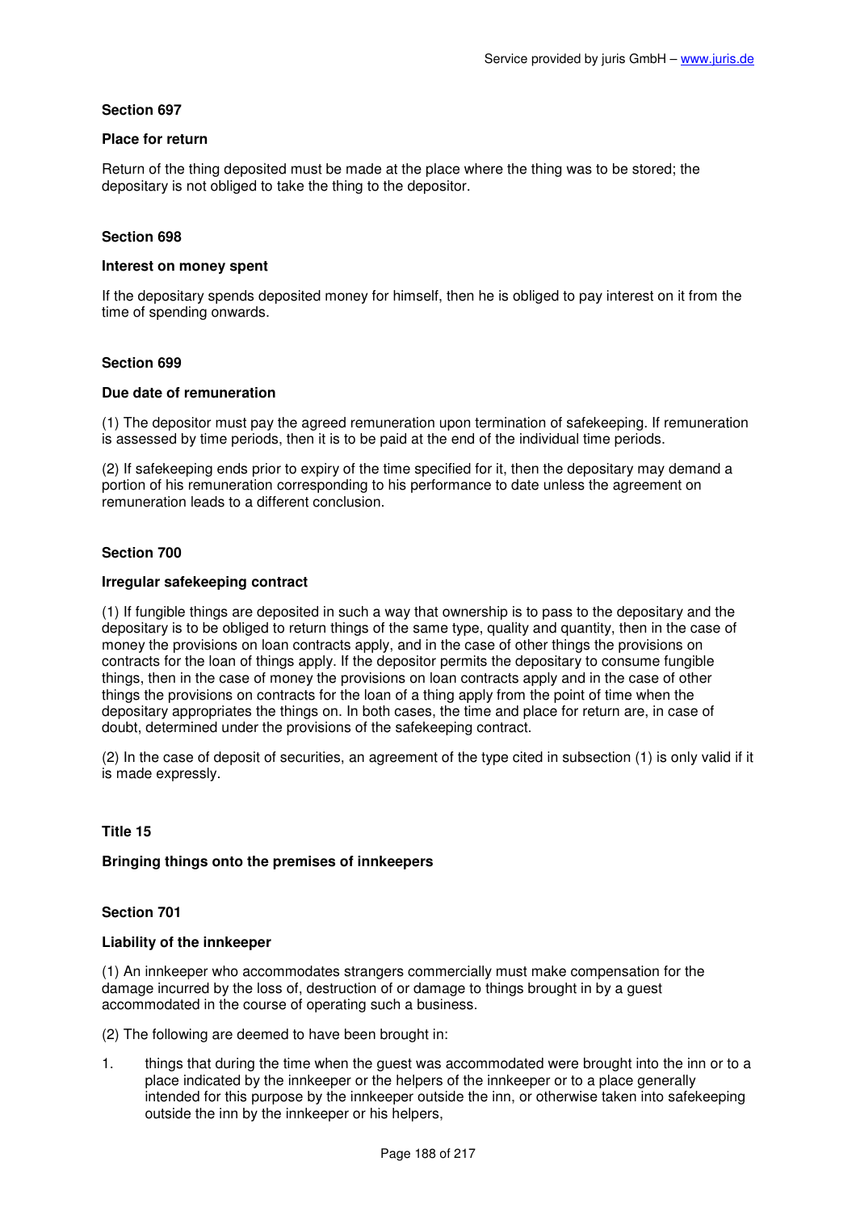**Section 697**

**Place for return**

Return of the thing deposited must be made at the place where the thing was to be stored; the depositary is not obliged to take the thing to the depositor.

**Section 698**

**Interest on money spent**

If the depositary spends deposited money for himself, then he is obliged to pay interest on it from the time of spending onwards.

**Section 699**

**Due date of remuneration**

(1) The depositor must pay the agreed remuneration upon termination of safekeeping. If remuneration is assessed by time periods, then it is to be paid at the end of the individual time periods.

(2) If safekeeping ends prior to expiry of the time specified for it, then the depositary may demand a portion of his remuneration corresponding to his performance to date unless the agreement on remuneration leads to a different conclusion.

**Section 700**

**Irregular safekeeping contract**

(1) If fungible things are deposited in such a way that ownership is to pass to the depositary and the depositary is to be obliged to return things of the same type, quality and quantity, then in the case of money the provisions on loan contracts apply, and in the case of other things the provisions on contracts for the loan of things apply. If the depositor permits the depositary to consume fungible things, then in the case of money the provisions on loan contracts apply and in the case of other things the provisions on contracts for the loan of a thing apply from the point of time when the depositary appropriates the things on. In both cases, the time and place for return are, in case of doubt, determined under the provisions of the safekeeping contract.

(2) In the case of deposit of securities, an agreement of the type cited in subsection (1) is only valid if it is made expressly.

**Title 15**

**Bringing things onto the premises of innkeepers**

**Section 701**

**Liability of the innkeeper**

(1) An innkeeper who accommodates strangers commercially must make compensation for the damage incurred by the loss of, destruction of or damage to things brought in by a guest accommodated in the course of operating such a business.

(2) The following are deemed to have been brought in:

1. things that during the time when the guest was accommodated were brought into the inn or to a place indicated by the innkeeper or the helpers of the innkeeper or to a place generally intended for this purpose by the innkeeper outside the inn, or otherwise taken into safekeeping outside the inn by the innkeeper or his helpers,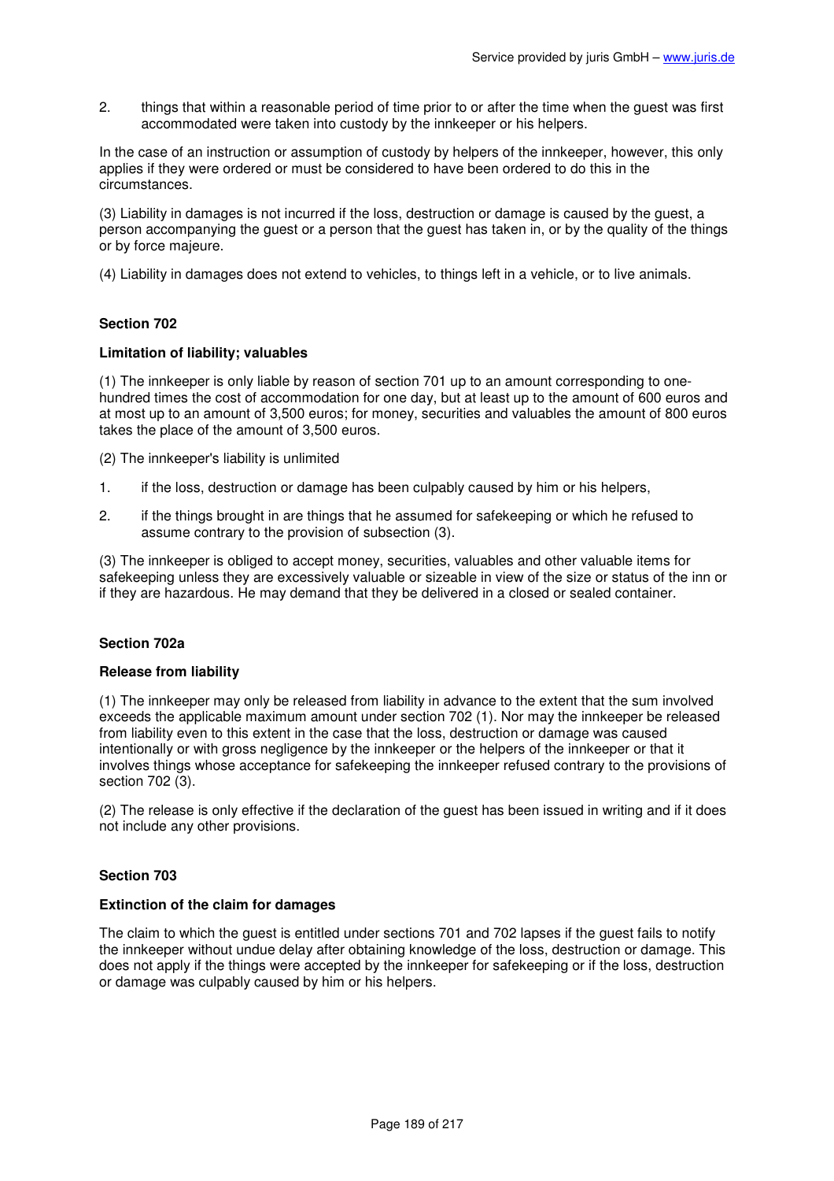2. things that within a reasonable period of time prior to or after the time when the guest was first accommodated were taken into custody by the innkeeper or his helpers.

In the case of an instruction or assumption of custody by helpers of the innkeeper, however, this only applies if they were ordered or must be considered to have been ordered to do this in the circumstances.

(3) Liability in damages is not incurred if the loss, destruction or damage is caused by the guest, a person accompanying the guest or a person that the guest has taken in, or by the quality of the things or by force majeure.

(4) Liability in damages does not extend to vehicles, to things left in a vehicle, or to live animals.

### Section 702

**Limitation of liability; valuables**

(1) The innkeeper is only liable by reason of section 701 up to an amount corresponding to one-hundred times the cost of accommodation for one day, but at least up to the amount of 600 euros and at most up to an amount of 3,500 euros; for money, securities and valuables the amount of 800 euros takes the place of the amount of 3,500 euros.

(2) The innkeeper's liability is unlimited

1. if the loss, destruction or damage has been culpably caused by him or his helpers,
2. if the things brought in are things that he assumed for safekeeping or which he refused to assume contrary to the provision of subsection (3).

(3) The innkeeper is obliged to accept money, securities, valuables and other valuable items for safekeeping unless they are excessively valuable or sizeable in view of the size or status of the inn or if they are hazardous. He may demand that they be delivered in a closed or sealed container.

### Section 702a

**Release from liability**

(1) The innkeeper may only be released from liability in advance to the extent that the sum involved exceeds the applicable maximum amount under section 702 (1). Nor may the innkeeper be released from liability even to this extent in the case that the loss, destruction or damage was caused intentionally or with gross negligence by the innkeeper or the helpers of the innkeeper or that it involves things whose acceptance for safekeeping the innkeeper refused contrary to the provisions of section 702 (3).

(2) The release is only effective if the declaration of the guest has been issued in writing and if it does not include any other provisions.

### Section 703

**Extinction of the claim for damages**

The claim to which the guest is entitled under sections 701 and 702 lapses if the guest fails to notify the innkeeper without undue delay after obtaining knowledge of the loss, destruction or damage. This does not apply if the things were accepted by the innkeeper for safekeeping or if the loss, destruction or damage was culpably caused by him or his helpers.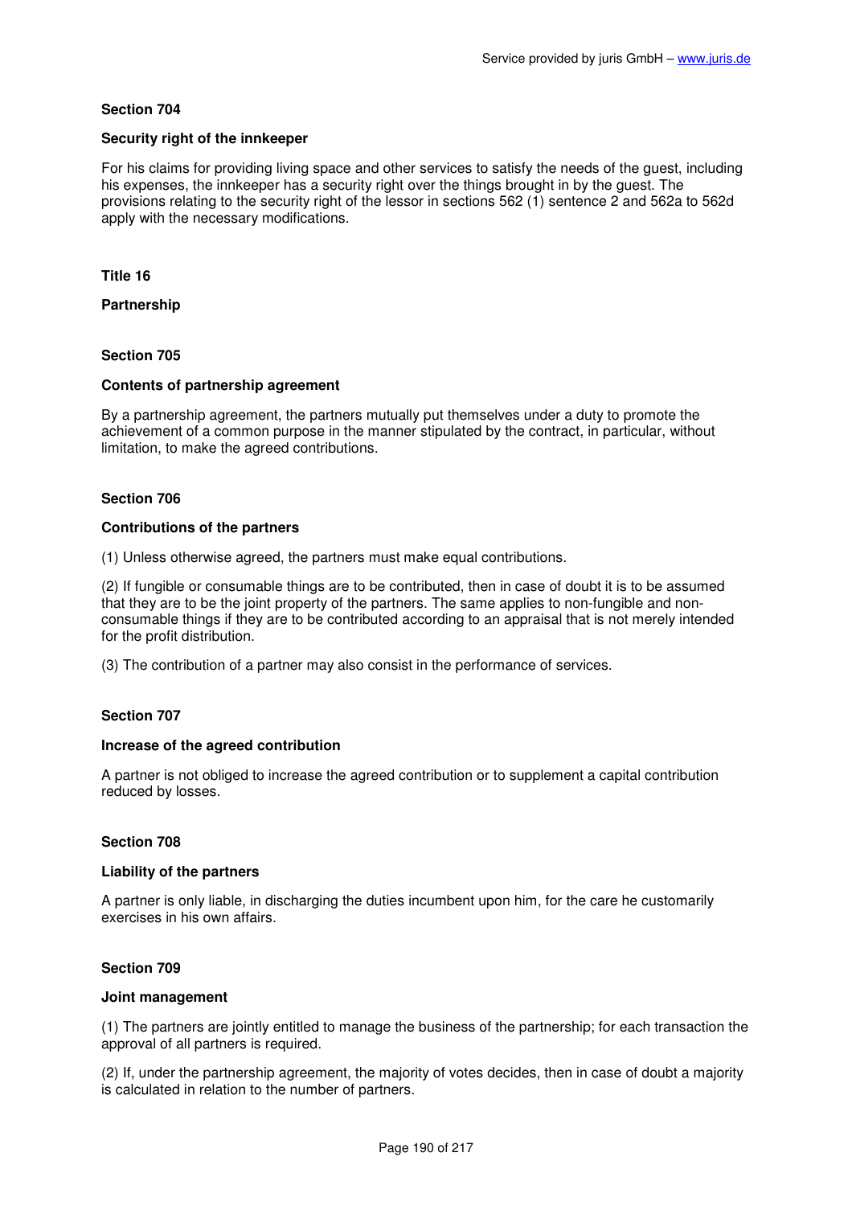### Section 704

#### Security right of the innkeeper

For his claims for providing living space and other services to satisfy the needs of the guest, including his expenses, the innkeeper has a security right over the things brought in by the guest. The provisions relating to the security right of the lessor in sections 562 (1) sentence 2 and 562a to 562d apply with the necessary modifications.

## Title 16

## Partnership

### Section 705

#### Contents of partnership agreement

By a partnership agreement, the partners mutually put themselves under a duty to promote the achievement of a common purpose in the manner stipulated by the contract, in particular, without limitation, to make the agreed contributions.

### Section 706

#### Contributions of the partners

(1) Unless otherwise agreed, the partners must make equal contributions.

(2) If fungible or consumable things are to be contributed, then in case of doubt it is to be assumed that they are to be the joint property of the partners. The same applies to non-fungible and non-consumable things if they are to be contributed according to an appraisal that is not merely intended for the profit distribution.

(3) The contribution of a partner may also consist in the performance of services.

### Section 707

#### Increase of the agreed contribution

A partner is not obliged to increase the agreed contribution or to supplement a capital contribution reduced by losses.

### Section 708

#### Liability of the partners

A partner is only liable, in discharging the duties incumbent upon him, for the care he customarily exercises in his own affairs.

### Section 709

#### Joint management

(1) The partners are jointly entitled to manage the business of the partnership; for each transaction the approval of all partners is required.

(2) If, under the partnership agreement, the majority of votes decides, then in case of doubt a majority is calculated in relation to the number of partners.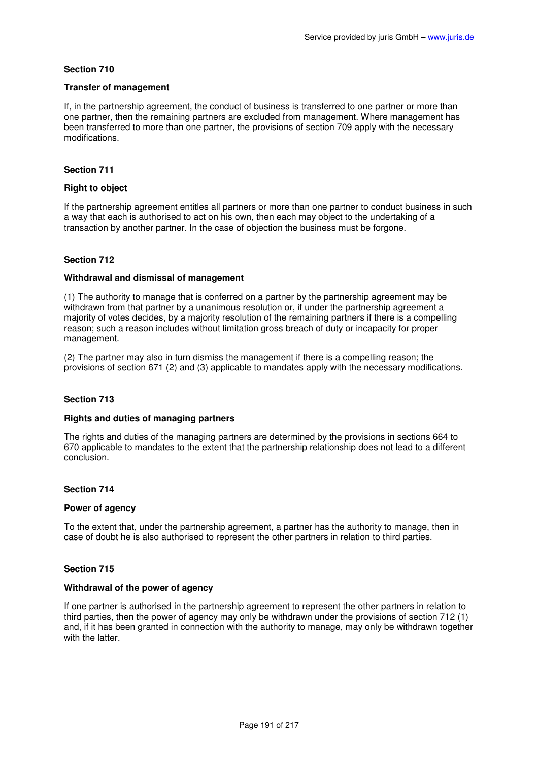## Section 710

### Transfer of management

If, in the partnership agreement, the conduct of business is transferred to one partner or more than one partner, then the remaining partners are excluded from management. Where management has been transferred to more than one partner, the provisions of section 709 apply with the necessary modifications.

## Section 711

### Right to object

If the partnership agreement entitles all partners or more than one partner to conduct business in such a way that each is authorised to act on his own, then each may object to the undertaking of a transaction by another partner. In the case of objection the business must be forgone.

## Section 712

### Withdrawal and dismissal of management

(1) The authority to manage that is conferred on a partner by the partnership agreement may be withdrawn from that partner by a unanimous resolution or, if under the partnership agreement a majority of votes decides, by a majority resolution of the remaining partners if there is a compelling reason; such a reason includes without limitation gross breach of duty or incapacity for proper management.

(2) The partner may also in turn dismiss the management if there is a compelling reason; the provisions of section 671 (2) and (3) applicable to mandates apply with the necessary modifications.

## Section 713

### Rights and duties of managing partners

The rights and duties of the managing partners are determined by the provisions in sections 664 to 670 applicable to mandates to the extent that the partnership relationship does not lead to a different conclusion.

## Section 714

### Power of agency

To the extent that, under the partnership agreement, a partner has the authority to manage, then in case of doubt he is also authorised to represent the other partners in relation to third parties.

## Section 715

### Withdrawal of the power of agency

If one partner is authorised in the partnership agreement to represent the other partners in relation to third parties, then the power of agency may only be withdrawn under the provisions of section 712 (1) and, if it has been granted in connection with the authority to manage, may only be withdrawn together with the latter.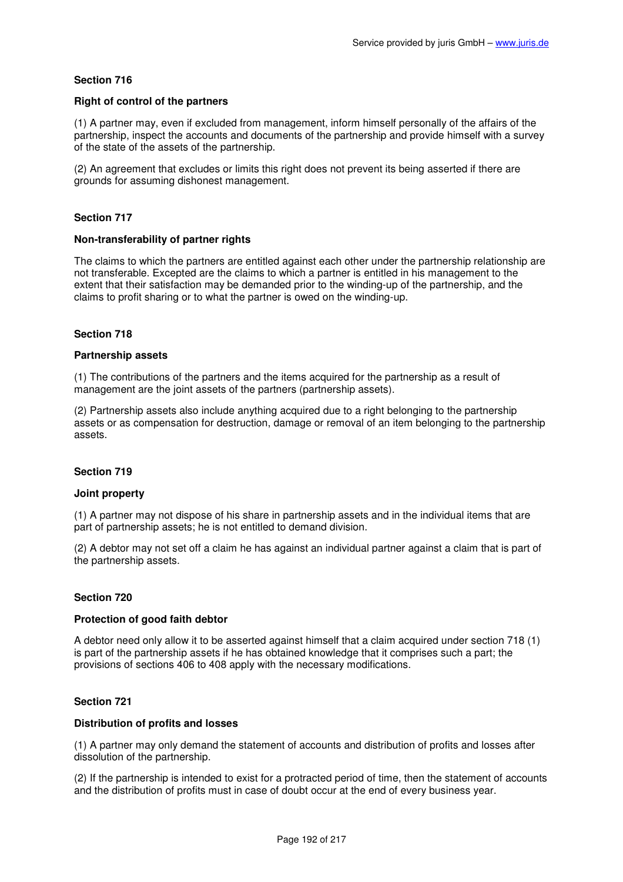**Section 716**

**Right of control of the partners**

(1) A partner may, even if excluded from management, inform himself personally of the affairs of the partnership, inspect the accounts and documents of the partnership and provide himself with a survey of the state of the assets of the partnership.

(2) An agreement that excludes or limits this right does not prevent its being asserted if there are grounds for assuming dishonest management.

**Section 717**

**Non-transferability of partner rights**

The claims to which the partners are entitled against each other under the partnership relationship are not transferable. Excepted are the claims to which a partner is entitled in his management to the extent that their satisfaction may be demanded prior to the winding-up of the partnership, and the claims to profit sharing or to what the partner is owed on the winding-up.

**Section 718**

**Partnership assets**

(1) The contributions of the partners and the items acquired for the partnership as a result of management are the joint assets of the partners (partnership assets).

(2) Partnership assets also include anything acquired due to a right belonging to the partnership assets or as compensation for destruction, damage or removal of an item belonging to the partnership assets.

**Section 719**

**Joint property**

(1) A partner may not dispose of his share in partnership assets and in the individual items that are part of partnership assets; he is not entitled to demand division.

(2) A debtor may not set off a claim he has against an individual partner against a claim that is part of the partnership assets.

**Section 720**

**Protection of good faith debtor**

A debtor need only allow it to be asserted against himself that a claim acquired under section 718 (1) is part of the partnership assets if he has obtained knowledge that it comprises such a part; the provisions of sections 406 to 408 apply with the necessary modifications.

**Section 721**

**Distribution of profits and losses**

(1) A partner may only demand the statement of accounts and distribution of profits and losses after dissolution of the partnership.

(2) If the partnership is intended to exist for a protracted period of time, then the statement of accounts and the distribution of profits must in case of doubt occur at the end of every business year.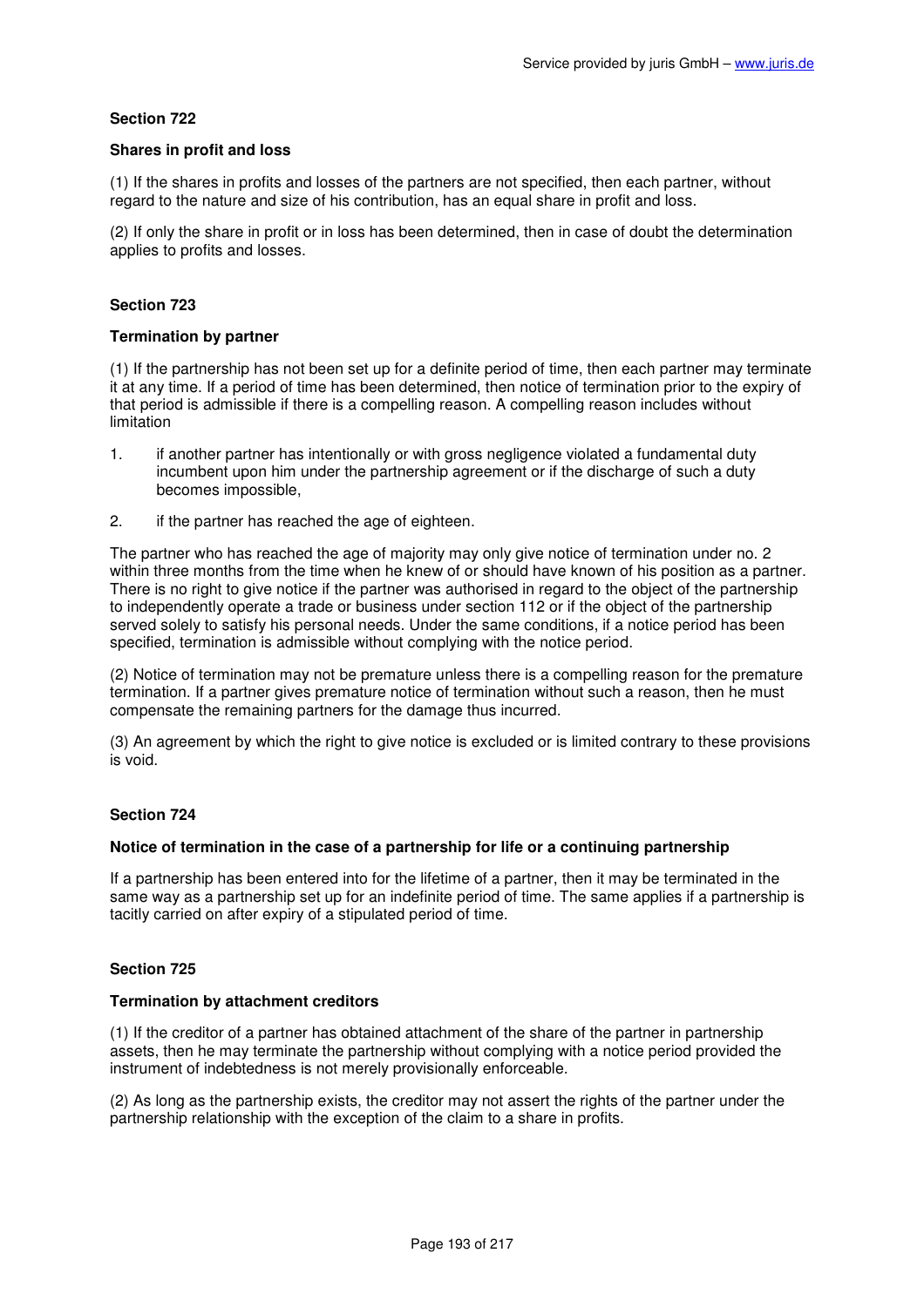### Section 722

#### Shares in profit and loss

(1) If the shares in profits and losses of the partners are not specified, then each partner, without regard to the nature and size of his contribution, has an equal share in profit and loss.

(2) If only the share in profit or in loss has been determined, then in case of doubt the determination applies to profits and losses.

### Section 723

#### Termination by partner

(1) If the partnership has not been set up for a definite period of time, then each partner may terminate it at any time. If a period of time has been determined, then notice of termination prior to the expiry of that period is admissible if there is a compelling reason. A compelling reason includes without limitation

1. if another partner has intentionally or with gross negligence violated a fundamental duty incumbent upon him under the partnership agreement or if the discharge of such a duty becomes impossible,
2. if the partner has reached the age of eighteen.

The partner who has reached the age of majority may only give notice of termination under no. 2 within three months from the time when he knew of or should have known of his position as a partner. There is no right to give notice if the partner was authorised in regard to the object of the partnership to independently operate a trade or business under section 112 or if the object of the partnership served solely to satisfy his personal needs. Under the same conditions, if a notice period has been specified, termination is admissible without complying with the notice period.

(2) Notice of termination may not be premature unless there is a compelling reason for the premature termination. If a partner gives premature notice of termination without such a reason, then he must compensate the remaining partners for the damage thus incurred.

(3) An agreement by which the right to give notice is excluded or is limited contrary to these provisions is void.

### Section 724

#### Notice of termination in the case of a partnership for life or a continuing partnership

If a partnership has been entered into for the lifetime of a partner, then it may be terminated in the same way as a partnership set up for an indefinite period of time. The same applies if a partnership is tacitly carried on after expiry of a stipulated period of time.

### Section 725

#### Termination by attachment creditors

(1) If the creditor of a partner has obtained attachment of the share of the partner in partnership assets, then he may terminate the partnership without complying with a notice period provided the instrument of indebtedness is not merely provisionally enforceable.

(2) As long as the partnership exists, the creditor may not assert the rights of the partner under the partnership relationship with the exception of the claim to a share in profits.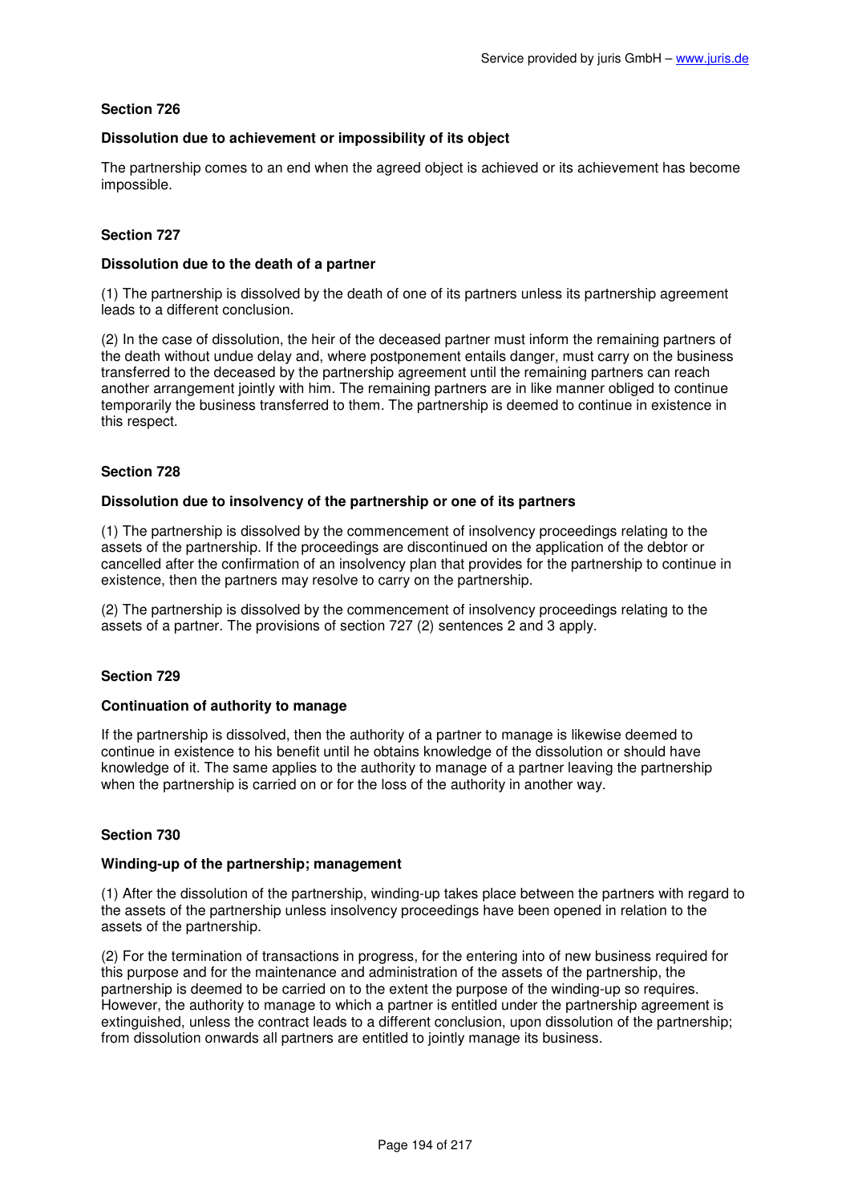### Section 726

#### Dissolution due to achievement or impossibility of its object

The partnership comes to an end when the agreed object is achieved or its achievement has become impossible.

### Section 727

#### Dissolution due to the death of a partner

(1) The partnership is dissolved by the death of one of its partners unless its partnership agreement leads to a different conclusion.

(2) In the case of dissolution, the heir of the deceased partner must inform the remaining partners of the death without undue delay and, where postponement entails danger, must carry on the business transferred to the deceased by the partnership agreement until the remaining partners can reach another arrangement jointly with him. The remaining partners are in like manner obliged to continue temporarily the business transferred to them. The partnership is deemed to continue in existence in this respect.

### Section 728

#### Dissolution due to insolvency of the partnership or one of its partners

(1) The partnership is dissolved by the commencement of insolvency proceedings relating to the assets of the partnership. If the proceedings are discontinued on the application of the debtor or cancelled after the confirmation of an insolvency plan that provides for the partnership to continue in existence, then the partners may resolve to carry on the partnership.

(2) The partnership is dissolved by the commencement of insolvency proceedings relating to the assets of a partner. The provisions of section 727 (2) sentences 2 and 3 apply.

### Section 729

#### Continuation of authority to manage

If the partnership is dissolved, then the authority of a partner to manage is likewise deemed to continue in existence to his benefit until he obtains knowledge of the dissolution or should have knowledge of it. The same applies to the authority to manage of a partner leaving the partnership when the partnership is carried on or for the loss of the authority in another way.

### Section 730

#### Winding-up of the partnership; management

(1) After the dissolution of the partnership, winding-up takes place between the partners with regard to the assets of the partnership unless insolvency proceedings have been opened in relation to the assets of the partnership.

(2) For the termination of transactions in progress, for the entering into of new business required for this purpose and for the maintenance and administration of the assets of the partnership, the partnership is deemed to be carried on to the extent the purpose of the winding-up so requires. However, the authority to manage to which a partner is entitled under the partnership agreement is extinguished, unless the contract leads to a different conclusion, upon dissolution of the partnership; from dissolution onwards all partners are entitled to jointly manage its business.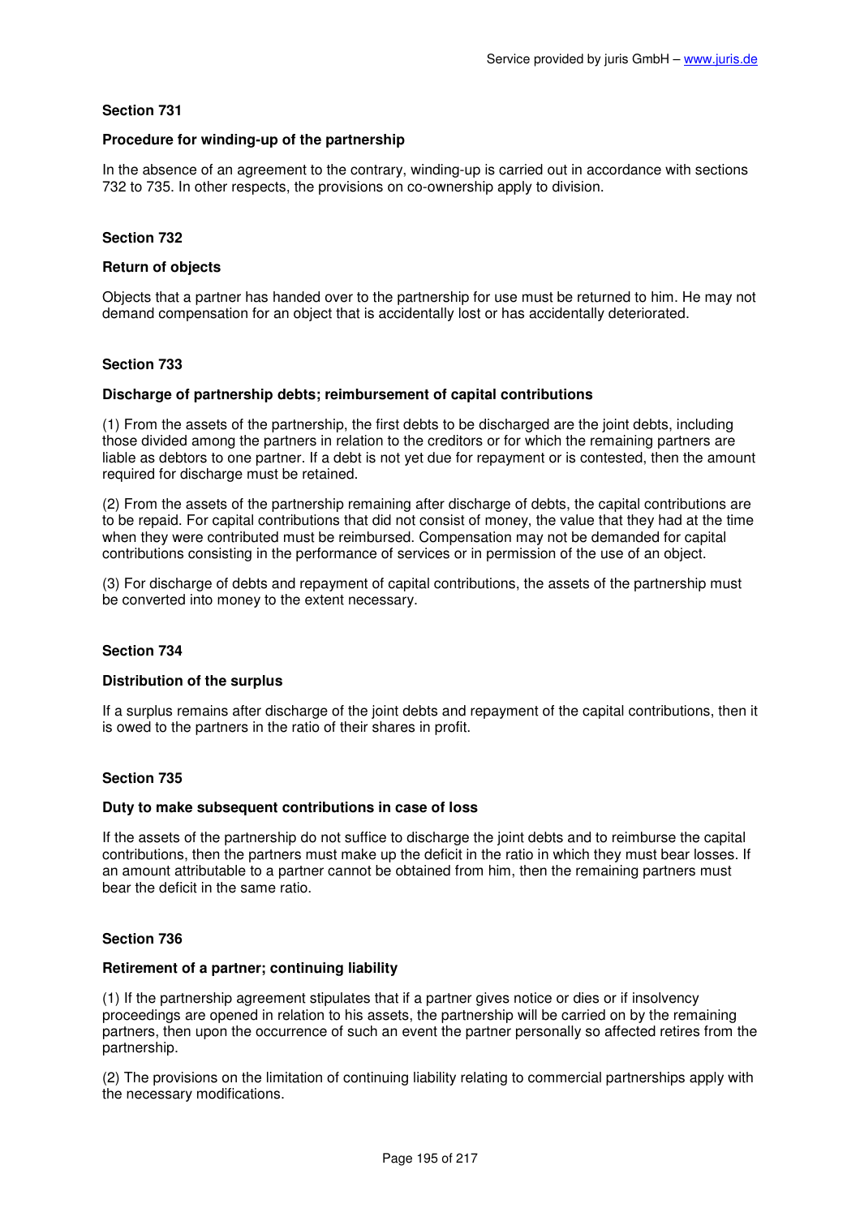### Section 731

#### Procedure for winding-up of the partnership

In the absence of an agreement to the contrary, winding-up is carried out in accordance with sections 732 to 735. In other respects, the provisions on co-ownership apply to division.

### Section 732

#### Return of objects

Objects that a partner has handed over to the partnership for use must be returned to him. He may not demand compensation for an object that is accidentally lost or has accidentally deteriorated.

### Section 733

#### Discharge of partnership debts; reimbursement of capital contributions

(1) From the assets of the partnership, the first debts to be discharged are the joint debts, including those divided among the partners in relation to the creditors or for which the remaining partners are liable as debtors to one partner. If a debt is not yet due for repayment or is contested, then the amount required for discharge must be retained.

(2) From the assets of the partnership remaining after discharge of debts, the capital contributions are to be repaid. For capital contributions that did not consist of money, the value that they had at the time when they were contributed must be reimbursed. Compensation may not be demanded for capital contributions consisting in the performance of services or in permission of the use of an object.

(3) For discharge of debts and repayment of capital contributions, the assets of the partnership must be converted into money to the extent necessary.

### Section 734

#### Distribution of the surplus

If a surplus remains after discharge of the joint debts and repayment of the capital contributions, then it is owed to the partners in the ratio of their shares in profit.

### Section 735

#### Duty to make subsequent contributions in case of loss

If the assets of the partnership do not suffice to discharge the joint debts and to reimburse the capital contributions, then the partners must make up the deficit in the ratio in which they must bear losses. If an amount attributable to a partner cannot be obtained from him, then the remaining partners must bear the deficit in the same ratio.

### Section 736

#### Retirement of a partner; continuing liability

(1) If the partnership agreement stipulates that if a partner gives notice or dies or if insolvency proceedings are opened in relation to his assets, the partnership will be carried on by the remaining partners, then upon the occurrence of such an event the partner personally so affected retires from the partnership.

(2) The provisions on the limitation of continuing liability relating to commercial partnerships apply with the necessary modifications.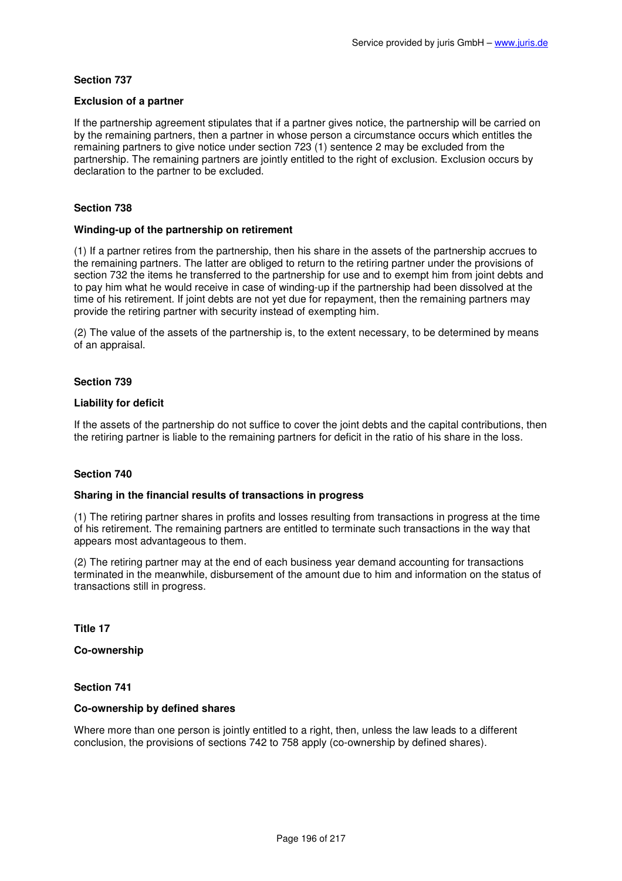### Section 737

#### Exclusion of a partner

If the partnership agreement stipulates that if a partner gives notice, the partnership will be carried on by the remaining partners, then a partner in whose person a circumstance occurs which entitles the remaining partners to give notice under section 723 (1) sentence 2 may be excluded from the partnership. The remaining partners are jointly entitled to the right of exclusion. Exclusion occurs by declaration to the partner to be excluded.

### Section 738

#### Winding-up of the partnership on retirement

(1) If a partner retires from the partnership, then his share in the assets of the partnership accrues to the remaining partners. The latter are obliged to return to the retiring partner under the provisions of section 732 the items he transferred to the partnership for use and to exempt him from joint debts and to pay him what he would receive in case of winding-up if the partnership had been dissolved at the time of his retirement. If joint debts are not yet due for repayment, then the remaining partners may provide the retiring partner with security instead of exempting him.

(2) The value of the assets of the partnership is, to the extent necessary, to be determined by means of an appraisal.

### Section 739

#### Liability for deficit

If the assets of the partnership do not suffice to cover the joint debts and the capital contributions, then the retiring partner is liable to the remaining partners for deficit in the ratio of his share in the loss.

### Section 740

#### Sharing in the financial results of transactions in progress

(1) The retiring partner shares in profits and losses resulting from transactions in progress at the time of his retirement. The remaining partners are entitled to terminate such transactions in the way that appears most advantageous to them.

(2) The retiring partner may at the end of each business year demand accounting for transactions terminated in the meanwhile, disbursement of the amount due to him and information on the status of transactions still in progress.

## Title 17

## Co-ownership

### Section 741

#### Co-ownership by defined shares

Where more than one person is jointly entitled to a right, then, unless the law leads to a different conclusion, the provisions of sections 742 to 758 apply (co-ownership by defined shares).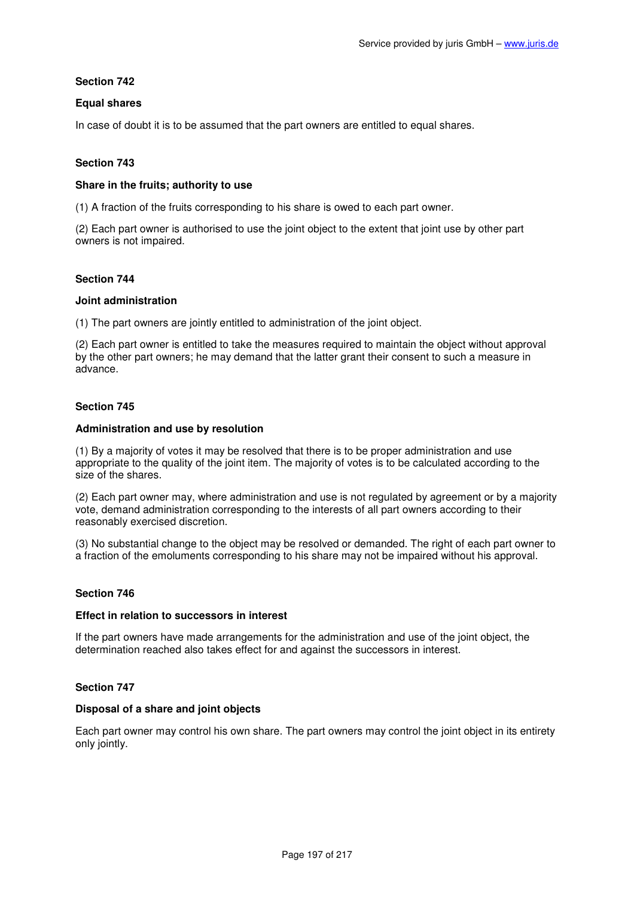**Section 742**

**Equal shares**

In case of doubt it is to be assumed that the part owners are entitled to equal shares.

**Section 743**

**Share in the fruits; authority to use**

(1) A fraction of the fruits corresponding to his share is owed to each part owner.

(2) Each part owner is authorised to use the joint object to the extent that joint use by other part owners is not impaired.

**Section 744**

**Joint administration**

(1) The part owners are jointly entitled to administration of the joint object.

(2) Each part owner is entitled to take the measures required to maintain the object without approval by the other part owners; he may demand that the latter grant their consent to such a measure in advance.

**Section 745**

**Administration and use by resolution**

(1) By a majority of votes it may be resolved that there is to be proper administration and use appropriate to the quality of the joint item. The majority of votes is to be calculated according to the size of the shares.

(2) Each part owner may, where administration and use is not regulated by agreement or by a majority vote, demand administration corresponding to the interests of all part owners according to their reasonably exercised discretion.

(3) No substantial change to the object may be resolved or demanded. The right of each part owner to a fraction of the emoluments corresponding to his share may not be impaired without his approval.

**Section 746**

**Effect in relation to successors in interest**

If the part owners have made arrangements for the administration and use of the joint object, the determination reached also takes effect for and against the successors in interest.

**Section 747**

**Disposal of a share and joint objects**

Each part owner may control his own share. The part owners may control the joint object in its entirety only jointly.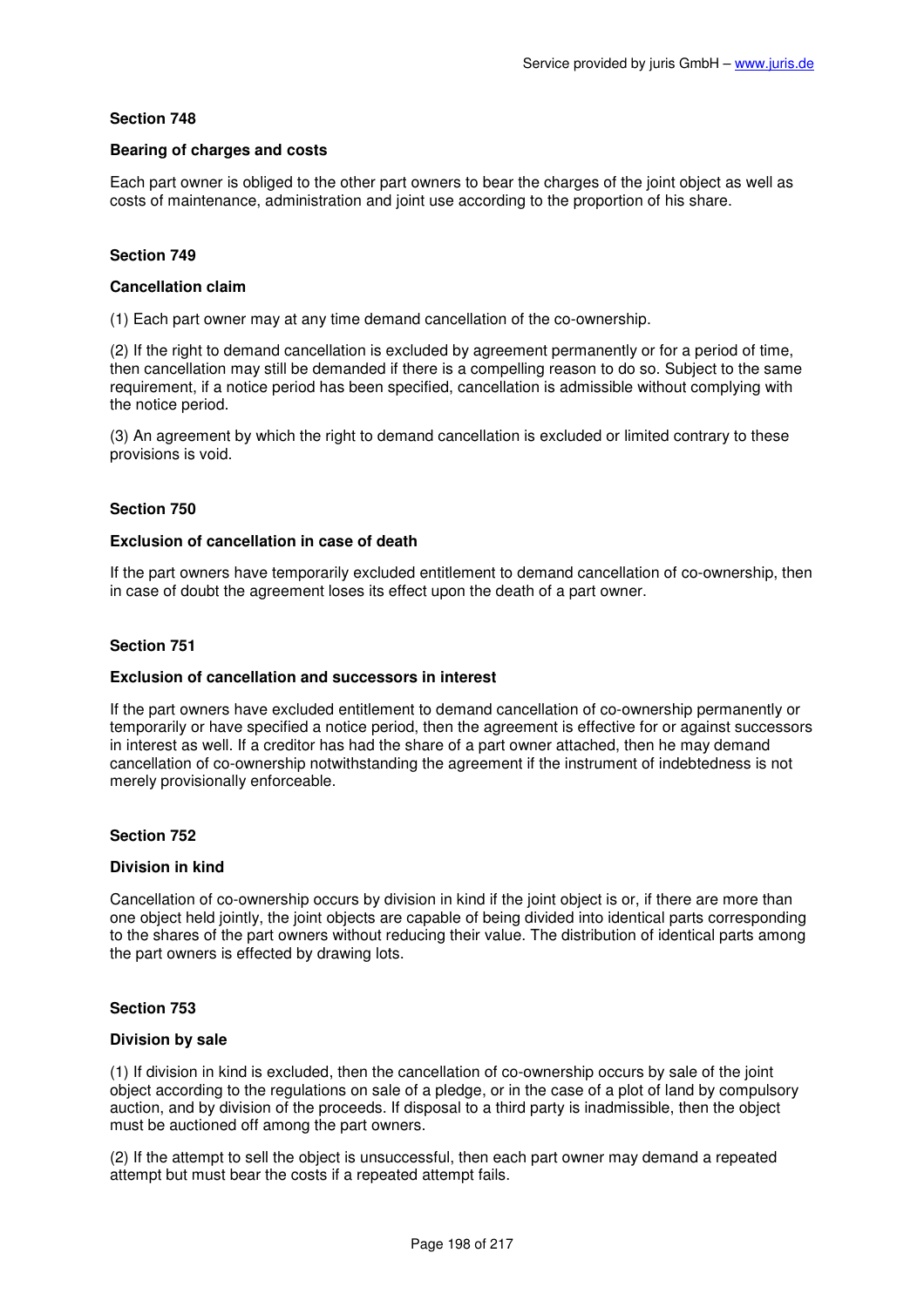**Section 748**

**Bearing of charges and costs**

Each part owner is obliged to the other part owners to bear the charges of the joint object as well as costs of maintenance, administration and joint use according to the proportion of his share.

**Section 749**

**Cancellation claim**

(1) Each part owner may at any time demand cancellation of the co-ownership.

(2) If the right to demand cancellation is excluded by agreement permanently or for a period of time, then cancellation may still be demanded if there is a compelling reason to do so. Subject to the same requirement, if a notice period has been specified, cancellation is admissible without complying with the notice period.

(3) An agreement by which the right to demand cancellation is excluded or limited contrary to these provisions is void.

**Section 750**

**Exclusion of cancellation in case of death**

If the part owners have temporarily excluded entitlement to demand cancellation of co-ownership, then in case of doubt the agreement loses its effect upon the death of a part owner.

**Section 751**

**Exclusion of cancellation and successors in interest**

If the part owners have excluded entitlement to demand cancellation of co-ownership permanently or temporarily or have specified a notice period, then the agreement is effective for or against successors in interest as well. If a creditor has had the share of a part owner attached, then he may demand cancellation of co-ownership notwithstanding the agreement if the instrument of indebtedness is not merely provisionally enforceable.

**Section 752**

**Division in kind**

Cancellation of co-ownership occurs by division in kind if the joint object is or, if there are more than one object held jointly, the joint objects are capable of being divided into identical parts corresponding to the shares of the part owners without reducing their value. The distribution of identical parts among the part owners is effected by drawing lots.

**Section 753**

**Division by sale**

(1) If division in kind is excluded, then the cancellation of co-ownership occurs by sale of the joint object according to the regulations on sale of a pledge, or in the case of a plot of land by compulsory auction, and by division of the proceeds. If disposal to a third party is inadmissible, then the object must be auctioned off among the part owners.

(2) If the attempt to sell the object is unsuccessful, then each part owner may demand a repeated attempt but must bear the costs if a repeated attempt fails.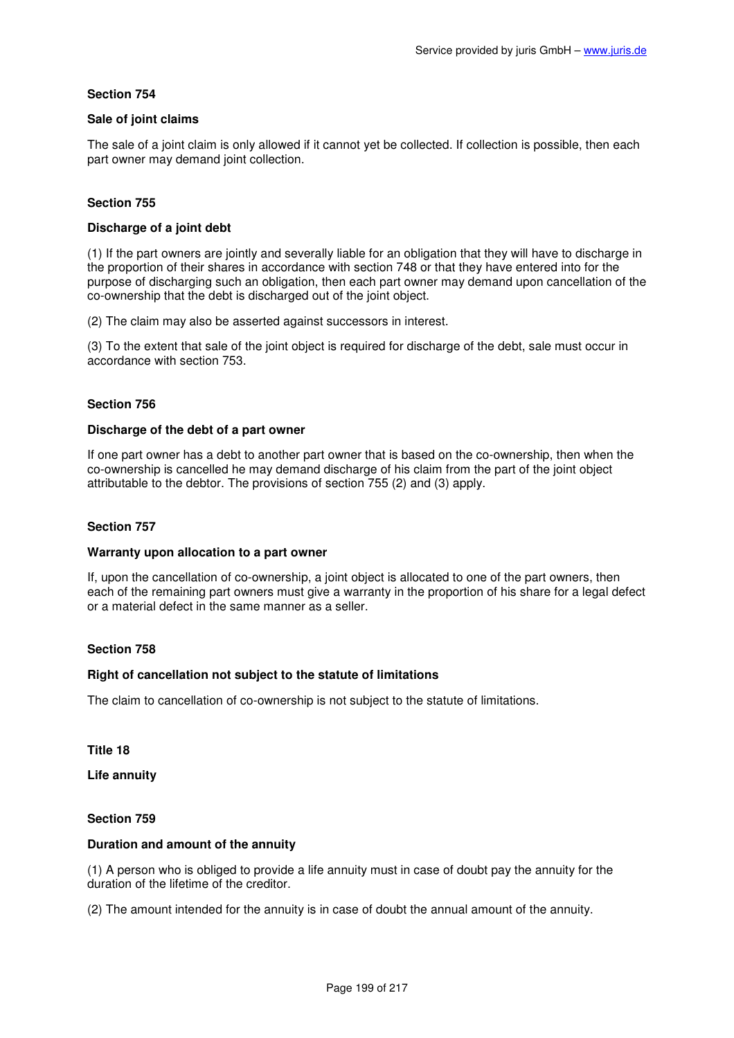### Section 754

#### Sale of joint claims

The sale of a joint claim is only allowed if it cannot yet be collected. If collection is possible, then each part owner may demand joint collection.

### Section 755

#### Discharge of a joint debt

(1) If the part owners are jointly and severally liable for an obligation that they will have to discharge in the proportion of their shares in accordance with section 748 or that they have entered into for the purpose of discharging such an obligation, then each part owner may demand upon cancellation of the co-ownership that the debt is discharged out of the joint object.

(2) The claim may also be asserted against successors in interest.

(3) To the extent that sale of the joint object is required for discharge of the debt, sale must occur in accordance with section 753.

### Section 756

#### Discharge of the debt of a part owner

If one part owner has a debt to another part owner that is based on the co-ownership, then when the co-ownership is cancelled he may demand discharge of his claim from the part of the joint object attributable to the debtor. The provisions of section 755 (2) and (3) apply.

### Section 757

#### Warranty upon allocation to a part owner

If, upon the cancellation of co-ownership, a joint object is allocated to one of the part owners, then each of the remaining part owners must give a warranty in the proportion of his share for a legal defect or a material defect in the same manner as a seller.

### Section 758

#### Right of cancellation not subject to the statute of limitations

The claim to cancellation of co-ownership is not subject to the statute of limitations.

## Title 18

## Life annuity

### Section 759

#### Duration and amount of the annuity

(1) A person who is obliged to provide a life annuity must in case of doubt pay the annuity for the duration of the lifetime of the creditor.

(2) The amount intended for the annuity is in case of doubt the annual amount of the annuity.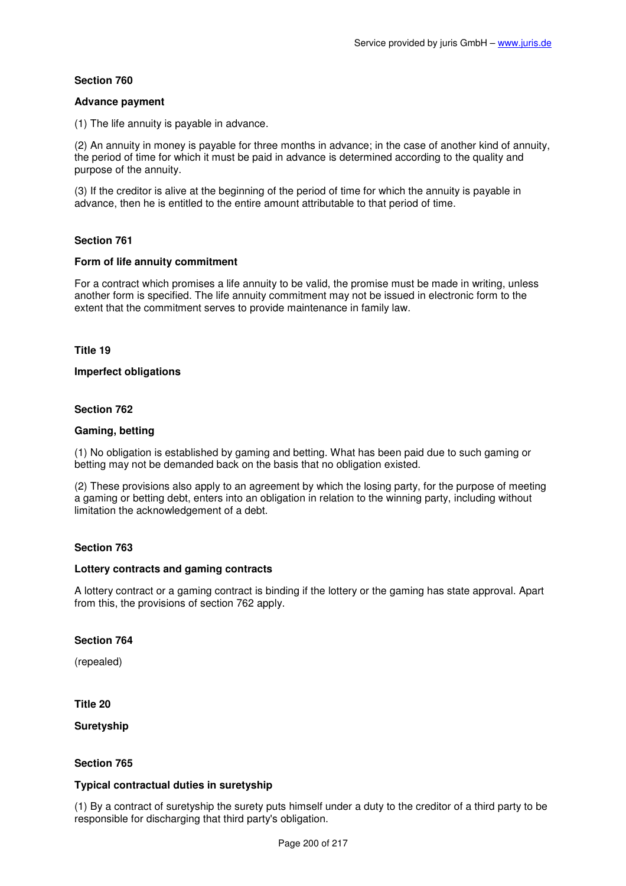### Section 760

#### Advance payment

(1) The life annuity is payable in advance.

(2) An annuity in money is payable for three months in advance; in the case of another kind of annuity, the period of time for which it must be paid in advance is determined according to the quality and purpose of the annuity.

(3) If the creditor is alive at the beginning of the period of time for which the annuity is payable in advance, then he is entitled to the entire amount attributable to that period of time.

### Section 761

#### Form of life annuity commitment

For a contract which promises a life annuity to be valid, the promise must be made in writing, unless another form is specified. The life annuity commitment may not be issued in electronic form to the extent that the commitment serves to provide maintenance in family law.

## Title 19

## Imperfect obligations

### Section 762

#### Gaming, betting

(1) No obligation is established by gaming and betting. What has been paid due to such gaming or betting may not be demanded back on the basis that no obligation existed.

(2) These provisions also apply to an agreement by which the losing party, for the purpose of meeting a gaming or betting debt, enters into an obligation in relation to the winning party, including without limitation the acknowledgement of a debt.

### Section 763

#### Lottery contracts and gaming contracts

A lottery contract or a gaming contract is binding if the lottery or the gaming has state approval. Apart from this, the provisions of section 762 apply.

### Section 764

(repealed)

## Title 20

## Suretyship

### Section 765

#### Typical contractual duties in suretyship

(1) By a contract of suretyship the surety puts himself under a duty to the creditor of a third party to be responsible for discharging that third party's obligation.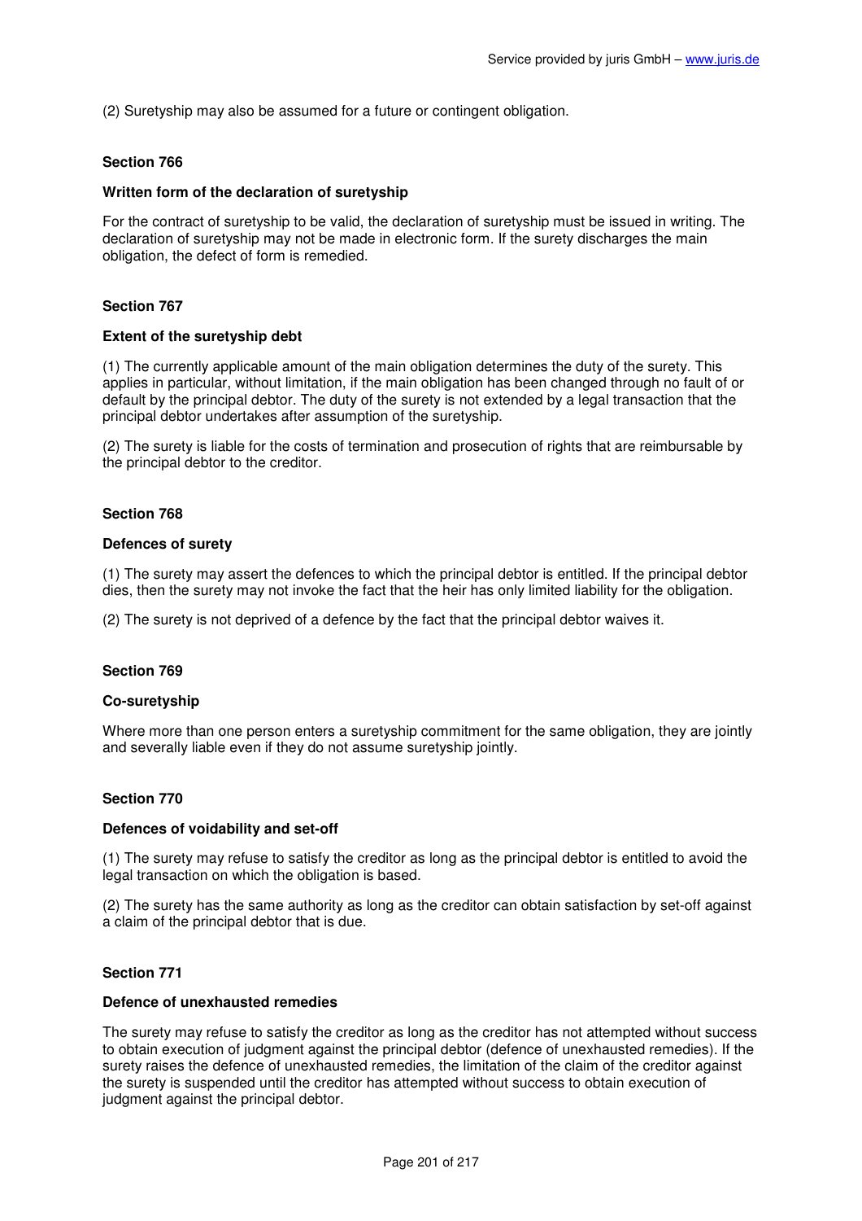(2) Suretyship may also be assumed for a future or contingent obligation.

### Section 766

#### Written form of the declaration of suretyship

For the contract of suretyship to be valid, the declaration of suretyship must be issued in writing. The declaration of suretyship may not be made in electronic form. If the surety discharges the main obligation, the defect of form is remedied.

### Section 767

#### Extent of the suretyship debt

(1) The currently applicable amount of the main obligation determines the duty of the surety. This applies in particular, without limitation, if the main obligation has been changed through no fault of or default by the principal debtor. The duty of the surety is not extended by a legal transaction that the principal debtor undertakes after assumption of the suretyship.

(2) The surety is liable for the costs of termination and prosecution of rights that are reimbursable by the principal debtor to the creditor.

### Section 768

#### Defences of surety

(1) The surety may assert the defences to which the principal debtor is entitled. If the principal debtor dies, then the surety may not invoke the fact that the heir has only limited liability for the obligation.

(2) The surety is not deprived of a defence by the fact that the principal debtor waives it.

### Section 769

#### Co-suretyship

Where more than one person enters a suretyship commitment for the same obligation, they are jointly and severally liable even if they do not assume suretyship jointly.

### Section 770

#### Defences of voidability and set-off

(1) The surety may refuse to satisfy the creditor as long as the principal debtor is entitled to avoid the legal transaction on which the obligation is based.

(2) The surety has the same authority as long as the creditor can obtain satisfaction by set-off against a claim of the principal debtor that is due.

### Section 771

#### Defence of unexhausted remedies

The surety may refuse to satisfy the creditor as long as the creditor has not attempted without success to obtain execution of judgment against the principal debtor (defence of unexhausted remedies). If the surety raises the defence of unexhausted remedies, the limitation of the claim of the creditor against the surety is suspended until the creditor has attempted without success to obtain execution of judgment against the principal debtor.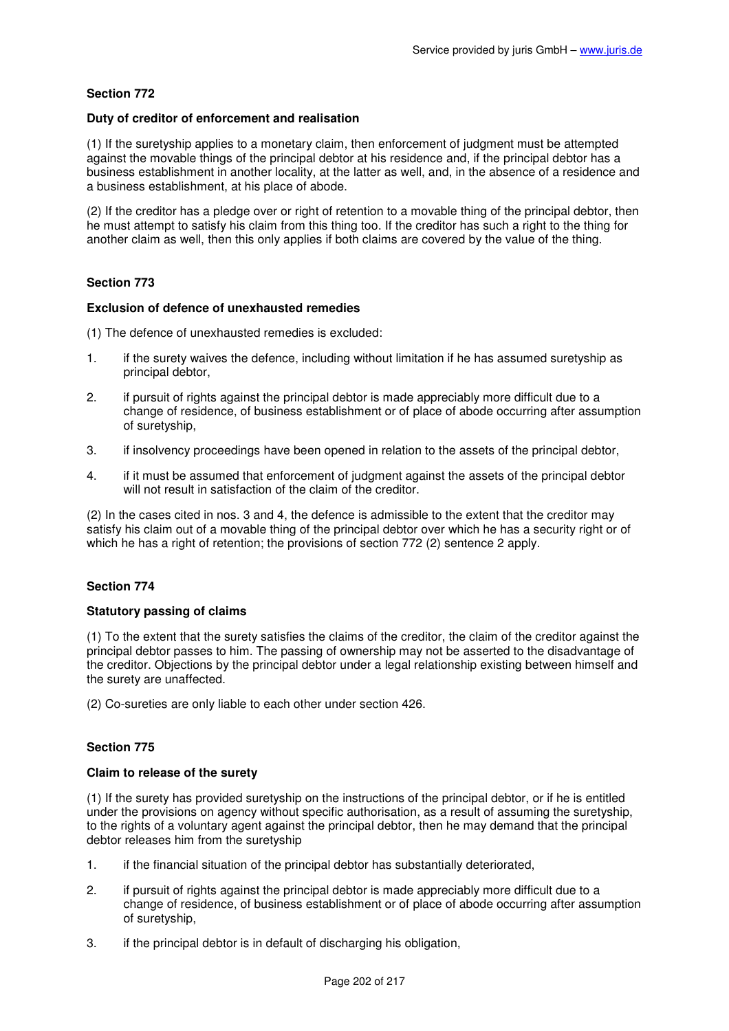### Section 772

#### Duty of creditor of enforcement and realisation

(1) If the suretyship applies to a monetary claim, then enforcement of judgment must be attempted against the movable things of the principal debtor at his residence and, if the principal debtor has a business establishment in another locality, at the latter as well, and, in the absence of a residence and a business establishment, at his place of abode.

(2) If the creditor has a pledge over or right of retention to a movable thing of the principal debtor, then he must attempt to satisfy his claim from this thing too. If the creditor has such a right to the thing for another claim as well, then this only applies if both claims are covered by the value of the thing.

### Section 773

#### Exclusion of defence of unexhausted remedies

(1) The defence of unexhausted remedies is excluded:

1. if the surety waives the defence, including without limitation if he has assumed suretyship as principal debtor,
2. if pursuit of rights against the principal debtor is made appreciably more difficult due to a change of residence, of business establishment or of place of abode occurring after assumption of suretyship,
3. if insolvency proceedings have been opened in relation to the assets of the principal debtor,
4. if it must be assumed that enforcement of judgment against the assets of the principal debtor will not result in satisfaction of the claim of the creditor.

(2) In the cases cited in nos. 3 and 4, the defence is admissible to the extent that the creditor may satisfy his claim out of a movable thing of the principal debtor over which he has a security right or of which he has a right of retention; the provisions of section 772 (2) sentence 2 apply.

### Section 774

#### Statutory passing of claims

(1) To the extent that the surety satisfies the claims of the creditor, the claim of the creditor against the principal debtor passes to him. The passing of ownership may not be asserted to the disadvantage of the creditor. Objections by the principal debtor under a legal relationship existing between himself and the surety are unaffected.

(2) Co-sureties are only liable to each other under section 426.

### Section 775

#### Claim to release of the surety

(1) If the surety has provided suretyship on the instructions of the principal debtor, or if he is entitled under the provisions on agency without specific authorisation, as a result of assuming the suretyship, to the rights of a voluntary agent against the principal debtor, then he may demand that the principal debtor releases him from the suretyship

1. if the financial situation of the principal debtor has substantially deteriorated,
2. if pursuit of rights against the principal debtor is made appreciably more difficult due to a change of residence, of business establishment or of place of abode occurring after assumption of suretyship,
3. if the principal debtor is in default of discharging his obligation,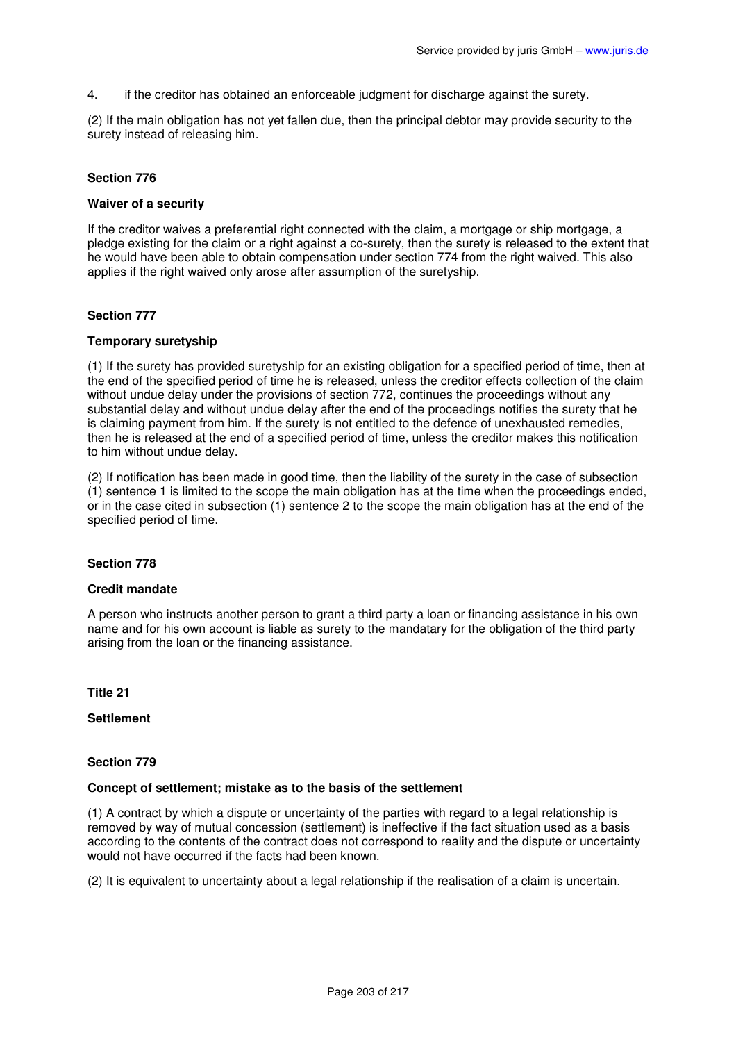4. if the creditor has obtained an enforceable judgment for discharge against the surety.

(2) If the main obligation has not yet fallen due, then the principal debtor may provide security to the surety instead of releasing him.

### Section 776

#### Waiver of a security

If the creditor waives a preferential right connected with the claim, a mortgage or ship mortgage, a pledge existing for the claim or a right against a co-surety, then the surety is released to the extent that he would have been able to obtain compensation under section 774 from the right waived. This also applies if the right waived only arose after assumption of the suretyship.

### Section 777

#### Temporary suretyship

(1) If the surety has provided suretyship for an existing obligation for a specified period of time, then at the end of the specified period of time he is released, unless the creditor effects collection of the claim without undue delay under the provisions of section 772, continues the proceedings without any substantial delay and without undue delay after the end of the proceedings notifies the surety that he is claiming payment from him. If the surety is not entitled to the defence of unexhausted remedies, then he is released at the end of a specified period of time, unless the creditor makes this notification to him without undue delay.

(2) If notification has been made in good time, then the liability of the surety in the case of subsection (1) sentence 1 is limited to the scope the main obligation has at the time when the proceedings ended, or in the case cited in subsection (1) sentence 2 to the scope the main obligation has at the end of the specified period of time.

### Section 778

#### Credit mandate

A person who instructs another person to grant a third party a loan or financing assistance in his own name and for his own account is liable as surety to the mandatary for the obligation of the third party arising from the loan or the financing assistance.

## Title 21

## Settlement

### Section 779

#### Concept of settlement; mistake as to the basis of the settlement

(1) A contract by which a dispute or uncertainty of the parties with regard to a legal relationship is removed by way of mutual concession (settlement) is ineffective if the fact situation used as a basis according to the contents of the contract does not correspond to reality and the dispute or uncertainty would not have occurred if the facts had been known.

(2) It is equivalent to uncertainty about a legal relationship if the realisation of a claim is uncertain.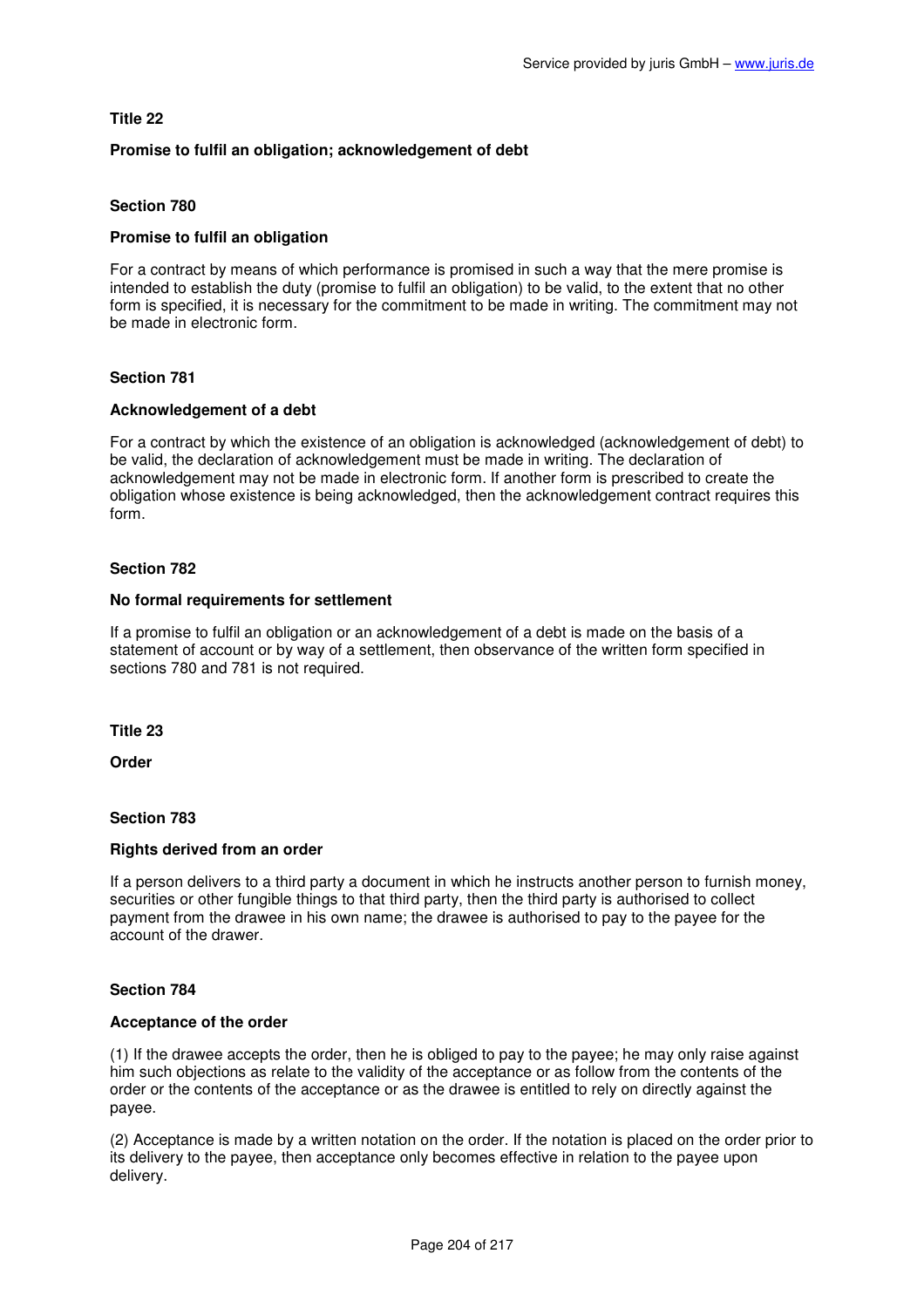## Title 22

### Promise to fulfil an obligation; acknowledgement of debt

#### Section 780

#### Promise to fulfil an obligation

For a contract by means of which performance is promised in such a way that the mere promise is intended to establish the duty (promise to fulfil an obligation) to be valid, to the extent that no other form is specified, it is necessary for the commitment to be made in writing. The commitment may not be made in electronic form.

#### Section 781

#### Acknowledgement of a debt

For a contract by which the existence of an obligation is acknowledged (acknowledgement of debt) to be valid, the declaration of acknowledgement must be made in writing. The declaration of acknowledgement may not be made in electronic form. If another form is prescribed to create the obligation whose existence is being acknowledged, then the acknowledgement contract requires this form.

#### Section 782

#### No formal requirements for settlement

If a promise to fulfil an obligation or an acknowledgement of a debt is made on the basis of a statement of account or by way of a settlement, then observance of the written form specified in sections 780 and 781 is not required.

## Title 23

### Order

#### Section 783

#### Rights derived from an order

If a person delivers to a third party a document in which he instructs another person to furnish money, securities or other fungible things to that third party, then the third party is authorised to collect payment from the drawee in his own name; the drawee is authorised to pay to the payee for the account of the drawer.

#### Section 784

#### Acceptance of the order

(1) If the drawee accepts the order, then he is obliged to pay to the payee; he may only raise against him such objections as relate to the validity of the acceptance or as follow from the contents of the order or the contents of the acceptance or as the drawee is entitled to rely on directly against the payee.

(2) Acceptance is made by a written notation on the order. If the notation is placed on the order prior to its delivery to the payee, then acceptance only becomes effective in relation to the payee upon delivery.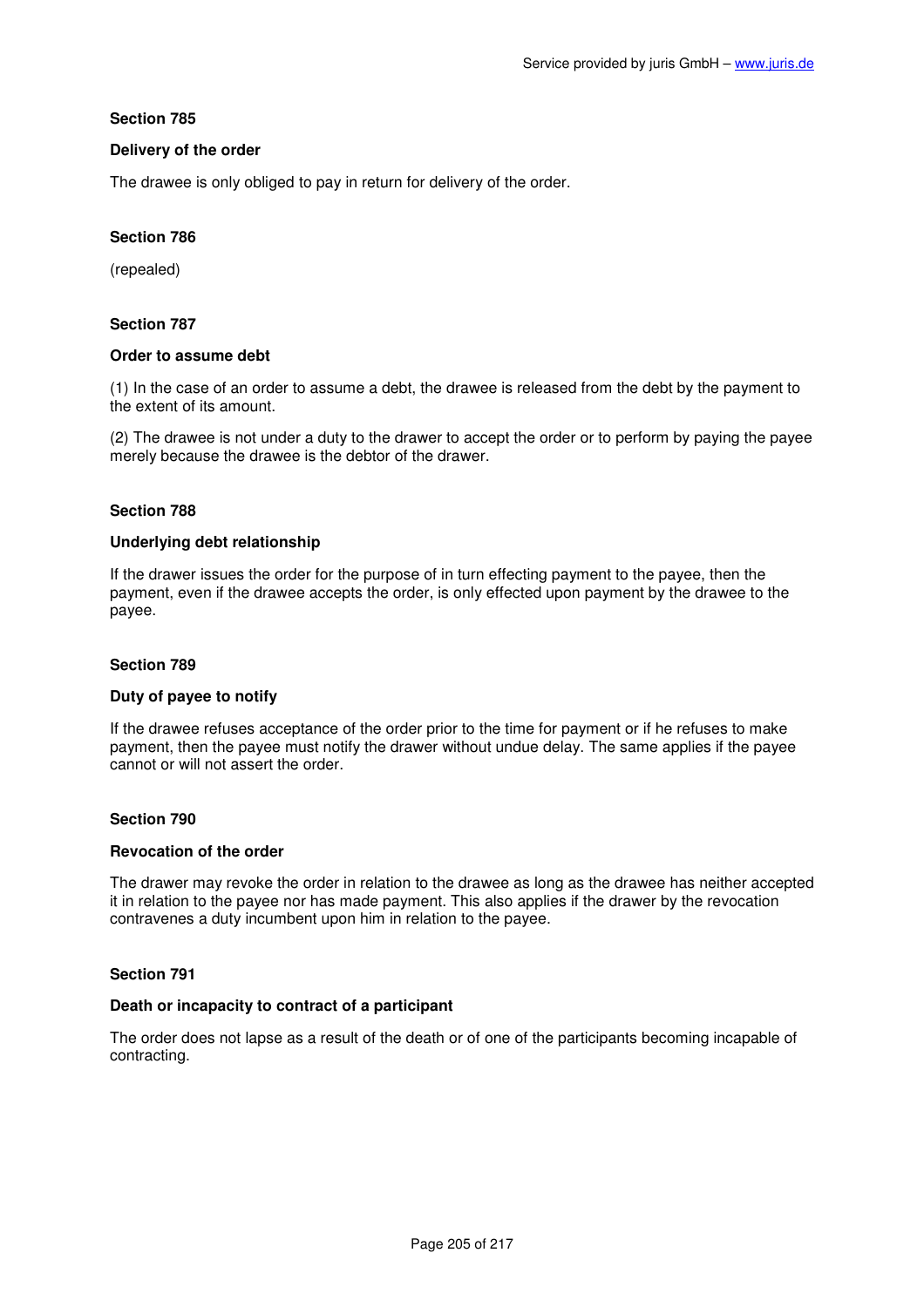### Section 785

**Delivery of the order**

The drawee is only obliged to pay in return for delivery of the order.

### Section 786

(repealed)

### Section 787

**Order to assume debt**

(1) In the case of an order to assume a debt, the drawee is released from the debt by the payment to the extent of its amount.

(2) The drawee is not under a duty to the drawer to accept the order or to perform by paying the payee merely because the drawee is the debtor of the drawer.

### Section 788

**Underlying debt relationship**

If the drawer issues the order for the purpose of in turn effecting payment to the payee, then the payment, even if the drawee accepts the order, is only effected upon payment by the drawee to the payee.

### Section 789

**Duty of payee to notify**

If the drawee refuses acceptance of the order prior to the time for payment or if he refuses to make payment, then the payee must notify the drawer without undue delay. The same applies if the payee cannot or will not assert the order.

### Section 790

**Revocation of the order**

The drawer may revoke the order in relation to the drawee as long as the drawee has neither accepted it in relation to the payee nor has made payment. This also applies if the drawer by the revocation contravenes a duty incumbent upon him in relation to the payee.

### Section 791

**Death or incapacity to contract of a participant**

The order does not lapse as a result of the death or of one of the participants becoming incapable of contracting.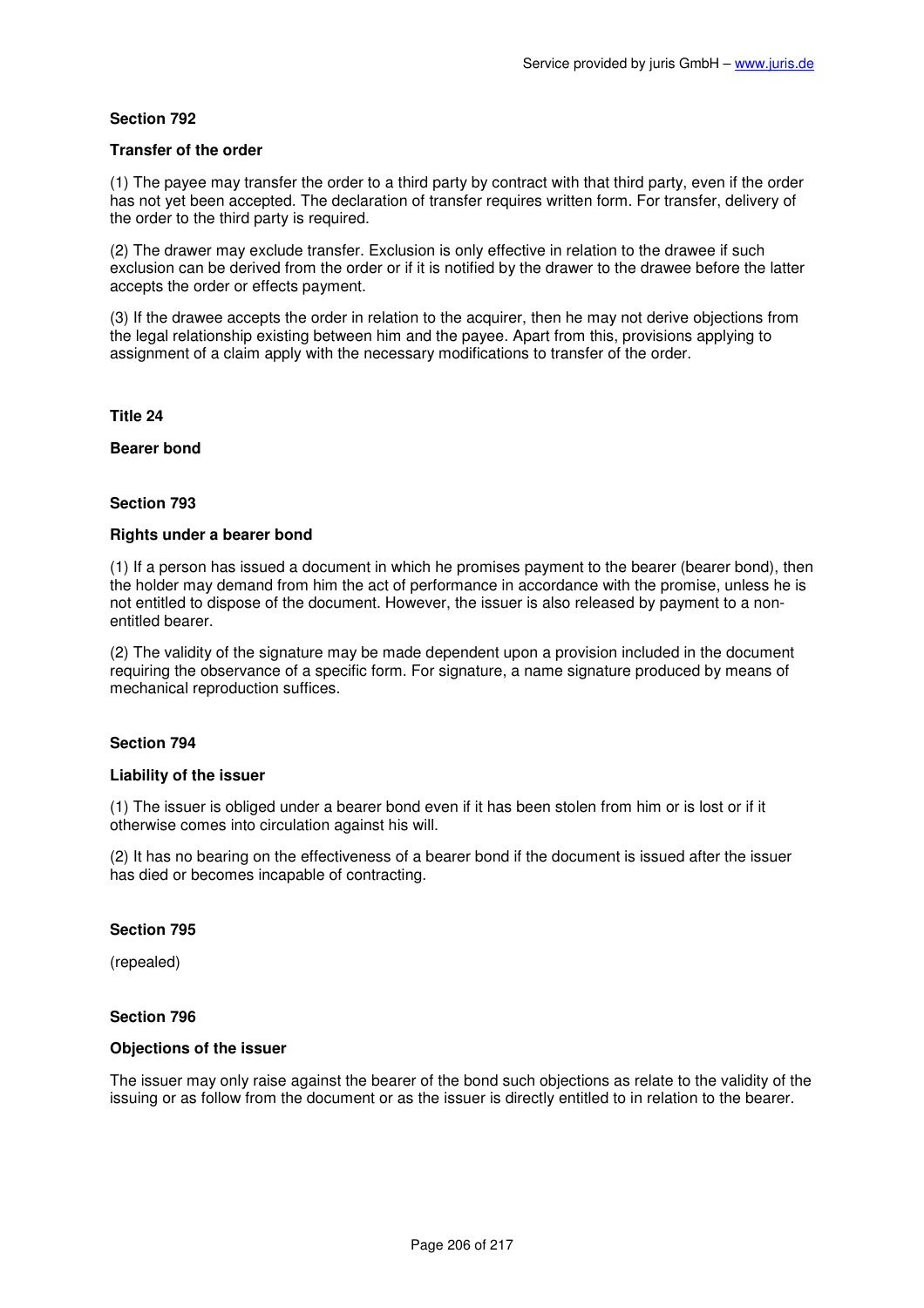### Section 792

#### Transfer of the order

(1) The payee may transfer the order to a third party by contract with that third party, even if the order has not yet been accepted. The declaration of transfer requires written form. For transfer, delivery of the order to the third party is required.

(2) The drawer may exclude transfer. Exclusion is only effective in relation to the drawee if such exclusion can be derived from the order or if it is notified by the drawer to the drawee before the latter accepts the order or effects payment.

(3) If the drawee accepts the order in relation to the acquirer, then he may not derive objections from the legal relationship existing between him and the payee. Apart from this, provisions applying to assignment of a claim apply with the necessary modifications to transfer of the order.

## Title 24

## Bearer bond

### Section 793

#### Rights under a bearer bond

(1) If a person has issued a document in which he promises payment to the bearer (bearer bond), then the holder may demand from him the act of performance in accordance with the promise, unless he is not entitled to dispose of the document. However, the issuer is also released by payment to a non-entitled bearer.

(2) The validity of the signature may be made dependent upon a provision included in the document requiring the observance of a specific form. For signature, a name signature produced by means of mechanical reproduction suffices.

### Section 794

#### Liability of the issuer

(1) The issuer is obliged under a bearer bond even if it has been stolen from him or is lost or if it otherwise comes into circulation against his will.

(2) It has no bearing on the effectiveness of a bearer bond if the document is issued after the issuer has died or becomes incapable of contracting.

### Section 795

(repealed)

### Section 796

#### Objections of the issuer

The issuer may only raise against the bearer of the bond such objections as relate to the validity of the issuing or as follow from the document or as the issuer is directly entitled to in relation to the bearer.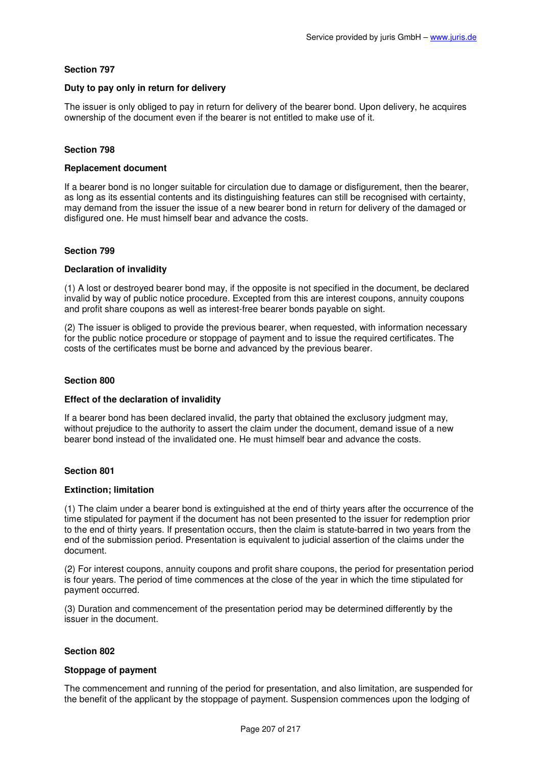**Section 797**

**Duty to pay only in return for delivery**

The issuer is only obliged to pay in return for delivery of the bearer bond. Upon delivery, he acquires ownership of the document even if the bearer is not entitled to make use of it.

**Section 798**

**Replacement document**

If a bearer bond is no longer suitable for circulation due to damage or disfigurement, then the bearer, as long as its essential contents and its distinguishing features can still be recognised with certainty, may demand from the issuer the issue of a new bearer bond in return for delivery of the damaged or disfigured one. He must himself bear and advance the costs.

**Section 799**

**Declaration of invalidity**

(1) A lost or destroyed bearer bond may, if the opposite is not specified in the document, be declared invalid by way of public notice procedure. Excepted from this are interest coupons, annuity coupons and profit share coupons as well as interest-free bearer bonds payable on sight.

(2) The issuer is obliged to provide the previous bearer, when requested, with information necessary for the public notice procedure or stoppage of payment and to issue the required certificates. The costs of the certificates must be borne and advanced by the previous bearer.

**Section 800**

**Effect of the declaration of invalidity**

If a bearer bond has been declared invalid, the party that obtained the exclusory judgment may, without prejudice to the authority to assert the claim under the document, demand issue of a new bearer bond instead of the invalidated one. He must himself bear and advance the costs.

**Section 801**

**Extinction; limitation**

(1) The claim under a bearer bond is extinguished at the end of thirty years after the occurrence of the time stipulated for payment if the document has not been presented to the issuer for redemption prior to the end of thirty years. If presentation occurs, then the claim is statute-barred in two years from the end of the submission period. Presentation is equivalent to judicial assertion of the claims under the document.

(2) For interest coupons, annuity coupons and profit share coupons, the period for presentation period is four years. The period of time commences at the close of the year in which the time stipulated for payment occurred.

(3) Duration and commencement of the presentation period may be determined differently by the issuer in the document.

**Section 802**

**Stoppage of payment**

The commencement and running of the period for presentation, and also limitation, are suspended for the benefit of the applicant by the stoppage of payment. Suspension commences upon the lodging of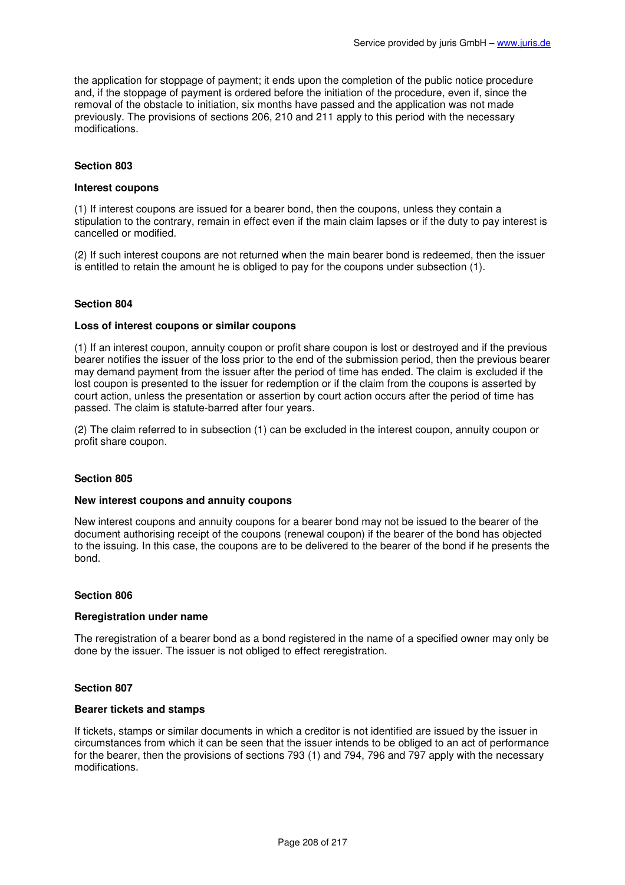the application for stoppage of payment; it ends upon the completion of the public notice procedure and, if the stoppage of payment is ordered before the initiation of the procedure, even if, since the removal of the obstacle to initiation, six months have passed and the application was not made previously. The provisions of sections 206, 210 and 211 apply to this period with the necessary modifications.

### Section 803

### Interest coupons

(1) If interest coupons are issued for a bearer bond, then the coupons, unless they contain a stipulation to the contrary, remain in effect even if the main claim lapses or if the duty to pay interest is cancelled or modified.

(2) If such interest coupons are not returned when the main bearer bond is redeemed, then the issuer is entitled to retain the amount he is obliged to pay for the coupons under subsection (1).

### Section 804

### Loss of interest coupons or similar coupons

(1) If an interest coupon, annuity coupon or profit share coupon is lost or destroyed and if the previous bearer notifies the issuer of the loss prior to the end of the submission period, then the previous bearer may demand payment from the issuer after the period of time has ended. The claim is excluded if the lost coupon is presented to the issuer for redemption or if the claim from the coupons is asserted by court action, unless the presentation or assertion by court action occurs after the period of time has passed. The claim is statute-barred after four years.

(2) The claim referred to in subsection (1) can be excluded in the interest coupon, annuity coupon or profit share coupon.

### Section 805

### New interest coupons and annuity coupons

New interest coupons and annuity coupons for a bearer bond may not be issued to the bearer of the document authorising receipt of the coupons (renewal coupon) if the bearer of the bond has objected to the issuing. In this case, the coupons are to be delivered to the bearer of the bond if he presents the bond.

### Section 806

### Reregistration under name

The reregistration of a bearer bond as a bond registered in the name of a specified owner may only be done by the issuer. The issuer is not obliged to effect reregistration.

### Section 807

### Bearer tickets and stamps

If tickets, stamps or similar documents in which a creditor is not identified are issued by the issuer in circumstances from which it can be seen that the issuer intends to be obliged to an act of performance for the bearer, then the provisions of sections 793 (1) and 794, 796 and 797 apply with the necessary modifications.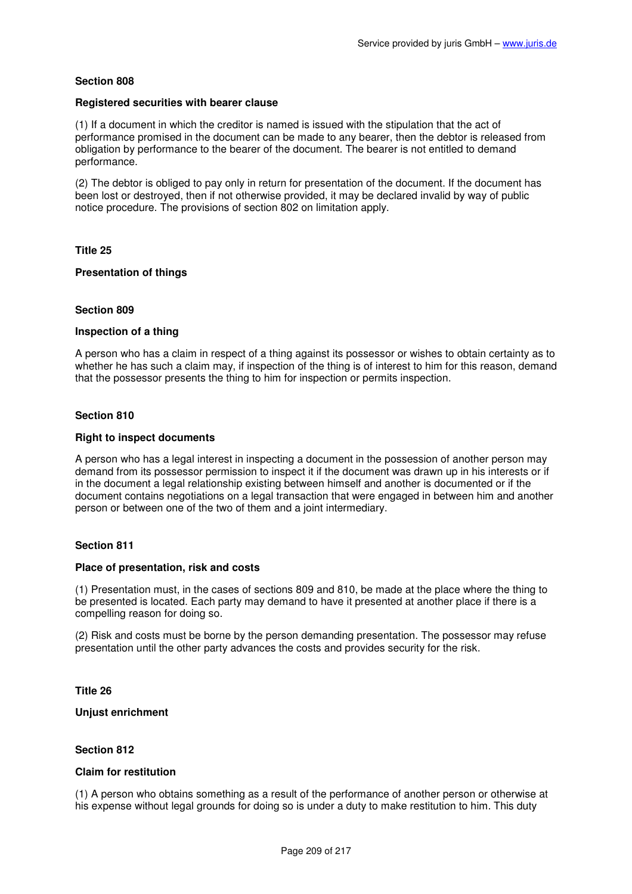### Section 808

#### Registered securities with bearer clause

(1) If a document in which the creditor is named is issued with the stipulation that the act of performance promised in the document can be made to any bearer, then the debtor is released from obligation by performance to the bearer of the document. The bearer is not entitled to demand performance.

(2) The debtor is obliged to pay only in return for presentation of the document. If the document has been lost or destroyed, then if not otherwise provided, it may be declared invalid by way of public notice procedure. The provisions of section 802 on limitation apply.

## Title 25

## Presentation of things

### Section 809

#### Inspection of a thing

A person who has a claim in respect of a thing against its possessor or wishes to obtain certainty as to whether he has such a claim may, if inspection of the thing is of interest to him for this reason, demand that the possessor presents the thing to him for inspection or permits inspection.

### Section 810

#### Right to inspect documents

A person who has a legal interest in inspecting a document in the possession of another person may demand from its possessor permission to inspect it if the document was drawn up in his interests or if in the document a legal relationship existing between himself and another is documented or if the document contains negotiations on a legal transaction that were engaged in between him and another person or between one of the two of them and a joint intermediary.

### Section 811

#### Place of presentation, risk and costs

(1) Presentation must, in the cases of sections 809 and 810, be made at the place where the thing to be presented is located. Each party may demand to have it presented at another place if there is a compelling reason for doing so.

(2) Risk and costs must be borne by the person demanding presentation. The possessor may refuse presentation until the other party advances the costs and provides security for the risk.

## Title 26

## Unjust enrichment

### Section 812

#### Claim for restitution

(1) A person who obtains something as a result of the performance of another person or otherwise at his expense without legal grounds for doing so is under a duty to make restitution to him. This duty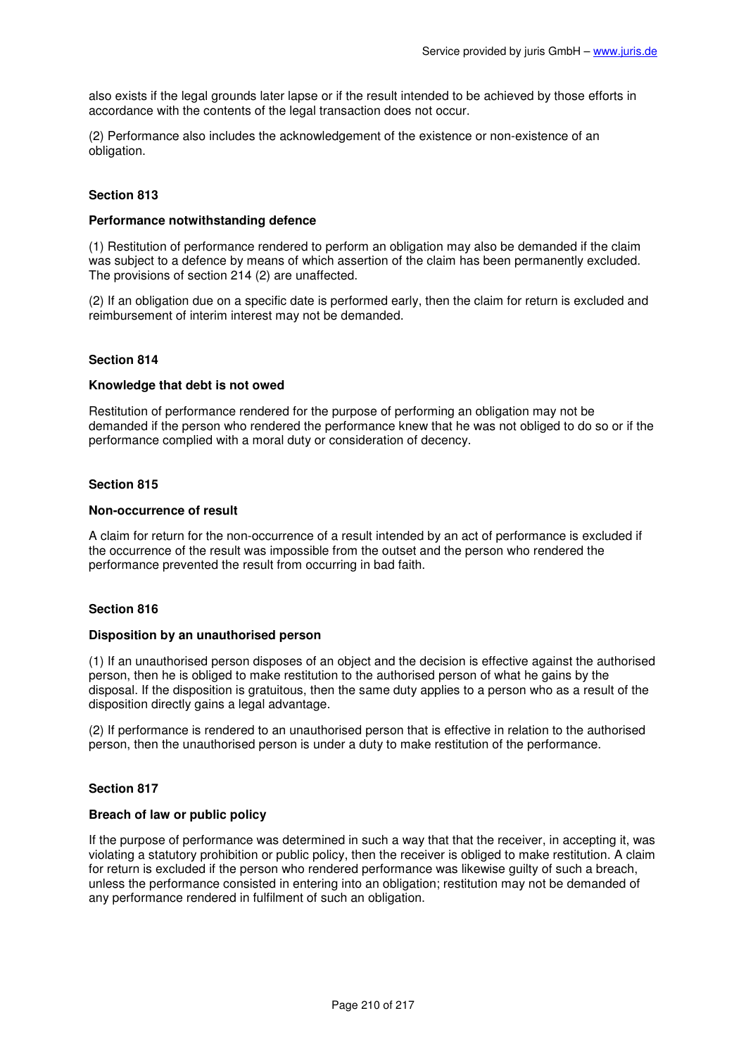also exists if the legal grounds later lapse or if the result intended to be achieved by those efforts in accordance with the contents of the legal transaction does not occur.

(2) Performance also includes the acknowledgement of the existence or non-existence of an obligation.

**Section 813**

**Performance notwithstanding defence**

(1) Restitution of performance rendered to perform an obligation may also be demanded if the claim was subject to a defence by means of which assertion of the claim has been permanently excluded. The provisions of section 214 (2) are unaffected.

(2) If an obligation due on a specific date is performed early, then the claim for return is excluded and reimbursement of interim interest may not be demanded.

**Section 814**

**Knowledge that debt is not owed**

Restitution of performance rendered for the purpose of performing an obligation may not be demanded if the person who rendered the performance knew that he was not obliged to do so or if the performance complied with a moral duty or consideration of decency.

**Section 815**

**Non-occurrence of result**

A claim for return for the non-occurrence of a result intended by an act of performance is excluded if the occurrence of the result was impossible from the outset and the person who rendered the performance prevented the result from occurring in bad faith.

**Section 816**

**Disposition by an unauthorised person**

(1) If an unauthorised person disposes of an object and the decision is effective against the authorised person, then he is obliged to make restitution to the authorised person of what he gains by the disposal. If the disposition is gratuitous, then the same duty applies to a person who as a result of the disposition directly gains a legal advantage.

(2) If performance is rendered to an unauthorised person that is effective in relation to the authorised person, then the unauthorised person is under a duty to make restitution of the performance.

**Section 817**

**Breach of law or public policy**

If the purpose of performance was determined in such a way that that the receiver, in accepting it, was violating a statutory prohibition or public policy, then the receiver is obliged to make restitution. A claim for return is excluded if the person who rendered performance was likewise guilty of such a breach, unless the performance consisted in entering into an obligation; restitution may not be demanded of any performance rendered in fulfilment of such an obligation.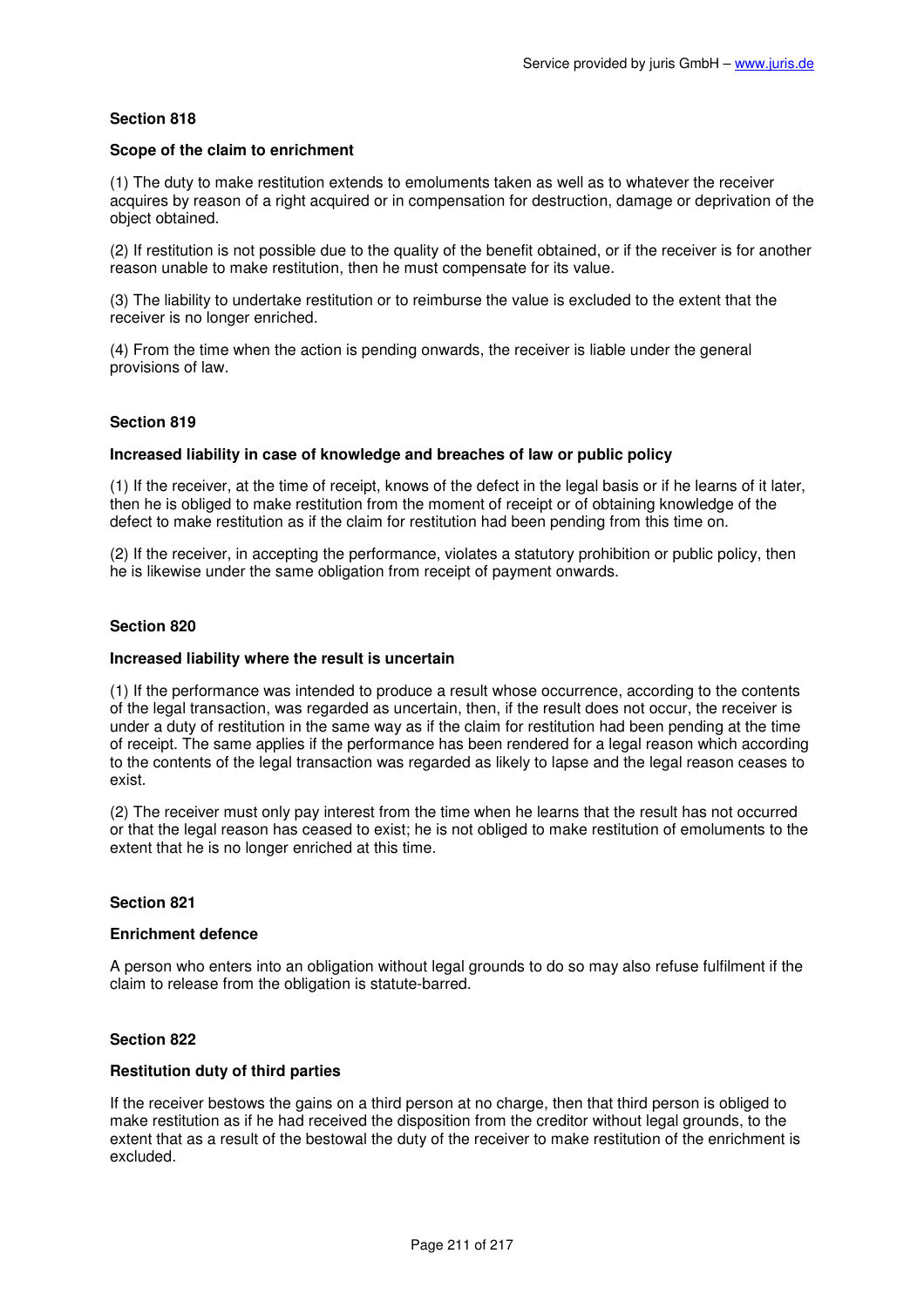### Section 818

#### Scope of the claim to enrichment

(1) The duty to make restitution extends to emoluments taken as well as to whatever the receiver acquires by reason of a right acquired or in compensation for destruction, damage or deprivation of the object obtained.

(2) If restitution is not possible due to the quality of the benefit obtained, or if the receiver is for another reason unable to make restitution, then he must compensate for its value.

(3) The liability to undertake restitution or to reimburse the value is excluded to the extent that the receiver is no longer enriched.

(4) From the time when the action is pending onwards, the receiver is liable under the general provisions of law.

### Section 819

#### Increased liability in case of knowledge and breaches of law or public policy

(1) If the receiver, at the time of receipt, knows of the defect in the legal basis or if he learns of it later, then he is obliged to make restitution from the moment of receipt or of obtaining knowledge of the defect to make restitution as if the claim for restitution had been pending from this time on.

(2) If the receiver, in accepting the performance, violates a statutory prohibition or public policy, then he is likewise under the same obligation from receipt of payment onwards.

### Section 820

#### Increased liability where the result is uncertain

(1) If the performance was intended to produce a result whose occurrence, according to the contents of the legal transaction, was regarded as uncertain, then, if the result does not occur, the receiver is under a duty of restitution in the same way as if the claim for restitution had been pending at the time of receipt. The same applies if the performance has been rendered for a legal reason which according to the contents of the legal transaction was regarded as likely to lapse and the legal reason ceases to exist.

(2) The receiver must only pay interest from the time when he learns that the result has not occurred or that the legal reason has ceased to exist; he is not obliged to make restitution of emoluments to the extent that he is no longer enriched at this time.

### Section 821

#### Enrichment defence

A person who enters into an obligation without legal grounds to do so may also refuse fulfilment if the claim to release from the obligation is statute-barred.

### Section 822

#### Restitution duty of third parties

If the receiver bestows the gains on a third person at no charge, then that third person is obliged to make restitution as if he had received the disposition from the creditor without legal grounds, to the extent that as a result of the bestowal the duty of the receiver to make restitution of the enrichment is excluded.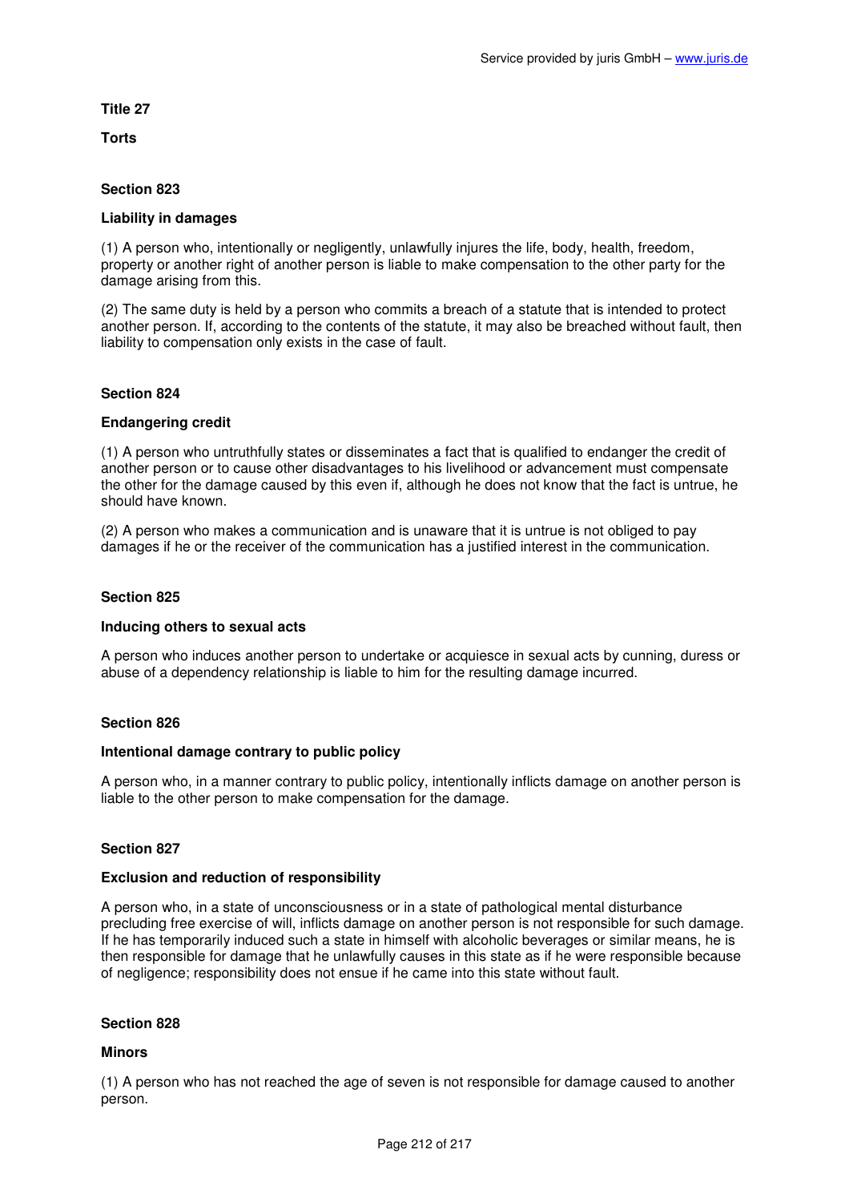# Title 27

# Torts

## Section 823

### Liability in damages

(1) A person who, intentionally or negligently, unlawfully injures the life, body, health, freedom, property or another right of another person is liable to make compensation to the other party for the damage arising from this.

(2) The same duty is held by a person who commits a breach of a statute that is intended to protect another person. If, according to the contents of the statute, it may also be breached without fault, then liability to compensation only exists in the case of fault.

## Section 824

### Endangering credit

(1) A person who untruthfully states or disseminates a fact that is qualified to endanger the credit of another person or to cause other disadvantages to his livelihood or advancement must compensate the other for the damage caused by this even if, although he does not know that the fact is untrue, he should have known.

(2) A person who makes a communication and is unaware that it is untrue is not obliged to pay damages if he or the receiver of the communication has a justified interest in the communication.

## Section 825

### Inducing others to sexual acts

A person who induces another person to undertake or acquiesce in sexual acts by cunning, duress or abuse of a dependency relationship is liable to him for the resulting damage incurred.

## Section 826

### Intentional damage contrary to public policy

A person who, in a manner contrary to public policy, intentionally inflicts damage on another person is liable to the other person to make compensation for the damage.

## Section 827

### Exclusion and reduction of responsibility

A person who, in a state of unconsciousness or in a state of pathological mental disturbance precluding free exercise of will, inflicts damage on another person is not responsible for such damage. If he has temporarily induced such a state in himself with alcoholic beverages or similar means, he is then responsible for damage that he unlawfully causes in this state as if he were responsible because of negligence; responsibility does not ensue if he came into this state without fault.

## Section 828

### Minors

(1) A person who has not reached the age of seven is not responsible for damage caused to another person.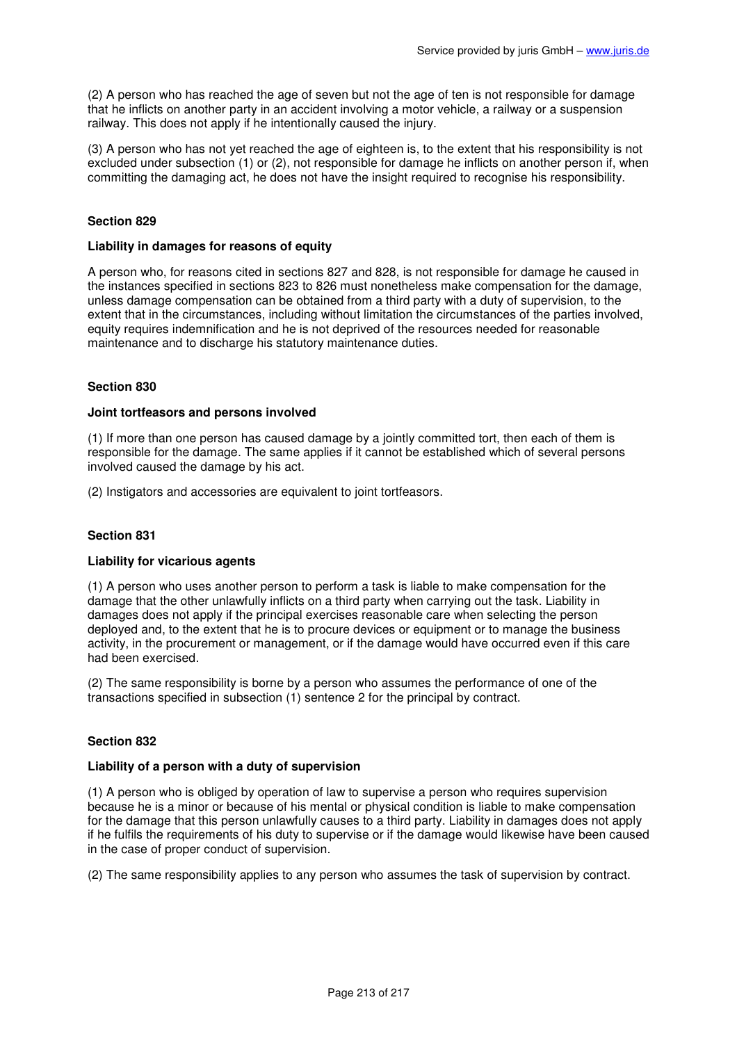(2) A person who has reached the age of seven but not the age of ten is not responsible for damage that he inflicts on another party in an accident involving a motor vehicle, a railway or a suspension railway. This does not apply if he intentionally caused the injury.

(3) A person who has not yet reached the age of eighteen is, to the extent that his responsibility is not excluded under subsection (1) or (2), not responsible for damage he inflicts on another person if, when committing the damaging act, he does not have the insight required to recognise his responsibility.

### Section 829

#### Liability in damages for reasons of equity

A person who, for reasons cited in sections 827 and 828, is not responsible for damage he caused in the instances specified in sections 823 to 826 must nonetheless make compensation for the damage, unless damage compensation can be obtained from a third party with a duty of supervision, to the extent that in the circumstances, including without limitation the circumstances of the parties involved, equity requires indemnification and he is not deprived of the resources needed for reasonable maintenance and to discharge his statutory maintenance duties.

### Section 830

#### Joint tortfeasors and persons involved

(1) If more than one person has caused damage by a jointly committed tort, then each of them is responsible for the damage. The same applies if it cannot be established which of several persons involved caused the damage by his act.

(2) Instigators and accessories are equivalent to joint tortfeasors.

### Section 831

#### Liability for vicarious agents

(1) A person who uses another person to perform a task is liable to make compensation for the damage that the other unlawfully inflicts on a third party when carrying out the task. Liability in damages does not apply if the principal exercises reasonable care when selecting the person deployed and, to the extent that he is to procure devices or equipment or to manage the business activity, in the procurement or management, or if the damage would have occurred even if this care had been exercised.

(2) The same responsibility is borne by a person who assumes the performance of one of the transactions specified in subsection (1) sentence 2 for the principal by contract.

### Section 832

#### Liability of a person with a duty of supervision

(1) A person who is obliged by operation of law to supervise a person who requires supervision because he is a minor or because of his mental or physical condition is liable to make compensation for the damage that this person unlawfully causes to a third party. Liability in damages does not apply if he fulfils the requirements of his duty to supervise or if the damage would likewise have been caused in the case of proper conduct of supervision.

(2) The same responsibility applies to any person who assumes the task of supervision by contract.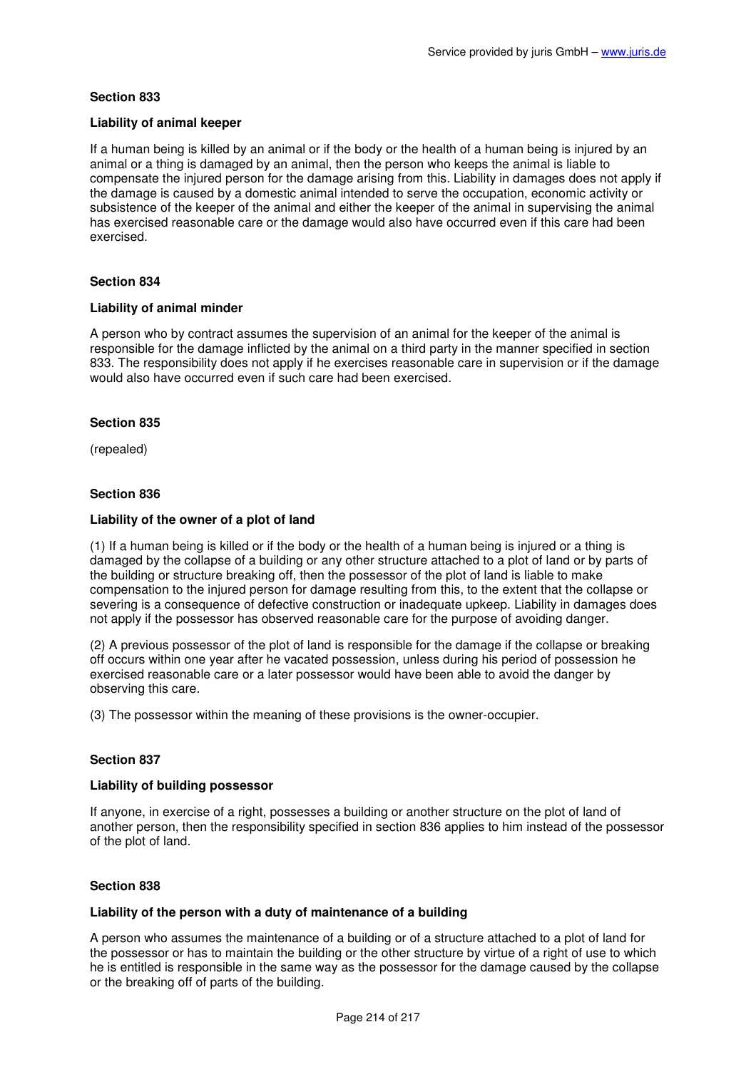### Section 833

#### Liability of animal keeper

If a human being is killed by an animal or if the body or the health of a human being is injured by an animal or a thing is damaged by an animal, then the person who keeps the animal is liable to compensate the injured person for the damage arising from this. Liability in damages does not apply if the damage is caused by a domestic animal intended to serve the occupation, economic activity or subsistence of the keeper of the animal and either the keeper of the animal in supervising the animal has exercised reasonable care or the damage would also have occurred even if this care had been exercised.

### Section 834

#### Liability of animal minder

A person who by contract assumes the supervision of an animal for the keeper of the animal is responsible for the damage inflicted by the animal on a third party in the manner specified in section 833. The responsibility does not apply if he exercises reasonable care in supervision or if the damage would also have occurred even if such care had been exercised.

### Section 835

(repealed)

### Section 836

#### Liability of the owner of a plot of land

(1) If a human being is killed or if the body or the health of a human being is injured or a thing is damaged by the collapse of a building or any other structure attached to a plot of land or by parts of the building or structure breaking off, then the possessor of the plot of land is liable to make compensation to the injured person for damage resulting from this, to the extent that the collapse or severing is a consequence of defective construction or inadequate upkeep. Liability in damages does not apply if the possessor has observed reasonable care for the purpose of avoiding danger.

(2) A previous possessor of the plot of land is responsible for the damage if the collapse or breaking off occurs within one year after he vacated possession, unless during his period of possession he exercised reasonable care or a later possessor would have been able to avoid the danger by observing this care.

(3) The possessor within the meaning of these provisions is the owner-occupier.

### Section 837

#### Liability of building possessor

If anyone, in exercise of a right, possesses a building or another structure on the plot of land of another person, then the responsibility specified in section 836 applies to him instead of the possessor of the plot of land.

### Section 838

#### Liability of the person with a duty of maintenance of a building

A person who assumes the maintenance of a building or of a structure attached to a plot of land for the possessor or has to maintain the building or the other structure by virtue of a right of use to which he is entitled is responsible in the same way as the possessor for the damage caused by the collapse or the breaking off of parts of the building.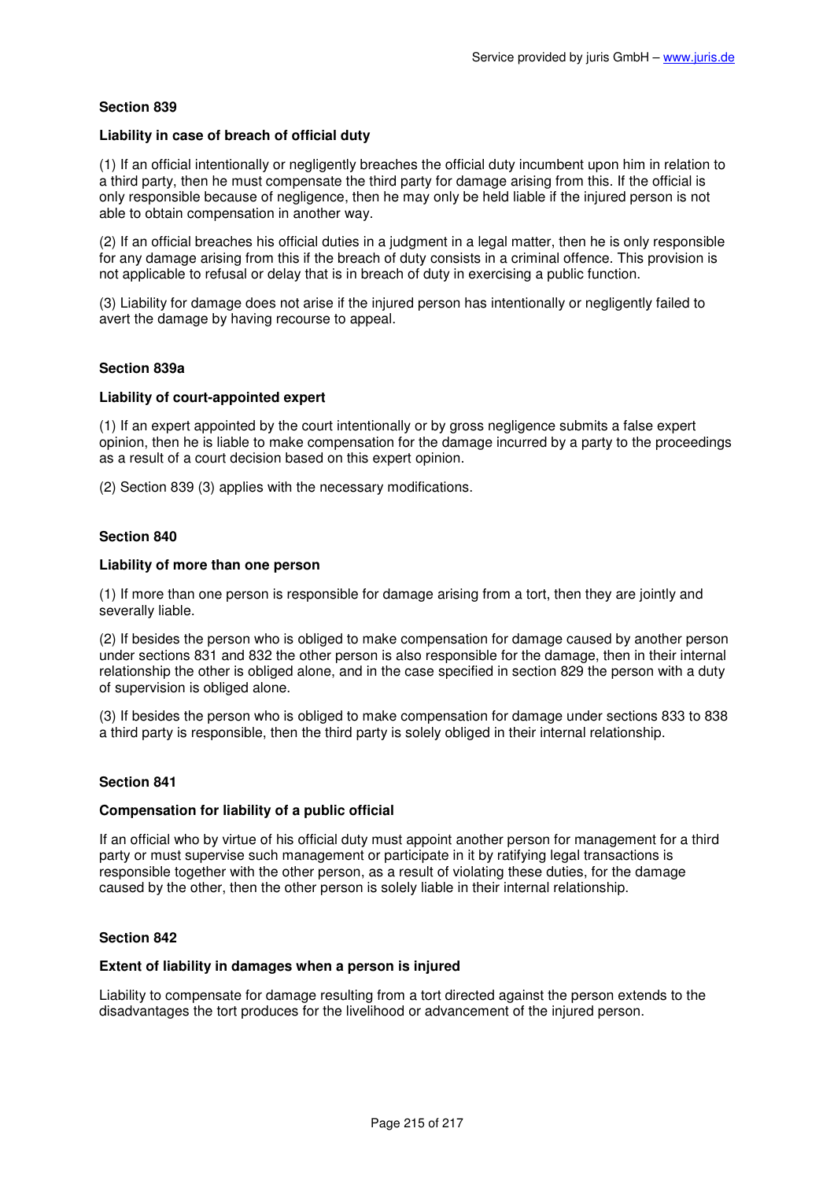### Section 839

#### Liability in case of breach of official duty

(1) If an official intentionally or negligently breaches the official duty incumbent upon him in relation to a third party, then he must compensate the third party for damage arising from this. If the official is only responsible because of negligence, then he may only be held liable if the injured person is not able to obtain compensation in another way.

(2) If an official breaches his official duties in a judgment in a legal matter, then he is only responsible for any damage arising from this if the breach of duty consists in a criminal offence. This provision is not applicable to refusal or delay that is in breach of duty in exercising a public function.

(3) Liability for damage does not arise if the injured person has intentionally or negligently failed to avert the damage by having recourse to appeal.

### Section 839a

#### Liability of court-appointed expert

(1) If an expert appointed by the court intentionally or by gross negligence submits a false expert opinion, then he is liable to make compensation for the damage incurred by a party to the proceedings as a result of a court decision based on this expert opinion.

(2) Section 839 (3) applies with the necessary modifications.

### Section 840

#### Liability of more than one person

(1) If more than one person is responsible for damage arising from a tort, then they are jointly and severally liable.

(2) If besides the person who is obliged to make compensation for damage caused by another person under sections 831 and 832 the other person is also responsible for the damage, then in their internal relationship the other is obliged alone, and in the case specified in section 829 the person with a duty of supervision is obliged alone.

(3) If besides the person who is obliged to make compensation for damage under sections 833 to 838 a third party is responsible, then the third party is solely obliged in their internal relationship.

### Section 841

#### Compensation for liability of a public official

If an official who by virtue of his official duty must appoint another person for management for a third party or must supervise such management or participate in it by ratifying legal transactions is responsible together with the other person, as a result of violating these duties, for the damage caused by the other, then the other person is solely liable in their internal relationship.

### Section 842

#### Extent of liability in damages when a person is injured

Liability to compensate for damage resulting from a tort directed against the person extends to the disadvantages the tort produces for the livelihood or advancement of the injured person.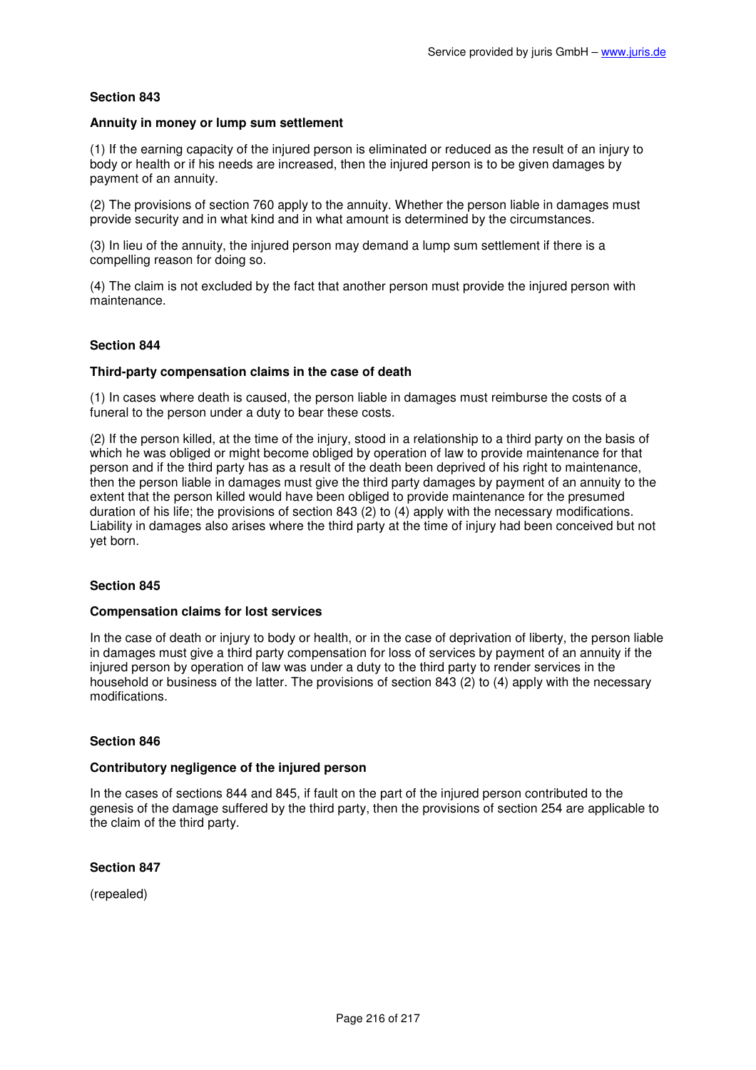**Section 843**

**Annuity in money or lump sum settlement**

(1) If the earning capacity of the injured person is eliminated or reduced as the result of an injury to body or health or if his needs are increased, then the injured person is to be given damages by payment of an annuity.

(2) The provisions of section 760 apply to the annuity. Whether the person liable in damages must provide security and in what kind and in what amount is determined by the circumstances.

(3) In lieu of the annuity, the injured person may demand a lump sum settlement if there is a compelling reason for doing so.

(4) The claim is not excluded by the fact that another person must provide the injured person with maintenance.

**Section 844**

**Third-party compensation claims in the case of death**

(1) In cases where death is caused, the person liable in damages must reimburse the costs of a funeral to the person under a duty to bear these costs.

(2) If the person killed, at the time of the injury, stood in a relationship to a third party on the basis of which he was obliged or might become obliged by operation of law to provide maintenance for that person and if the third party has as a result of the death been deprived of his right to maintenance, then the person liable in damages must give the third party damages by payment of an annuity to the extent that the person killed would have been obliged to provide maintenance for the presumed duration of his life; the provisions of section 843 (2) to (4) apply with the necessary modifications. Liability in damages also arises where the third party at the time of injury had been conceived but not yet born.

**Section 845**

**Compensation claims for lost services**

In the case of death or injury to body or health, or in the case of deprivation of liberty, the person liable in damages must give a third party compensation for loss of services by payment of an annuity if the injured person by operation of law was under a duty to the third party to render services in the household or business of the latter. The provisions of section 843 (2) to (4) apply with the necessary modifications.

**Section 846**

**Contributory negligence of the injured person**

In the cases of sections 844 and 845, if fault on the part of the injured person contributed to the genesis of the damage suffered by the third party, then the provisions of section 254 are applicable to the claim of the third party.

**Section 847**

(repealed)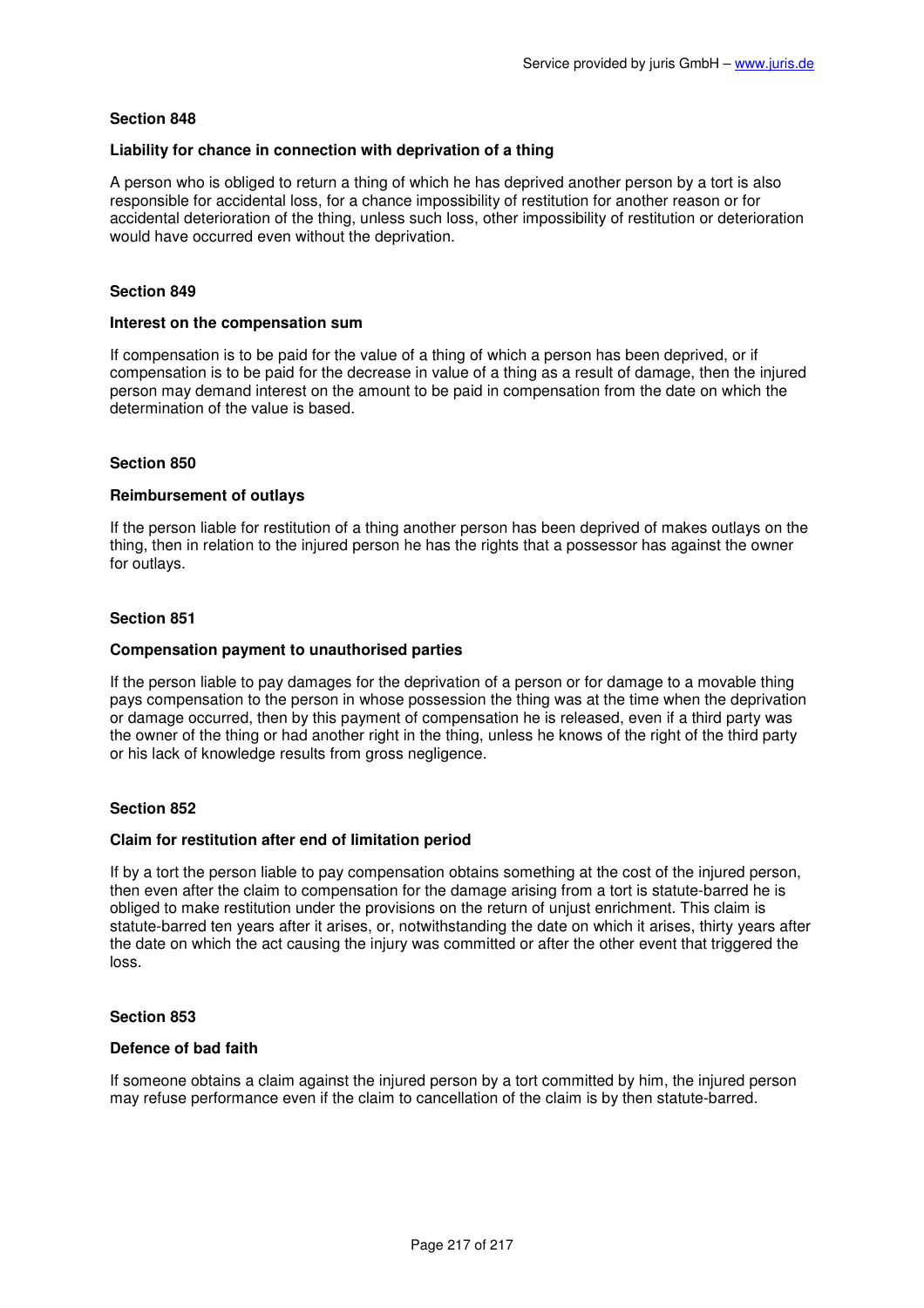### Section 848

#### Liability for chance in connection with deprivation of a thing

A person who is obliged to return a thing of which he has deprived another person by a tort is also responsible for accidental loss, for a chance impossibility of restitution for another reason or for accidental deterioration of the thing, unless such loss, other impossibility of restitution or deterioration would have occurred even without the deprivation.

### Section 849

#### Interest on the compensation sum

If compensation is to be paid for the value of a thing of which a person has been deprived, or if compensation is to be paid for the decrease in value of a thing as a result of damage, then the injured person may demand interest on the amount to be paid in compensation from the date on which the determination of the value is based.

### Section 850

#### Reimbursement of outlays

If the person liable for restitution of a thing another person has been deprived of makes outlays on the thing, then in relation to the injured person he has the rights that a possessor has against the owner for outlays.

### Section 851

#### Compensation payment to unauthorised parties

If the person liable to pay damages for the deprivation of a person or for damage to a movable thing pays compensation to the person in whose possession the thing was at the time when the deprivation or damage occurred, then by this payment of compensation he is released, even if a third party was the owner of the thing or had another right in the thing, unless he knows of the right of the third party or his lack of knowledge results from gross negligence.

### Section 852

#### Claim for restitution after end of limitation period

If by a tort the person liable to pay compensation obtains something at the cost of the injured person, then even after the claim to compensation for the damage arising from a tort is statute-barred he is obliged to make restitution under the provisions on the return of unjust enrichment. This claim is statute-barred ten years after it arises, or, notwithstanding the date on which it arises, thirty years after the date on which the act causing the injury was committed or after the other event that triggered the loss.

### Section 853

#### Defence of bad faith

If someone obtains a claim against the injured person by a tort committed by him, the injured person may refuse performance even if the claim to cancellation of the claim is by then statute-barred.